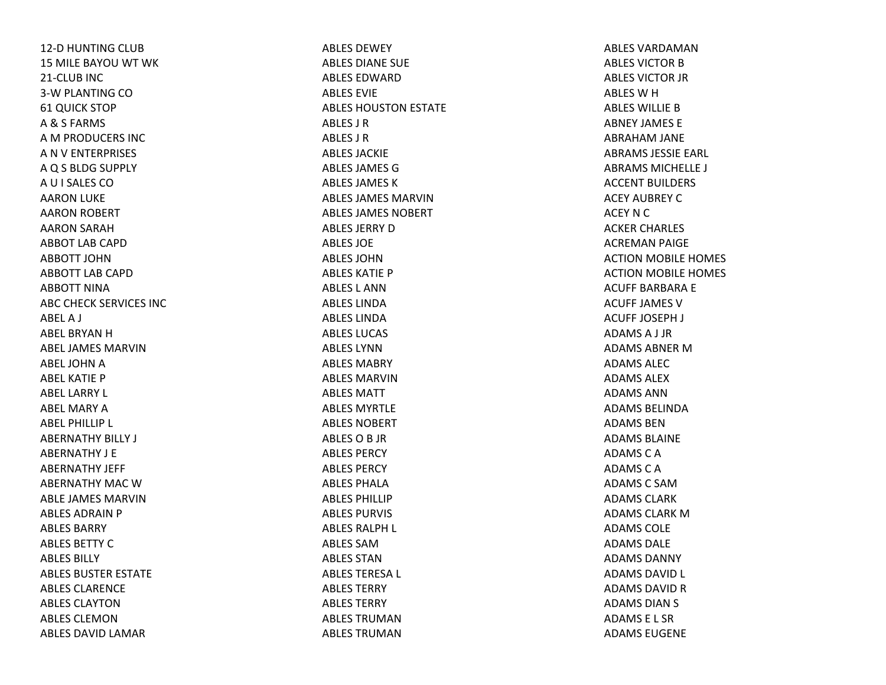12-D HUNTING CLUB
15 MILE BAYOU WT WK
21-CLUB INC
3-W PLANTING CO
61 QUICK STOP
A & S FARMS
A M PRODUCERS INC
A N V ENTERPRISES
A Q S BLDG SUPPLY
A U I SALES CO
AARON LUKE
AARON ROBERT
AARON SARAH
ABBOT LAB CAPD
ABBOTT JOHN
ABBOTT LAB CAPD
ABBOTT NINA
ABC CHECK SERVICES INC
ABEL A J
ABEL BRYAN H
ABEL JAMES MARVIN
ABEL JOHN A
ABEL KATIE P
ABEL LARRY L
ABEL MARY A
ABEL PHILLIP L
ABERNATHY BILLY J
ABERNATHY J E
ABERNATHY JEFF
ABERNATHY MAC W
ABLE JAMES MARVIN
ABLES ADRAIN P
ABLES BARRY
ABLES BETTY C
ABLES BILLY
ABLES BUSTER ESTATE
ABLES CLARENCE
ABLES CLAYTON
ABLES CLEMON
ABLES DAVID LAMAR
ABLES DEWEY
ABLES DIANE SUE
ABLES EDWARD
ABLES EVIE
ABLES HOUSTON ESTATE
ABLES J R
ABLES J R
ABLES JACKIE
ABLES JAMES G
ABLES JAMES K
ABLES JAMES MARVIN
ABLES JAMES NOBERT
ABLES JERRY D
ABLES JOE
ABLES JOHN
ABLES KATIE P
ABLES L ANN
ABLES LINDA
ABLES LINDA
ABLES LUCAS
ABLES LYNN
ABLES MABRY
ABLES MARVIN
ABLES MATT
ABLES MYRTLE
ABLES NOBERT
ABLES O B JR
ABLES PERCY
ABLES PERCY
ABLES PHALA
ABLES PHILLIP
ABLES PURVIS
ABLES RALPH L
ABLES SAM
ABLES STAN
ABLES TERESA L
ABLES TERRY
ABLES TERRY
ABLES TRUMAN
ABLES TRUMAN
ABLES VARDAMAN
ABLES VICTOR B
ABLES VICTOR JR
ABLES W H
ABLES WILLIE B
ABNEY JAMES E
ABRAHAM JANE
ABRAMS JESSIE EARL
ABRAMS MICHELLE J
ACCENT BUILDERS
ACEY AUBREY C
ACEY N C
ACKER CHARLES
ACREMAN PAIGE
ACTION MOBILE HOMES
ACTION MOBILE HOMES
ACUFF BARBARA E
ACUFF JAMES V
ACUFF JOSEPH J
ADAMS A J JR
ADAMS ABNER M
ADAMS ALEC
ADAMS ALEX
ADAMS ANN
ADAMS BELINDA
ADAMS BEN
ADAMS BLAINE
ADAMS C A
ADAMS C A
ADAMS C SAM
ADAMS CLARK
ADAMS CLARK M
ADAMS COLE
ADAMS DALE
ADAMS DANNY
ADAMS DAVID L
ADAMS DAVID R
ADAMS DIAN S
ADAMS E L SR
ADAMS EUGENE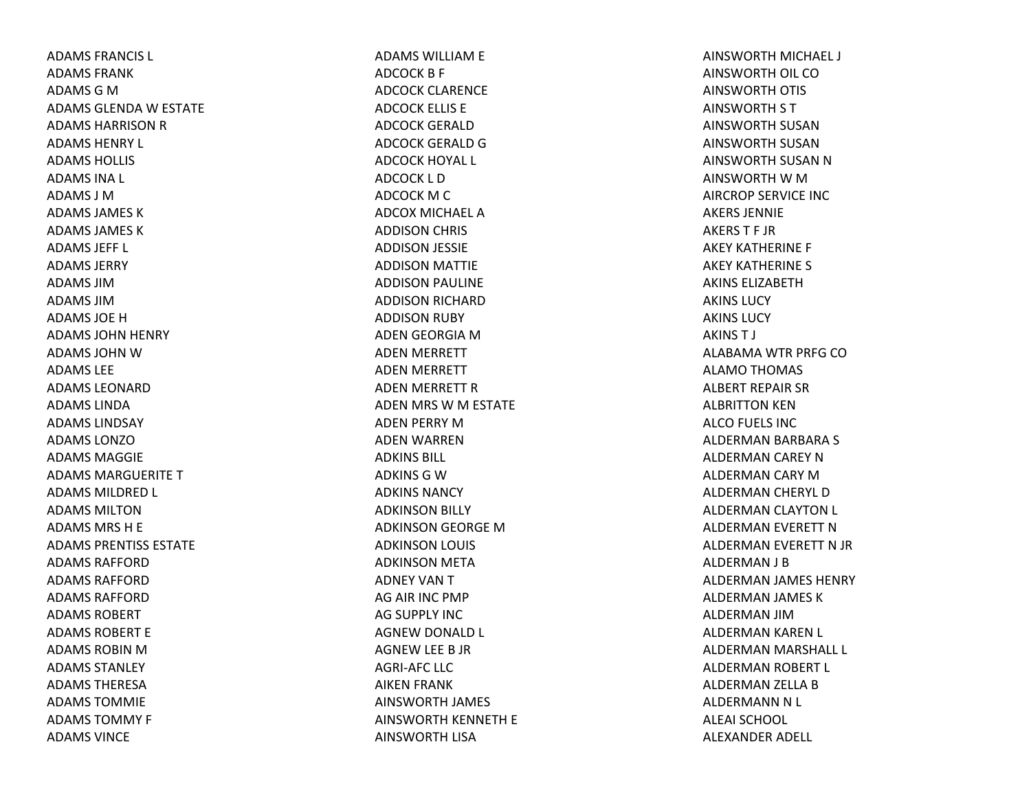ADAMS FRANCIS L
ADAMS FRANK
ADAMS G M
ADAMS GLENDA W ESTATE
ADAMS HARRISON R
ADAMS HENRY L
ADAMS HOLLIS
ADAMS INA L
ADAMS J M
ADAMS JAMES K
ADAMS JAMES K
ADAMS JEFF L
ADAMS JERRY
ADAMS JIM
ADAMS JIM
ADAMS JOE H
ADAMS JOHN HENRY
ADAMS JOHN W
ADAMS LEE
ADAMS LEONARD
ADAMS LINDA
ADAMS LINDSAY
ADAMS LONZO
ADAMS MAGGIE
ADAMS MARGUERITE T
ADAMS MILDRED L
ADAMS MILTON
ADAMS MRS H E
ADAMS PRENTISS ESTATE
ADAMS RAFFORD
ADAMS RAFFORD
ADAMS RAFFORD
ADAMS ROBERT
ADAMS ROBERT E
ADAMS ROBIN M
ADAMS STANLEY
ADAMS THERESA
ADAMS TOMMIE
ADAMS TOMMY F
ADAMS VINCE
ADAMS WILLIAM E
ADCOCK B F
ADCOCK CLARENCE
ADCOCK ELLIS E
ADCOCK GERALD
ADCOCK GERALD G
ADCOCK HOYAL L
ADCOCK L D
ADCOCK M C
ADCOX MICHAEL A
ADDISON CHRIS
ADDISON JESSIE
ADDISON MATTIE
ADDISON PAULINE
ADDISON RICHARD
ADDISON RUBY
ADEN GEORGIA M
ADEN MERRETT
ADEN MERRETT
ADEN MERRETT R
ADEN MRS W M ESTATE
ADEN PERRY M
ADEN WARREN
ADKINS BILL
ADKINS G W
ADKINS NANCY
ADKINSON BILLY
ADKINSON GEORGE M
ADKINSON LOUIS
ADKINSON META
ADNEY VAN T
AG AIR INC PMP
AG SUPPLY INC
AGNEW DONALD L
AGNEW LEE B JR
AGRI-AFC LLC
AIKEN FRANK
AINSWORTH JAMES
AINSWORTH KENNETH E
AINSWORTH LISA
AINSWORTH MICHAEL J
AINSWORTH OIL CO
AINSWORTH OTIS
AINSWORTH S T
AINSWORTH SUSAN
AINSWORTH SUSAN
AINSWORTH SUSAN N
AINSWORTH W M
AIRCROP SERVICE INC
AKERS JENNIE
AKERS T F JR
AKEY KATHERINE F
AKEY KATHERINE S
AKINS ELIZABETH
AKINS LUCY
AKINS LUCY
AKINS T J
ALABAMA WTR PRFG CO
ALAMO THOMAS
ALBERT REPAIR SR
ALBRITTON KEN
ALCO FUELS INC
ALDERMAN BARBARA S
ALDERMAN CAREY N
ALDERMAN CARY M
ALDERMAN CHERYL D
ALDERMAN CLAYTON L
ALDERMAN EVERETT N
ALDERMAN EVERETT N JR
ALDERMAN J B
ALDERMAN JAMES HENRY
ALDERMAN JAMES K
ALDERMAN JIM
ALDERMAN KAREN L
ALDERMAN MARSHALL L
ALDERMAN ROBERT L
ALDERMAN ZELLA B
ALDERMANN N L
ALEAI SCHOOL
ALEXANDER ADELL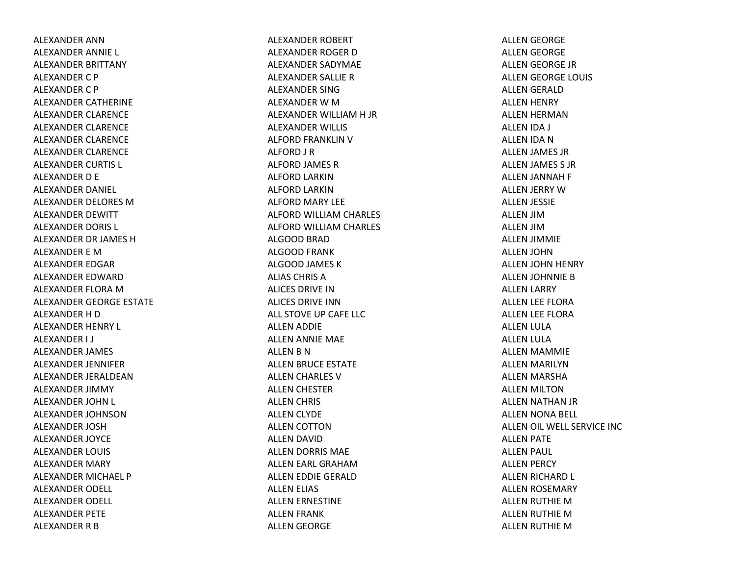ALEXANDER ANN
ALEXANDER ANNIE L
ALEXANDER BRITTANY
ALEXANDER C P
ALEXANDER C P
ALEXANDER CATHERINE
ALEXANDER CLARENCE
ALEXANDER CLARENCE
ALEXANDER CLARENCE
ALEXANDER CLARENCE
ALEXANDER CURTIS L
ALEXANDER D E
ALEXANDER DANIEL
ALEXANDER DELORES M
ALEXANDER DEWITT
ALEXANDER DORIS L
ALEXANDER DR JAMES H
ALEXANDER E M
ALEXANDER EDGAR
ALEXANDER EDWARD
ALEXANDER FLORA M
ALEXANDER GEORGE ESTATE
ALEXANDER H D
ALEXANDER HENRY L
ALEXANDER I J
ALEXANDER JAMES
ALEXANDER JENNIFER
ALEXANDER JERALDEAN
ALEXANDER JIMMY
ALEXANDER JOHN L
ALEXANDER JOHNSON
ALEXANDER JOSH
ALEXANDER JOYCE
ALEXANDER LOUIS
ALEXANDER MARY
ALEXANDER MICHAEL P
ALEXANDER ODELL
ALEXANDER ODELL
ALEXANDER PETE
ALEXANDER R B
ALEXANDER ROBERT
ALEXANDER ROGER D
ALEXANDER SADYMAE
ALEXANDER SALLIE R
ALEXANDER SING
ALEXANDER W M
ALEXANDER WILLIAM H JR
ALEXANDER WILLIS
ALFORD FRANKLIN V
ALFORD J R
ALFORD JAMES R
ALFORD LARKIN
ALFORD LARKIN
ALFORD MARY LEE
ALFORD WILLIAM CHARLES
ALFORD WILLIAM CHARLES
ALGOOD BRAD
ALGOOD FRANK
ALGOOD JAMES K
ALIAS CHRIS A
ALICES DRIVE IN
ALICES DRIVE INN
ALL STOVE UP CAFE LLC
ALLEN ADDIE
ALLEN ANNIE MAE
ALLEN B N
ALLEN BRUCE ESTATE
ALLEN CHARLES V
ALLEN CHESTER
ALLEN CHRIS
ALLEN CLYDE
ALLEN COTTON
ALLEN DAVID
ALLEN DORRIS MAE
ALLEN EARL GRAHAM
ALLEN EDDIE GERALD
ALLEN ELIAS
ALLEN ERNESTINE
ALLEN FRANK
ALLEN GEORGE
ALLEN GEORGE
ALLEN GEORGE
ALLEN GEORGE JR
ALLEN GEORGE LOUIS
ALLEN GERALD
ALLEN HENRY
ALLEN HERMAN
ALLEN IDA J
ALLEN IDA N
ALLEN JAMES JR
ALLEN JAMES S JR
ALLEN JANNAH F
ALLEN JERRY W
ALLEN JESSIE
ALLEN JIM
ALLEN JIM
ALLEN JIMMIE
ALLEN JOHN
ALLEN JOHN HENRY
ALLEN JOHNNIE B
ALLEN LARRY
ALLEN LEE FLORA
ALLEN LEE FLORA
ALLEN LULA
ALLEN LULA
ALLEN MAMMIE
ALLEN MARILYN
ALLEN MARSHA
ALLEN MILTON
ALLEN NATHAN JR
ALLEN NONA BELL
ALLEN OIL WELL SERVICE INC
ALLEN PATE
ALLEN PAUL
ALLEN PERCY
ALLEN RICHARD L
ALLEN ROSEMARY
ALLEN RUTHIE M
ALLEN RUTHIE M
ALLEN RUTHIE M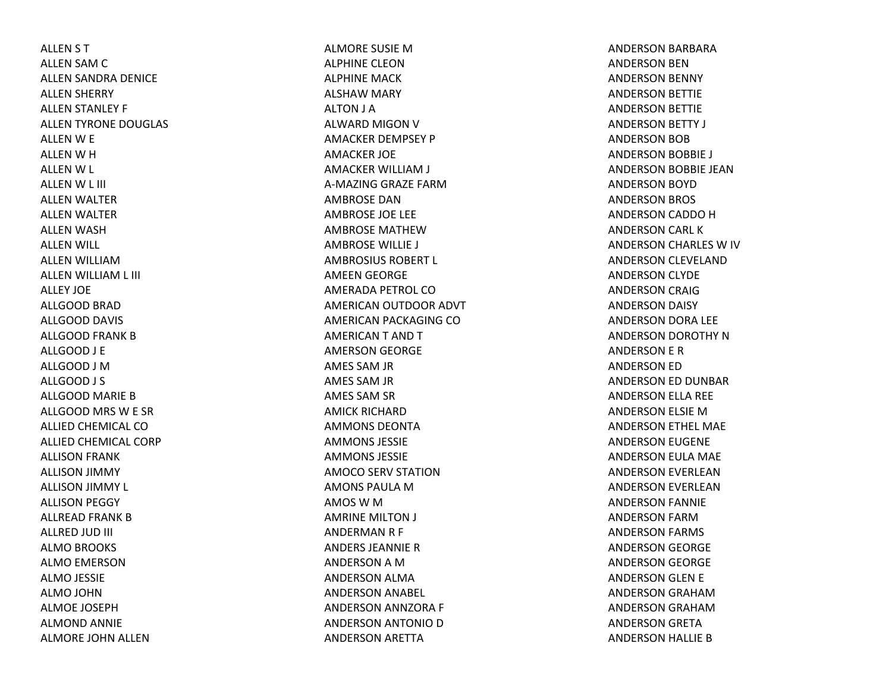ALLEN S T
ALLEN SAM C
ALLEN SANDRA DENICE
ALLEN SHERRY
ALLEN STANLEY F
ALLEN TYRONE DOUGLAS
ALLEN W E
ALLEN W H
ALLEN W L
ALLEN W L III
ALLEN WALTER
ALLEN WALTER
ALLEN WASH
ALLEN WILL
ALLEN WILLIAM
ALLEN WILLIAM L III
ALLEY JOE
ALLGOOD BRAD
ALLGOOD DAVIS
ALLGOOD FRANK B
ALLGOOD J E
ALLGOOD J M
ALLGOOD J S
ALLGOOD MARIE B
ALLGOOD MRS W E SR
ALLIED CHEMICAL CO
ALLIED CHEMICAL CORP
ALLISON FRANK
ALLISON JIMMY
ALLISON JIMMY L
ALLISON PEGGY
ALLREAD FRANK B
ALLRED JUD III
ALMO BROOKS
ALMO EMERSON
ALMO JESSIE
ALMO JOHN
ALMOE JOSEPH
ALMOND ANNIE
ALMORE JOHN ALLEN
ALMORE SUSIE M
ALPHINE CLEON
ALPHINE MACK
ALSHAW MARY
ALTON J A
ALWARD MIGON V
AMACKER DEMPSEY P
AMACKER JOE
AMACKER WILLIAM J
A-MAZING GRAZE FARM
AMBROSE DAN
AMBROSE JOE LEE
AMBROSE MATHEW
AMBROSE WILLIE J
AMBROSIUS ROBERT L
AMEEN GEORGE
AMERADA PETROL CO
AMERICAN OUTDOOR ADVT
AMERICAN PACKAGING CO
AMERICAN T AND T
AMERSON GEORGE
AMES SAM JR
AMES SAM JR
AMES SAM SR
AMICK RICHARD
AMMONS DEONTA
AMMONS JESSIE
AMMONS JESSIE
AMOCO SERV STATION
AMONS PAULA M
AMOS W M
AMRINE MILTON J
ANDERMAN R F
ANDERS JEANNIE R
ANDERSON A M
ANDERSON ALMA
ANDERSON ANABEL
ANDERSON ANNZORA F
ANDERSON ANTONIO D
ANDERSON ARETTA
ANDERSON BARBARA
ANDERSON BEN
ANDERSON BENNY
ANDERSON BETTIE
ANDERSON BETTIE
ANDERSON BETTY J
ANDERSON BOB
ANDERSON BOBBIE J
ANDERSON BOBBIE JEAN
ANDERSON BOYD
ANDERSON BROS
ANDERSON CADDO H
ANDERSON CARL K
ANDERSON CHARLES W IV
ANDERSON CLEVELAND
ANDERSON CLYDE
ANDERSON CRAIG
ANDERSON DAISY
ANDERSON DORA LEE
ANDERSON DOROTHY N
ANDERSON E R
ANDERSON ED
ANDERSON ED DUNBAR
ANDERSON ELLA REE
ANDERSON ELSIE M
ANDERSON ETHEL MAE
ANDERSON EUGENE
ANDERSON EULA MAE
ANDERSON EVERLEAN
ANDERSON EVERLEAN
ANDERSON FANNIE
ANDERSON FARM
ANDERSON FARMS
ANDERSON GEORGE
ANDERSON GEORGE
ANDERSON GLEN E
ANDERSON GRAHAM
ANDERSON GRAHAM
ANDERSON GRETA
ANDERSON HALLIE B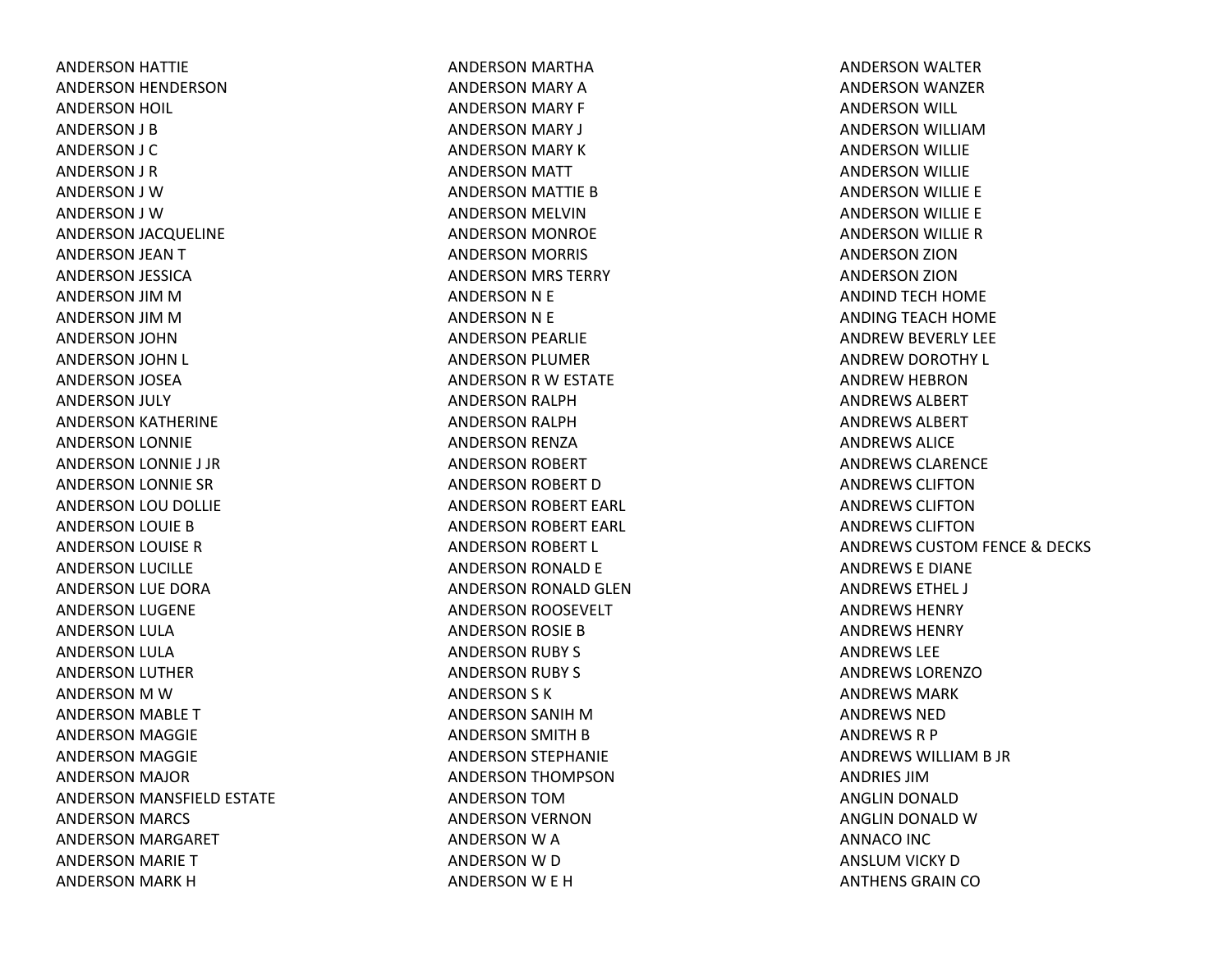ANDERSON HATTIE
ANDERSON HENDERSON
ANDERSON HOIL
ANDERSON J B
ANDERSON J C
ANDERSON J R
ANDERSON J W
ANDERSON J W
ANDERSON JACQUELINE
ANDERSON JEAN T
ANDERSON JESSICA
ANDERSON JIM M
ANDERSON JIM M
ANDERSON JOHN
ANDERSON JOHN L
ANDERSON JOSEA
ANDERSON JULY
ANDERSON KATHERINE
ANDERSON LONNIE
ANDERSON LONNIE J JR
ANDERSON LONNIE SR
ANDERSON LOU DOLLIE
ANDERSON LOUIE B
ANDERSON LOUISE R
ANDERSON LUCILLE
ANDERSON LUE DORA
ANDERSON LUGENE
ANDERSON LULA
ANDERSON LULA
ANDERSON LUTHER
ANDERSON M W
ANDERSON MABLE T
ANDERSON MAGGIE
ANDERSON MAGGIE
ANDERSON MAJOR
ANDERSON MANSFIELD ESTATE
ANDERSON MARCS
ANDERSON MARGARET
ANDERSON MARIE T
ANDERSON MARK H
ANDERSON MARTHA
ANDERSON MARY A
ANDERSON MARY F
ANDERSON MARY J
ANDERSON MARY K
ANDERSON MATT
ANDERSON MATTIE B
ANDERSON MELVIN
ANDERSON MONROE
ANDERSON MORRIS
ANDERSON MRS TERRY
ANDERSON N E
ANDERSON N E
ANDERSON PEARLIE
ANDERSON PLUMER
ANDERSON R W ESTATE
ANDERSON RALPH
ANDERSON RALPH
ANDERSON RENZA
ANDERSON ROBERT
ANDERSON ROBERT D
ANDERSON ROBERT EARL
ANDERSON ROBERT EARL
ANDERSON ROBERT L
ANDERSON RONALD E
ANDERSON RONALD GLEN
ANDERSON ROOSEVELT
ANDERSON ROSIE B
ANDERSON RUBY S
ANDERSON RUBY S
ANDERSON S K
ANDERSON SANIH M
ANDERSON SMITH B
ANDERSON STEPHANIE
ANDERSON THOMPSON
ANDERSON TOM
ANDERSON VERNON
ANDERSON W A
ANDERSON W D
ANDERSON W E H
ANDERSON WALTER
ANDERSON WANZER
ANDERSON WILL
ANDERSON WILLIAM
ANDERSON WILLIE
ANDERSON WILLIE
ANDERSON WILLIE E
ANDERSON WILLIE E
ANDERSON WILLIE R
ANDERSON ZION
ANDERSON ZION
ANDIND TECH HOME
ANDING TEACH HOME
ANDREW BEVERLY LEE
ANDREW DOROTHY L
ANDREW HEBRON
ANDREWS ALBERT
ANDREWS ALBERT
ANDREWS ALICE
ANDREWS CLARENCE
ANDREWS CLIFTON
ANDREWS CLIFTON
ANDREWS CLIFTON
ANDREWS CUSTOM FENCE & DECKS
ANDREWS E DIANE
ANDREWS ETHEL J
ANDREWS HENRY
ANDREWS HENRY
ANDREWS LEE
ANDREWS LORENZO
ANDREWS MARK
ANDREWS NED
ANDREWS R P
ANDREWS WILLIAM B JR
ANDRIES JIM
ANGLIN DONALD
ANGLIN DONALD W
ANNACO INC
ANSLUM VICKY D
ANTHENS GRAIN CO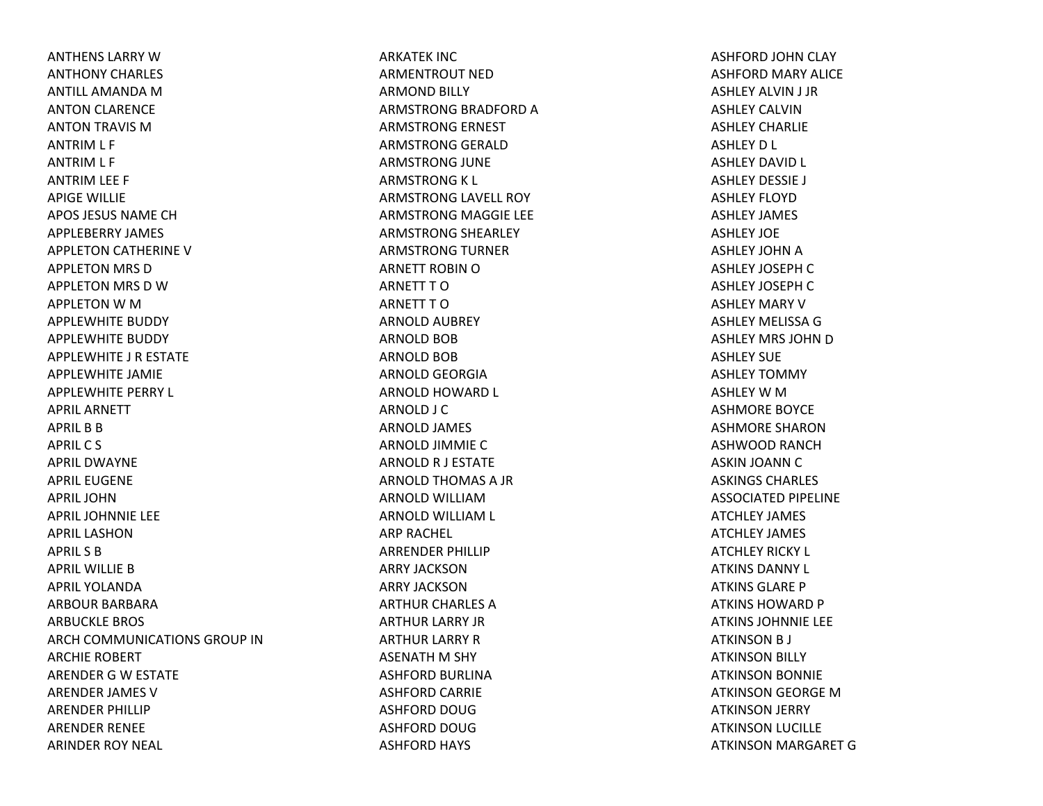ANTHENS LARRY W
ANTHONY CHARLES
ANTILL AMANDA M
ANTON CLARENCE
ANTON TRAVIS M
ANTRIM L F
ANTRIM L F
ANTRIM LEE F
APIGE WILLIE
APOS JESUS NAME CH
APPLEBERRY JAMES
APPLETON CATHERINE V
APPLETON MRS D
APPLETON MRS D W
APPLETON W M
APPLEWHITE BUDDY
APPLEWHITE BUDDY
APPLEWHITE J R ESTATE
APPLEWHITE JAMIE
APPLEWHITE PERRY L
APRIL ARNETT
APRIL B B
APRIL C S
APRIL DWAYNE
APRIL EUGENE
APRIL JOHN
APRIL JOHNNIE LEE
APRIL LASHON
APRIL S B
APRIL WILLIE B
APRIL YOLANDA
ARBOUR BARBARA
ARBUCKLE BROS
ARCH COMMUNICATIONS GROUP IN
ARCHIE ROBERT
ARENDER G W ESTATE
ARENDER JAMES V
ARENDER PHILLIP
ARENDER RENEE
ARINDER ROY NEAL
ARKATEK INC
ARMENTROUT NED
ARMOND BILLY
ARMSTRONG BRADFORD A
ARMSTRONG ERNEST
ARMSTRONG GERALD
ARMSTRONG JUNE
ARMSTRONG K L
ARMSTRONG LAVELL ROY
ARMSTRONG MAGGIE LEE
ARMSTRONG SHEARLEY
ARMSTRONG TURNER
ARNETT ROBIN O
ARNETT T O
ARNETT T O
ARNOLD AUBREY
ARNOLD BOB
ARNOLD BOB
ARNOLD GEORGIA
ARNOLD HOWARD L
ARNOLD J C
ARNOLD JAMES
ARNOLD JIMMIE C
ARNOLD R J ESTATE
ARNOLD THOMAS A JR
ARNOLD WILLIAM
ARNOLD WILLIAM L
ARP RACHEL
ARRENDER PHILLIP
ARRY JACKSON
ARRY JACKSON
ARTHUR CHARLES A
ARTHUR LARRY JR
ARTHUR LARRY R
ASENATH M SHY
ASHFORD BURLINA
ASHFORD CARRIE
ASHFORD DOUG
ASHFORD DOUG
ASHFORD HAYS
ASHFORD JOHN CLAY
ASHFORD MARY ALICE
ASHLEY ALVIN J JR
ASHLEY CALVIN
ASHLEY CHARLIE
ASHLEY D L
ASHLEY DAVID L
ASHLEY DESSIE J
ASHLEY FLOYD
ASHLEY JAMES
ASHLEY JOE
ASHLEY JOHN A
ASHLEY JOSEPH C
ASHLEY JOSEPH C
ASHLEY MARY V
ASHLEY MELISSA G
ASHLEY MRS JOHN D
ASHLEY SUE
ASHLEY TOMMY
ASHLEY W M
ASHMORE BOYCE
ASHMORE SHARON
ASHWOOD RANCH
ASKIN JOANN C
ASKINGS CHARLES
ASSOCIATED PIPELINE
ATCHLEY JAMES
ATCHLEY JAMES
ATCHLEY RICKY L
ATKINS DANNY L
ATKINS GLARE P
ATKINS HOWARD P
ATKINS JOHNNIE LEE
ATKINSON B J
ATKINSON BILLY
ATKINSON BONNIE
ATKINSON GEORGE M
ATKINSON JERRY
ATKINSON LUCILLE
ATKINSON MARGARET G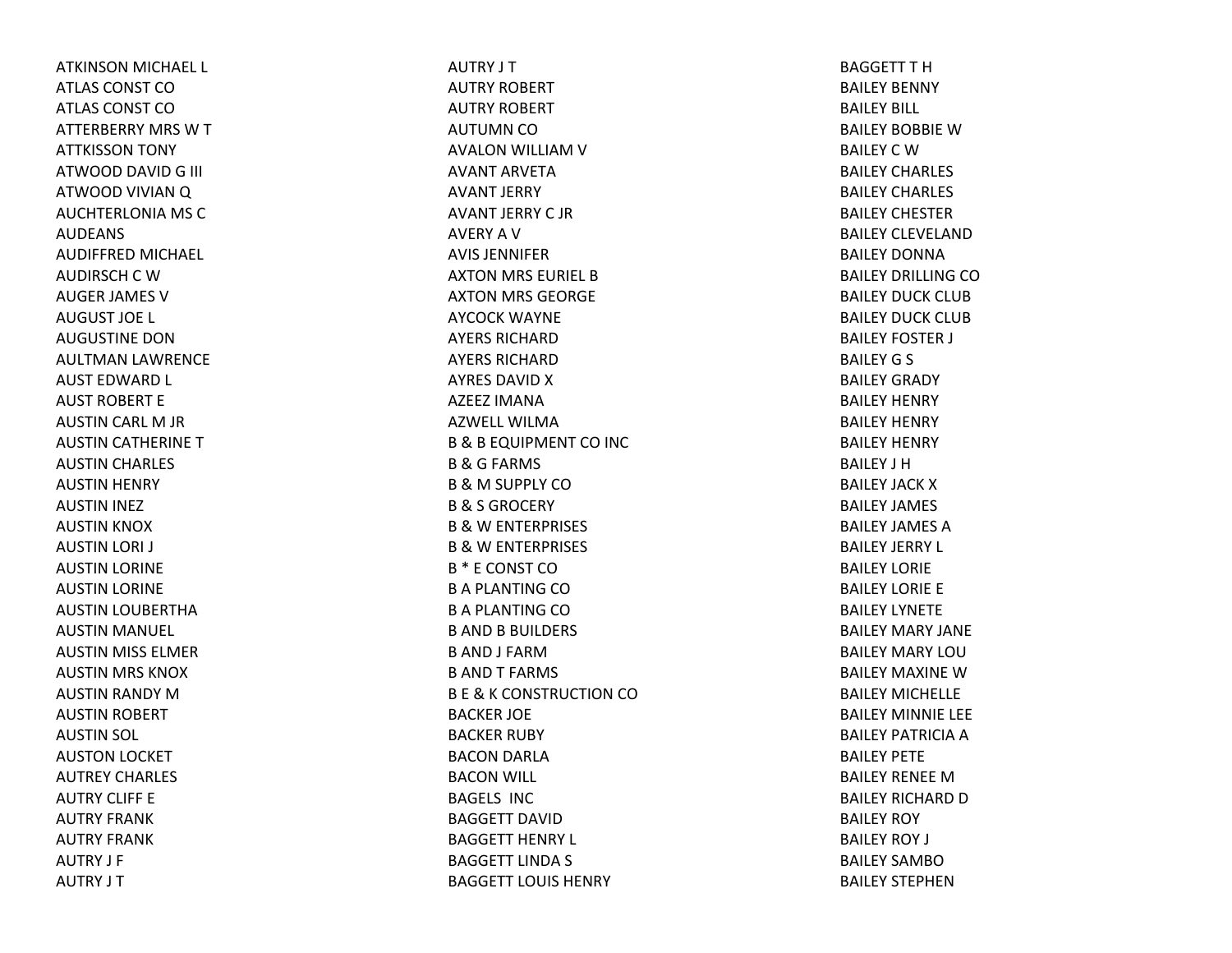ATKINSON MICHAEL L
ATLAS CONST CO
ATLAS CONST CO
ATTERBERRY MRS W T
ATTKISSON TONY
ATWOOD DAVID G III
ATWOOD VIVIAN Q
AUCHTERLONIA MS C
AUDEANS
AUDIFFRED MICHAEL
AUDIRSCH C W
AUGER JAMES V
AUGUST JOE L
AUGUSTINE DON
AULTMAN LAWRENCE
AUST EDWARD L
AUST ROBERT E
AUSTIN CARL M JR
AUSTIN CATHERINE T
AUSTIN CHARLES
AUSTIN HENRY
AUSTIN INEZ
AUSTIN KNOX
AUSTIN LORI J
AUSTIN LORINE
AUSTIN LORINE
AUSTIN LOUBERTHA
AUSTIN MANUEL
AUSTIN MISS ELMER
AUSTIN MRS KNOX
AUSTIN RANDY M
AUSTIN ROBERT
AUSTIN SOL
AUSTON LOCKET
AUTREY CHARLES
AUTRY CLIFF E
AUTRY FRANK
AUTRY FRANK
AUTRY J F
AUTRY J T
AUTRY J T
AUTRY ROBERT
AUTRY ROBERT
AUTUMN CO
AVALON WILLIAM V
AVANT ARVETA
AVANT JERRY
AVANT JERRY C JR
AVERY A V
AVIS JENNIFER
AXTON MRS EURIEL B
AXTON MRS GEORGE
AYCOCK WAYNE
AYERS RICHARD
AYERS RICHARD
AYRES DAVID X
AZEEZ IMANA
AZWELL WILMA
B & B EQUIPMENT CO INC
B & G FARMS
B & M SUPPLY CO
B & S GROCERY
B & W ENTERPRISES
B & W ENTERPRISES
B * E CONST CO
B A PLANTING CO
B A PLANTING CO
B AND B BUILDERS
B AND J FARM
B AND T FARMS
B E & K CONSTRUCTION CO
BACKER JOE
BACKER RUBY
BACON DARLA
BACON WILL
BAGELS INC
BAGGETT DAVID
BAGGETT HENRY L
BAGGETT LINDA S
BAGGETT LOUIS HENRY
BAGGETT T H
BAILEY BENNY
BAILEY BILL
BAILEY BOBBIE W
BAILEY C W
BAILEY CHARLES
BAILEY CHARLES
BAILEY CHESTER
BAILEY CLEVELAND
BAILEY DONNA
BAILEY DRILLING CO
BAILEY DUCK CLUB
BAILEY DUCK CLUB
BAILEY FOSTER J
BAILEY G S
BAILEY GRADY
BAILEY HENRY
BAILEY HENRY
BAILEY HENRY
BAILEY J H
BAILEY JACK X
BAILEY JAMES
BAILEY JAMES A
BAILEY JERRY L
BAILEY LORIE
BAILEY LORIE E
BAILEY LYNETE
BAILEY MARY JANE
BAILEY MARY LOU
BAILEY MAXINE W
BAILEY MICHELLE
BAILEY MINNIE LEE
BAILEY PATRICIA A
BAILEY PETE
BAILEY RENEE M
BAILEY RICHARD D
BAILEY ROY
BAILEY ROY J
BAILEY SAMBO
BAILEY STEPHEN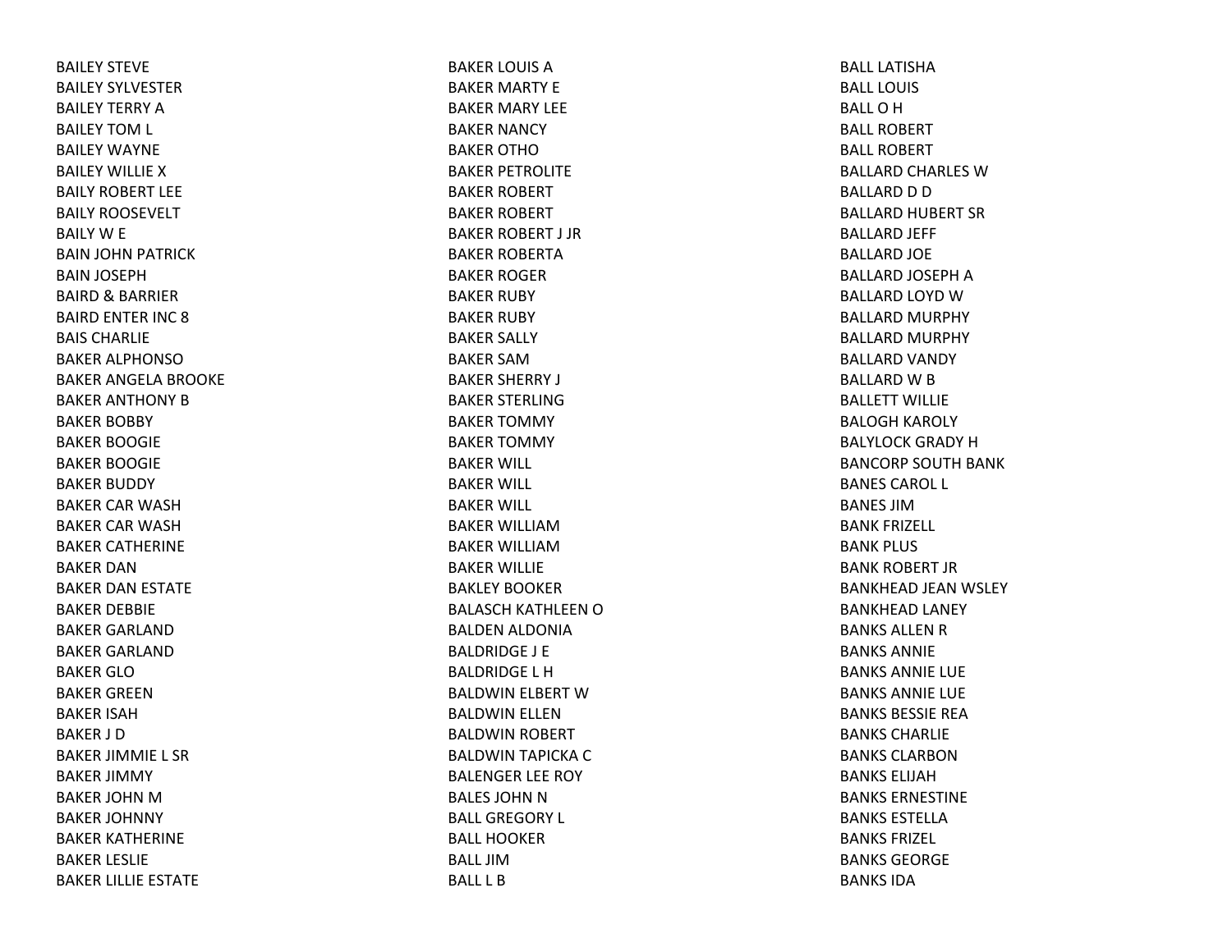BAILEY STEVE
BAILEY SYLVESTER
BAILEY TERRY A
BAILEY TOM L
BAILEY WAYNE
BAILEY WILLIE X
BAILY ROBERT LEE
BAILY ROOSEVELT
BAILY W E
BAIN JOHN PATRICK
BAIN JOSEPH
BAIRD & BARRIER
BAIRD ENTER INC 8
BAIS CHARLIE
BAKER ALPHONSO
BAKER ANGELA BROOKE
BAKER ANTHONY B
BAKER BOBBY
BAKER BOOGIE
BAKER BOOGIE
BAKER BUDDY
BAKER CAR WASH
BAKER CAR WASH
BAKER CATHERINE
BAKER DAN
BAKER DAN ESTATE
BAKER DEBBIE
BAKER GARLAND
BAKER GARLAND
BAKER GLO
BAKER GREEN
BAKER ISAH
BAKER J D
BAKER JIMMIE L SR
BAKER JIMMY
BAKER JOHN M
BAKER JOHNNY
BAKER KATHERINE
BAKER LESLIE
BAKER LILLIE ESTATE
BAKER LOUIS A
BAKER MARTY E
BAKER MARY LEE
BAKER NANCY
BAKER OTHO
BAKER PETROLITE
BAKER ROBERT
BAKER ROBERT
BAKER ROBERT J JR
BAKER ROBERTA
BAKER ROGER
BAKER RUBY
BAKER RUBY
BAKER SALLY
BAKER SAM
BAKER SHERRY J
BAKER STERLING
BAKER TOMMY
BAKER TOMMY
BAKER WILL
BAKER WILL
BAKER WILL
BAKER WILLIAM
BAKER WILLIAM
BAKER WILLIE
BAKLEY BOOKER
BALASCH KATHLEEN O
BALDEN ALDONIA
BALDRIDGE J E
BALDRIDGE L H
BALDWIN ELBERT W
BALDWIN ELLEN
BALDWIN ROBERT
BALDWIN TAPICKA C
BALENGER LEE ROY
BALES JOHN N
BALL GREGORY L
BALL HOOKER
BALL JIM
BALL L B
BALL LATISHA
BALL LOUIS
BALL O H
BALL ROBERT
BALL ROBERT
BALLARD CHARLES W
BALLARD D D
BALLARD HUBERT SR
BALLARD JEFF
BALLARD JOE
BALLARD JOSEPH A
BALLARD LOYD W
BALLARD MURPHY
BALLARD MURPHY
BALLARD VANDY
BALLARD W B
BALLETT WILLIE
BALOGH KAROLY
BALYLOCK GRADY H
BANCORP SOUTH BANK
BANES CAROL L
BANES JIM
BANK FRIZELL
BANK PLUS
BANK ROBERT JR
BANKHEAD JEAN WSLEY
BANKHEAD LANEY
BANKS ALLEN R
BANKS ANNIE
BANKS ANNIE LUE
BANKS ANNIE LUE
BANKS BESSIE REA
BANKS CHARLIE
BANKS CLARBON
BANKS ELIJAH
BANKS ERNESTINE
BANKS ESTELLA
BANKS FRIZEL
BANKS GEORGE
BANKS IDA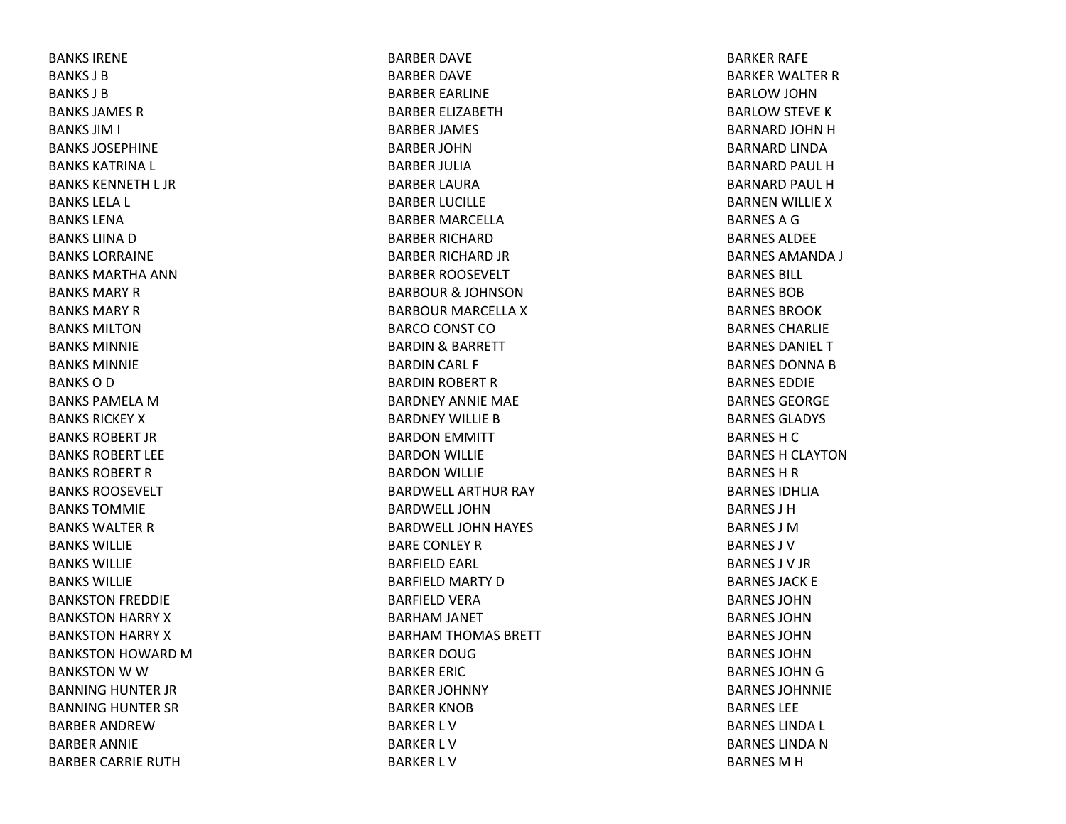BANKS IRENE
BANKS J B
BANKS J B
BANKS JAMES R
BANKS JIM I
BANKS JOSEPHINE
BANKS KATRINA L
BANKS KENNETH L JR
BANKS LELA L
BANKS LENA
BANKS LIINA D
BANKS LORRAINE
BANKS MARTHA ANN
BANKS MARY R
BANKS MARY R
BANKS MILTON
BANKS MINNIE
BANKS MINNIE
BANKS O D
BANKS PAMELA M
BANKS RICKEY X
BANKS ROBERT JR
BANKS ROBERT LEE
BANKS ROBERT R
BANKS ROOSEVELT
BANKS TOMMIE
BANKS WALTER R
BANKS WILLIE
BANKS WILLIE
BANKS WILLIE
BANKSTON FREDDIE
BANKSTON HARRY X
BANKSTON HARRY X
BANKSTON HOWARD M
BANKSTON W W
BANNING HUNTER JR
BANNING HUNTER SR
BARBER ANDREW
BARBER ANNIE
BARBER CARRIE RUTH
BARBER DAVE
BARBER DAVE
BARBER EARLINE
BARBER ELIZABETH
BARBER JAMES
BARBER JOHN
BARBER JULIA
BARBER LAURA
BARBER LUCILLE
BARBER MARCELLA
BARBER RICHARD
BARBER RICHARD JR
BARBER ROOSEVELT
BARBOUR & JOHNSON
BARBOUR MARCELLA X
BARCO CONST CO
BARDIN & BARRETT
BARDIN CARL F
BARDIN ROBERT R
BARDNEY ANNIE MAE
BARDNEY WILLIE B
BARDON EMMITT
BARDON WILLIE
BARDON WILLIE
BARDWELL ARTHUR RAY
BARDWELL JOHN
BARDWELL JOHN HAYES
BARE CONLEY R
BARFIELD EARL
BARFIELD MARTY D
BARFIELD VERA
BARHAM JANET
BARHAM THOMAS BRETT
BARKER DOUG
BARKER ERIC
BARKER JOHNNY
BARKER KNOB
BARKER L V
BARKER L V
BARKER L V
BARKER RAFE
BARKER WALTER R
BARLOW JOHN
BARLOW STEVE K
BARNARD JOHN H
BARNARD LINDA
BARNARD PAUL H
BARNARD PAUL H
BARNEN WILLIE X
BARNES A G
BARNES ALDEE
BARNES AMANDA J
BARNES BILL
BARNES BOB
BARNES BROOK
BARNES CHARLIE
BARNES DANIEL T
BARNES DONNA B
BARNES EDDIE
BARNES GEORGE
BARNES GLADYS
BARNES H C
BARNES H CLAYTON
BARNES H R
BARNES IDHLIA
BARNES J H
BARNES J M
BARNES J V
BARNES J V JR
BARNES JACK E
BARNES JOHN
BARNES JOHN
BARNES JOHN
BARNES JOHN
BARNES JOHN G
BARNES JOHNNIE
BARNES LEE
BARNES LINDA L
BARNES LINDA N
BARNES M H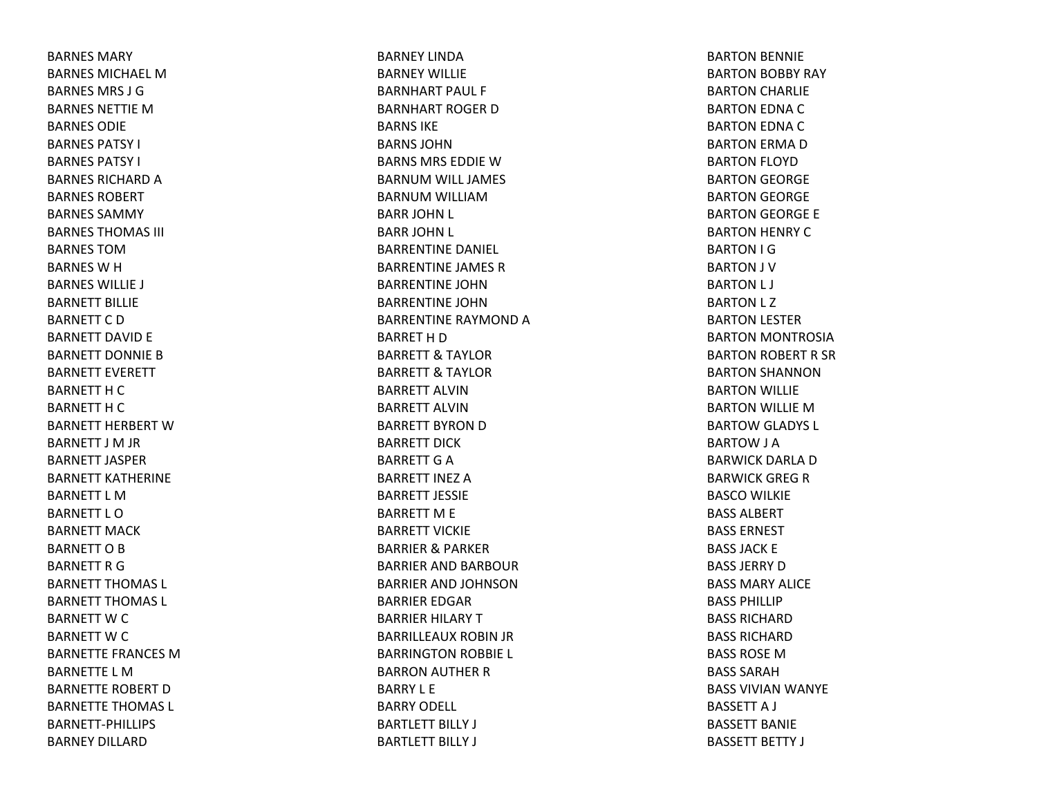BARNES MARY
BARNES MICHAEL M
BARNES MRS J G
BARNES NETTIE M
BARNES ODIE
BARNES PATSY I
BARNES PATSY I
BARNES RICHARD A
BARNES ROBERT
BARNES SAMMY
BARNES THOMAS III
BARNES TOM
BARNES W H
BARNES WILLIE J
BARNETT BILLIE
BARNETT C D
BARNETT DAVID E
BARNETT DONNIE B
BARNETT EVERETT
BARNETT H C
BARNETT H C
BARNETT HERBERT W
BARNETT J M JR
BARNETT JASPER
BARNETT KATHERINE
BARNETT L M
BARNETT L O
BARNETT MACK
BARNETT O B
BARNETT R G
BARNETT THOMAS L
BARNETT THOMAS L
BARNETT W C
BARNETT W C
BARNETTE FRANCES M
BARNETTE L M
BARNETTE ROBERT D
BARNETTE THOMAS L
BARNETT-PHILLIPS
BARNEY DILLARD
BARNEY LINDA
BARNEY WILLIE
BARNHART PAUL F
BARNHART ROGER D
BARNS IKE
BARNS JOHN
BARNS MRS EDDIE W
BARNUM WILL JAMES
BARNUM WILLIAM
BARR JOHN L
BARR JOHN L
BARRENTINE DANIEL
BARRENTINE JAMES R
BARRENTINE JOHN
BARRENTINE JOHN
BARRENTINE RAYMOND A
BARRET H D
BARRETT & TAYLOR
BARRETT & TAYLOR
BARRETT ALVIN
BARRETT ALVIN
BARRETT BYRON D
BARRETT DICK
BARRETT G A
BARRETT INEZ A
BARRETT JESSIE
BARRETT M E
BARRETT VICKIE
BARRIER & PARKER
BARRIER AND BARBOUR
BARRIER AND JOHNSON
BARRIER EDGAR
BARRIER HILARY T
BARRILLEAUX ROBIN JR
BARRINGTON ROBBIE L
BARRON AUTHER R
BARRY L E
BARRY ODELL
BARTLETT BILLY J
BARTLETT BILLY J
BARTON BENNIE
BARTON BOBBY RAY
BARTON CHARLIE
BARTON EDNA C
BARTON EDNA C
BARTON ERMA D
BARTON FLOYD
BARTON GEORGE
BARTON GEORGE
BARTON GEORGE E
BARTON HENRY C
BARTON I G
BARTON J V
BARTON L J
BARTON L Z
BARTON LESTER
BARTON MONTROSIA
BARTON ROBERT R SR
BARTON SHANNON
BARTON WILLIE
BARTON WILLIE M
BARTOW GLADYS L
BARTOW J A
BARWICK DARLA D
BARWICK GREG R
BASCO WILKIE
BASS ALBERT
BASS ERNEST
BASS JACK E
BASS JERRY D
BASS MARY ALICE
BASS PHILLIP
BASS RICHARD
BASS RICHARD
BASS ROSE M
BASS SARAH
BASS VIVIAN WANYE
BASSETT A J
BASSETT BANIE
BASSETT BETTY J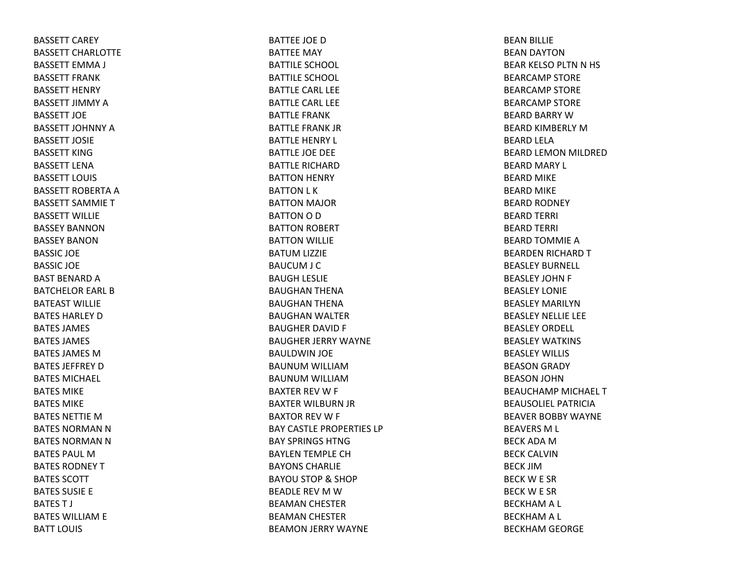BASSETT CAREY
BASSETT CHARLOTTE
BASSETT EMMA J
BASSETT FRANK
BASSETT HENRY
BASSETT JIMMY A
BASSETT JOE
BASSETT JOHNNY A
BASSETT JOSIE
BASSETT KING
BASSETT LENA
BASSETT LOUIS
BASSETT ROBERTA A
BASSETT SAMMIE T
BASSETT WILLIE
BASSEY BANNON
BASSEY BANON
BASSIC JOE
BASSIC JOE
BAST BENARD A
BATCHELOR EARL B
BATEAST WILLIE
BATES HARLEY D
BATES JAMES
BATES JAMES
BATES JAMES M
BATES JEFFREY D
BATES MICHAEL
BATES MIKE
BATES MIKE
BATES NETTIE M
BATES NORMAN N
BATES NORMAN N
BATES PAUL M
BATES RODNEY T
BATES SCOTT
BATES SUSIE E
BATES T J
BATES WILLIAM E
BATT LOUIS
BATTEE JOE D
BATTEE MAY
BATTILE SCHOOL
BATTILE SCHOOL
BATTLE CARL LEE
BATTLE CARL LEE
BATTLE FRANK
BATTLE FRANK JR
BATTLE HENRY L
BATTLE JOE DEE
BATTLE RICHARD
BATTON HENRY
BATTON L K
BATTON MAJOR
BATTON O D
BATTON ROBERT
BATTON WILLIE
BATUM LIZZIE
BAUCUM J C
BAUGH LESLIE
BAUGHAN THENA
BAUGHAN THENA
BAUGHAN WALTER
BAUGHER DAVID F
BAUGHER JERRY WAYNE
BAULDWIN JOE
BAUNUM WILLIAM
BAUNUM WILLIAM
BAXTER REV W F
BAXTER WILBURN JR
BAXTOR REV W F
BAY CASTLE PROPERTIES LP
BAY SPRINGS HTNG
BAYLEN TEMPLE CH
BAYONS CHARLIE
BAYOU STOP & SHOP
BEADLE REV M W
BEAMAN CHESTER
BEAMAN CHESTER
BEAMON JERRY WAYNE
BEAN BILLIE
BEAN DAYTON
BEAR KELSO PLTN N HS
BEARCAMP STORE
BEARCAMP STORE
BEARCAMP STORE
BEARD BARRY W
BEARD KIMBERLY M
BEARD LELA
BEARD LEMON MILDRED
BEARD MARY L
BEARD MIKE
BEARD MIKE
BEARD RODNEY
BEARD TERRI
BEARD TERRI
BEARD TOMMIE A
BEARDEN RICHARD T
BEASLEY BURNELL
BEASLEY JOHN F
BEASLEY LONIE
BEASLEY MARILYN
BEASLEY NELLIE LEE
BEASLEY ORDELL
BEASLEY WATKINS
BEASLEY WILLIS
BEASON GRADY
BEASON JOHN
BEAUCHAMP MICHAEL T
BEAUSOLIEL PATRICIA
BEAVER BOBBY WAYNE
BEAVERS M L
BECK ADA M
BECK CALVIN
BECK JIM
BECK W E SR
BECK W E SR
BECKHAM A L
BECKHAM A L
BECKHAM GEORGE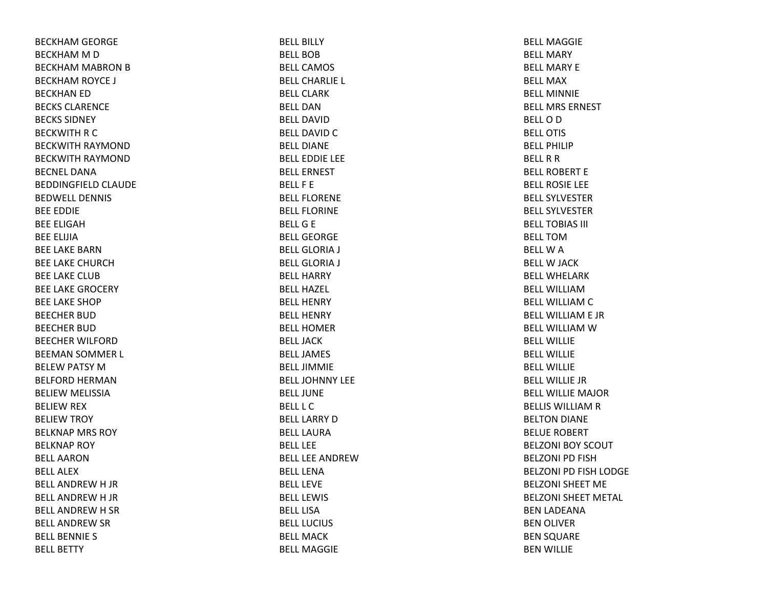BECKHAM GEORGE
BECKHAM M D
BECKHAM MABRON B
BECKHAM ROYCE J
BECKHAN ED
BECKS CLARENCE
BECKS SIDNEY
BECKWITH R C
BECKWITH RAYMOND
BECKWITH RAYMOND
BECNEL DANA
BEDDINGFIELD CLAUDE
BEDWELL DENNIS
BEE EDDIE
BEE ELIGAH
BEE ELIJIA
BEE LAKE BARN
BEE LAKE CHURCH
BEE LAKE CLUB
BEE LAKE GROCERY
BEE LAKE SHOP
BEECHER BUD
BEECHER BUD
BEECHER WILFORD
BEEMAN SOMMER L
BELEW PATSY M
BELFORD HERMAN
BELIEW MELISSIA
BELIEW REX
BELIEW TROY
BELKNAP MRS ROY
BELKNAP ROY
BELL AARON
BELL ALEX
BELL ANDREW H JR
BELL ANDREW H JR
BELL ANDREW H SR
BELL ANDREW SR
BELL BENNIE S
BELL BETTY
BELL BILLY
BELL BOB
BELL CAMOS
BELL CHARLIE L
BELL CLARK
BELL DAN
BELL DAVID
BELL DAVID C
BELL DIANE
BELL EDDIE LEE
BELL ERNEST
BELL F E
BELL FLORENE
BELL FLORINE
BELL G E
BELL GEORGE
BELL GLORIA J
BELL GLORIA J
BELL HARRY
BELL HAZEL
BELL HENRY
BELL HENRY
BELL HOMER
BELL JACK
BELL JAMES
BELL JIMMIE
BELL JOHNNY LEE
BELL JUNE
BELL L C
BELL LARRY D
BELL LAURA
BELL LEE
BELL LEE ANDREW
BELL LENA
BELL LEVE
BELL LEWIS
BELL LISA
BELL LUCIUS
BELL MACK
BELL MAGGIE
BELL MAGGIE
BELL MARY
BELL MARY E
BELL MAX
BELL MINNIE
BELL MRS ERNEST
BELL O D
BELL OTIS
BELL PHILIP
BELL R R
BELL ROBERT E
BELL ROSIE LEE
BELL SYLVESTER
BELL SYLVESTER
BELL TOBIAS III
BELL TOM
BELL W A
BELL W JACK
BELL WHELARK
BELL WILLIAM
BELL WILLIAM C
BELL WILLIAM E JR
BELL WILLIAM W
BELL WILLIE
BELL WILLIE
BELL WILLIE
BELL WILLIE JR
BELL WILLIE MAJOR
BELLIS WILLIAM R
BELTON DIANE
BELUE ROBERT
BELZONI BOY SCOUT
BELZONI PD FISH
BELZONI PD FISH LODGE
BELZONI SHEET ME
BELZONI SHEET METAL
BEN LADEANA
BEN OLIVER
BEN SQUARE
BEN WILLIE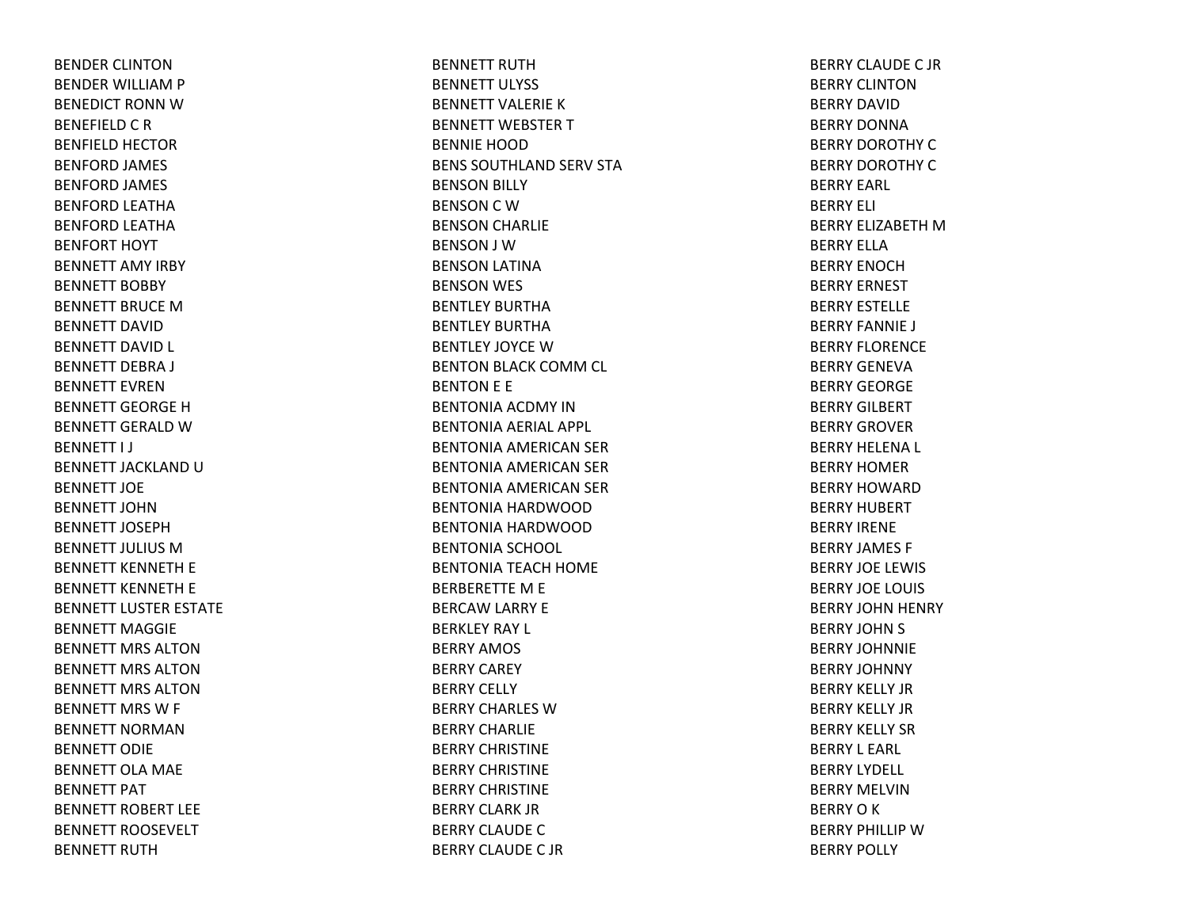BENDER CLINTON
BENDER WILLIAM P
BENEDICT RONN W
BENEFIELD C R
BENFIELD HECTOR
BENFORD JAMES
BENFORD JAMES
BENFORD LEATHA
BENFORD LEATHA
BENFORT HOYT
BENNETT AMY IRBY
BENNETT BOBBY
BENNETT BRUCE M
BENNETT DAVID
BENNETT DAVID L
BENNETT DEBRA J
BENNETT EVREN
BENNETT GEORGE H
BENNETT GERALD W
BENNETT I J
BENNETT JACKLAND U
BENNETT JOE
BENNETT JOHN
BENNETT JOSEPH
BENNETT JULIUS M
BENNETT KENNETH E
BENNETT KENNETH E
BENNETT LUSTER ESTATE
BENNETT MAGGIE
BENNETT MRS ALTON
BENNETT MRS ALTON
BENNETT MRS ALTON
BENNETT MRS W F
BENNETT NORMAN
BENNETT ODIE
BENNETT OLA MAE
BENNETT PAT
BENNETT ROBERT LEE
BENNETT ROOSEVELT
BENNETT RUTH
BENNETT RUTH
BENNETT ULYSS
BENNETT VALERIE K
BENNETT WEBSTER T
BENNIE HOOD
BENS SOUTHLAND SERV STA
BENSON BILLY
BENSON C W
BENSON CHARLIE
BENSON J W
BENSON LATINA
BENSON WES
BENTLEY BURTHA
BENTLEY BURTHA
BENTLEY JOYCE W
BENTON BLACK COMM CL
BENTON E E
BENTONIA ACDMY IN
BENTONIA AERIAL APPL
BENTONIA AMERICAN SER
BENTONIA AMERICAN SER
BENTONIA AMERICAN SER
BENTONIA HARDWOOD
BENTONIA HARDWOOD
BENTONIA SCHOOL
BENTONIA TEACH HOME
BERBERETTE M E
BERCAW LARRY E
BERKLEY RAY L
BERRY AMOS
BERRY CAREY
BERRY CELLY
BERRY CHARLES W
BERRY CHARLIE
BERRY CHRISTINE
BERRY CHRISTINE
BERRY CHRISTINE
BERRY CLARK JR
BERRY CLAUDE C
BERRY CLAUDE C JR
BERRY CLAUDE C JR
BERRY CLINTON
BERRY DAVID
BERRY DONNA
BERRY DOROTHY C
BERRY DOROTHY C
BERRY EARL
BERRY ELI
BERRY ELIZABETH M
BERRY ELLA
BERRY ENOCH
BERRY ERNEST
BERRY ESTELLE
BERRY FANNIE J
BERRY FLORENCE
BERRY GENEVA
BERRY GEORGE
BERRY GILBERT
BERRY GROVER
BERRY HELENA L
BERRY HOMER
BERRY HOWARD
BERRY HUBERT
BERRY IRENE
BERRY JAMES F
BERRY JOE LEWIS
BERRY JOE LOUIS
BERRY JOHN HENRY
BERRY JOHN S
BERRY JOHNNIE
BERRY JOHNNY
BERRY KELLY JR
BERRY KELLY JR
BERRY KELLY SR
BERRY L EARL
BERRY LYDELL
BERRY MELVIN
BERRY O K
BERRY PHILLIP W
BERRY POLLY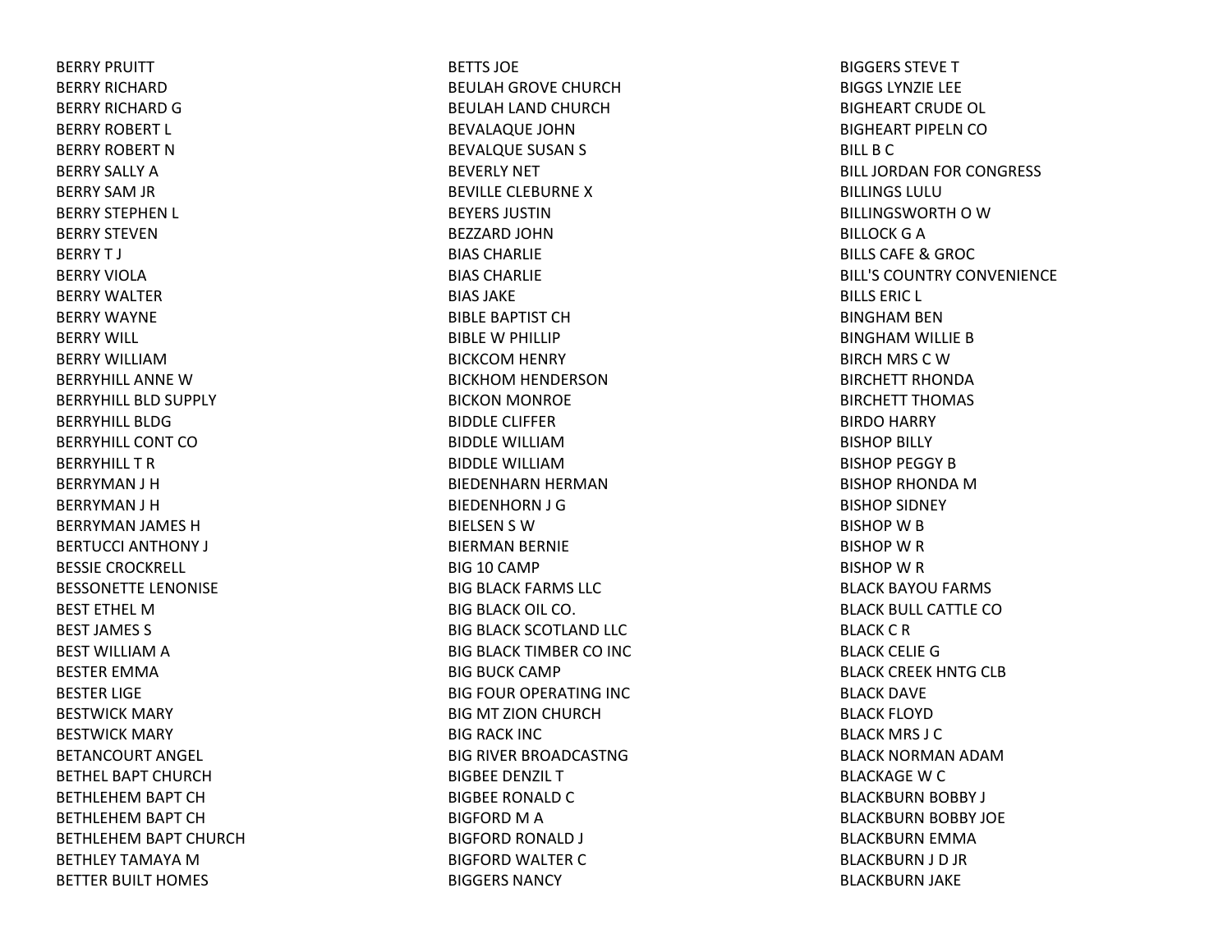BERRY PRUITT
BERRY RICHARD
BERRY RICHARD G
BERRY ROBERT L
BERRY ROBERT N
BERRY SALLY A
BERRY SAM JR
BERRY STEPHEN L
BERRY STEVEN
BERRY T J
BERRY VIOLA
BERRY WALTER
BERRY WAYNE
BERRY WILL
BERRY WILLIAM
BERRYHILL ANNE W
BERRYHILL BLD SUPPLY
BERRYHILL BLDG
BERRYHILL CONT CO
BERRYHILL T R
BERRYMAN J H
BERRYMAN J H
BERRYMAN JAMES H
BERTUCCI ANTHONY J
BESSIE CROCKRELL
BESSONETTE LENONISE
BEST ETHEL M
BEST JAMES S
BEST WILLIAM A
BESTER EMMA
BESTER LIGE
BESTWICK MARY
BESTWICK MARY
BETANCOURT ANGEL
BETHEL BAPT CHURCH
BETHLEHEM BAPT CH
BETHLEHEM BAPT CH
BETHLEHEM BAPT CHURCH
BETHLEY TAMAYA M
BETTER BUILT HOMES
BETTS JOE
BEULAH GROVE CHURCH
BEULAH LAND CHURCH
BEVALAQUE JOHN
BEVALQUE SUSAN S
BEVERLY NET
BEVILLE CLEBURNE X
BEYERS JUSTIN
BEZZARD JOHN
BIAS CHARLIE
BIAS CHARLIE
BIAS JAKE
BIBLE BAPTIST CH
BIBLE W PHILLIP
BICKCOM HENRY
BICKHOM HENDERSON
BICKON MONROE
BIDDLE CLIFFER
BIDDLE WILLIAM
BIDDLE WILLIAM
BIEDENHARN HERMAN
BIEDENHORN J G
BIELSEN S W
BIERMAN BERNIE
BIG 10 CAMP
BIG BLACK FARMS LLC
BIG BLACK OIL CO.
BIG BLACK SCOTLAND LLC
BIG BLACK TIMBER CO INC
BIG BUCK CAMP
BIG FOUR OPERATING INC
BIG MT ZION CHURCH
BIG RACK INC
BIG RIVER BROADCASTNG
BIGBEE DENZIL T
BIGBEE RONALD C
BIGFORD M A
BIGFORD RONALD J
BIGFORD WALTER C
BIGGERS NANCY
BIGGERS STEVE T
BIGGS LYNZIE LEE
BIGHEART CRUDE OL
BIGHEART PIPELN CO
BILL B C
BILL JORDAN FOR CONGRESS
BILLINGS LULU
BILLINGSWORTH O W
BILLOCK G A
BILLS CAFE & GROC
BILL'S COUNTRY CONVENIENCE
BILLS ERIC L
BINGHAM BEN
BINGHAM WILLIE B
BIRCH MRS C W
BIRCHETT RHONDA
BIRCHETT THOMAS
BIRDO HARRY
BISHOP BILLY
BISHOP PEGGY B
BISHOP RHONDA M
BISHOP SIDNEY
BISHOP W B
BISHOP W R
BISHOP W R
BLACK BAYOU FARMS
BLACK BULL CATTLE CO
BLACK C R
BLACK CELIE G
BLACK CREEK HNTG CLB
BLACK DAVE
BLACK FLOYD
BLACK MRS J C
BLACK NORMAN ADAM
BLACKAGE W C
BLACKBURN BOBBY J
BLACKBURN BOBBY JOE
BLACKBURN EMMA
BLACKBURN J D JR
BLACKBURN JAKE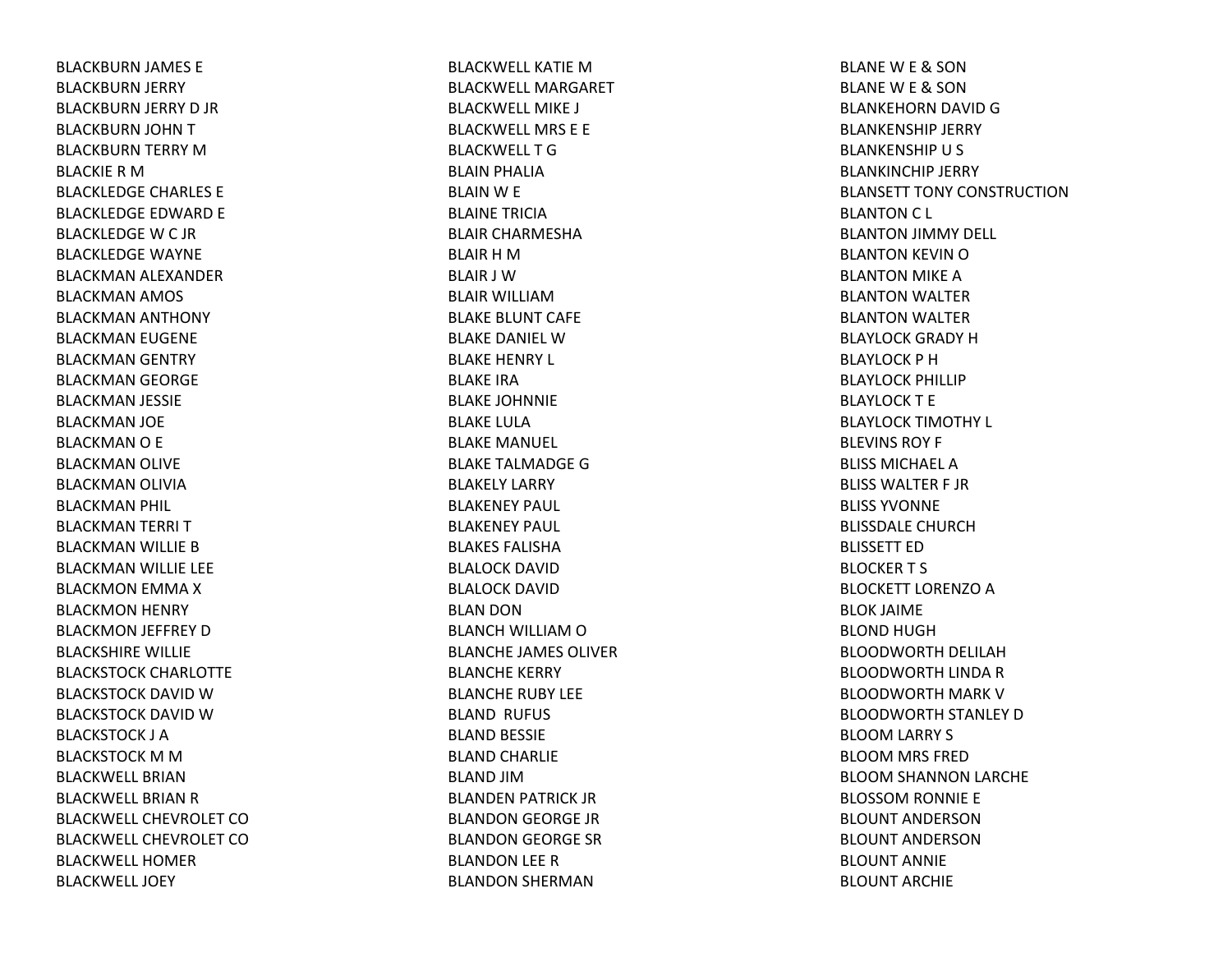BLACKBURN JAMES E
BLACKBURN JERRY
BLACKBURN JERRY D JR
BLACKBURN JOHN T
BLACKBURN TERRY M
BLACKIE R M
BLACKLEDGE CHARLES E
BLACKLEDGE EDWARD E
BLACKLEDGE W C JR
BLACKLEDGE WAYNE
BLACKMAN ALEXANDER
BLACKMAN AMOS
BLACKMAN ANTHONY
BLACKMAN EUGENE
BLACKMAN GENTRY
BLACKMAN GEORGE
BLACKMAN JESSIE
BLACKMAN JOE
BLACKMAN O E
BLACKMAN OLIVE
BLACKMAN OLIVIA
BLACKMAN PHIL
BLACKMAN TERRI T
BLACKMAN WILLIE B
BLACKMAN WILLIE LEE
BLACKMON EMMA X
BLACKMON HENRY
BLACKMON JEFFREY D
BLACKSHIRE WILLIE
BLACKSTOCK CHARLOTTE
BLACKSTOCK DAVID W
BLACKSTOCK DAVID W
BLACKSTOCK J A
BLACKSTOCK M M
BLACKWELL BRIAN
BLACKWELL BRIAN R
BLACKWELL CHEVROLET CO
BLACKWELL CHEVROLET CO
BLACKWELL HOMER
BLACKWELL JOEY
BLACKWELL KATIE M
BLACKWELL MARGARET
BLACKWELL MIKE J
BLACKWELL MRS E E
BLACKWELL T G
BLAIN PHALIA
BLAIN W E
BLAINE TRICIA
BLAIR CHARMESHA
BLAIR H M
BLAIR J W
BLAIR WILLIAM
BLAKE BLUNT CAFE
BLAKE DANIEL W
BLAKE HENRY L
BLAKE IRA
BLAKE JOHNNIE
BLAKE LULA
BLAKE MANUEL
BLAKE TALMADGE G
BLAKELY LARRY
BLAKENEY PAUL
BLAKENEY PAUL
BLAKES FALISHA
BLALOCK DAVID
BLALOCK DAVID
BLAN DON
BLANCH WILLIAM O
BLANCHE JAMES OLIVER
BLANCHE KERRY
BLANCHE RUBY LEE
BLAND RUFUS
BLAND BESSIE
BLAND CHARLIE
BLAND JIM
BLANDEN PATRICK JR
BLANDON GEORGE JR
BLANDON GEORGE SR
BLANDON LEE R
BLANDON SHERMAN
BLANE W E & SON
BLANE W E & SON
BLANKEHORN DAVID G
BLANKENSHIP JERRY
BLANKENSHIP U S
BLANKINCHIP JERRY
BLANSETT TONY CONSTRUCTION
BLANTON C L
BLANTON JIMMY DELL
BLANTON KEVIN O
BLANTON MIKE A
BLANTON WALTER
BLANTON WALTER
BLAYLOCK GRADY H
BLAYLOCK P H
BLAYLOCK PHILLIP
BLAYLOCK T E
BLAYLOCK TIMOTHY L
BLEVINS ROY F
BLISS MICHAEL A
BLISS WALTER F JR
BLISS YVONNE
BLISSDALE CHURCH
BLISSETT ED
BLOCKER T S
BLOCKETT LORENZO A
BLOK JAIME
BLOND HUGH
BLOODWORTH DELILAH
BLOODWORTH LINDA R
BLOODWORTH MARK V
BLOODWORTH STANLEY D
BLOOM LARRY S
BLOOM MRS FRED
BLOOM SHANNON LARCHE
BLOSSOM RONNIE E
BLOUNT ANDERSON
BLOUNT ANDERSON
BLOUNT ANNIE
BLOUNT ARCHIE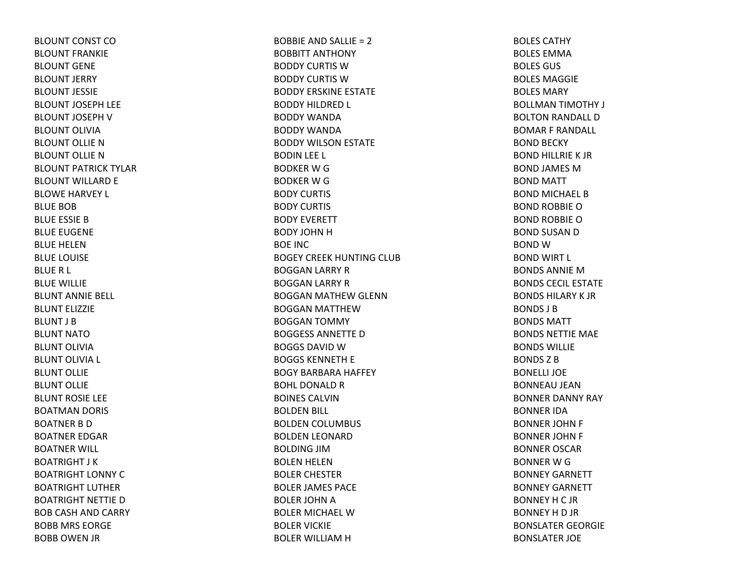BLOUNT CONST CO
BLOUNT FRANKIE
BLOUNT GENE
BLOUNT JERRY
BLOUNT JESSIE
BLOUNT JOSEPH LEE
BLOUNT JOSEPH V
BLOUNT OLIVIA
BLOUNT OLLIE N
BLOUNT OLLIE N
BLOUNT PATRICK TYLAR
BLOUNT WILLARD E
BLOWE HARVEY L
BLUE BOB
BLUE ESSIE B
BLUE EUGENE
BLUE HELEN
BLUE LOUISE
BLUE R L
BLUE WILLIE
BLUNT ANNIE BELL
BLUNT ELIZZIE
BLUNT J B
BLUNT NATO
BLUNT OLIVIA
BLUNT OLIVIA L
BLUNT OLLIE
BLUNT OLLIE
BLUNT ROSIE LEE
BOATMAN DORIS
BOATNER B D
BOATNER EDGAR
BOATNER WILL
BOATRIGHT J K
BOATRIGHT LONNY C
BOATRIGHT LUTHER
BOATRIGHT NETTIE D
BOB CASH AND CARRY
BOBB MRS EORGE
BOBB OWEN JR
BOBBIE AND SALLIE = 2
BOBBITT ANTHONY
BODDY CURTIS W
BODDY CURTIS W
BODDY ERSKINE ESTATE
BODDY HILDRED L
BODDY WANDA
BODDY WANDA
BODDY WILSON ESTATE
BODIN LEE L
BODKER W G
BODKER W G
BODY CURTIS
BODY CURTIS
BODY EVERETT
BODY JOHN H
BOE INC
BOGEY CREEK HUNTING CLUB
BOGGAN LARRY R
BOGGAN LARRY R
BOGGAN MATHEW GLENN
BOGGAN MATTHEW
BOGGAN TOMMY
BOGGESS ANNETTE D
BOGGS DAVID W
BOGGS KENNETH E
BOGY BARBARA HAFFEY
BOHL DONALD R
BOINES CALVIN
BOLDEN BILL
BOLDEN COLUMBUS
BOLDEN LEONARD
BOLDING JIM
BOLEN HELEN
BOLER CHESTER
BOLER JAMES PACE
BOLER JOHN A
BOLER MICHAEL W
BOLER VICKIE
BOLER WILLIAM H
BOLES CATHY
BOLES EMMA
BOLES GUS
BOLES MAGGIE
BOLES MARY
BOLLMAN TIMOTHY J
BOLTON RANDALL D
BOMAR F RANDALL
BOND BECKY
BOND HILLRIE K JR
BOND JAMES M
BOND MATT
BOND MICHAEL B
BOND ROBBIE O
BOND ROBBIE O
BOND SUSAN D
BOND W
BOND WIRT L
BONDS ANNIE M
BONDS CECIL ESTATE
BONDS HILARY K JR
BONDS J B
BONDS MATT
BONDS NETTIE MAE
BONDS WILLIE
BONDS Z B
BONELLI JOE
BONNEAU JEAN
BONNER DANNY RAY
BONNER IDA
BONNER JOHN F
BONNER JOHN F
BONNER OSCAR
BONNER W G
BONNEY GARNETT
BONNEY GARNETT
BONNEY H C JR
BONNEY H D JR
BONSLATER GEORGIE
BONSLATER JOE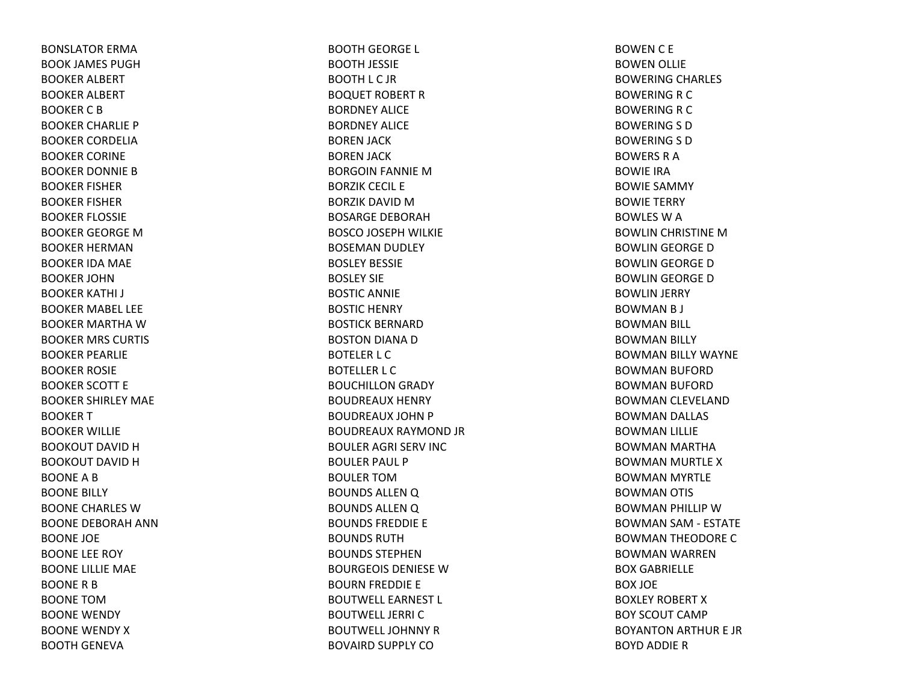BONSLATOR ERMA
BOOK JAMES PUGH
BOOKER ALBERT
BOOKER ALBERT
BOOKER C B
BOOKER CHARLIE P
BOOKER CORDELIA
BOOKER CORINE
BOOKER DONNIE B
BOOKER FISHER
BOOKER FISHER
BOOKER FLOSSIE
BOOKER GEORGE M
BOOKER HERMAN
BOOKER IDA MAE
BOOKER JOHN
BOOKER KATHI J
BOOKER MABEL LEE
BOOKER MARTHA W
BOOKER MRS CURTIS
BOOKER PEARLIE
BOOKER ROSIE
BOOKER SCOTT E
BOOKER SHIRLEY MAE
BOOKER T
BOOKER WILLIE
BOOKOUT DAVID H
BOOKOUT DAVID H
BOONE A B
BOONE BILLY
BOONE CHARLES W
BOONE DEBORAH ANN
BOONE JOE
BOONE LEE ROY
BOONE LILLIE MAE
BOONE R B
BOONE TOM
BOONE WENDY
BOONE WENDY X
BOOTH GENEVA
BOOTH GEORGE L
BOOTH JESSIE
BOOTH L C JR
BOQUET ROBERT R
BORDNEY ALICE
BORDNEY ALICE
BOREN JACK
BOREN JACK
BORGOIN FANNIE M
BORZIK CECIL E
BORZIK DAVID M
BOSARGE DEBORAH
BOSCO JOSEPH WILKIE
BOSEMAN DUDLEY
BOSLEY BESSIE
BOSLEY SIE
BOSTIC ANNIE
BOSTIC HENRY
BOSTICK BERNARD
BOSTON DIANA D
BOTELER L C
BOTELLER L C
BOUCHILLON GRADY
BOUDREAUX HENRY
BOUDREAUX JOHN P
BOUDREAUX RAYMOND JR
BOULER AGRI SERV INC
BOULER PAUL P
BOULER TOM
BOUNDS ALLEN Q
BOUNDS ALLEN Q
BOUNDS FREDDIE E
BOUNDS RUTH
BOUNDS STEPHEN
BOURGEOIS DENIESE W
BOURN FREDDIE E
BOUTWELL EARNEST L
BOUTWELL JERRI C
BOUTWELL JOHNNY R
BOVAIRD SUPPLY CO
BOWEN C E
BOWEN OLLIE
BOWERING CHARLES
BOWERING R C
BOWERING R C
BOWERING S D
BOWERING S D
BOWERS R A
BOWIE IRA
BOWIE SAMMY
BOWIE TERRY
BOWLES W A
BOWLIN CHRISTINE M
BOWLIN GEORGE D
BOWLIN GEORGE D
BOWLIN GEORGE D
BOWLIN JERRY
BOWMAN B J
BOWMAN BILL
BOWMAN BILLY
BOWMAN BILLY WAYNE
BOWMAN BUFORD
BOWMAN BUFORD
BOWMAN CLEVELAND
BOWMAN DALLAS
BOWMAN LILLIE
BOWMAN MARTHA
BOWMAN MURTLE X
BOWMAN MYRTLE
BOWMAN OTIS
BOWMAN PHILLIP W
BOWMAN SAM - ESTATE
BOWMAN THEODORE C
BOWMAN WARREN
BOX GABRIELLE
BOX JOE
BOXLEY ROBERT X
BOY SCOUT CAMP
BOYANTON ARTHUR E JR
BOYD ADDIE R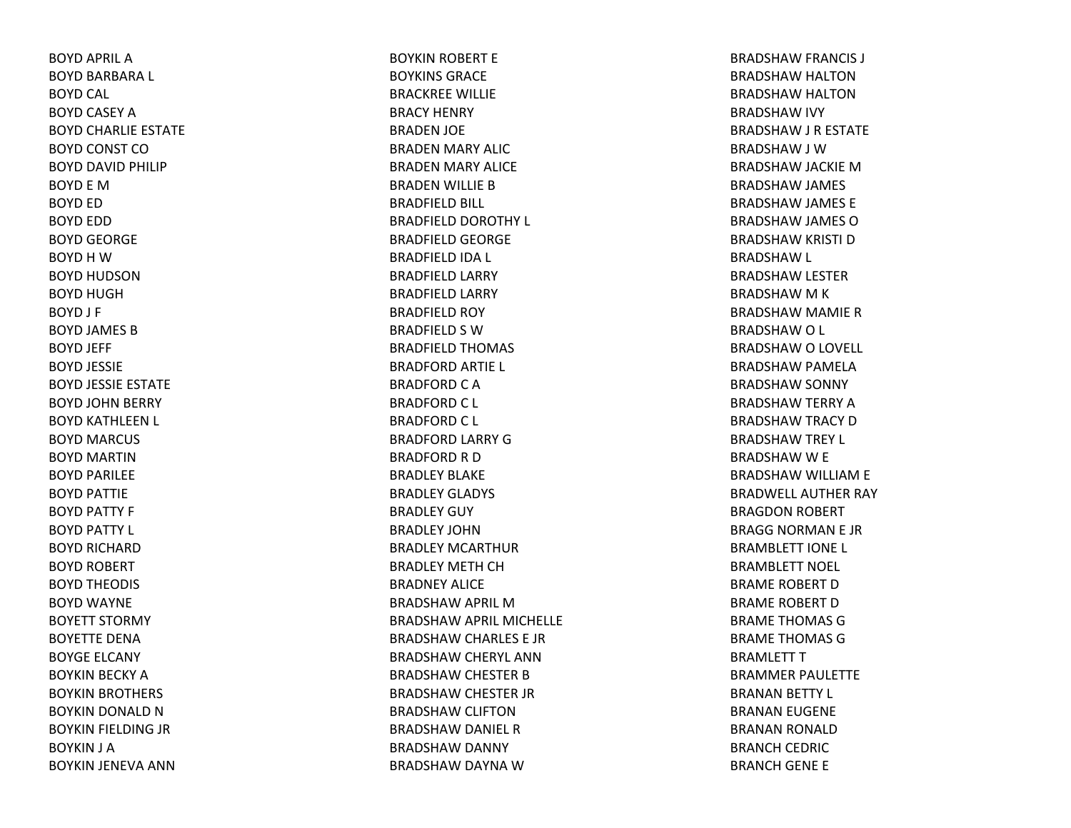BOYD APRIL A
BOYD BARBARA L
BOYD CAL
BOYD CASEY A
BOYD CHARLIE ESTATE
BOYD CONST CO
BOYD DAVID PHILIP
BOYD E M
BOYD ED
BOYD EDD
BOYD GEORGE
BOYD H W
BOYD HUDSON
BOYD HUGH
BOYD J F
BOYD JAMES B
BOYD JEFF
BOYD JESSIE
BOYD JESSIE ESTATE
BOYD JOHN BERRY
BOYD KATHLEEN L
BOYD MARCUS
BOYD MARTIN
BOYD PARILEE
BOYD PATTIE
BOYD PATTY F
BOYD PATTY L
BOYD RICHARD
BOYD ROBERT
BOYD THEODIS
BOYD WAYNE
BOYETT STORMY
BOYETTE DENA
BOYGE ELCANY
BOYKIN BECKY A
BOYKIN BROTHERS
BOYKIN DONALD N
BOYKIN FIELDING JR
BOYKIN J A
BOYKIN JENEVA ANN
BOYKIN ROBERT E
BOYKINS GRACE
BRACKREE WILLIE
BRACY HENRY
BRADEN JOE
BRADEN MARY ALIC
BRADEN MARY ALICE
BRADEN WILLIE B
BRADFIELD BILL
BRADFIELD DOROTHY L
BRADFIELD GEORGE
BRADFIELD IDA L
BRADFIELD LARRY
BRADFIELD LARRY
BRADFIELD ROY
BRADFIELD S W
BRADFIELD THOMAS
BRADFORD ARTIE L
BRADFORD C A
BRADFORD C L
BRADFORD C L
BRADFORD LARRY G
BRADFORD R D
BRADLEY BLAKE
BRADLEY GLADYS
BRADLEY GUY
BRADLEY JOHN
BRADLEY MCARTHUR
BRADLEY METH CH
BRADNEY ALICE
BRADSHAW APRIL M
BRADSHAW APRIL MICHELLE
BRADSHAW CHARLES E JR
BRADSHAW CHERYL ANN
BRADSHAW CHESTER B
BRADSHAW CHESTER JR
BRADSHAW CLIFTON
BRADSHAW DANIEL R
BRADSHAW DANNY
BRADSHAW DAYNA W
BRADSHAW FRANCIS J
BRADSHAW HALTON
BRADSHAW HALTON
BRADSHAW IVY
BRADSHAW J R ESTATE
BRADSHAW J W
BRADSHAW JACKIE M
BRADSHAW JAMES
BRADSHAW JAMES E
BRADSHAW JAMES O
BRADSHAW KRISTI D
BRADSHAW L
BRADSHAW LESTER
BRADSHAW M K
BRADSHAW MAMIE R
BRADSHAW O L
BRADSHAW O LOVELL
BRADSHAW PAMELA
BRADSHAW SONNY
BRADSHAW TERRY A
BRADSHAW TRACY D
BRADSHAW TREY L
BRADSHAW W E
BRADSHAW WILLIAM E
BRADWELL AUTHER RAY
BRAGDON ROBERT
BRAGG NORMAN E JR
BRAMBLETT IONE L
BRAMBLETT NOEL
BRAME ROBERT D
BRAME ROBERT D
BRAME THOMAS G
BRAME THOMAS G
BRAMLETT T
BRAMMER PAULETTE
BRANAN BETTY L
BRANAN EUGENE
BRANAN RONALD
BRANCH CEDRIC
BRANCH GENE E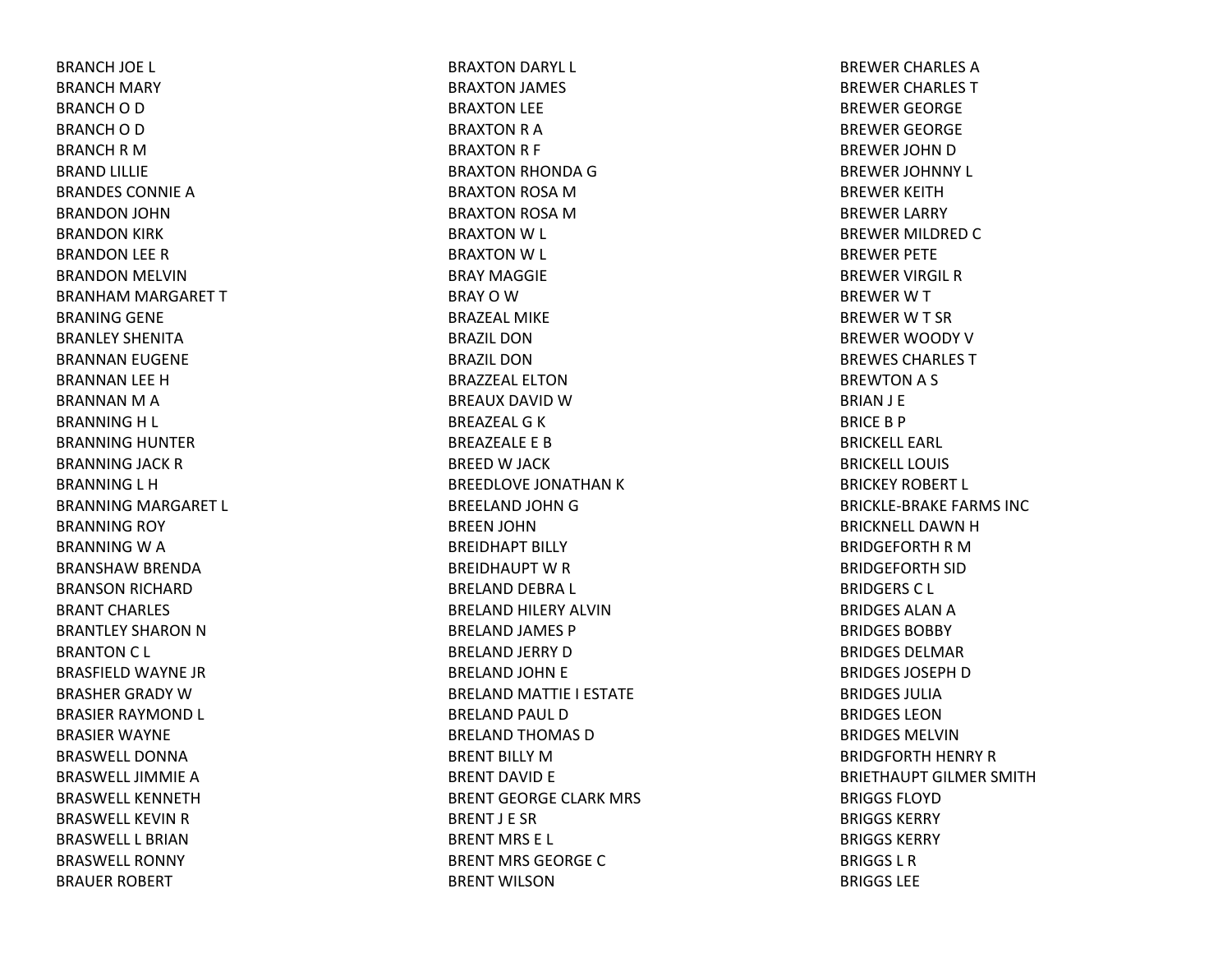BRANCH JOE L
BRANCH MARY
BRANCH O D
BRANCH O D
BRANCH R M
BRAND LILLIE
BRANDES CONNIE A
BRANDON JOHN
BRANDON KIRK
BRANDON LEE R
BRANDON MELVIN
BRANHAM MARGARET T
BRANING GENE
BRANLEY SHENITA
BRANNAN EUGENE
BRANNAN LEE H
BRANNAN M A
BRANNING H L
BRANNING HUNTER
BRANNING JACK R
BRANNING L H
BRANNING MARGARET L
BRANNING ROY
BRANNING W A
BRANSHAW BRENDA
BRANSON RICHARD
BRANT CHARLES
BRANTLEY SHARON N
BRANTON C L
BRASFIELD WAYNE JR
BRASHER GRADY W
BRASIER RAYMOND L
BRASIER WAYNE
BRASWELL DONNA
BRASWELL JIMMIE A
BRASWELL KENNETH
BRASWELL KEVIN R
BRASWELL L BRIAN
BRASWELL RONNY
BRAUER ROBERT
BRAXTON DARYL L
BRAXTON JAMES
BRAXTON LEE
BRAXTON R A
BRAXTON R F
BRAXTON RHONDA G
BRAXTON ROSA M
BRAXTON ROSA M
BRAXTON W L
BRAXTON W L
BRAY MAGGIE
BRAY O W
BRAZEAL MIKE
BRAZIL DON
BRAZIL DON
BRAZZEAL ELTON
BREAUX DAVID W
BREAZEAL G K
BREAZEALE E B
BREED W JACK
BREEDLOVE JONATHAN K
BREELAND JOHN G
BREEN JOHN
BREIDHAPT BILLY
BREIDHAUPT W R
BRELAND DEBRA L
BRELAND HILERY ALVIN
BRELAND JAMES P
BRELAND JERRY D
BRELAND JOHN E
BRELAND MATTIE I ESTATE
BRELAND PAUL D
BRELAND THOMAS D
BRENT BILLY M
BRENT DAVID E
BRENT GEORGE CLARK MRS
BRENT J E SR
BRENT MRS E L
BRENT MRS GEORGE C
BRENT WILSON
BREWER CHARLES A
BREWER CHARLES T
BREWER GEORGE
BREWER GEORGE
BREWER JOHN D
BREWER JOHNNY L
BREWER KEITH
BREWER LARRY
BREWER MILDRED C
BREWER PETE
BREWER VIRGIL R
BREWER W T
BREWER W T SR
BREWER WOODY V
BREWES CHARLES T
BREWTON A S
BRIAN J E
BRICE B P
BRICKELL EARL
BRICKELL LOUIS
BRICKEY ROBERT L
BRICKLE-BRAKE FARMS INC
BRICKNELL DAWN H
BRIDGEFORTH R M
BRIDGEFORTH SID
BRIDGERS C L
BRIDGES ALAN A
BRIDGES BOBBY
BRIDGES DELMAR
BRIDGES JOSEPH D
BRIDGES JULIA
BRIDGES LEON
BRIDGES MELVIN
BRIDGFORTH HENRY R
BRIETHAUPT GILMER SMITH
BRIGGS FLOYD
BRIGGS KERRY
BRIGGS KERRY
BRIGGS L R
BRIGGS LEE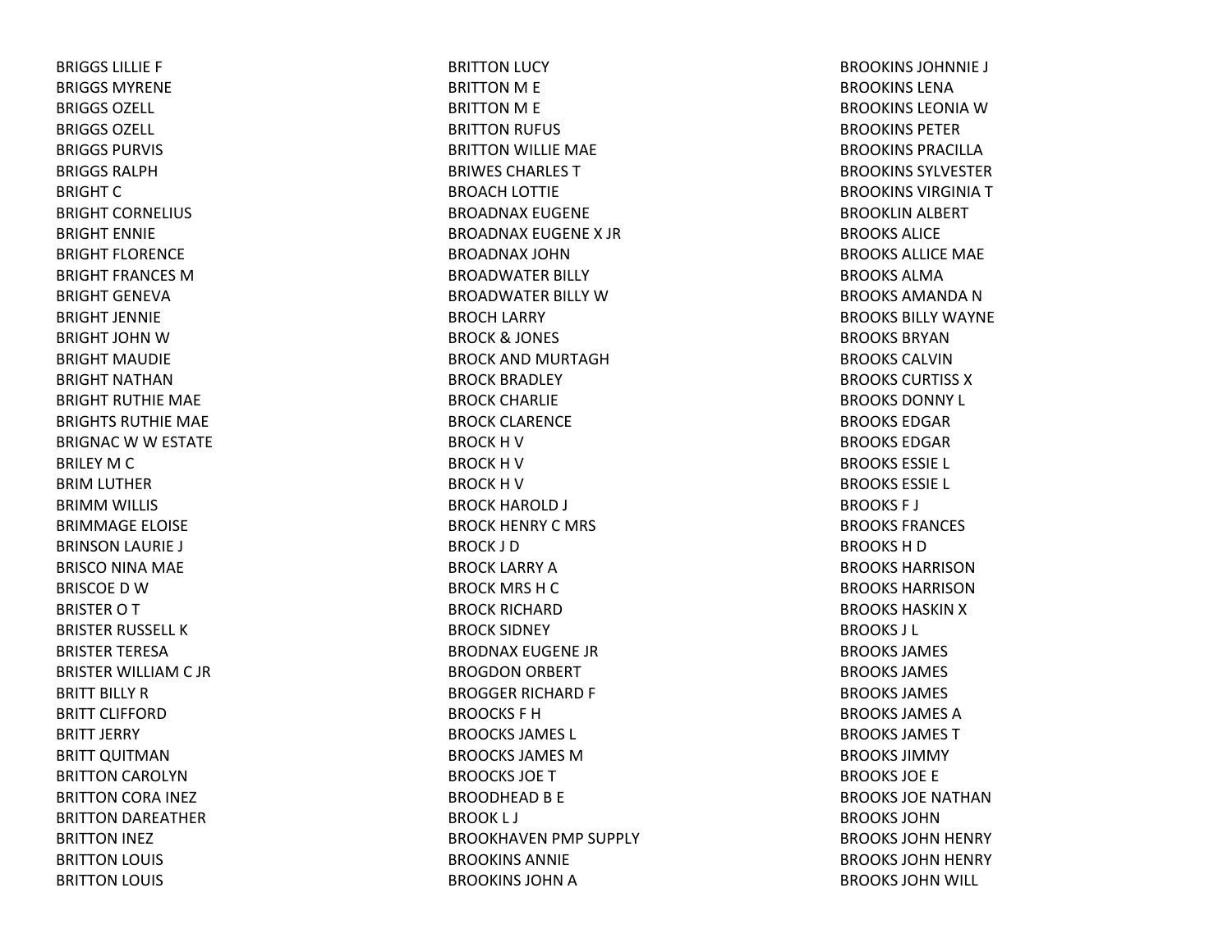BRIGGS LILLIE F
BRIGGS MYRENE
BRIGGS OZELL
BRIGGS OZELL
BRIGGS PURVIS
BRIGGS RALPH
BRIGHT C
BRIGHT CORNELIUS
BRIGHT ENNIE
BRIGHT FLORENCE
BRIGHT FRANCES M
BRIGHT GENEVA
BRIGHT JENNIE
BRIGHT JOHN W
BRIGHT MAUDIE
BRIGHT NATHAN
BRIGHT RUTHIE MAE
BRIGHTS RUTHIE MAE
BRIGNAC W W ESTATE
BRILEY M C
BRIM LUTHER
BRIMM WILLIS
BRIMMAGE ELOISE
BRINSON LAURIE J
BRISCO NINA MAE
BRISCOE D W
BRISTER O T
BRISTER RUSSELL K
BRISTER TERESA
BRISTER WILLIAM C JR
BRITT BILLY R
BRITT CLIFFORD
BRITT JERRY
BRITT QUITMAN
BRITTON CAROLYN
BRITTON CORA INEZ
BRITTON DAREATHER
BRITTON INEZ
BRITTON LOUIS
BRITTON LOUIS
BRITTON LUCY
BRITTON M E
BRITTON M E
BRITTON RUFUS
BRITTON WILLIE MAE
BRIWES CHARLES T
BROACH LOTTIE
BROADNAX EUGENE
BROADNAX EUGENE X JR
BROADNAX JOHN
BROADWATER BILLY
BROADWATER BILLY W
BROCH LARRY
BROCK & JONES
BROCK AND MURTAGH
BROCK BRADLEY
BROCK CHARLIE
BROCK CLARENCE
BROCK H V
BROCK H V
BROCK H V
BROCK HAROLD J
BROCK HENRY C MRS
BROCK J D
BROCK LARRY A
BROCK MRS H C
BROCK RICHARD
BROCK SIDNEY
BRODNAX EUGENE JR
BROGDON ORBERT
BROGGER RICHARD F
BROOCKS F H
BROOCKS JAMES L
BROOCKS JAMES M
BROOCKS JOE T
BROODHEAD B E
BROOK L J
BROOKHAVEN PMP SUPPLY
BROOKINS ANNIE
BROOKINS JOHN A
BROOKINS JOHNNIE J
BROOKINS LENA
BROOKINS LEONIA W
BROOKINS PETER
BROOKINS PRACILLA
BROOKINS SYLVESTER
BROOKINS VIRGINIA T
BROOKLIN ALBERT
BROOKS ALICE
BROOKS ALLICE MAE
BROOKS ALMA
BROOKS AMANDA N
BROOKS BILLY WAYNE
BROOKS BRYAN
BROOKS CALVIN
BROOKS CURTISS X
BROOKS DONNY L
BROOKS EDGAR
BROOKS EDGAR
BROOKS ESSIE L
BROOKS ESSIE L
BROOKS F J
BROOKS FRANCES
BROOKS H D
BROOKS HARRISON
BROOKS HARRISON
BROOKS HASKIN X
BROOKS J L
BROOKS JAMES
BROOKS JAMES
BROOKS JAMES
BROOKS JAMES A
BROOKS JAMES T
BROOKS JIMMY
BROOKS JOE E
BROOKS JOE NATHAN
BROOKS JOHN
BROOKS JOHN HENRY
BROOKS JOHN HENRY
BROOKS JOHN WILL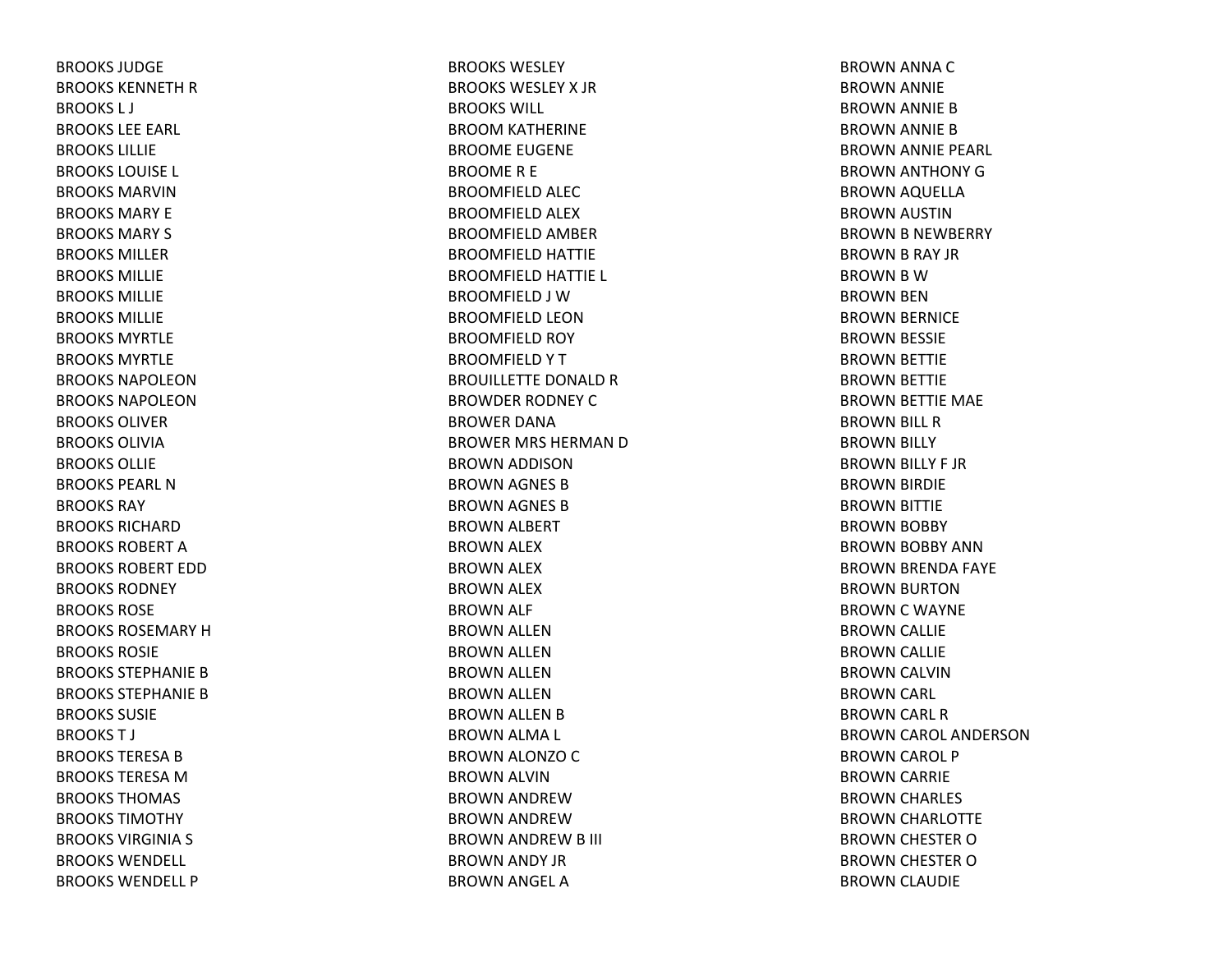BROOKS JUDGE
BROOKS KENNETH R
BROOKS L J
BROOKS LEE EARL
BROOKS LILLIE
BROOKS LOUISE L
BROOKS MARVIN
BROOKS MARY E
BROOKS MARY S
BROOKS MILLER
BROOKS MILLIE
BROOKS MILLIE
BROOKS MILLIE
BROOKS MYRTLE
BROOKS MYRTLE
BROOKS NAPOLEON
BROOKS NAPOLEON
BROOKS OLIVER
BROOKS OLIVIA
BROOKS OLLIE
BROOKS PEARL N
BROOKS RAY
BROOKS RICHARD
BROOKS ROBERT A
BROOKS ROBERT EDD
BROOKS RODNEY
BROOKS ROSE
BROOKS ROSEMARY H
BROOKS ROSIE
BROOKS STEPHANIE B
BROOKS STEPHANIE B
BROOKS SUSIE
BROOKS T J
BROOKS TERESA B
BROOKS TERESA M
BROOKS THOMAS
BROOKS TIMOTHY
BROOKS VIRGINIA S
BROOKS WENDELL
BROOKS WENDELL P
BROOKS WESLEY
BROOKS WESLEY X JR
BROOKS WILL
BROOM KATHERINE
BROOME EUGENE
BROOME R E
BROOMFIELD ALEC
BROOMFIELD ALEX
BROOMFIELD AMBER
BROOMFIELD HATTIE
BROOMFIELD HATTIE L
BROOMFIELD J W
BROOMFIELD LEON
BROOMFIELD ROY
BROOMFIELD Y T
BROUILLETTE DONALD R
BROWDER RODNEY C
BROWER DANA
BROWER MRS HERMAN D
BROWN ADDISON
BROWN AGNES B
BROWN AGNES B
BROWN ALBERT
BROWN ALEX
BROWN ALEX
BROWN ALEX
BROWN ALF
BROWN ALLEN
BROWN ALLEN
BROWN ALLEN
BROWN ALLEN
BROWN ALLEN B
BROWN ALMA L
BROWN ALONZO C
BROWN ALVIN
BROWN ANDREW
BROWN ANDREW
BROWN ANDREW B III
BROWN ANDY JR
BROWN ANGEL A
BROWN ANNA C
BROWN ANNIE
BROWN ANNIE B
BROWN ANNIE B
BROWN ANNIE PEARL
BROWN ANTHONY G
BROWN AQUELLA
BROWN AUSTIN
BROWN B NEWBERRY
BROWN B RAY JR
BROWN B W
BROWN BEN
BROWN BERNICE
BROWN BESSIE
BROWN BETTIE
BROWN BETTIE
BROWN BETTIE MAE
BROWN BILL R
BROWN BILLY
BROWN BILLY F JR
BROWN BIRDIE
BROWN BITTIE
BROWN BOBBY
BROWN BOBBY ANN
BROWN BRENDA FAYE
BROWN BURTON
BROWN C WAYNE
BROWN CALLIE
BROWN CALLIE
BROWN CALVIN
BROWN CARL
BROWN CARL R
BROWN CAROL ANDERSON
BROWN CAROL P
BROWN CARRIE
BROWN CHARLES
BROWN CHARLOTTE
BROWN CHESTER O
BROWN CHESTER O
BROWN CLAUDIE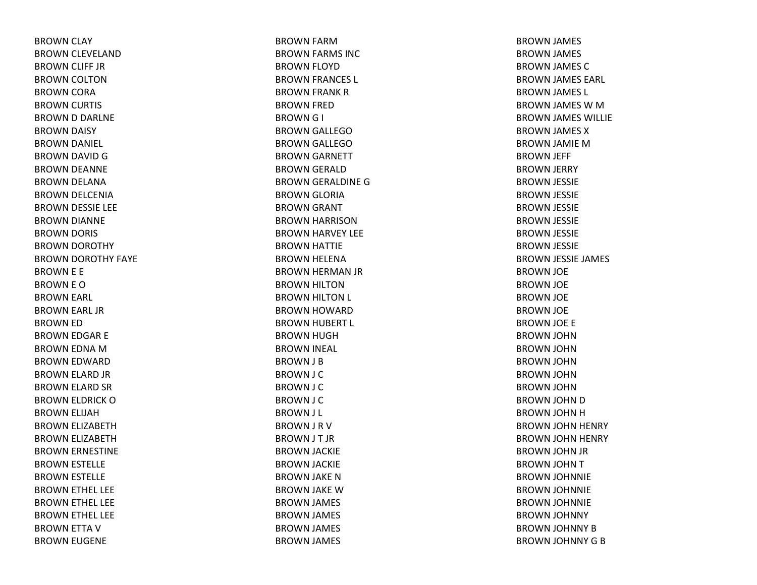BROWN CLAY
BROWN CLEVELAND
BROWN CLIFF JR
BROWN COLTON
BROWN CORA
BROWN CURTIS
BROWN D DARLNE
BROWN DAISY
BROWN DANIEL
BROWN DAVID G
BROWN DEANNE
BROWN DELANA
BROWN DELCENIA
BROWN DESSIE LEE
BROWN DIANNE
BROWN DORIS
BROWN DOROTHY
BROWN DOROTHY FAYE
BROWN E E
BROWN E O
BROWN EARL
BROWN EARL JR
BROWN ED
BROWN EDGAR E
BROWN EDNA M
BROWN EDWARD
BROWN ELARD JR
BROWN ELARD SR
BROWN ELDRICK O
BROWN ELIJAH
BROWN ELIZABETH
BROWN ELIZABETH
BROWN ERNESTINE
BROWN ESTELLE
BROWN ESTELLE
BROWN ETHEL LEE
BROWN ETHEL LEE
BROWN ETHEL LEE
BROWN ETTA V
BROWN EUGENE
BROWN FARM
BROWN FARMS INC
BROWN FLOYD
BROWN FRANCES L
BROWN FRANK R
BROWN FRED
BROWN G I
BROWN GALLEGO
BROWN GALLEGO
BROWN GARNETT
BROWN GERALD
BROWN GERALDINE G
BROWN GLORIA
BROWN GRANT
BROWN HARRISON
BROWN HARVEY LEE
BROWN HATTIE
BROWN HELENA
BROWN HERMAN JR
BROWN HILTON
BROWN HILTON L
BROWN HOWARD
BROWN HUBERT L
BROWN HUGH
BROWN INEAL
BROWN J B
BROWN J C
BROWN J C
BROWN J C
BROWN J L
BROWN J R V
BROWN J T JR
BROWN JACKIE
BROWN JACKIE
BROWN JAKE N
BROWN JAKE W
BROWN JAMES
BROWN JAMES
BROWN JAMES
BROWN JAMES
BROWN JAMES
BROWN JAMES
BROWN JAMES C
BROWN JAMES EARL
BROWN JAMES L
BROWN JAMES W M
BROWN JAMES WILLIE
BROWN JAMES X
BROWN JAMIE M
BROWN JEFF
BROWN JERRY
BROWN JESSIE
BROWN JESSIE
BROWN JESSIE
BROWN JESSIE
BROWN JESSIE
BROWN JESSIE
BROWN JESSIE JAMES
BROWN JOE
BROWN JOE
BROWN JOE
BROWN JOE
BROWN JOE E
BROWN JOHN
BROWN JOHN
BROWN JOHN
BROWN JOHN
BROWN JOHN
BROWN JOHN D
BROWN JOHN H
BROWN JOHN HENRY
BROWN JOHN HENRY
BROWN JOHN JR
BROWN JOHN T
BROWN JOHNNIE
BROWN JOHNNIE
BROWN JOHNNIE
BROWN JOHNNY
BROWN JOHNNY B
BROWN JOHNNY G B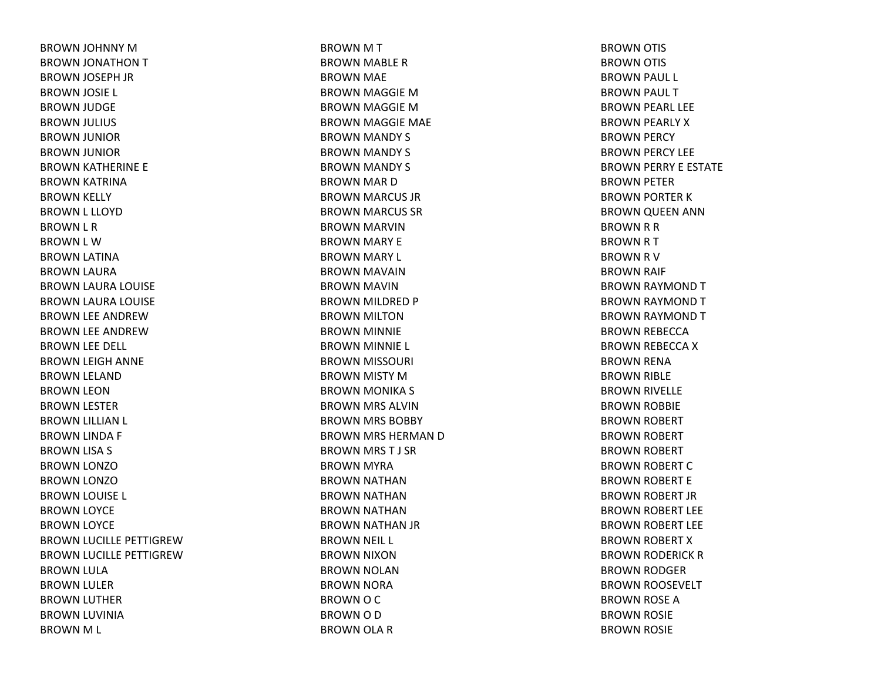BROWN JOHNNY M
BROWN JONATHON T
BROWN JOSEPH JR
BROWN JOSIE L
BROWN JUDGE
BROWN JULIUS
BROWN JUNIOR
BROWN JUNIOR
BROWN KATHERINE E
BROWN KATRINA
BROWN KELLY
BROWN L LLOYD
BROWN L R
BROWN L W
BROWN LATINA
BROWN LAURA
BROWN LAURA LOUISE
BROWN LAURA LOUISE
BROWN LEE ANDREW
BROWN LEE ANDREW
BROWN LEE DELL
BROWN LEIGH ANNE
BROWN LELAND
BROWN LEON
BROWN LESTER
BROWN LILLIAN L
BROWN LINDA F
BROWN LISA S
BROWN LONZO
BROWN LONZO
BROWN LOUISE L
BROWN LOYCE
BROWN LOYCE
BROWN LUCILLE PETTIGREW
BROWN LUCILLE PETTIGREW
BROWN LULA
BROWN LULER
BROWN LUTHER
BROWN LUVINIA
BROWN M L
BROWN M T
BROWN MABLE R
BROWN MAE
BROWN MAGGIE M
BROWN MAGGIE M
BROWN MAGGIE MAE
BROWN MANDY S
BROWN MANDY S
BROWN MANDY S
BROWN MAR D
BROWN MARCUS JR
BROWN MARCUS SR
BROWN MARVIN
BROWN MARY E
BROWN MARY L
BROWN MAVAIN
BROWN MAVIN
BROWN MILDRED P
BROWN MILTON
BROWN MINNIE
BROWN MINNIE L
BROWN MISSOURI
BROWN MISTY M
BROWN MONIKA S
BROWN MRS ALVIN
BROWN MRS BOBBY
BROWN MRS HERMAN D
BROWN MRS T J SR
BROWN MYRA
BROWN NATHAN
BROWN NATHAN
BROWN NATHAN
BROWN NATHAN JR
BROWN NEIL L
BROWN NIXON
BROWN NOLAN
BROWN NORA
BROWN O C
BROWN O D
BROWN OLA R
BROWN OTIS
BROWN OTIS
BROWN PAUL L
BROWN PAUL T
BROWN PEARL LEE
BROWN PEARLY X
BROWN PERCY
BROWN PERCY LEE
BROWN PERRY E ESTATE
BROWN PETER
BROWN PORTER K
BROWN QUEEN ANN
BROWN R R
BROWN R T
BROWN R V
BROWN RAIF
BROWN RAYMOND T
BROWN RAYMOND T
BROWN RAYMOND T
BROWN REBECCA
BROWN REBECCA X
BROWN RENA
BROWN RIBLE
BROWN RIVELLE
BROWN ROBBIE
BROWN ROBERT
BROWN ROBERT
BROWN ROBERT
BROWN ROBERT C
BROWN ROBERT E
BROWN ROBERT JR
BROWN ROBERT LEE
BROWN ROBERT LEE
BROWN ROBERT X
BROWN RODERICK R
BROWN RODGER
BROWN ROOSEVELT
BROWN ROSE A
BROWN ROSIE
BROWN ROSIE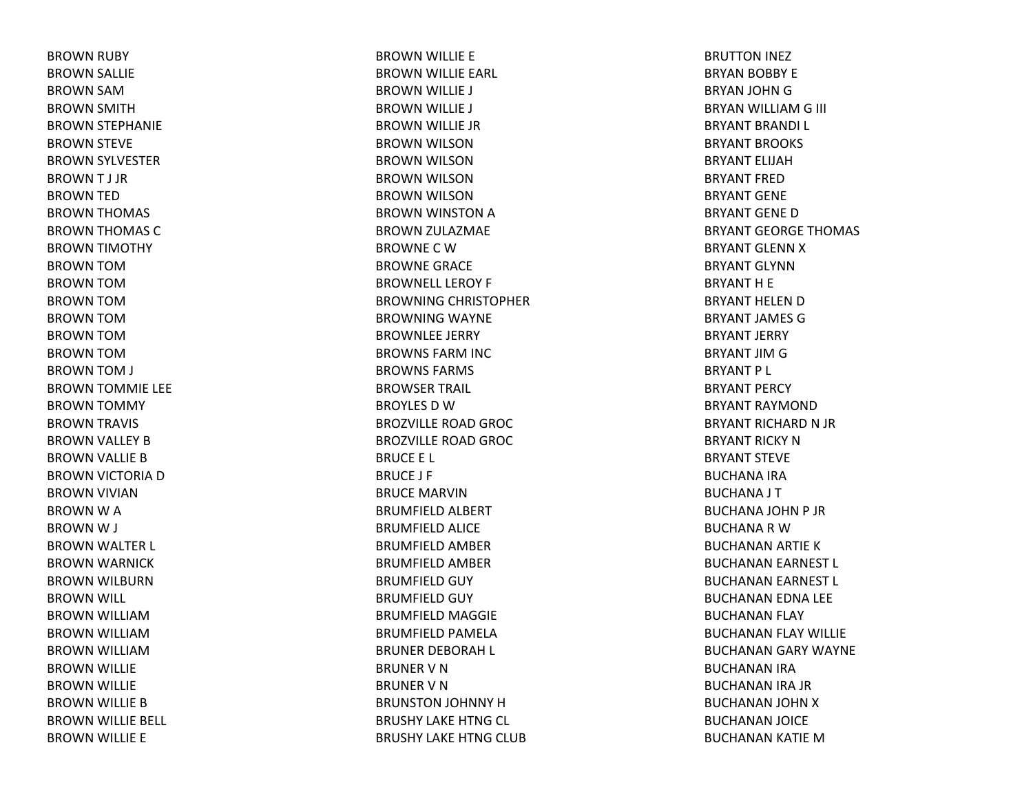BROWN RUBY
BROWN SALLIE
BROWN SAM
BROWN SMITH
BROWN STEPHANIE
BROWN STEVE
BROWN SYLVESTER
BROWN T J JR
BROWN TED
BROWN THOMAS
BROWN THOMAS C
BROWN TIMOTHY
BROWN TOM
BROWN TOM
BROWN TOM
BROWN TOM
BROWN TOM
BROWN TOM
BROWN TOM J
BROWN TOMMIE LEE
BROWN TOMMY
BROWN TRAVIS
BROWN VALLEY B
BROWN VALLIE B
BROWN VICTORIA D
BROWN VIVIAN
BROWN W A
BROWN W J
BROWN WALTER L
BROWN WARNICK
BROWN WILBURN
BROWN WILL
BROWN WILLIAM
BROWN WILLIAM
BROWN WILLIAM
BROWN WILLIE
BROWN WILLIE
BROWN WILLIE B
BROWN WILLIE BELL
BROWN WILLIE E
BROWN WILLIE E
BROWN WILLIE EARL
BROWN WILLIE J
BROWN WILLIE J
BROWN WILLIE JR
BROWN WILSON
BROWN WILSON
BROWN WILSON
BROWN WILSON
BROWN WINSTON A
BROWN ZULAZMAE
BROWNE C W
BROWNE GRACE
BROWNELL LEROY F
BROWNING CHRISTOPHER
BROWNING WAYNE
BROWNLEE JERRY
BROWNS FARM INC
BROWNS FARMS
BROWSER TRAIL
BROYLES D W
BROZVILLE ROAD GROC
BROZVILLE ROAD GROC
BRUCE E L
BRUCE J F
BRUCE MARVIN
BRUMFIELD ALBERT
BRUMFIELD ALICE
BRUMFIELD AMBER
BRUMFIELD AMBER
BRUMFIELD GUY
BRUMFIELD GUY
BRUMFIELD MAGGIE
BRUMFIELD PAMELA
BRUNER DEBORAH L
BRUNER V N
BRUNER V N
BRUNSTON JOHNNY H
BRUSHY LAKE HTNG CL
BRUSHY LAKE HTNG CLUB
BRUTTON INEZ
BRYAN BOBBY E
BRYAN JOHN G
BRYAN WILLIAM G III
BRYANT BRANDI L
BRYANT BROOKS
BRYANT ELIJAH
BRYANT FRED
BRYANT GENE
BRYANT GENE D
BRYANT GEORGE THOMAS
BRYANT GLENN X
BRYANT GLYNN
BRYANT H E
BRYANT HELEN D
BRYANT JAMES G
BRYANT JERRY
BRYANT JIM G
BRYANT P L
BRYANT PERCY
BRYANT RAYMOND
BRYANT RICHARD N JR
BRYANT RICKY N
BRYANT STEVE
BUCHANA IRA
BUCHANA J T
BUCHANA JOHN P JR
BUCHANA R W
BUCHANAN ARTIE K
BUCHANAN EARNEST L
BUCHANAN EARNEST L
BUCHANAN EDNA LEE
BUCHANAN FLAY
BUCHANAN FLAY WILLIE
BUCHANAN GARY WAYNE
BUCHANAN IRA
BUCHANAN IRA JR
BUCHANAN JOHN X
BUCHANAN JOICE
BUCHANAN KATIE M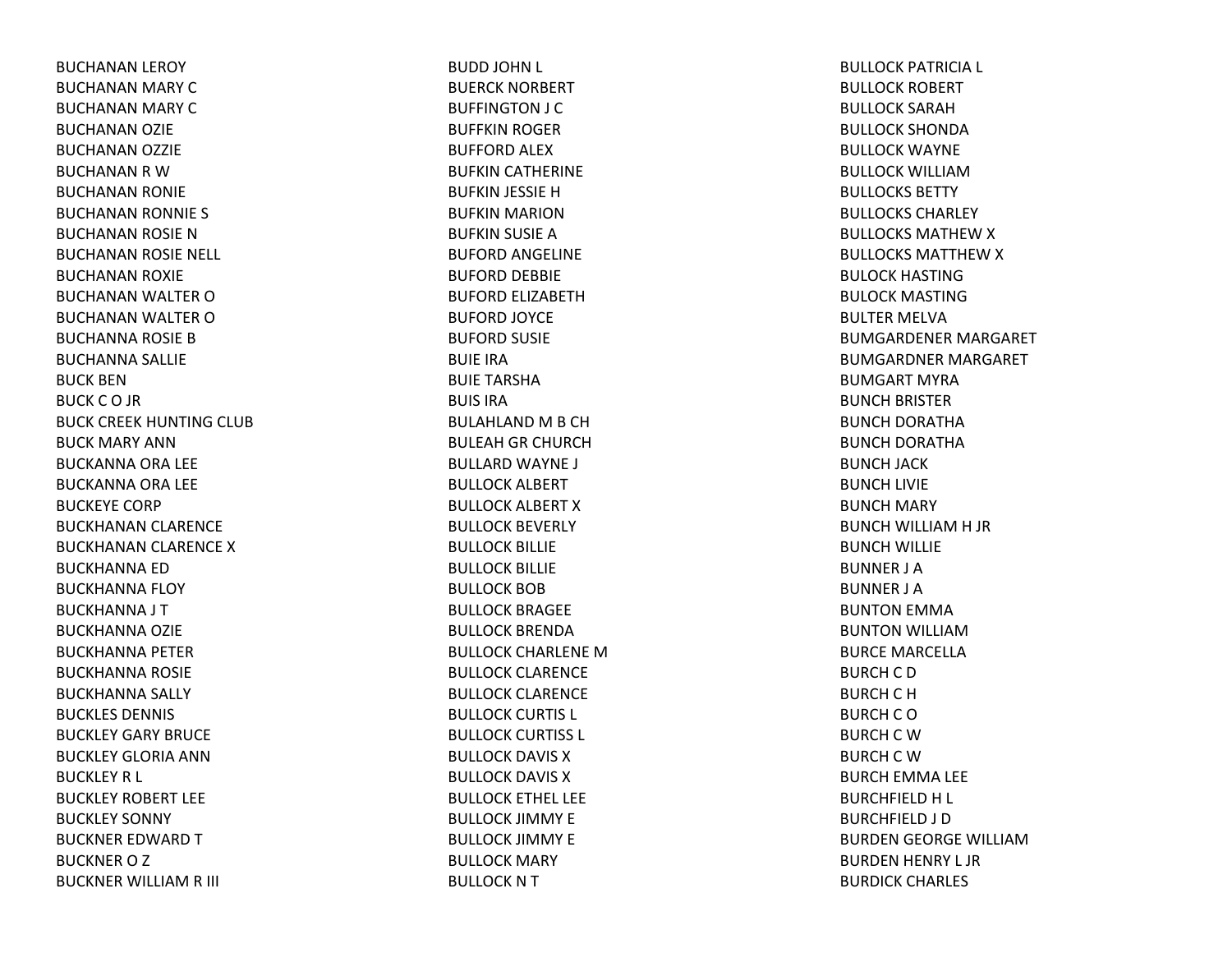BUCHANAN LEROY
BUCHANAN MARY C
BUCHANAN MARY C
BUCHANAN OZIE
BUCHANAN OZZIE
BUCHANAN R W
BUCHANAN RONIE
BUCHANAN RONNIE S
BUCHANAN ROSIE N
BUCHANAN ROSIE NELL
BUCHANAN ROXIE
BUCHANAN WALTER O
BUCHANAN WALTER O
BUCHANNA ROSIE B
BUCHANNA SALLIE
BUCK BEN
BUCK C O JR
BUCK CREEK HUNTING CLUB
BUCK MARY ANN
BUCKANNA ORA LEE
BUCKANNA ORA LEE
BUCKEYE CORP
BUCKHANAN CLARENCE
BUCKHANAN CLARENCE X
BUCKHANNA ED
BUCKHANNA FLOY
BUCKHANNA J T
BUCKHANNA OZIE
BUCKHANNA PETER
BUCKHANNA ROSIE
BUCKHANNA SALLY
BUCKLES DENNIS
BUCKLEY GARY BRUCE
BUCKLEY GLORIA ANN
BUCKLEY R L
BUCKLEY ROBERT LEE
BUCKLEY SONNY
BUCKNER EDWARD T
BUCKNER O Z
BUCKNER WILLIAM R III
BUDD JOHN L
BUERCK NORBERT
BUFFINGTON J C
BUFFKIN ROGER
BUFFORD ALEX
BUFKIN CATHERINE
BUFKIN JESSIE H
BUFKIN MARION
BUFKIN SUSIE A
BUFORD ANGELINE
BUFORD DEBBIE
BUFORD ELIZABETH
BUFORD JOYCE
BUFORD SUSIE
BUIE IRA
BUIE TARSHA
BUIS IRA
BULAHLAND M B CH
BULEAH GR CHURCH
BULLARD WAYNE J
BULLOCK ALBERT
BULLOCK ALBERT X
BULLOCK BEVERLY
BULLOCK BILLIE
BULLOCK BILLIE
BULLOCK BOB
BULLOCK BRAGEE
BULLOCK BRENDA
BULLOCK CHARLENE M
BULLOCK CLARENCE
BULLOCK CLARENCE
BULLOCK CURTIS L
BULLOCK CURTISS L
BULLOCK DAVIS X
BULLOCK DAVIS X
BULLOCK ETHEL LEE
BULLOCK JIMMY E
BULLOCK JIMMY E
BULLOCK MARY
BULLOCK N T
BULLOCK PATRICIA L
BULLOCK ROBERT
BULLOCK SARAH
BULLOCK SHONDA
BULLOCK WAYNE
BULLOCK WILLIAM
BULLOCKS BETTY
BULLOCKS CHARLEY
BULLOCKS MATHEW X
BULLOCKS MATTHEW X
BULOCK HASTING
BULOCK MASTING
BULTER MELVA
BUMGARDENER MARGARET
BUMGARDNER MARGARET
BUMGART MYRA
BUNCH BRISTER
BUNCH DORATHA
BUNCH DORATHA
BUNCH JACK
BUNCH LIVIE
BUNCH MARY
BUNCH WILLIAM H JR
BUNCH WILLIE
BUNNER J A
BUNNER J A
BUNTON EMMA
BUNTON WILLIAM
BURCE MARCELLA
BURCH C D
BURCH C H
BURCH C O
BURCH C W
BURCH C W
BURCH EMMA LEE
BURCHFIELD H L
BURCHFIELD J D
BURDEN GEORGE WILLIAM
BURDEN HENRY L JR
BURDICK CHARLES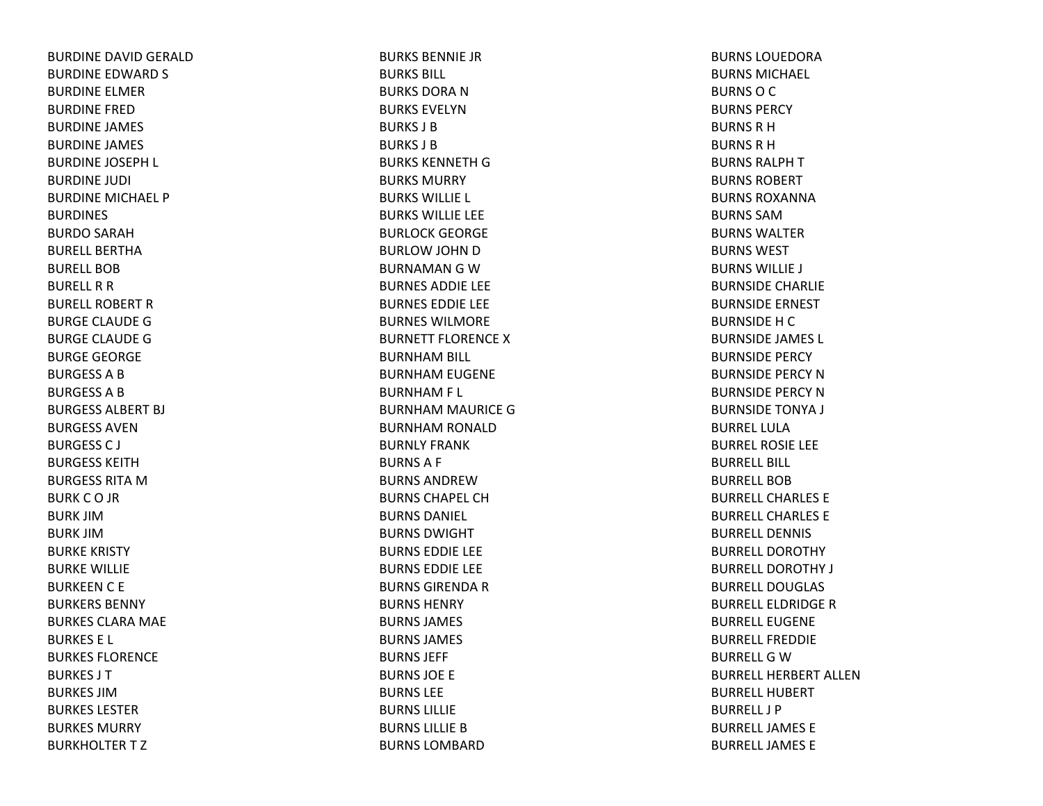BURDINE DAVID GERALD
BURDINE EDWARD S
BURDINE ELMER
BURDINE FRED
BURDINE JAMES
BURDINE JAMES
BURDINE JOSEPH L
BURDINE JUDI
BURDINE MICHAEL P
BURDINES
BURDO SARAH
BURELL BERTHA
BURELL BOB
BURELL R R
BURELL ROBERT R
BURGE CLAUDE G
BURGE CLAUDE G
BURGE GEORGE
BURGESS A B
BURGESS A B
BURGESS ALBERT BJ
BURGESS AVEN
BURGESS C J
BURGESS KEITH
BURGESS RITA M
BURK C O JR
BURK JIM
BURK JIM
BURKE KRISTY
BURKE WILLIE
BURKEEN C E
BURKERS BENNY
BURKES CLARA MAE
BURKES E L
BURKES FLORENCE
BURKES J T
BURKES JIM
BURKES LESTER
BURKES MURRY
BURKHOLTER T Z
BURKS BENNIE JR
BURKS BILL
BURKS DORA N
BURKS EVELYN
BURKS J B
BURKS J B
BURKS KENNETH G
BURKS MURRY
BURKS WILLIE L
BURKS WILLIE LEE
BURLOCK GEORGE
BURLOW JOHN D
BURNAMAN G W
BURNES ADDIE LEE
BURNES EDDIE LEE
BURNES WILMORE
BURNETT FLORENCE X
BURNHAM BILL
BURNHAM EUGENE
BURNHAM F L
BURNHAM MAURICE G
BURNHAM RONALD
BURNLY FRANK
BURNS A F
BURNS ANDREW
BURNS CHAPEL CH
BURNS DANIEL
BURNS DWIGHT
BURNS EDDIE LEE
BURNS EDDIE LEE
BURNS GIRENDA R
BURNS HENRY
BURNS JAMES
BURNS JAMES
BURNS JEFF
BURNS JOE E
BURNS LEE
BURNS LILLIE
BURNS LILLIE B
BURNS LOMBARD
BURNS LOUEDORA
BURNS MICHAEL
BURNS O C
BURNS PERCY
BURNS R H
BURNS R H
BURNS RALPH T
BURNS ROBERT
BURNS ROXANNA
BURNS SAM
BURNS WALTER
BURNS WEST
BURNS WILLIE J
BURNSIDE CHARLIE
BURNSIDE ERNEST
BURNSIDE H C
BURNSIDE JAMES L
BURNSIDE PERCY
BURNSIDE PERCY N
BURNSIDE PERCY N
BURNSIDE TONYA J
BURREL LULA
BURREL ROSIE LEE
BURRELL BILL
BURRELL BOB
BURRELL CHARLES E
BURRELL CHARLES E
BURRELL DENNIS
BURRELL DOROTHY
BURRELL DOROTHY J
BURRELL DOUGLAS
BURRELL ELDRIDGE R
BURRELL EUGENE
BURRELL FREDDIE
BURRELL G W
BURRELL HERBERT ALLEN
BURRELL HUBERT
BURRELL J P
BURRELL JAMES E
BURRELL JAMES E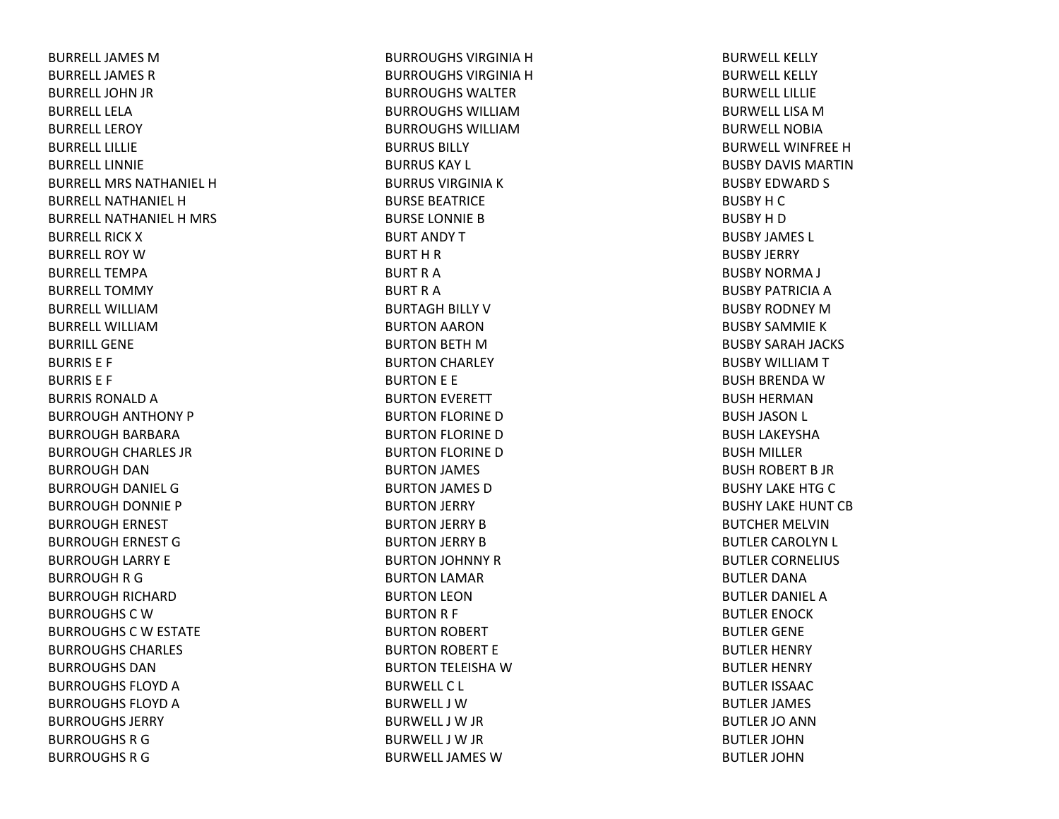BURRELL JAMES M
BURRELL JAMES R
BURRELL JOHN JR
BURRELL LELA
BURRELL LEROY
BURRELL LILLIE
BURRELL LINNIE
BURRELL MRS NATHANIEL H
BURRELL NATHANIEL H
BURRELL NATHANIEL H MRS
BURRELL RICK X
BURRELL ROY W
BURRELL TEMPA
BURRELL TOMMY
BURRELL WILLIAM
BURRELL WILLIAM
BURRILL GENE
BURRIS E F
BURRIS E F
BURRIS RONALD A
BURROUGH ANTHONY P
BURROUGH BARBARA
BURROUGH CHARLES JR
BURROUGH DAN
BURROUGH DANIEL G
BURROUGH DONNIE P
BURROUGH ERNEST
BURROUGH ERNEST G
BURROUGH LARRY E
BURROUGH R G
BURROUGH RICHARD
BURROUGHS C W
BURROUGHS C W ESTATE
BURROUGHS CHARLES
BURROUGHS DAN
BURROUGHS FLOYD A
BURROUGHS FLOYD A
BURROUGHS JERRY
BURROUGHS R G
BURROUGHS R G
BURROUGHS VIRGINIA H
BURROUGHS VIRGINIA H
BURROUGHS WALTER
BURROUGHS WILLIAM
BURROUGHS WILLIAM
BURRUS BILLY
BURRUS KAY L
BURRUS VIRGINIA K
BURSE BEATRICE
BURSE LONNIE B
BURT ANDY T
BURT H R
BURT R A
BURT R A
BURTAGH BILLY V
BURTON AARON
BURTON BETH M
BURTON CHARLEY
BURTON E E
BURTON EVERETT
BURTON FLORINE D
BURTON FLORINE D
BURTON FLORINE D
BURTON JAMES
BURTON JAMES D
BURTON JERRY
BURTON JERRY B
BURTON JERRY B
BURTON JOHNNY R
BURTON LAMAR
BURTON LEON
BURTON R F
BURTON ROBERT
BURTON ROBERT E
BURTON TELEISHA W
BURWELL C L
BURWELL J W
BURWELL J W JR
BURWELL J W JR
BURWELL JAMES W
BURWELL KELLY
BURWELL KELLY
BURWELL LILLIE
BURWELL LISA M
BURWELL NOBIA
BURWELL WINFREE H
BUSBY DAVIS MARTIN
BUSBY EDWARD S
BUSBY H C
BUSBY H D
BUSBY JAMES L
BUSBY JERRY
BUSBY NORMA J
BUSBY PATRICIA A
BUSBY RODNEY M
BUSBY SAMMIE K
BUSBY SARAH JACKS
BUSBY WILLIAM T
BUSH BRENDA W
BUSH HERMAN
BUSH JASON L
BUSH LAKEYSHA
BUSH MILLER
BUSH ROBERT B JR
BUSHY LAKE HTG C
BUSHY LAKE HUNT CB
BUTCHER MELVIN
BUTLER CAROLYN L
BUTLER CORNELIUS
BUTLER DANA
BUTLER DANIEL A
BUTLER ENOCK
BUTLER GENE
BUTLER HENRY
BUTLER HENRY
BUTLER ISSAAC
BUTLER JAMES
BUTLER JO ANN
BUTLER JOHN
BUTLER JOHN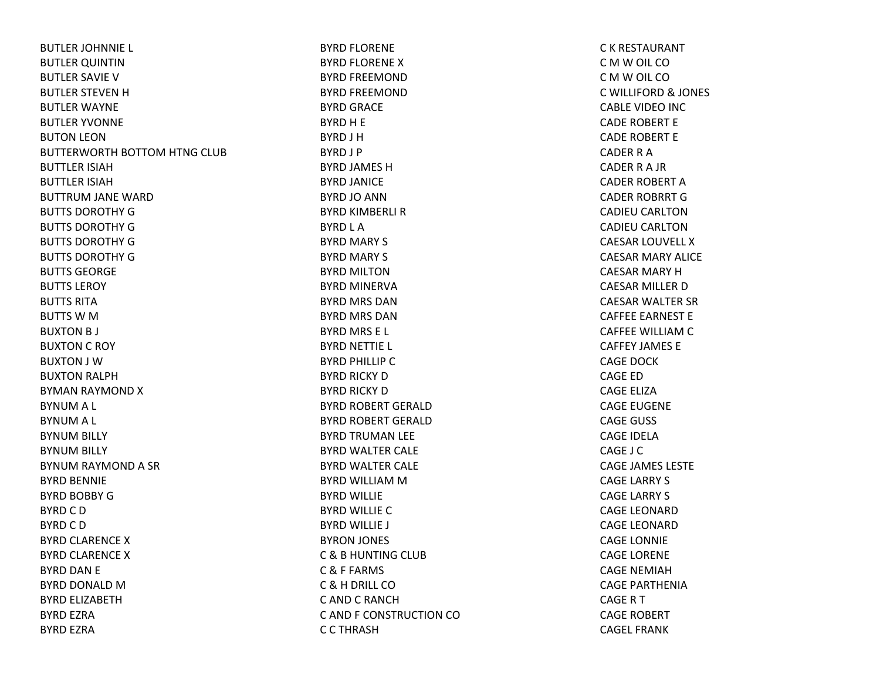BUTLER JOHNNIE L
BUTLER QUINTIN
BUTLER SAVIE V
BUTLER STEVEN H
BUTLER WAYNE
BUTLER YVONNE
BUTON LEON
BUTTERWORTH BOTTOM HTNG CLUB
BUTTLER ISIAH
BUTTLER ISIAH
BUTTRUM JANE WARD
BUTTS DOROTHY G
BUTTS DOROTHY G
BUTTS DOROTHY G
BUTTS DOROTHY G
BUTTS GEORGE
BUTTS LEROY
BUTTS RITA
BUTTS W M
BUXTON B J
BUXTON C ROY
BUXTON J W
BUXTON RALPH
BYMAN RAYMOND X
BYNUM A L
BYNUM A L
BYNUM BILLY
BYNUM BILLY
BYNUM RAYMOND A SR
BYRD BENNIE
BYRD BOBBY G
BYRD C D
BYRD C D
BYRD CLARENCE X
BYRD CLARENCE X
BYRD DAN E
BYRD DONALD M
BYRD ELIZABETH
BYRD EZRA
BYRD EZRA
BYRD FLORENE
BYRD FLORENE X
BYRD FREEMOND
BYRD FREEMOND
BYRD GRACE
BYRD H E
BYRD J H
BYRD J P
BYRD JAMES H
BYRD JANICE
BYRD JO ANN
BYRD KIMBERLI R
BYRD L A
BYRD MARY S
BYRD MARY S
BYRD MILTON
BYRD MINERVA
BYRD MRS DAN
BYRD MRS DAN
BYRD MRS E L
BYRD NETTIE L
BYRD PHILLIP C
BYRD RICKY D
BYRD RICKY D
BYRD ROBERT GERALD
BYRD ROBERT GERALD
BYRD TRUMAN LEE
BYRD WALTER CALE
BYRD WALTER CALE
BYRD WILLIAM M
BYRD WILLIE
BYRD WILLIE C
BYRD WILLIE J
BYRON JONES
C & B HUNTING CLUB
C & F FARMS
C & H DRILL CO
C AND C RANCH
C AND F CONSTRUCTION CO
C C THRASH
C K RESTAURANT
C M W OIL CO
C M W OIL CO
C WILLIFORD & JONES
CABLE VIDEO INC
CADE ROBERT E
CADE ROBERT E
CADER R A
CADER R A JR
CADER ROBERT A
CADER ROBRRT G
CADIEU CARLTON
CADIEU CARLTON
CAESAR LOUVELL X
CAESAR MARY ALICE
CAESAR MARY H
CAESAR MILLER D
CAESAR WALTER SR
CAFFEE EARNEST E
CAFFEE WILLIAM C
CAFFEY JAMES E
CAGE DOCK
CAGE ED
CAGE ELIZA
CAGE EUGENE
CAGE GUSS
CAGE IDELA
CAGE J C
CAGE JAMES LESTE
CAGE LARRY S
CAGE LARRY S
CAGE LEONARD
CAGE LEONARD
CAGE LONNIE
CAGE LORENE
CAGE NEMIAH
CAGE PARTHENIA
CAGE R T
CAGE ROBERT
CAGEL FRANK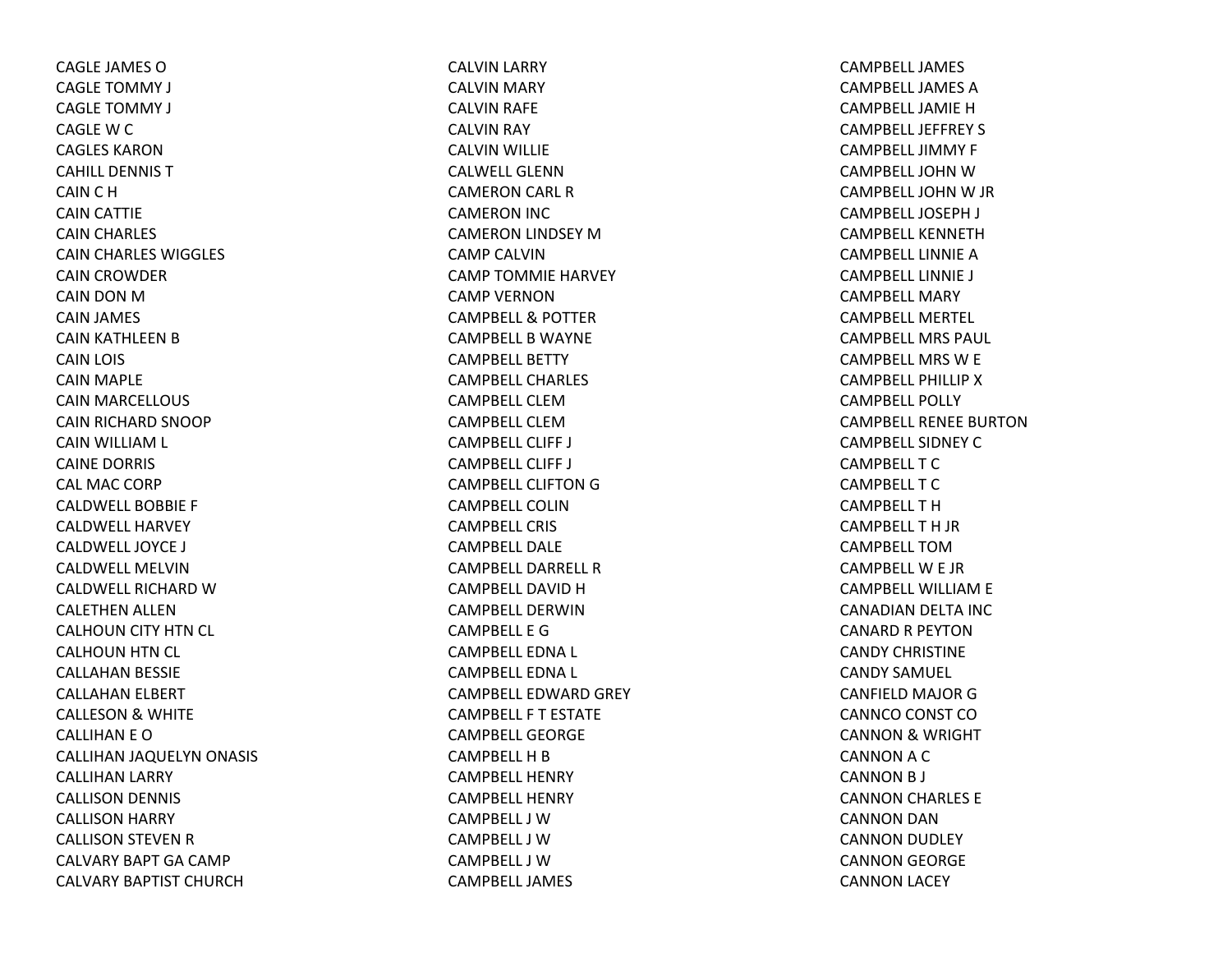CAGLE JAMES O
CAGLE TOMMY J
CAGLE TOMMY J
CAGLE W C
CAGLES KARON
CAHILL DENNIS T
CAIN C H
CAIN CATTIE
CAIN CHARLES
CAIN CHARLES WIGGLES
CAIN CROWDER
CAIN DON M
CAIN JAMES
CAIN KATHLEEN B
CAIN LOIS
CAIN MAPLE
CAIN MARCELLOUS
CAIN RICHARD SNOOP
CAIN WILLIAM L
CAINE DORRIS
CAL MAC CORP
CALDWELL BOBBIE F
CALDWELL HARVEY
CALDWELL JOYCE J
CALDWELL MELVIN
CALDWELL RICHARD W
CALETHEN ALLEN
CALHOUN CITY HTN CL
CALHOUN HTN CL
CALLAHAN BESSIE
CALLAHAN ELBERT
CALLESON & WHITE
CALLIHAN E O
CALLIHAN JAQUELYN ONASIS
CALLIHAN LARRY
CALLISON DENNIS
CALLISON HARRY
CALLISON STEVEN R
CALVARY BAPT GA CAMP
CALVARY BAPTIST CHURCH
CALVIN LARRY
CALVIN MARY
CALVIN RAFE
CALVIN RAY
CALVIN WILLIE
CALWELL GLENN
CAMERON CARL R
CAMERON INC
CAMERON LINDSEY M
CAMP CALVIN
CAMP TOMMIE HARVEY
CAMP VERNON
CAMPBELL & POTTER
CAMPBELL B WAYNE
CAMPBELL BETTY
CAMPBELL CHARLES
CAMPBELL CLEM
CAMPBELL CLEM
CAMPBELL CLIFF J
CAMPBELL CLIFF J
CAMPBELL CLIFTON G
CAMPBELL COLIN
CAMPBELL CRIS
CAMPBELL DALE
CAMPBELL DARRELL R
CAMPBELL DAVID H
CAMPBELL DERWIN
CAMPBELL E G
CAMPBELL EDNA L
CAMPBELL EDNA L
CAMPBELL EDWARD GREY
CAMPBELL F T ESTATE
CAMPBELL GEORGE
CAMPBELL H B
CAMPBELL HENRY
CAMPBELL HENRY
CAMPBELL J W
CAMPBELL J W
CAMPBELL J W
CAMPBELL JAMES
CAMPBELL JAMES
CAMPBELL JAMES A
CAMPBELL JAMIE H
CAMPBELL JEFFREY S
CAMPBELL JIMMY F
CAMPBELL JOHN W
CAMPBELL JOHN W JR
CAMPBELL JOSEPH J
CAMPBELL KENNETH
CAMPBELL LINNIE A
CAMPBELL LINNIE J
CAMPBELL MARY
CAMPBELL MERTEL
CAMPBELL MRS PAUL
CAMPBELL MRS W E
CAMPBELL PHILLIP X
CAMPBELL POLLY
CAMPBELL RENEE BURTON
CAMPBELL SIDNEY C
CAMPBELL T C
CAMPBELL T C
CAMPBELL T H
CAMPBELL T H JR
CAMPBELL TOM
CAMPBELL W E JR
CAMPBELL WILLIAM E
CANADIAN DELTA INC
CANARD R PEYTON
CANDY CHRISTINE
CANDY SAMUEL
CANFIELD MAJOR G
CANNCO CONST CO
CANNON & WRIGHT
CANNON A C
CANNON B J
CANNON CHARLES E
CANNON DAN
CANNON DUDLEY
CANNON GEORGE
CANNON LACEY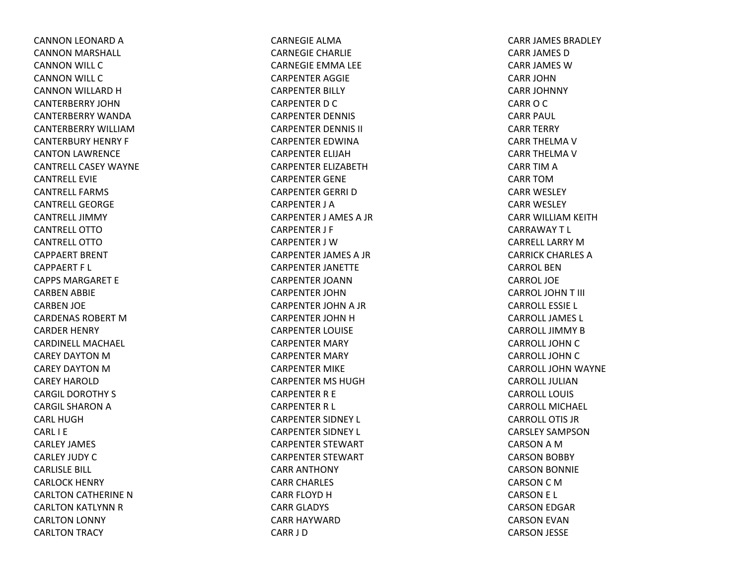CANNON LEONARD A
CANNON MARSHALL
CANNON WILL C
CANNON WILL C
CANNON WILLARD H
CANTERBERRY JOHN
CANTERBERRY WANDA
CANTERBERRY WILLIAM
CANTERBURY HENRY F
CANTON LAWRENCE
CANTRELL CASEY WAYNE
CANTRELL EVIE
CANTRELL FARMS
CANTRELL GEORGE
CANTRELL JIMMY
CANTRELL OTTO
CANTRELL OTTO
CAPPAERT BRENT
CAPPAERT F L
CAPPS MARGARET E
CARBEN ABBIE
CARBEN JOE
CARDENAS ROBERT M
CARDER HENRY
CARDINELL MACHAEL
CAREY DAYTON M
CAREY DAYTON M
CAREY HAROLD
CARGIL DOROTHY S
CARGIL SHARON A
CARL HUGH
CARL I E
CARLEY JAMES
CARLEY JUDY C
CARLISLE BILL
CARLOCK HENRY
CARLTON CATHERINE N
CARLTON KATLYNN R
CARLTON LONNY
CARLTON TRACY
CARNEGIE ALMA
CARNEGIE CHARLIE
CARNEGIE EMMA LEE
CARPENTER AGGIE
CARPENTER BILLY
CARPENTER D C
CARPENTER DENNIS
CARPENTER DENNIS II
CARPENTER EDWINA
CARPENTER ELIJAH
CARPENTER ELIZABETH
CARPENTER GENE
CARPENTER GERRI D
CARPENTER J A
CARPENTER J AMES A JR
CARPENTER J F
CARPENTER J W
CARPENTER JAMES A JR
CARPENTER JANETTE
CARPENTER JOANN
CARPENTER JOHN
CARPENTER JOHN A JR
CARPENTER JOHN H
CARPENTER LOUISE
CARPENTER MARY
CARPENTER MARY
CARPENTER MIKE
CARPENTER MS HUGH
CARPENTER R E
CARPENTER R L
CARPENTER SIDNEY L
CARPENTER SIDNEY L
CARPENTER STEWART
CARPENTER STEWART
CARR ANTHONY
CARR CHARLES
CARR FLOYD H
CARR GLADYS
CARR HAYWARD
CARR J D
CARR JAMES BRADLEY
CARR JAMES D
CARR JAMES W
CARR JOHN
CARR JOHNNY
CARR O C
CARR PAUL
CARR TERRY
CARR THELMA V
CARR THELMA V
CARR TIM A
CARR TOM
CARR WESLEY
CARR WESLEY
CARR WILLIAM KEITH
CARRAWAY T L
CARRELL LARRY M
CARRICK CHARLES A
CARROL BEN
CARROL JOE
CARROL JOHN T III
CARROLL ESSIE L
CARROLL JAMES L
CARROLL JIMMY B
CARROLL JOHN C
CARROLL JOHN C
CARROLL JOHN WAYNE
CARROLL JULIAN
CARROLL LOUIS
CARROLL MICHAEL
CARROLL OTIS JR
CARSLEY SAMPSON
CARSON A M
CARSON BOBBY
CARSON BONNIE
CARSON C M
CARSON E L
CARSON EDGAR
CARSON EVAN
CARSON JESSE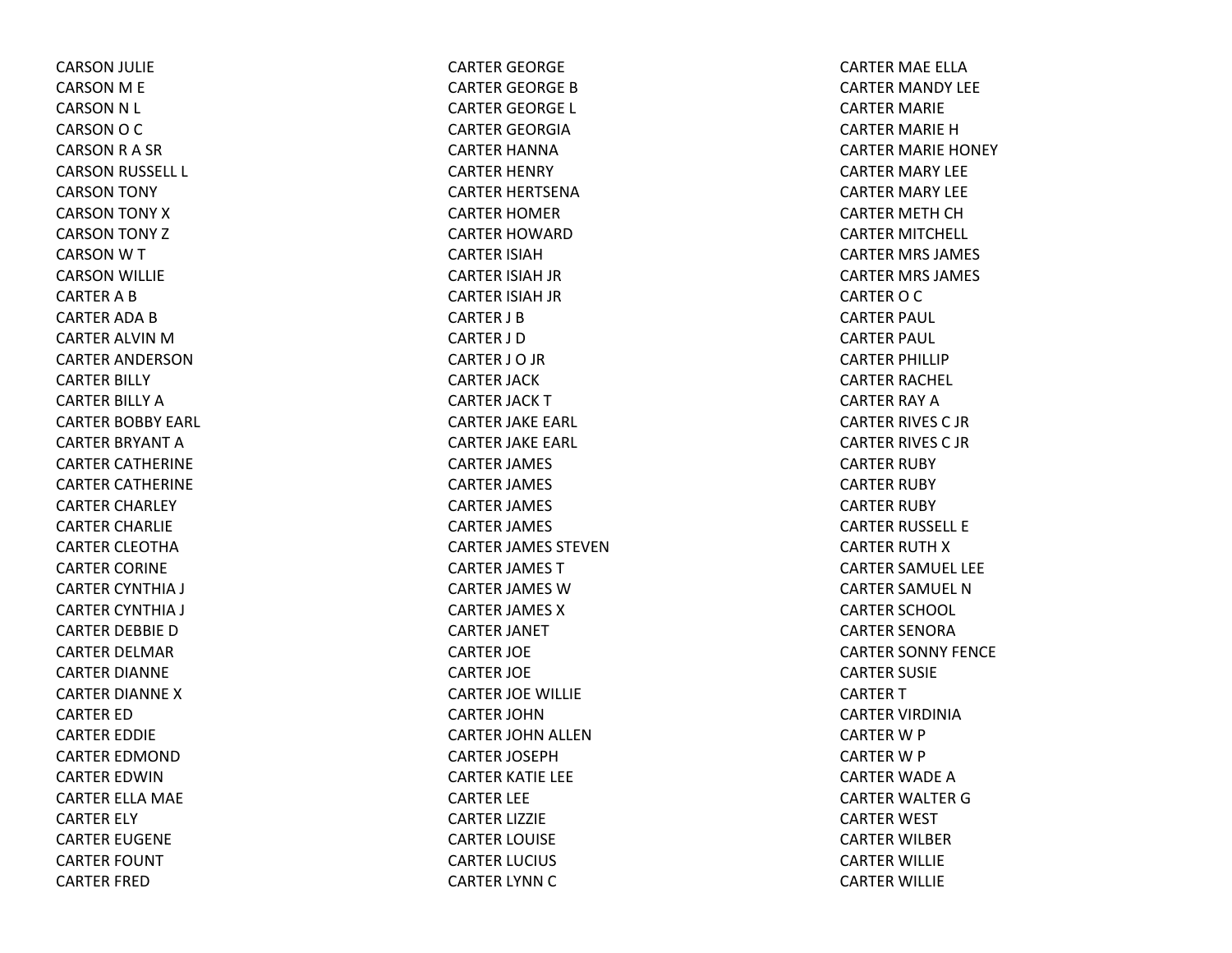CARSON JULIE
CARSON M E
CARSON N L
CARSON O C
CARSON R A SR
CARSON RUSSELL L
CARSON TONY
CARSON TONY X
CARSON TONY Z
CARSON W T
CARSON WILLIE
CARTER A B
CARTER ADA B
CARTER ALVIN M
CARTER ANDERSON
CARTER BILLY
CARTER BILLY A
CARTER BOBBY EARL
CARTER BRYANT A
CARTER CATHERINE
CARTER CATHERINE
CARTER CHARLEY
CARTER CHARLIE
CARTER CLEOTHA
CARTER CORINE
CARTER CYNTHIA J
CARTER CYNTHIA J
CARTER DEBBIE D
CARTER DELMAR
CARTER DIANNE
CARTER DIANNE X
CARTER ED
CARTER EDDIE
CARTER EDMOND
CARTER EDWIN
CARTER ELLA MAE
CARTER ELY
CARTER EUGENE
CARTER FOUNT
CARTER FRED
CARTER GEORGE
CARTER GEORGE B
CARTER GEORGE L
CARTER GEORGIA
CARTER HANNA
CARTER HENRY
CARTER HERTSENA
CARTER HOMER
CARTER HOWARD
CARTER ISIAH
CARTER ISIAH JR
CARTER ISIAH JR
CARTER J B
CARTER J D
CARTER J O JR
CARTER JACK
CARTER JACK T
CARTER JAKE EARL
CARTER JAKE EARL
CARTER JAMES
CARTER JAMES
CARTER JAMES
CARTER JAMES
CARTER JAMES STEVEN
CARTER JAMES T
CARTER JAMES W
CARTER JAMES X
CARTER JANET
CARTER JOE
CARTER JOE
CARTER JOE WILLIE
CARTER JOHN
CARTER JOHN ALLEN
CARTER JOSEPH
CARTER KATIE LEE
CARTER LEE
CARTER LIZZIE
CARTER LOUISE
CARTER LUCIUS
CARTER LYNN C
CARTER MAE ELLA
CARTER MANDY LEE
CARTER MARIE
CARTER MARIE H
CARTER MARIE HONEY
CARTER MARY LEE
CARTER MARY LEE
CARTER METH CH
CARTER MITCHELL
CARTER MRS JAMES
CARTER MRS JAMES
CARTER O C
CARTER PAUL
CARTER PAUL
CARTER PHILLIP
CARTER RACHEL
CARTER RAY A
CARTER RIVES C JR
CARTER RIVES C JR
CARTER RUBY
CARTER RUBY
CARTER RUBY
CARTER RUSSELL E
CARTER RUTH X
CARTER SAMUEL LEE
CARTER SAMUEL N
CARTER SCHOOL
CARTER SENORA
CARTER SONNY FENCE
CARTER SUSIE
CARTER T
CARTER VIRDINIA
CARTER W P
CARTER W P
CARTER WADE A
CARTER WALTER G
CARTER WEST
CARTER WILBER
CARTER WILLIE
CARTER WILLIE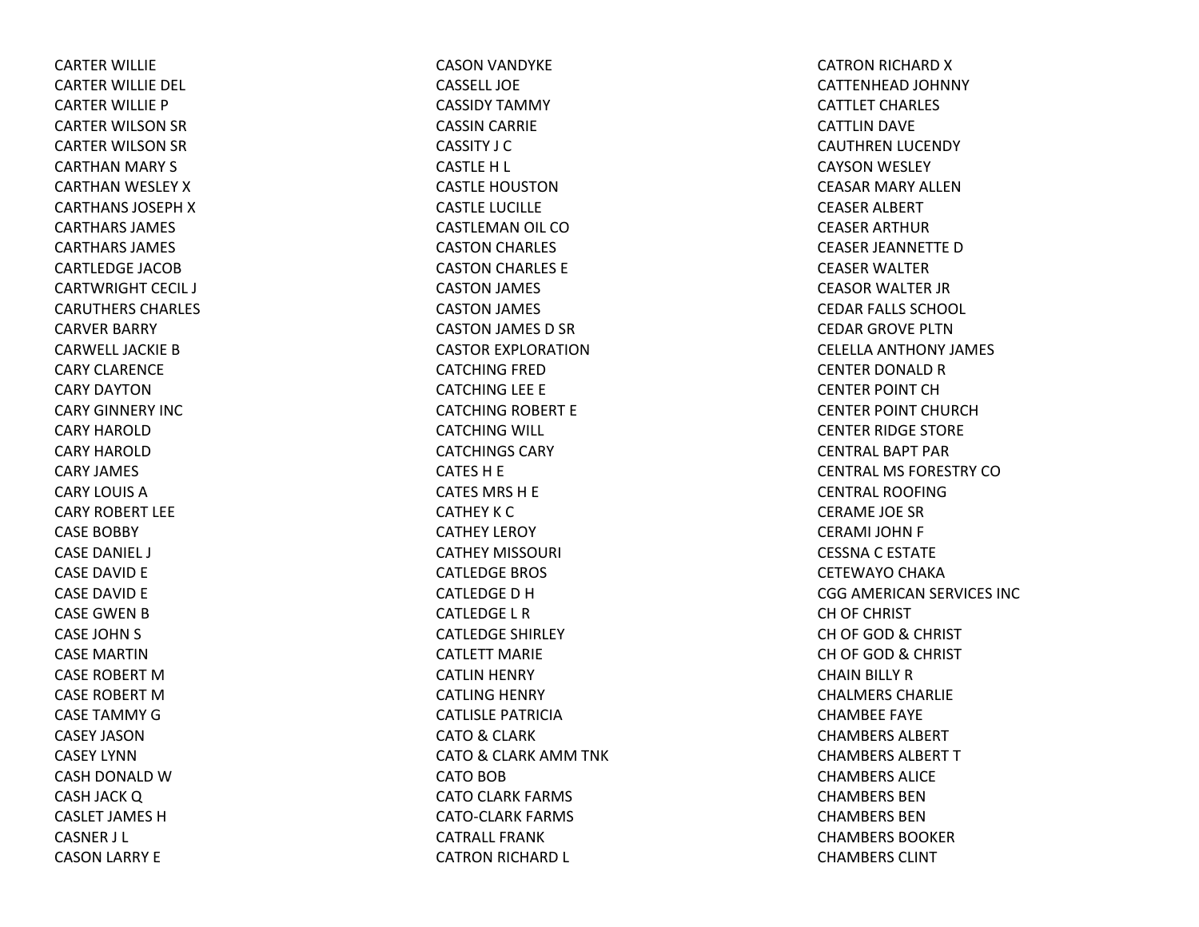CARTER WILLIE
CARTER WILLIE DEL
CARTER WILLIE P
CARTER WILSON SR
CARTER WILSON SR
CARTHAN MARY S
CARTHAN WESLEY X
CARTHANS JOSEPH X
CARTHARS JAMES
CARTHARS JAMES
CARTLEDGE JACOB
CARTWRIGHT CECIL J
CARUTHERS CHARLES
CARVER BARRY
CARWELL JACKIE B
CARY CLARENCE
CARY DAYTON
CARY GINNERY INC
CARY HAROLD
CARY HAROLD
CARY JAMES
CARY LOUIS A
CARY ROBERT LEE
CASE BOBBY
CASE DANIEL J
CASE DAVID E
CASE DAVID E
CASE GWEN B
CASE JOHN S
CASE MARTIN
CASE ROBERT M
CASE ROBERT M
CASE TAMMY G
CASEY JASON
CASEY LYNN
CASH DONALD W
CASH JACK Q
CASLET JAMES H
CASNER J L
CASON LARRY E
CASON VANDYKE
CASSELL JOE
CASSIDY TAMMY
CASSIN CARRIE
CASSITY J C
CASTLE H L
CASTLE HOUSTON
CASTLE LUCILLE
CASTLEMAN OIL CO
CASTON CHARLES
CASTON CHARLES E
CASTON JAMES
CASTON JAMES
CASTON JAMES D SR
CASTOR EXPLORATION
CATCHING FRED
CATCHING LEE E
CATCHING ROBERT E
CATCHING WILL
CATCHINGS CARY
CATES H E
CATES MRS H E
CATHEY K C
CATHEY LEROY
CATHEY MISSOURI
CATLEDGE BROS
CATLEDGE D H
CATLEDGE L R
CATLEDGE SHIRLEY
CATLETT MARIE
CATLIN HENRY
CATLING HENRY
CATLISLE PATRICIA
CATO & CLARK
CATO & CLARK AMM TNK
CATO BOB
CATO CLARK FARMS
CATO-CLARK FARMS
CATRALL FRANK
CATRON RICHARD L
CATRON RICHARD X
CATTENHEAD JOHNNY
CATTLET CHARLES
CATTLIN DAVE
CAUTHREN LUCENDY
CAYSON WESLEY
CEASAR MARY ALLEN
CEASER ALBERT
CEASER ARTHUR
CEASER JEANNETTE D
CEASER WALTER
CEASOR WALTER JR
CEDAR FALLS SCHOOL
CEDAR GROVE PLTN
CELELLA ANTHONY JAMES
CENTER DONALD R
CENTER POINT CH
CENTER POINT CHURCH
CENTER RIDGE STORE
CENTRAL BAPT PAR
CENTRAL MS FORESTRY CO
CENTRAL ROOFING
CERAME JOE SR
CERAMI JOHN F
CESSNA C ESTATE
CETEWAYO CHAKA
CGG AMERICAN SERVICES INC
CH OF CHRIST
CH OF GOD & CHRIST
CH OF GOD & CHRIST
CHAIN BILLY R
CHALMERS CHARLIE
CHAMBEE FAYE
CHAMBERS ALBERT
CHAMBERS ALBERT T
CHAMBERS ALICE
CHAMBERS BEN
CHAMBERS BEN
CHAMBERS BOOKER
CHAMBERS CLINT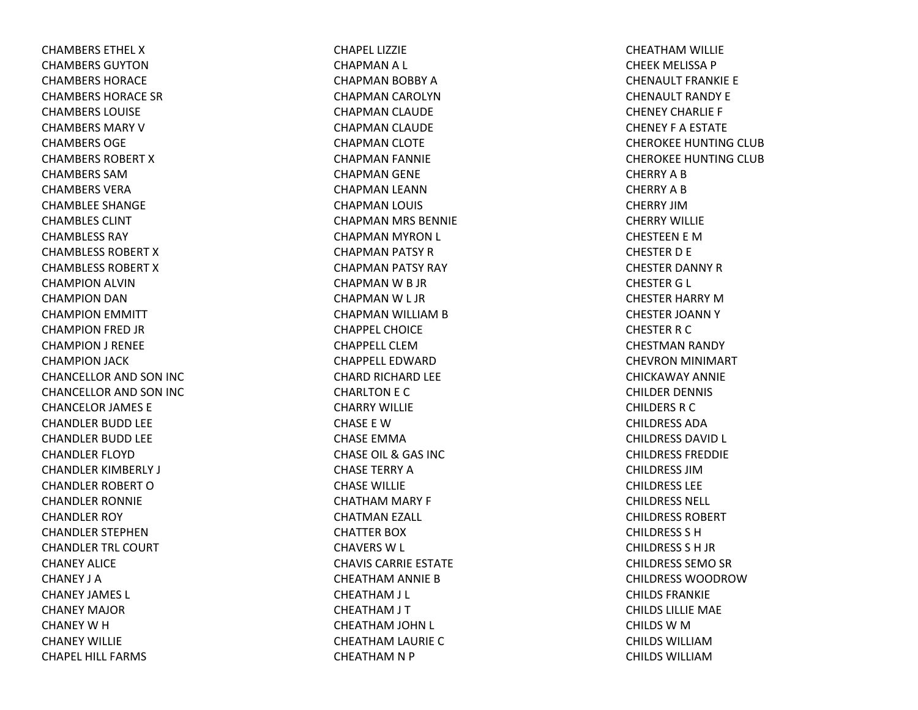CHAMBERS ETHEL X
CHAMBERS GUYTON
CHAMBERS HORACE
CHAMBERS HORACE SR
CHAMBERS LOUISE
CHAMBERS MARY V
CHAMBERS OGE
CHAMBERS ROBERT X
CHAMBERS SAM
CHAMBERS VERA
CHAMBLEE SHANGE
CHAMBLES CLINT
CHAMBLESS RAY
CHAMBLESS ROBERT X
CHAMBLESS ROBERT X
CHAMPION ALVIN
CHAMPION DAN
CHAMPION EMMITT
CHAMPION FRED JR
CHAMPION J RENEE
CHAMPION JACK
CHANCELLOR AND SON INC
CHANCELLOR AND SON INC
CHANCELOR JAMES E
CHANDLER BUDD LEE
CHANDLER BUDD LEE
CHANDLER FLOYD
CHANDLER KIMBERLY J
CHANDLER ROBERT O
CHANDLER RONNIE
CHANDLER ROY
CHANDLER STEPHEN
CHANDLER TRL COURT
CHANEY ALICE
CHANEY J A
CHANEY JAMES L
CHANEY MAJOR
CHANEY W H
CHANEY WILLIE
CHAPEL HILL FARMS
CHAPEL LIZZIE
CHAPMAN A L
CHAPMAN BOBBY A
CHAPMAN CAROLYN
CHAPMAN CLAUDE
CHAPMAN CLAUDE
CHAPMAN CLOTE
CHAPMAN FANNIE
CHAPMAN GENE
CHAPMAN LEANN
CHAPMAN LOUIS
CHAPMAN MRS BENNIE
CHAPMAN MYRON L
CHAPMAN PATSY R
CHAPMAN PATSY RAY
CHAPMAN W B JR
CHAPMAN W L JR
CHAPMAN WILLIAM B
CHAPPEL CHOICE
CHAPPELL CLEM
CHAPPELL EDWARD
CHARD RICHARD LEE
CHARLTON E C
CHARRY WILLIE
CHASE E W
CHASE EMMA
CHASE OIL & GAS INC
CHASE TERRY A
CHASE WILLIE
CHATHAM MARY F
CHATMAN EZALL
CHATTER BOX
CHAVERS W L
CHAVIS CARRIE ESTATE
CHEATHAM ANNIE B
CHEATHAM J L
CHEATHAM J T
CHEATHAM JOHN L
CHEATHAM LAURIE C
CHEATHAM N P
CHEATHAM WILLIE
CHEEK MELISSA P
CHENAULT FRANKIE E
CHENAULT RANDY E
CHENEY CHARLIE F
CHENEY F A ESTATE
CHEROKEE HUNTING CLUB
CHEROKEE HUNTING CLUB
CHERRY A B
CHERRY A B
CHERRY JIM
CHERRY WILLIE
CHESTEEN E M
CHESTER D E
CHESTER DANNY R
CHESTER G L
CHESTER HARRY M
CHESTER JOANN Y
CHESTER R C
CHESTMAN RANDY
CHEVRON MINIMART
CHICKAWAY ANNIE
CHILDER DENNIS
CHILDERS R C
CHILDRESS ADA
CHILDRESS DAVID L
CHILDRESS FREDDIE
CHILDRESS JIM
CHILDRESS LEE
CHILDRESS NELL
CHILDRESS ROBERT
CHILDRESS S H
CHILDRESS S H JR
CHILDRESS SEMO SR
CHILDRESS WOODROW
CHILDS FRANKIE
CHILDS LILLIE MAE
CHILDS W M
CHILDS WILLIAM
CHILDS WILLIAM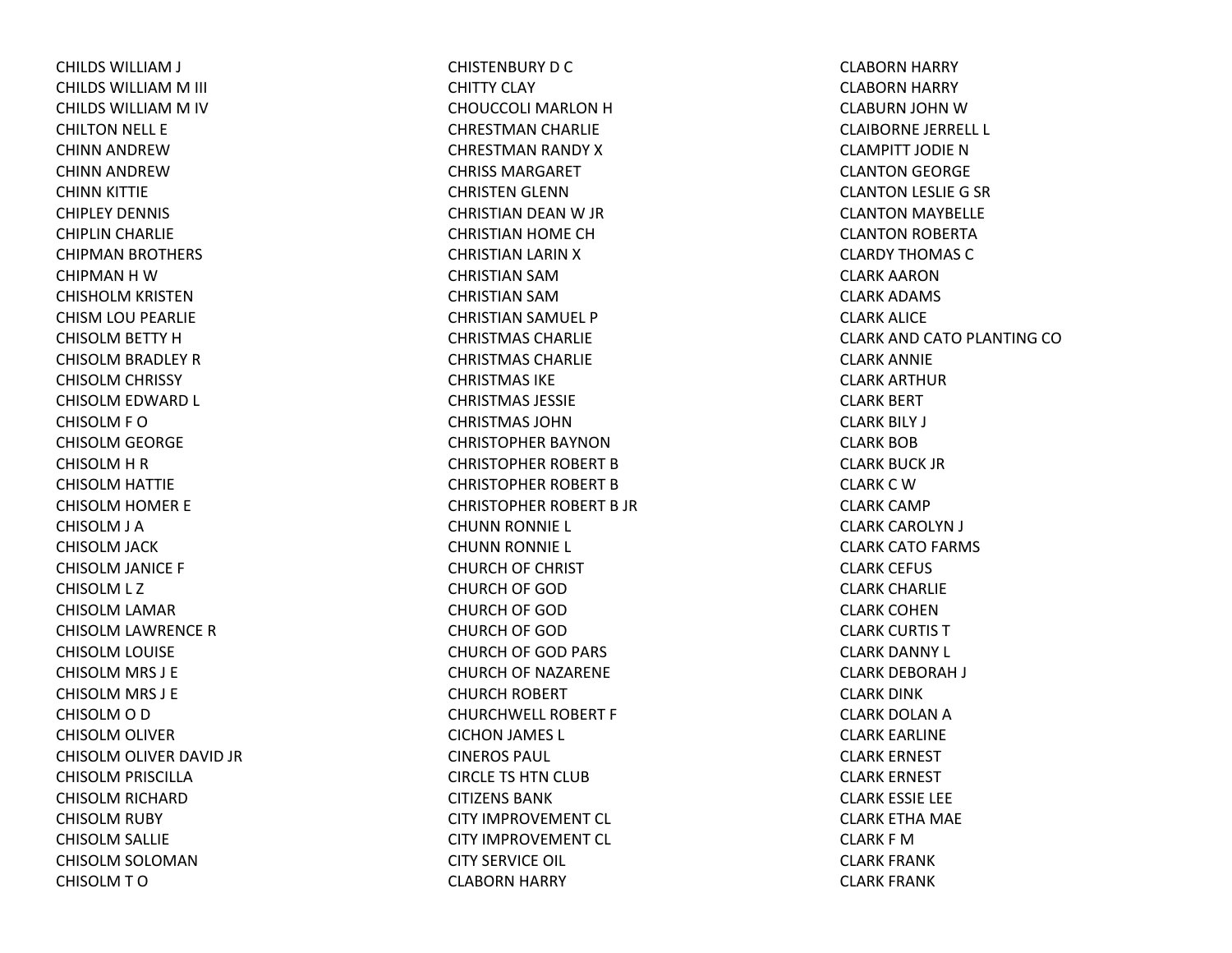CHILDS WILLIAM J
CHILDS WILLIAM M III
CHILDS WILLIAM M IV
CHILTON NELL E
CHINN ANDREW
CHINN ANDREW
CHINN KITTIE
CHIPLEY DENNIS
CHIPLIN CHARLIE
CHIPMAN BROTHERS
CHIPMAN H W
CHISHOLM KRISTEN
CHISM LOU PEARLIE
CHISOLM BETTY H
CHISOLM BRADLEY R
CHISOLM CHRISSY
CHISOLM EDWARD L
CHISOLM F O
CHISOLM GEORGE
CHISOLM H R
CHISOLM HATTIE
CHISOLM HOMER E
CHISOLM J A
CHISOLM JACK
CHISOLM JANICE F
CHISOLM L Z
CHISOLM LAMAR
CHISOLM LAWRENCE R
CHISOLM LOUISE
CHISOLM MRS J E
CHISOLM MRS J E
CHISOLM O D
CHISOLM OLIVER
CHISOLM OLIVER DAVID JR
CHISOLM PRISCILLA
CHISOLM RICHARD
CHISOLM RUBY
CHISOLM SALLIE
CHISOLM SOLOMAN
CHISOLM T O
CHISTENBURY D C
CHITTY CLAY
CHOUCCOLI MARLON H
CHRESTMAN CHARLIE
CHRESTMAN RANDY X
CHRISS MARGARET
CHRISTEN GLENN
CHRISTIAN DEAN W JR
CHRISTIAN HOME CH
CHRISTIAN LARIN X
CHRISTIAN SAM
CHRISTIAN SAM
CHRISTIAN SAMUEL P
CHRISTMAS CHARLIE
CHRISTMAS CHARLIE
CHRISTMAS IKE
CHRISTMAS JESSIE
CHRISTMAS JOHN
CHRISTOPHER BAYNON
CHRISTOPHER ROBERT B
CHRISTOPHER ROBERT B
CHRISTOPHER ROBERT B JR
CHUNN RONNIE L
CHUNN RONNIE L
CHURCH OF CHRIST
CHURCH OF GOD
CHURCH OF GOD
CHURCH OF GOD
CHURCH OF GOD PARS
CHURCH OF NAZARENE
CHURCH ROBERT
CHURCHWELL ROBERT F
CICHON JAMES L
CINEROS PAUL
CIRCLE TS HTN CLUB
CITIZENS BANK
CITY IMPROVEMENT CL
CITY IMPROVEMENT CL
CITY SERVICE OIL
CLABORN HARRY
CLABORN HARRY
CLABORN HARRY
CLABURN JOHN W
CLAIBORNE JERRELL L
CLAMPITT JODIE N
CLANTON GEORGE
CLANTON LESLIE G SR
CLANTON MAYBELLE
CLANTON ROBERTA
CLARDY THOMAS C
CLARK AARON
CLARK ADAMS
CLARK ALICE
CLARK AND CATO PLANTING CO
CLARK ANNIE
CLARK ARTHUR
CLARK BERT
CLARK BILY J
CLARK BOB
CLARK BUCK JR
CLARK C W
CLARK CAMP
CLARK CAROLYN J
CLARK CATO FARMS
CLARK CEFUS
CLARK CHARLIE
CLARK COHEN
CLARK CURTIS T
CLARK DANNY L
CLARK DEBORAH J
CLARK DINK
CLARK DOLAN A
CLARK EARLINE
CLARK ERNEST
CLARK ERNEST
CLARK ESSIE LEE
CLARK ETHA MAE
CLARK F M
CLARK FRANK
CLARK FRANK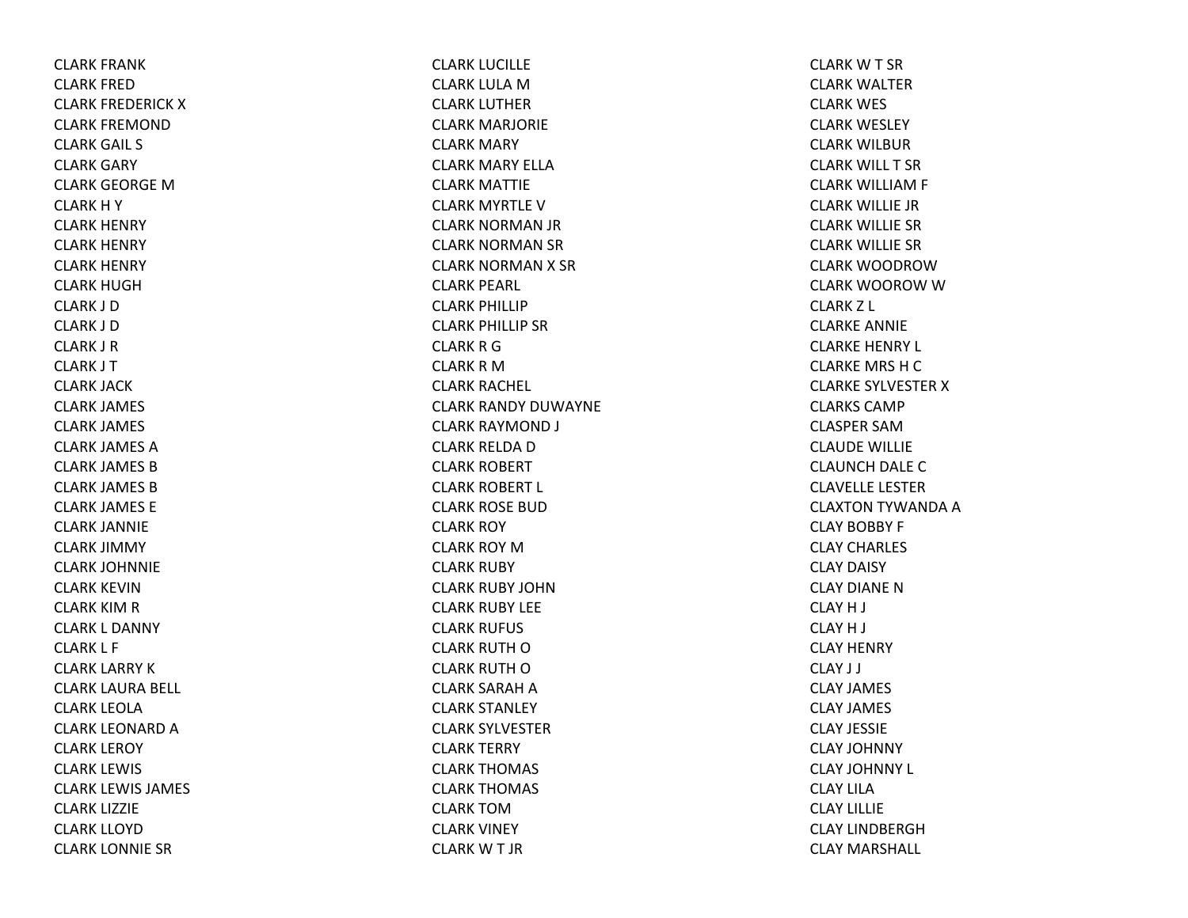CLARK FRANK
CLARK FRED
CLARK FREDERICK X
CLARK FREMOND
CLARK GAIL S
CLARK GARY
CLARK GEORGE M
CLARK H Y
CLARK HENRY
CLARK HENRY
CLARK HENRY
CLARK HUGH
CLARK J D
CLARK J D
CLARK J R
CLARK J T
CLARK JACK
CLARK JAMES
CLARK JAMES
CLARK JAMES A
CLARK JAMES B
CLARK JAMES B
CLARK JAMES E
CLARK JANNIE
CLARK JIMMY
CLARK JOHNNIE
CLARK KEVIN
CLARK KIM R
CLARK L DANNY
CLARK L F
CLARK LARRY K
CLARK LAURA BELL
CLARK LEOLA
CLARK LEONARD A
CLARK LEROY
CLARK LEWIS
CLARK LEWIS JAMES
CLARK LIZZIE
CLARK LLOYD
CLARK LONNIE SR
CLARK LUCILLE
CLARK LULA M
CLARK LUTHER
CLARK MARJORIE
CLARK MARY
CLARK MARY ELLA
CLARK MATTIE
CLARK MYRTLE V
CLARK NORMAN JR
CLARK NORMAN SR
CLARK NORMAN X SR
CLARK PEARL
CLARK PHILLIP
CLARK PHILLIP SR
CLARK R G
CLARK R M
CLARK RACHEL
CLARK RANDY DUWAYNE
CLARK RAYMOND J
CLARK RELDA D
CLARK ROBERT
CLARK ROBERT L
CLARK ROSE BUD
CLARK ROY
CLARK ROY M
CLARK RUBY
CLARK RUBY JOHN
CLARK RUBY LEE
CLARK RUFUS
CLARK RUTH O
CLARK RUTH O
CLARK SARAH A
CLARK STANLEY
CLARK SYLVESTER
CLARK TERRY
CLARK THOMAS
CLARK THOMAS
CLARK TOM
CLARK VINEY
CLARK W T JR
CLARK W T SR
CLARK WALTER
CLARK WES
CLARK WESLEY
CLARK WILBUR
CLARK WILL T SR
CLARK WILLIAM F
CLARK WILLIE JR
CLARK WILLIE SR
CLARK WILLIE SR
CLARK WOODROW
CLARK WOOROW W
CLARK Z L
CLARKE ANNIE
CLARKE HENRY L
CLARKE MRS H C
CLARKE SYLVESTER X
CLARKS CAMP
CLASPER SAM
CLAUDE WILLIE
CLAUNCH DALE C
CLAVELLE LESTER
CLAXTON TYWANDA A
CLAY BOBBY F
CLAY CHARLES
CLAY DAISY
CLAY DIANE N
CLAY H J
CLAY H J
CLAY HENRY
CLAY J J
CLAY JAMES
CLAY JAMES
CLAY JESSIE
CLAY JOHNNY
CLAY JOHNNY L
CLAY LILA
CLAY LILLIE
CLAY LINDBERGH
CLAY MARSHALL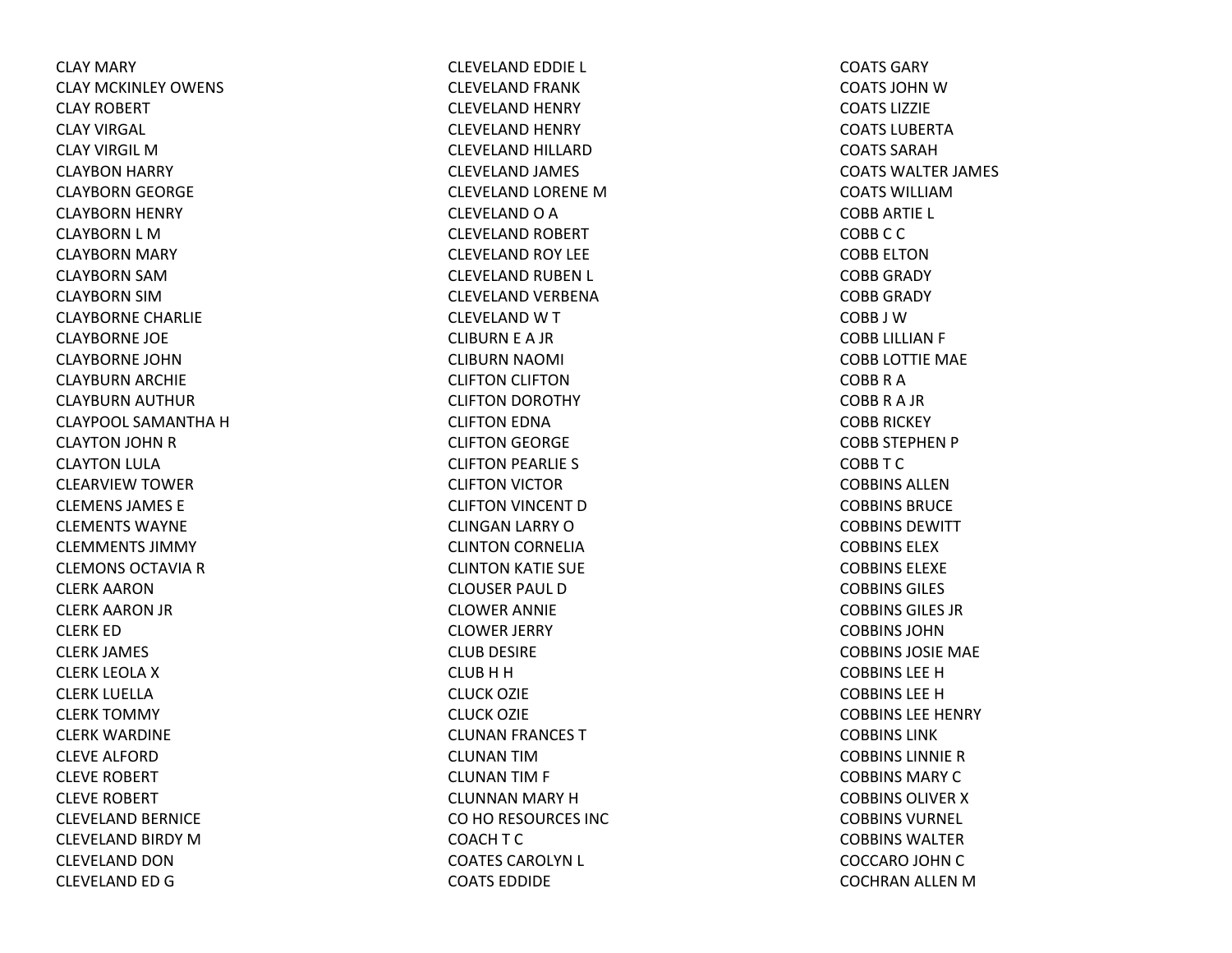CLAY MARY
CLAY MCKINLEY OWENS
CLAY ROBERT
CLAY VIRGAL
CLAY VIRGIL M
CLAYBON HARRY
CLAYBORN GEORGE
CLAYBORN HENRY
CLAYBORN L M
CLAYBORN MARY
CLAYBORN SAM
CLAYBORN SIM
CLAYBORNE CHARLIE
CLAYBORNE JOE
CLAYBORNE JOHN
CLAYBURN ARCHIE
CLAYBURN AUTHUR
CLAYPOOL SAMANTHA H
CLAYTON JOHN R
CLAYTON LULA
CLEARVIEW TOWER
CLEMENS JAMES E
CLEMENTS WAYNE
CLEMMENTS JIMMY
CLEMONS OCTAVIA R
CLERK AARON
CLERK AARON JR
CLERK ED
CLERK JAMES
CLERK LEOLA X
CLERK LUELLA
CLERK TOMMY
CLERK WARDINE
CLEVE ALFORD
CLEVE ROBERT
CLEVE ROBERT
CLEVELAND BERNICE
CLEVELAND BIRDY M
CLEVELAND DON
CLEVELAND ED G
CLEVELAND EDDIE L
CLEVELAND FRANK
CLEVELAND HENRY
CLEVELAND HENRY
CLEVELAND HILLARD
CLEVELAND JAMES
CLEVELAND LORENE M
CLEVELAND O A
CLEVELAND ROBERT
CLEVELAND ROY LEE
CLEVELAND RUBEN L
CLEVELAND VERBENA
CLEVELAND W T
CLIBURN E A JR
CLIBURN NAOMI
CLIFTON CLIFTON
CLIFTON DOROTHY
CLIFTON EDNA
CLIFTON GEORGE
CLIFTON PEARLIE S
CLIFTON VICTOR
CLIFTON VINCENT D
CLINGAN LARRY O
CLINTON CORNELIA
CLINTON KATIE SUE
CLOUSER PAUL D
CLOWER ANNIE
CLOWER JERRY
CLUB DESIRE
CLUB H H
CLUCK OZIE
CLUCK OZIE
CLUNAN FRANCES T
CLUNAN TIM
CLUNAN TIM F
CLUNNAN MARY H
CO HO RESOURCES INC
COACH T C
COATES CAROLYN L
COATS EDDIDE
COATS GARY
COATS JOHN W
COATS LIZZIE
COATS LUBERTA
COATS SARAH
COATS WALTER JAMES
COATS WILLIAM
COBB ARTIE L
COBB C C
COBB ELTON
COBB GRADY
COBB GRADY
COBB J W
COBB LILLIAN F
COBB LOTTIE MAE
COBB R A
COBB R A JR
COBB RICKEY
COBB STEPHEN P
COBB T C
COBBINS ALLEN
COBBINS BRUCE
COBBINS DEWITT
COBBINS ELEX
COBBINS ELEXE
COBBINS GILES
COBBINS GILES JR
COBBINS JOHN
COBBINS JOSIE MAE
COBBINS LEE H
COBBINS LEE H
COBBINS LEE HENRY
COBBINS LINK
COBBINS LINNIE R
COBBINS MARY C
COBBINS OLIVER X
COBBINS VURNEL
COBBINS WALTER
COCCARO JOHN C
COCHRAN ALLEN M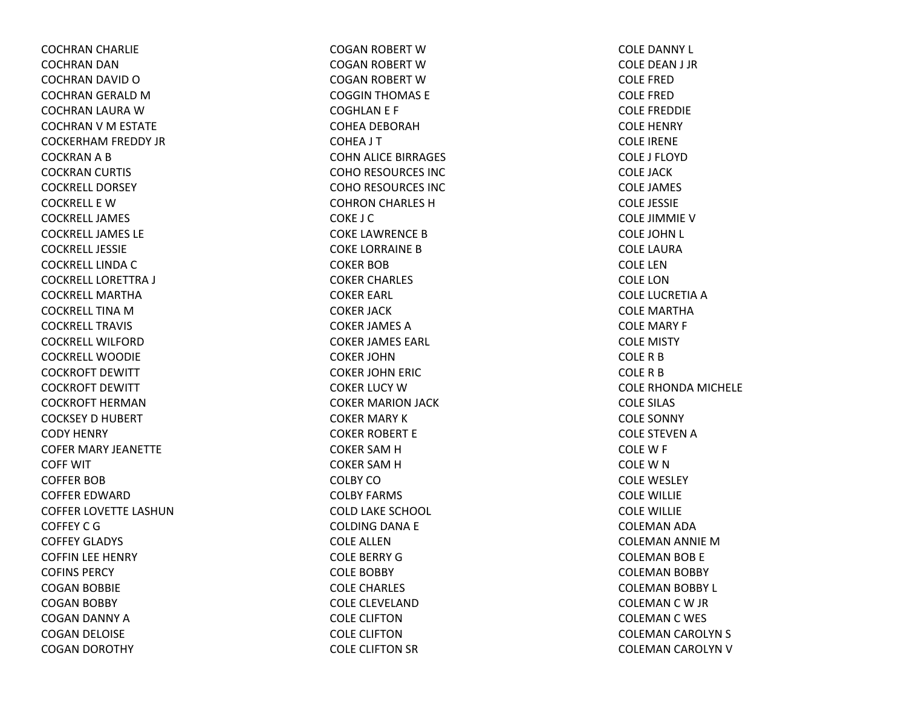COCHRAN CHARLIE
COCHRAN DAN
COCHRAN DAVID O
COCHRAN GERALD M
COCHRAN LAURA W
COCHRAN V M ESTATE
COCKERHAM FREDDY JR
COCKRAN A B
COCKRAN CURTIS
COCKRELL DORSEY
COCKRELL E W
COCKRELL JAMES
COCKRELL JAMES LE
COCKRELL JESSIE
COCKRELL LINDA C
COCKRELL LORETTRA J
COCKRELL MARTHA
COCKRELL TINA M
COCKRELL TRAVIS
COCKRELL WILFORD
COCKRELL WOODIE
COCKROFT DEWITT
COCKROFT DEWITT
COCKROFT HERMAN
COCKSEY D HUBERT
CODY HENRY
COFER MARY JEANETTE
COFF WIT
COFFER BOB
COFFER EDWARD
COFFER LOVETTE LASHUN
COFFEY C G
COFFEY GLADYS
COFFIN LEE HENRY
COFINS PERCY
COGAN BOBBIE
COGAN BOBBY
COGAN DANNY A
COGAN DELOISE
COGAN DOROTHY
COGAN ROBERT W
COGAN ROBERT W
COGAN ROBERT W
COGGIN THOMAS E
COGHLAN E F
COHEA DEBORAH
COHEA J T
COHN ALICE BIRRAGES
COHO RESOURCES INC
COHO RESOURCES INC
COHRON CHARLES H
COKE J C
COKE LAWRENCE B
COKE LORRAINE B
COKER BOB
COKER CHARLES
COKER EARL
COKER JACK
COKER JAMES A
COKER JAMES EARL
COKER JOHN
COKER JOHN ERIC
COKER LUCY W
COKER MARION JACK
COKER MARY K
COKER ROBERT E
COKER SAM H
COKER SAM H
COLBY CO
COLBY FARMS
COLD LAKE SCHOOL
COLDING DANA E
COLE ALLEN
COLE BERRY G
COLE BOBBY
COLE CHARLES
COLE CLEVELAND
COLE CLIFTON
COLE CLIFTON
COLE CLIFTON SR
COLE DANNY L
COLE DEAN J JR
COLE FRED
COLE FRED
COLE FREDDIE
COLE HENRY
COLE IRENE
COLE J FLOYD
COLE JACK
COLE JAMES
COLE JESSIE
COLE JIMMIE V
COLE JOHN L
COLE LAURA
COLE LEN
COLE LON
COLE LUCRETIA A
COLE MARTHA
COLE MARY F
COLE MISTY
COLE R B
COLE R B
COLE RHONDA MICHELE
COLE SILAS
COLE SONNY
COLE STEVEN A
COLE W F
COLE W N
COLE WESLEY
COLE WILLIE
COLE WILLIE
COLEMAN ADA
COLEMAN ANNIE M
COLEMAN BOB E
COLEMAN BOBBY
COLEMAN BOBBY L
COLEMAN C W JR
COLEMAN C WES
COLEMAN CAROLYN S
COLEMAN CAROLYN V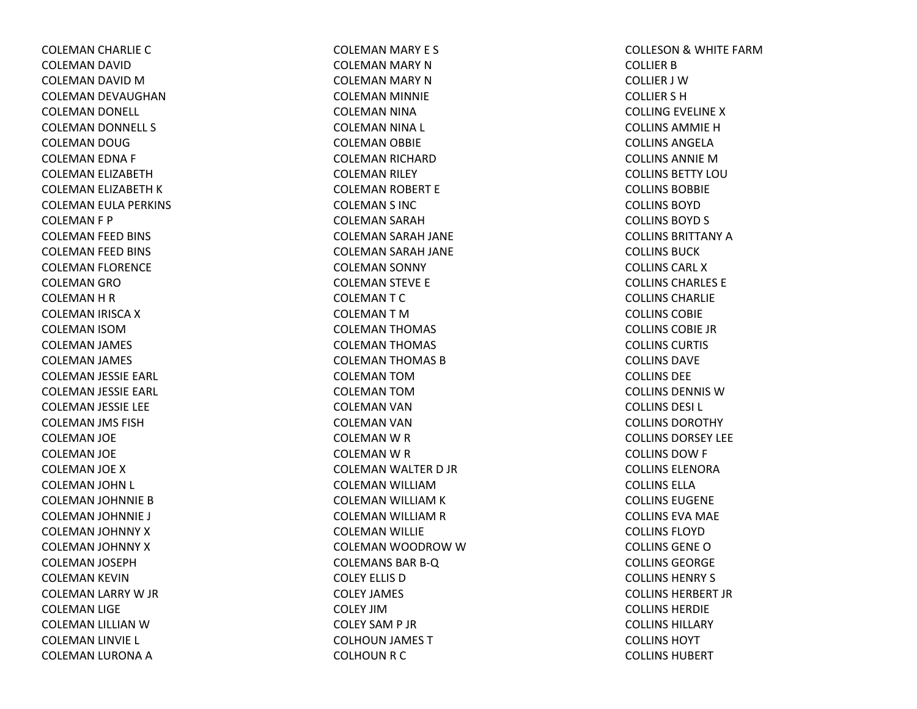COLEMAN CHARLIE C
COLEMAN DAVID
COLEMAN DAVID M
COLEMAN DEVAUGHAN
COLEMAN DONELL
COLEMAN DONNELL S
COLEMAN DOUG
COLEMAN EDNA F
COLEMAN ELIZABETH
COLEMAN ELIZABETH K
COLEMAN EULA PERKINS
COLEMAN F P
COLEMAN FEED BINS
COLEMAN FEED BINS
COLEMAN FLORENCE
COLEMAN GRO
COLEMAN H R
COLEMAN IRISCA X
COLEMAN ISOM
COLEMAN JAMES
COLEMAN JAMES
COLEMAN JESSIE EARL
COLEMAN JESSIE EARL
COLEMAN JESSIE LEE
COLEMAN JMS FISH
COLEMAN JOE
COLEMAN JOE
COLEMAN JOE X
COLEMAN JOHN L
COLEMAN JOHNNIE B
COLEMAN JOHNNIE J
COLEMAN JOHNNY X
COLEMAN JOHNNY X
COLEMAN JOSEPH
COLEMAN KEVIN
COLEMAN LARRY W JR
COLEMAN LIGE
COLEMAN LILLIAN W
COLEMAN LINVIE L
COLEMAN LURONA A
COLEMAN MARY E S
COLEMAN MARY N
COLEMAN MARY N
COLEMAN MINNIE
COLEMAN NINA
COLEMAN NINA L
COLEMAN OBBIE
COLEMAN RICHARD
COLEMAN RILEY
COLEMAN ROBERT E
COLEMAN S INC
COLEMAN SARAH
COLEMAN SARAH JANE
COLEMAN SARAH JANE
COLEMAN SONNY
COLEMAN STEVE E
COLEMAN T C
COLEMAN T M
COLEMAN THOMAS
COLEMAN THOMAS
COLEMAN THOMAS B
COLEMAN TOM
COLEMAN TOM
COLEMAN VAN
COLEMAN VAN
COLEMAN W R
COLEMAN W R
COLEMAN WALTER D JR
COLEMAN WILLIAM
COLEMAN WILLIAM K
COLEMAN WILLIAM R
COLEMAN WILLIE
COLEMAN WOODROW W
COLEMANS BAR B-Q
COLEY ELLIS D
COLEY JAMES
COLEY JIM
COLEY SAM P JR
COLHOUN JAMES T
COLHOUN R C
COLLESON & WHITE FARM
COLLIER B
COLLIER J W
COLLIER S H
COLLING EVELINE X
COLLINS AMMIE H
COLLINS ANGELA
COLLINS ANNIE M
COLLINS BETTY LOU
COLLINS BOBBIE
COLLINS BOYD
COLLINS BOYD S
COLLINS BRITTANY A
COLLINS BUCK
COLLINS CARL X
COLLINS CHARLES E
COLLINS CHARLIE
COLLINS COBIE
COLLINS COBIE JR
COLLINS CURTIS
COLLINS DAVE
COLLINS DEE
COLLINS DENNIS W
COLLINS DESI L
COLLINS DOROTHY
COLLINS DORSEY LEE
COLLINS DOW F
COLLINS ELENORA
COLLINS ELLA
COLLINS EUGENE
COLLINS EVA MAE
COLLINS FLOYD
COLLINS GENE O
COLLINS GEORGE
COLLINS HENRY S
COLLINS HERBERT JR
COLLINS HERDIE
COLLINS HILLARY
COLLINS HOYT
COLLINS HUBERT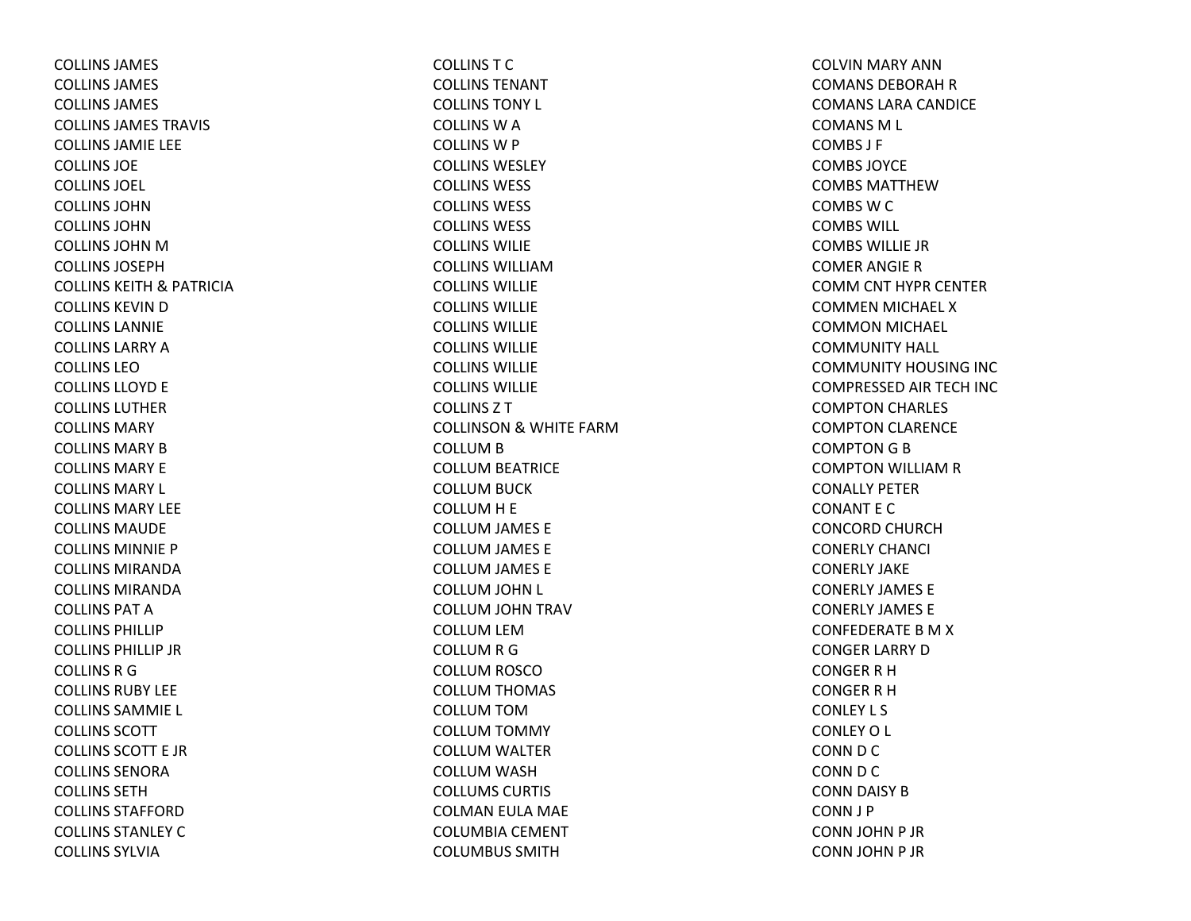COLLINS JAMES
COLLINS JAMES
COLLINS JAMES
COLLINS JAMES TRAVIS
COLLINS JAMIE LEE
COLLINS JOE
COLLINS JOEL
COLLINS JOHN
COLLINS JOHN
COLLINS JOHN M
COLLINS JOSEPH
COLLINS KEITH & PATRICIA
COLLINS KEVIN D
COLLINS LANNIE
COLLINS LARRY A
COLLINS LEO
COLLINS LLOYD E
COLLINS LUTHER
COLLINS MARY
COLLINS MARY B
COLLINS MARY E
COLLINS MARY L
COLLINS MARY LEE
COLLINS MAUDE
COLLINS MINNIE P
COLLINS MIRANDA
COLLINS MIRANDA
COLLINS PAT A
COLLINS PHILLIP
COLLINS PHILLIP JR
COLLINS R G
COLLINS RUBY LEE
COLLINS SAMMIE L
COLLINS SCOTT
COLLINS SCOTT E JR
COLLINS SENORA
COLLINS SETH
COLLINS STAFFORD
COLLINS STANLEY C
COLLINS SYLVIA
COLLINS T C
COLLINS TENANT
COLLINS TONY L
COLLINS W A
COLLINS W P
COLLINS WESLEY
COLLINS WESS
COLLINS WESS
COLLINS WESS
COLLINS WILIE
COLLINS WILLIAM
COLLINS WILLIE
COLLINS WILLIE
COLLINS WILLIE
COLLINS WILLIE
COLLINS WILLIE
COLLINS WILLIE
COLLINS Z T
COLLINSON & WHITE FARM
COLLUM B
COLLUM BEATRICE
COLLUM BUCK
COLLUM H E
COLLUM JAMES E
COLLUM JAMES E
COLLUM JAMES E
COLLUM JOHN L
COLLUM JOHN TRAV
COLLUM LEM
COLLUM R G
COLLUM ROSCO
COLLUM THOMAS
COLLUM TOM
COLLUM TOMMY
COLLUM WALTER
COLLUM WASH
COLLUMS CURTIS
COLMAN EULA MAE
COLUMBIA CEMENT
COLUMBUS SMITH
COLVIN MARY ANN
COMANS DEBORAH R
COMANS LARA CANDICE
COMANS M L
COMBS J F
COMBS JOYCE
COMBS MATTHEW
COMBS W C
COMBS WILL
COMBS WILLIE JR
COMER ANGIE R
COMM CNT HYPR CENTER
COMMEN MICHAEL X
COMMON MICHAEL
COMMUNITY HALL
COMMUNITY HOUSING INC
COMPRESSED AIR TECH INC
COMPTON CHARLES
COMPTON CLARENCE
COMPTON G B
COMPTON WILLIAM R
CONALLY PETER
CONANT E C
CONCORD CHURCH
CONERLY CHANCI
CONERLY JAKE
CONERLY JAMES E
CONERLY JAMES E
CONFEDERATE B M X
CONGER LARRY D
CONGER R H
CONGER R H
CONLEY L S
CONLEY O L
CONN D C
CONN D C
CONN DAISY B
CONN J P
CONN JOHN P JR
CONN JOHN P JR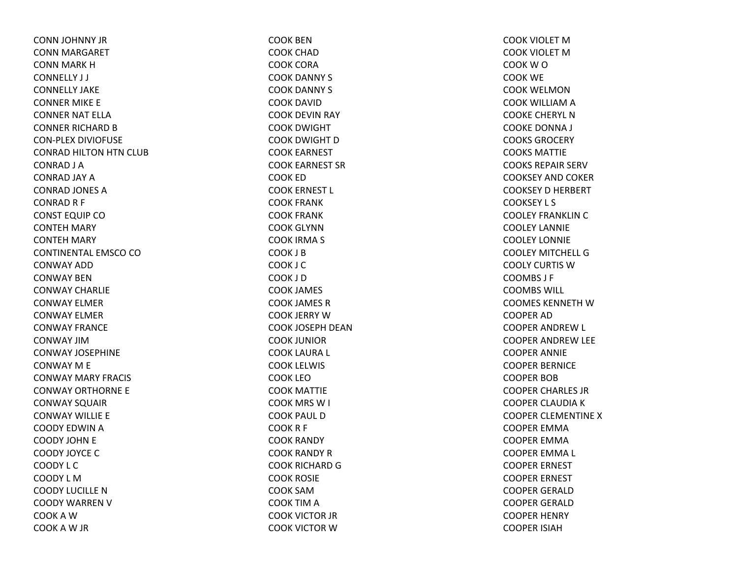CONN JOHNNY JR
CONN MARGARET
CONN MARK H
CONNELLY J J
CONNELLY JAKE
CONNER MIKE E
CONNER NAT ELLA
CONNER RICHARD B
CON-PLEX DIVIOFUSE
CONRAD HILTON HTN CLUB
CONRAD J A
CONRAD JAY A
CONRAD JONES A
CONRAD R F
CONST EQUIP CO
CONTEH MARY
CONTEH MARY
CONTINENTAL EMSCO CO
CONWAY ADD
CONWAY BEN
CONWAY CHARLIE
CONWAY ELMER
CONWAY ELMER
CONWAY FRANCE
CONWAY JIM
CONWAY JOSEPHINE
CONWAY M E
CONWAY MARY FRACIS
CONWAY ORTHORNE E
CONWAY SQUAIR
CONWAY WILLIE E
COODY EDWIN A
COODY JOHN E
COODY JOYCE C
COODY L C
COODY L M
COODY LUCILLE N
COODY WARREN V
COOK A W
COOK A W JR
COOK BEN
COOK CHAD
COOK CORA
COOK DANNY S
COOK DANNY S
COOK DAVID
COOK DEVIN RAY
COOK DWIGHT
COOK DWIGHT D
COOK EARNEST
COOK EARNEST SR
COOK ED
COOK ERNEST L
COOK FRANK
COOK FRANK
COOK GLYNN
COOK IRMA S
COOK J B
COOK J C
COOK J D
COOK JAMES
COOK JAMES R
COOK JERRY W
COOK JOSEPH DEAN
COOK JUNIOR
COOK LAURA L
COOK LELWIS
COOK LEO
COOK MATTIE
COOK MRS W I
COOK PAUL D
COOK R F
COOK RANDY
COOK RANDY R
COOK RICHARD G
COOK ROSIE
COOK SAM
COOK TIM A
COOK VICTOR JR
COOK VICTOR W
COOK VIOLET M
COOK VIOLET M
COOK W O
COOK WE
COOK WELMON
COOK WILLIAM A
COOKE CHERYL N
COOKE DONNA J
COOKS GROCERY
COOKS MATTIE
COOKS REPAIR SERV
COOKSEY AND COKER
COOKSEY D HERBERT
COOKSEY L S
COOLEY FRANKLIN C
COOLEY LANNIE
COOLEY LONNIE
COOLEY MITCHELL G
COOLY CURTIS W
COOMBS J F
COOMBS WILL
COOMES KENNETH W
COOPER AD
COOPER ANDREW L
COOPER ANDREW LEE
COOPER ANNIE
COOPER BERNICE
COOPER BOB
COOPER CHARLES JR
COOPER CLAUDIA K
COOPER CLEMENTINE X
COOPER EMMA
COOPER EMMA
COOPER EMMA L
COOPER ERNEST
COOPER ERNEST
COOPER GERALD
COOPER GERALD
COOPER HENRY
COOPER ISIAH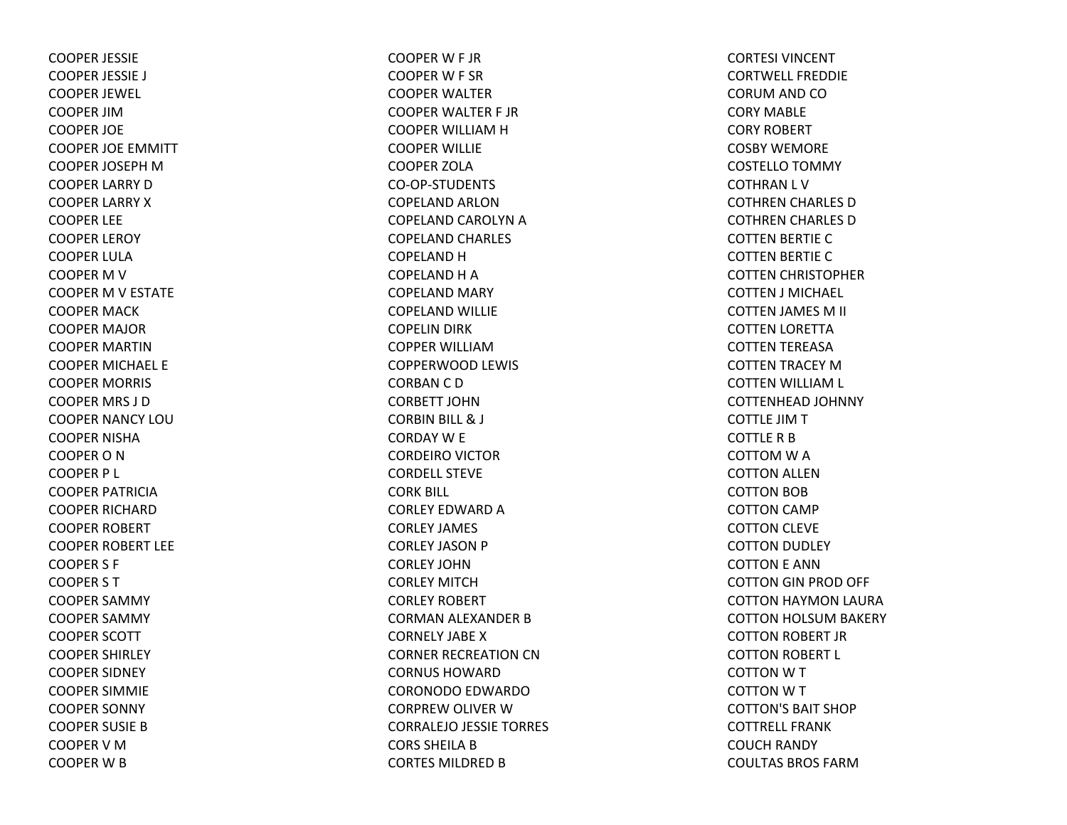COOPER JESSIE
COOPER JESSIE J
COOPER JEWEL
COOPER JIM
COOPER JOE
COOPER JOE EMMITT
COOPER JOSEPH M
COOPER LARRY D
COOPER LARRY X
COOPER LEE
COOPER LEROY
COOPER LULA
COOPER M V
COOPER M V ESTATE
COOPER MACK
COOPER MAJOR
COOPER MARTIN
COOPER MICHAEL E
COOPER MORRIS
COOPER MRS J D
COOPER NANCY LOU
COOPER NISHA
COOPER O N
COOPER P L
COOPER PATRICIA
COOPER RICHARD
COOPER ROBERT
COOPER ROBERT LEE
COOPER S F
COOPER S T
COOPER SAMMY
COOPER SAMMY
COOPER SCOTT
COOPER SHIRLEY
COOPER SIDNEY
COOPER SIMMIE
COOPER SONNY
COOPER SUSIE B
COOPER V M
COOPER W B
COOPER W F JR
COOPER W F SR
COOPER WALTER
COOPER WALTER F JR
COOPER WILLIAM H
COOPER WILLIE
COOPER ZOLA
CO-OP-STUDENTS
COPELAND ARLON
COPELAND CAROLYN A
COPELAND CHARLES
COPELAND H
COPELAND H A
COPELAND MARY
COPELAND WILLIE
COPELIN DIRK
COPPER WILLIAM
COPPERWOOD LEWIS
CORBAN C D
CORBETT JOHN
CORBIN BILL & J
CORDAY W E
CORDEIRO VICTOR
CORDELL STEVE
CORK BILL
CORLEY EDWARD A
CORLEY JAMES
CORLEY JASON P
CORLEY JOHN
CORLEY MITCH
CORLEY ROBERT
CORMAN ALEXANDER B
CORNELY JABE X
CORNER RECREATION CN
CORNUS HOWARD
CORONODO EDWARDO
CORPREW OLIVER W
CORRALEJO JESSIE TORRES
CORS SHEILA B
CORTES MILDRED B
CORTESI VINCENT
CORTWELL FREDDIE
CORUM AND CO
CORY MABLE
CORY ROBERT
COSBY WEMORE
COSTELLO TOMMY
COTHRAN L V
COTHREN CHARLES D
COTHREN CHARLES D
COTTEN BERTIE C
COTTEN BERTIE C
COTTEN CHRISTOPHER
COTTEN J MICHAEL
COTTEN JAMES M II
COTTEN LORETTA
COTTEN TEREASA
COTTEN TRACEY M
COTTEN WILLIAM L
COTTENHEAD JOHNNY
COTTLE JIM T
COTTLE R B
COTTOM W A
COTTON ALLEN
COTTON BOB
COTTON CAMP
COTTON CLEVE
COTTON DUDLEY
COTTON E ANN
COTTON GIN PROD OFF
COTTON HAYMON LAURA
COTTON HOLSUM BAKERY
COTTON ROBERT JR
COTTON ROBERT L
COTTON W T
COTTON W T
COTTON'S BAIT SHOP
COTTRELL FRANK
COUCH RANDY
COULTAS BROS FARM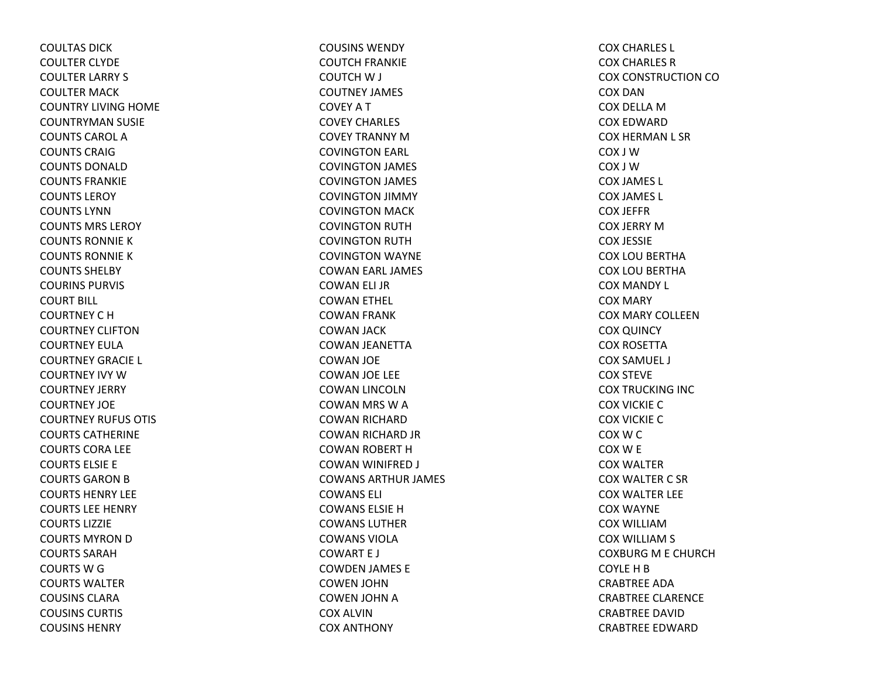COULTAS DICK
COULTER CLYDE
COULTER LARRY S
COULTER MACK
COUNTRY LIVING HOME
COUNTRYMAN SUSIE
COUNTS CAROL A
COUNTS CRAIG
COUNTS DONALD
COUNTS FRANKIE
COUNTS LEROY
COUNTS LYNN
COUNTS MRS LEROY
COUNTS RONNIE K
COUNTS RONNIE K
COUNTS SHELBY
COURINS PURVIS
COURT BILL
COURTNEY C H
COURTNEY CLIFTON
COURTNEY EULA
COURTNEY GRACIE L
COURTNEY IVY W
COURTNEY JERRY
COURTNEY JOE
COURTNEY RUFUS OTIS
COURTS CATHERINE
COURTS CORA LEE
COURTS ELSIE E
COURTS GARON B
COURTS HENRY LEE
COURTS LEE HENRY
COURTS LIZZIE
COURTS MYRON D
COURTS SARAH
COURTS W G
COURTS WALTER
COUSINS CLARA
COUSINS CURTIS
COUSINS HENRY
COUSINS WENDY
COUTCH FRANKIE
COUTCH W J
COUTNEY JAMES
COVEY A T
COVEY CHARLES
COVEY TRANNY M
COVINGTON EARL
COVINGTON JAMES
COVINGTON JAMES
COVINGTON JIMMY
COVINGTON MACK
COVINGTON RUTH
COVINGTON RUTH
COVINGTON WAYNE
COWAN EARL JAMES
COWAN ELI JR
COWAN ETHEL
COWAN FRANK
COWAN JACK
COWAN JEANETTA
COWAN JOE
COWAN JOE LEE
COWAN LINCOLN
COWAN MRS W A
COWAN RICHARD
COWAN RICHARD JR
COWAN ROBERT H
COWAN WINIFRED J
COWANS ARTHUR JAMES
COWANS ELI
COWANS ELSIE H
COWANS LUTHER
COWANS VIOLA
COWART E J
COWDEN JAMES E
COWEN JOHN
COWEN JOHN A
COX ALVIN
COX ANTHONY
COX CHARLES L
COX CHARLES R
COX CONSTRUCTION CO
COX DAN
COX DELLA M
COX EDWARD
COX HERMAN L SR
COX J W
COX J W
COX JAMES L
COX JAMES L
COX JEFFR
COX JERRY M
COX JESSIE
COX LOU BERTHA
COX LOU BERTHA
COX MANDY L
COX MARY
COX MARY COLLEEN
COX QUINCY
COX ROSETTA
COX SAMUEL J
COX STEVE
COX TRUCKING INC
COX VICKIE C
COX VICKIE C
COX W C
COX W E
COX WALTER
COX WALTER C SR
COX WALTER LEE
COX WAYNE
COX WILLIAM
COX WILLIAM S
COXBURG M E CHURCH
COYLE H B
CRABTREE ADA
CRABTREE CLARENCE
CRABTREE DAVID
CRABTREE EDWARD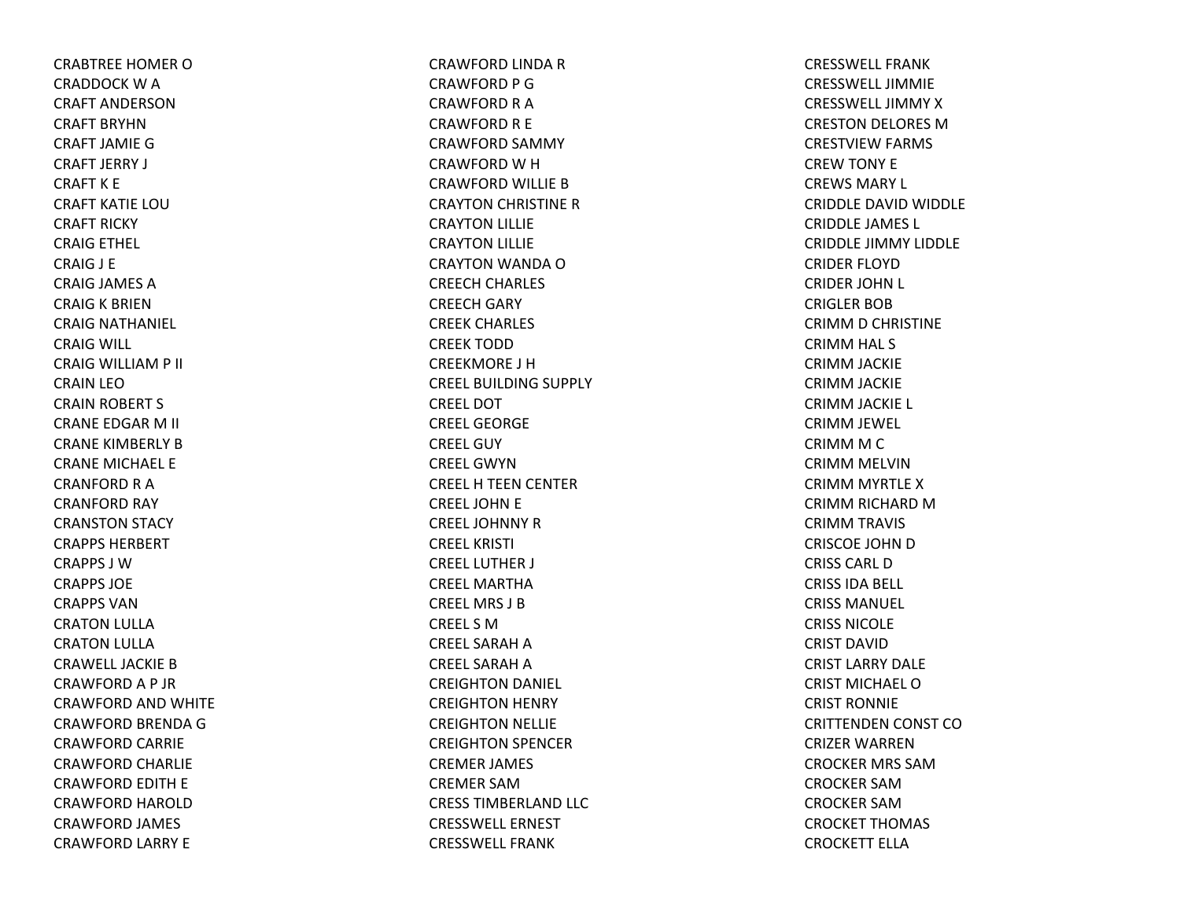CRABTREE HOMER O
CRADDOCK W A
CRAFT ANDERSON
CRAFT BRYHN
CRAFT JAMIE G
CRAFT JERRY J
CRAFT K E
CRAFT KATIE LOU
CRAFT RICKY
CRAIG ETHEL
CRAIG J E
CRAIG JAMES A
CRAIG K BRIEN
CRAIG NATHANIEL
CRAIG WILL
CRAIG WILLIAM P II
CRAIN LEO
CRAIN ROBERT S
CRANE EDGAR M II
CRANE KIMBERLY B
CRANE MICHAEL E
CRANFORD R A
CRANFORD RAY
CRANSTON STACY
CRAPPS HERBERT
CRAPPS J W
CRAPPS JOE
CRAPPS VAN
CRATON LULLA
CRATON LULLA
CRAWELL JACKIE B
CRAWFORD A P JR
CRAWFORD AND WHITE
CRAWFORD BRENDA G
CRAWFORD CARRIE
CRAWFORD CHARLIE
CRAWFORD EDITH E
CRAWFORD HAROLD
CRAWFORD JAMES
CRAWFORD LARRY E
CRAWFORD LINDA R
CRAWFORD P G
CRAWFORD R A
CRAWFORD R E
CRAWFORD SAMMY
CRAWFORD W H
CRAWFORD WILLIE B
CRAYTON CHRISTINE R
CRAYTON LILLIE
CRAYTON LILLIE
CRAYTON WANDA O
CREECH CHARLES
CREECH GARY
CREEK CHARLES
CREEK TODD
CREEKMORE J H
CREEL BUILDING SUPPLY
CREEL DOT
CREEL GEORGE
CREEL GUY
CREEL GWYN
CREEL H TEEN CENTER
CREEL JOHN E
CREEL JOHNNY R
CREEL KRISTI
CREEL LUTHER J
CREEL MARTHA
CREEL MRS J B
CREEL S M
CREEL SARAH A
CREEL SARAH A
CREIGHTON DANIEL
CREIGHTON HENRY
CREIGHTON NELLIE
CREIGHTON SPENCER
CREMER JAMES
CREMER SAM
CRESS TIMBERLAND LLC
CRESSWELL ERNEST
CRESSWELL FRANK
CRESSWELL FRANK
CRESSWELL JIMMIE
CRESSWELL JIMMY X
CRESTON DELORES M
CRESTVIEW FARMS
CREW TONY E
CREWS MARY L
CRIDDLE DAVID WIDDLE
CRIDDLE JAMES L
CRIDDLE JIMMY LIDDLE
CRIDER FLOYD
CRIDER JOHN L
CRIGLER BOB
CRIMM D CHRISTINE
CRIMM HAL S
CRIMM JACKIE
CRIMM JACKIE
CRIMM JACKIE L
CRIMM JEWEL
CRIMM M C
CRIMM MELVIN
CRIMM MYRTLE X
CRIMM RICHARD M
CRIMM TRAVIS
CRISCOE JOHN D
CRISS CARL D
CRISS IDA BELL
CRISS MANUEL
CRISS NICOLE
CRIST DAVID
CRIST LARRY DALE
CRIST MICHAEL O
CRIST RONNIE
CRITTENDEN CONST CO
CRIZER WARREN
CROCKER MRS SAM
CROCKER SAM
CROCKER SAM
CROCKET THOMAS
CROCKETT ELLA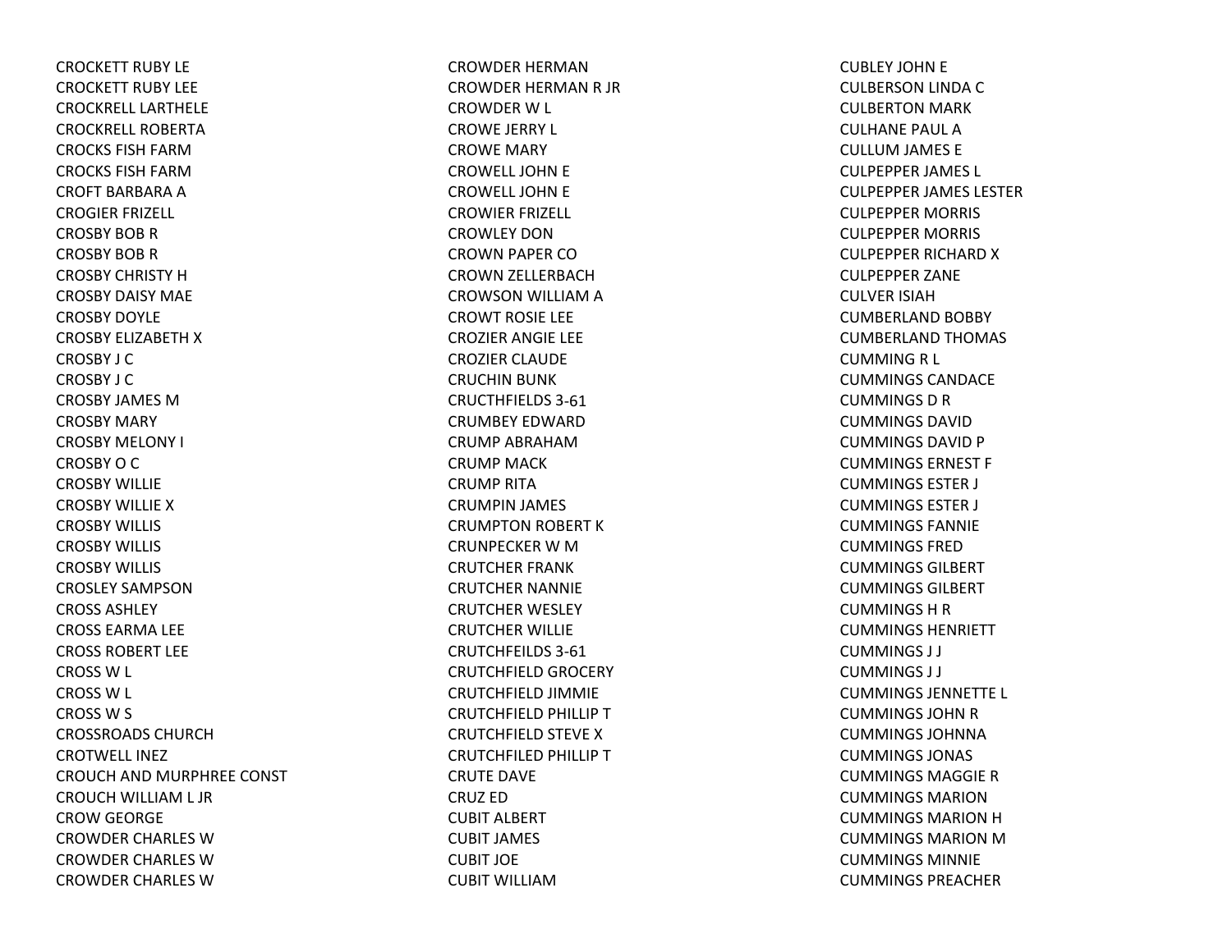CROCKETT RUBY LE
CROCKETT RUBY LEE
CROCKRELL LARTHELE
CROCKRELL ROBERTA
CROCKS FISH FARM
CROCKS FISH FARM
CROFT BARBARA A
CROGIER FRIZELL
CROSBY BOB R
CROSBY BOB R
CROSBY CHRISTY H
CROSBY DAISY MAE
CROSBY DOYLE
CROSBY ELIZABETH X
CROSBY J C
CROSBY J C
CROSBY JAMES M
CROSBY MARY
CROSBY MELONY I
CROSBY O C
CROSBY WILLIE
CROSBY WILLIE X
CROSBY WILLIS
CROSBY WILLIS
CROSBY WILLIS
CROSLEY SAMPSON
CROSS ASHLEY
CROSS EARMA LEE
CROSS ROBERT LEE
CROSS W L
CROSS W L
CROSS W S
CROSSROADS CHURCH
CROTWELL INEZ
CROUCH AND MURPHREE CONST
CROUCH WILLIAM L JR
CROW GEORGE
CROWDER CHARLES W
CROWDER CHARLES W
CROWDER CHARLES W
CROWDER HERMAN
CROWDER HERMAN R JR
CROWDER W L
CROWE JERRY L
CROWE MARY
CROWELL JOHN E
CROWELL JOHN E
CROWIER FRIZELL
CROWLEY DON
CROWN PAPER CO
CROWN ZELLERBACH
CROWSON WILLIAM A
CROWT ROSIE LEE
CROZIER ANGIE LEE
CROZIER CLAUDE
CRUCHIN BUNK
CRUCTHFIELDS 3-61
CRUMBEY EDWARD
CRUMP ABRAHAM
CRUMP MACK
CRUMP RITA
CRUMPIN JAMES
CRUMPTON ROBERT K
CRUNPECKER W M
CRUTCHER FRANK
CRUTCHER NANNIE
CRUTCHER WESLEY
CRUTCHER WILLIE
CRUTCHFEILDS 3-61
CRUTCHFIELD GROCERY
CRUTCHFIELD JIMMIE
CRUTCHFIELD PHILLIP T
CRUTCHFIELD STEVE X
CRUTCHFILED PHILLIP T
CRUTE DAVE
CRUZ ED
CUBIT ALBERT
CUBIT JAMES
CUBIT JOE
CUBIT WILLIAM
CUBLEY JOHN E
CULBERSON LINDA C
CULBERTON MARK
CULHANE PAUL A
CULLUM JAMES E
CULPEPPER JAMES L
CULPEPPER JAMES LESTER
CULPEPPER MORRIS
CULPEPPER MORRIS
CULPEPPER RICHARD X
CULPEPPER ZANE
CULVER ISIAH
CUMBERLAND BOBBY
CUMBERLAND THOMAS
CUMMING R L
CUMMINGS CANDACE
CUMMINGS D R
CUMMINGS DAVID
CUMMINGS DAVID P
CUMMINGS ERNEST F
CUMMINGS ESTER J
CUMMINGS ESTER J
CUMMINGS FANNIE
CUMMINGS FRED
CUMMINGS GILBERT
CUMMINGS GILBERT
CUMMINGS H R
CUMMINGS HENRIETT
CUMMINGS J J
CUMMINGS J J
CUMMINGS JENNETTE L
CUMMINGS JOHN R
CUMMINGS JOHNNA
CUMMINGS JONAS
CUMMINGS MAGGIE R
CUMMINGS MARION
CUMMINGS MARION H
CUMMINGS MARION M
CUMMINGS MINNIE
CUMMINGS PREACHER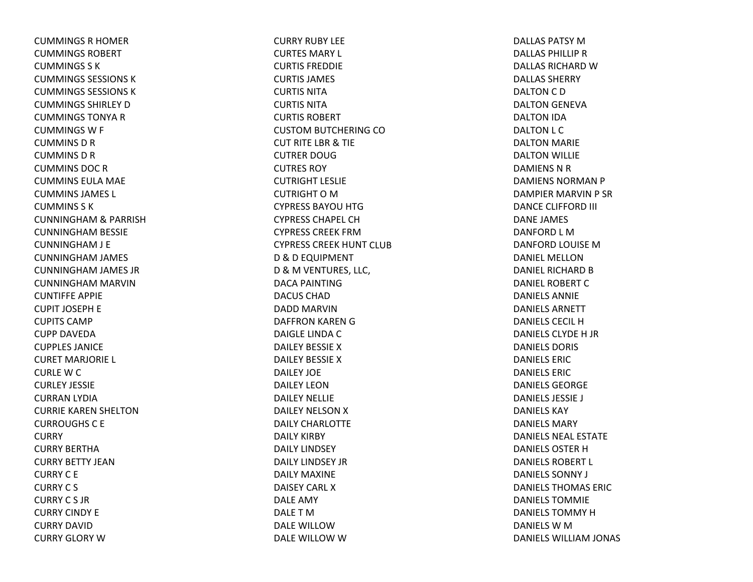CUMMINGS R HOMER
CUMMINGS ROBERT
CUMMINGS S K
CUMMINGS SESSIONS K
CUMMINGS SESSIONS K
CUMMINGS SHIRLEY D
CUMMINGS TONYA R
CUMMINGS W F
CUMMINS D R
CUMMINS D R
CUMMINS DOC R
CUMMINS EULA MAE
CUMMINS JAMES L
CUMMINS S K
CUNNINGHAM & PARRISH
CUNNINGHAM BESSIE
CUNNINGHAM J E
CUNNINGHAM JAMES
CUNNINGHAM JAMES JR
CUNNINGHAM MARVIN
CUNTIFFE APPIE
CUPIT JOSEPH E
CUPITS CAMP
CUPP DAVEDA
CUPPLES JANICE
CURET MARJORIE L
CURLE W C
CURLEY JESSIE
CURRAN LYDIA
CURRIE KAREN SHELTON
CURROUGHS C E
CURRY
CURRY BERTHA
CURRY BETTY JEAN
CURRY C E
CURRY C S
CURRY C S JR
CURRY CINDY E
CURRY DAVID
CURRY GLORY W
CURRY RUBY LEE
CURTES MARY L
CURTIS FREDDIE
CURTIS JAMES
CURTIS NITA
CURTIS NITA
CURTIS ROBERT
CUSTOM BUTCHERING CO
CUT RITE LBR & TIE
CUTRER DOUG
CUTRES ROY
CUTRIGHT LESLIE
CUTRIGHT O M
CYPRESS BAYOU HTG
CYPRESS CHAPEL CH
CYPRESS CREEK FRM
CYPRESS CREEK HUNT CLUB
D & D EQUIPMENT
D & M VENTURES, LLC,
DACA PAINTING
DACUS CHAD
DADD MARVIN
DAFFRON KAREN G
DAIGLE LINDA C
DAILEY BESSIE X
DAILEY BESSIE X
DAILEY JOE
DAILEY LEON
DAILEY NELLIE
DAILEY NELSON X
DAILY CHARLOTTE
DAILY KIRBY
DAILY LINDSEY
DAILY LINDSEY JR
DAILY MAXINE
DAISEY CARL X
DALE AMY
DALE T M
DALE WILLOW
DALE WILLOW W
DALLAS PATSY M
DALLAS PHILLIP R
DALLAS RICHARD W
DALLAS SHERRY
DALTON C D
DALTON GENEVA
DALTON IDA
DALTON L C
DALTON MARIE
DALTON WILLIE
DAMIENS N R
DAMIENS NORMAN P
DAMPIER MARVIN P SR
DANCE CLIFFORD III
DANE JAMES
DANFORD L M
DANFORD LOUISE M
DANIEL MELLON
DANIEL RICHARD B
DANIEL ROBERT C
DANIELS ANNIE
DANIELS ARNETT
DANIELS CECIL H
DANIELS CLYDE H JR
DANIELS DORIS
DANIELS ERIC
DANIELS ERIC
DANIELS GEORGE
DANIELS JESSIE J
DANIELS KAY
DANIELS MARY
DANIELS NEAL ESTATE
DANIELS OSTER H
DANIELS ROBERT L
DANIELS SONNY J
DANIELS THOMAS ERIC
DANIELS TOMMIE
DANIELS TOMMY H
DANIELS W M
DANIELS WILLIAM JONAS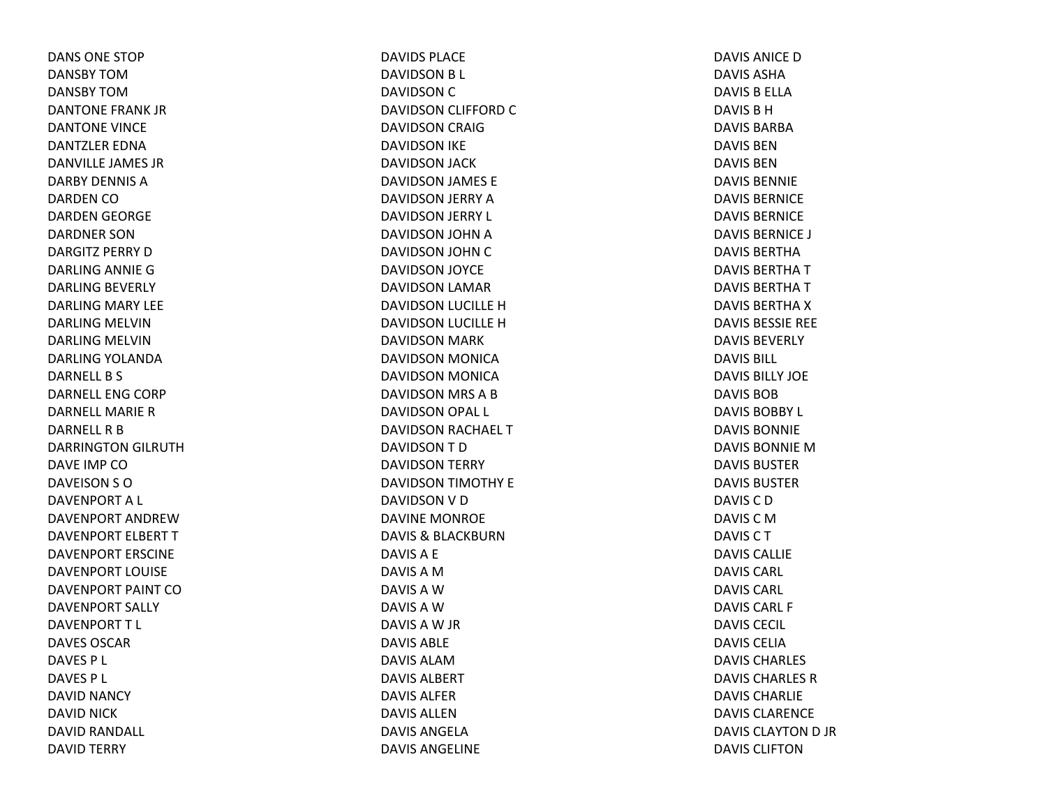DANS ONE STOP
DANSBY TOM
DANSBY TOM
DANTONE FRANK JR
DANTONE VINCE
DANTZLER EDNA
DANVILLE JAMES JR
DARBY DENNIS A
DARDEN CO
DARDEN GEORGE
DARDNER SON
DARGITZ PERRY D
DARLING ANNIE G
DARLING BEVERLY
DARLING MARY LEE
DARLING MELVIN
DARLING MELVIN
DARLING YOLANDA
DARNELL B S
DARNELL ENG CORP
DARNELL MARIE R
DARNELL R B
DARRINGTON GILRUTH
DAVE IMP CO
DAVEISON S O
DAVENPORT A L
DAVENPORT ANDREW
DAVENPORT ELBERT T
DAVENPORT ERSCINE
DAVENPORT LOUISE
DAVENPORT PAINT CO
DAVENPORT SALLY
DAVENPORT T L
DAVES OSCAR
DAVES P L
DAVES P L
DAVID NANCY
DAVID NICK
DAVID RANDALL
DAVID TERRY
DAVIDS PLACE
DAVIDSON B L
DAVIDSON C
DAVIDSON CLIFFORD C
DAVIDSON CRAIG
DAVIDSON IKE
DAVIDSON JACK
DAVIDSON JAMES E
DAVIDSON JERRY A
DAVIDSON JERRY L
DAVIDSON JOHN A
DAVIDSON JOHN C
DAVIDSON JOYCE
DAVIDSON LAMAR
DAVIDSON LUCILLE H
DAVIDSON LUCILLE H
DAVIDSON MARK
DAVIDSON MONICA
DAVIDSON MONICA
DAVIDSON MRS A B
DAVIDSON OPAL L
DAVIDSON RACHAEL T
DAVIDSON T D
DAVIDSON TERRY
DAVIDSON TIMOTHY E
DAVIDSON V D
DAVINE MONROE
DAVIS & BLACKBURN
DAVIS A E
DAVIS A M
DAVIS A W
DAVIS A W
DAVIS A W JR
DAVIS ABLE
DAVIS ALAM
DAVIS ALBERT
DAVIS ALFER
DAVIS ALLEN
DAVIS ANGELA
DAVIS ANGELINE
DAVIS ANICE D
DAVIS ASHA
DAVIS B ELLA
DAVIS B H
DAVIS BARBA
DAVIS BEN
DAVIS BEN
DAVIS BENNIE
DAVIS BERNICE
DAVIS BERNICE
DAVIS BERNICE J
DAVIS BERTHA
DAVIS BERTHA T
DAVIS BERTHA T
DAVIS BERTHA X
DAVIS BESSIE REE
DAVIS BEVERLY
DAVIS BILL
DAVIS BILLY JOE
DAVIS BOB
DAVIS BOBBY L
DAVIS BONNIE
DAVIS BONNIE M
DAVIS BUSTER
DAVIS BUSTER
DAVIS C D
DAVIS C M
DAVIS C T
DAVIS CALLIE
DAVIS CARL
DAVIS CARL
DAVIS CARL F
DAVIS CECIL
DAVIS CELIA
DAVIS CHARLES
DAVIS CHARLES R
DAVIS CHARLIE
DAVIS CLARENCE
DAVIS CLAYTON D JR
DAVIS CLIFTON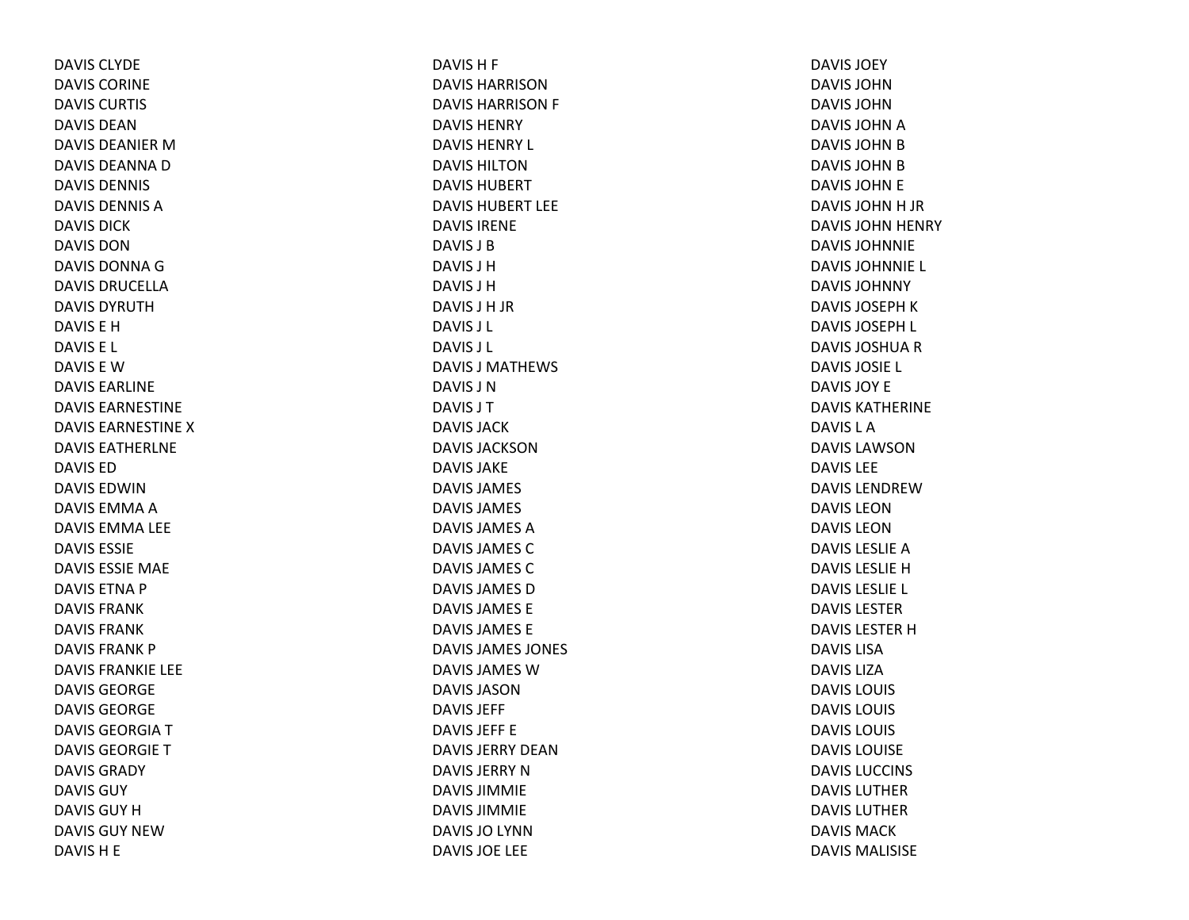DAVIS CLYDE
DAVIS CORINE
DAVIS CURTIS
DAVIS DEAN
DAVIS DEANIER M
DAVIS DEANNA D
DAVIS DENNIS
DAVIS DENNIS A
DAVIS DICK
DAVIS DON
DAVIS DONNA G
DAVIS DRUCELLA
DAVIS DYRUTH
DAVIS E H
DAVIS E L
DAVIS E W
DAVIS EARLINE
DAVIS EARNESTINE
DAVIS EARNESTINE X
DAVIS EATHERLNE
DAVIS ED
DAVIS EDWIN
DAVIS EMMA A
DAVIS EMMA LEE
DAVIS ESSIE
DAVIS ESSIE MAE
DAVIS ETNA P
DAVIS FRANK
DAVIS FRANK
DAVIS FRANK P
DAVIS FRANKIE LEE
DAVIS GEORGE
DAVIS GEORGE
DAVIS GEORGIA T
DAVIS GEORGIE T
DAVIS GRADY
DAVIS GUY
DAVIS GUY H
DAVIS GUY NEW
DAVIS H E
DAVIS H F
DAVIS HARRISON
DAVIS HARRISON F
DAVIS HENRY
DAVIS HENRY L
DAVIS HILTON
DAVIS HUBERT
DAVIS HUBERT LEE
DAVIS IRENE
DAVIS J B
DAVIS J H
DAVIS J H
DAVIS J H JR
DAVIS J L
DAVIS J L
DAVIS J MATHEWS
DAVIS J N
DAVIS J T
DAVIS JACK
DAVIS JACKSON
DAVIS JAKE
DAVIS JAMES
DAVIS JAMES
DAVIS JAMES A
DAVIS JAMES C
DAVIS JAMES C
DAVIS JAMES D
DAVIS JAMES E
DAVIS JAMES E
DAVIS JAMES JONES
DAVIS JAMES W
DAVIS JASON
DAVIS JEFF
DAVIS JEFF E
DAVIS JERRY DEAN
DAVIS JERRY N
DAVIS JIMMIE
DAVIS JIMMIE
DAVIS JO LYNN
DAVIS JOE LEE
DAVIS JOEY
DAVIS JOHN
DAVIS JOHN
DAVIS JOHN A
DAVIS JOHN B
DAVIS JOHN B
DAVIS JOHN E
DAVIS JOHN H JR
DAVIS JOHN HENRY
DAVIS JOHNNIE
DAVIS JOHNNIE L
DAVIS JOHNNY
DAVIS JOSEPH K
DAVIS JOSEPH L
DAVIS JOSHUA R
DAVIS JOSIE L
DAVIS JOY E
DAVIS KATHERINE
DAVIS L A
DAVIS LAWSON
DAVIS LEE
DAVIS LENDREW
DAVIS LEON
DAVIS LEON
DAVIS LESLIE A
DAVIS LESLIE H
DAVIS LESLIE L
DAVIS LESTER
DAVIS LESTER H
DAVIS LISA
DAVIS LIZA
DAVIS LOUIS
DAVIS LOUIS
DAVIS LOUIS
DAVIS LOUISE
DAVIS LUCCINS
DAVIS LUTHER
DAVIS LUTHER
DAVIS MACK
DAVIS MALISISE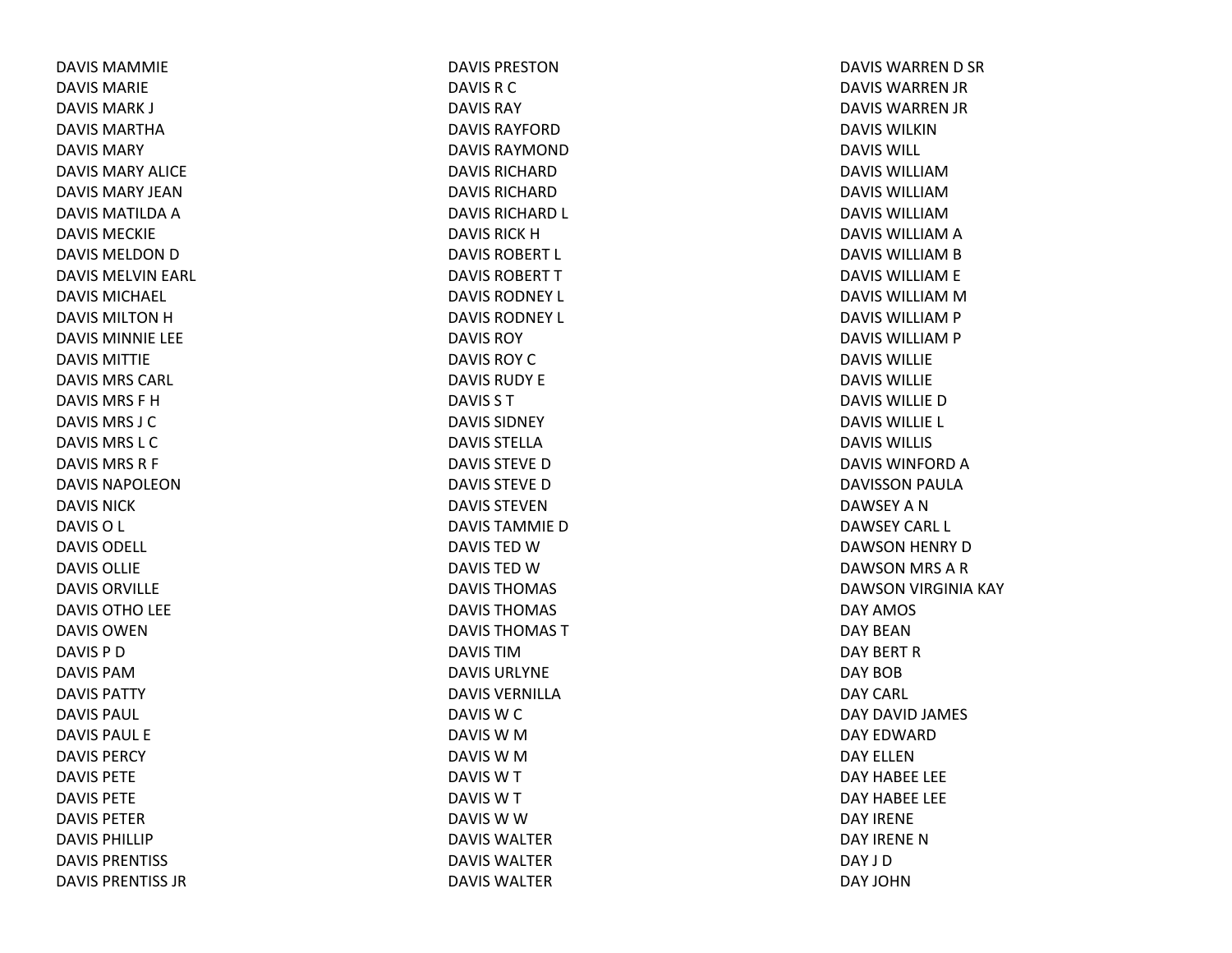DAVIS MAMMIE
DAVIS MARIE
DAVIS MARK J
DAVIS MARTHA
DAVIS MARY
DAVIS MARY ALICE
DAVIS MARY JEAN
DAVIS MATILDA A
DAVIS MECKIE
DAVIS MELDON D
DAVIS MELVIN EARL
DAVIS MICHAEL
DAVIS MILTON H
DAVIS MINNIE LEE
DAVIS MITTIE
DAVIS MRS CARL
DAVIS MRS F H
DAVIS MRS J C
DAVIS MRS L C
DAVIS MRS R F
DAVIS NAPOLEON
DAVIS NICK
DAVIS O L
DAVIS ODELL
DAVIS OLLIE
DAVIS ORVILLE
DAVIS OTHO LEE
DAVIS OWEN
DAVIS P D
DAVIS PAM
DAVIS PATTY
DAVIS PAUL
DAVIS PAUL E
DAVIS PERCY
DAVIS PETE
DAVIS PETE
DAVIS PETER
DAVIS PHILLIP
DAVIS PRENTISS
DAVIS PRENTISS JR
DAVIS PRESTON
DAVIS R C
DAVIS RAY
DAVIS RAYFORD
DAVIS RAYMOND
DAVIS RICHARD
DAVIS RICHARD
DAVIS RICHARD L
DAVIS RICK H
DAVIS ROBERT L
DAVIS ROBERT T
DAVIS RODNEY L
DAVIS RODNEY L
DAVIS ROY
DAVIS ROY C
DAVIS RUDY E
DAVIS S T
DAVIS SIDNEY
DAVIS STELLA
DAVIS STEVE D
DAVIS STEVE D
DAVIS STEVEN
DAVIS TAMMIE D
DAVIS TED W
DAVIS TED W
DAVIS THOMAS
DAVIS THOMAS
DAVIS THOMAS T
DAVIS TIM
DAVIS URLYNE
DAVIS VERNILLA
DAVIS W C
DAVIS W M
DAVIS W M
DAVIS W T
DAVIS W T
DAVIS W W
DAVIS WALTER
DAVIS WALTER
DAVIS WALTER
DAVIS WARREN D SR
DAVIS WARREN JR
DAVIS WARREN JR
DAVIS WILKIN
DAVIS WILL
DAVIS WILLIAM
DAVIS WILLIAM
DAVIS WILLIAM
DAVIS WILLIAM A
DAVIS WILLIAM B
DAVIS WILLIAM E
DAVIS WILLIAM M
DAVIS WILLIAM P
DAVIS WILLIAM P
DAVIS WILLIE
DAVIS WILLIE
DAVIS WILLIE D
DAVIS WILLIE L
DAVIS WILLIS
DAVIS WINFORD A
DAVISSON PAULA
DAWSEY A N
DAWSEY CARL L
DAWSON HENRY D
DAWSON MRS A R
DAWSON VIRGINIA KAY
DAY AMOS
DAY BEAN
DAY BERT R
DAY BOB
DAY CARL
DAY DAVID JAMES
DAY EDWARD
DAY ELLEN
DAY HABEE LEE
DAY HABEE LEE
DAY IRENE
DAY IRENE N
DAY J D
DAY JOHN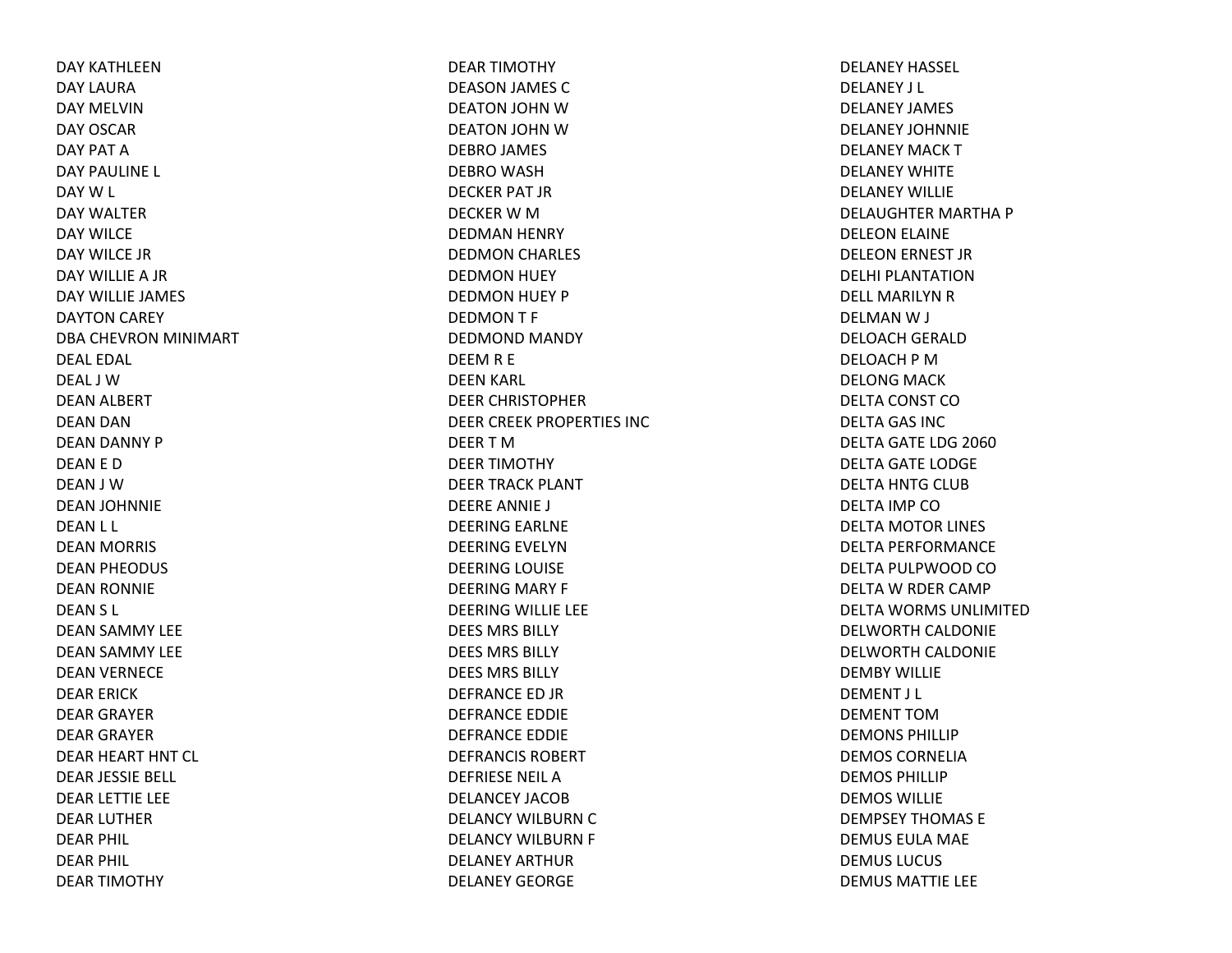DAY KATHLEEN
DAY LAURA
DAY MELVIN
DAY OSCAR
DAY PAT A
DAY PAULINE L
DAY W L
DAY WALTER
DAY WILCE
DAY WILCE JR
DAY WILLIE A JR
DAY WILLIE JAMES
DAYTON CAREY
DBA CHEVRON MINIMART
DEAL EDAL
DEAL J W
DEAN ALBERT
DEAN DAN
DEAN DANNY P
DEAN E D
DEAN J W
DEAN JOHNNIE
DEAN L L
DEAN MORRIS
DEAN PHEODUS
DEAN RONNIE
DEAN S L
DEAN SAMMY LEE
DEAN SAMMY LEE
DEAN VERNECE
DEAR ERICK
DEAR GRAYER
DEAR GRAYER
DEAR HEART HNT CL
DEAR JESSIE BELL
DEAR LETTIE LEE
DEAR LUTHER
DEAR PHIL
DEAR PHIL
DEAR TIMOTHY
DEAR TIMOTHY
DEASON JAMES C
DEATON JOHN W
DEATON JOHN W
DEBRO JAMES
DEBRO WASH
DECKER PAT JR
DECKER W M
DEDMAN HENRY
DEDMON CHARLES
DEDMON HUEY
DEDMON HUEY P
DEDMON T F
DEDMOND MANDY
DEEM R E
DEEN KARL
DEER CHRISTOPHER
DEER CREEK PROPERTIES INC
DEER T M
DEER TIMOTHY
DEER TRACK PLANT
DEERE ANNIE J
DEERING EARLNE
DEERING EVELYN
DEERING LOUISE
DEERING MARY F
DEERING WILLIE LEE
DEES MRS BILLY
DEES MRS BILLY
DEES MRS BILLY
DEFRANCE ED JR
DEFRANCE EDDIE
DEFRANCE EDDIE
DEFRANCIS ROBERT
DEFRIESE NEIL A
DELANCEY JACOB
DELANCY WILBURN C
DELANCY WILBURN F
DELANEY ARTHUR
DELANEY GEORGE
DELANEY HASSEL
DELANEY J L
DELANEY JAMES
DELANEY JOHNNIE
DELANEY MACK T
DELANEY WHITE
DELANEY WILLIE
DELAUGHTER MARTHA P
DELEON ELAINE
DELEON ERNEST JR
DELHI PLANTATION
DELL MARILYN R
DELMAN W J
DELOACH GERALD
DELOACH P M
DELONG MACK
DELTA CONST CO
DELTA GAS INC
DELTA GATE LDG 2060
DELTA GATE LODGE
DELTA HNTG CLUB
DELTA IMP CO
DELTA MOTOR LINES
DELTA PERFORMANCE
DELTA PULPWOOD CO
DELTA W RDER CAMP
DELTA WORMS UNLIMITED
DELWORTH CALDONIE
DELWORTH CALDONIE
DEMBY WILLIE
DEMENT J L
DEMENT TOM
DEMONS PHILLIP
DEMOS CORNELIA
DEMOS PHILLIP
DEMOS WILLIE
DEMPSEY THOMAS E
DEMUS EULA MAE
DEMUS LUCUS
DEMUS MATTIE LEE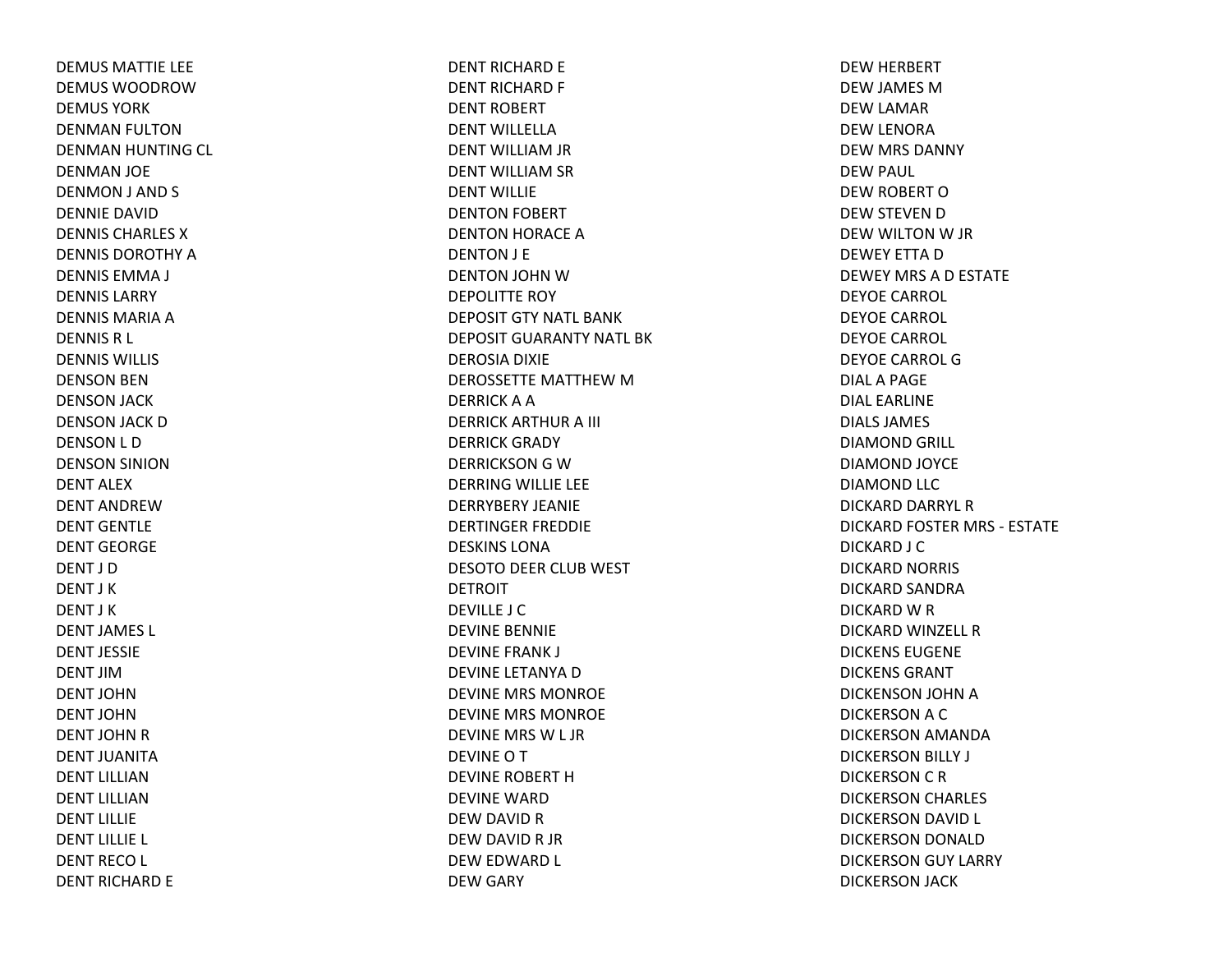DEMUS MATTIE LEE
DEMUS WOODROW
DEMUS YORK
DENMAN FULTON
DENMAN HUNTING CL
DENMAN JOE
DENMON J AND S
DENNIE DAVID
DENNIS CHARLES X
DENNIS DOROTHY A
DENNIS EMMA J
DENNIS LARRY
DENNIS MARIA A
DENNIS R L
DENNIS WILLIS
DENSON BEN
DENSON JACK
DENSON JACK D
DENSON L D
DENSON SINION
DENT ALEX
DENT ANDREW
DENT GENTLE
DENT GEORGE
DENT J D
DENT J K
DENT J K
DENT JAMES L
DENT JESSIE
DENT JIM
DENT JOHN
DENT JOHN
DENT JOHN R
DENT JUANITA
DENT LILLIAN
DENT LILLIAN
DENT LILLIE
DENT LILLIE L
DENT RECO L
DENT RICHARD E
DENT RICHARD E
DENT RICHARD F
DENT ROBERT
DENT WILLELLA
DENT WILLIAM JR
DENT WILLIAM SR
DENT WILLIE
DENTON FOBERT
DENTON HORACE A
DENTON J E
DENTON JOHN W
DEPOLITTE ROY
DEPOSIT GTY NATL BANK
DEPOSIT GUARANTY NATL BK
DEROSIA DIXIE
DEROSSETTE MATTHEW M
DERRICK A A
DERRICK ARTHUR A III
DERRICK GRADY
DERRICKSON G W
DERRING WILLIE LEE
DERRYBERY JEANIE
DERTINGER FREDDIE
DESKINS LONA
DESOTO DEER CLUB WEST
DETROIT
DEVILLE J C
DEVINE BENNIE
DEVINE FRANK J
DEVINE LETANYA D
DEVINE MRS MONROE
DEVINE MRS MONROE
DEVINE MRS W L JR
DEVINE O T
DEVINE ROBERT H
DEVINE WARD
DEW DAVID R
DEW DAVID R JR
DEW EDWARD L
DEW GARY
DEW HERBERT
DEW JAMES M
DEW LAMAR
DEW LENORA
DEW MRS DANNY
DEW PAUL
DEW ROBERT O
DEW STEVEN D
DEW WILTON W JR
DEWEY ETTA D
DEWEY MRS A D ESTATE
DEYOE CARROL
DEYOE CARROL
DEYOE CARROL
DEYOE CARROL G
DIAL A PAGE
DIAL EARLINE
DIALS JAMES
DIAMOND GRILL
DIAMOND JOYCE
DIAMOND LLC
DICKARD DARRYL R
DICKARD FOSTER MRS - ESTATE
DICKARD J C
DICKARD NORRIS
DICKARD SANDRA
DICKARD W R
DICKARD WINZELL R
DICKENS EUGENE
DICKENS GRANT
DICKENSON JOHN A
DICKERSON A C
DICKERSON AMANDA
DICKERSON BILLY J
DICKERSON C R
DICKERSON CHARLES
DICKERSON DAVID L
DICKERSON DONALD
DICKERSON GUY LARRY
DICKERSON JACK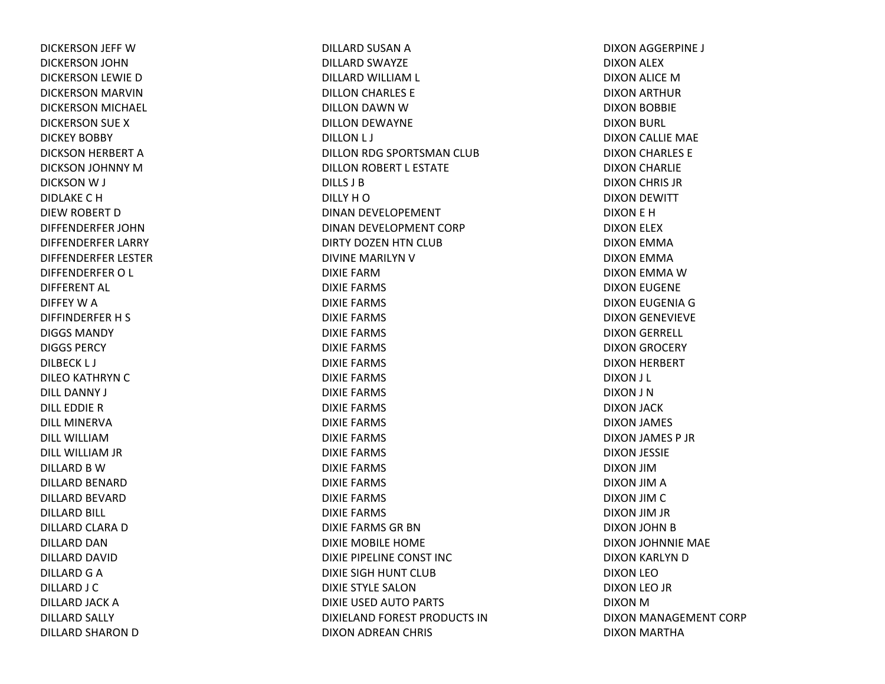DICKERSON JEFF W
DICKERSON JOHN
DICKERSON LEWIE D
DICKERSON MARVIN
DICKERSON MICHAEL
DICKERSON SUE X
DICKEY BOBBY
DICKSON HERBERT A
DICKSON JOHNNY M
DICKSON W J
DIDLAKE C H
DIEW ROBERT D
DIFFENDERFER JOHN
DIFFENDERFER LARRY
DIFFENDERFER LESTER
DIFFENDERFER O L
DIFFERENT AL
DIFFEY W A
DIFFINDERFER H S
DIGGS MANDY
DIGGS PERCY
DILBECK L J
DILEO KATHRYN C
DILL DANNY J
DILL EDDIE R
DILL MINERVA
DILL WILLIAM
DILL WILLIAM JR
DILLARD B W
DILLARD BENARD
DILLARD BEVARD
DILLARD BILL
DILLARD CLARA D
DILLARD DAN
DILLARD DAVID
DILLARD G A
DILLARD J C
DILLARD JACK A
DILLARD SALLY
DILLARD SHARON D
DILLARD SUSAN A
DILLARD SWAYZE
DILLARD WILLIAM L
DILLON CHARLES E
DILLON DAWN W
DILLON DEWAYNE
DILLON L J
DILLON RDG SPORTSMAN CLUB
DILLON ROBERT L ESTATE
DILLS J B
DILLY H O
DINAN DEVELOPEMENT
DINAN DEVELOPMENT CORP
DIRTY DOZEN HTN CLUB
DIVINE MARILYN V
DIXIE FARM
DIXIE FARMS
DIXIE FARMS
DIXIE FARMS
DIXIE FARMS
DIXIE FARMS
DIXIE FARMS
DIXIE FARMS
DIXIE FARMS
DIXIE FARMS
DIXIE FARMS
DIXIE FARMS
DIXIE FARMS
DIXIE FARMS
DIXIE FARMS
DIXIE FARMS
DIXIE FARMS
DIXIE FARMS GR BN
DIXIE MOBILE HOME
DIXIE PIPELINE CONST INC
DIXIE SIGH HUNT CLUB
DIXIE STYLE SALON
DIXIE USED AUTO PARTS
DIXIELAND FOREST PRODUCTS IN
DIXON ADREAN CHRIS
DIXON AGGERPINE J
DIXON ALEX
DIXON ALICE M
DIXON ARTHUR
DIXON BOBBIE
DIXON BURL
DIXON CALLIE MAE
DIXON CHARLES E
DIXON CHARLIE
DIXON CHRIS JR
DIXON DEWITT
DIXON E H
DIXON ELEX
DIXON EMMA
DIXON EMMA
DIXON EMMA W
DIXON EUGENE
DIXON EUGENIA G
DIXON GENEVIEVE
DIXON GERRELL
DIXON GROCERY
DIXON HERBERT
DIXON J L
DIXON J N
DIXON JACK
DIXON JAMES
DIXON JAMES P JR
DIXON JESSIE
DIXON JIM
DIXON JIM A
DIXON JIM C
DIXON JIM JR
DIXON JOHN B
DIXON JOHNNIE MAE
DIXON KARLYN D
DIXON LEO
DIXON LEO JR
DIXON M
DIXON MANAGEMENT CORP
DIXON MARTHA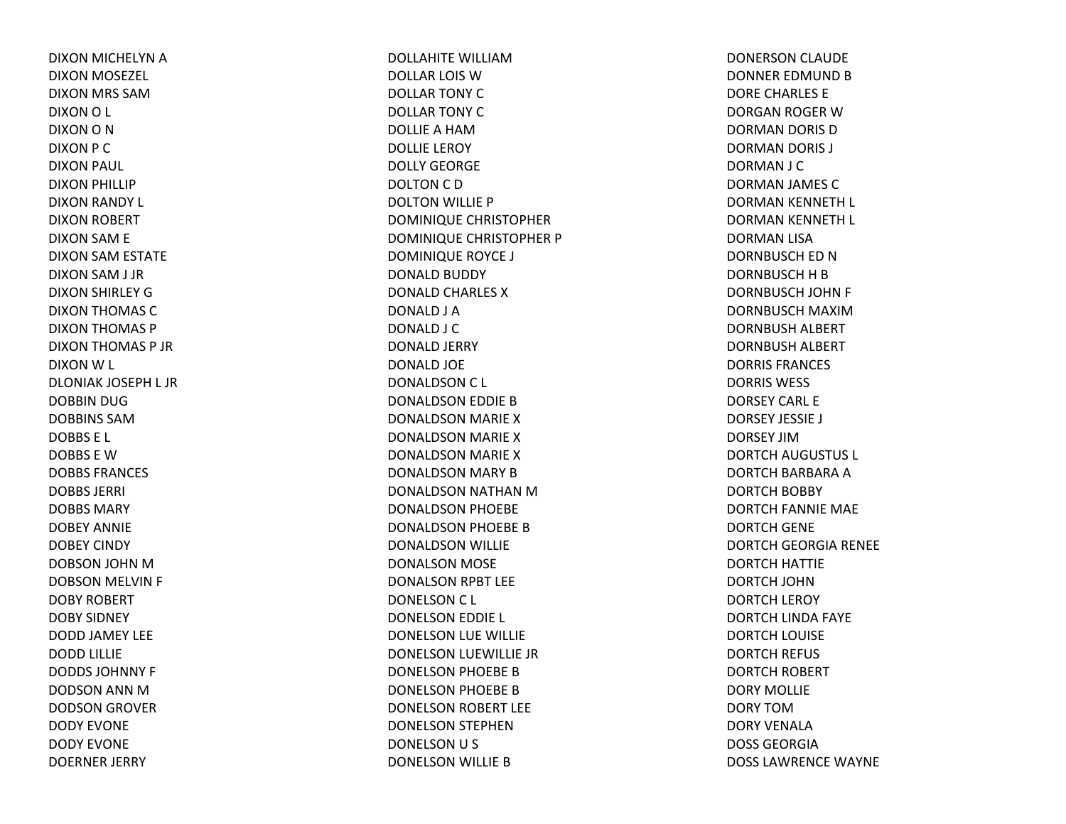DIXON MICHELYN A
DIXON MOSEZEL
DIXON MRS SAM
DIXON O L
DIXON O N
DIXON P C
DIXON PAUL
DIXON PHILLIP
DIXON RANDY L
DIXON ROBERT
DIXON SAM E
DIXON SAM ESTATE
DIXON SAM J JR
DIXON SHIRLEY G
DIXON THOMAS C
DIXON THOMAS P
DIXON THOMAS P JR
DIXON W L
DLONIAK JOSEPH L JR
DOBBIN DUG
DOBBINS SAM
DOBBS E L
DOBBS E W
DOBBS FRANCES
DOBBS JERRI
DOBBS MARY
DOBEY ANNIE
DOBEY CINDY
DOBSON JOHN M
DOBSON MELVIN F
DOBY ROBERT
DOBY SIDNEY
DODD JAMEY LEE
DODD LILLIE
DODDS JOHNNY F
DODSON ANN M
DODSON GROVER
DODY EVONE
DODY EVONE
DOERNER JERRY
DOLLAHITE WILLIAM
DOLLAR LOIS W
DOLLAR TONY C
DOLLAR TONY C
DOLLIE A HAM
DOLLIE LEROY
DOLLY GEORGE
DOLTON C D
DOLTON WILLIE P
DOMINIQUE CHRISTOPHER
DOMINIQUE CHRISTOPHER P
DOMINIQUE ROYCE J
DONALD BUDDY
DONALD CHARLES X
DONALD J A
DONALD J C
DONALD JERRY
DONALD JOE
DONALDSON C L
DONALDSON EDDIE B
DONALDSON MARIE X
DONALDSON MARIE X
DONALDSON MARIE X
DONALDSON MARY B
DONALDSON NATHAN M
DONALDSON PHOEBE
DONALDSON PHOEBE B
DONALDSON WILLIE
DONALSON MOSE
DONALSON RPBT LEE
DONELSON C L
DONELSON EDDIE L
DONELSON LUE WILLIE
DONELSON LUEWILLIE JR
DONELSON PHOEBE B
DONELSON PHOEBE B
DONELSON ROBERT LEE
DONELSON STEPHEN
DONELSON U S
DONELSON WILLIE B
DONERSON CLAUDE
DONNER EDMUND B
DORE CHARLES E
DORGAN ROGER W
DORMAN DORIS D
DORMAN DORIS J
DORMAN J C
DORMAN JAMES C
DORMAN KENNETH L
DORMAN KENNETH L
DORMAN LISA
DORNBUSCH ED N
DORNBUSCH H B
DORNBUSCH JOHN F
DORNBUSCH MAXIM
DORNBUSH ALBERT
DORNBUSH ALBERT
DORRIS FRANCES
DORRIS WESS
DORSEY CARL E
DORSEY JESSIE J
DORSEY JIM
DORTCH AUGUSTUS L
DORTCH BARBARA A
DORTCH BOBBY
DORTCH FANNIE MAE
DORTCH GENE
DORTCH GEORGIA RENEE
DORTCH HATTIE
DORTCH JOHN
DORTCH LEROY
DORTCH LINDA FAYE
DORTCH LOUISE
DORTCH REFUS
DORTCH ROBERT
DORY MOLLIE
DORY TOM
DORY VENALA
DOSS GEORGIA
DOSS LAWRENCE WAYNE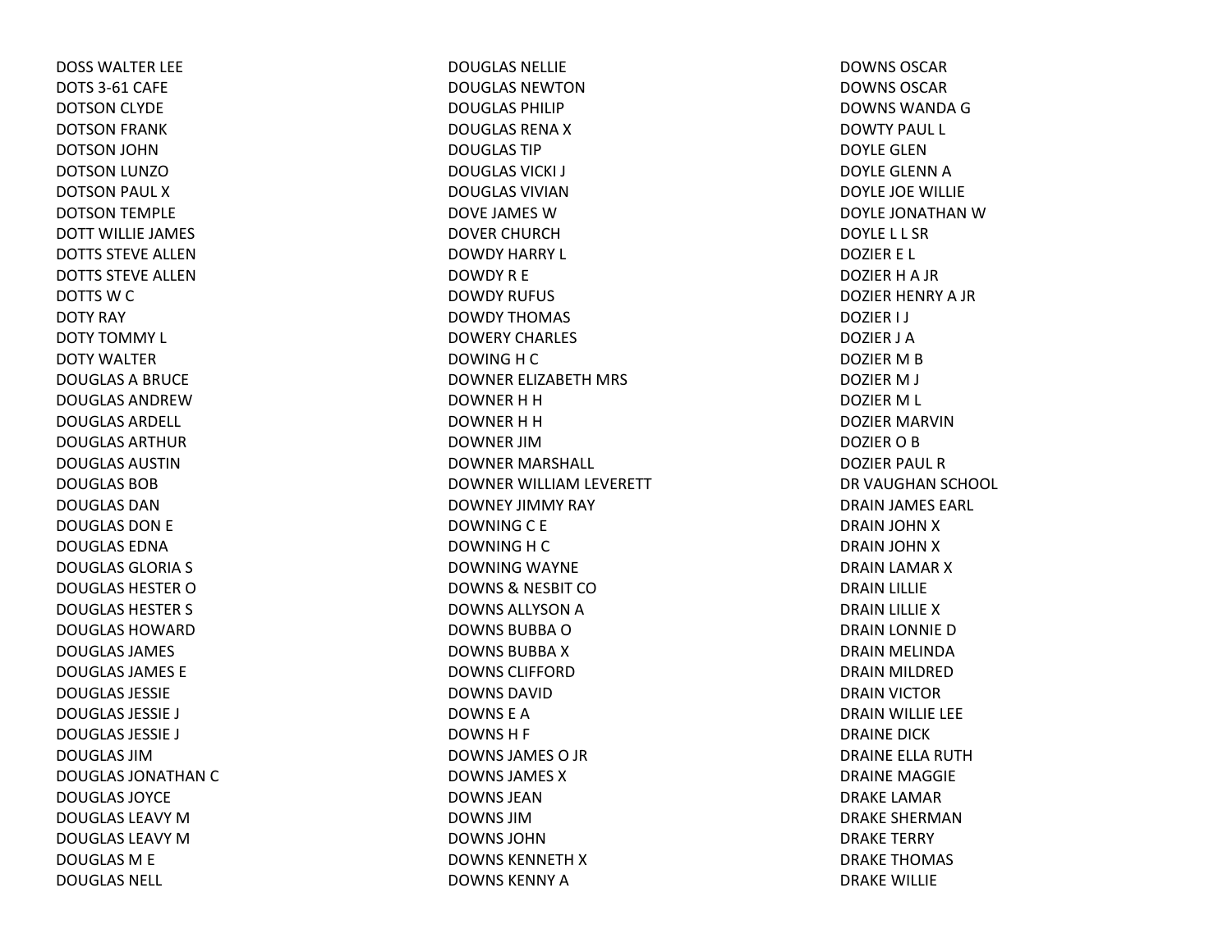DOSS WALTER LEE
DOTS 3-61 CAFE
DOTSON CLYDE
DOTSON FRANK
DOTSON JOHN
DOTSON LUNZO
DOTSON PAUL X
DOTSON TEMPLE
DOTT WILLIE JAMES
DOTTS STEVE ALLEN
DOTTS STEVE ALLEN
DOTTS W C
DOTY RAY
DOTY TOMMY L
DOTY WALTER
DOUGLAS A BRUCE
DOUGLAS ANDREW
DOUGLAS ARDELL
DOUGLAS ARTHUR
DOUGLAS AUSTIN
DOUGLAS BOB
DOUGLAS DAN
DOUGLAS DON E
DOUGLAS EDNA
DOUGLAS GLORIA S
DOUGLAS HESTER O
DOUGLAS HESTER S
DOUGLAS HOWARD
DOUGLAS JAMES
DOUGLAS JAMES E
DOUGLAS JESSIE
DOUGLAS JESSIE J
DOUGLAS JESSIE J
DOUGLAS JIM
DOUGLAS JONATHAN C
DOUGLAS JOYCE
DOUGLAS LEAVY M
DOUGLAS LEAVY M
DOUGLAS M E
DOUGLAS NELL
DOUGLAS NELLIE
DOUGLAS NEWTON
DOUGLAS PHILIP
DOUGLAS RENA X
DOUGLAS TIP
DOUGLAS VICKI J
DOUGLAS VIVIAN
DOVE JAMES W
DOVER CHURCH
DOWDY HARRY L
DOWDY R E
DOWDY RUFUS
DOWDY THOMAS
DOWERY CHARLES
DOWING H C
DOWNER ELIZABETH MRS
DOWNER H H
DOWNER H H
DOWNER JIM
DOWNER MARSHALL
DOWNER WILLIAM LEVERETT
DOWNEY JIMMY RAY
DOWNING C E
DOWNING H C
DOWNING WAYNE
DOWNS & NESBIT CO
DOWNS ALLYSON A
DOWNS BUBBA O
DOWNS BUBBA X
DOWNS CLIFFORD
DOWNS DAVID
DOWNS E A
DOWNS H F
DOWNS JAMES O JR
DOWNS JAMES X
DOWNS JEAN
DOWNS JIM
DOWNS JOHN
DOWNS KENNETH X
DOWNS KENNY A
DOWNS OSCAR
DOWNS OSCAR
DOWNS WANDA G
DOWTY PAUL L
DOYLE GLEN
DOYLE GLENN A
DOYLE JOE WILLIE
DOYLE JONATHAN W
DOYLE L L SR
DOZIER E L
DOZIER H A JR
DOZIER HENRY A JR
DOZIER I J
DOZIER J A
DOZIER M B
DOZIER M J
DOZIER M L
DOZIER MARVIN
DOZIER O B
DOZIER PAUL R
DR VAUGHAN SCHOOL
DRAIN JAMES EARL
DRAIN JOHN X
DRAIN JOHN X
DRAIN LAMAR X
DRAIN LILLIE
DRAIN LILLIE X
DRAIN LONNIE D
DRAIN MELINDA
DRAIN MILDRED
DRAIN VICTOR
DRAIN WILLIE LEE
DRAINE DICK
DRAINE ELLA RUTH
DRAINE MAGGIE
DRAKE LAMAR
DRAKE SHERMAN
DRAKE TERRY
DRAKE THOMAS
DRAKE WILLIE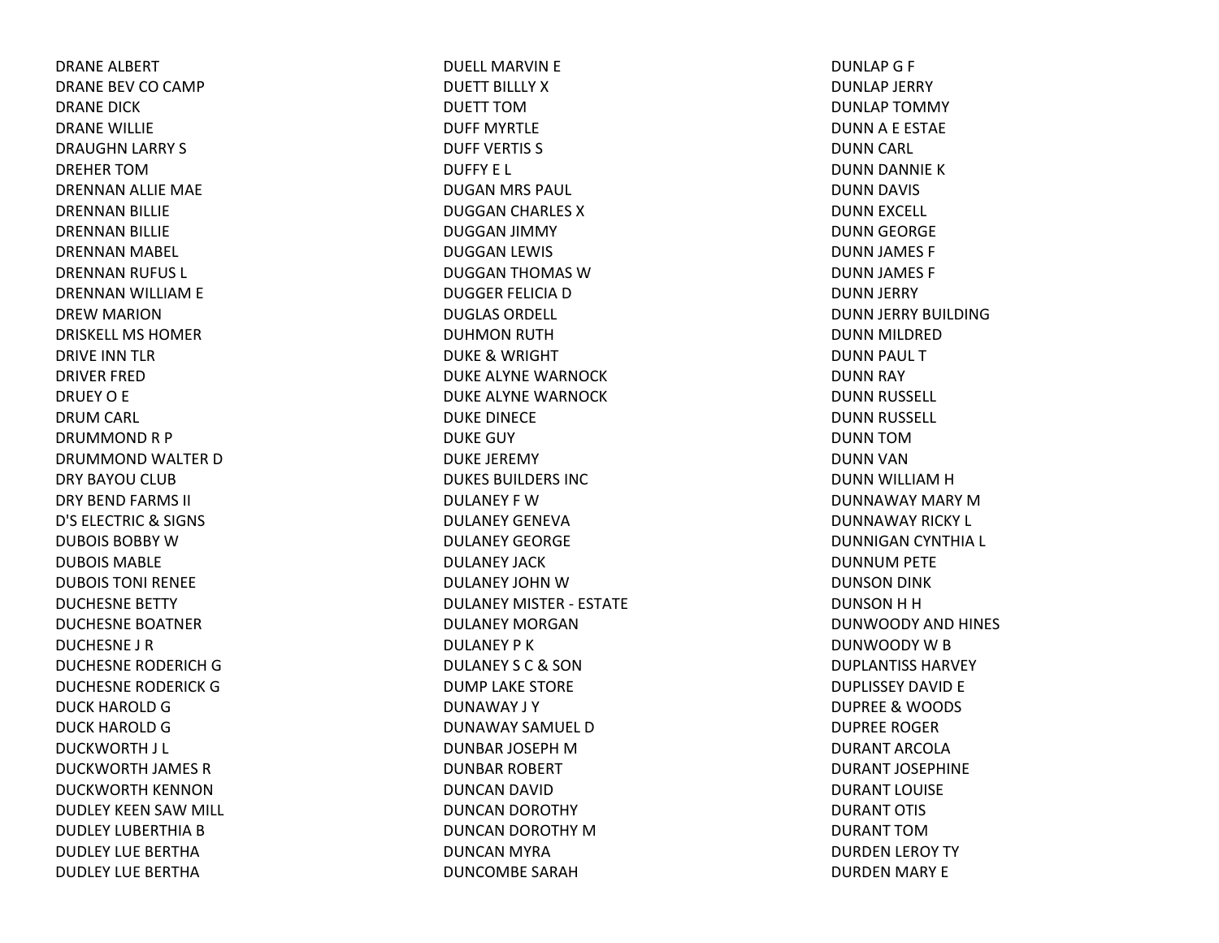DRANE ALBERT
DRANE BEV CO CAMP
DRANE DICK
DRANE WILLIE
DRAUGHN LARRY S
DREHER TOM
DRENNAN ALLIE MAE
DRENNAN BILLIE
DRENNAN BILLIE
DRENNAN MABEL
DRENNAN RUFUS L
DRENNAN WILLIAM E
DREW MARION
DRISKELL MS HOMER
DRIVE INN TLR
DRIVER FRED
DRUEY O E
DRUM CARL
DRUMMOND R P
DRUMMOND WALTER D
DRY BAYOU CLUB
DRY BEND FARMS II
D'S ELECTRIC & SIGNS
DUBOIS BOBBY W
DUBOIS MABLE
DUBOIS TONI RENEE
DUCHESNE BETTY
DUCHESNE BOATNER
DUCHESNE J R
DUCHESNE RODERICH G
DUCHESNE RODERICK G
DUCK HAROLD G
DUCK HAROLD G
DUCKWORTH J L
DUCKWORTH JAMES R
DUCKWORTH KENNON
DUDLEY KEEN SAW MILL
DUDLEY LUBERTHIA B
DUDLEY LUE BERTHA
DUDLEY LUE BERTHA
DUELL MARVIN E
DUETT BILLLY X
DUETT TOM
DUFF MYRTLE
DUFF VERTIS S
DUFFY E L
DUGAN MRS PAUL
DUGGAN CHARLES X
DUGGAN JIMMY
DUGGAN LEWIS
DUGGAN THOMAS W
DUGGER FELICIA D
DUGLAS ORDELL
DUHMON RUTH
DUKE & WRIGHT
DUKE ALYNE WARNOCK
DUKE ALYNE WARNOCK
DUKE DINECE
DUKE GUY
DUKE JEREMY
DUKES BUILDERS INC
DULANEY F W
DULANEY GENEVA
DULANEY GEORGE
DULANEY JACK
DULANEY JOHN W
DULANEY MISTER - ESTATE
DULANEY MORGAN
DULANEY P K
DULANEY S C & SON
DUMP LAKE STORE
DUNAWAY J Y
DUNAWAY SAMUEL D
DUNBAR JOSEPH M
DUNBAR ROBERT
DUNCAN DAVID
DUNCAN DOROTHY
DUNCAN DOROTHY M
DUNCAN MYRA
DUNCOMBE SARAH
DUNLAP G F
DUNLAP JERRY
DUNLAP TOMMY
DUNN A E ESTAE
DUNN CARL
DUNN DANNIE K
DUNN DAVIS
DUNN EXCELL
DUNN GEORGE
DUNN JAMES F
DUNN JAMES F
DUNN JERRY
DUNN JERRY BUILDING
DUNN MILDRED
DUNN PAUL T
DUNN RAY
DUNN RUSSELL
DUNN RUSSELL
DUNN TOM
DUNN VAN
DUNN WILLIAM H
DUNNAWAY MARY M
DUNNAWAY RICKY L
DUNNIGAN CYNTHIA L
DUNNUM PETE
DUNSON DINK
DUNSON H H
DUNWOODY AND HINES
DUNWOODY W B
DUPLANTISS HARVEY
DUPLISSEY DAVID E
DUPREE & WOODS
DUPREE ROGER
DURANT ARCOLA
DURANT JOSEPHINE
DURANT LOUISE
DURANT OTIS
DURANT TOM
DURDEN LEROY TY
DURDEN MARY E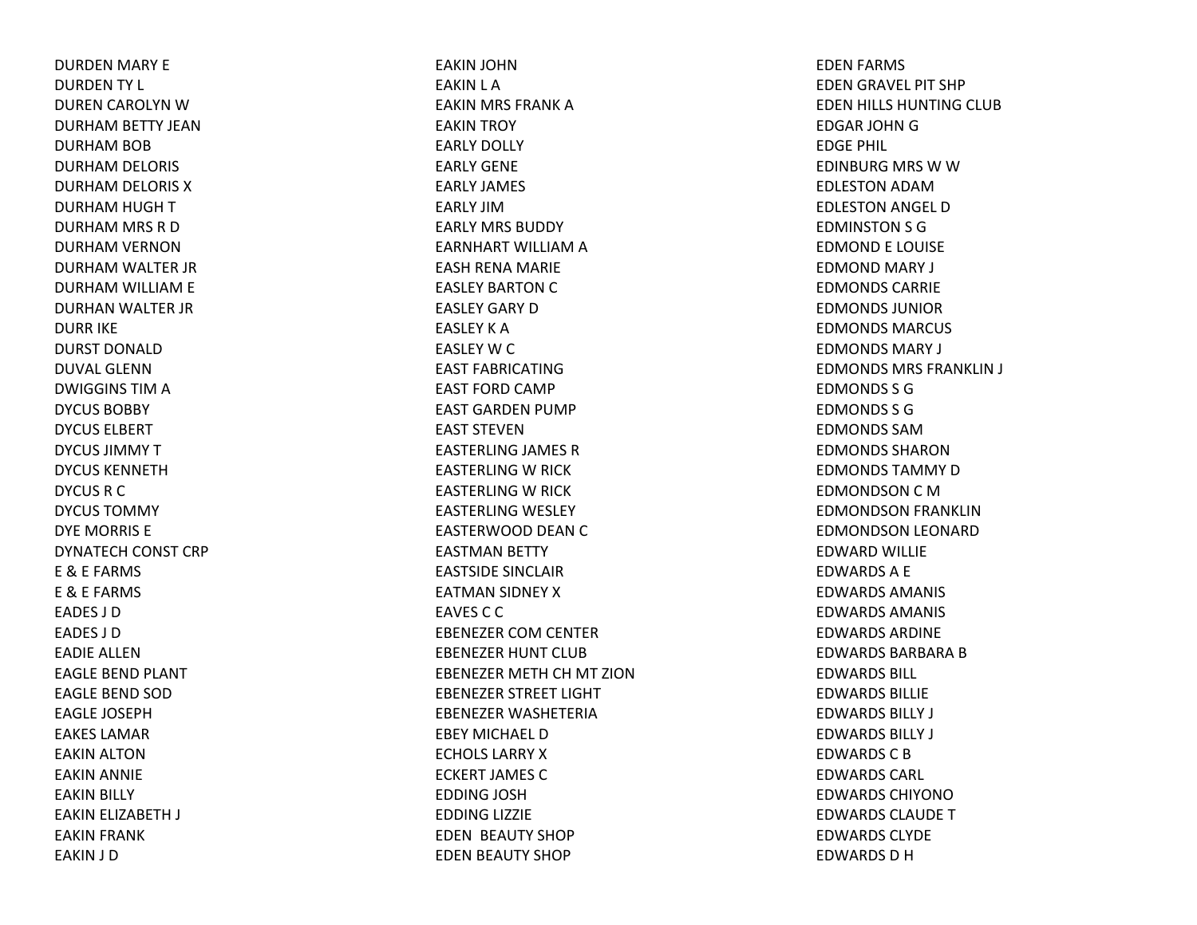DURDEN MARY E
DURDEN TY L
DUREN CAROLYN W
DURHAM BETTY JEAN
DURHAM BOB
DURHAM DELORIS
DURHAM DELORIS X
DURHAM HUGH T
DURHAM MRS R D
DURHAM VERNON
DURHAM WALTER JR
DURHAM WILLIAM E
DURHAN WALTER JR
DURR IKE
DURST DONALD
DUVAL GLENN
DWIGGINS TIM A
DYCUS BOBBY
DYCUS ELBERT
DYCUS JIMMY T
DYCUS KENNETH
DYCUS R C
DYCUS TOMMY
DYE MORRIS E
DYNATECH CONST CRP
E & E FARMS
E & E FARMS
EADES J D
EADES J D
EADIE ALLEN
EAGLE BEND PLANT
EAGLE BEND SOD
EAGLE JOSEPH
EAKES LAMAR
EAKIN ALTON
EAKIN ANNIE
EAKIN BILLY
EAKIN ELIZABETH J
EAKIN FRANK
EAKIN J D
EAKIN JOHN
EAKIN L A
EAKIN MRS FRANK A
EAKIN TROY
EARLY DOLLY
EARLY GENE
EARLY JAMES
EARLY JIM
EARLY MRS BUDDY
EARNHART WILLIAM A
EASH RENA MARIE
EASLEY BARTON C
EASLEY GARY D
EASLEY K A
EASLEY W C
EAST FABRICATING
EAST FORD CAMP
EAST GARDEN PUMP
EAST STEVEN
EASTERLING JAMES R
EASTERLING W RICK
EASTERLING W RICK
EASTERLING WESLEY
EASTERWOOD DEAN C
EASTMAN BETTY
EASTSIDE SINCLAIR
EATMAN SIDNEY X
EAVES C C
EBENEZER COM CENTER
EBENEZER HUNT CLUB
EBENEZER METH CH MT ZION
EBENEZER STREET LIGHT
EBENEZER WASHETERIA
EBEY MICHAEL D
ECHOLS LARRY X
ECKERT JAMES C
EDDING JOSH
EDDING LIZZIE
EDEN  BEAUTY SHOP
EDEN BEAUTY SHOP
EDEN FARMS
EDEN GRAVEL PIT SHP
EDEN HILLS HUNTING CLUB
EDGAR JOHN G
EDGE PHIL
EDINBURG MRS W W
EDLESTON ADAM
EDLESTON ANGEL D
EDMINSTON S G
EDMOND E LOUISE
EDMOND MARY J
EDMONDS CARRIE
EDMONDS JUNIOR
EDMONDS MARCUS
EDMONDS MARY J
EDMONDS MRS FRANKLIN J
EDMONDS S G
EDMONDS S G
EDMONDS SAM
EDMONDS SHARON
EDMONDS TAMMY D
EDMONDSON C M
EDMONDSON FRANKLIN
EDMONDSON LEONARD
EDWARD WILLIE
EDWARDS A E
EDWARDS AMANIS
EDWARDS AMANIS
EDWARDS ARDINE
EDWARDS BARBARA B
EDWARDS BILL
EDWARDS BILLIE
EDWARDS BILLY J
EDWARDS BILLY J
EDWARDS C B
EDWARDS CARL
EDWARDS CHIYONO
EDWARDS CLAUDE T
EDWARDS CLYDE
EDWARDS D H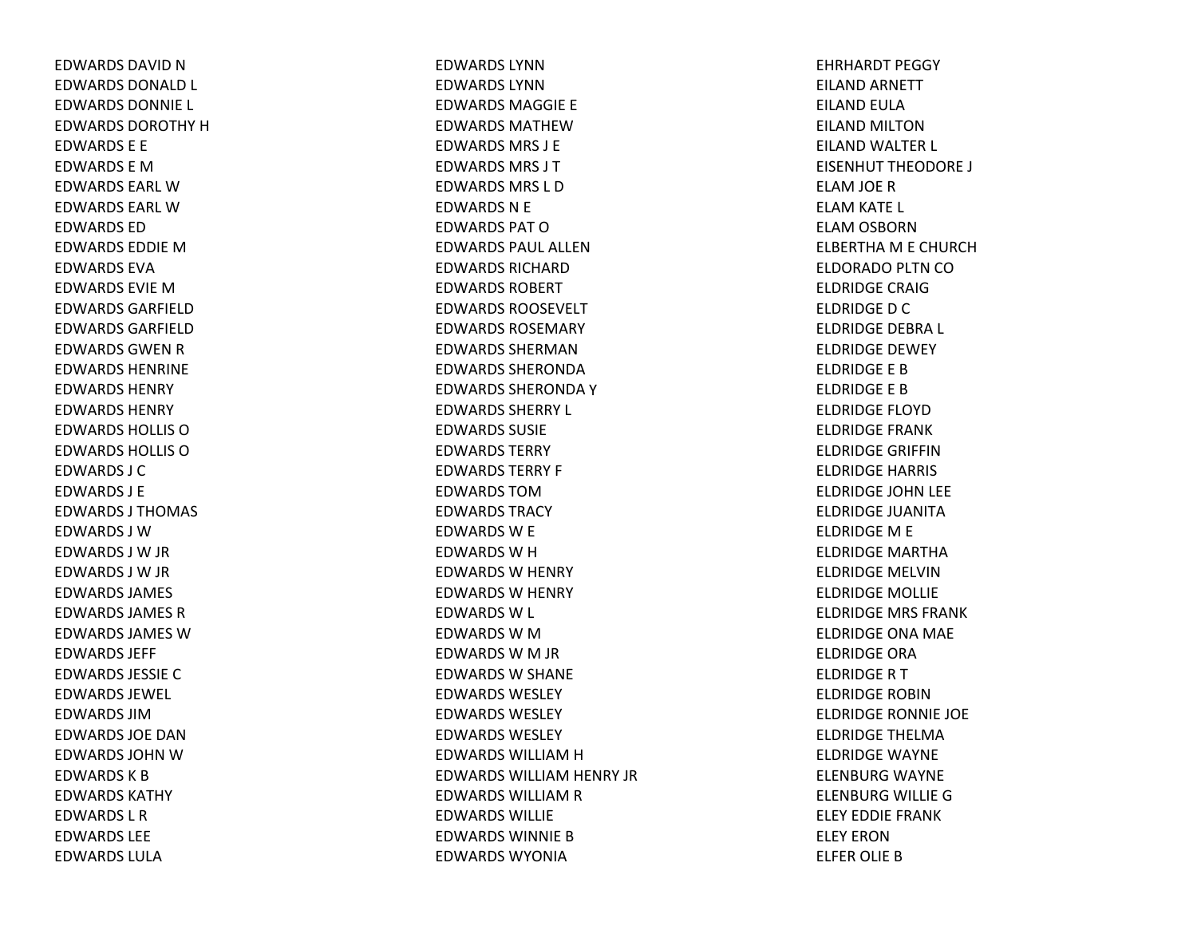EDWARDS DAVID N
EDWARDS DONALD L
EDWARDS DONNIE L
EDWARDS DOROTHY H
EDWARDS E E
EDWARDS E M
EDWARDS EARL W
EDWARDS EARL W
EDWARDS ED
EDWARDS EDDIE M
EDWARDS EVA
EDWARDS EVIE M
EDWARDS GARFIELD
EDWARDS GARFIELD
EDWARDS GWEN R
EDWARDS HENRINE
EDWARDS HENRY
EDWARDS HENRY
EDWARDS HOLLIS O
EDWARDS HOLLIS O
EDWARDS J C
EDWARDS J E
EDWARDS J THOMAS
EDWARDS J W
EDWARDS J W JR
EDWARDS J W JR
EDWARDS JAMES
EDWARDS JAMES R
EDWARDS JAMES W
EDWARDS JEFF
EDWARDS JESSIE C
EDWARDS JEWEL
EDWARDS JIM
EDWARDS JOE DAN
EDWARDS JOHN W
EDWARDS K B
EDWARDS KATHY
EDWARDS L R
EDWARDS LEE
EDWARDS LULA
EDWARDS LYNN
EDWARDS LYNN
EDWARDS MAGGIE E
EDWARDS MATHEW
EDWARDS MRS J E
EDWARDS MRS J T
EDWARDS MRS L D
EDWARDS N E
EDWARDS PAT O
EDWARDS PAUL ALLEN
EDWARDS RICHARD
EDWARDS ROBERT
EDWARDS ROOSEVELT
EDWARDS ROSEMARY
EDWARDS SHERMAN
EDWARDS SHERONDA
EDWARDS SHERONDA Y
EDWARDS SHERRY L
EDWARDS SUSIE
EDWARDS TERRY
EDWARDS TERRY F
EDWARDS TOM
EDWARDS TRACY
EDWARDS W E
EDWARDS W H
EDWARDS W HENRY
EDWARDS W HENRY
EDWARDS W L
EDWARDS W M
EDWARDS W M JR
EDWARDS W SHANE
EDWARDS WESLEY
EDWARDS WESLEY
EDWARDS WESLEY
EDWARDS WILLIAM H
EDWARDS WILLIAM HENRY JR
EDWARDS WILLIAM R
EDWARDS WILLIE
EDWARDS WINNIE B
EDWARDS WYONIA
EHRHARDT PEGGY
EILAND ARNETT
EILAND EULA
EILAND MILTON
EILAND WALTER L
EISENHUT THEODORE J
ELAM JOE R
ELAM KATE L
ELAM OSBORN
ELBERTHA M E CHURCH
ELDORADO PLTN CO
ELDRIDGE CRAIG
ELDRIDGE D C
ELDRIDGE DEBRA L
ELDRIDGE DEWEY
ELDRIDGE E B
ELDRIDGE E B
ELDRIDGE FLOYD
ELDRIDGE FRANK
ELDRIDGE GRIFFIN
ELDRIDGE HARRIS
ELDRIDGE JOHN LEE
ELDRIDGE JUANITA
ELDRIDGE M E
ELDRIDGE MARTHA
ELDRIDGE MELVIN
ELDRIDGE MOLLIE
ELDRIDGE MRS FRANK
ELDRIDGE ONA MAE
ELDRIDGE ORA
ELDRIDGE R T
ELDRIDGE ROBIN
ELDRIDGE RONNIE JOE
ELDRIDGE THELMA
ELDRIDGE WAYNE
ELENBURG WAYNE
ELENBURG WILLIE G
ELEY EDDIE FRANK
ELEY ERON
ELFER OLIE B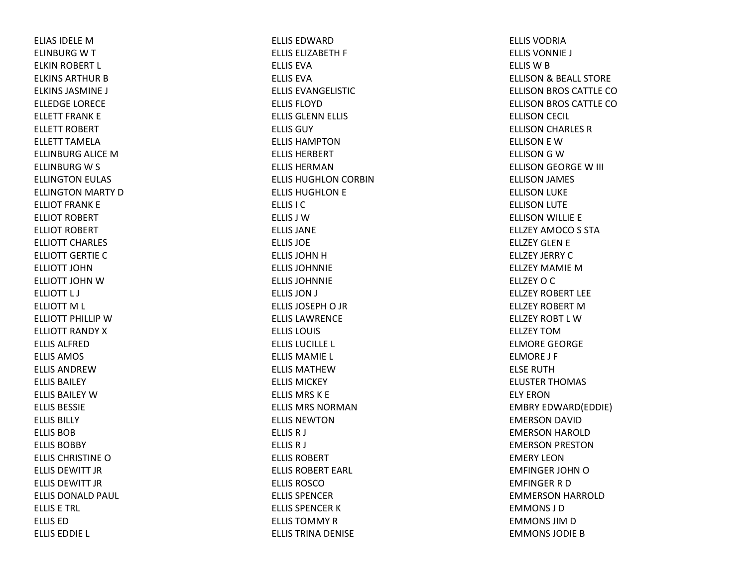ELIAS IDELE M
ELINBURG W T
ELKIN ROBERT L
ELKINS ARTHUR B
ELKINS JASMINE J
ELLEDGE LORECE
ELLETT FRANK E
ELLETT ROBERT
ELLETT TAMELA
ELLINBURG ALICE M
ELLINBURG W S
ELLINGTON EULAS
ELLINGTON MARTY D
ELLIOT FRANK E
ELLIOT ROBERT
ELLIOT ROBERT
ELLIOTT CHARLES
ELLIOTT GERTIE C
ELLIOTT JOHN
ELLIOTT JOHN W
ELLIOTT L J
ELLIOTT M L
ELLIOTT PHILLIP W
ELLIOTT RANDY X
ELLIS ALFRED
ELLIS AMOS
ELLIS ANDREW
ELLIS BAILEY
ELLIS BAILEY W
ELLIS BESSIE
ELLIS BILLY
ELLIS BOB
ELLIS BOBBY
ELLIS CHRISTINE O
ELLIS DEWITT JR
ELLIS DEWITT JR
ELLIS DONALD PAUL
ELLIS E TRL
ELLIS ED
ELLIS EDDIE L
ELLIS EDWARD
ELLIS ELIZABETH F
ELLIS EVA
ELLIS EVA
ELLIS EVANGELISTIC
ELLIS FLOYD
ELLIS GLENN ELLIS
ELLIS GUY
ELLIS HAMPTON
ELLIS HERBERT
ELLIS HERMAN
ELLIS HUGHLON CORBIN
ELLIS HUGHLON E
ELLIS I C
ELLIS J W
ELLIS JANE
ELLIS JOE
ELLIS JOHN H
ELLIS JOHNNIE
ELLIS JOHNNIE
ELLIS JON J
ELLIS JOSEPH O JR
ELLIS LAWRENCE
ELLIS LOUIS
ELLIS LUCILLE L
ELLIS MAMIE L
ELLIS MATHEW
ELLIS MICKEY
ELLIS MRS K E
ELLIS MRS NORMAN
ELLIS NEWTON
ELLIS R J
ELLIS R J
ELLIS ROBERT
ELLIS ROBERT EARL
ELLIS ROSCO
ELLIS SPENCER
ELLIS SPENCER K
ELLIS TOMMY R
ELLIS TRINA DENISE
ELLIS VODRIA
ELLIS VONNIE J
ELLIS W B
ELLISON & BEALL STORE
ELLISON BROS CATTLE CO
ELLISON BROS CATTLE CO
ELLISON CECIL
ELLISON CHARLES R
ELLISON E W
ELLISON G W
ELLISON GEORGE W III
ELLISON JAMES
ELLISON LUKE
ELLISON LUTE
ELLISON WILLIE E
ELLZEY AMOCO S STA
ELLZEY GLEN E
ELLZEY JERRY C
ELLZEY MAMIE M
ELLZEY O C
ELLZEY ROBERT LEE
ELLZEY ROBERT M
ELLZEY ROBT L W
ELLZEY TOM
ELMORE GEORGE
ELMORE J F
ELSE RUTH
ELUSTER THOMAS
ELY ERON
EMBRY EDWARD(EDDIE)
EMERSON DAVID
EMERSON HAROLD
EMERSON PRESTON
EMERY LEON
EMFINGER JOHN O
EMFINGER R D
EMMERSON HARROLD
EMMONS J D
EMMONS JIM D
EMMONS JODIE B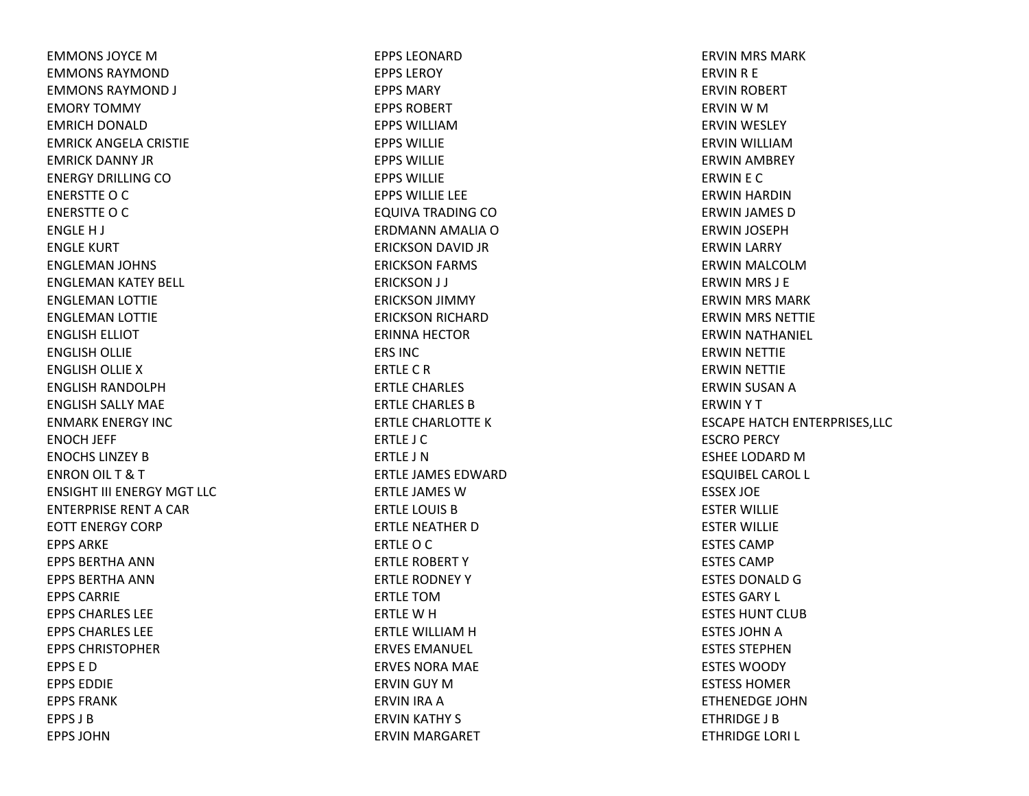EMMONS JOYCE M
EMMONS RAYMOND
EMMONS RAYMOND J
EMORY TOMMY
EMRICH DONALD
EMRICK ANGELA CRISTIE
EMRICK DANNY JR
ENERGY DRILLING CO
ENERSTTE O C
ENERSTTE O C
ENGLE H J
ENGLE KURT
ENGLEMAN JOHNS
ENGLEMAN KATEY BELL
ENGLEMAN LOTTIE
ENGLEMAN LOTTIE
ENGLISH ELLIOT
ENGLISH OLLIE
ENGLISH OLLIE X
ENGLISH RANDOLPH
ENGLISH SALLY MAE
ENMARK ENERGY INC
ENOCH JEFF
ENOCHS LINZEY B
ENRON OIL T & T
ENSIGHT III ENERGY MGT LLC
ENTERPRISE RENT A CAR
EOTT ENERGY CORP
EPPS ARKE
EPPS BERTHA ANN
EPPS BERTHA ANN
EPPS CARRIE
EPPS CHARLES LEE
EPPS CHARLES LEE
EPPS CHRISTOPHER
EPPS E D
EPPS EDDIE
EPPS FRANK
EPPS J B
EPPS JOHN
EPPS LEONARD
EPPS LEROY
EPPS MARY
EPPS ROBERT
EPPS WILLIAM
EPPS WILLIE
EPPS WILLIE
EPPS WILLIE
EPPS WILLIE LEE
EQUIVA TRADING CO
ERDMANN AMALIA O
ERICKSON DAVID JR
ERICKSON FARMS
ERICKSON J J
ERICKSON JIMMY
ERICKSON RICHARD
ERINNA HECTOR
ERS INC
ERTLE C R
ERTLE CHARLES
ERTLE CHARLES B
ERTLE CHARLOTTE K
ERTLE J C
ERTLE J N
ERTLE JAMES EDWARD
ERTLE JAMES W
ERTLE LOUIS B
ERTLE NEATHER D
ERTLE O C
ERTLE ROBERT Y
ERTLE RODNEY Y
ERTLE TOM
ERTLE W H
ERTLE WILLIAM H
ERVES EMANUEL
ERVES NORA MAE
ERVIN GUY M
ERVIN IRA A
ERVIN KATHY S
ERVIN MARGARET
ERVIN MRS MARK
ERVIN R E
ERVIN ROBERT
ERVIN W M
ERVIN WESLEY
ERVIN WILLIAM
ERWIN AMBREY
ERWIN E C
ERWIN HARDIN
ERWIN JAMES D
ERWIN JOSEPH
ERWIN LARRY
ERWIN MALCOLM
ERWIN MRS J E
ERWIN MRS MARK
ERWIN MRS NETTIE
ERWIN NATHANIEL
ERWIN NETTIE
ERWIN NETTIE
ERWIN SUSAN A
ERWIN Y T
ESCAPE HATCH ENTERPRISES,LLC
ESCRO PERCY
ESHEE LODARD M
ESQUIBEL CAROL L
ESSEX JOE
ESTER WILLIE
ESTER WILLIE
ESTES CAMP
ESTES CAMP
ESTES DONALD G
ESTES GARY L
ESTES HUNT CLUB
ESTES JOHN A
ESTES STEPHEN
ESTES WOODY
ESTESS HOMER
ETHENEDGE JOHN
ETHRIDGE J B
ETHRIDGE LORI L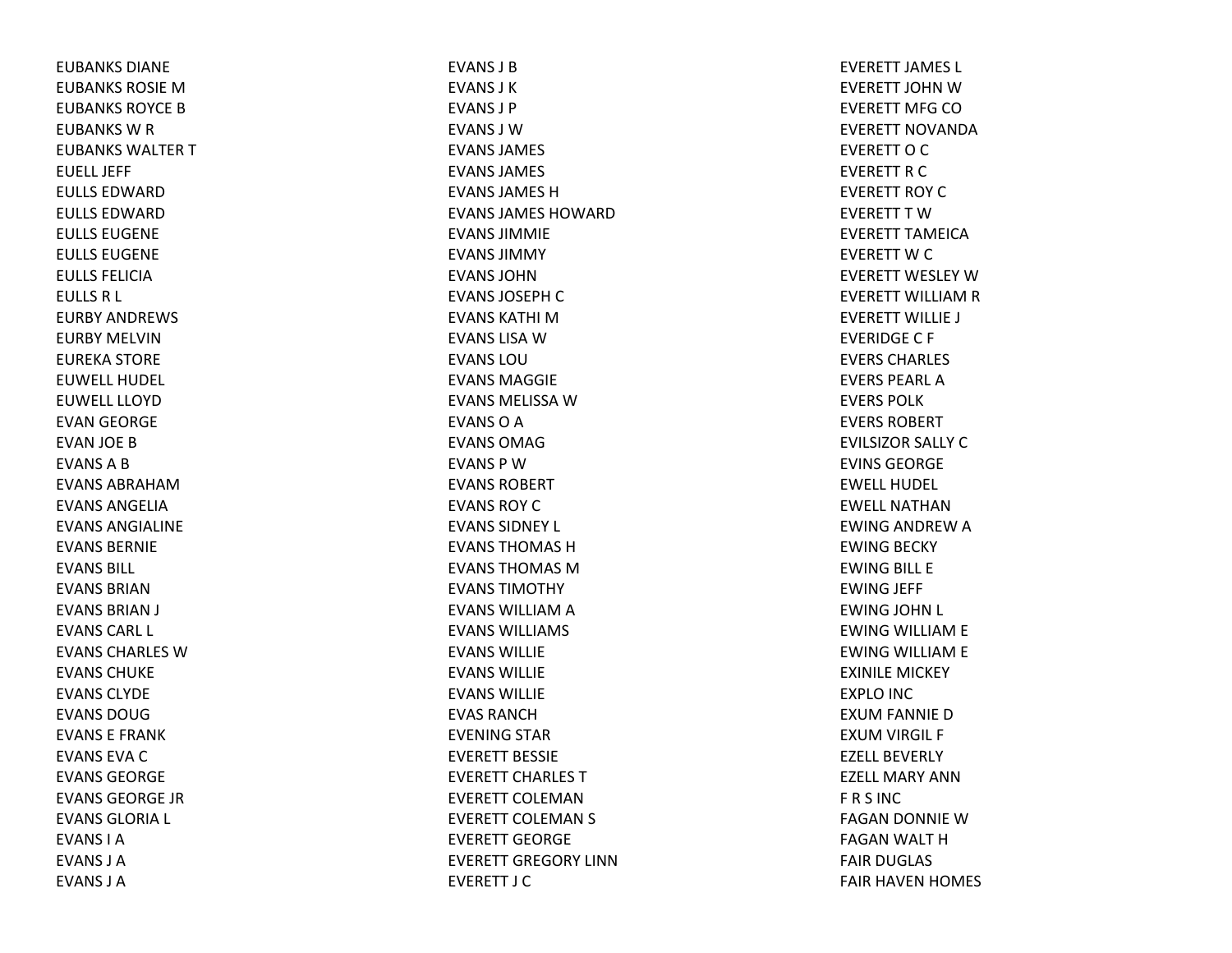EUBANKS DIANE
EUBANKS ROSIE M
EUBANKS ROYCE B
EUBANKS W R
EUBANKS WALTER T
EUELL JEFF
EULLS EDWARD
EULLS EDWARD
EULLS EUGENE
EULLS EUGENE
EULLS FELICIA
EULLS R L
EURBY ANDREWS
EURBY MELVIN
EUREKA STORE
EUWELL HUDEL
EUWELL LLOYD
EVAN GEORGE
EVAN JOE B
EVANS A B
EVANS ABRAHAM
EVANS ANGELIA
EVANS ANGIALINE
EVANS BERNIE
EVANS BILL
EVANS BRIAN
EVANS BRIAN J
EVANS CARL L
EVANS CHARLES W
EVANS CHUKE
EVANS CLYDE
EVANS DOUG
EVANS E FRANK
EVANS EVA C
EVANS GEORGE
EVANS GEORGE JR
EVANS GLORIA L
EVANS I A
EVANS J A
EVANS J A
EVANS J B
EVANS J K
EVANS J P
EVANS J W
EVANS JAMES
EVANS JAMES
EVANS JAMES H
EVANS JAMES HOWARD
EVANS JIMMIE
EVANS JIMMY
EVANS JOHN
EVANS JOSEPH C
EVANS KATHI M
EVANS LISA W
EVANS LOU
EVANS MAGGIE
EVANS MELISSA W
EVANS O A
EVANS OMAG
EVANS P W
EVANS ROBERT
EVANS ROY C
EVANS SIDNEY L
EVANS THOMAS H
EVANS THOMAS M
EVANS TIMOTHY
EVANS WILLIAM A
EVANS WILLIAMS
EVANS WILLIE
EVANS WILLIE
EVANS WILLIE
EVAS RANCH
EVENING STAR
EVERETT BESSIE
EVERETT CHARLES T
EVERETT COLEMAN
EVERETT COLEMAN S
EVERETT GEORGE
EVERETT GREGORY LINN
EVERETT J C
EVERETT JAMES L
EVERETT JOHN W
EVERETT MFG CO
EVERETT NOVANDA
EVERETT O C
EVERETT R C
EVERETT ROY C
EVERETT T W
EVERETT TAMEICA
EVERETT W C
EVERETT WESLEY W
EVERETT WILLIAM R
EVERETT WILLIE J
EVERIDGE C F
EVERS CHARLES
EVERS PEARL A
EVERS POLK
EVERS ROBERT
EVILSIZOR SALLY C
EVINS GEORGE
EWELL HUDEL
EWELL NATHAN
EWING ANDREW A
EWING BECKY
EWING BILL E
EWING JEFF
EWING JOHN L
EWING WILLIAM E
EWING WILLIAM E
EXINILE MICKEY
EXPLO INC
EXUM FANNIE D
EXUM VIRGIL F
EZELL BEVERLY
EZELL MARY ANN
F R S INC
FAGAN DONNIE W
FAGAN WALT H
FAIR DUGLAS
FAIR HAVEN HOMES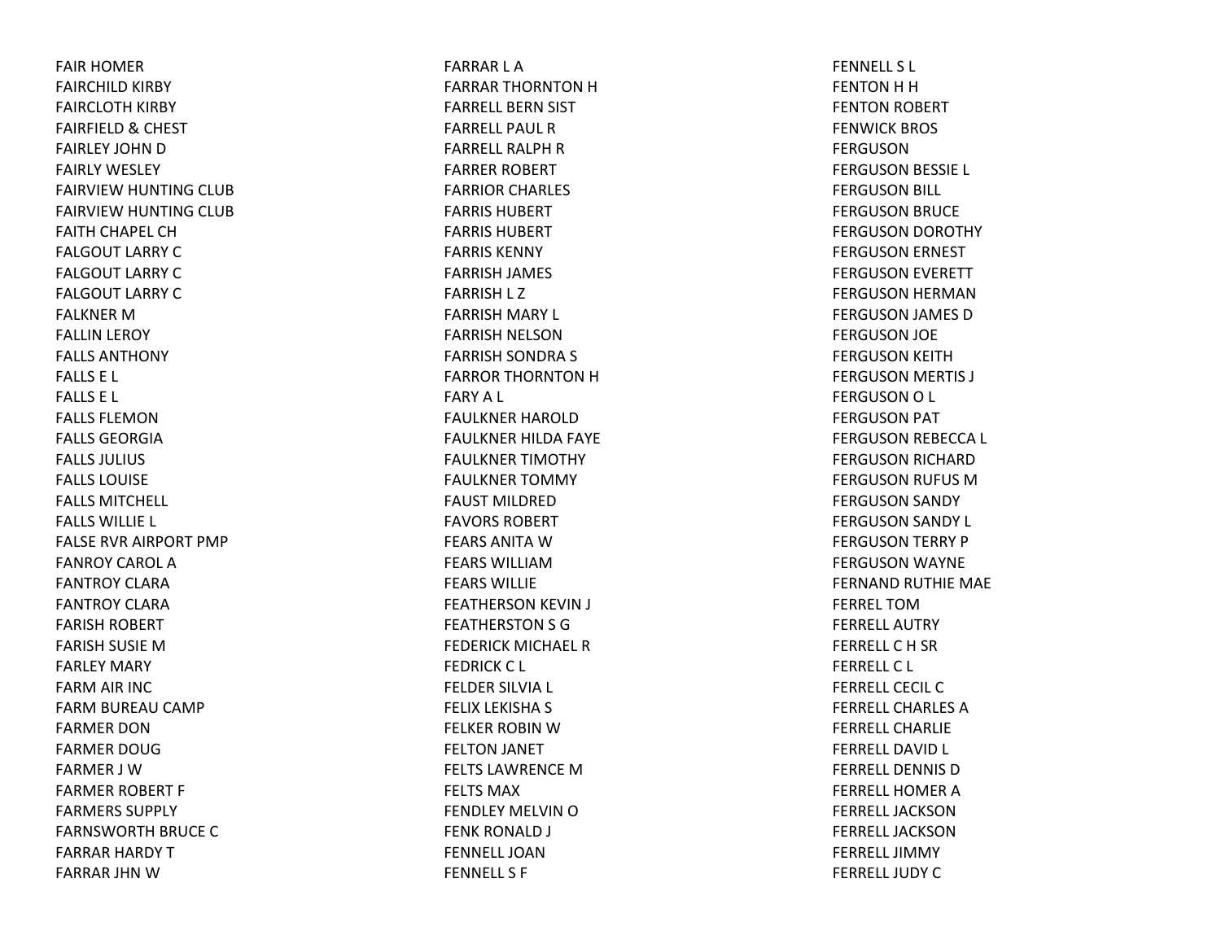FAIR HOMER
FAIRCHILD KIRBY
FAIRCLOTH KIRBY
FAIRFIELD & CHEST
FAIRLEY JOHN D
FAIRLY WESLEY
FAIRVIEW HUNTING CLUB
FAIRVIEW HUNTING CLUB
FAITH CHAPEL CH
FALGOUT LARRY C
FALGOUT LARRY C
FALGOUT LARRY C
FALKNER M
FALLIN LEROY
FALLS ANTHONY
FALLS E L
FALLS E L
FALLS FLEMON
FALLS GEORGIA
FALLS JULIUS
FALLS LOUISE
FALLS MITCHELL
FALLS WILLIE L
FALSE RVR AIRPORT PMP
FANROY CAROL A
FANTROY CLARA
FANTROY CLARA
FARISH ROBERT
FARISH SUSIE M
FARLEY MARY
FARM AIR INC
FARM BUREAU CAMP
FARMER DON
FARMER DOUG
FARMER J W
FARMER ROBERT F
FARMERS SUPPLY
FARNSWORTH BRUCE C
FARRAR HARDY T
FARRAR JHN W
FARRAR L A
FARRAR THORNTON H
FARRELL BERN SIST
FARRELL PAUL R
FARRELL RALPH R
FARRER ROBERT
FARRIOR CHARLES
FARRIS HUBERT
FARRIS HUBERT
FARRIS KENNY
FARRISH JAMES
FARRISH L Z
FARRISH MARY L
FARRISH NELSON
FARRISH SONDRA S
FARROR THORNTON H
FARY A L
FAULKNER HAROLD
FAULKNER HILDA FAYE
FAULKNER TIMOTHY
FAULKNER TOMMY
FAUST MILDRED
FAVORS ROBERT
FEARS ANITA W
FEARS WILLIAM
FEARS WILLIE
FEATHERSON KEVIN J
FEATHERSTON S G
FEDERICK MICHAEL R
FEDRICK C L
FELDER SILVIA L
FELIX LEKISHA S
FELKER ROBIN W
FELTON JANET
FELTS LAWRENCE M
FELTS MAX
FENDLEY MELVIN O
FENK RONALD J
FENNELL JOAN
FENNELL S F
FENNELL S L
FENTON H H
FENTON ROBERT
FENWICK BROS
FERGUSON
FERGUSON BESSIE L
FERGUSON BILL
FERGUSON BRUCE
FERGUSON DOROTHY
FERGUSON ERNEST
FERGUSON EVERETT
FERGUSON HERMAN
FERGUSON JAMES D
FERGUSON JOE
FERGUSON KEITH
FERGUSON MERTIS J
FERGUSON O L
FERGUSON PAT
FERGUSON REBECCA L
FERGUSON RICHARD
FERGUSON RUFUS M
FERGUSON SANDY
FERGUSON SANDY L
FERGUSON TERRY P
FERGUSON WAYNE
FERNAND RUTHIE MAE
FERREL TOM
FERRELL AUTRY
FERRELL C H SR
FERRELL C L
FERRELL CECIL C
FERRELL CHARLES A
FERRELL CHARLIE
FERRELL DAVID L
FERRELL DENNIS D
FERRELL HOMER A
FERRELL JACKSON
FERRELL JACKSON
FERRELL JIMMY
FERRELL JUDY C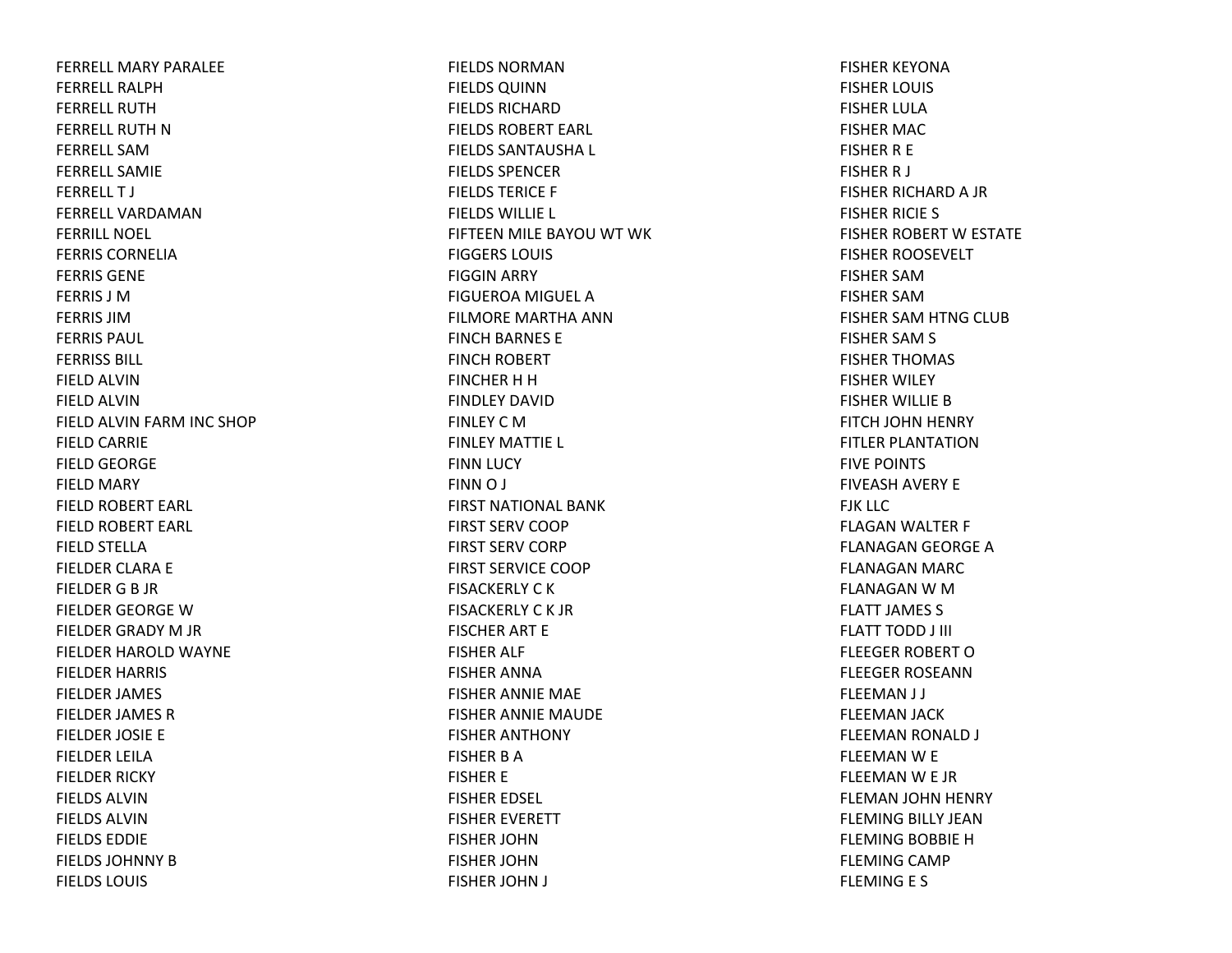FERRELL MARY PARALEE
FERRELL RALPH
FERRELL RUTH
FERRELL RUTH N
FERRELL SAM
FERRELL SAMIE
FERRELL T J
FERRELL VARDAMAN
FERRILL NOEL
FERRIS CORNELIA
FERRIS GENE
FERRIS J M
FERRIS JIM
FERRIS PAUL
FERRISS BILL
FIELD ALVIN
FIELD ALVIN
FIELD ALVIN FARM INC SHOP
FIELD CARRIE
FIELD GEORGE
FIELD MARY
FIELD ROBERT EARL
FIELD ROBERT EARL
FIELD STELLA
FIELDER CLARA E
FIELDER G B JR
FIELDER GEORGE W
FIELDER GRADY M JR
FIELDER HAROLD WAYNE
FIELDER HARRIS
FIELDER JAMES
FIELDER JAMES R
FIELDER JOSIE E
FIELDER LEILA
FIELDER RICKY
FIELDS ALVIN
FIELDS ALVIN
FIELDS EDDIE
FIELDS JOHNNY B
FIELDS LOUIS
FIELDS NORMAN
FIELDS QUINN
FIELDS RICHARD
FIELDS ROBERT EARL
FIELDS SANTAUSHA L
FIELDS SPENCER
FIELDS TERICE F
FIELDS WILLIE L
FIFTEEN MILE BAYOU WT WK
FIGGERS LOUIS
FIGGIN ARRY
FIGUEROA MIGUEL A
FILMORE MARTHA ANN
FINCH BARNES E
FINCH ROBERT
FINCHER H H
FINDLEY DAVID
FINLEY C M
FINLEY MATTIE L
FINN LUCY
FINN O J
FIRST NATIONAL BANK
FIRST SERV COOP
FIRST SERV CORP
FIRST SERVICE COOP
FISACKERLY C K
FISACKERLY C K JR
FISCHER ART E
FISHER ALF
FISHER ANNA
FISHER ANNIE MAE
FISHER ANNIE MAUDE
FISHER ANTHONY
FISHER B A
FISHER E
FISHER EDSEL
FISHER EVERETT
FISHER JOHN
FISHER JOHN
FISHER JOHN J
FISHER KEYONA
FISHER LOUIS
FISHER LULA
FISHER MAC
FISHER R E
FISHER R J
FISHER RICHARD A JR
FISHER RICIE S
FISHER ROBERT W ESTATE
FISHER ROOSEVELT
FISHER SAM
FISHER SAM
FISHER SAM HTNG CLUB
FISHER SAM S
FISHER THOMAS
FISHER WILEY
FISHER WILLIE B
FITCH JOHN HENRY
FITLER PLANTATION
FIVE POINTS
FIVEASH AVERY E
FJK LLC
FLAGAN WALTER F
FLANAGAN GEORGE A
FLANAGAN MARC
FLANAGAN W M
FLATT JAMES S
FLATT TODD J III
FLEEGER ROBERT O
FLEEGER ROSEANN
FLEEMAN J J
FLEEMAN JACK
FLEEMAN RONALD J
FLEEMAN W E
FLEEMAN W E JR
FLEMAN JOHN HENRY
FLEMING BILLY JEAN
FLEMING BOBBIE H
FLEMING CAMP
FLEMING E S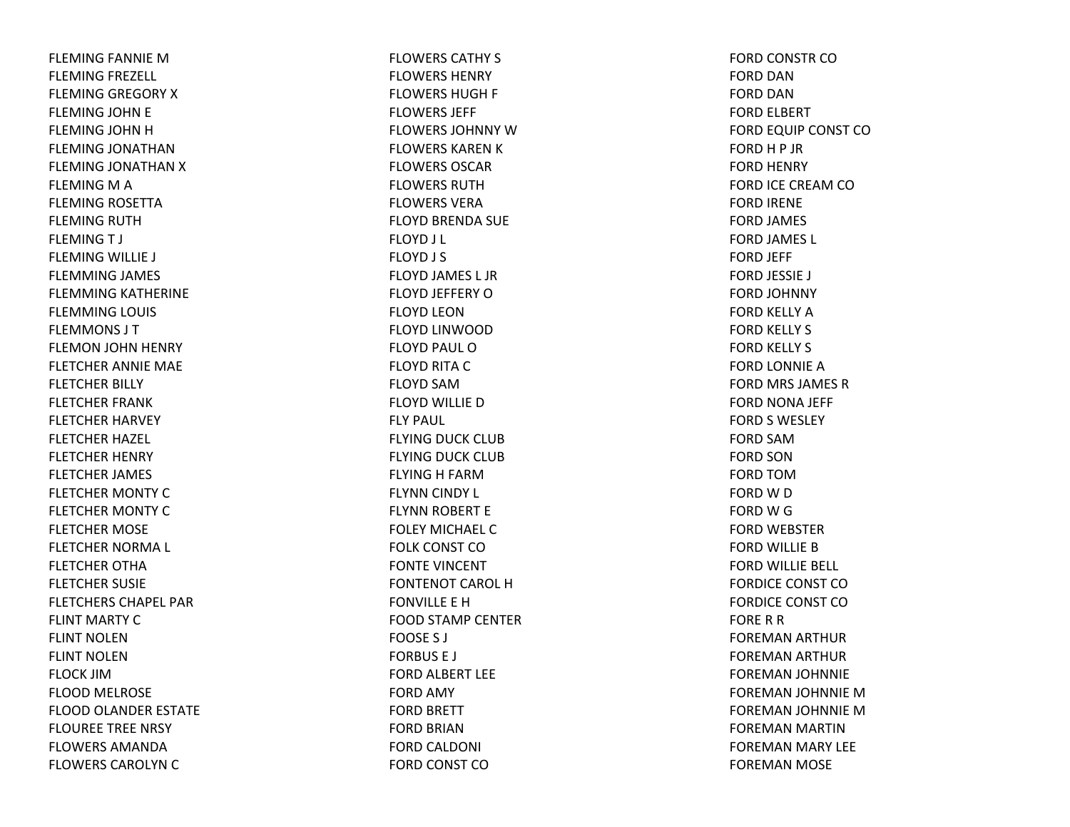FLEMING FANNIE M
FLEMING FREZELL
FLEMING GREGORY X
FLEMING JOHN E
FLEMING JOHN H
FLEMING JONATHAN
FLEMING JONATHAN X
FLEMING M A
FLEMING ROSETTA
FLEMING RUTH
FLEMING T J
FLEMING WILLIE J
FLEMMING JAMES
FLEMMING KATHERINE
FLEMMING LOUIS
FLEMMONS J T
FLEMON JOHN HENRY
FLETCHER ANNIE MAE
FLETCHER BILLY
FLETCHER FRANK
FLETCHER HARVEY
FLETCHER HAZEL
FLETCHER HENRY
FLETCHER JAMES
FLETCHER MONTY C
FLETCHER MONTY C
FLETCHER MOSE
FLETCHER NORMA L
FLETCHER OTHA
FLETCHER SUSIE
FLETCHERS CHAPEL PAR
FLINT MARTY C
FLINT NOLEN
FLINT NOLEN
FLOCK JIM
FLOOD MELROSE
FLOOD OLANDER ESTATE
FLOUREE TREE NRSY
FLOWERS AMANDA
FLOWERS CAROLYN C
FLOWERS CATHY S
FLOWERS HENRY
FLOWERS HUGH F
FLOWERS JEFF
FLOWERS JOHNNY W
FLOWERS KAREN K
FLOWERS OSCAR
FLOWERS RUTH
FLOWERS VERA
FLOYD BRENDA SUE
FLOYD J L
FLOYD J S
FLOYD JAMES L JR
FLOYD JEFFERY O
FLOYD LEON
FLOYD LINWOOD
FLOYD PAUL O
FLOYD RITA C
FLOYD SAM
FLOYD WILLIE D
FLY PAUL
FLYING DUCK CLUB
FLYING DUCK CLUB
FLYING H FARM
FLYNN CINDY L
FLYNN ROBERT E
FOLEY MICHAEL C
FOLK CONST CO
FONTE VINCENT
FONTENOT CAROL H
FONVILLE E H
FOOD STAMP CENTER
FOOSE S J
FORBUS E J
FORD ALBERT LEE
FORD AMY
FORD BRETT
FORD BRIAN
FORD CALDONI
FORD CONST CO
FORD CONSTR CO
FORD DAN
FORD DAN
FORD ELBERT
FORD EQUIP CONST CO
FORD H P JR
FORD HENRY
FORD ICE CREAM CO
FORD IRENE
FORD JAMES
FORD JAMES L
FORD JEFF
FORD JESSIE J
FORD JOHNNY
FORD KELLY A
FORD KELLY S
FORD KELLY S
FORD LONNIE A
FORD MRS JAMES R
FORD NONA JEFF
FORD S WESLEY
FORD SAM
FORD SON
FORD TOM
FORD W D
FORD W G
FORD WEBSTER
FORD WILLIE B
FORD WILLIE BELL
FORDICE CONST CO
FORDICE CONST CO
FORE R R
FOREMAN ARTHUR
FOREMAN ARTHUR
FOREMAN JOHNNIE
FOREMAN JOHNNIE M
FOREMAN JOHNNIE M
FOREMAN MARTIN
FOREMAN MARY LEE
FOREMAN MOSE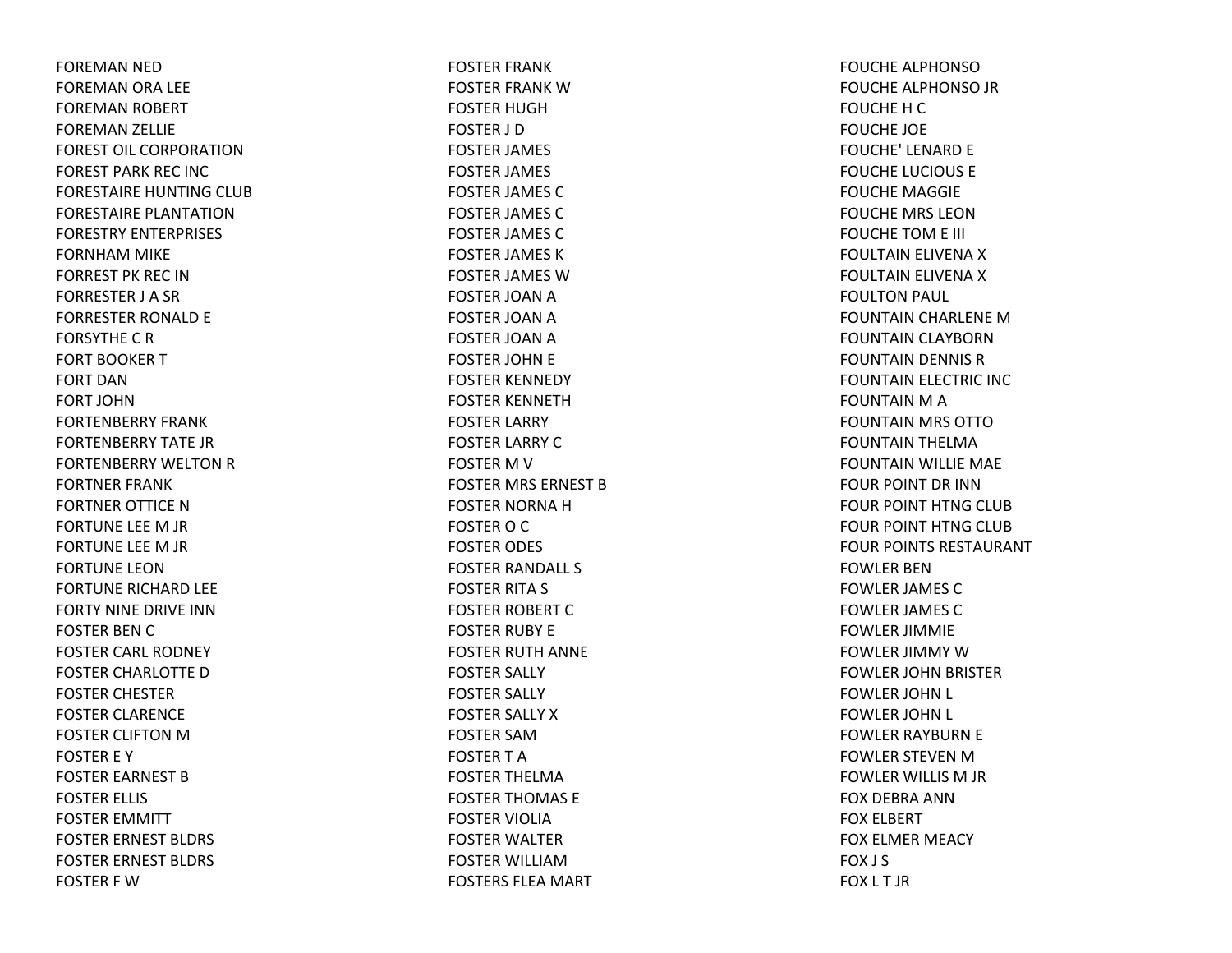FOREMAN NED
FOREMAN ORA LEE
FOREMAN ROBERT
FOREMAN ZELLIE
FOREST OIL CORPORATION
FOREST PARK REC INC
FORESTAIRE HUNTING CLUB
FORESTAIRE PLANTATION
FORESTRY ENTERPRISES
FORNHAM MIKE
FORREST PK REC IN
FORRESTER J A SR
FORRESTER RONALD E
FORSYTHE C R
FORT BOOKER T
FORT DAN
FORT JOHN
FORTENBERRY FRANK
FORTENBERRY TATE JR
FORTENBERRY WELTON R
FORTNER FRANK
FORTNER OTTICE N
FORTUNE LEE M JR
FORTUNE LEE M JR
FORTUNE LEON
FORTUNE RICHARD LEE
FORTY NINE DRIVE INN
FOSTER BEN C
FOSTER CARL RODNEY
FOSTER CHARLOTTE D
FOSTER CHESTER
FOSTER CLARENCE
FOSTER CLIFTON M
FOSTER E Y
FOSTER EARNEST B
FOSTER ELLIS
FOSTER EMMITT
FOSTER ERNEST BLDRS
FOSTER ERNEST BLDRS
FOSTER F W
FOSTER FRANK
FOSTER FRANK W
FOSTER HUGH
FOSTER J D
FOSTER JAMES
FOSTER JAMES
FOSTER JAMES C
FOSTER JAMES C
FOSTER JAMES C
FOSTER JAMES K
FOSTER JAMES W
FOSTER JOAN A
FOSTER JOAN A
FOSTER JOAN A
FOSTER JOHN E
FOSTER KENNEDY
FOSTER KENNETH
FOSTER LARRY
FOSTER LARRY C
FOSTER M V
FOSTER MRS ERNEST B
FOSTER NORNA H
FOSTER O C
FOSTER ODES
FOSTER RANDALL S
FOSTER RITA S
FOSTER ROBERT C
FOSTER RUBY E
FOSTER RUTH ANNE
FOSTER SALLY
FOSTER SALLY
FOSTER SALLY X
FOSTER SAM
FOSTER T A
FOSTER THELMA
FOSTER THOMAS E
FOSTER VIOLIA
FOSTER WALTER
FOSTER WILLIAM
FOSTERS FLEA MART
FOUCHE ALPHONSO
FOUCHE ALPHONSO JR
FOUCHE H C
FOUCHE JOE
FOUCHE' LENARD E
FOUCHE LUCIOUS E
FOUCHE MAGGIE
FOUCHE MRS LEON
FOUCHE TOM E III
FOULTAIN ELIVENA X
FOULTAIN ELIVENA X
FOULTON PAUL
FOUNTAIN CHARLENE M
FOUNTAIN CLAYBORN
FOUNTAIN DENNIS R
FOUNTAIN ELECTRIC INC
FOUNTAIN M A
FOUNTAIN MRS OTTO
FOUNTAIN THELMA
FOUNTAIN WILLIE MAE
FOUR POINT DR INN
FOUR POINT HTNG CLUB
FOUR POINT HTNG CLUB
FOUR POINTS RESTAURANT
FOWLER BEN
FOWLER JAMES C
FOWLER JAMES C
FOWLER JIMMIE
FOWLER JIMMY W
FOWLER JOHN BRISTER
FOWLER JOHN L
FOWLER JOHN L
FOWLER RAYBURN E
FOWLER STEVEN M
FOWLER WILLIS M JR
FOX DEBRA ANN
FOX ELBERT
FOX ELMER MEACY
FOX J S
FOX L T JR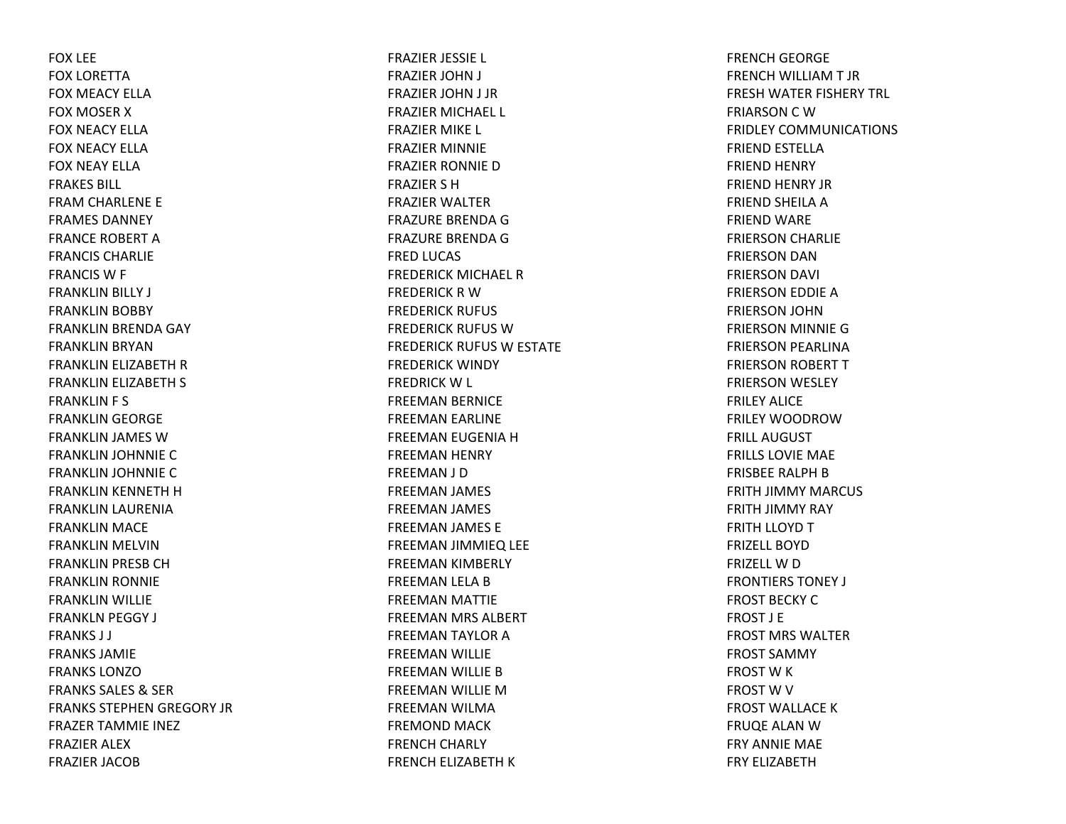FOX LEE
FOX LORETTA
FOX MEACY ELLA
FOX MOSER X
FOX NEACY ELLA
FOX NEACY ELLA
FOX NEAY ELLA
FRAKES BILL
FRAM CHARLENE E
FRAMES DANNEY
FRANCE ROBERT A
FRANCIS CHARLIE
FRANCIS W F
FRANKLIN BILLY J
FRANKLIN BOBBY
FRANKLIN BRENDA GAY
FRANKLIN BRYAN
FRANKLIN ELIZABETH R
FRANKLIN ELIZABETH S
FRANKLIN F S
FRANKLIN GEORGE
FRANKLIN JAMES W
FRANKLIN JOHNNIE C
FRANKLIN JOHNNIE C
FRANKLIN KENNETH H
FRANKLIN LAURENIA
FRANKLIN MACE
FRANKLIN MELVIN
FRANKLIN PRESB CH
FRANKLIN RONNIE
FRANKLIN WILLIE
FRANKLN PEGGY J
FRANKS J J
FRANKS JAMIE
FRANKS LONZO
FRANKS SALES & SER
FRANKS STEPHEN GREGORY JR
FRAZER TAMMIE INEZ
FRAZIER ALEX
FRAZIER JACOB
FRAZIER JESSIE L
FRAZIER JOHN J
FRAZIER JOHN J JR
FRAZIER MICHAEL L
FRAZIER MIKE L
FRAZIER MINNIE
FRAZIER RONNIE D
FRAZIER S H
FRAZIER WALTER
FRAZURE BRENDA G
FRAZURE BRENDA G
FRED LUCAS
FREDERICK MICHAEL R
FREDERICK R W
FREDERICK RUFUS
FREDERICK RUFUS W
FREDERICK RUFUS W ESTATE
FREDERICK WINDY
FREDRICK W L
FREEMAN BERNICE
FREEMAN EARLINE
FREEMAN EUGENIA H
FREEMAN HENRY
FREEMAN J D
FREEMAN JAMES
FREEMAN JAMES
FREEMAN JAMES E
FREEMAN JIMMIEQ LEE
FREEMAN KIMBERLY
FREEMAN LELA B
FREEMAN MATTIE
FREEMAN MRS ALBERT
FREEMAN TAYLOR A
FREEMAN WILLIE
FREEMAN WILLIE B
FREEMAN WILLIE M
FREEMAN WILMA
FREMOND MACK
FRENCH CHARLY
FRENCH ELIZABETH K
FRENCH GEORGE
FRENCH WILLIAM T JR
FRESH WATER FISHERY TRL
FRIARSON C W
FRIDLEY COMMUNICATIONS
FRIEND ESTELLA
FRIEND HENRY
FRIEND HENRY JR
FRIEND SHEILA A
FRIEND WARE
FRIERSON CHARLIE
FRIERSON DAN
FRIERSON DAVI
FRIERSON EDDIE A
FRIERSON JOHN
FRIERSON MINNIE G
FRIERSON PEARLINA
FRIERSON ROBERT T
FRIERSON WESLEY
FRILEY ALICE
FRILEY WOODROW
FRILL AUGUST
FRILLS LOVIE MAE
FRISBEE RALPH B
FRITH JIMMY MARCUS
FRITH JIMMY RAY
FRITH LLOYD T
FRIZELL BOYD
FRIZELL W D
FRONTIERS TONEY J
FROST BECKY C
FROST J E
FROST MRS WALTER
FROST SAMMY
FROST W K
FROST W V
FROST WALLACE K
FRUQE ALAN W
FRY ANNIE MAE
FRY ELIZABETH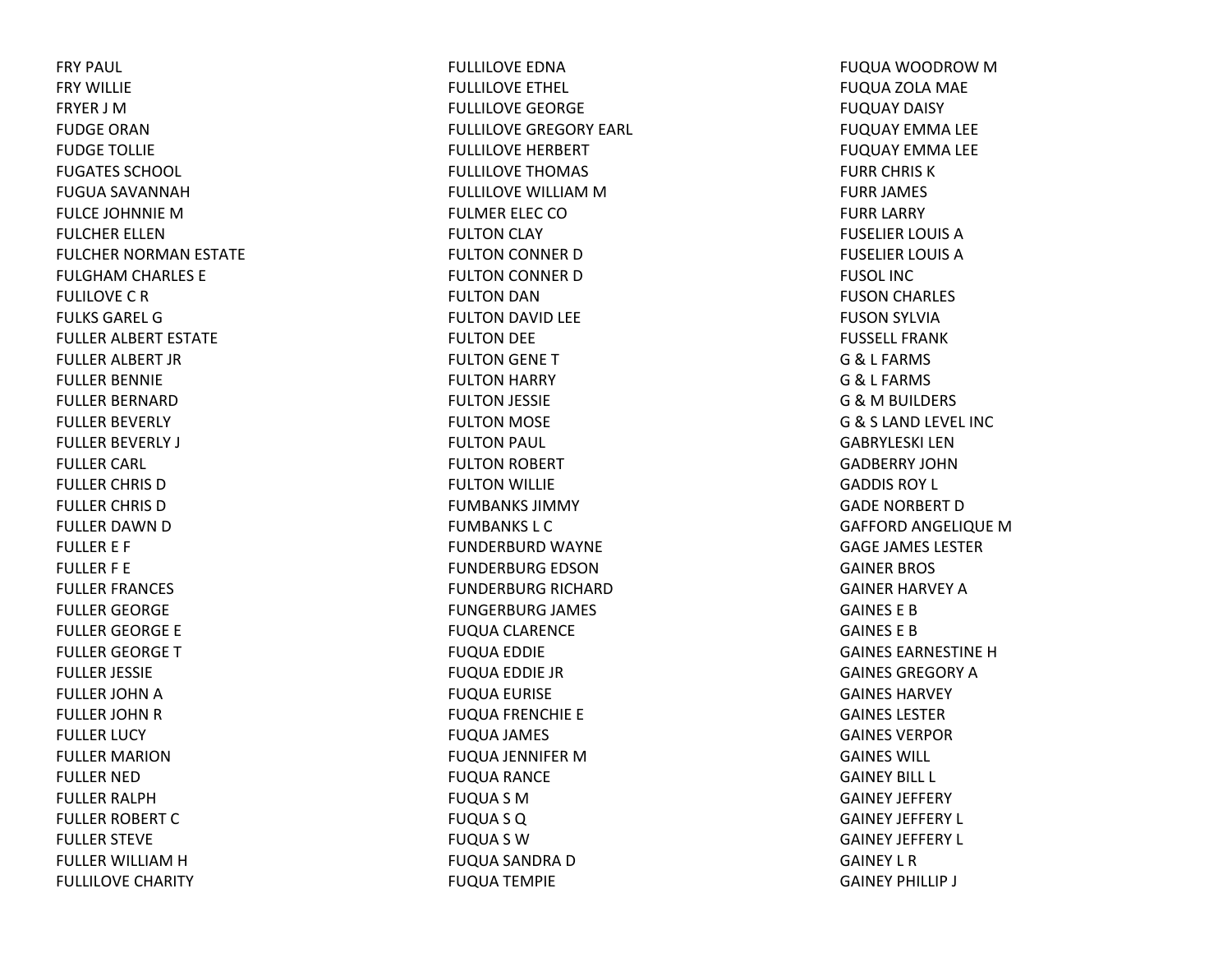FRY PAUL
FRY WILLIE
FRYER J M
FUDGE ORAN
FUDGE TOLLIE
FUGATES SCHOOL
FUGUA SAVANNAH
FULCE JOHNNIE M
FULCHER ELLEN
FULCHER NORMAN ESTATE
FULGHAM CHARLES E
FULILOVE C R
FULKS GAREL G
FULLER ALBERT ESTATE
FULLER ALBERT JR
FULLER BENNIE
FULLER BERNARD
FULLER BEVERLY
FULLER BEVERLY J
FULLER CARL
FULLER CHRIS D
FULLER CHRIS D
FULLER DAWN D
FULLER E F
FULLER F E
FULLER FRANCES
FULLER GEORGE
FULLER GEORGE E
FULLER GEORGE T
FULLER JESSIE
FULLER JOHN A
FULLER JOHN R
FULLER LUCY
FULLER MARION
FULLER NED
FULLER RALPH
FULLER ROBERT C
FULLER STEVE
FULLER WILLIAM H
FULLILOVE CHARITY
FULLILOVE EDNA
FULLILOVE ETHEL
FULLILOVE GEORGE
FULLILOVE GREGORY EARL
FULLILOVE HERBERT
FULLILOVE THOMAS
FULLILOVE WILLIAM M
FULMER ELEC CO
FULTON CLAY
FULTON CONNER D
FULTON CONNER D
FULTON DAN
FULTON DAVID LEE
FULTON DEE
FULTON GENE T
FULTON HARRY
FULTON JESSIE
FULTON MOSE
FULTON PAUL
FULTON ROBERT
FULTON WILLIE
FUMBANKS JIMMY
FUMBANKS L C
FUNDERBURD WAYNE
FUNDERBURG EDSON
FUNDERBURG RICHARD
FUNGERBURG JAMES
FUQUA CLARENCE
FUQUA EDDIE
FUQUA EDDIE JR
FUQUA EURISE
FUQUA FRENCHIE E
FUQUA JAMES
FUQUA JENNIFER M
FUQUA RANCE
FUQUA S M
FUQUA S Q
FUQUA S W
FUQUA SANDRA D
FUQUA TEMPIE
FUQUA WOODROW M
FUQUA ZOLA MAE
FUQUAY DAISY
FUQUAY EMMA LEE
FUQUAY EMMA LEE
FURR CHRIS K
FURR JAMES
FURR LARRY
FUSELIER LOUIS A
FUSELIER LOUIS A
FUSOL INC
FUSON CHARLES
FUSON SYLVIA
FUSSELL FRANK
G & L FARMS
G & L FARMS
G & M BUILDERS
G & S LAND LEVEL INC
GABRYLESKI LEN
GADBERRY JOHN
GADDIS ROY L
GADE NORBERT D
GAFFORD ANGELIQUE M
GAGE JAMES LESTER
GAINER BROS
GAINER HARVEY A
GAINES E B
GAINES E B
GAINES EARNESTINE H
GAINES GREGORY A
GAINES HARVEY
GAINES LESTER
GAINES VERPOR
GAINES WILL
GAINEY BILL L
GAINEY JEFFERY
GAINEY JEFFERY L
GAINEY JEFFERY L
GAINEY L R
GAINEY PHILLIP J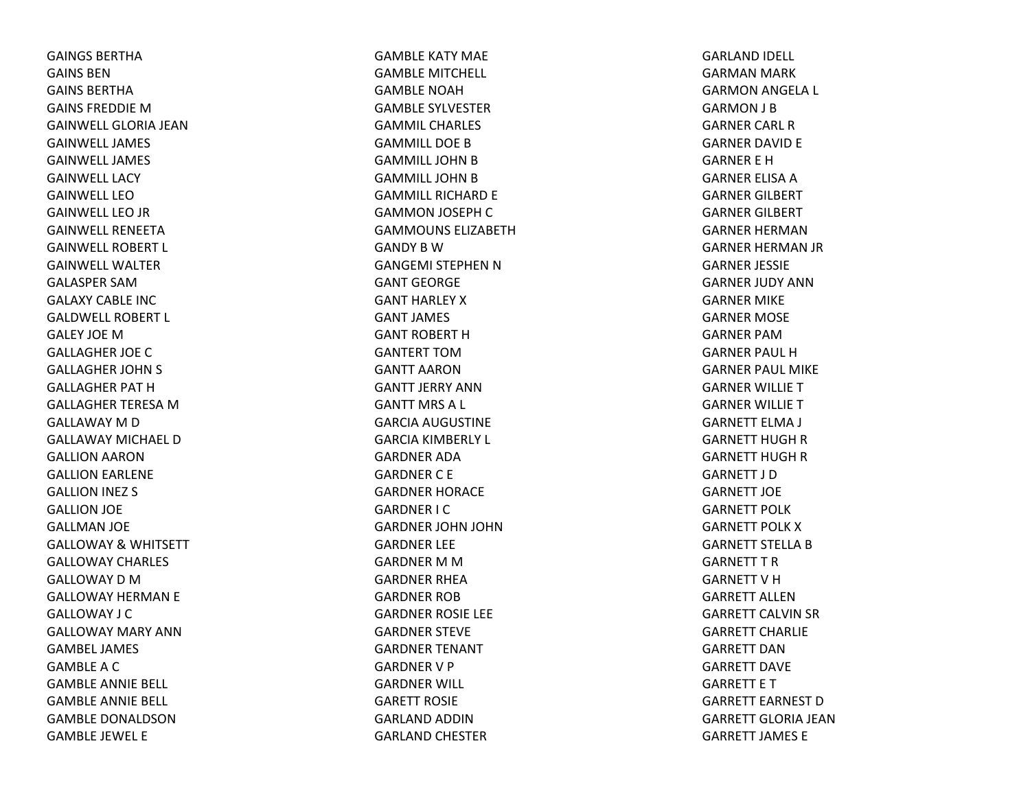GAINGS BERTHA
GAINS BEN
GAINS BERTHA
GAINS FREDDIE M
GAINWELL GLORIA JEAN
GAINWELL JAMES
GAINWELL JAMES
GAINWELL LACY
GAINWELL LEO
GAINWELL LEO JR
GAINWELL RENEETA
GAINWELL ROBERT L
GAINWELL WALTER
GALASPER SAM
GALAXY CABLE INC
GALDWELL ROBERT L
GALEY JOE M
GALLAGHER JOE C
GALLAGHER JOHN S
GALLAGHER PAT H
GALLAGHER TERESA M
GALLAWAY M D
GALLAWAY MICHAEL D
GALLION AARON
GALLION EARLENE
GALLION INEZ S
GALLION JOE
GALLMAN JOE
GALLOWAY & WHITSETT
GALLOWAY CHARLES
GALLOWAY D M
GALLOWAY HERMAN E
GALLOWAY J C
GALLOWAY MARY ANN
GAMBEL JAMES
GAMBLE A C
GAMBLE ANNIE BELL
GAMBLE ANNIE BELL
GAMBLE DONALDSON
GAMBLE JEWEL E
GAMBLE KATY MAE
GAMBLE MITCHELL
GAMBLE NOAH
GAMBLE SYLVESTER
GAMMIL CHARLES
GAMMILL DOE B
GAMMILL JOHN B
GAMMILL JOHN B
GAMMILL RICHARD E
GAMMON JOSEPH C
GAMMOUNS ELIZABETH
GANDY B W
GANGEMI STEPHEN N
GANT GEORGE
GANT HARLEY X
GANT JAMES
GANT ROBERT H
GANTERT TOM
GANTT AARON
GANTT JERRY ANN
GANTT MRS A L
GARCIA AUGUSTINE
GARCIA KIMBERLY L
GARDNER ADA
GARDNER C E
GARDNER HORACE
GARDNER I C
GARDNER JOHN JOHN
GARDNER LEE
GARDNER M M
GARDNER RHEA
GARDNER ROB
GARDNER ROSIE LEE
GARDNER STEVE
GARDNER TENANT
GARDNER V P
GARDNER WILL
GARETT ROSIE
GARLAND ADDIN
GARLAND CHESTER
GARLAND IDELL
GARMAN MARK
GARMON ANGELA L
GARMON J B
GARNER CARL R
GARNER DAVID E
GARNER E H
GARNER ELISA A
GARNER GILBERT
GARNER GILBERT
GARNER HERMAN
GARNER HERMAN JR
GARNER JESSIE
GARNER JUDY ANN
GARNER MIKE
GARNER MOSE
GARNER PAM
GARNER PAUL H
GARNER PAUL MIKE
GARNER WILLIE T
GARNER WILLIE T
GARNETT ELMA J
GARNETT HUGH R
GARNETT HUGH R
GARNETT J D
GARNETT JOE
GARNETT POLK
GARNETT POLK X
GARNETT STELLA B
GARNETT T R
GARNETT V H
GARRETT ALLEN
GARRETT CALVIN SR
GARRETT CHARLIE
GARRETT DAN
GARRETT DAVE
GARRETT E T
GARRETT EARNEST D
GARRETT GLORIA JEAN
GARRETT JAMES E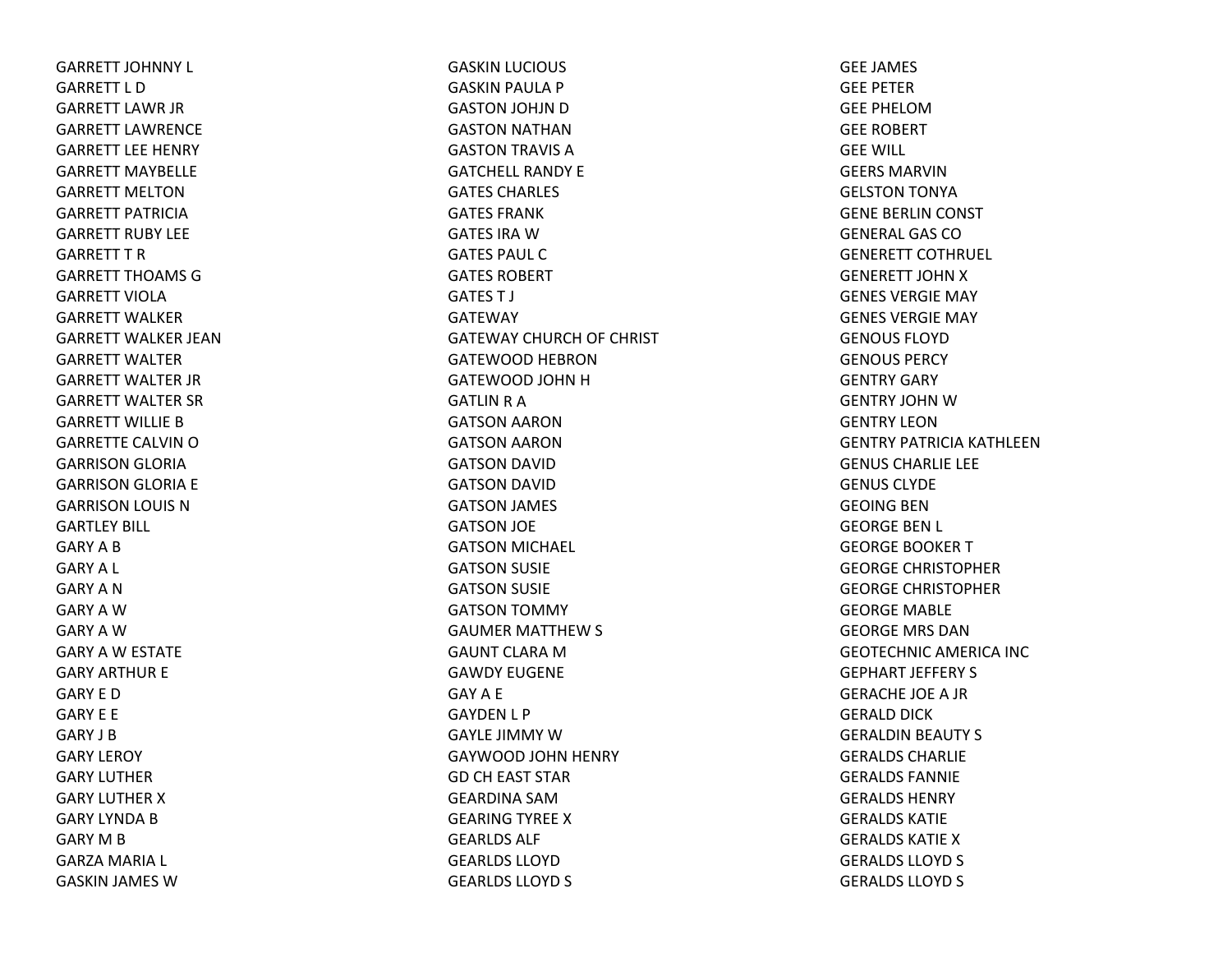GARRETT JOHNNY L
GARRETT L D
GARRETT LAWR JR
GARRETT LAWRENCE
GARRETT LEE HENRY
GARRETT MAYBELLE
GARRETT MELTON
GARRETT PATRICIA
GARRETT RUBY LEE
GARRETT T R
GARRETT THOAMS G
GARRETT VIOLA
GARRETT WALKER
GARRETT WALKER JEAN
GARRETT WALTER
GARRETT WALTER JR
GARRETT WALTER SR
GARRETT WILLIE B
GARRETTE CALVIN O
GARRISON GLORIA
GARRISON GLORIA E
GARRISON LOUIS N
GARTLEY BILL
GARY A B
GARY A L
GARY A N
GARY A W
GARY A W
GARY A W ESTATE
GARY ARTHUR E
GARY E D
GARY E E
GARY J B
GARY LEROY
GARY LUTHER
GARY LUTHER X
GARY LYNDA B
GARY M B
GARZA MARIA L
GASKIN JAMES W
GASKIN LUCIOUS
GASKIN PAULA P
GASTON JOHJN D
GASTON NATHAN
GASTON TRAVIS A
GATCHELL RANDY E
GATES CHARLES
GATES FRANK
GATES IRA W
GATES PAUL C
GATES ROBERT
GATES T J
GATEWAY
GATEWAY CHURCH OF CHRIST
GATEWOOD HEBRON
GATEWOOD JOHN H
GATLIN R A
GATSON AARON
GATSON AARON
GATSON DAVID
GATSON DAVID
GATSON JAMES
GATSON JOE
GATSON MICHAEL
GATSON SUSIE
GATSON SUSIE
GATSON TOMMY
GAUMER MATTHEW S
GAUNT CLARA M
GAWDY EUGENE
GAY A E
GAYDEN L P
GAYLE JIMMY W
GAYWOOD JOHN HENRY
GD CH EAST STAR
GEARDINA SAM
GEARING TYREE X
GEARLDS ALF
GEARLDS LLOYD
GEARLDS LLOYD S
GEE JAMES
GEE PETER
GEE PHELOM
GEE ROBERT
GEE WILL
GEERS MARVIN
GELSTON TONYA
GENE BERLIN CONST
GENERAL GAS CO
GENERETT COTHRUEL
GENERETT JOHN X
GENES VERGIE MAY
GENES VERGIE MAY
GENOUS FLOYD
GENOUS PERCY
GENTRY GARY
GENTRY JOHN W
GENTRY LEON
GENTRY PATRICIA KATHLEEN
GENUS CHARLIE LEE
GENUS CLYDE
GEOING BEN
GEORGE BEN L
GEORGE BOOKER T
GEORGE CHRISTOPHER
GEORGE CHRISTOPHER
GEORGE MABLE
GEORGE MRS DAN
GEOTECHNIC AMERICA INC
GEPHART JEFFERY S
GERACHE JOE A JR
GERALD DICK
GERALDIN BEAUTY S
GERALDS CHARLIE
GERALDS FANNIE
GERALDS HENRY
GERALDS KATIE
GERALDS KATIE X
GERALDS LLOYD S
GERALDS LLOYD S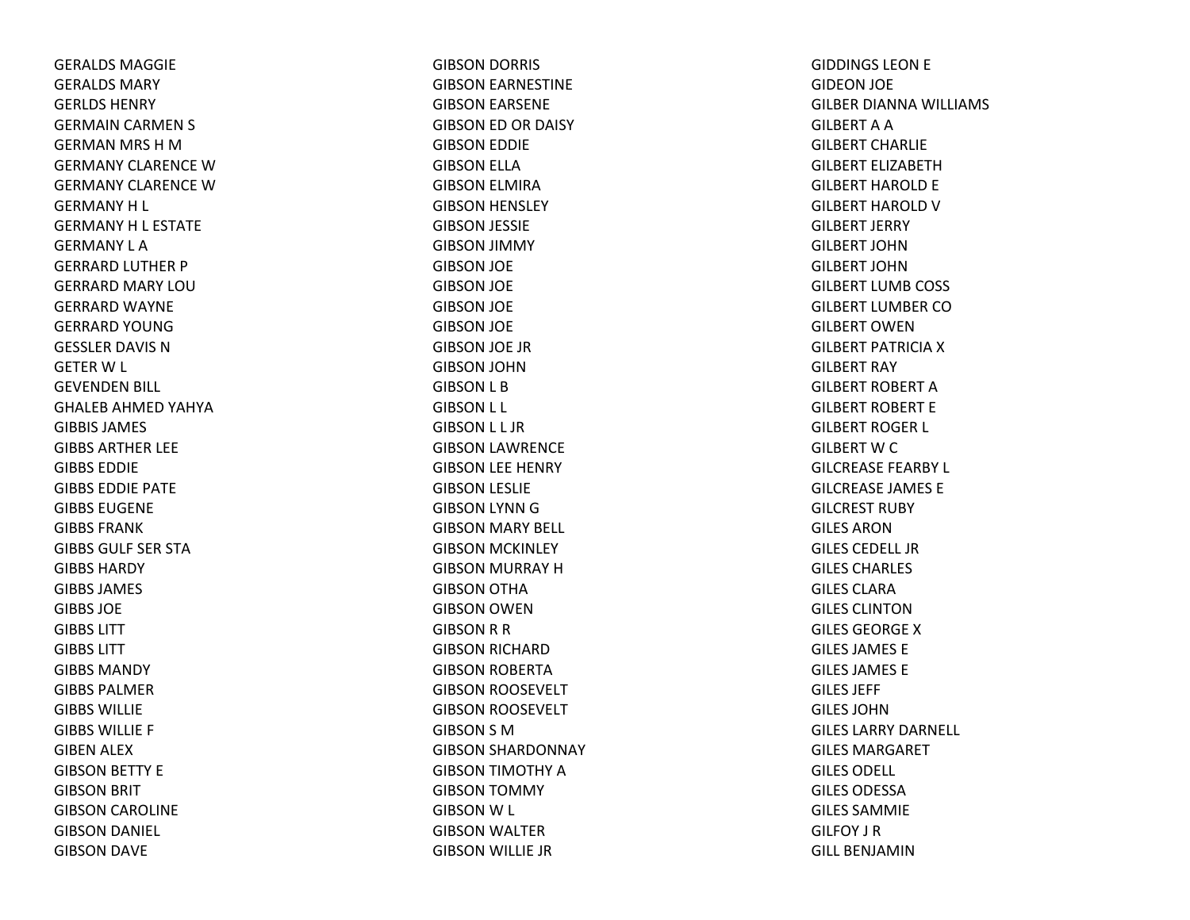GERALDS MAGGIE
GERALDS MARY
GERLDS HENRY
GERMAIN CARMEN S
GERMAN MRS H M
GERMANY CLARENCE W
GERMANY CLARENCE W
GERMANY H L
GERMANY H L ESTATE
GERMANY L A
GERRARD LUTHER P
GERRARD MARY LOU
GERRARD WAYNE
GERRARD YOUNG
GESSLER DAVIS N
GETER W L
GEVENDEN BILL
GHALEB AHMED YAHYA
GIBBIS JAMES
GIBBS ARTHER LEE
GIBBS EDDIE
GIBBS EDDIE PATE
GIBBS EUGENE
GIBBS FRANK
GIBBS GULF SER STA
GIBBS HARDY
GIBBS JAMES
GIBBS JOE
GIBBS LITT
GIBBS LITT
GIBBS MANDY
GIBBS PALMER
GIBBS WILLIE
GIBBS WILLIE F
GIBEN ALEX
GIBSON BETTY E
GIBSON BRIT
GIBSON CAROLINE
GIBSON DANIEL
GIBSON DAVE
GIBSON DORRIS
GIBSON EARNESTINE
GIBSON EARSENE
GIBSON ED OR DAISY
GIBSON EDDIE
GIBSON ELLA
GIBSON ELMIRA
GIBSON HENSLEY
GIBSON JESSIE
GIBSON JIMMY
GIBSON JOE
GIBSON JOE
GIBSON JOE
GIBSON JOE
GIBSON JOE JR
GIBSON JOHN
GIBSON L B
GIBSON L L
GIBSON L L JR
GIBSON LAWRENCE
GIBSON LEE HENRY
GIBSON LESLIE
GIBSON LYNN G
GIBSON MARY BELL
GIBSON MCKINLEY
GIBSON MURRAY H
GIBSON OTHA
GIBSON OWEN
GIBSON R R
GIBSON RICHARD
GIBSON ROBERTA
GIBSON ROOSEVELT
GIBSON ROOSEVELT
GIBSON S M
GIBSON SHARDONNAY
GIBSON TIMOTHY A
GIBSON TOMMY
GIBSON W L
GIBSON WALTER
GIBSON WILLIE JR
GIDDINGS LEON E
GIDEON JOE
GILBER DIANNA WILLIAMS
GILBERT A A
GILBERT CHARLIE
GILBERT ELIZABETH
GILBERT HAROLD E
GILBERT HAROLD V
GILBERT JERRY
GILBERT JOHN
GILBERT JOHN
GILBERT LUMB COSS
GILBERT LUMBER CO
GILBERT OWEN
GILBERT PATRICIA X
GILBERT RAY
GILBERT ROBERT A
GILBERT ROBERT E
GILBERT ROGER L
GILBERT W C
GILCREASE FEARBY L
GILCREASE JAMES E
GILCREST RUBY
GILES ARON
GILES CEDELL JR
GILES CHARLES
GILES CLARA
GILES CLINTON
GILES GEORGE X
GILES JAMES E
GILES JAMES E
GILES JEFF
GILES JOHN
GILES LARRY DARNELL
GILES MARGARET
GILES ODELL
GILES ODESSA
GILES SAMMIE
GILFOY J R
GILL BENJAMIN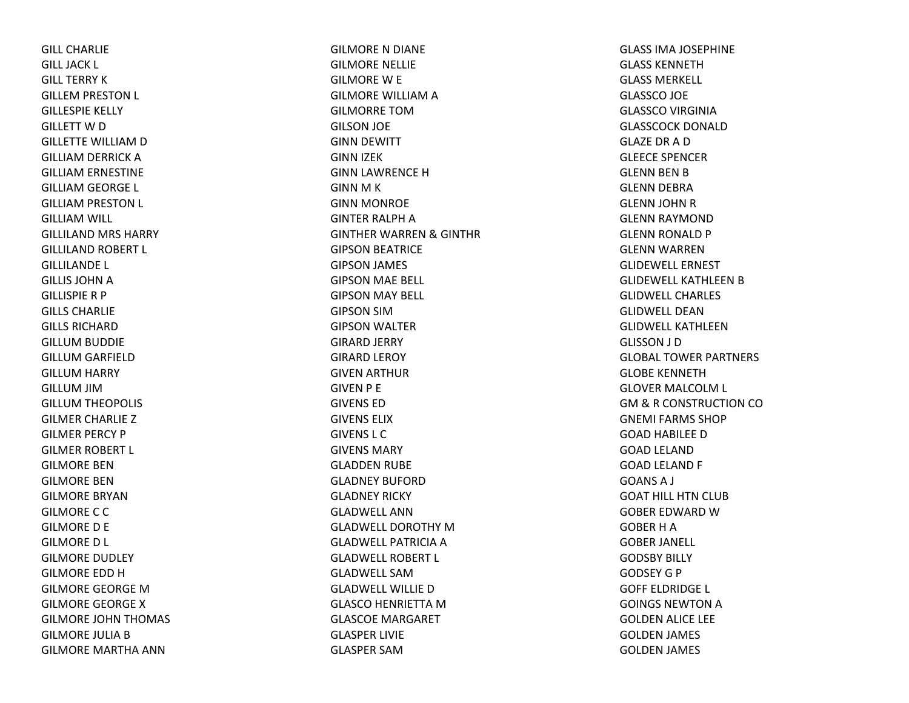GILL CHARLIE
GILL JACK L
GILL TERRY K
GILLEM PRESTON L
GILLESPIE KELLY
GILLETT W D
GILLETTE WILLIAM D
GILLIAM DERRICK A
GILLIAM ERNESTINE
GILLIAM GEORGE L
GILLIAM PRESTON L
GILLIAM WILL
GILLILAND MRS HARRY
GILLILAND ROBERT L
GILLILANDE L
GILLIS JOHN A
GILLISPIE R P
GILLS CHARLIE
GILLS RICHARD
GILLUM BUDDIE
GILLUM GARFIELD
GILLUM HARRY
GILLUM JIM
GILLUM THEOPOLIS
GILMER CHARLIE Z
GILMER PERCY P
GILMER ROBERT L
GILMORE BEN
GILMORE BEN
GILMORE BRYAN
GILMORE C C
GILMORE D E
GILMORE D L
GILMORE DUDLEY
GILMORE EDD H
GILMORE GEORGE M
GILMORE GEORGE X
GILMORE JOHN THOMAS
GILMORE JULIA B
GILMORE MARTHA ANN
GILMORE N DIANE
GILMORE NELLIE
GILMORE W E
GILMORE WILLIAM A
GILMORRE TOM
GILSON JOE
GINN DEWITT
GINN IZEK
GINN LAWRENCE H
GINN M K
GINN MONROE
GINTER RALPH A
GINTHER WARREN & GINTHR
GIPSON BEATRICE
GIPSON JAMES
GIPSON MAE BELL
GIPSON MAY BELL
GIPSON SIM
GIPSON WALTER
GIRARD JERRY
GIRARD LEROY
GIVEN ARTHUR
GIVEN P E
GIVENS ED
GIVENS ELIX
GIVENS L C
GIVENS MARY
GLADDEN RUBE
GLADNEY BUFORD
GLADNEY RICKY
GLADWELL ANN
GLADWELL DOROTHY M
GLADWELL PATRICIA A
GLADWELL ROBERT L
GLADWELL SAM
GLADWELL WILLIE D
GLASCO HENRIETTA M
GLASCOE MARGARET
GLASPER LIVIE
GLASPER SAM
GLASS IMA JOSEPHINE
GLASS KENNETH
GLASS MERKELL
GLASSCO JOE
GLASSCO VIRGINIA
GLASSCOCK DONALD
GLAZE DR A D
GLEECE SPENCER
GLENN BEN B
GLENN DEBRA
GLENN JOHN R
GLENN RAYMOND
GLENN RONALD P
GLENN WARREN
GLIDEWELL ERNEST
GLIDEWELL KATHLEEN B
GLIDWELL CHARLES
GLIDWELL DEAN
GLIDWELL KATHLEEN
GLISSON J D
GLOBAL TOWER PARTNERS
GLOBE KENNETH
GLOVER MALCOLM L
GM & R CONSTRUCTION CO
GNEMI FARMS SHOP
GOAD HABILEE D
GOAD LELAND
GOAD LELAND F
GOANS A J
GOAT HILL HTN CLUB
GOBER EDWARD W
GOBER H A
GOBER JANELL
GODSBY BILLY
GODSEY G P
GOFF ELDRIDGE L
GOINGS NEWTON A
GOLDEN ALICE LEE
GOLDEN JAMES
GOLDEN JAMES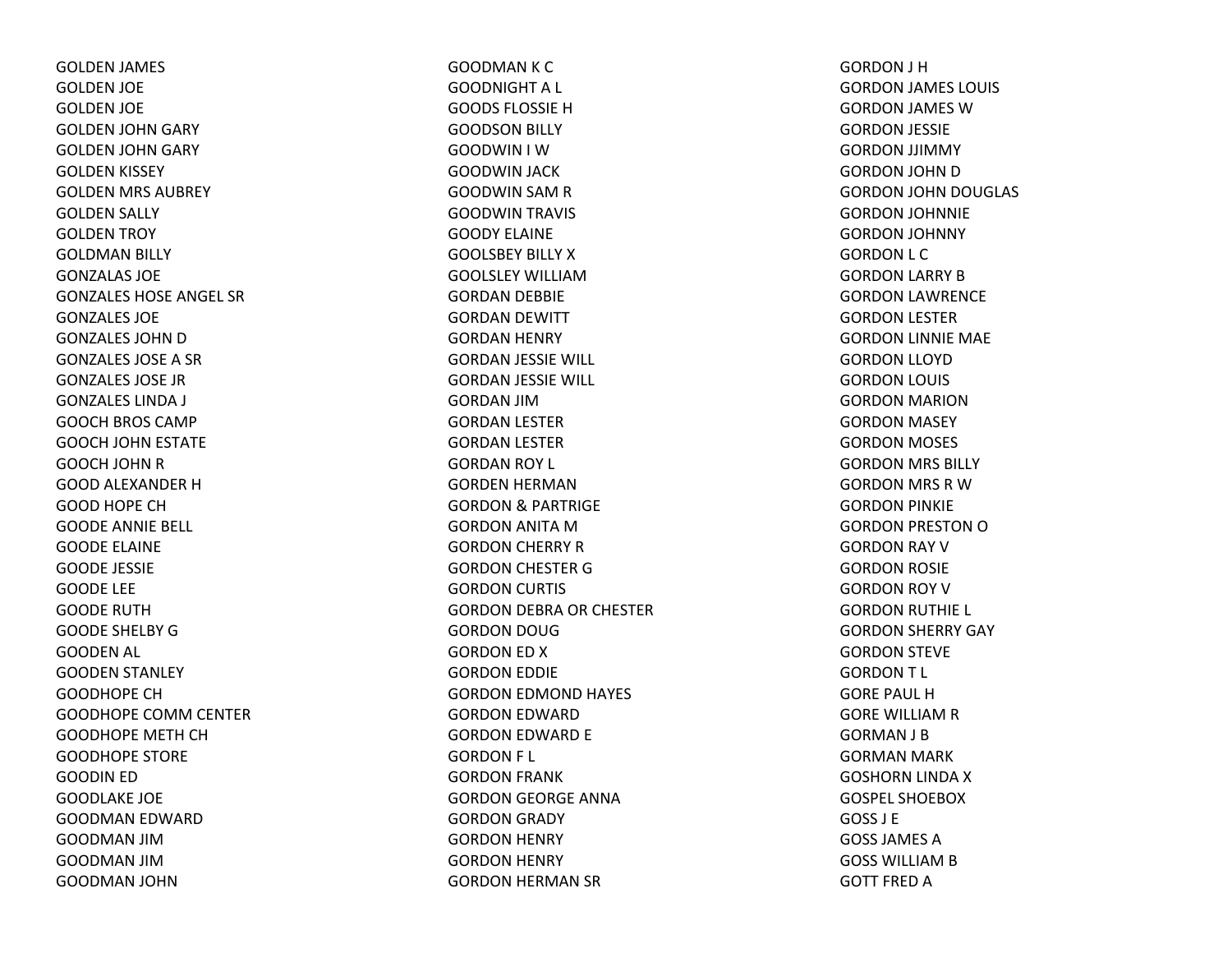GOLDEN JAMES
GOLDEN JOE
GOLDEN JOE
GOLDEN JOHN GARY
GOLDEN JOHN GARY
GOLDEN KISSEY
GOLDEN MRS AUBREY
GOLDEN SALLY
GOLDEN TROY
GOLDMAN BILLY
GONZALAS JOE
GONZALES HOSE ANGEL SR
GONZALES JOE
GONZALES JOHN D
GONZALES JOSE A SR
GONZALES JOSE JR
GONZALES LINDA J
GOOCH BROS CAMP
GOOCH JOHN ESTATE
GOOCH JOHN R
GOOD ALEXANDER H
GOOD HOPE CH
GOODE ANNIE BELL
GOODE ELAINE
GOODE JESSIE
GOODE LEE
GOODE RUTH
GOODE SHELBY G
GOODEN AL
GOODEN STANLEY
GOODHOPE CH
GOODHOPE COMM CENTER
GOODHOPE METH CH
GOODHOPE STORE
GOODIN ED
GOODLAKE JOE
GOODMAN EDWARD
GOODMAN JIM
GOODMAN JIM
GOODMAN JOHN
GOODMAN K C
GOODNIGHT A L
GOODS FLOSSIE H
GOODSON BILLY
GOODWIN I W
GOODWIN JACK
GOODWIN SAM R
GOODWIN TRAVIS
GOODY ELAINE
GOOLSBEY BILLY X
GOOLSLEY WILLIAM
GORDAN DEBBIE
GORDAN DEWITT
GORDAN HENRY
GORDAN JESSIE WILL
GORDAN JESSIE WILL
GORDAN JIM
GORDAN LESTER
GORDAN LESTER
GORDAN ROY L
GORDEN HERMAN
GORDON & PARTRIGE
GORDON ANITA M
GORDON CHERRY R
GORDON CHESTER G
GORDON CURTIS
GORDON DEBRA OR CHESTER
GORDON DOUG
GORDON ED X
GORDON EDDIE
GORDON EDMOND HAYES
GORDON EDWARD
GORDON EDWARD E
GORDON F L
GORDON FRANK
GORDON GEORGE ANNA
GORDON GRADY
GORDON HENRY
GORDON HENRY
GORDON HERMAN SR
GORDON J H
GORDON JAMES LOUIS
GORDON JAMES W
GORDON JESSIE
GORDON JJIMMY
GORDON JOHN D
GORDON JOHN DOUGLAS
GORDON JOHNNIE
GORDON JOHNNY
GORDON L C
GORDON LARRY B
GORDON LAWRENCE
GORDON LESTER
GORDON LINNIE MAE
GORDON LLOYD
GORDON LOUIS
GORDON MARION
GORDON MASEY
GORDON MOSES
GORDON MRS BILLY
GORDON MRS R W
GORDON PINKIE
GORDON PRESTON O
GORDON RAY V
GORDON ROSIE
GORDON ROY V
GORDON RUTHIE L
GORDON SHERRY GAY
GORDON STEVE
GORDON T L
GORE PAUL H
GORE WILLIAM R
GORMAN J B
GORMAN MARK
GOSHORN LINDA X
GOSPEL SHOEBOX
GOSS J E
GOSS JAMES A
GOSS WILLIAM B
GOTT FRED A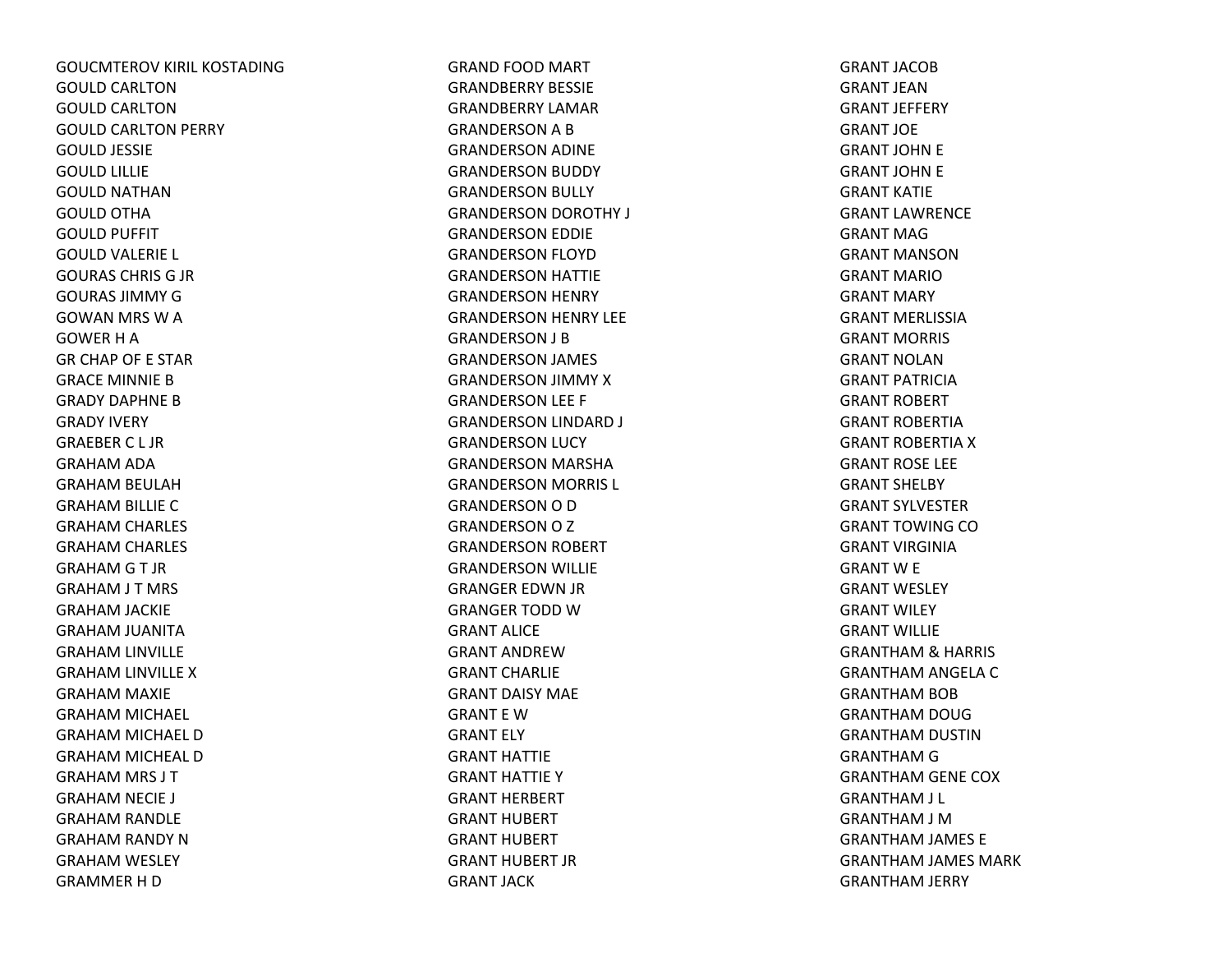GOUCMTEROV KIRIL KOSTADING
GOULD CARLTON
GOULD CARLTON
GOULD CARLTON PERRY
GOULD JESSIE
GOULD LILLIE
GOULD NATHAN
GOULD OTHA
GOULD PUFFIT
GOULD VALERIE L
GOURAS CHRIS G JR
GOURAS JIMMY G
GOWAN MRS W A
GOWER H A
GR CHAP OF E STAR
GRACE MINNIE B
GRADY DAPHNE B
GRADY IVERY
GRAEBER C L JR
GRAHAM ADA
GRAHAM BEULAH
GRAHAM BILLIE C
GRAHAM CHARLES
GRAHAM CHARLES
GRAHAM G T JR
GRAHAM J T MRS
GRAHAM JACKIE
GRAHAM JUANITA
GRAHAM LINVILLE
GRAHAM LINVILLE X
GRAHAM MAXIE
GRAHAM MICHAEL
GRAHAM MICHAEL D
GRAHAM MICHEAL D
GRAHAM MRS J T
GRAHAM NECIE J
GRAHAM RANDLE
GRAHAM RANDY N
GRAHAM WESLEY
GRAMMER H D
GRAND FOOD MART
GRANDBERRY BESSIE
GRANDBERRY LAMAR
GRANDERSON A B
GRANDERSON ADINE
GRANDERSON BUDDY
GRANDERSON BULLY
GRANDERSON DOROTHY J
GRANDERSON EDDIE
GRANDERSON FLOYD
GRANDERSON HATTIE
GRANDERSON HENRY
GRANDERSON HENRY LEE
GRANDERSON J B
GRANDERSON JAMES
GRANDERSON JIMMY X
GRANDERSON LEE F
GRANDERSON LINDARD J
GRANDERSON LUCY
GRANDERSON MARSHA
GRANDERSON MORRIS L
GRANDERSON O D
GRANDERSON O Z
GRANDERSON ROBERT
GRANDERSON WILLIE
GRANGER EDWN JR
GRANGER TODD W
GRANT ALICE
GRANT ANDREW
GRANT CHARLIE
GRANT DAISY MAE
GRANT E W
GRANT ELY
GRANT HATTIE
GRANT HATTIE Y
GRANT HERBERT
GRANT HUBERT
GRANT HUBERT
GRANT HUBERT JR
GRANT JACK
GRANT JACOB
GRANT JEAN
GRANT JEFFERY
GRANT JOE
GRANT JOHN E
GRANT JOHN E
GRANT KATIE
GRANT LAWRENCE
GRANT MAG
GRANT MANSON
GRANT MARIO
GRANT MARY
GRANT MERLISSIA
GRANT MORRIS
GRANT NOLAN
GRANT PATRICIA
GRANT ROBERT
GRANT ROBERTIA
GRANT ROBERTIA X
GRANT ROSE LEE
GRANT SHELBY
GRANT SYLVESTER
GRANT TOWING CO
GRANT VIRGINIA
GRANT W E
GRANT WESLEY
GRANT WILEY
GRANT WILLIE
GRANTHAM & HARRIS
GRANTHAM ANGELA C
GRANTHAM BOB
GRANTHAM DOUG
GRANTHAM DUSTIN
GRANTHAM G
GRANTHAM GENE COX
GRANTHAM J L
GRANTHAM J M
GRANTHAM JAMES E
GRANTHAM JAMES MARK
GRANTHAM JERRY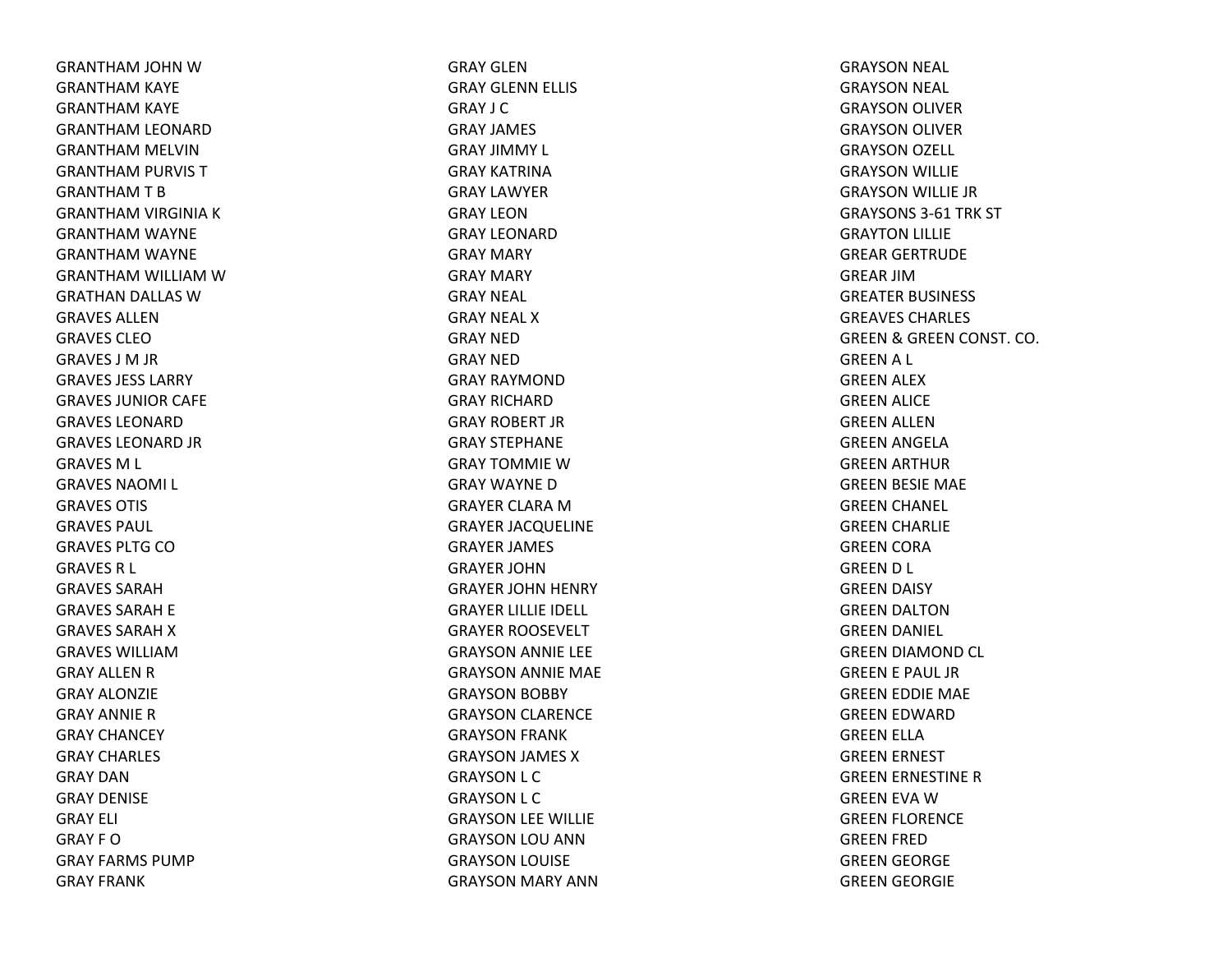GRANTHAM JOHN W
GRANTHAM KAYE
GRANTHAM KAYE
GRANTHAM LEONARD
GRANTHAM MELVIN
GRANTHAM PURVIS T
GRANTHAM T B
GRANTHAM VIRGINIA K
GRANTHAM WAYNE
GRANTHAM WAYNE
GRANTHAM WILLIAM W
GRATHAN DALLAS W
GRAVES ALLEN
GRAVES CLEO
GRAVES J M JR
GRAVES JESS LARRY
GRAVES JUNIOR CAFE
GRAVES LEONARD
GRAVES LEONARD JR
GRAVES M L
GRAVES NAOMI L
GRAVES OTIS
GRAVES PAUL
GRAVES PLTG CO
GRAVES R L
GRAVES SARAH
GRAVES SARAH E
GRAVES SARAH X
GRAVES WILLIAM
GRAY ALLEN R
GRAY ALONZIE
GRAY ANNIE R
GRAY CHANCEY
GRAY CHARLES
GRAY DAN
GRAY DENISE
GRAY ELI
GRAY F O
GRAY FARMS PUMP
GRAY FRANK
GRAY GLEN
GRAY GLENN ELLIS
GRAY J C
GRAY JAMES
GRAY JIMMY L
GRAY KATRINA
GRAY LAWYER
GRAY LEON
GRAY LEONARD
GRAY MARY
GRAY MARY
GRAY NEAL
GRAY NEAL X
GRAY NED
GRAY NED
GRAY RAYMOND
GRAY RICHARD
GRAY ROBERT JR
GRAY STEPHANE
GRAY TOMMIE W
GRAY WAYNE D
GRAYER CLARA M
GRAYER JACQUELINE
GRAYER JAMES
GRAYER JOHN
GRAYER JOHN HENRY
GRAYER LILLIE IDELL
GRAYER ROOSEVELT
GRAYSON ANNIE LEE
GRAYSON ANNIE MAE
GRAYSON BOBBY
GRAYSON CLARENCE
GRAYSON FRANK
GRAYSON JAMES X
GRAYSON L C
GRAYSON L C
GRAYSON LEE WILLIE
GRAYSON LOU ANN
GRAYSON LOUISE
GRAYSON MARY ANN
GRAYSON NEAL
GRAYSON NEAL
GRAYSON OLIVER
GRAYSON OLIVER
GRAYSON OZELL
GRAYSON WILLIE
GRAYSON WILLIE JR
GRAYSONS 3-61 TRK ST
GRAYTON LILLIE
GREAR GERTRUDE
GREAR JIM
GREATER BUSINESS
GREAVES CHARLES
GREEN & GREEN CONST. CO.
GREEN A L
GREEN ALEX
GREEN ALICE
GREEN ALLEN
GREEN ANGELA
GREEN ARTHUR
GREEN BESIE MAE
GREEN CHANEL
GREEN CHARLIE
GREEN CORA
GREEN D L
GREEN DAISY
GREEN DALTON
GREEN DANIEL
GREEN DIAMOND CL
GREEN E PAUL JR
GREEN EDDIE MAE
GREEN EDWARD
GREEN ELLA
GREEN ERNEST
GREEN ERNESTINE R
GREEN EVA W
GREEN FLORENCE
GREEN FRED
GREEN GEORGE
GREEN GEORGIE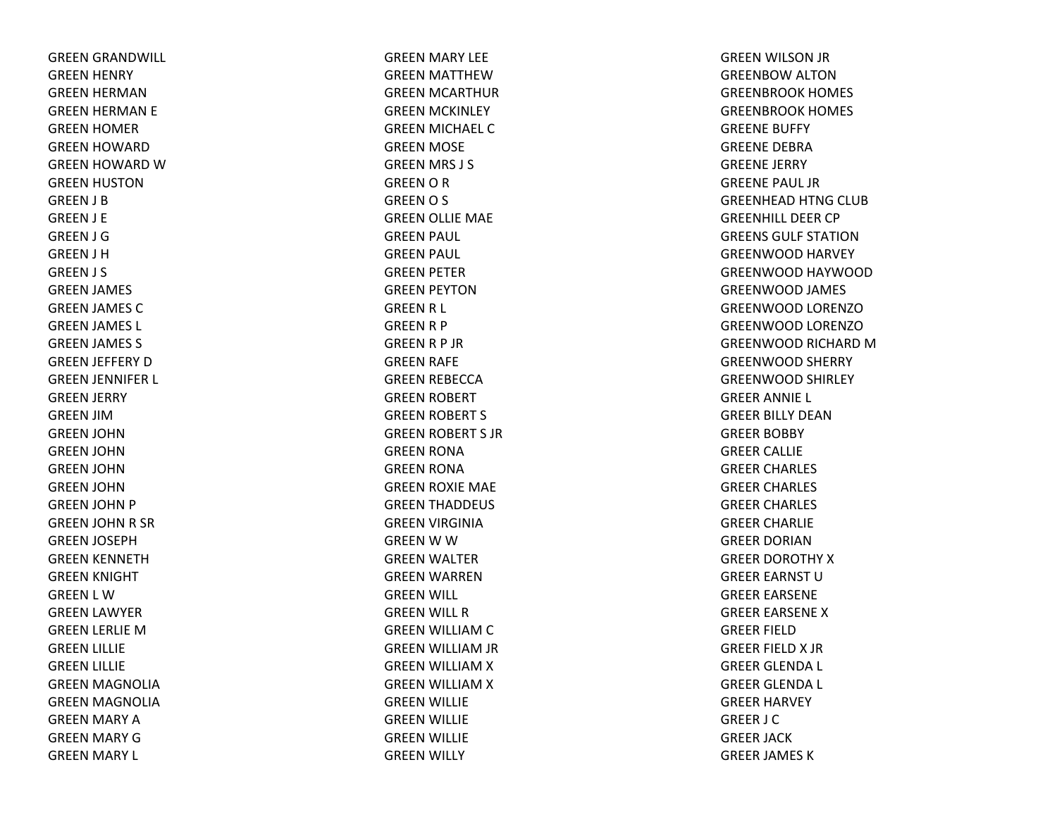GREEN GRANDWILL
GREEN HENRY
GREEN HERMAN
GREEN HERMAN E
GREEN HOMER
GREEN HOWARD
GREEN HOWARD W
GREEN HUSTON
GREEN J B
GREEN J E
GREEN J G
GREEN J H
GREEN J S
GREEN JAMES
GREEN JAMES C
GREEN JAMES L
GREEN JAMES S
GREEN JEFFERY D
GREEN JENNIFER L
GREEN JERRY
GREEN JIM
GREEN JOHN
GREEN JOHN
GREEN JOHN
GREEN JOHN
GREEN JOHN P
GREEN JOHN R SR
GREEN JOSEPH
GREEN KENNETH
GREEN KNIGHT
GREEN L W
GREEN LAWYER
GREEN LERLIE M
GREEN LILLIE
GREEN LILLIE
GREEN MAGNOLIA
GREEN MAGNOLIA
GREEN MARY A
GREEN MARY G
GREEN MARY L
GREEN MARY LEE
GREEN MATTHEW
GREEN MCARTHUR
GREEN MCKINLEY
GREEN MICHAEL C
GREEN MOSE
GREEN MRS J S
GREEN O R
GREEN O S
GREEN OLLIE MAE
GREEN PAUL
GREEN PAUL
GREEN PETER
GREEN PEYTON
GREEN R L
GREEN R P
GREEN R P JR
GREEN RAFE
GREEN REBECCA
GREEN ROBERT
GREEN ROBERT S
GREEN ROBERT S JR
GREEN RONA
GREEN RONA
GREEN ROXIE MAE
GREEN THADDEUS
GREEN VIRGINIA
GREEN W W
GREEN WALTER
GREEN WARREN
GREEN WILL
GREEN WILL R
GREEN WILLIAM C
GREEN WILLIAM JR
GREEN WILLIAM X
GREEN WILLIAM X
GREEN WILLIE
GREEN WILLIE
GREEN WILLIE
GREEN WILLY
GREEN WILSON JR
GREENBOW ALTON
GREENBROOK HOMES
GREENBROOK HOMES
GREENE BUFFY
GREENE DEBRA
GREENE JERRY
GREENE PAUL JR
GREENHEAD HTNG CLUB
GREENHILL DEER CP
GREENS GULF STATION
GREENWOOD HARVEY
GREENWOOD HAYWOOD
GREENWOOD JAMES
GREENWOOD LORENZO
GREENWOOD LORENZO
GREENWOOD RICHARD M
GREENWOOD SHERRY
GREENWOOD SHIRLEY
GREER ANNIE L
GREER BILLY DEAN
GREER BOBBY
GREER CALLIE
GREER CHARLES
GREER CHARLES
GREER CHARLES
GREER CHARLIE
GREER DORIAN
GREER DOROTHY X
GREER EARNST U
GREER EARSENE
GREER EARSENE X
GREER FIELD
GREER FIELD X JR
GREER GLENDA L
GREER GLENDA L
GREER HARVEY
GREER J C
GREER JACK
GREER JAMES K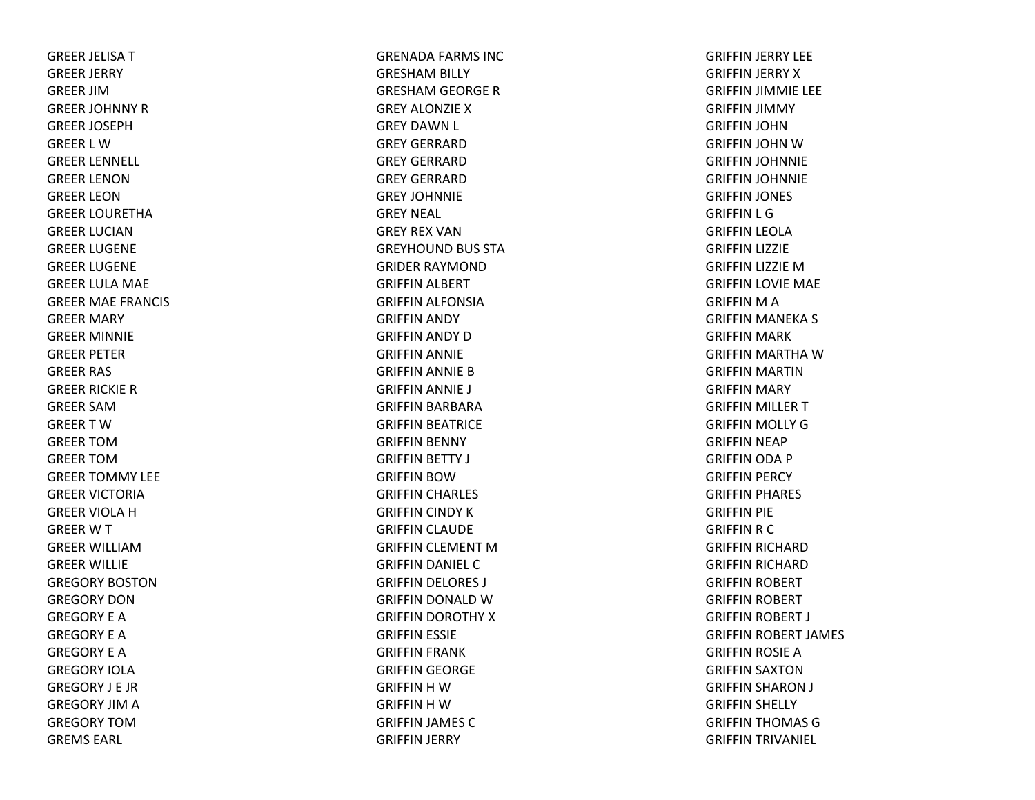GREER JELISA T
GREER JERRY
GREER JIM
GREER JOHNNY R
GREER JOSEPH
GREER L W
GREER LENNELL
GREER LENON
GREER LEON
GREER LOURETHA
GREER LUCIAN
GREER LUGENE
GREER LUGENE
GREER LULA MAE
GREER MAE FRANCIS
GREER MARY
GREER MINNIE
GREER PETER
GREER RAS
GREER RICKIE R
GREER SAM
GREER T W
GREER TOM
GREER TOM
GREER TOMMY LEE
GREER VICTORIA
GREER VIOLA H
GREER W T
GREER WILLIAM
GREER WILLIE
GREGORY BOSTON
GREGORY DON
GREGORY E A
GREGORY E A
GREGORY E A
GREGORY IOLA
GREGORY J E JR
GREGORY JIM A
GREGORY TOM
GREMS EARL
GRENADA FARMS INC
GRESHAM BILLY
GRESHAM GEORGE R
GREY ALONZIE X
GREY DAWN L
GREY GERRARD
GREY GERRARD
GREY GERRARD
GREY JOHNNIE
GREY NEAL
GREY REX VAN
GREYHOUND BUS STA
GRIDER RAYMOND
GRIFFIN ALBERT
GRIFFIN ALFONSIA
GRIFFIN ANDY
GRIFFIN ANDY D
GRIFFIN ANNIE
GRIFFIN ANNIE B
GRIFFIN ANNIE J
GRIFFIN BARBARA
GRIFFIN BEATRICE
GRIFFIN BENNY
GRIFFIN BETTY J
GRIFFIN BOW
GRIFFIN CHARLES
GRIFFIN CINDY K
GRIFFIN CLAUDE
GRIFFIN CLEMENT M
GRIFFIN DANIEL C
GRIFFIN DELORES J
GRIFFIN DONALD W
GRIFFIN DOROTHY X
GRIFFIN ESSIE
GRIFFIN FRANK
GRIFFIN GEORGE
GRIFFIN H W
GRIFFIN H W
GRIFFIN JAMES C
GRIFFIN JERRY
GRIFFIN JERRY LEE
GRIFFIN JERRY X
GRIFFIN JIMMIE LEE
GRIFFIN JIMMY
GRIFFIN JOHN
GRIFFIN JOHN W
GRIFFIN JOHNNIE
GRIFFIN JOHNNIE
GRIFFIN JONES
GRIFFIN L G
GRIFFIN LEOLA
GRIFFIN LIZZIE
GRIFFIN LIZZIE M
GRIFFIN LOVIE MAE
GRIFFIN M A
GRIFFIN MANEKA S
GRIFFIN MARK
GRIFFIN MARTHA W
GRIFFIN MARTIN
GRIFFIN MARY
GRIFFIN MILLER T
GRIFFIN MOLLY G
GRIFFIN NEAP
GRIFFIN ODA P
GRIFFIN PERCY
GRIFFIN PHARES
GRIFFIN PIE
GRIFFIN R C
GRIFFIN RICHARD
GRIFFIN RICHARD
GRIFFIN ROBERT
GRIFFIN ROBERT
GRIFFIN ROBERT J
GRIFFIN ROBERT JAMES
GRIFFIN ROSIE A
GRIFFIN SAXTON
GRIFFIN SHARON J
GRIFFIN SHELLY
GRIFFIN THOMAS G
GRIFFIN TRIVANIEL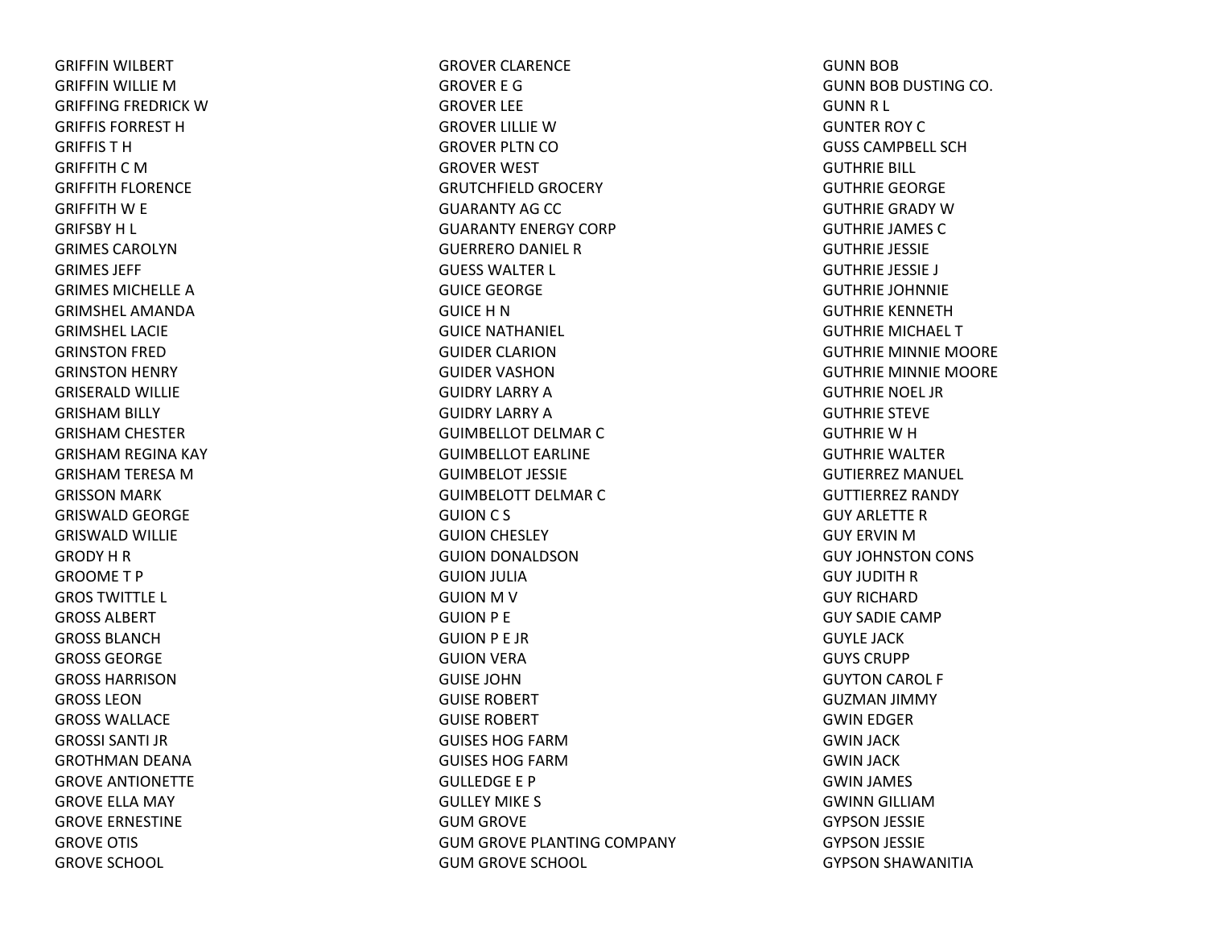GRIFFIN WILBERT
GRIFFIN WILLIE M
GRIFFING FREDRICK W
GRIFFIS FORREST H
GRIFFIS T H
GRIFFITH C M
GRIFFITH FLORENCE
GRIFFITH W E
GRIFSBY H L
GRIMES CAROLYN
GRIMES JEFF
GRIMES MICHELLE A
GRIMSHEL AMANDA
GRIMSHEL LACIE
GRINSTON FRED
GRINSTON HENRY
GRISERALD WILLIE
GRISHAM BILLY
GRISHAM CHESTER
GRISHAM REGINA KAY
GRISHAM TERESA M
GRISSON MARK
GRISWALD GEORGE
GRISWALD WILLIE
GRODY H R
GROOME T P
GROS TWITTLE L
GROSS ALBERT
GROSS BLANCH
GROSS GEORGE
GROSS HARRISON
GROSS LEON
GROSS WALLACE
GROSSI SANTI JR
GROTHMAN DEANA
GROVE ANTIONETTE
GROVE ELLA MAY
GROVE ERNESTINE
GROVE OTIS
GROVE SCHOOL
GROVER CLARENCE
GROVER E G
GROVER LEE
GROVER LILLIE W
GROVER PLTN CO
GROVER WEST
GRUTCHFIELD GROCERY
GUARANTY AG CC
GUARANTY ENERGY CORP
GUERRERO DANIEL R
GUESS WALTER L
GUICE GEORGE
GUICE H N
GUICE NATHANIEL
GUIDER CLARION
GUIDER VASHON
GUIDRY LARRY A
GUIDRY LARRY A
GUIMBELLOT DELMAR C
GUIMBELLOT EARLINE
GUIMBELOT JESSIE
GUIMBELOTT DELMAR C
GUION C S
GUION CHESLEY
GUION DONALDSON
GUION JULIA
GUION M V
GUION P E
GUION P E JR
GUION VERA
GUISE JOHN
GUISE ROBERT
GUISE ROBERT
GUISES HOG FARM
GUISES HOG FARM
GULLEDGE E P
GULLEY MIKE S
GUM GROVE
GUM GROVE PLANTING COMPANY
GUM GROVE SCHOOL
GUNN BOB
GUNN BOB DUSTING CO.
GUNN R L
GUNTER ROY C
GUSS CAMPBELL SCH
GUTHRIE BILL
GUTHRIE GEORGE
GUTHRIE GRADY W
GUTHRIE JAMES C
GUTHRIE JESSIE
GUTHRIE JESSIE J
GUTHRIE JOHNNIE
GUTHRIE KENNETH
GUTHRIE MICHAEL T
GUTHRIE MINNIE MOORE
GUTHRIE MINNIE MOORE
GUTHRIE NOEL JR
GUTHRIE STEVE
GUTHRIE W H
GUTHRIE WALTER
GUTIERREZ MANUEL
GUTTIERREZ RANDY
GUY ARLETTE R
GUY ERVIN M
GUY JOHNSTON CONS
GUY JUDITH R
GUY RICHARD
GUY SADIE CAMP
GUYLE JACK
GUYS CRUPP
GUYTON CAROL F
GUZMAN JIMMY
GWIN EDGER
GWIN JACK
GWIN JACK
GWIN JAMES
GWINN GILLIAM
GYPSON JESSIE
GYPSON JESSIE
GYPSON SHAWANITIA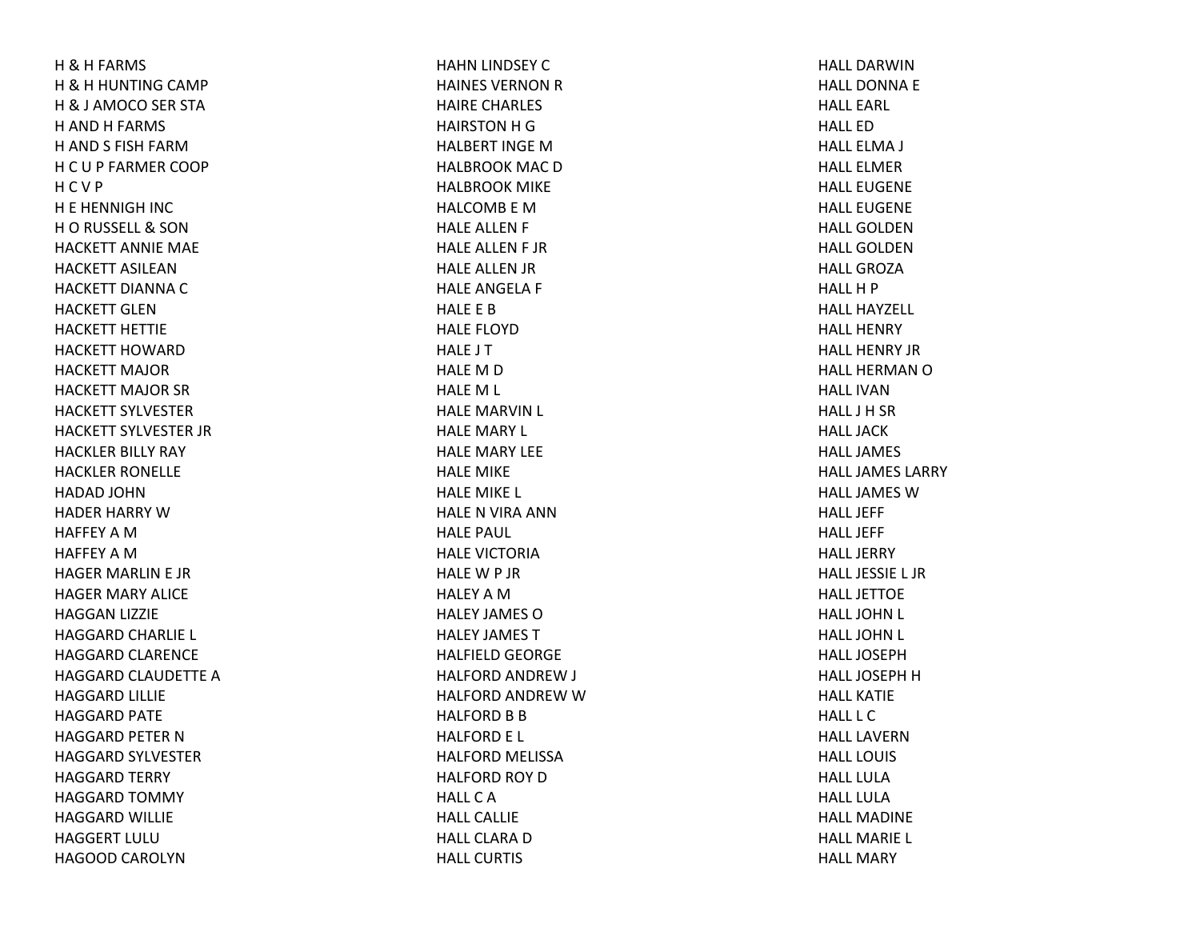H & H FARMS
H & H HUNTING CAMP
H & J AMOCO SER STA
H AND H FARMS
H AND S FISH FARM
H C U P FARMER COOP
H C V P
H E HENNIGH INC
H O RUSSELL & SON
HACKETT ANNIE MAE
HACKETT ASILEAN
HACKETT DIANNA C
HACKETT GLEN
HACKETT HETTIE
HACKETT HOWARD
HACKETT MAJOR
HACKETT MAJOR SR
HACKETT SYLVESTER
HACKETT SYLVESTER JR
HACKLER BILLY RAY
HACKLER RONELLE
HADAD JOHN
HADER HARRY W
HAFFEY A M
HAFFEY A M
HAGER MARLIN E JR
HAGER MARY ALICE
HAGGAN LIZZIE
HAGGARD CHARLIE L
HAGGARD CLARENCE
HAGGARD CLAUDETTE A
HAGGARD LILLIE
HAGGARD PATE
HAGGARD PETER N
HAGGARD SYLVESTER
HAGGARD TERRY
HAGGARD TOMMY
HAGGARD WILLIE
HAGGERT LULU
HAGOOD CAROLYN
HAHN LINDSEY C
HAINES VERNON R
HAIRE CHARLES
HAIRSTON H G
HALBERT INGE M
HALBROOK MAC D
HALBROOK MIKE
HALCOMB E M
HALE ALLEN F
HALE ALLEN F JR
HALE ALLEN JR
HALE ANGELA F
HALE E B
HALE FLOYD
HALE J T
HALE M D
HALE M L
HALE MARVIN L
HALE MARY L
HALE MARY LEE
HALE MIKE
HALE MIKE L
HALE N VIRA ANN
HALE PAUL
HALE VICTORIA
HALE W P JR
HALEY A M
HALEY JAMES O
HALEY JAMES T
HALFIELD GEORGE
HALFORD ANDREW J
HALFORD ANDREW W
HALFORD B B
HALFORD E L
HALFORD MELISSA
HALFORD ROY D
HALL C A
HALL CALLIE
HALL CLARA D
HALL CURTIS
HALL DARWIN
HALL DONNA E
HALL EARL
HALL ED
HALL ELMA J
HALL ELMER
HALL EUGENE
HALL EUGENE
HALL GOLDEN
HALL GOLDEN
HALL GROZA
HALL H P
HALL HAYZELL
HALL HENRY
HALL HENRY JR
HALL HERMAN O
HALL IVAN
HALL J H SR
HALL JACK
HALL JAMES
HALL JAMES LARRY
HALL JAMES W
HALL JEFF
HALL JEFF
HALL JERRY
HALL JESSIE L JR
HALL JETTOE
HALL JOHN L
HALL JOHN L
HALL JOSEPH
HALL JOSEPH H
HALL KATIE
HALL L C
HALL LAVERN
HALL LOUIS
HALL LULA
HALL LULA
HALL MADINE
HALL MARIE L
HALL MARY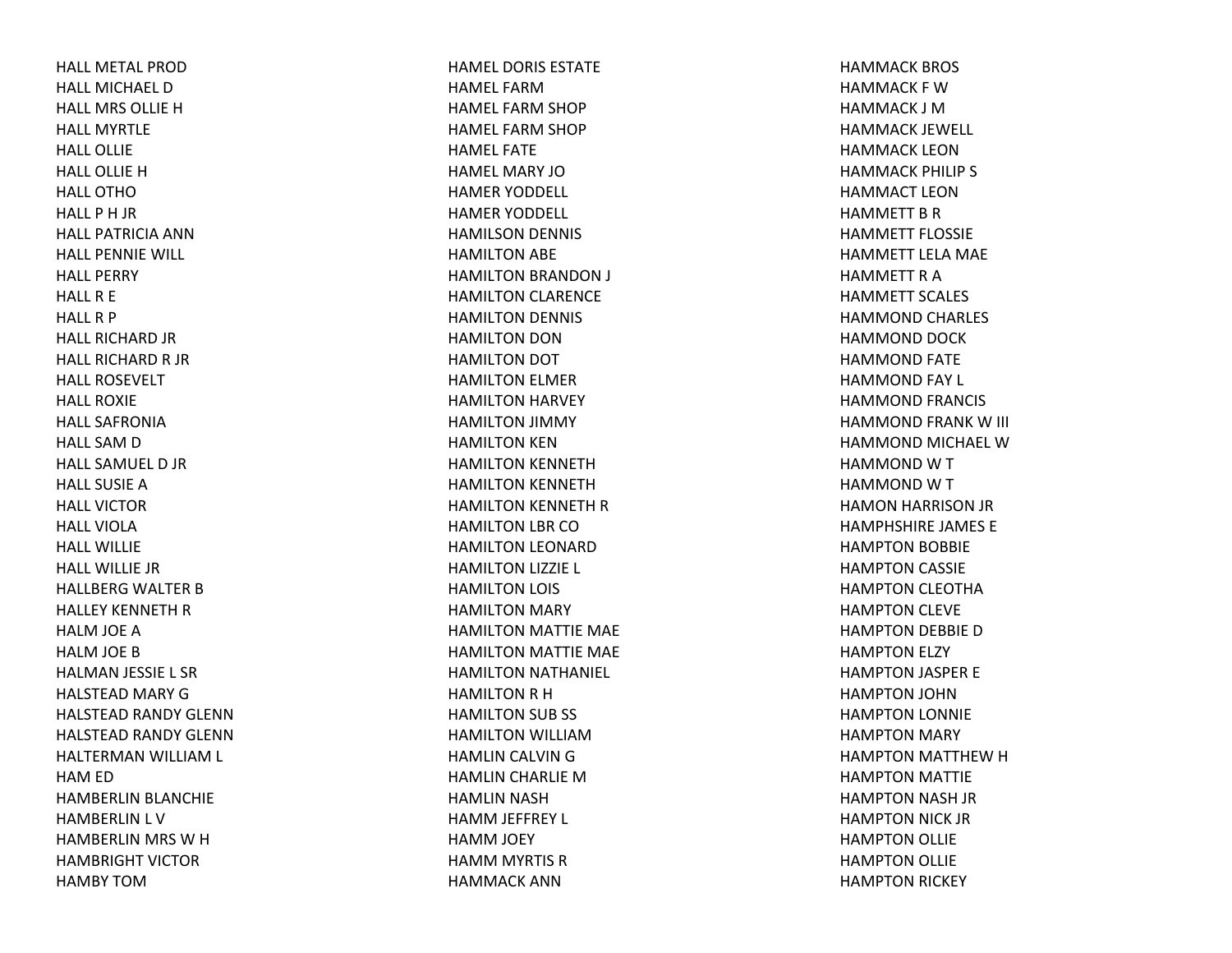HALL METAL PROD
HALL MICHAEL D
HALL MRS OLLIE H
HALL MYRTLE
HALL OLLIE
HALL OLLIE H
HALL OTHO
HALL P H JR
HALL PATRICIA ANN
HALL PENNIE WILL
HALL PERRY
HALL R E
HALL R P
HALL RICHARD JR
HALL RICHARD R JR
HALL ROSEVELT
HALL ROXIE
HALL SAFRONIA
HALL SAM D
HALL SAMUEL D JR
HALL SUSIE A
HALL VICTOR
HALL VIOLA
HALL WILLIE
HALL WILLIE JR
HALLBERG WALTER B
HALLEY KENNETH R
HALM JOE A
HALM JOE B
HALMAN JESSIE L SR
HALSTEAD MARY G
HALSTEAD RANDY GLENN
HALSTEAD RANDY GLENN
HALTERMAN WILLIAM L
HAM ED
HAMBERLIN BLANCHIE
HAMBERLIN L V
HAMBERLIN MRS W H
HAMBRIGHT VICTOR
HAMBY TOM
HAMEL DORIS ESTATE
HAMEL FARM
HAMEL FARM SHOP
HAMEL FARM SHOP
HAMEL FATE
HAMEL MARY JO
HAMER YODDELL
HAMER YODDELL
HAMILSON DENNIS
HAMILTON ABE
HAMILTON BRANDON J
HAMILTON CLARENCE
HAMILTON DENNIS
HAMILTON DON
HAMILTON DOT
HAMILTON ELMER
HAMILTON HARVEY
HAMILTON JIMMY
HAMILTON KEN
HAMILTON KENNETH
HAMILTON KENNETH
HAMILTON KENNETH R
HAMILTON LBR CO
HAMILTON LEONARD
HAMILTON LIZZIE L
HAMILTON LOIS
HAMILTON MARY
HAMILTON MATTIE MAE
HAMILTON MATTIE MAE
HAMILTON NATHANIEL
HAMILTON R H
HAMILTON SUB SS
HAMILTON WILLIAM
HAMLIN CALVIN G
HAMLIN CHARLIE M
HAMLIN NASH
HAMM JEFFREY L
HAMM JOEY
HAMM MYRTIS R
HAMMACK ANN
HAMMACK BROS
HAMMACK F W
HAMMACK J M
HAMMACK JEWELL
HAMMACK LEON
HAMMACK PHILIP S
HAMMACT LEON
HAMMETT B R
HAMMETT FLOSSIE
HAMMETT LELA MAE
HAMMETT R A
HAMMETT SCALES
HAMMOND CHARLES
HAMMOND DOCK
HAMMOND FATE
HAMMOND FAY L
HAMMOND FRANCIS
HAMMOND FRANK W III
HAMMOND MICHAEL W
HAMMOND W T
HAMMOND W T
HAMON HARRISON JR
HAMPHSHIRE JAMES E
HAMPTON BOBBIE
HAMPTON CASSIE
HAMPTON CLEOTHA
HAMPTON CLEVE
HAMPTON DEBBIE D
HAMPTON ELZY
HAMPTON JASPER E
HAMPTON JOHN
HAMPTON LONNIE
HAMPTON MARY
HAMPTON MATTHEW H
HAMPTON MATTIE
HAMPTON NASH JR
HAMPTON NICK JR
HAMPTON OLLIE
HAMPTON OLLIE
HAMPTON RICKEY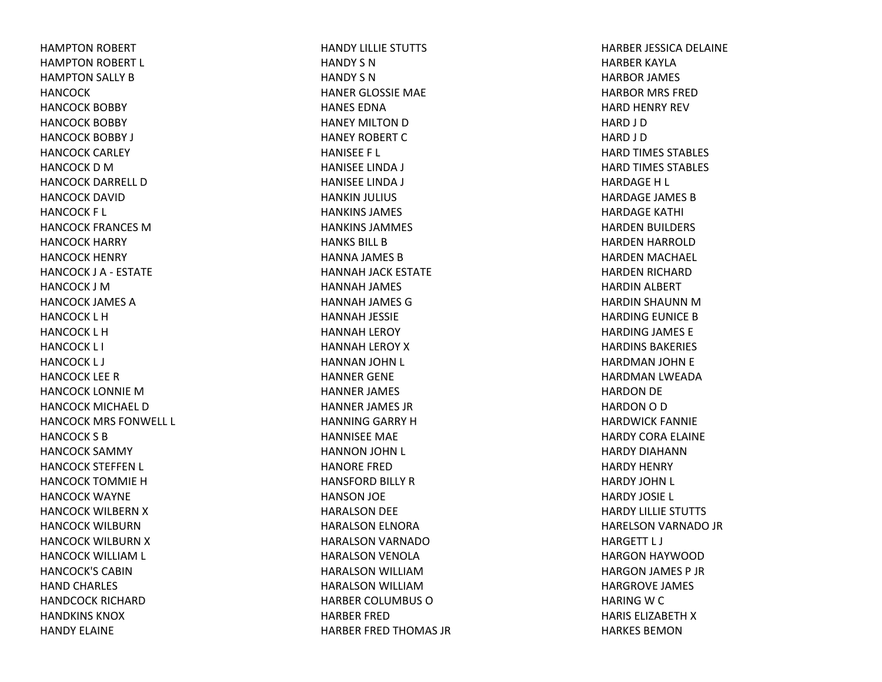HAMPTON ROBERT
HAMPTON ROBERT L
HAMPTON SALLY B
HANCOCK
HANCOCK BOBBY
HANCOCK BOBBY
HANCOCK BOBBY J
HANCOCK CARLEY
HANCOCK D M
HANCOCK DARRELL D
HANCOCK DAVID
HANCOCK F L
HANCOCK FRANCES M
HANCOCK HARRY
HANCOCK HENRY
HANCOCK J A - ESTATE
HANCOCK J M
HANCOCK JAMES A
HANCOCK L H
HANCOCK L H
HANCOCK L I
HANCOCK L J
HANCOCK LEE R
HANCOCK LONNIE M
HANCOCK MICHAEL D
HANCOCK MRS FONWELL L
HANCOCK S B
HANCOCK SAMMY
HANCOCK STEFFEN L
HANCOCK TOMMIE H
HANCOCK WAYNE
HANCOCK WILBERN X
HANCOCK WILBURN
HANCOCK WILBURN X
HANCOCK WILLIAM L
HANCOCK'S CABIN
HAND CHARLES
HANDCOCK RICHARD
HANDKINS KNOX
HANDY ELAINE
HANDY LILLIE STUTTS
HANDY S N
HANDY S N
HANER GLOSSIE MAE
HANES EDNA
HANEY MILTON D
HANEY ROBERT C
HANISEE F L
HANISEE LINDA J
HANISEE LINDA J
HANKIN JULIUS
HANKINS JAMES
HANKINS JAMMES
HANKS BILL B
HANNA JAMES B
HANNAH JACK ESTATE
HANNAH JAMES
HANNAH JAMES G
HANNAH JESSIE
HANNAH LEROY
HANNAH LEROY X
HANNAN JOHN L
HANNER GENE
HANNER JAMES
HANNER JAMES JR
HANNING GARRY H
HANNISEE MAE
HANNON JOHN L
HANORE FRED
HANSFORD BILLY R
HANSON JOE
HARALSON DEE
HARALSON ELNORA
HARALSON VARNADO
HARALSON VENOLA
HARALSON WILLIAM
HARALSON WILLIAM
HARBER COLUMBUS O
HARBER FRED
HARBER FRED THOMAS JR
HARBER JESSICA DELAINE
HARBER KAYLA
HARBOR JAMES
HARBOR MRS FRED
HARD HENRY REV
HARD J D
HARD J D
HARD TIMES STABLES
HARD TIMES STABLES
HARDAGE H L
HARDAGE JAMES B
HARDAGE KATHI
HARDEN BUILDERS
HARDEN HARROLD
HARDEN MACHAEL
HARDEN RICHARD
HARDIN ALBERT
HARDIN SHAUNN M
HARDING EUNICE B
HARDING JAMES E
HARDINS BAKERIES
HARDMAN JOHN E
HARDMAN LWEADA
HARDON DE
HARDON O D
HARDWICK FANNIE
HARDY CORA ELAINE
HARDY DIAHANN
HARDY HENRY
HARDY JOHN L
HARDY JOSIE L
HARDY LILLIE STUTTS
HARELSON VARNADO JR
HARGETT L J
HARGON HAYWOOD
HARGON JAMES P JR
HARGROVE JAMES
HARING W C
HARIS ELIZABETH X
HARKES BEMON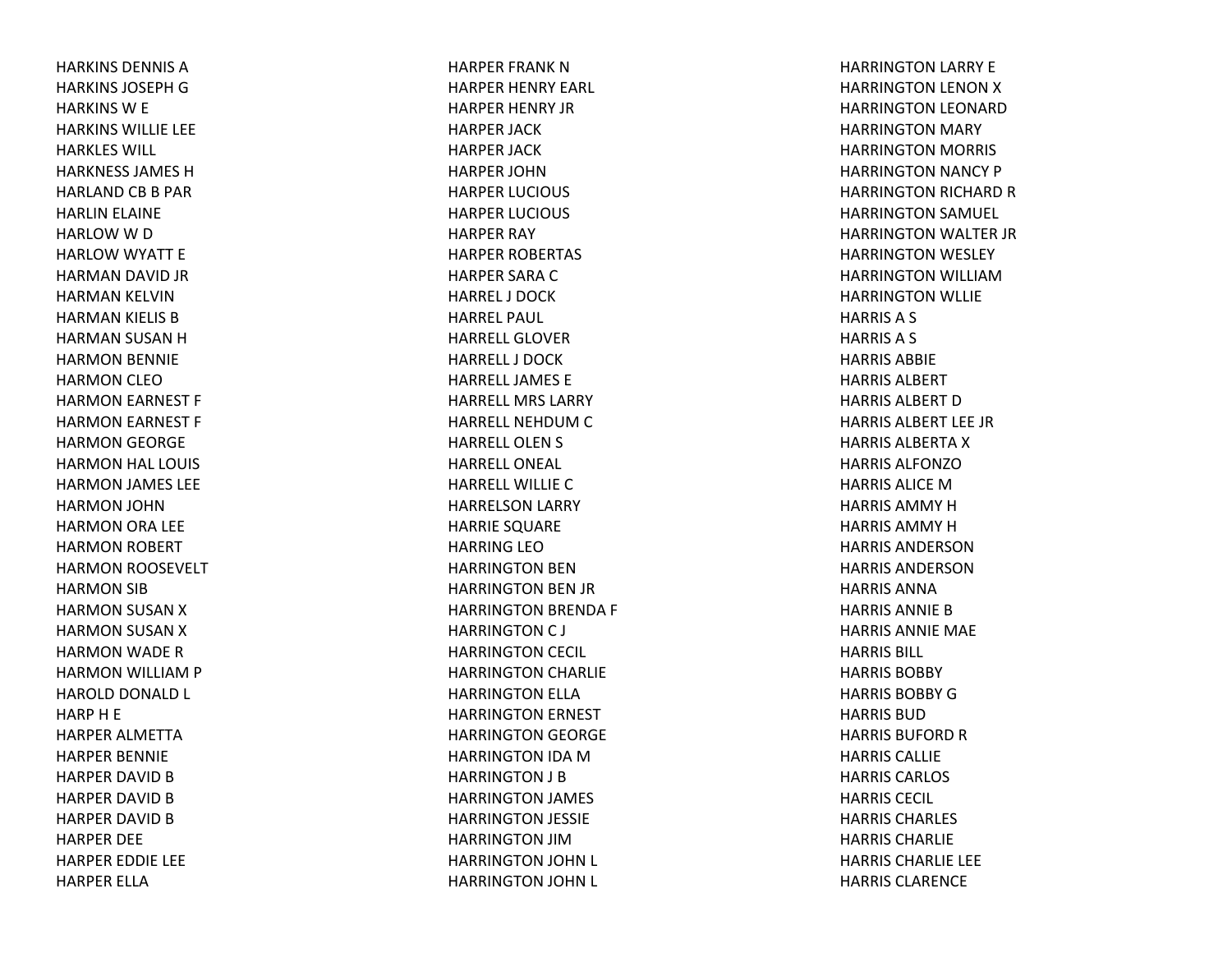HARKINS DENNIS A
HARKINS JOSEPH G
HARKINS W E
HARKINS WILLIE LEE
HARKLES WILL
HARKNESS JAMES H
HARLAND CB B PAR
HARLIN ELAINE
HARLOW W D
HARLOW WYATT E
HARMAN DAVID JR
HARMAN KELVIN
HARMAN KIELIS B
HARMAN SUSAN H
HARMON BENNIE
HARMON CLEO
HARMON EARNEST F
HARMON EARNEST F
HARMON GEORGE
HARMON HAL LOUIS
HARMON JAMES LEE
HARMON JOHN
HARMON ORA LEE
HARMON ROBERT
HARMON ROOSEVELT
HARMON SIB
HARMON SUSAN X
HARMON SUSAN X
HARMON WADE R
HARMON WILLIAM P
HAROLD DONALD L
HARP H E
HARPER ALMETTA
HARPER BENNIE
HARPER DAVID B
HARPER DAVID B
HARPER DAVID B
HARPER DEE
HARPER EDDIE LEE
HARPER ELLA
HARPER FRANK N
HARPER HENRY EARL
HARPER HENRY JR
HARPER JACK
HARPER JACK
HARPER JOHN
HARPER LUCIOUS
HARPER LUCIOUS
HARPER RAY
HARPER ROBERTAS
HARPER SARA C
HARREL J DOCK
HARREL PAUL
HARRELL GLOVER
HARRELL J DOCK
HARRELL JAMES E
HARRELL MRS LARRY
HARRELL NEHDUM C
HARRELL OLEN S
HARRELL ONEAL
HARRELL WILLIE C
HARRELSON LARRY
HARRIE SQUARE
HARRING LEO
HARRINGTON BEN
HARRINGTON BEN JR
HARRINGTON BRENDA F
HARRINGTON C J
HARRINGTON CECIL
HARRINGTON CHARLIE
HARRINGTON ELLA
HARRINGTON ERNEST
HARRINGTON GEORGE
HARRINGTON IDA M
HARRINGTON J B
HARRINGTON JAMES
HARRINGTON JESSIE
HARRINGTON JIM
HARRINGTON JOHN L
HARRINGTON JOHN L
HARRINGTON LARRY E
HARRINGTON LENON X
HARRINGTON LEONARD
HARRINGTON MARY
HARRINGTON MORRIS
HARRINGTON NANCY P
HARRINGTON RICHARD R
HARRINGTON SAMUEL
HARRINGTON WALTER JR
HARRINGTON WESLEY
HARRINGTON WILLIAM
HARRINGTON WLLIE
HARRIS A S
HARRIS A S
HARRIS ABBIE
HARRIS ALBERT
HARRIS ALBERT D
HARRIS ALBERT LEE JR
HARRIS ALBERTA X
HARRIS ALFONZO
HARRIS ALICE M
HARRIS AMMY H
HARRIS AMMY H
HARRIS ANDERSON
HARRIS ANDERSON
HARRIS ANNA
HARRIS ANNIE B
HARRIS ANNIE MAE
HARRIS BILL
HARRIS BOBBY
HARRIS BOBBY G
HARRIS BUD
HARRIS BUFORD R
HARRIS CALLIE
HARRIS CARLOS
HARRIS CECIL
HARRIS CHARLES
HARRIS CHARLIE
HARRIS CHARLIE LEE
HARRIS CLARENCE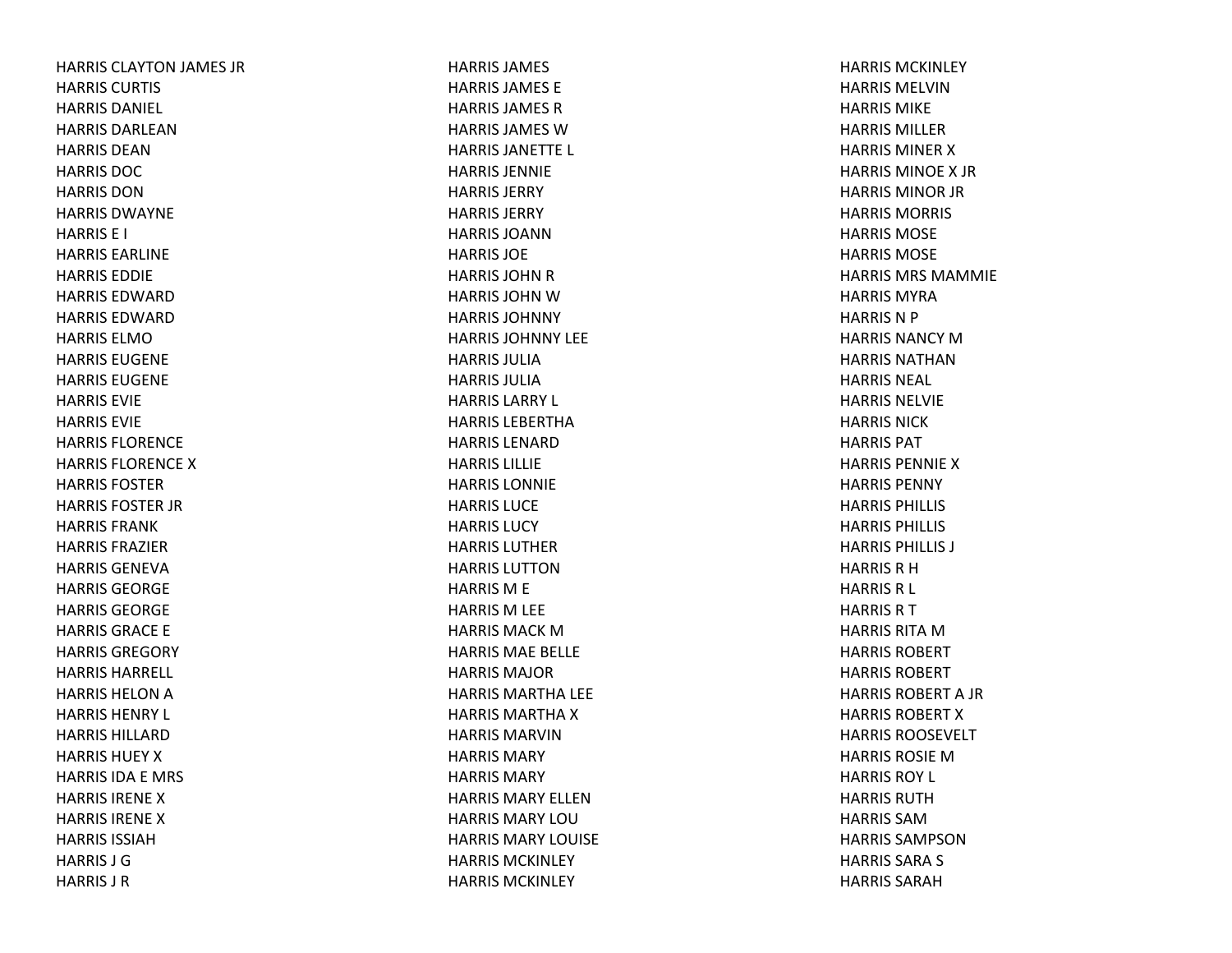HARRIS CLAYTON JAMES JR
HARRIS CURTIS
HARRIS DANIEL
HARRIS DARLEAN
HARRIS DEAN
HARRIS DOC
HARRIS DON
HARRIS DWAYNE
HARRIS E I
HARRIS EARLINE
HARRIS EDDIE
HARRIS EDWARD
HARRIS EDWARD
HARRIS ELMO
HARRIS EUGENE
HARRIS EUGENE
HARRIS EVIE
HARRIS EVIE
HARRIS FLORENCE
HARRIS FLORENCE X
HARRIS FOSTER
HARRIS FOSTER JR
HARRIS FRANK
HARRIS FRAZIER
HARRIS GENEVA
HARRIS GEORGE
HARRIS GEORGE
HARRIS GRACE E
HARRIS GREGORY
HARRIS HARRELL
HARRIS HELON A
HARRIS HENRY L
HARRIS HILLARD
HARRIS HUEY X
HARRIS IDA E MRS
HARRIS IRENE X
HARRIS IRENE X
HARRIS ISSIAH
HARRIS J G
HARRIS J R
HARRIS JAMES
HARRIS JAMES E
HARRIS JAMES R
HARRIS JAMES W
HARRIS JANETTE L
HARRIS JENNIE
HARRIS JERRY
HARRIS JERRY
HARRIS JOANN
HARRIS JOE
HARRIS JOHN R
HARRIS JOHN W
HARRIS JOHNNY
HARRIS JOHNNY LEE
HARRIS JULIA
HARRIS JULIA
HARRIS LARRY L
HARRIS LEBERTHA
HARRIS LENARD
HARRIS LILLIE
HARRIS LONNIE
HARRIS LUCE
HARRIS LUCY
HARRIS LUTHER
HARRIS LUTTON
HARRIS M E
HARRIS M LEE
HARRIS MACK M
HARRIS MAE BELLE
HARRIS MAJOR
HARRIS MARTHA LEE
HARRIS MARTHA X
HARRIS MARVIN
HARRIS MARY
HARRIS MARY
HARRIS MARY ELLEN
HARRIS MARY LOU
HARRIS MARY LOUISE
HARRIS MCKINLEY
HARRIS MCKINLEY
HARRIS MCKINLEY
HARRIS MELVIN
HARRIS MIKE
HARRIS MILLER
HARRIS MINER X
HARRIS MINOE X JR
HARRIS MINOR JR
HARRIS MORRIS
HARRIS MOSE
HARRIS MOSE
HARRIS MRS MAMMIE
HARRIS MYRA
HARRIS N P
HARRIS NANCY M
HARRIS NATHAN
HARRIS NEAL
HARRIS NELVIE
HARRIS NICK
HARRIS PAT
HARRIS PENNIE X
HARRIS PENNY
HARRIS PHILLIS
HARRIS PHILLIS
HARRIS PHILLIS J
HARRIS R H
HARRIS R L
HARRIS R T
HARRIS RITA M
HARRIS ROBERT
HARRIS ROBERT
HARRIS ROBERT A JR
HARRIS ROBERT X
HARRIS ROOSEVELT
HARRIS ROSIE M
HARRIS ROY L
HARRIS RUTH
HARRIS SAM
HARRIS SAMPSON
HARRIS SARA S
HARRIS SARAH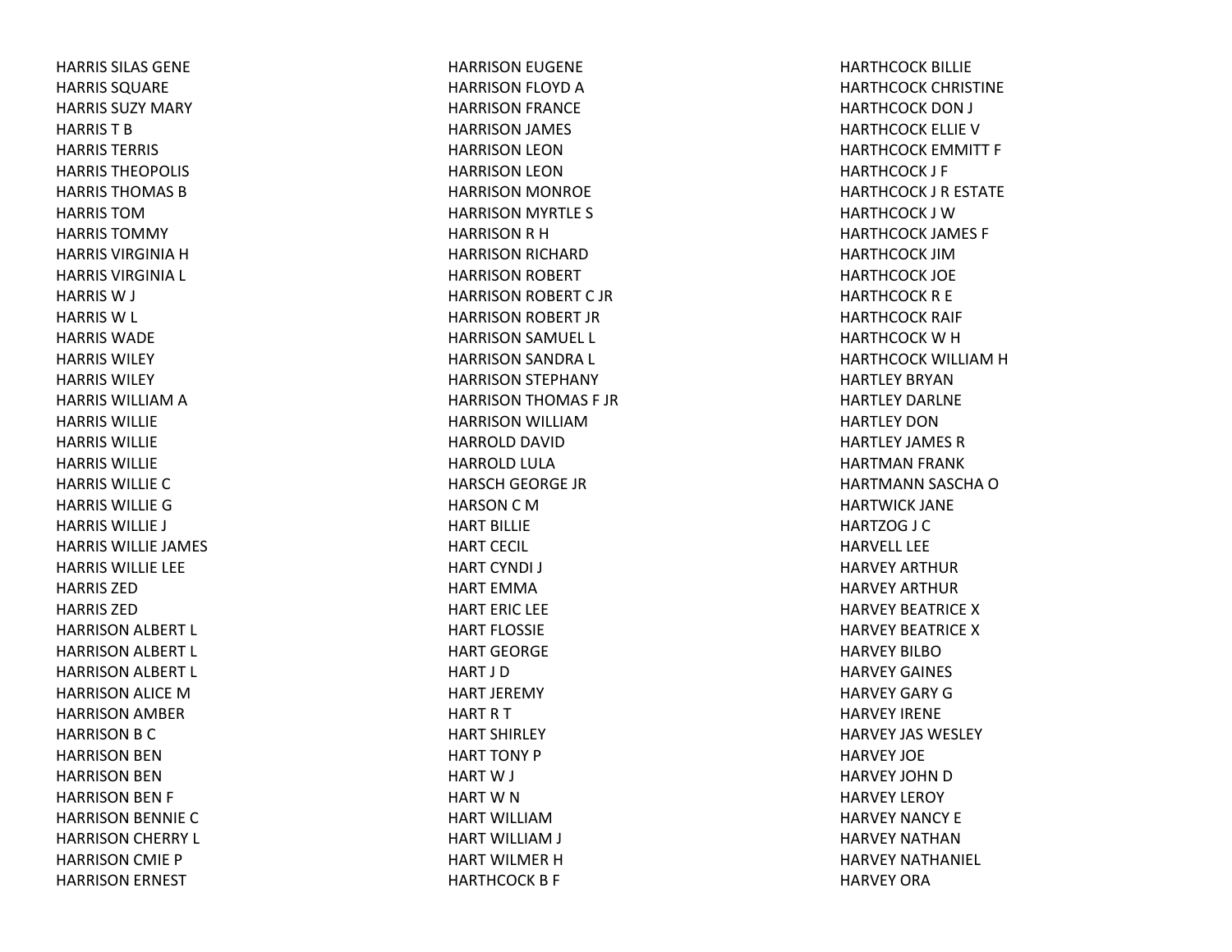HARRIS SILAS GENE
HARRIS SQUARE
HARRIS SUZY MARY
HARRIS T B
HARRIS TERRIS
HARRIS THEOPOLIS
HARRIS THOMAS B
HARRIS TOM
HARRIS TOMMY
HARRIS VIRGINIA H
HARRIS VIRGINIA L
HARRIS W J
HARRIS W L
HARRIS WADE
HARRIS WILEY
HARRIS WILEY
HARRIS WILLIAM A
HARRIS WILLIE
HARRIS WILLIE
HARRIS WILLIE
HARRIS WILLIE C
HARRIS WILLIE G
HARRIS WILLIE J
HARRIS WILLIE JAMES
HARRIS WILLIE LEE
HARRIS ZED
HARRIS ZED
HARRISON ALBERT L
HARRISON ALBERT L
HARRISON ALBERT L
HARRISON ALICE M
HARRISON AMBER
HARRISON B C
HARRISON BEN
HARRISON BEN
HARRISON BEN F
HARRISON BENNIE C
HARRISON CHERRY L
HARRISON CMIE P
HARRISON ERNEST
HARRISON EUGENE
HARRISON FLOYD A
HARRISON FRANCE
HARRISON JAMES
HARRISON LEON
HARRISON LEON
HARRISON MONROE
HARRISON MYRTLE S
HARRISON R H
HARRISON RICHARD
HARRISON ROBERT
HARRISON ROBERT C JR
HARRISON ROBERT JR
HARRISON SAMUEL L
HARRISON SANDRA L
HARRISON STEPHANY
HARRISON THOMAS F JR
HARRISON WILLIAM
HARROLD DAVID
HARROLD LULA
HARSCH GEORGE JR
HARSON C M
HART BILLIE
HART CECIL
HART CYNDI J
HART EMMA
HART ERIC LEE
HART FLOSSIE
HART GEORGE
HART J D
HART JEREMY
HART R T
HART SHIRLEY
HART TONY P
HART W J
HART W N
HART WILLIAM
HART WILLIAM J
HART WILMER H
HARTHCOCK B F
HARTHCOCK BILLIE
HARTHCOCK CHRISTINE
HARTHCOCK DON J
HARTHCOCK ELLIE V
HARTHCOCK EMMITT F
HARTHCOCK J F
HARTHCOCK J R ESTATE
HARTHCOCK J W
HARTHCOCK JAMES F
HARTHCOCK JIM
HARTHCOCK JOE
HARTHCOCK R E
HARTHCOCK RAIF
HARTHCOCK W H
HARTHCOCK WILLIAM H
HARTLEY BRYAN
HARTLEY DARLNE
HARTLEY DON
HARTLEY JAMES R
HARTMAN FRANK
HARTMANN SASCHA O
HARTWICK JANE
HARTZOG J C
HARVELL LEE
HARVEY ARTHUR
HARVEY ARTHUR
HARVEY BEATRICE X
HARVEY BEATRICE X
HARVEY BILBO
HARVEY GAINES
HARVEY GARY G
HARVEY IRENE
HARVEY JAS WESLEY
HARVEY JOE
HARVEY JOHN D
HARVEY LEROY
HARVEY NANCY E
HARVEY NATHAN
HARVEY NATHANIEL
HARVEY ORA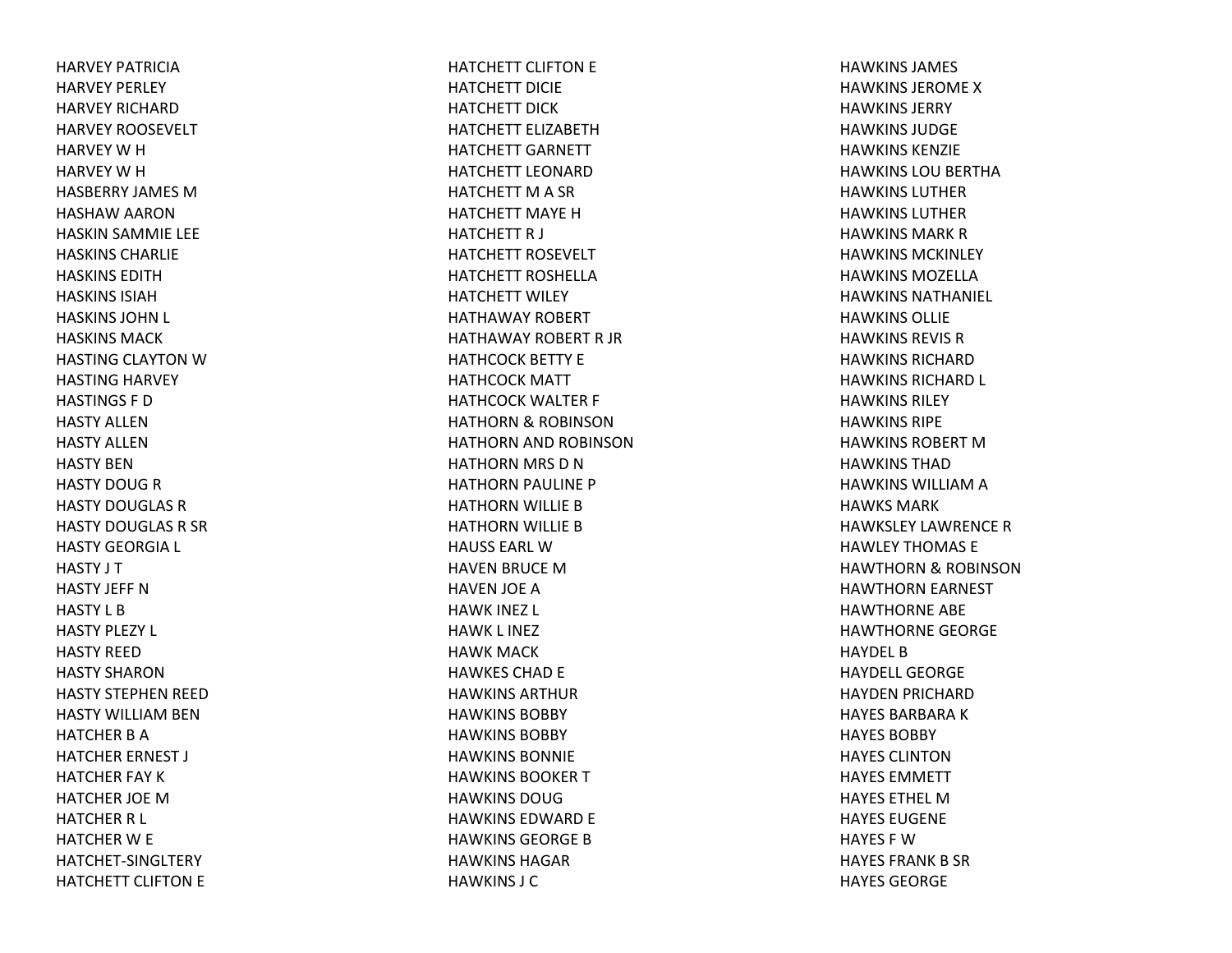HARVEY PATRICIA
HARVEY PERLEY
HARVEY RICHARD
HARVEY ROOSEVELT
HARVEY W H
HARVEY W H
HASBERRY JAMES M
HASHAW AARON
HASKIN SAMMIE LEE
HASKINS CHARLIE
HASKINS EDITH
HASKINS ISIAH
HASKINS JOHN L
HASKINS MACK
HASTING CLAYTON W
HASTING HARVEY
HASTINGS F D
HASTY ALLEN
HASTY ALLEN
HASTY BEN
HASTY DOUG R
HASTY DOUGLAS R
HASTY DOUGLAS R SR
HASTY GEORGIA L
HASTY J T
HASTY JEFF N
HASTY L B
HASTY PLEZY L
HASTY REED
HASTY SHARON
HASTY STEPHEN REED
HASTY WILLIAM BEN
HATCHER B A
HATCHER ERNEST J
HATCHER FAY K
HATCHER JOE M
HATCHER R L
HATCHER W E
HATCHET-SINGLTERY
HATCHETT CLIFTON E
HATCHETT CLIFTON E
HATCHETT DICIE
HATCHETT DICK
HATCHETT ELIZABETH
HATCHETT GARNETT
HATCHETT LEONARD
HATCHETT M A SR
HATCHETT MAYE H
HATCHETT R J
HATCHETT ROSEVELT
HATCHETT ROSHELLA
HATCHETT WILEY
HATHAWAY ROBERT
HATHAWAY ROBERT R JR
HATHCOCK BETTY E
HATHCOCK MATT
HATHCOCK WALTER F
HATHORN & ROBINSON
HATHORN AND ROBINSON
HATHORN MRS D N
HATHORN PAULINE P
HATHORN WILLIE B
HATHORN WILLIE B
HAUSS EARL W
HAVEN BRUCE M
HAVEN JOE A
HAWK INEZ L
HAWK L INEZ
HAWK MACK
HAWKES CHAD E
HAWKINS ARTHUR
HAWKINS BOBBY
HAWKINS BOBBY
HAWKINS BONNIE
HAWKINS BOOKER T
HAWKINS DOUG
HAWKINS EDWARD E
HAWKINS GEORGE B
HAWKINS HAGAR
HAWKINS J C
HAWKINS JAMES
HAWKINS JEROME X
HAWKINS JERRY
HAWKINS JUDGE
HAWKINS KENZIE
HAWKINS LOU BERTHA
HAWKINS LUTHER
HAWKINS LUTHER
HAWKINS MARK R
HAWKINS MCKINLEY
HAWKINS MOZELLA
HAWKINS NATHANIEL
HAWKINS OLLIE
HAWKINS REVIS R
HAWKINS RICHARD
HAWKINS RICHARD L
HAWKINS RILEY
HAWKINS RIPE
HAWKINS ROBERT M
HAWKINS THAD
HAWKINS WILLIAM A
HAWKS MARK
HAWKSLEY LAWRENCE R
HAWLEY THOMAS E
HAWTHORN & ROBINSON
HAWTHORN EARNEST
HAWTHORNE ABE
HAWTHORNE GEORGE
HAYDEL B
HAYDELL GEORGE
HAYDEN PRICHARD
HAYES BARBARA K
HAYES BOBBY
HAYES CLINTON
HAYES EMMETT
HAYES ETHEL M
HAYES EUGENE
HAYES F W
HAYES FRANK B SR
HAYES GEORGE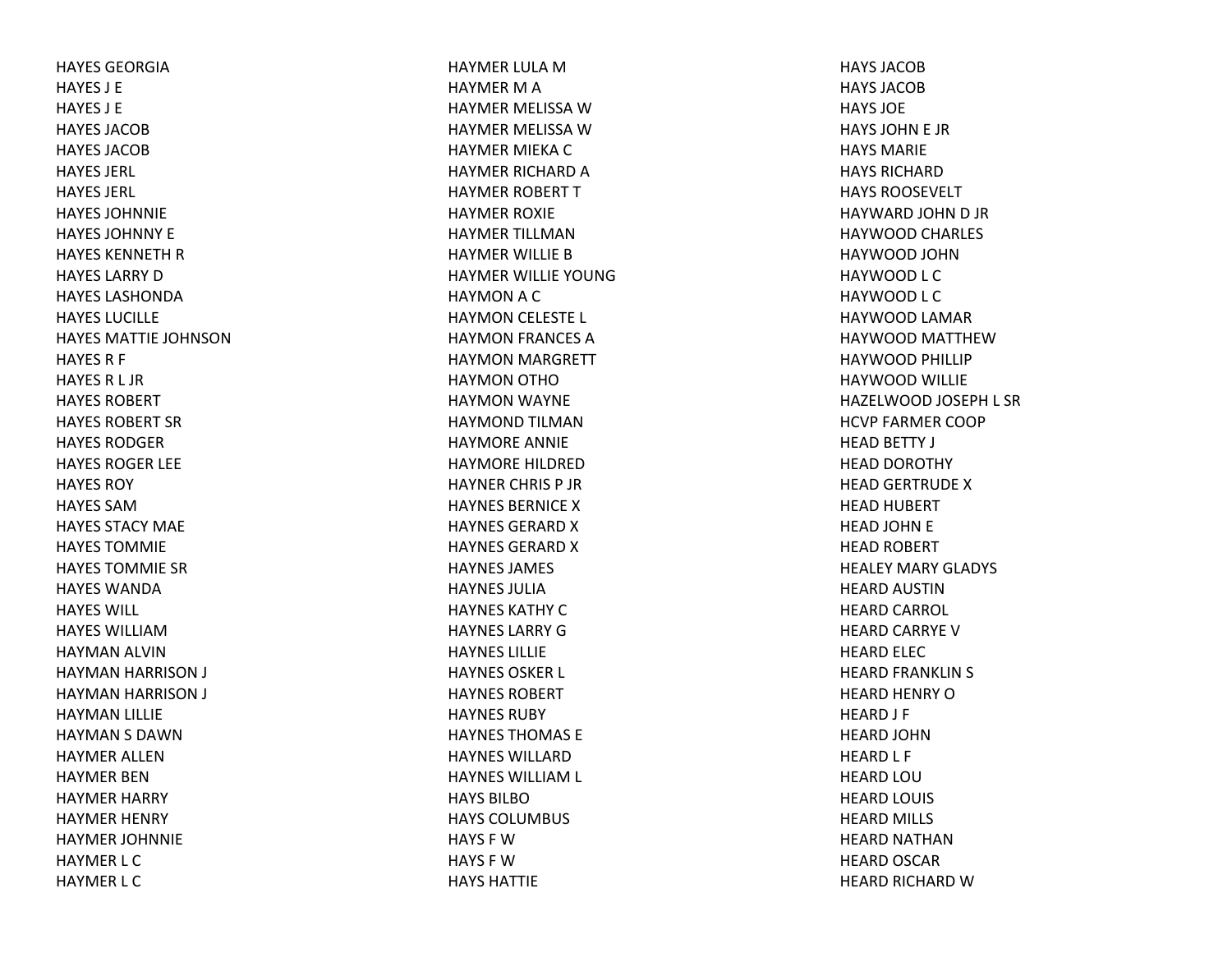HAYES GEORGIA
HAYES J E
HAYES J E
HAYES JACOB
HAYES JACOB
HAYES JERL
HAYES JERL
HAYES JOHNNIE
HAYES JOHNNY E
HAYES KENNETH R
HAYES LARRY D
HAYES LASHONDA
HAYES LUCILLE
HAYES MATTIE JOHNSON
HAYES R F
HAYES R L JR
HAYES ROBERT
HAYES ROBERT SR
HAYES RODGER
HAYES ROGER LEE
HAYES ROY
HAYES SAM
HAYES STACY MAE
HAYES TOMMIE
HAYES TOMMIE SR
HAYES WANDA
HAYES WILL
HAYES WILLIAM
HAYMAN ALVIN
HAYMAN HARRISON J
HAYMAN HARRISON J
HAYMAN LILLIE
HAYMAN S DAWN
HAYMER ALLEN
HAYMER BEN
HAYMER HARRY
HAYMER HENRY
HAYMER JOHNNIE
HAYMER L C
HAYMER L C
HAYMER LULA M
HAYMER M A
HAYMER MELISSA W
HAYMER MELISSA W
HAYMER MIEKA C
HAYMER RICHARD A
HAYMER ROBERT T
HAYMER ROXIE
HAYMER TILLMAN
HAYMER WILLIE B
HAYMER WILLIE YOUNG
HAYMON A C
HAYMON CELESTE L
HAYMON FRANCES A
HAYMON MARGRETT
HAYMON OTHO
HAYMON WAYNE
HAYMOND TILMAN
HAYMORE ANNIE
HAYMORE HILDRED
HAYNER CHRIS P JR
HAYNES BERNICE X
HAYNES GERARD X
HAYNES GERARD X
HAYNES JAMES
HAYNES JULIA
HAYNES KATHY C
HAYNES LARRY G
HAYNES LILLIE
HAYNES OSKER L
HAYNES ROBERT
HAYNES RUBY
HAYNES THOMAS E
HAYNES WILLARD
HAYNES WILLIAM L
HAYS BILBO
HAYS COLUMBUS
HAYS F W
HAYS F W
HAYS HATTIE
HAYS JACOB
HAYS JACOB
HAYS JOE
HAYS JOHN E JR
HAYS MARIE
HAYS RICHARD
HAYS ROOSEVELT
HAYWARD JOHN D JR
HAYWOOD CHARLES
HAYWOOD JOHN
HAYWOOD L C
HAYWOOD L C
HAYWOOD LAMAR
HAYWOOD MATTHEW
HAYWOOD PHILLIP
HAYWOOD WILLIE
HAZELWOOD JOSEPH L SR
HCVP FARMER COOP
HEAD BETTY J
HEAD DOROTHY
HEAD GERTRUDE X
HEAD HUBERT
HEAD JOHN E
HEAD ROBERT
HEALEY MARY GLADYS
HEARD AUSTIN
HEARD CARROL
HEARD CARRYE V
HEARD ELEC
HEARD FRANKLIN S
HEARD HENRY O
HEARD J F
HEARD JOHN
HEARD L F
HEARD LOU
HEARD LOUIS
HEARD MILLS
HEARD NATHAN
HEARD OSCAR
HEARD RICHARD W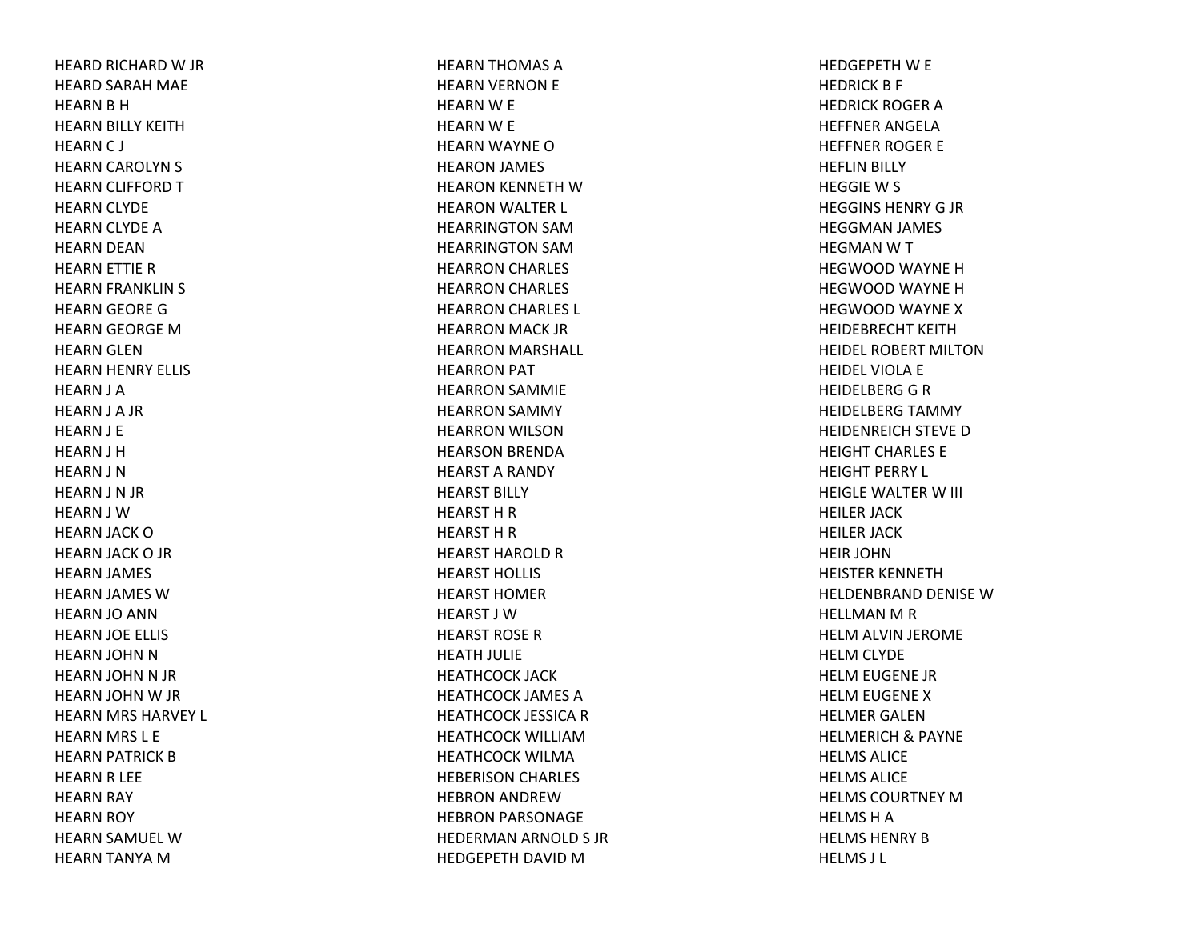HEARD RICHARD W JR
HEARD SARAH MAE
HEARN B H
HEARN BILLY KEITH
HEARN C J
HEARN CAROLYN S
HEARN CLIFFORD T
HEARN CLYDE
HEARN CLYDE A
HEARN DEAN
HEARN ETTIE R
HEARN FRANKLIN S
HEARN GEORE G
HEARN GEORGE M
HEARN GLEN
HEARN HENRY ELLIS
HEARN J A
HEARN J A JR
HEARN J E
HEARN J H
HEARN J N
HEARN J N JR
HEARN J W
HEARN JACK O
HEARN JACK O JR
HEARN JAMES
HEARN JAMES W
HEARN JO ANN
HEARN JOE ELLIS
HEARN JOHN N
HEARN JOHN N JR
HEARN JOHN W JR
HEARN MRS HARVEY L
HEARN MRS L E
HEARN PATRICK B
HEARN R LEE
HEARN RAY
HEARN ROY
HEARN SAMUEL W
HEARN TANYA M
HEARN THOMAS A
HEARN VERNON E
HEARN W E
HEARN W E
HEARN WAYNE O
HEARON JAMES
HEARON KENNETH W
HEARON WALTER L
HEARRINGTON SAM
HEARRINGTON SAM
HEARRON CHARLES
HEARRON CHARLES
HEARRON CHARLES L
HEARRON MACK JR
HEARRON MARSHALL
HEARRON PAT
HEARRON SAMMIE
HEARRON SAMMY
HEARRON WILSON
HEARSON BRENDA
HEARST A RANDY
HEARST BILLY
HEARST H R
HEARST H R
HEARST HAROLD R
HEARST HOLLIS
HEARST HOMER
HEARST J W
HEARST ROSE R
HEATH JULIE
HEATHCOCK JACK
HEATHCOCK JAMES A
HEATHCOCK JESSICA R
HEATHCOCK WILLIAM
HEATHCOCK WILMA
HEBERISON CHARLES
HEBRON ANDREW
HEBRON PARSONAGE
HEDERMAN ARNOLD S JR
HEDGEPETH DAVID M
HEDGEPETH W E
HEDRICK B F
HEDRICK ROGER A
HEFFNER ANGELA
HEFFNER ROGER E
HEFLIN BILLY
HEGGIE W S
HEGGINS HENRY G JR
HEGGMAN JAMES
HEGMAN W T
HEGWOOD WAYNE H
HEGWOOD WAYNE H
HEGWOOD WAYNE X
HEIDEBRECHT KEITH
HEIDEL ROBERT MILTON
HEIDEL VIOLA E
HEIDELBERG G R
HEIDELBERG TAMMY
HEIDENREICH STEVE D
HEIGHT CHARLES E
HEIGHT PERRY L
HEIGLE WALTER W III
HEILER JACK
HEILER JACK
HEIR JOHN
HEISTER KENNETH
HELDENBRAND DENISE W
HELLMAN M R
HELM ALVIN JEROME
HELM CLYDE
HELM EUGENE JR
HELM EUGENE X
HELMER GALEN
HELMERICH & PAYNE
HELMS ALICE
HELMS ALICE
HELMS COURTNEY M
HELMS H A
HELMS HENRY B
HELMS J L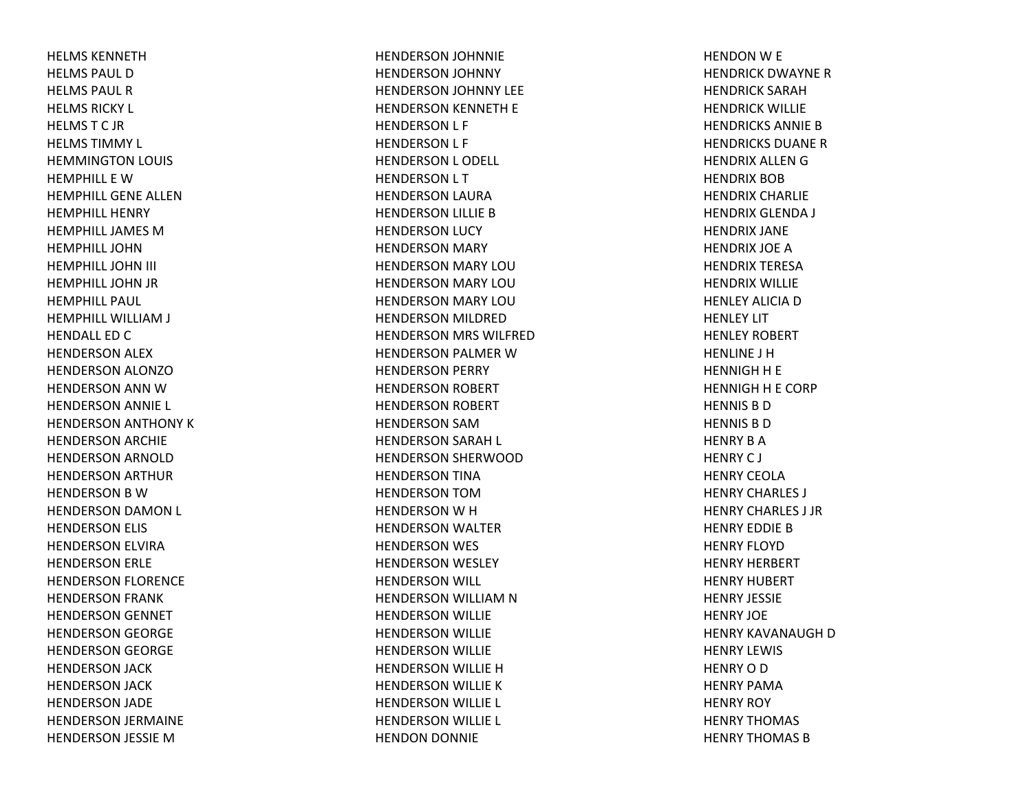HELMS KENNETH
HELMS PAUL D
HELMS PAUL R
HELMS RICKY L
HELMS T C JR
HELMS TIMMY L
HEMMINGTON LOUIS
HEMPHILL E W
HEMPHILL GENE ALLEN
HEMPHILL HENRY
HEMPHILL JAMES M
HEMPHILL JOHN
HEMPHILL JOHN III
HEMPHILL JOHN JR
HEMPHILL PAUL
HEMPHILL WILLIAM J
HENDALL ED C
HENDERSON ALEX
HENDERSON ALONZO
HENDERSON ANN W
HENDERSON ANNIE L
HENDERSON ANTHONY K
HENDERSON ARCHIE
HENDERSON ARNOLD
HENDERSON ARTHUR
HENDERSON B W
HENDERSON DAMON L
HENDERSON ELIS
HENDERSON ELVIRA
HENDERSON ERLE
HENDERSON FLORENCE
HENDERSON FRANK
HENDERSON GENNET
HENDERSON GEORGE
HENDERSON GEORGE
HENDERSON JACK
HENDERSON JACK
HENDERSON JADE
HENDERSON JERMAINE
HENDERSON JESSIE M
HENDERSON JOHNNIE
HENDERSON JOHNNY
HENDERSON JOHNNY LEE
HENDERSON KENNETH E
HENDERSON L F
HENDERSON L F
HENDERSON L ODELL
HENDERSON L T
HENDERSON LAURA
HENDERSON LILLIE B
HENDERSON LUCY
HENDERSON MARY
HENDERSON MARY LOU
HENDERSON MARY LOU
HENDERSON MARY LOU
HENDERSON MILDRED
HENDERSON MRS WILFRED
HENDERSON PALMER W
HENDERSON PERRY
HENDERSON ROBERT
HENDERSON ROBERT
HENDERSON SAM
HENDERSON SARAH L
HENDERSON SHERWOOD
HENDERSON TINA
HENDERSON TOM
HENDERSON W H
HENDERSON WALTER
HENDERSON WES
HENDERSON WESLEY
HENDERSON WILL
HENDERSON WILLIAM N
HENDERSON WILLIE
HENDERSON WILLIE
HENDERSON WILLIE
HENDERSON WILLIE H
HENDERSON WILLIE K
HENDERSON WILLIE L
HENDERSON WILLIE L
HENDON DONNIE
HENDON W E
HENDRICK DWAYNE R
HENDRICK SARAH
HENDRICK WILLIE
HENDRICKS ANNIE B
HENDRICKS DUANE R
HENDRIX ALLEN G
HENDRIX BOB
HENDRIX CHARLIE
HENDRIX GLENDA J
HENDRIX JANE
HENDRIX JOE A
HENDRIX TERESA
HENDRIX WILLIE
HENLEY ALICIA D
HENLEY LIT
HENLEY ROBERT
HENLINE J H
HENNIGH H E
HENNIGH H E CORP
HENNIS B D
HENNIS B D
HENRY B A
HENRY C J
HENRY CEOLA
HENRY CHARLES J
HENRY CHARLES J JR
HENRY EDDIE B
HENRY FLOYD
HENRY HERBERT
HENRY HUBERT
HENRY JESSIE
HENRY JOE
HENRY KAVANAUGH D
HENRY LEWIS
HENRY O D
HENRY PAMA
HENRY ROY
HENRY THOMAS
HENRY THOMAS B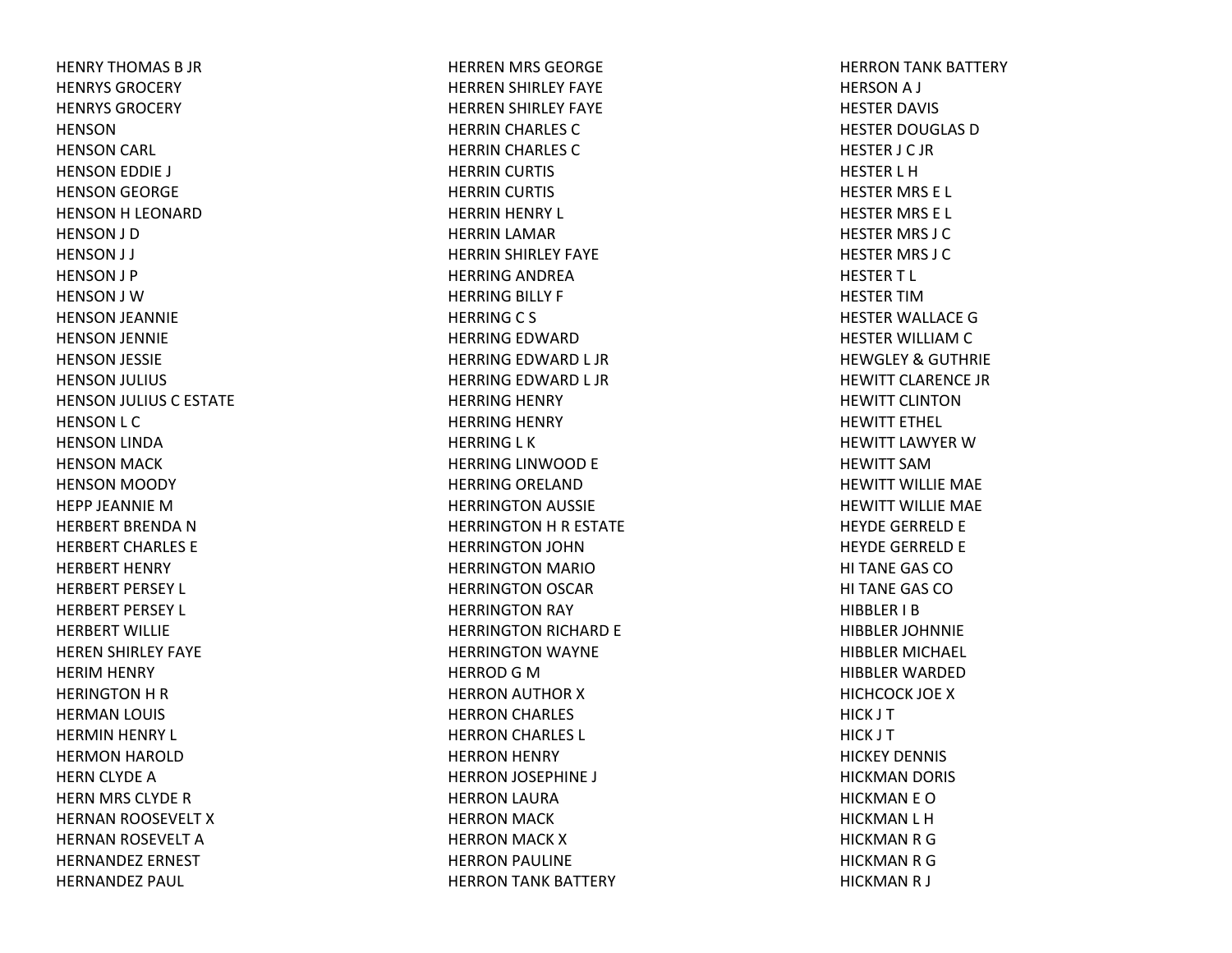HENRY THOMAS B JR
HENRYS GROCERY
HENRYS GROCERY
HENSON
HENSON CARL
HENSON EDDIE J
HENSON GEORGE
HENSON H LEONARD
HENSON J D
HENSON J J
HENSON J P
HENSON J W
HENSON JEANNIE
HENSON JENNIE
HENSON JESSIE
HENSON JULIUS
HENSON JULIUS C ESTATE
HENSON L C
HENSON LINDA
HENSON MACK
HENSON MOODY
HEPP JEANNIE M
HERBERT BRENDA N
HERBERT CHARLES E
HERBERT HENRY
HERBERT PERSEY L
HERBERT PERSEY L
HERBERT WILLIE
HEREN SHIRLEY FAYE
HERIM HENRY
HERINGTON H R
HERMAN LOUIS
HERMIN HENRY L
HERMON HAROLD
HERN CLYDE A
HERN MRS CLYDE R
HERNAN ROOSEVELT X
HERNAN ROSEVELT A
HERNANDEZ ERNEST
HERNANDEZ PAUL
HERREN MRS GEORGE
HERREN SHIRLEY FAYE
HERREN SHIRLEY FAYE
HERRIN CHARLES C
HERRIN CHARLES C
HERRIN CURTIS
HERRIN CURTIS
HERRIN HENRY L
HERRIN LAMAR
HERRIN SHIRLEY FAYE
HERRING ANDREA
HERRING BILLY F
HERRING C S
HERRING EDWARD
HERRING EDWARD L JR
HERRING EDWARD L JR
HERRING HENRY
HERRING HENRY
HERRING L K
HERRING LINWOOD E
HERRING ORELAND
HERRINGTON AUSSIE
HERRINGTON H R ESTATE
HERRINGTON JOHN
HERRINGTON MARIO
HERRINGTON OSCAR
HERRINGTON RAY
HERRINGTON RICHARD E
HERRINGTON WAYNE
HERROD G M
HERRON AUTHOR X
HERRON CHARLES
HERRON CHARLES L
HERRON HENRY
HERRON JOSEPHINE J
HERRON LAURA
HERRON MACK
HERRON MACK X
HERRON PAULINE
HERRON TANK BATTERY
HERRON TANK BATTERY
HERSON A J
HESTER DAVIS
HESTER DOUGLAS D
HESTER J C JR
HESTER L H
HESTER MRS E L
HESTER MRS E L
HESTER MRS J C
HESTER MRS J C
HESTER T L
HESTER TIM
HESTER WALLACE G
HESTER WILLIAM C
HEWGLEY & GUTHRIE
HEWITT CLARENCE JR
HEWITT CLINTON
HEWITT ETHEL
HEWITT LAWYER W
HEWITT SAM
HEWITT WILLIE MAE
HEWITT WILLIE MAE
HEYDE GERRELD E
HEYDE GERRELD E
HI TANE GAS CO
HI TANE GAS CO
HIBBLER I B
HIBBLER JOHNNIE
HIBBLER MICHAEL
HIBBLER WARDED
HICHCOCK JOE X
HICK J T
HICK J T
HICKEY DENNIS
HICKMAN DORIS
HICKMAN E O
HICKMAN L H
HICKMAN R G
HICKMAN R G
HICKMAN R J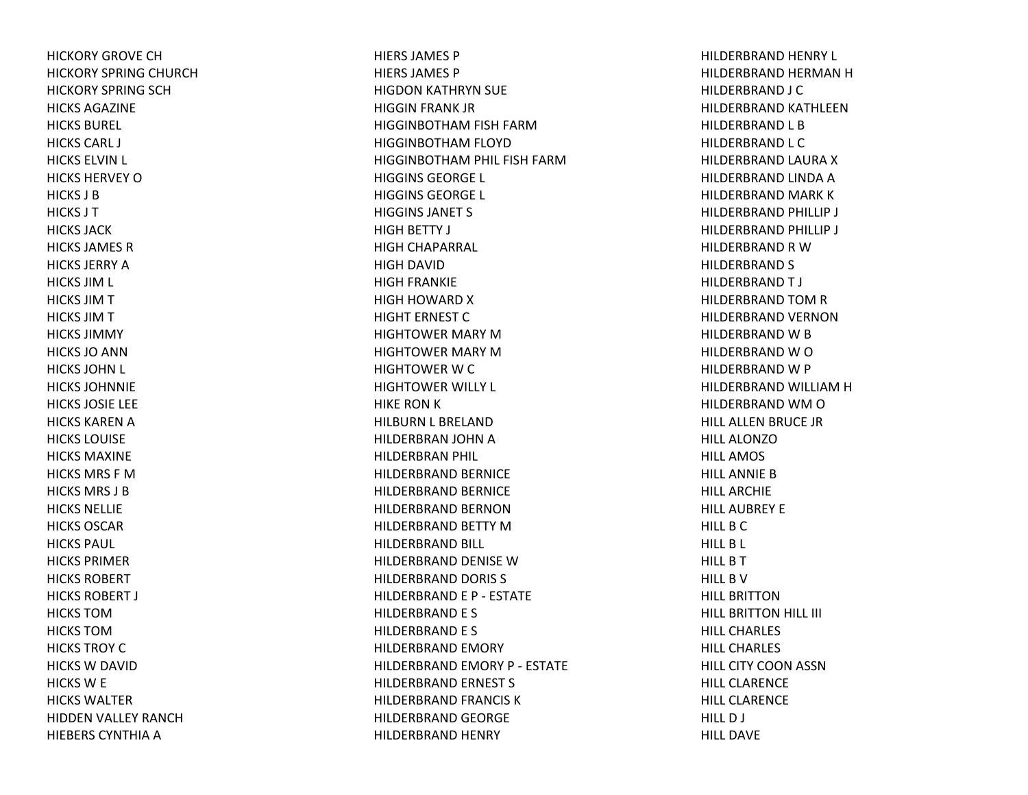HICKORY GROVE CH
HICKORY SPRING CHURCH
HICKORY SPRING SCH
HICKS AGAZINE
HICKS BUREL
HICKS CARL J
HICKS ELVIN L
HICKS HERVEY O
HICKS J B
HICKS J T
HICKS JACK
HICKS JAMES R
HICKS JERRY A
HICKS JIM L
HICKS JIM T
HICKS JIM T
HICKS JIMMY
HICKS JO ANN
HICKS JOHN L
HICKS JOHNNIE
HICKS JOSIE LEE
HICKS KAREN A
HICKS LOUISE
HICKS MAXINE
HICKS MRS F M
HICKS MRS J B
HICKS NELLIE
HICKS OSCAR
HICKS PAUL
HICKS PRIMER
HICKS ROBERT
HICKS ROBERT J
HICKS TOM
HICKS TOM
HICKS TROY C
HICKS W DAVID
HICKS W E
HICKS WALTER
HIDDEN VALLEY RANCH
HIEBERS CYNTHIA A
HIERS JAMES P
HIERS JAMES P
HIGDON KATHRYN SUE
HIGGIN FRANK JR
HIGGINBOTHAM FISH FARM
HIGGINBOTHAM FLOYD
HIGGINBOTHAM PHIL FISH FARM
HIGGINS GEORGE L
HIGGINS GEORGE L
HIGGINS JANET S
HIGH BETTY J
HIGH CHAPARRAL
HIGH DAVID
HIGH FRANKIE
HIGH HOWARD X
HIGHT ERNEST C
HIGHTOWER MARY M
HIGHTOWER MARY M
HIGHTOWER W C
HIGHTOWER WILLY L
HIKE RON K
HILBURN L BRELAND
HILDERBRAN JOHN A
HILDERBRAN PHIL
HILDERBRAND BERNICE
HILDERBRAND BERNICE
HILDERBRAND BERNON
HILDERBRAND BETTY M
HILDERBRAND BILL
HILDERBRAND DENISE W
HILDERBRAND DORIS S
HILDERBRAND E P - ESTATE
HILDERBRAND E S
HILDERBRAND E S
HILDERBRAND EMORY
HILDERBRAND EMORY P - ESTATE
HILDERBRAND ERNEST S
HILDERBRAND FRANCIS K
HILDERBRAND GEORGE
HILDERBRAND HENRY
HILDERBRAND HENRY L
HILDERBRAND HERMAN H
HILDERBRAND J C
HILDERBRAND KATHLEEN
HILDERBRAND L B
HILDERBRAND L C
HILDERBRAND LAURA X
HILDERBRAND LINDA A
HILDERBRAND MARK K
HILDERBRAND PHILLIP J
HILDERBRAND PHILLIP J
HILDERBRAND R W
HILDERBRAND S
HILDERBRAND T J
HILDERBRAND TOM R
HILDERBRAND VERNON
HILDERBRAND W B
HILDERBRAND W O
HILDERBRAND W P
HILDERBRAND WILLIAM H
HILDERBRAND WM O
HILL ALLEN BRUCE JR
HILL ALONZO
HILL AMOS
HILL ANNIE B
HILL ARCHIE
HILL AUBREY E
HILL B C
HILL B L
HILL B T
HILL B V
HILL BRITTON
HILL BRITTON HILL III
HILL CHARLES
HILL CHARLES
HILL CITY COON ASSN
HILL CLARENCE
HILL CLARENCE
HILL D J
HILL DAVE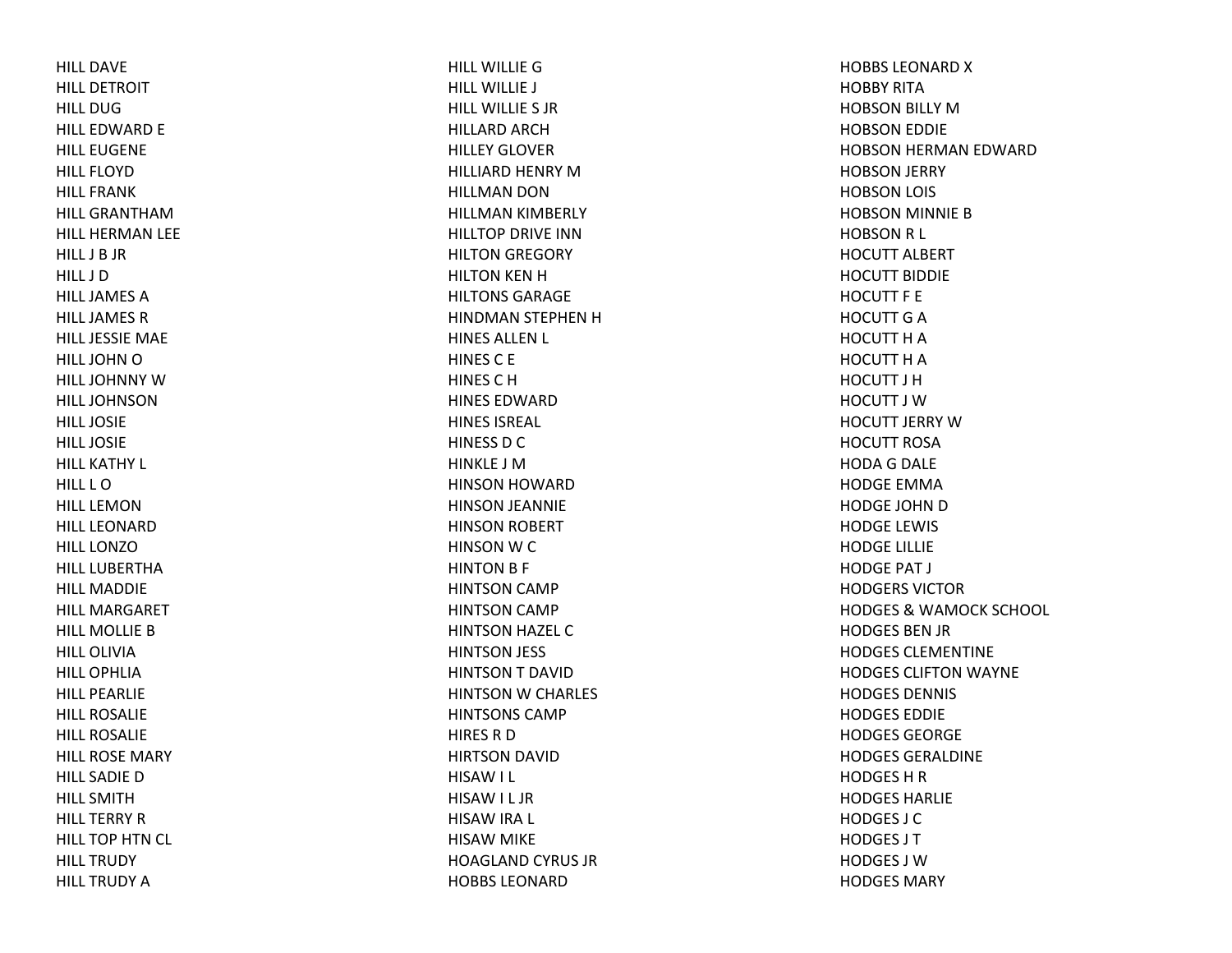HILL DAVE
HILL DETROIT
HILL DUG
HILL EDWARD E
HILL EUGENE
HILL FLOYD
HILL FRANK
HILL GRANTHAM
HILL HERMAN LEE
HILL J B JR
HILL J D
HILL JAMES A
HILL JAMES R
HILL JESSIE MAE
HILL JOHN O
HILL JOHNNY W
HILL JOHNSON
HILL JOSIE
HILL JOSIE
HILL KATHY L
HILL L O
HILL LEMON
HILL LEONARD
HILL LONZO
HILL LUBERTHA
HILL MADDIE
HILL MARGARET
HILL MOLLIE B
HILL OLIVIA
HILL OPHLIA
HILL PEARLIE
HILL ROSALIE
HILL ROSALIE
HILL ROSE MARY
HILL SADIE D
HILL SMITH
HILL TERRY R
HILL TOP HTN CL
HILL TRUDY
HILL TRUDY A
HILL WILLIE G
HILL WILLIE J
HILL WILLIE S JR
HILLARD ARCH
HILLEY GLOVER
HILLIARD HENRY M
HILLMAN DON
HILLMAN KIMBERLY
HILLTOP DRIVE INN
HILTON GREGORY
HILTON KEN H
HILTONS GARAGE
HINDMAN STEPHEN H
HINES ALLEN L
HINES C E
HINES C H
HINES EDWARD
HINES ISREAL
HINESS D C
HINKLE J M
HINSON HOWARD
HINSON JEANNIE
HINSON ROBERT
HINSON W C
HINTON B F
HINTSON CAMP
HINTSON CAMP
HINTSON HAZEL C
HINTSON JESS
HINTSON T DAVID
HINTSON W CHARLES
HINTSONS CAMP
HIRES R D
HIRTSON DAVID
HISAW I L
HISAW I L JR
HISAW IRA L
HISAW MIKE
HOAGLAND CYRUS JR
HOBBS LEONARD
HOBBS LEONARD X
HOBBY RITA
HOBSON BILLY M
HOBSON EDDIE
HOBSON HERMAN EDWARD
HOBSON JERRY
HOBSON LOIS
HOBSON MINNIE B
HOBSON R L
HOCUTT ALBERT
HOCUTT BIDDIE
HOCUTT F E
HOCUTT G A
HOCUTT H A
HOCUTT H A
HOCUTT J H
HOCUTT J W
HOCUTT JERRY W
HOCUTT ROSA
HODA G DALE
HODGE EMMA
HODGE JOHN D
HODGE LEWIS
HODGE LILLIE
HODGE PAT J
HODGERS VICTOR
HODGES & WAMOCK SCHOOL
HODGES BEN JR
HODGES CLEMENTINE
HODGES CLIFTON WAYNE
HODGES DENNIS
HODGES EDDIE
HODGES GEORGE
HODGES GERALDINE
HODGES H R
HODGES HARLIE
HODGES J C
HODGES J T
HODGES J W
HODGES MARY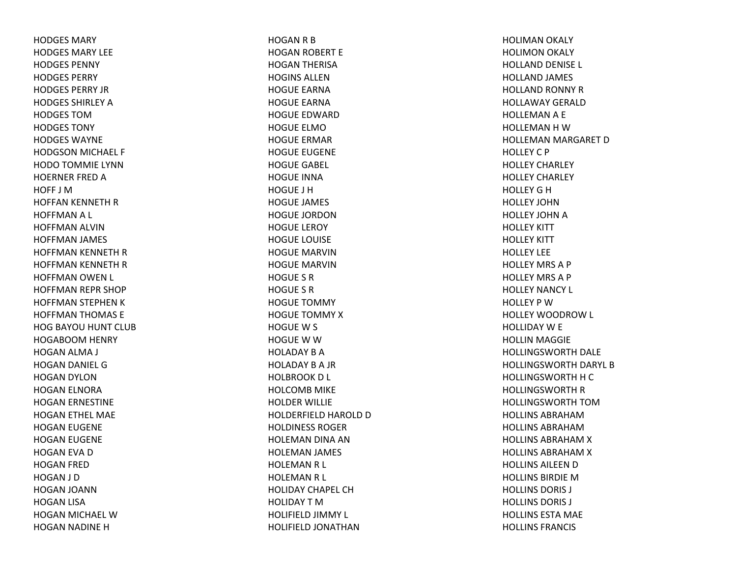HODGES MARY
HODGES MARY LEE
HODGES PENNY
HODGES PERRY
HODGES PERRY JR
HODGES SHIRLEY A
HODGES TOM
HODGES TONY
HODGES WAYNE
HODGSON MICHAEL F
HODO TOMMIE LYNN
HOERNER FRED A
HOFF J M
HOFFAN KENNETH R
HOFFMAN A L
HOFFMAN ALVIN
HOFFMAN JAMES
HOFFMAN KENNETH R
HOFFMAN KENNETH R
HOFFMAN OWEN L
HOFFMAN REPR SHOP
HOFFMAN STEPHEN K
HOFFMAN THOMAS E
HOG BAYOU HUNT CLUB
HOGABOOM HENRY
HOGAN ALMA J
HOGAN DANIEL G
HOGAN DYLON
HOGAN ELNORA
HOGAN ERNESTINE
HOGAN ETHEL MAE
HOGAN EUGENE
HOGAN EUGENE
HOGAN EVA D
HOGAN FRED
HOGAN J D
HOGAN JOANN
HOGAN LISA
HOGAN MICHAEL W
HOGAN NADINE H
HOGAN R B
HOGAN ROBERT E
HOGAN THERISA
HOGINS ALLEN
HOGUE EARNA
HOGUE EARNA
HOGUE EDWARD
HOGUE ELMO
HOGUE ERMAR
HOGUE EUGENE
HOGUE GABEL
HOGUE INNA
HOGUE J H
HOGUE JAMES
HOGUE JORDON
HOGUE LEROY
HOGUE LOUISE
HOGUE MARVIN
HOGUE MARVIN
HOGUE S R
HOGUE S R
HOGUE TOMMY
HOGUE TOMMY X
HOGUE W S
HOGUE W W
HOLADAY B A
HOLADAY B A JR
HOLBROOK D L
HOLCOMB MIKE
HOLDER WILLIE
HOLDERFIELD HAROLD D
HOLDINESS ROGER
HOLEMAN DINA AN
HOLEMAN JAMES
HOLEMAN R L
HOLEMAN R L
HOLIDAY CHAPEL CH
HOLIDAY T M
HOLIFIELD JIMMY L
HOLIFIELD JONATHAN
HOLIMAN OKALY
HOLIMON OKALY
HOLLAND DENISE L
HOLLAND JAMES
HOLLAND RONNY R
HOLLAWAY GERALD
HOLLEMAN A E
HOLLEMAN H W
HOLLEMAN MARGARET D
HOLLEY C P
HOLLEY CHARLEY
HOLLEY CHARLEY
HOLLEY G H
HOLLEY JOHN
HOLLEY JOHN A
HOLLEY KITT
HOLLEY KITT
HOLLEY LEE
HOLLEY MRS A P
HOLLEY MRS A P
HOLLEY NANCY L
HOLLEY P W
HOLLEY WOODROW L
HOLLIDAY W E
HOLLIN MAGGIE
HOLLINGSWORTH DALE
HOLLINGSWORTH DARYL B
HOLLINGSWORTH H C
HOLLINGSWORTH R
HOLLINGSWORTH TOM
HOLLINS ABRAHAM
HOLLINS ABRAHAM
HOLLINS ABRAHAM X
HOLLINS ABRAHAM X
HOLLINS AILEEN D
HOLLINS BIRDIE M
HOLLINS DORIS J
HOLLINS DORIS J
HOLLINS ESTA MAE
HOLLINS FRANCIS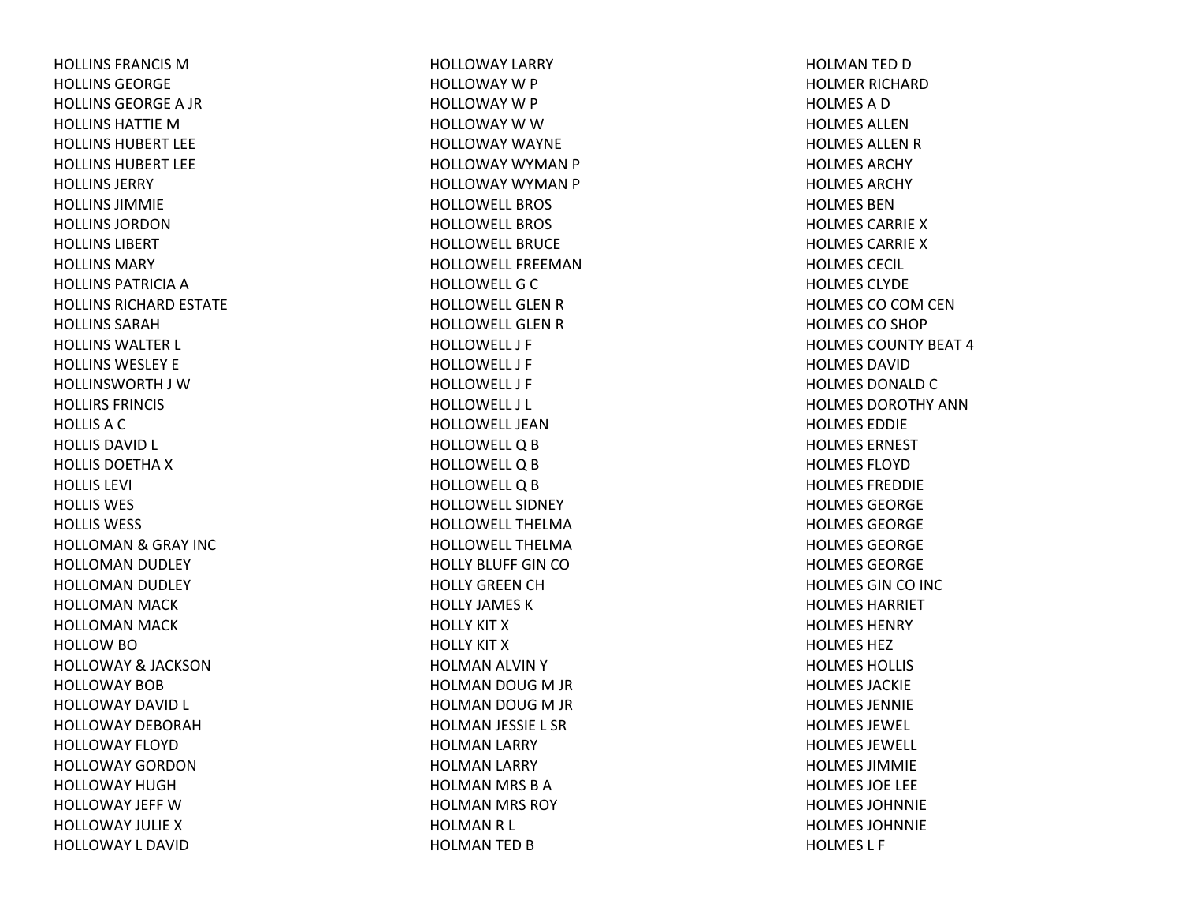HOLLINS FRANCIS M
HOLLINS GEORGE
HOLLINS GEORGE A JR
HOLLINS HATTIE M
HOLLINS HUBERT LEE
HOLLINS HUBERT LEE
HOLLINS JERRY
HOLLINS JIMMIE
HOLLINS JORDON
HOLLINS LIBERT
HOLLINS MARY
HOLLINS PATRICIA A
HOLLINS RICHARD ESTATE
HOLLINS SARAH
HOLLINS WALTER L
HOLLINS WESLEY E
HOLLINSWORTH J W
HOLLIRS FRINCIS
HOLLIS A C
HOLLIS DAVID L
HOLLIS DOETHA X
HOLLIS LEVI
HOLLIS WES
HOLLIS WESS
HOLLOMAN & GRAY INC
HOLLOMAN DUDLEY
HOLLOMAN DUDLEY
HOLLOMAN MACK
HOLLOMAN MACK
HOLLOW BO
HOLLOWAY & JACKSON
HOLLOWAY BOB
HOLLOWAY DAVID L
HOLLOWAY DEBORAH
HOLLOWAY FLOYD
HOLLOWAY GORDON
HOLLOWAY HUGH
HOLLOWAY JEFF W
HOLLOWAY JULIE X
HOLLOWAY L DAVID
HOLLOWAY LARRY
HOLLOWAY W P
HOLLOWAY W P
HOLLOWAY W W
HOLLOWAY WAYNE
HOLLOWAY WYMAN P
HOLLOWAY WYMAN P
HOLLOWELL BROS
HOLLOWELL BROS
HOLLOWELL BRUCE
HOLLOWELL FREEMAN
HOLLOWELL G C
HOLLOWELL GLEN R
HOLLOWELL GLEN R
HOLLOWELL J F
HOLLOWELL J F
HOLLOWELL J F
HOLLOWELL J L
HOLLOWELL JEAN
HOLLOWELL Q B
HOLLOWELL Q B
HOLLOWELL Q B
HOLLOWELL SIDNEY
HOLLOWELL THELMA
HOLLOWELL THELMA
HOLLY BLUFF GIN CO
HOLLY GREEN CH
HOLLY JAMES K
HOLLY KIT X
HOLLY KIT X
HOLMAN ALVIN Y
HOLMAN DOUG M JR
HOLMAN DOUG M JR
HOLMAN JESSIE L SR
HOLMAN LARRY
HOLMAN LARRY
HOLMAN MRS B A
HOLMAN MRS ROY
HOLMAN R L
HOLMAN TED B
HOLMAN TED D
HOLMER RICHARD
HOLMES A D
HOLMES ALLEN
HOLMES ALLEN R
HOLMES ARCHY
HOLMES ARCHY
HOLMES BEN
HOLMES CARRIE X
HOLMES CARRIE X
HOLMES CECIL
HOLMES CLYDE
HOLMES CO COM CEN
HOLMES CO SHOP
HOLMES COUNTY BEAT 4
HOLMES DAVID
HOLMES DONALD C
HOLMES DOROTHY ANN
HOLMES EDDIE
HOLMES ERNEST
HOLMES FLOYD
HOLMES FREDDIE
HOLMES GEORGE
HOLMES GEORGE
HOLMES GEORGE
HOLMES GEORGE
HOLMES GIN CO INC
HOLMES HARRIET
HOLMES HENRY
HOLMES HEZ
HOLMES HOLLIS
HOLMES JACKIE
HOLMES JENNIE
HOLMES JEWEL
HOLMES JEWELL
HOLMES JIMMIE
HOLMES JOE LEE
HOLMES JOHNNIE
HOLMES JOHNNIE
HOLMES L F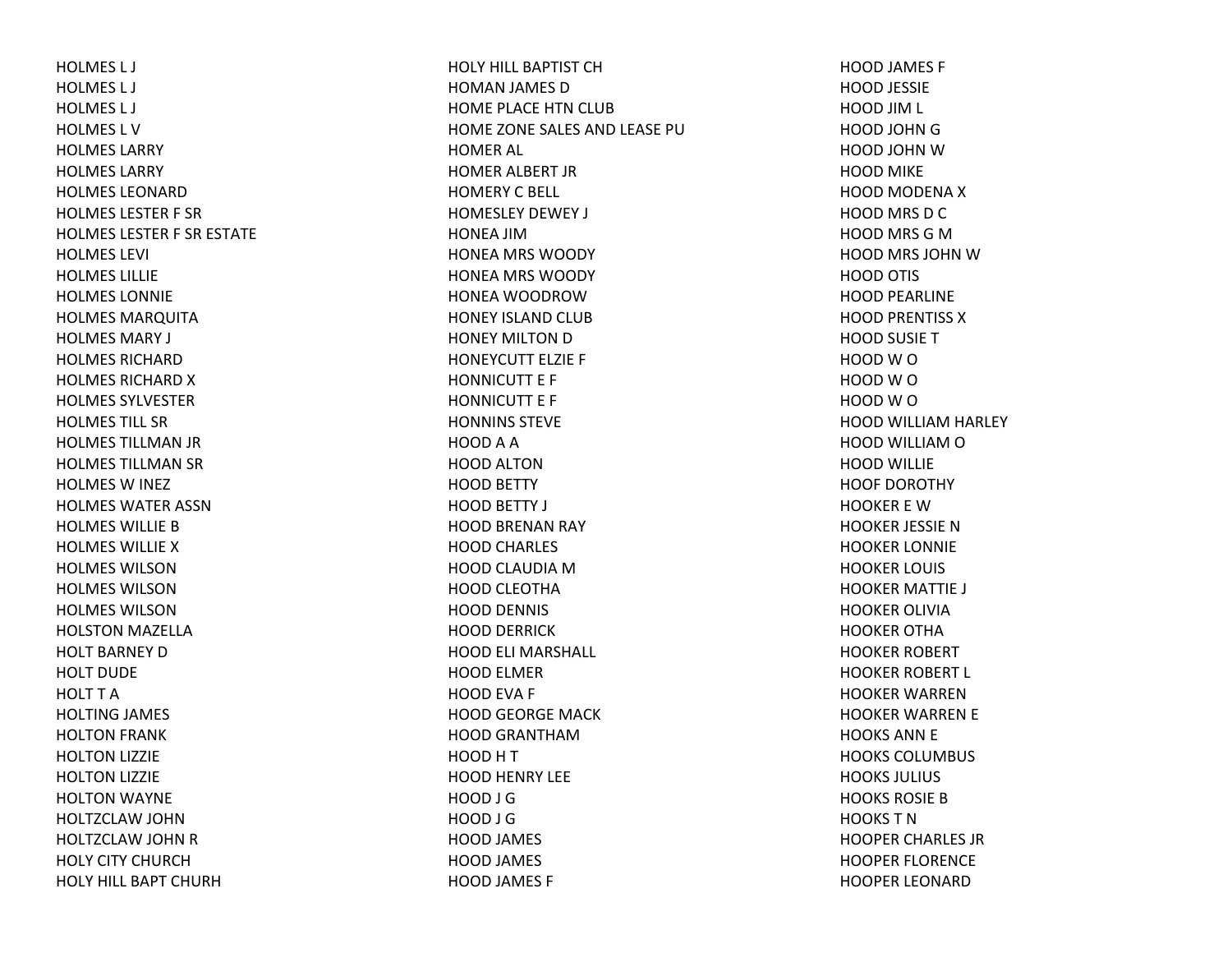HOLMES L J
HOLMES L J
HOLMES L J
HOLMES L V
HOLMES LARRY
HOLMES LARRY
HOLMES LEONARD
HOLMES LESTER F SR
HOLMES LESTER F SR ESTATE
HOLMES LEVI
HOLMES LILLIE
HOLMES LONNIE
HOLMES MARQUITA
HOLMES MARY J
HOLMES RICHARD
HOLMES RICHARD X
HOLMES SYLVESTER
HOLMES TILL SR
HOLMES TILLMAN JR
HOLMES TILLMAN SR
HOLMES W INEZ
HOLMES WATER ASSN
HOLMES WILLIE B
HOLMES WILLIE X
HOLMES WILSON
HOLMES WILSON
HOLMES WILSON
HOLSTON MAZELLA
HOLT BARNEY D
HOLT DUDE
HOLT T A
HOLTING JAMES
HOLTON FRANK
HOLTON LIZZIE
HOLTON LIZZIE
HOLTON WAYNE
HOLTZCLAW JOHN
HOLTZCLAW JOHN R
HOLY CITY CHURCH
HOLY HILL BAPT CHURH
HOLY HILL BAPTIST CH
HOMAN JAMES D
HOME PLACE HTN CLUB
HOME ZONE SALES AND LEASE PU
HOMER AL
HOMER ALBERT JR
HOMERY C BELL
HOMESLEY DEWEY J
HONEA JIM
HONEA MRS WOODY
HONEA MRS WOODY
HONEA WOODROW
HONEY ISLAND CLUB
HONEY MILTON D
HONEYCUTT ELZIE F
HONNICUTT E F
HONNICUTT E F
HONNINS STEVE
HOOD A A
HOOD ALTON
HOOD BETTY
HOOD BETTY J
HOOD BRENAN RAY
HOOD CHARLES
HOOD CLAUDIA M
HOOD CLEOTHA
HOOD DENNIS
HOOD DERRICK
HOOD ELI MARSHALL
HOOD ELMER
HOOD EVA F
HOOD GEORGE MACK
HOOD GRANTHAM
HOOD H T
HOOD HENRY LEE
HOOD J G
HOOD J G
HOOD JAMES
HOOD JAMES
HOOD JAMES F
HOOD JAMES F
HOOD JESSIE
HOOD JIM L
HOOD JOHN G
HOOD JOHN W
HOOD MIKE
HOOD MODENA X
HOOD MRS D C
HOOD MRS G M
HOOD MRS JOHN W
HOOD OTIS
HOOD PEARLINE
HOOD PRENTISS X
HOOD SUSIE T
HOOD W O
HOOD W O
HOOD W O
HOOD WILLIAM HARLEY
HOOD WILLIAM O
HOOD WILLIE
HOOF DOROTHY
HOOKER E W
HOOKER JESSIE N
HOOKER LONNIE
HOOKER LOUIS
HOOKER MATTIE J
HOOKER OLIVIA
HOOKER OTHA
HOOKER ROBERT
HOOKER ROBERT L
HOOKER WARREN
HOOKER WARREN E
HOOKS ANN E
HOOKS COLUMBUS
HOOKS JULIUS
HOOKS ROSIE B
HOOKS T N
HOOPER CHARLES JR
HOOPER FLORENCE
HOOPER LEONARD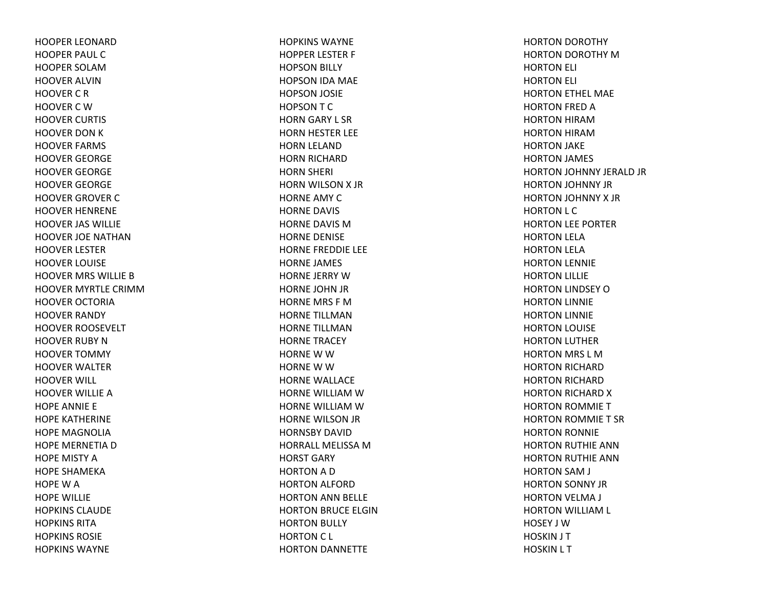HOOPER LEONARD
HOOPER PAUL C
HOOPER SOLAM
HOOVER ALVIN
HOOVER C R
HOOVER C W
HOOVER CURTIS
HOOVER DON K
HOOVER FARMS
HOOVER GEORGE
HOOVER GEORGE
HOOVER GEORGE
HOOVER GROVER C
HOOVER HENRENE
HOOVER JAS WILLIE
HOOVER JOE NATHAN
HOOVER LESTER
HOOVER LOUISE
HOOVER MRS WILLIE B
HOOVER MYRTLE CRIMM
HOOVER OCTORIA
HOOVER RANDY
HOOVER ROOSEVELT
HOOVER RUBY N
HOOVER TOMMY
HOOVER WALTER
HOOVER WILL
HOOVER WILLIE A
HOPE ANNIE E
HOPE KATHERINE
HOPE MAGNOLIA
HOPE MERNETIA D
HOPE MISTY A
HOPE SHAMEKA
HOPE W A
HOPE WILLIE
HOPKINS CLAUDE
HOPKINS RITA
HOPKINS ROSIE
HOPKINS WAYNE
HOPKINS WAYNE
HOPPER LESTER F
HOPSON BILLY
HOPSON IDA MAE
HOPSON JOSIE
HOPSON T C
HORN GARY L SR
HORN HESTER LEE
HORN LELAND
HORN RICHARD
HORN SHERI
HORN WILSON X JR
HORNE AMY C
HORNE DAVIS
HORNE DAVIS M
HORNE DENISE
HORNE FREDDIE LEE
HORNE JAMES
HORNE JERRY W
HORNE JOHN JR
HORNE MRS F M
HORNE TILLMAN
HORNE TILLMAN
HORNE TRACEY
HORNE W W
HORNE W W
HORNE WALLACE
HORNE WILLIAM W
HORNE WILLIAM W
HORNE WILSON JR
HORNSBY DAVID
HORRALL MELISSA M
HORST GARY
HORTON A D
HORTON ALFORD
HORTON ANN BELLE
HORTON BRUCE ELGIN
HORTON BULLY
HORTON C L
HORTON DANNETTE
HORTON DOROTHY
HORTON DOROTHY M
HORTON ELI
HORTON ELI
HORTON ETHEL MAE
HORTON FRED A
HORTON HIRAM
HORTON HIRAM
HORTON JAKE
HORTON JAMES
HORTON JOHNNY JERALD JR
HORTON JOHNNY JR
HORTON JOHNNY X JR
HORTON L C
HORTON LEE PORTER
HORTON LELA
HORTON LELA
HORTON LENNIE
HORTON LILLIE
HORTON LINDSEY O
HORTON LINNIE
HORTON LINNIE
HORTON LOUISE
HORTON LUTHER
HORTON MRS L M
HORTON RICHARD
HORTON RICHARD
HORTON RICHARD X
HORTON ROMMIE T
HORTON ROMMIE T SR
HORTON RONNIE
HORTON RUTHIE ANN
HORTON RUTHIE ANN
HORTON SAM J
HORTON SONNY JR
HORTON VELMA J
HORTON WILLIAM L
HOSEY J W
HOSKIN J T
HOSKIN L T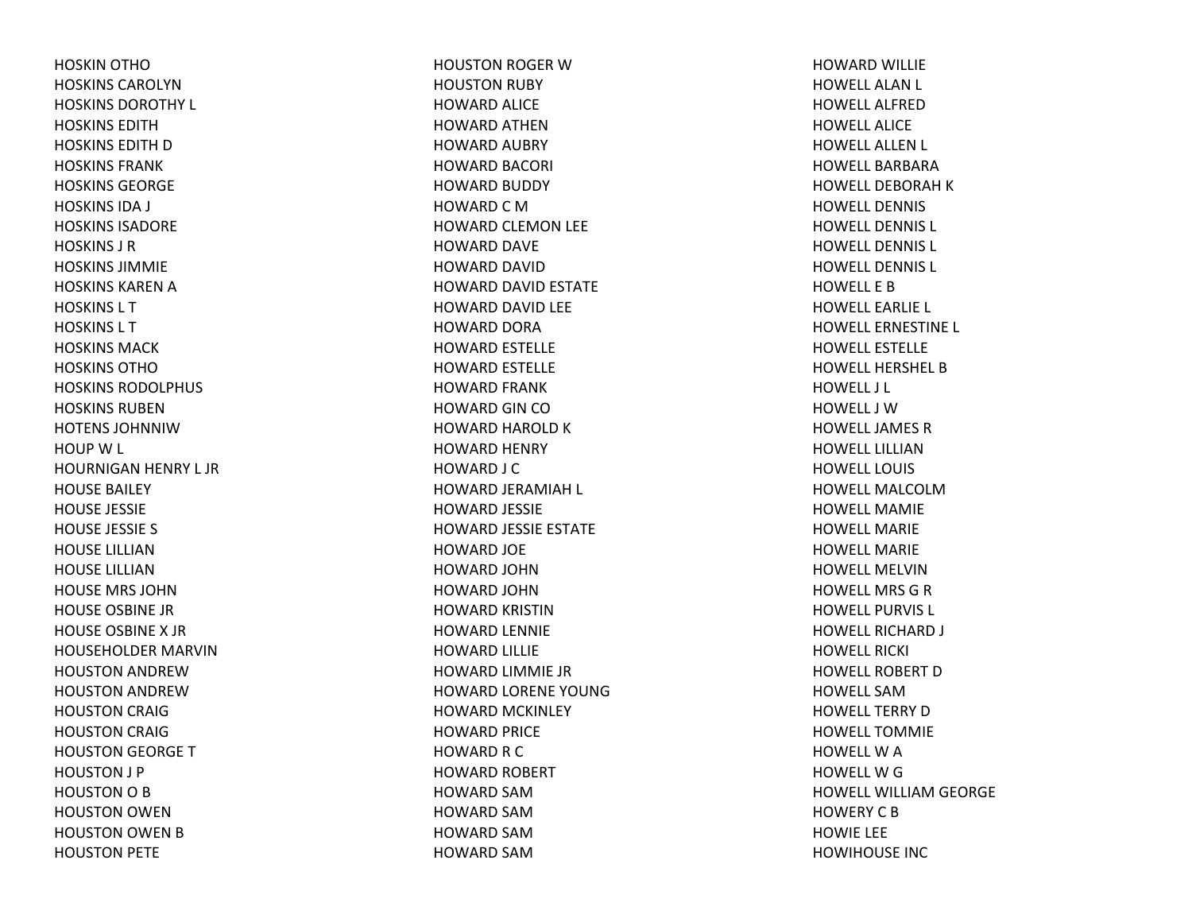HOSKIN OTHO
HOSKINS CAROLYN
HOSKINS DOROTHY L
HOSKINS EDITH
HOSKINS EDITH D
HOSKINS FRANK
HOSKINS GEORGE
HOSKINS IDA J
HOSKINS ISADORE
HOSKINS J R
HOSKINS JIMMIE
HOSKINS KAREN A
HOSKINS L T
HOSKINS L T
HOSKINS MACK
HOSKINS OTHO
HOSKINS RODOLPHUS
HOSKINS RUBEN
HOTENS JOHNNIW
HOUP W L
HOURNIGAN HENRY L JR
HOUSE BAILEY
HOUSE JESSIE
HOUSE JESSIE S
HOUSE LILLIAN
HOUSE LILLIAN
HOUSE MRS JOHN
HOUSE OSBINE JR
HOUSE OSBINE X JR
HOUSEHOLDER MARVIN
HOUSTON ANDREW
HOUSTON ANDREW
HOUSTON CRAIG
HOUSTON CRAIG
HOUSTON GEORGE T
HOUSTON J P
HOUSTON O B
HOUSTON OWEN
HOUSTON OWEN B
HOUSTON PETE
HOUSTON ROGER W
HOUSTON RUBY
HOWARD ALICE
HOWARD ATHEN
HOWARD AUBRY
HOWARD BACORI
HOWARD BUDDY
HOWARD C M
HOWARD CLEMON LEE
HOWARD DAVE
HOWARD DAVID
HOWARD DAVID ESTATE
HOWARD DAVID LEE
HOWARD DORA
HOWARD ESTELLE
HOWARD ESTELLE
HOWARD FRANK
HOWARD GIN CO
HOWARD HAROLD K
HOWARD HENRY
HOWARD J C
HOWARD JERAMIAH L
HOWARD JESSIE
HOWARD JESSIE ESTATE
HOWARD JOE
HOWARD JOHN
HOWARD JOHN
HOWARD KRISTIN
HOWARD LENNIE
HOWARD LILLIE
HOWARD LIMMIE JR
HOWARD LORENE YOUNG
HOWARD MCKINLEY
HOWARD PRICE
HOWARD R C
HOWARD ROBERT
HOWARD SAM
HOWARD SAM
HOWARD SAM
HOWARD SAM
HOWARD WILLIE
HOWELL ALAN L
HOWELL ALFRED
HOWELL ALICE
HOWELL ALLEN L
HOWELL BARBARA
HOWELL DEBORAH K
HOWELL DENNIS
HOWELL DENNIS L
HOWELL DENNIS L
HOWELL DENNIS L
HOWELL E B
HOWELL EARLIE L
HOWELL ERNESTINE L
HOWELL ESTELLE
HOWELL HERSHEL B
HOWELL J L
HOWELL J W
HOWELL JAMES R
HOWELL LILLIAN
HOWELL LOUIS
HOWELL MALCOLM
HOWELL MAMIE
HOWELL MARIE
HOWELL MARIE
HOWELL MELVIN
HOWELL MRS G R
HOWELL PURVIS L
HOWELL RICHARD J
HOWELL RICKI
HOWELL ROBERT D
HOWELL SAM
HOWELL TERRY D
HOWELL TOMMIE
HOWELL W A
HOWELL W G
HOWELL WILLIAM GEORGE
HOWERY C B
HOWIE LEE
HOWIHOUSE INC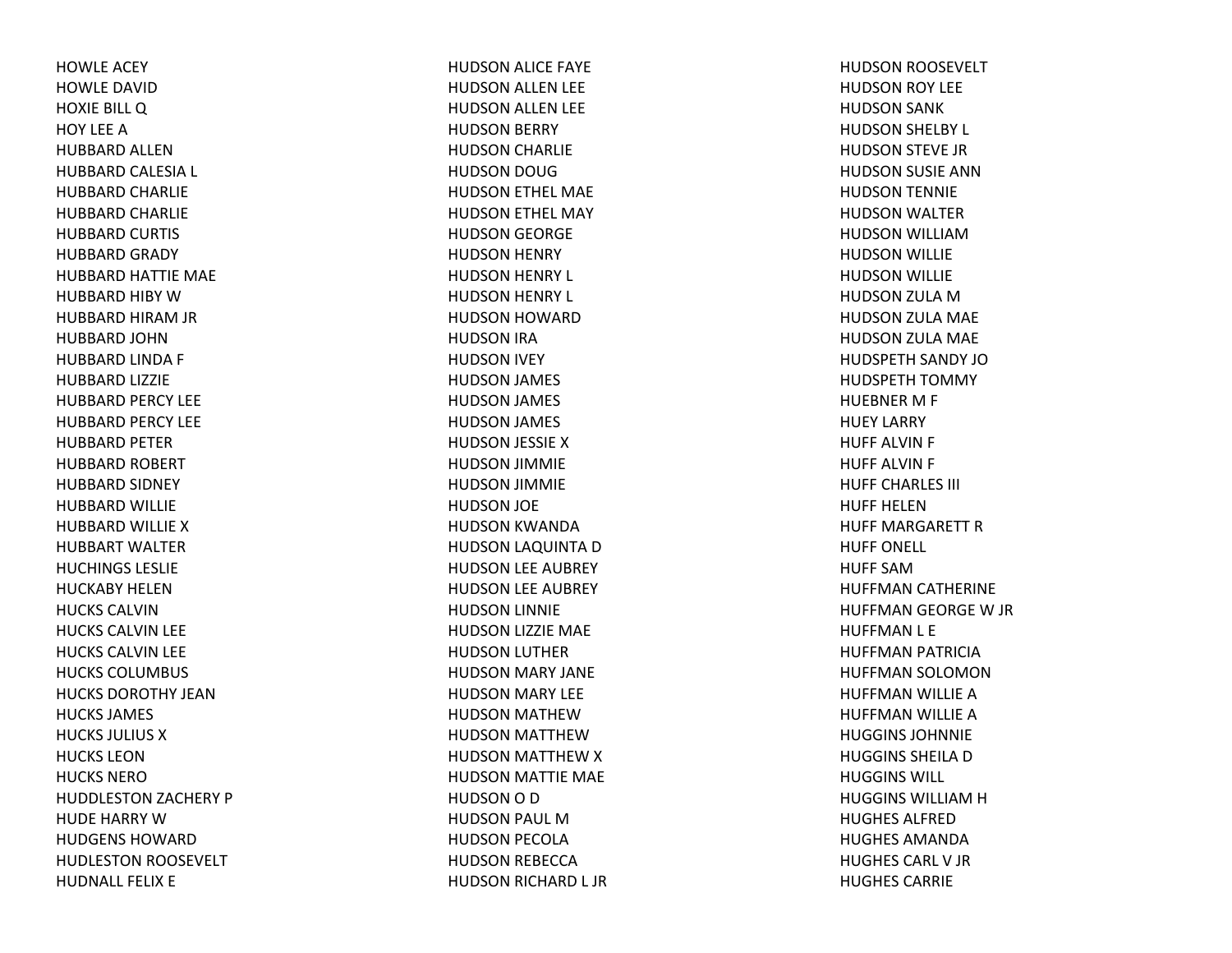HOWLE ACEY
HOWLE DAVID
HOXIE BILL Q
HOY LEE A
HUBBARD ALLEN
HUBBARD CALESIA L
HUBBARD CHARLIE
HUBBARD CHARLIE
HUBBARD CURTIS
HUBBARD GRADY
HUBBARD HATTIE MAE
HUBBARD HIBY W
HUBBARD HIRAM JR
HUBBARD JOHN
HUBBARD LINDA F
HUBBARD LIZZIE
HUBBARD PERCY LEE
HUBBARD PERCY LEE
HUBBARD PETER
HUBBARD ROBERT
HUBBARD SIDNEY
HUBBARD WILLIE
HUBBARD WILLIE X
HUBBART WALTER
HUCHINGS LESLIE
HUCKABY HELEN
HUCKS CALVIN
HUCKS CALVIN LEE
HUCKS CALVIN LEE
HUCKS COLUMBUS
HUCKS DOROTHY JEAN
HUCKS JAMES
HUCKS JULIUS X
HUCKS LEON
HUCKS NERO
HUDDLESTON ZACHERY P
HUDE HARRY W
HUDGENS HOWARD
HUDLESTON ROOSEVELT
HUDNALL FELIX E
HUDSON ALICE FAYE
HUDSON ALLEN LEE
HUDSON ALLEN LEE
HUDSON BERRY
HUDSON CHARLIE
HUDSON DOUG
HUDSON ETHEL MAE
HUDSON ETHEL MAY
HUDSON GEORGE
HUDSON HENRY
HUDSON HENRY L
HUDSON HENRY L
HUDSON HOWARD
HUDSON IRA
HUDSON IVEY
HUDSON JAMES
HUDSON JAMES
HUDSON JAMES
HUDSON JESSIE X
HUDSON JIMMIE
HUDSON JIMMIE
HUDSON JOE
HUDSON KWANDA
HUDSON LAQUINTA D
HUDSON LEE AUBREY
HUDSON LEE AUBREY
HUDSON LINNIE
HUDSON LIZZIE MAE
HUDSON LUTHER
HUDSON MARY JANE
HUDSON MARY LEE
HUDSON MATHEW
HUDSON MATTHEW
HUDSON MATTHEW X
HUDSON MATTIE MAE
HUDSON O D
HUDSON PAUL M
HUDSON PECOLA
HUDSON REBECCA
HUDSON RICHARD L JR
HUDSON ROOSEVELT
HUDSON ROY LEE
HUDSON SANK
HUDSON SHELBY L
HUDSON STEVE JR
HUDSON SUSIE ANN
HUDSON TENNIE
HUDSON WALTER
HUDSON WILLIAM
HUDSON WILLIE
HUDSON WILLIE
HUDSON ZULA M
HUDSON ZULA MAE
HUDSON ZULA MAE
HUDSPETH SANDY JO
HUDSPETH TOMMY
HUEBNER M F
HUEY LARRY
HUFF ALVIN F
HUFF ALVIN F
HUFF CHARLES III
HUFF HELEN
HUFF MARGARETT R
HUFF ONELL
HUFF SAM
HUFFMAN CATHERINE
HUFFMAN GEORGE W JR
HUFFMAN L E
HUFFMAN PATRICIA
HUFFMAN SOLOMON
HUFFMAN WILLIE A
HUFFMAN WILLIE A
HUGGINS JOHNNIE
HUGGINS SHEILA D
HUGGINS WILL
HUGGINS WILLIAM H
HUGHES ALFRED
HUGHES AMANDA
HUGHES CARL V JR
HUGHES CARRIE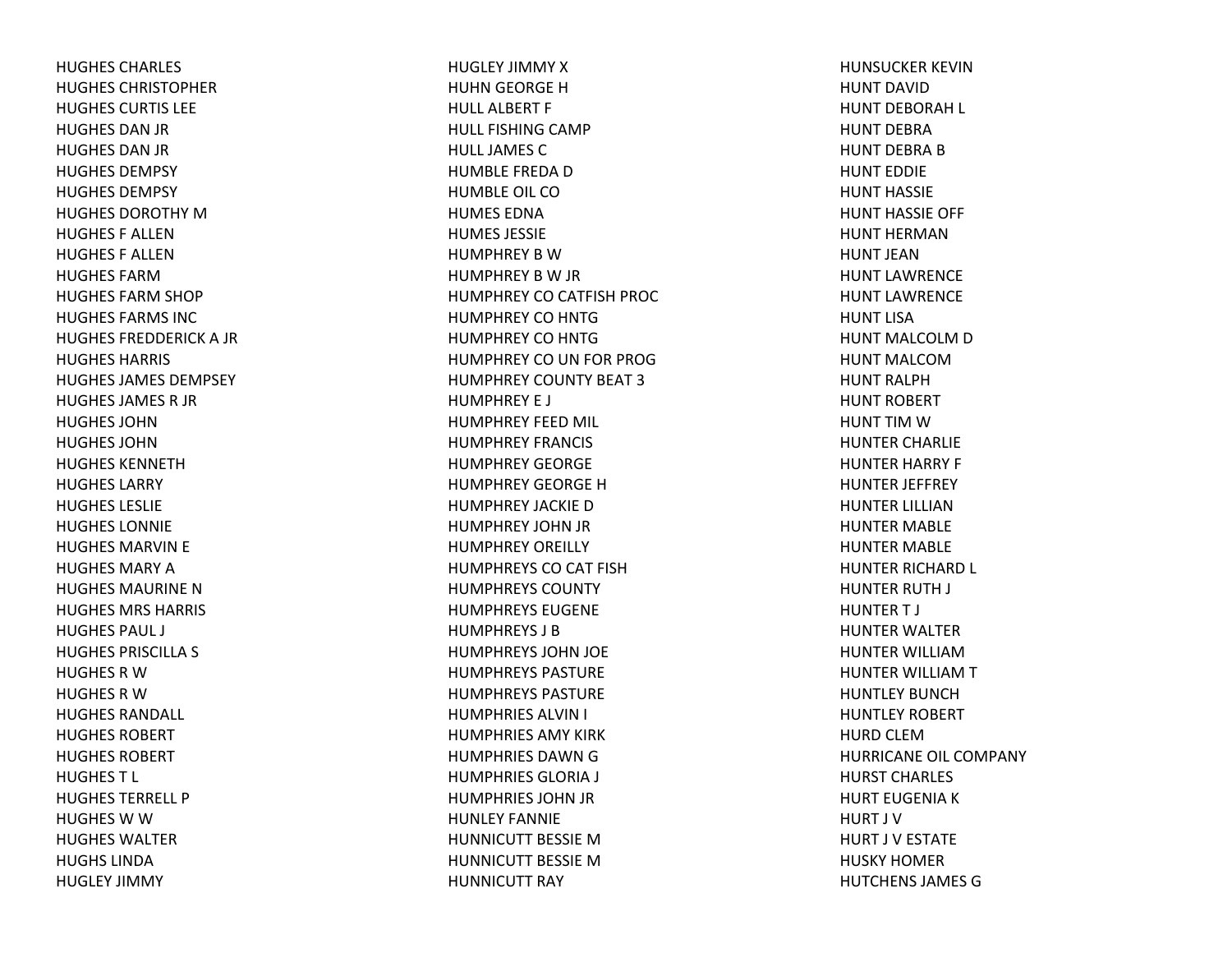HUGHES CHARLES
HUGHES CHRISTOPHER
HUGHES CURTIS LEE
HUGHES DAN JR
HUGHES DAN JR
HUGHES DEMPSY
HUGHES DEMPSY
HUGHES DOROTHY M
HUGHES F ALLEN
HUGHES F ALLEN
HUGHES FARM
HUGHES FARM SHOP
HUGHES FARMS INC
HUGHES FREDDERICK A JR
HUGHES HARRIS
HUGHES JAMES DEMPSEY
HUGHES JAMES R JR
HUGHES JOHN
HUGHES JOHN
HUGHES KENNETH
HUGHES LARRY
HUGHES LESLIE
HUGHES LONNIE
HUGHES MARVIN E
HUGHES MARY A
HUGHES MAURINE N
HUGHES MRS HARRIS
HUGHES PAUL J
HUGHES PRISCILLA S
HUGHES R W
HUGHES R W
HUGHES RANDALL
HUGHES ROBERT
HUGHES ROBERT
HUGHES T L
HUGHES TERRELL P
HUGHES W W
HUGHES WALTER
HUGHS LINDA
HUGLEY JIMMY
HUGLEY JIMMY X
HUHN GEORGE H
HULL ALBERT F
HULL FISHING CAMP
HULL JAMES C
HUMBLE FREDA D
HUMBLE OIL CO
HUMES EDNA
HUMES JESSIE
HUMPHREY B W
HUMPHREY B W JR
HUMPHREY CO CATFISH PROC
HUMPHREY CO HNTG
HUMPHREY CO HNTG
HUMPHREY CO UN FOR PROG
HUMPHREY COUNTY BEAT 3
HUMPHREY E J
HUMPHREY FEED MIL
HUMPHREY FRANCIS
HUMPHREY GEORGE
HUMPHREY GEORGE H
HUMPHREY JACKIE D
HUMPHREY JOHN JR
HUMPHREY OREILLY
HUMPHREYS CO CAT FISH
HUMPHREYS COUNTY
HUMPHREYS EUGENE
HUMPHREYS J B
HUMPHREYS JOHN JOE
HUMPHREYS PASTURE
HUMPHREYS PASTURE
HUMPHRIES ALVIN I
HUMPHRIES AMY KIRK
HUMPHRIES DAWN G
HUMPHRIES GLORIA J
HUMPHRIES JOHN JR
HUNLEY FANNIE
HUNNICUTT BESSIE M
HUNNICUTT BESSIE M
HUNNICUTT RAY
HUNSUCKER KEVIN
HUNT DAVID
HUNT DEBORAH L
HUNT DEBRA
HUNT DEBRA B
HUNT EDDIE
HUNT HASSIE
HUNT HASSIE OFF
HUNT HERMAN
HUNT JEAN
HUNT LAWRENCE
HUNT LAWRENCE
HUNT LISA
HUNT MALCOLM D
HUNT MALCOM
HUNT RALPH
HUNT ROBERT
HUNT TIM W
HUNTER CHARLIE
HUNTER HARRY F
HUNTER JEFFREY
HUNTER LILLIAN
HUNTER MABLE
HUNTER MABLE
HUNTER RICHARD L
HUNTER RUTH J
HUNTER T J
HUNTER WALTER
HUNTER WILLIAM
HUNTER WILLIAM T
HUNTLEY BUNCH
HUNTLEY ROBERT
HURD CLEM
HURRICANE OIL COMPANY
HURST CHARLES
HURT EUGENIA K
HURT J V
HURT J V ESTATE
HUSKY HOMER
HUTCHENS JAMES G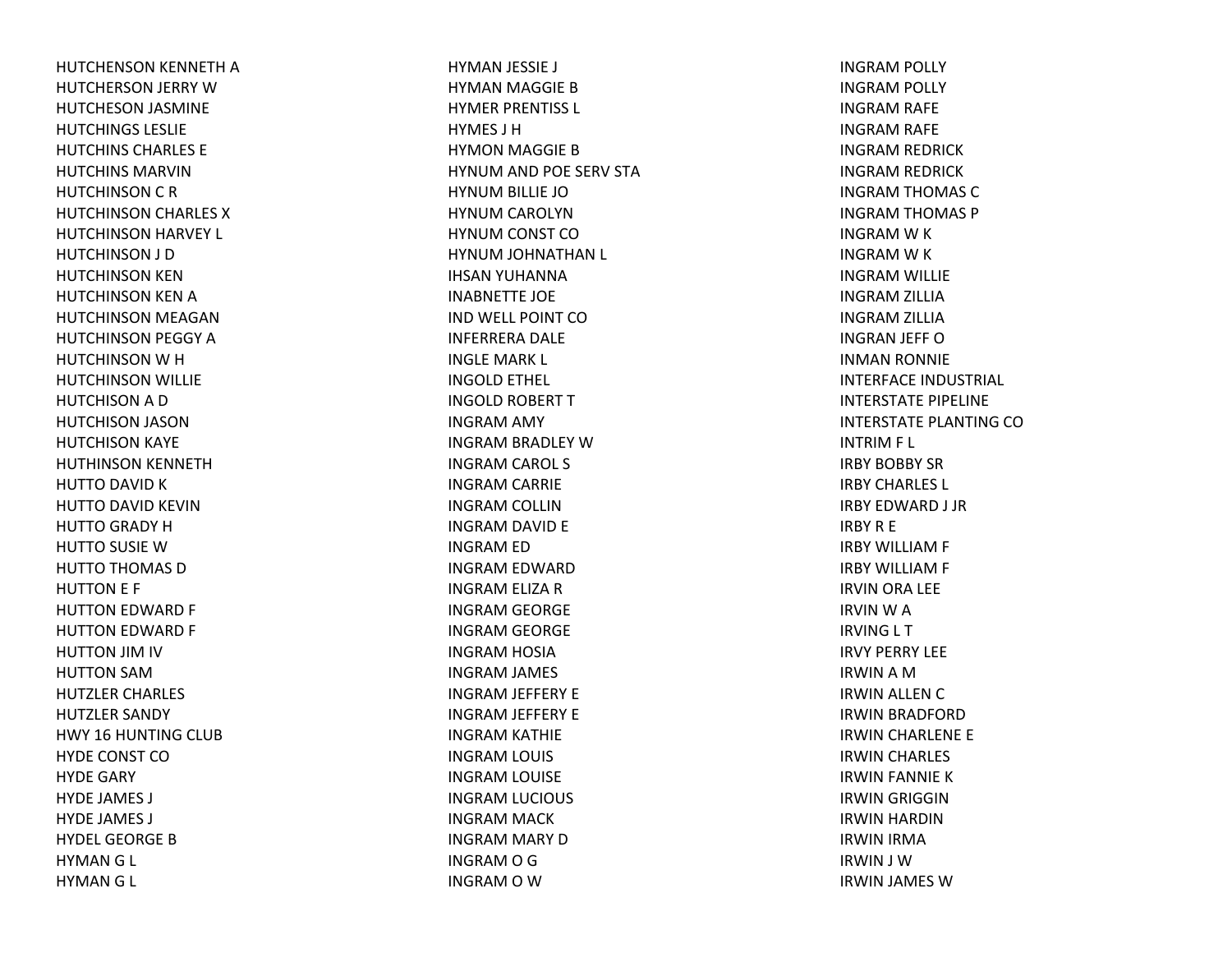HUTCHENSON KENNETH A
HUTCHERSON JERRY W
HUTCHESON JASMINE
HUTCHINGS LESLIE
HUTCHINS CHARLES E
HUTCHINS MARVIN
HUTCHINSON C R
HUTCHINSON CHARLES X
HUTCHINSON HARVEY L
HUTCHINSON J D
HUTCHINSON KEN
HUTCHINSON KEN A
HUTCHINSON MEAGAN
HUTCHINSON PEGGY A
HUTCHINSON W H
HUTCHINSON WILLIE
HUTCHISON A D
HUTCHISON JASON
HUTCHISON KAYE
HUTHINSON KENNETH
HUTTO DAVID K
HUTTO DAVID KEVIN
HUTTO GRADY H
HUTTO SUSIE W
HUTTO THOMAS D
HUTTON E F
HUTTON EDWARD F
HUTTON EDWARD F
HUTTON JIM IV
HUTTON SAM
HUTZLER CHARLES
HUTZLER SANDY
HWY 16 HUNTING CLUB
HYDE CONST CO
HYDE GARY
HYDE JAMES J
HYDE JAMES J
HYDEL GEORGE B
HYMAN G L
HYMAN G L
HYMAN JESSIE J
HYMAN MAGGIE B
HYMER PRENTISS L
HYMES J H
HYMON MAGGIE B
HYNUM AND POE SERV STA
HYNUM BILLIE JO
HYNUM CAROLYN
HYNUM CONST CO
HYNUM JOHNATHAN L
IHSAN YUHANNA
INABNETTE JOE
IND WELL POINT CO
INFERRERA DALE
INGLE MARK L
INGOLD ETHEL
INGOLD ROBERT T
INGRAM AMY
INGRAM BRADLEY W
INGRAM CAROL S
INGRAM CARRIE
INGRAM COLLIN
INGRAM DAVID E
INGRAM ED
INGRAM EDWARD
INGRAM ELIZA R
INGRAM GEORGE
INGRAM GEORGE
INGRAM HOSIA
INGRAM JAMES
INGRAM JEFFERY E
INGRAM JEFFERY E
INGRAM KATHIE
INGRAM LOUIS
INGRAM LOUISE
INGRAM LUCIOUS
INGRAM MACK
INGRAM MARY D
INGRAM O G
INGRAM O W
INGRAM POLLY
INGRAM POLLY
INGRAM RAFE
INGRAM RAFE
INGRAM REDRICK
INGRAM REDRICK
INGRAM THOMAS C
INGRAM THOMAS P
INGRAM W K
INGRAM W K
INGRAM WILLIE
INGRAM ZILLIA
INGRAM ZILLIA
INGRAN JEFF O
INMAN RONNIE
INTERFACE INDUSTRIAL
INTERSTATE PIPELINE
INTERSTATE PLANTING CO
INTRIM F L
IRBY BOBBY SR
IRBY CHARLES L
IRBY EDWARD J JR
IRBY R E
IRBY WILLIAM F
IRBY WILLIAM F
IRVIN ORA LEE
IRVIN W A
IRVING L T
IRVY PERRY LEE
IRWIN A M
IRWIN ALLEN C
IRWIN BRADFORD
IRWIN CHARLENE E
IRWIN CHARLES
IRWIN FANNIE K
IRWIN GRIGGIN
IRWIN HARDIN
IRWIN IRMA
IRWIN J W
IRWIN JAMES W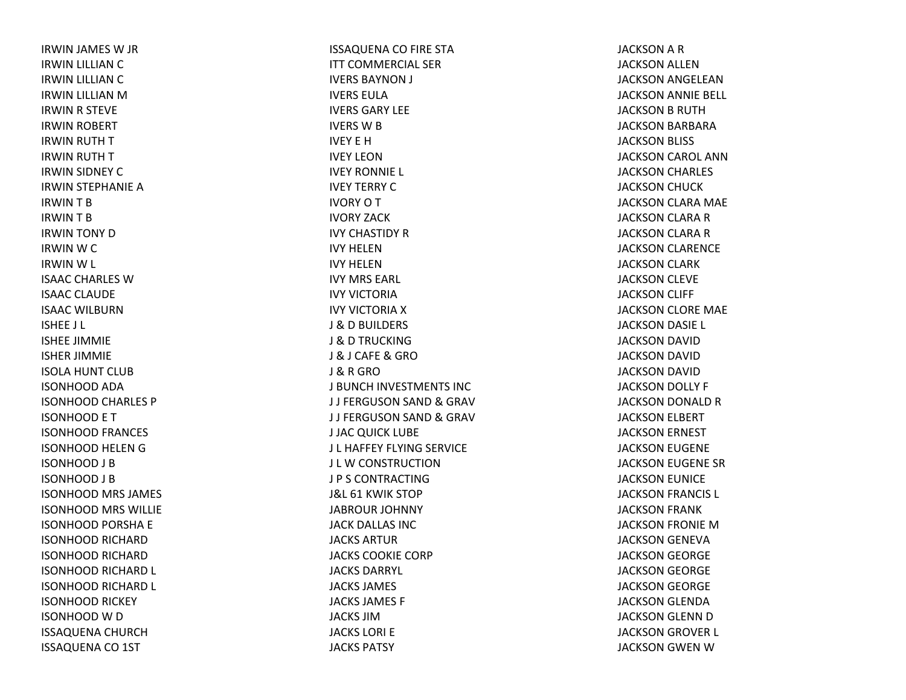IRWIN JAMES W JR
IRWIN LILLIAN C
IRWIN LILLIAN C
IRWIN LILLIAN M
IRWIN R STEVE
IRWIN ROBERT
IRWIN RUTH T
IRWIN RUTH T
IRWIN SIDNEY C
IRWIN STEPHANIE A
IRWIN T B
IRWIN T B
IRWIN TONY D
IRWIN W C
IRWIN W L
ISAAC CHARLES W
ISAAC CLAUDE
ISAAC WILBURN
ISHEE J L
ISHEE JIMMIE
ISHER JIMMIE
ISOLA HUNT CLUB
ISONHOOD ADA
ISONHOOD CHARLES P
ISONHOOD E T
ISONHOOD FRANCES
ISONHOOD HELEN G
ISONHOOD J B
ISONHOOD J B
ISONHOOD MRS JAMES
ISONHOOD MRS WILLIE
ISONHOOD PORSHA E
ISONHOOD RICHARD
ISONHOOD RICHARD
ISONHOOD RICHARD L
ISONHOOD RICHARD L
ISONHOOD RICKEY
ISONHOOD W D
ISSAQUENA CHURCH
ISSAQUENA CO 1ST
ISSAQUENA CO FIRE STA
ITT COMMERCIAL SER
IVERS BAYNON J
IVERS EULA
IVERS GARY LEE
IVERS W B
IVEY E H
IVEY LEON
IVEY RONNIE L
IVEY TERRY C
IVORY O T
IVORY ZACK
IVY CHASTIDY R
IVY HELEN
IVY HELEN
IVY MRS EARL
IVY VICTORIA
IVY VICTORIA X
J & D BUILDERS
J & D TRUCKING
J & J CAFE & GRO
J & R GRO
J BUNCH INVESTMENTS INC
J J FERGUSON SAND & GRAV
J J FERGUSON SAND & GRAV
J JAC QUICK LUBE
J L HAFFEY FLYING SERVICE
J L W CONSTRUCTION
J P S CONTRACTING
J&L 61 KWIK STOP
JABROUR JOHNNY
JACK DALLAS INC
JACKS ARTUR
JACKS COOKIE CORP
JACKS DARRYL
JACKS JAMES
JACKS JAMES F
JACKS JIM
JACKS LORI E
JACKS PATSY
JACKSON A R
JACKSON ALLEN
JACKSON ANGELEAN
JACKSON ANNIE BELL
JACKSON B RUTH
JACKSON BARBARA
JACKSON BLISS
JACKSON CAROL ANN
JACKSON CHARLES
JACKSON CHUCK
JACKSON CLARA MAE
JACKSON CLARA R
JACKSON CLARA R
JACKSON CLARENCE
JACKSON CLARK
JACKSON CLEVE
JACKSON CLIFF
JACKSON CLORE MAE
JACKSON DASIE L
JACKSON DAVID
JACKSON DAVID
JACKSON DAVID
JACKSON DOLLY F
JACKSON DONALD R
JACKSON ELBERT
JACKSON ERNEST
JACKSON EUGENE
JACKSON EUGENE SR
JACKSON EUNICE
JACKSON FRANCIS L
JACKSON FRANK
JACKSON FRONIE M
JACKSON GENEVA
JACKSON GEORGE
JACKSON GEORGE
JACKSON GEORGE
JACKSON GLENDA
JACKSON GLENN D
JACKSON GROVER L
JACKSON GWEN W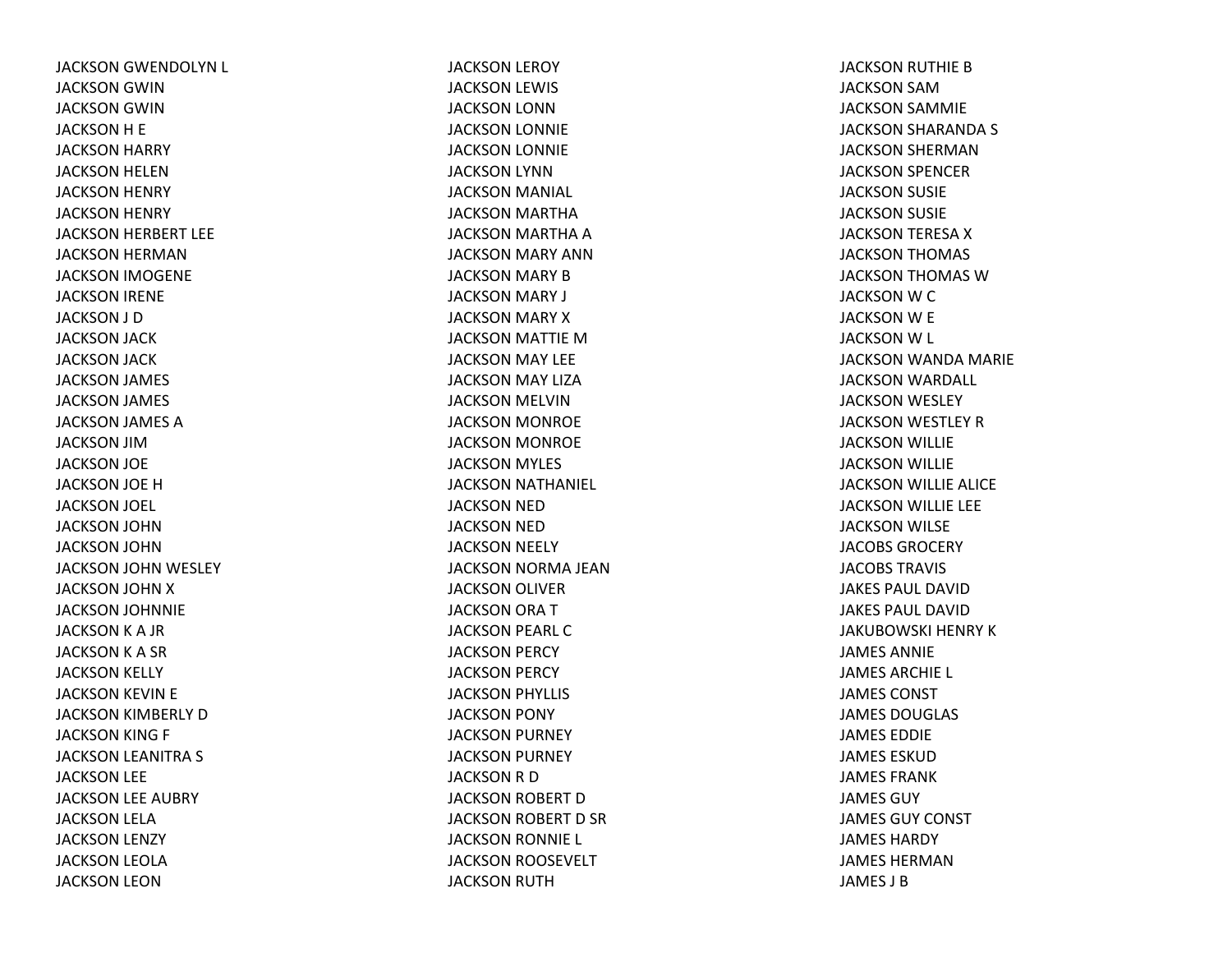JACKSON GWENDOLYN L
JACKSON GWIN
JACKSON GWIN
JACKSON H E
JACKSON HARRY
JACKSON HELEN
JACKSON HENRY
JACKSON HENRY
JACKSON HERBERT LEE
JACKSON HERMAN
JACKSON IMOGENE
JACKSON IRENE
JACKSON J D
JACKSON JACK
JACKSON JACK
JACKSON JAMES
JACKSON JAMES
JACKSON JAMES A
JACKSON JIM
JACKSON JOE
JACKSON JOE H
JACKSON JOEL
JACKSON JOHN
JACKSON JOHN
JACKSON JOHN WESLEY
JACKSON JOHN X
JACKSON JOHNNIE
JACKSON K A JR
JACKSON K A SR
JACKSON KELLY
JACKSON KEVIN E
JACKSON KIMBERLY D
JACKSON KING F
JACKSON LEANITRA S
JACKSON LEE
JACKSON LEE AUBRY
JACKSON LELA
JACKSON LENZY
JACKSON LEOLA
JACKSON LEON
JACKSON LEROY
JACKSON LEWIS
JACKSON LONN
JACKSON LONNIE
JACKSON LONNIE
JACKSON LYNN
JACKSON MANIAL
JACKSON MARTHA
JACKSON MARTHA A
JACKSON MARY ANN
JACKSON MARY B
JACKSON MARY J
JACKSON MARY X
JACKSON MATTIE M
JACKSON MAY LEE
JACKSON MAY LIZA
JACKSON MELVIN
JACKSON MONROE
JACKSON MONROE
JACKSON MYLES
JACKSON NATHANIEL
JACKSON NED
JACKSON NED
JACKSON NEELY
JACKSON NORMA JEAN
JACKSON OLIVER
JACKSON ORA T
JACKSON PEARL C
JACKSON PERCY
JACKSON PERCY
JACKSON PHYLLIS
JACKSON PONY
JACKSON PURNEY
JACKSON PURNEY
JACKSON R D
JACKSON ROBERT D
JACKSON ROBERT D SR
JACKSON RONNIE L
JACKSON ROOSEVELT
JACKSON RUTH
JACKSON RUTHIE B
JACKSON SAM
JACKSON SAMMIE
JACKSON SHARANDA S
JACKSON SHERMAN
JACKSON SPENCER
JACKSON SUSIE
JACKSON SUSIE
JACKSON TERESA X
JACKSON THOMAS
JACKSON THOMAS W
JACKSON W C
JACKSON W E
JACKSON W L
JACKSON WANDA MARIE
JACKSON WARDALL
JACKSON WESLEY
JACKSON WESTLEY R
JACKSON WILLIE
JACKSON WILLIE
JACKSON WILLIE ALICE
JACKSON WILLIE LEE
JACKSON WILSE
JACOBS GROCERY
JACOBS TRAVIS
JAKES PAUL DAVID
JAKES PAUL DAVID
JAKUBOWSKI HENRY K
JAMES ANNIE
JAMES ARCHIE L
JAMES CONST
JAMES DOUGLAS
JAMES EDDIE
JAMES ESKUD
JAMES FRANK
JAMES GUY
JAMES GUY CONST
JAMES HARDY
JAMES HERMAN
JAMES J B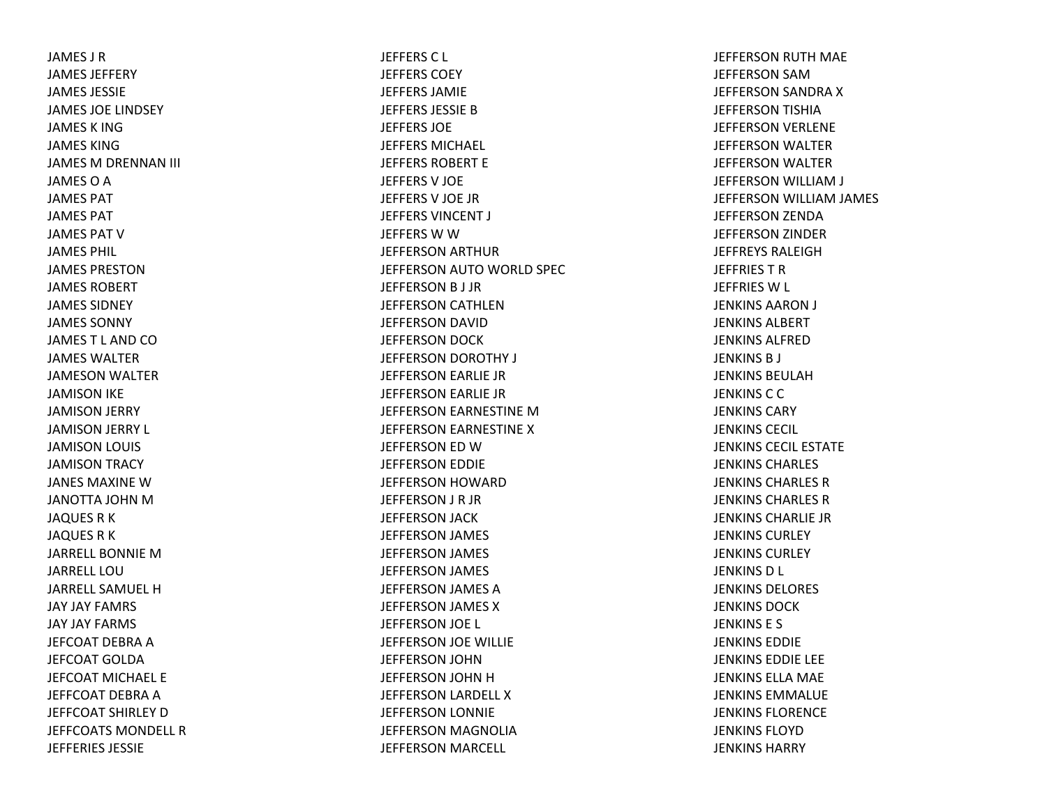JAMES J R
JAMES JEFFERY
JAMES JESSIE
JAMES JOE LINDSEY
JAMES K ING
JAMES KING
JAMES M DRENNAN III
JAMES O A
JAMES PAT
JAMES PAT
JAMES PAT V
JAMES PHIL
JAMES PRESTON
JAMES ROBERT
JAMES SIDNEY
JAMES SONNY
JAMES T L AND CO
JAMES WALTER
JAMESON WALTER
JAMISON IKE
JAMISON JERRY
JAMISON JERRY L
JAMISON LOUIS
JAMISON TRACY
JANES MAXINE W
JANOTTA JOHN M
JAQUES R K
JAQUES R K
JARRELL BONNIE M
JARRELL LOU
JARRELL SAMUEL H
JAY JAY FAMRS
JAY JAY FARMS
JEFCOAT DEBRA A
JEFCOAT GOLDA
JEFCOAT MICHAEL E
JEFFCOAT DEBRA A
JEFFCOAT SHIRLEY D
JEFFCOATS MONDELL R
JEFFERIES JESSIE
JEFFERS C L
JEFFERS COEY
JEFFERS JAMIE
JEFFERS JESSIE B
JEFFERS JOE
JEFFERS MICHAEL
JEFFERS ROBERT E
JEFFERS V JOE
JEFFERS V JOE JR
JEFFERS VINCENT J
JEFFERS W W
JEFFERSON ARTHUR
JEFFERSON AUTO WORLD SPEC
JEFFERSON B J JR
JEFFERSON CATHLEN
JEFFERSON DAVID
JEFFERSON DOCK
JEFFERSON DOROTHY J
JEFFERSON EARLIE JR
JEFFERSON EARLIE JR
JEFFERSON EARNESTINE M
JEFFERSON EARNESTINE X
JEFFERSON ED W
JEFFERSON EDDIE
JEFFERSON HOWARD
JEFFERSON J R JR
JEFFERSON JACK
JEFFERSON JAMES
JEFFERSON JAMES
JEFFERSON JAMES
JEFFERSON JAMES A
JEFFERSON JAMES X
JEFFERSON JOE L
JEFFERSON JOE WILLIE
JEFFERSON JOHN
JEFFERSON JOHN H
JEFFERSON LARDELL X
JEFFERSON LONNIE
JEFFERSON MAGNOLIA
JEFFERSON MARCELL
JEFFERSON RUTH MAE
JEFFERSON SAM
JEFFERSON SANDRA X
JEFFERSON TISHIA
JEFFERSON VERLENE
JEFFERSON WALTER
JEFFERSON WALTER
JEFFERSON WILLIAM J
JEFFERSON WILLIAM JAMES
JEFFERSON ZENDA
JEFFERSON ZINDER
JEFFREYS RALEIGH
JEFFRIES T R
JEFFRIES W L
JENKINS AARON J
JENKINS ALBERT
JENKINS ALFRED
JENKINS B J
JENKINS BEULAH
JENKINS C C
JENKINS CARY
JENKINS CECIL
JENKINS CECIL ESTATE
JENKINS CHARLES
JENKINS CHARLES R
JENKINS CHARLES R
JENKINS CHARLIE JR
JENKINS CURLEY
JENKINS CURLEY
JENKINS D L
JENKINS DELORES
JENKINS DOCK
JENKINS E S
JENKINS EDDIE
JENKINS EDDIE LEE
JENKINS ELLA MAE
JENKINS EMMALUE
JENKINS FLORENCE
JENKINS FLOYD
JENKINS HARRY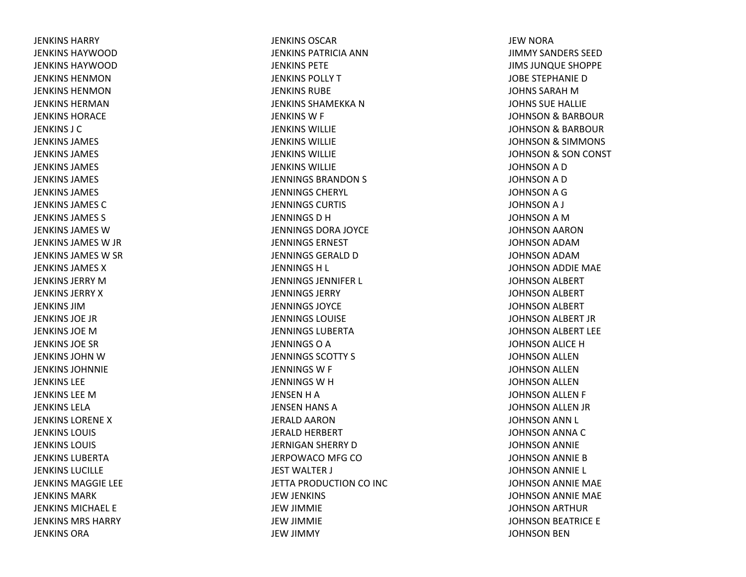JENKINS HARRY
JENKINS HAYWOOD
JENKINS HAYWOOD
JENKINS HENMON
JENKINS HENMON
JENKINS HERMAN
JENKINS HORACE
JENKINS J C
JENKINS JAMES
JENKINS JAMES
JENKINS JAMES
JENKINS JAMES
JENKINS JAMES
JENKINS JAMES C
JENKINS JAMES S
JENKINS JAMES W
JENKINS JAMES W JR
JENKINS JAMES W SR
JENKINS JAMES X
JENKINS JERRY M
JENKINS JERRY X
JENKINS JIM
JENKINS JOE JR
JENKINS JOE M
JENKINS JOE SR
JENKINS JOHN W
JENKINS JOHNNIE
JENKINS LEE
JENKINS LEE M
JENKINS LELA
JENKINS LORENE X
JENKINS LOUIS
JENKINS LOUIS
JENKINS LUBERTA
JENKINS LUCILLE
JENKINS MAGGIE LEE
JENKINS MARK
JENKINS MICHAEL E
JENKINS MRS HARRY
JENKINS ORA
JENKINS OSCAR
JENKINS PATRICIA ANN
JENKINS PETE
JENKINS POLLY T
JENKINS RUBE
JENKINS SHAMEKKA N
JENKINS W F
JENKINS WILLIE
JENKINS WILLIE
JENKINS WILLIE
JENKINS WILLIE
JENNINGS BRANDON S
JENNINGS CHERYL
JENNINGS CURTIS
JENNINGS D H
JENNINGS DORA JOYCE
JENNINGS ERNEST
JENNINGS GERALD D
JENNINGS H L
JENNINGS JENNIFER L
JENNINGS JERRY
JENNINGS JOYCE
JENNINGS LOUISE
JENNINGS LUBERTA
JENNINGS O A
JENNINGS SCOTTY S
JENNINGS W F
JENNINGS W H
JENSEN H A
JENSEN HANS A
JERALD AARON
JERALD HERBERT
JERNIGAN SHERRY D
JERPOWACO MFG CO
JEST WALTER J
JETTA PRODUCTION CO INC
JEW JENKINS
JEW JIMMIE
JEW JIMMIE
JEW JIMMY
JEW NORA
JIMMY SANDERS SEED
JIMS JUNQUE SHOPPE
JOBE STEPHANIE D
JOHNS SARAH M
JOHNS SUE HALLIE
JOHNSON & BARBOUR
JOHNSON & BARBOUR
JOHNSON & SIMMONS
JOHNSON & SON CONST
JOHNSON A D
JOHNSON A D
JOHNSON A G
JOHNSON A J
JOHNSON A M
JOHNSON AARON
JOHNSON ADAM
JOHNSON ADAM
JOHNSON ADDIE MAE
JOHNSON ALBERT
JOHNSON ALBERT
JOHNSON ALBERT
JOHNSON ALBERT JR
JOHNSON ALBERT LEE
JOHNSON ALICE H
JOHNSON ALLEN
JOHNSON ALLEN
JOHNSON ALLEN
JOHNSON ALLEN F
JOHNSON ALLEN JR
JOHNSON ANN L
JOHNSON ANNA C
JOHNSON ANNIE
JOHNSON ANNIE B
JOHNSON ANNIE L
JOHNSON ANNIE MAE
JOHNSON ANNIE MAE
JOHNSON ARTHUR
JOHNSON BEATRICE E
JOHNSON BEN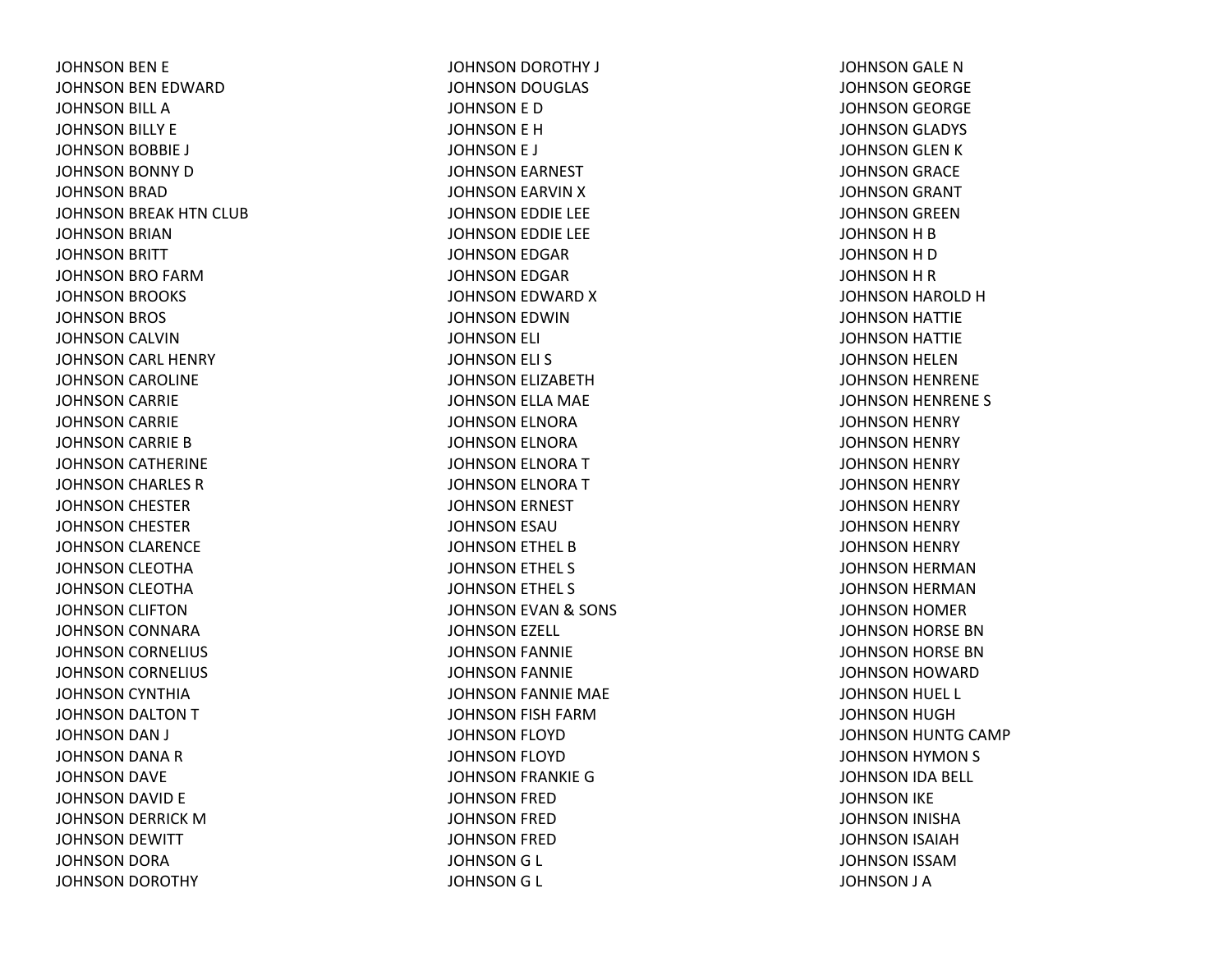JOHNSON BEN E
JOHNSON BEN EDWARD
JOHNSON BILL A
JOHNSON BILLY E
JOHNSON BOBBIE J
JOHNSON BONNY D
JOHNSON BRAD
JOHNSON BREAK HTN CLUB
JOHNSON BRIAN
JOHNSON BRITT
JOHNSON BRO FARM
JOHNSON BROOKS
JOHNSON BROS
JOHNSON CALVIN
JOHNSON CARL HENRY
JOHNSON CAROLINE
JOHNSON CARRIE
JOHNSON CARRIE
JOHNSON CARRIE B
JOHNSON CATHERINE
JOHNSON CHARLES R
JOHNSON CHESTER
JOHNSON CHESTER
JOHNSON CLARENCE
JOHNSON CLEOTHA
JOHNSON CLEOTHA
JOHNSON CLIFTON
JOHNSON CONNARA
JOHNSON CORNELIUS
JOHNSON CORNELIUS
JOHNSON CYNTHIA
JOHNSON DALTON T
JOHNSON DAN J
JOHNSON DANA R
JOHNSON DAVE
JOHNSON DAVID E
JOHNSON DERRICK M
JOHNSON DEWITT
JOHNSON DORA
JOHNSON DOROTHY
JOHNSON DOROTHY J
JOHNSON DOUGLAS
JOHNSON E D
JOHNSON E H
JOHNSON E J
JOHNSON EARNEST
JOHNSON EARVIN X
JOHNSON EDDIE LEE
JOHNSON EDDIE LEE
JOHNSON EDGAR
JOHNSON EDGAR
JOHNSON EDWARD X
JOHNSON EDWIN
JOHNSON ELI
JOHNSON ELI S
JOHNSON ELIZABETH
JOHNSON ELLA MAE
JOHNSON ELNORA
JOHNSON ELNORA
JOHNSON ELNORA T
JOHNSON ELNORA T
JOHNSON ERNEST
JOHNSON ESAU
JOHNSON ETHEL B
JOHNSON ETHEL S
JOHNSON ETHEL S
JOHNSON EVAN & SONS
JOHNSON EZELL
JOHNSON FANNIE
JOHNSON FANNIE
JOHNSON FANNIE MAE
JOHNSON FISH FARM
JOHNSON FLOYD
JOHNSON FLOYD
JOHNSON FRANKIE G
JOHNSON FRED
JOHNSON FRED
JOHNSON FRED
JOHNSON G L
JOHNSON G L
JOHNSON GALE N
JOHNSON GEORGE
JOHNSON GEORGE
JOHNSON GLADYS
JOHNSON GLEN K
JOHNSON GRACE
JOHNSON GRANT
JOHNSON GREEN
JOHNSON H B
JOHNSON H D
JOHNSON H R
JOHNSON HAROLD H
JOHNSON HATTIE
JOHNSON HATTIE
JOHNSON HELEN
JOHNSON HENRENE
JOHNSON HENRENE S
JOHNSON HENRY
JOHNSON HENRY
JOHNSON HENRY
JOHNSON HENRY
JOHNSON HENRY
JOHNSON HENRY
JOHNSON HENRY
JOHNSON HERMAN
JOHNSON HERMAN
JOHNSON HOMER
JOHNSON HORSE BN
JOHNSON HORSE BN
JOHNSON HOWARD
JOHNSON HUEL L
JOHNSON HUGH
JOHNSON HUNTG CAMP
JOHNSON HYMON S
JOHNSON IDA BELL
JOHNSON IKE
JOHNSON INISHA
JOHNSON ISAIAH
JOHNSON ISSAM
JOHNSON J A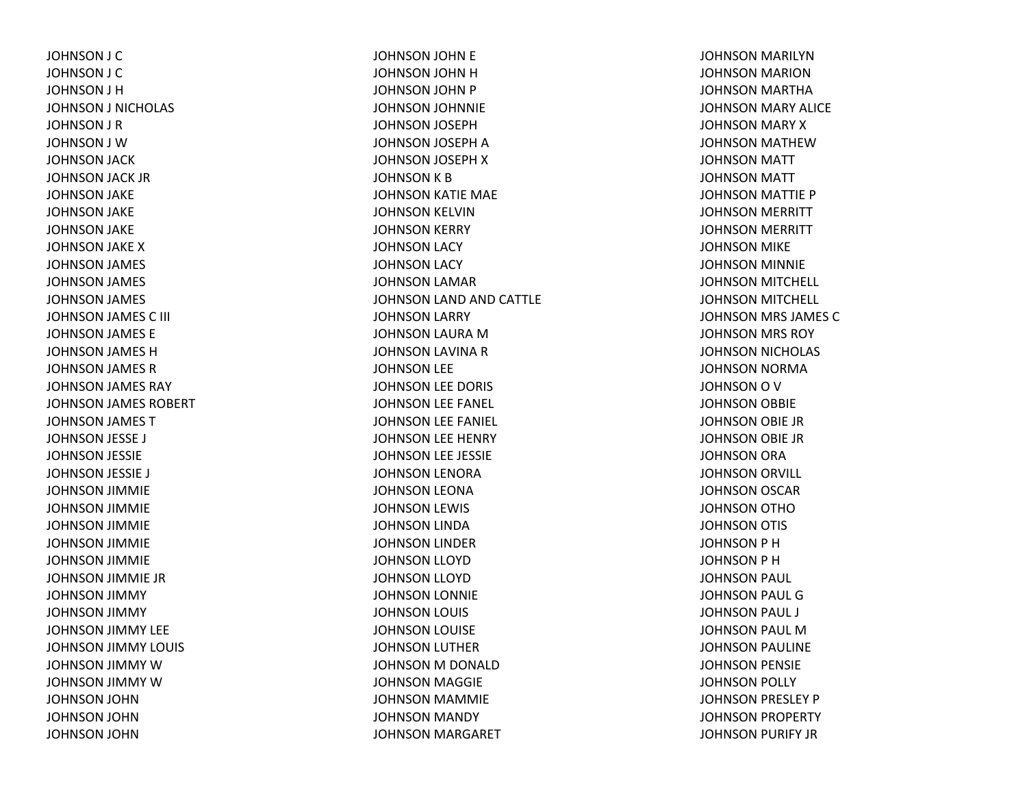JOHNSON J C
JOHNSON J C
JOHNSON J H
JOHNSON J NICHOLAS
JOHNSON J R
JOHNSON J W
JOHNSON JACK
JOHNSON JACK JR
JOHNSON JAKE
JOHNSON JAKE
JOHNSON JAKE
JOHNSON JAKE X
JOHNSON JAMES
JOHNSON JAMES
JOHNSON JAMES
JOHNSON JAMES C III
JOHNSON JAMES E
JOHNSON JAMES H
JOHNSON JAMES R
JOHNSON JAMES RAY
JOHNSON JAMES ROBERT
JOHNSON JAMES T
JOHNSON JESSE J
JOHNSON JESSIE
JOHNSON JESSIE J
JOHNSON JIMMIE
JOHNSON JIMMIE
JOHNSON JIMMIE
JOHNSON JIMMIE
JOHNSON JIMMIE
JOHNSON JIMMIE JR
JOHNSON JIMMY
JOHNSON JIMMY
JOHNSON JIMMY LEE
JOHNSON JIMMY LOUIS
JOHNSON JIMMY W
JOHNSON JIMMY W
JOHNSON JOHN
JOHNSON JOHN
JOHNSON JOHN
JOHNSON JOHN E
JOHNSON JOHN H
JOHNSON JOHN P
JOHNSON JOHNNIE
JOHNSON JOSEPH
JOHNSON JOSEPH A
JOHNSON JOSEPH X
JOHNSON K B
JOHNSON KATIE MAE
JOHNSON KELVIN
JOHNSON KERRY
JOHNSON LACY
JOHNSON LACY
JOHNSON LAMAR
JOHNSON LAND AND CATTLE
JOHNSON LARRY
JOHNSON LAURA M
JOHNSON LAVINA R
JOHNSON LEE
JOHNSON LEE DORIS
JOHNSON LEE FANEL
JOHNSON LEE FANIEL
JOHNSON LEE HENRY
JOHNSON LEE JESSIE
JOHNSON LENORA
JOHNSON LEONA
JOHNSON LEWIS
JOHNSON LINDA
JOHNSON LINDER
JOHNSON LLOYD
JOHNSON LLOYD
JOHNSON LONNIE
JOHNSON LOUIS
JOHNSON LOUISE
JOHNSON LUTHER
JOHNSON M DONALD
JOHNSON MAGGIE
JOHNSON MAMMIE
JOHNSON MANDY
JOHNSON MARGARET
JOHNSON MARILYN
JOHNSON MARION
JOHNSON MARTHA
JOHNSON MARY ALICE
JOHNSON MARY X
JOHNSON MATHEW
JOHNSON MATT
JOHNSON MATT
JOHNSON MATTIE P
JOHNSON MERRITT
JOHNSON MERRITT
JOHNSON MIKE
JOHNSON MINNIE
JOHNSON MITCHELL
JOHNSON MITCHELL
JOHNSON MRS JAMES C
JOHNSON MRS ROY
JOHNSON NICHOLAS
JOHNSON NORMA
JOHNSON O V
JOHNSON OBBIE
JOHNSON OBIE JR
JOHNSON OBIE JR
JOHNSON ORA
JOHNSON ORVILL
JOHNSON OSCAR
JOHNSON OTHO
JOHNSON OTIS
JOHNSON P H
JOHNSON P H
JOHNSON PAUL
JOHNSON PAUL G
JOHNSON PAUL J
JOHNSON PAUL M
JOHNSON PAULINE
JOHNSON PENSIE
JOHNSON POLLY
JOHNSON PRESLEY P
JOHNSON PROPERTY
JOHNSON PURIFY JR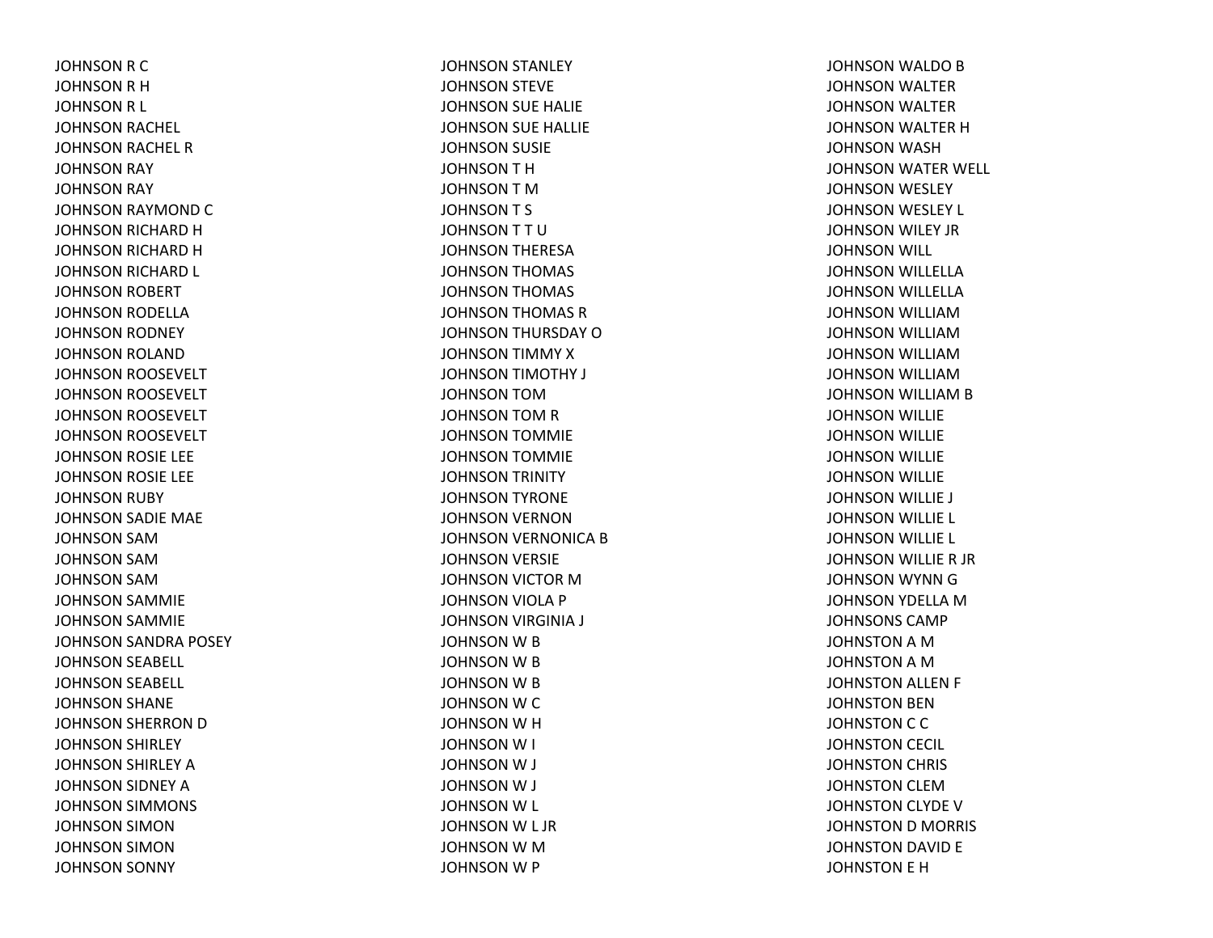JOHNSON R C
JOHNSON R H
JOHNSON R L
JOHNSON RACHEL
JOHNSON RACHEL R
JOHNSON RAY
JOHNSON RAY
JOHNSON RAYMOND C
JOHNSON RICHARD H
JOHNSON RICHARD H
JOHNSON RICHARD L
JOHNSON ROBERT
JOHNSON RODELLA
JOHNSON RODNEY
JOHNSON ROLAND
JOHNSON ROOSEVELT
JOHNSON ROOSEVELT
JOHNSON ROOSEVELT
JOHNSON ROOSEVELT
JOHNSON ROSIE LEE
JOHNSON ROSIE LEE
JOHNSON RUBY
JOHNSON SADIE MAE
JOHNSON SAM
JOHNSON SAM
JOHNSON SAM
JOHNSON SAMMIE
JOHNSON SAMMIE
JOHNSON SANDRA POSEY
JOHNSON SEABELL
JOHNSON SEABELL
JOHNSON SHANE
JOHNSON SHERRON D
JOHNSON SHIRLEY
JOHNSON SHIRLEY A
JOHNSON SIDNEY A
JOHNSON SIMMONS
JOHNSON SIMON
JOHNSON SIMON
JOHNSON SONNY
JOHNSON STANLEY
JOHNSON STEVE
JOHNSON SUE HALIE
JOHNSON SUE HALLIE
JOHNSON SUSIE
JOHNSON T H
JOHNSON T M
JOHNSON T S
JOHNSON T T U
JOHNSON THERESA
JOHNSON THOMAS
JOHNSON THOMAS
JOHNSON THOMAS R
JOHNSON THURSDAY O
JOHNSON TIMMY X
JOHNSON TIMOTHY J
JOHNSON TOM
JOHNSON TOM R
JOHNSON TOMMIE
JOHNSON TOMMIE
JOHNSON TRINITY
JOHNSON TYRONE
JOHNSON VERNON
JOHNSON VERNONICA B
JOHNSON VERSIE
JOHNSON VICTOR M
JOHNSON VIOLA P
JOHNSON VIRGINIA J
JOHNSON W B
JOHNSON W B
JOHNSON W B
JOHNSON W C
JOHNSON W H
JOHNSON W I
JOHNSON W J
JOHNSON W J
JOHNSON W L
JOHNSON W L JR
JOHNSON W M
JOHNSON W P
JOHNSON WALDO B
JOHNSON WALTER
JOHNSON WALTER
JOHNSON WALTER H
JOHNSON WASH
JOHNSON WATER WELL
JOHNSON WESLEY
JOHNSON WESLEY L
JOHNSON WILEY JR
JOHNSON WILL
JOHNSON WILLELLA
JOHNSON WILLELLA
JOHNSON WILLIAM
JOHNSON WILLIAM
JOHNSON WILLIAM
JOHNSON WILLIAM
JOHNSON WILLIAM B
JOHNSON WILLIE
JOHNSON WILLIE
JOHNSON WILLIE
JOHNSON WILLIE
JOHNSON WILLIE J
JOHNSON WILLIE L
JOHNSON WILLIE L
JOHNSON WILLIE R JR
JOHNSON WYNN G
JOHNSON YDELLA M
JOHNSONS CAMP
JOHNSTON A M
JOHNSTON A M
JOHNSTON ALLEN F
JOHNSTON BEN
JOHNSTON C C
JOHNSTON CECIL
JOHNSTON CHRIS
JOHNSTON CLEM
JOHNSTON CLYDE V
JOHNSTON D MORRIS
JOHNSTON DAVID E
JOHNSTON E H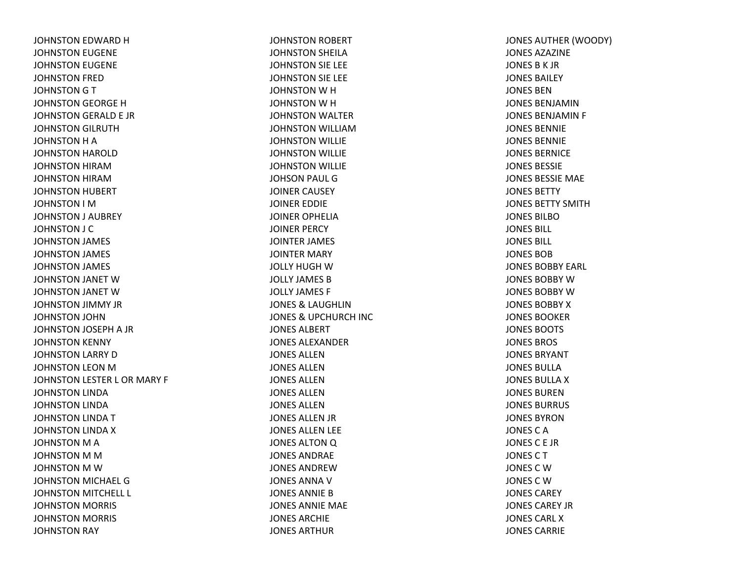JOHNSTON EDWARD H
JOHNSTON EUGENE
JOHNSTON EUGENE
JOHNSTON FRED
JOHNSTON G T
JOHNSTON GEORGE H
JOHNSTON GERALD E JR
JOHNSTON GILRUTH
JOHNSTON H A
JOHNSTON HAROLD
JOHNSTON HIRAM
JOHNSTON HIRAM
JOHNSTON HUBERT
JOHNSTON I M
JOHNSTON J AUBREY
JOHNSTON J C
JOHNSTON JAMES
JOHNSTON JAMES
JOHNSTON JAMES
JOHNSTON JANET W
JOHNSTON JANET W
JOHNSTON JIMMY JR
JOHNSTON JOHN
JOHNSTON JOSEPH A JR
JOHNSTON KENNY
JOHNSTON LARRY D
JOHNSTON LEON M
JOHNSTON LESTER L OR MARY F
JOHNSTON LINDA
JOHNSTON LINDA
JOHNSTON LINDA T
JOHNSTON LINDA X
JOHNSTON M A
JOHNSTON M M
JOHNSTON M W
JOHNSTON MICHAEL G
JOHNSTON MITCHELL L
JOHNSTON MORRIS
JOHNSTON MORRIS
JOHNSTON RAY
JOHNSTON ROBERT
JOHNSTON SHEILA
JOHNSTON SIE LEE
JOHNSTON SIE LEE
JOHNSTON W H
JOHNSTON W H
JOHNSTON WALTER
JOHNSTON WILLIAM
JOHNSTON WILLIE
JOHNSTON WILLIE
JOHNSTON WILLIE
JOHSON PAUL G
JOINER CAUSEY
JOINER EDDIE
JOINER OPHELIA
JOINER PERCY
JOINTER JAMES
JOINTER MARY
JOLLY HUGH W
JOLLY JAMES B
JOLLY JAMES F
JONES & LAUGHLIN
JONES & UPCHURCH INC
JONES ALBERT
JONES ALEXANDER
JONES ALLEN
JONES ALLEN
JONES ALLEN
JONES ALLEN
JONES ALLEN
JONES ALLEN JR
JONES ALLEN LEE
JONES ALTON Q
JONES ANDRAE
JONES ANDREW
JONES ANNA V
JONES ANNIE B
JONES ANNIE MAE
JONES ARCHIE
JONES ARTHUR
JONES AUTHER (WOODY)
JONES AZAZINE
JONES B K JR
JONES BAILEY
JONES BEN
JONES BENJAMIN
JONES BENJAMIN F
JONES BENNIE
JONES BENNIE
JONES BERNICE
JONES BESSIE
JONES BESSIE MAE
JONES BETTY
JONES BETTY SMITH
JONES BILBO
JONES BILL
JONES BILL
JONES BOB
JONES BOBBY EARL
JONES BOBBY W
JONES BOBBY W
JONES BOBBY X
JONES BOOKER
JONES BOOTS
JONES BROS
JONES BRYANT
JONES BULLA
JONES BULLA X
JONES BUREN
JONES BURRUS
JONES BYRON
JONES C A
JONES C E JR
JONES C T
JONES C W
JONES C W
JONES CAREY
JONES CAREY JR
JONES CARL X
JONES CARRIE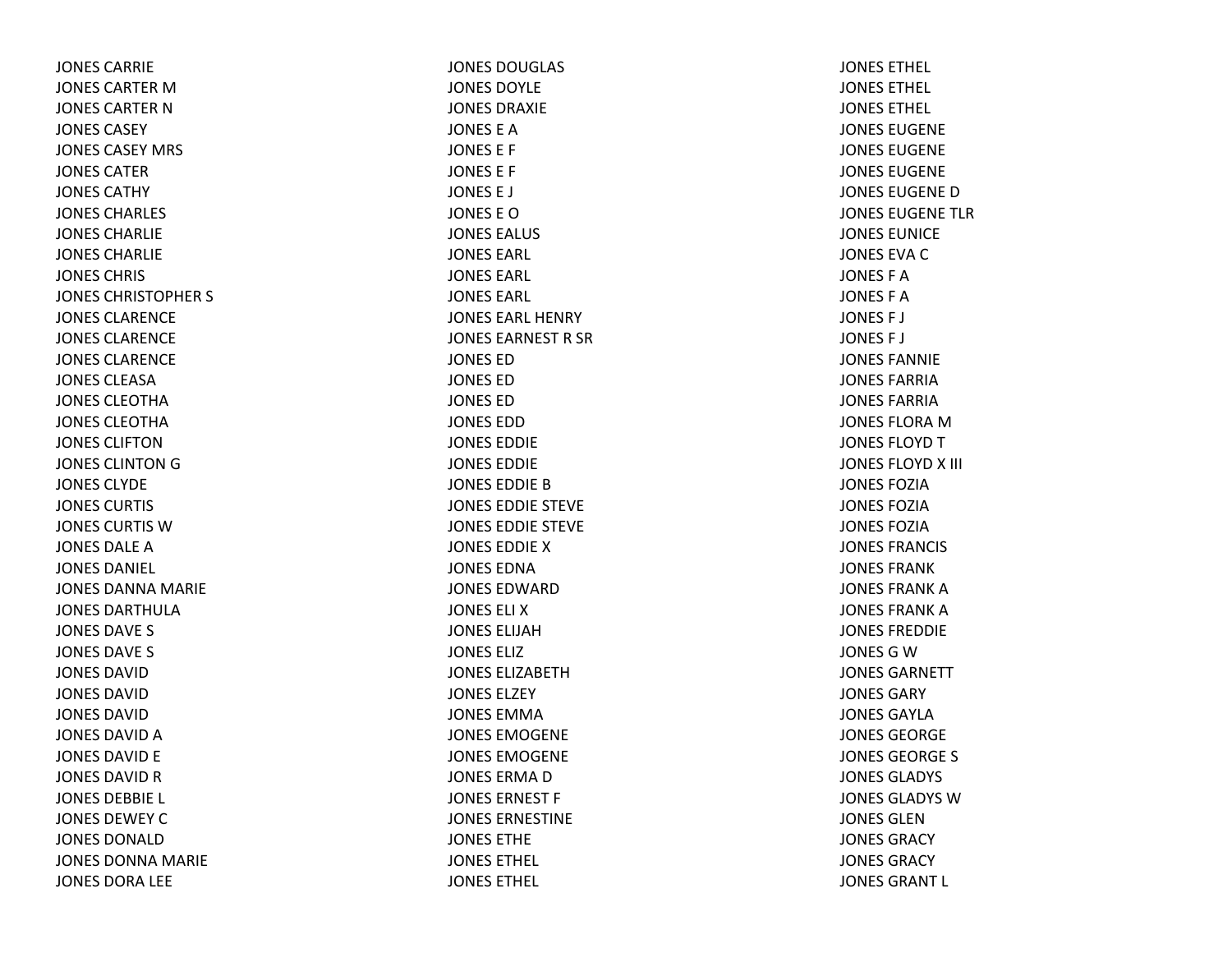JONES CARRIE
JONES CARTER M
JONES CARTER N
JONES CASEY
JONES CASEY MRS
JONES CATER
JONES CATHY
JONES CHARLES
JONES CHARLIE
JONES CHARLIE
JONES CHRIS
JONES CHRISTOPHER S
JONES CLARENCE
JONES CLARENCE
JONES CLARENCE
JONES CLEASA
JONES CLEOTHA
JONES CLEOTHA
JONES CLIFTON
JONES CLINTON G
JONES CLYDE
JONES CURTIS
JONES CURTIS W
JONES DALE A
JONES DANIEL
JONES DANNA MARIE
JONES DARTHULA
JONES DAVE S
JONES DAVE S
JONES DAVID
JONES DAVID
JONES DAVID
JONES DAVID A
JONES DAVID E
JONES DAVID R
JONES DEBBIE L
JONES DEWEY C
JONES DONALD
JONES DONNA MARIE
JONES DORA LEE
JONES DOUGLAS
JONES DOYLE
JONES DRAXIE
JONES E A
JONES E F
JONES E F
JONES E J
JONES E O
JONES EALUS
JONES EARL
JONES EARL
JONES EARL
JONES EARL HENRY
JONES EARNEST R SR
JONES ED
JONES ED
JONES ED
JONES EDD
JONES EDDIE
JONES EDDIE
JONES EDDIE B
JONES EDDIE STEVE
JONES EDDIE STEVE
JONES EDDIE X
JONES EDNA
JONES EDWARD
JONES ELI X
JONES ELIJAH
JONES ELIZ
JONES ELIZABETH
JONES ELZEY
JONES EMMA
JONES EMOGENE
JONES EMOGENE
JONES ERMA D
JONES ERNEST F
JONES ERNESTINE
JONES ETHE
JONES ETHEL
JONES ETHEL
JONES ETHEL
JONES ETHEL
JONES ETHEL
JONES EUGENE
JONES EUGENE
JONES EUGENE
JONES EUGENE D
JONES EUGENE TLR
JONES EUNICE
JONES EVA C
JONES F A
JONES F A
JONES F J
JONES F J
JONES FANNIE
JONES FARRIA
JONES FARRIA
JONES FLORA M
JONES FLOYD T
JONES FLOYD X III
JONES FOZIA
JONES FOZIA
JONES FOZIA
JONES FRANCIS
JONES FRANK
JONES FRANK A
JONES FRANK A
JONES FREDDIE
JONES G W
JONES GARNETT
JONES GARY
JONES GAYLA
JONES GEORGE
JONES GEORGE S
JONES GLADYS
JONES GLADYS W
JONES GLEN
JONES GRACY
JONES GRACY
JONES GRANT L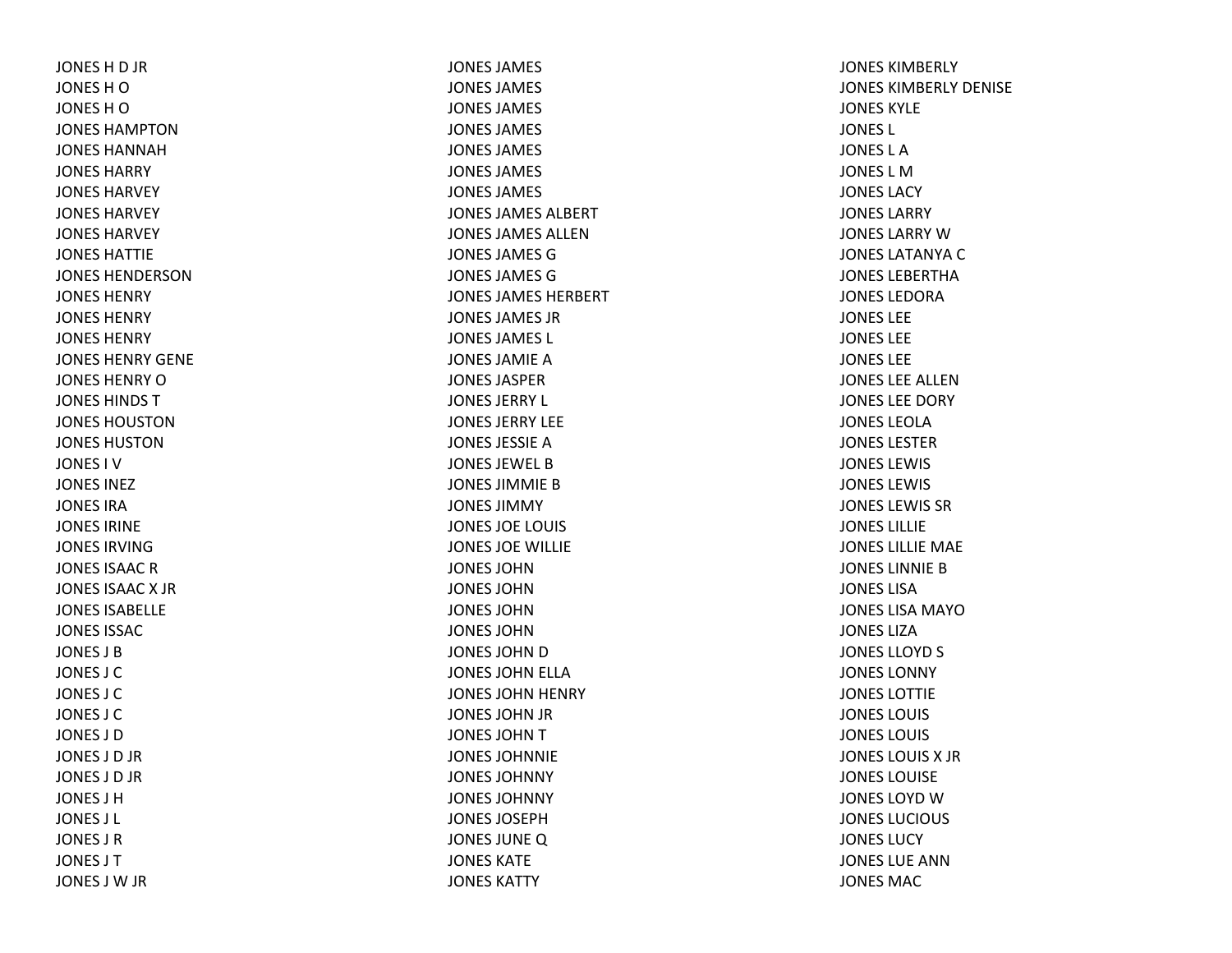JONES H D JR
JONES H O
JONES H O
JONES HAMPTON
JONES HANNAH
JONES HARRY
JONES HARVEY
JONES HARVEY
JONES HARVEY
JONES HATTIE
JONES HENDERSON
JONES HENRY
JONES HENRY
JONES HENRY
JONES HENRY GENE
JONES HENRY O
JONES HINDS T
JONES HOUSTON
JONES HUSTON
JONES I V
JONES INEZ
JONES IRA
JONES IRINE
JONES IRVING
JONES ISAAC R
JONES ISAAC X JR
JONES ISABELLE
JONES ISSAC
JONES J B
JONES J C
JONES J C
JONES J C
JONES J D
JONES J D JR
JONES J D JR
JONES J H
JONES J L
JONES J R
JONES J T
JONES J W JR
JONES JAMES
JONES JAMES
JONES JAMES
JONES JAMES
JONES JAMES
JONES JAMES
JONES JAMES
JONES JAMES ALBERT
JONES JAMES ALLEN
JONES JAMES G
JONES JAMES G
JONES JAMES HERBERT
JONES JAMES JR
JONES JAMES L
JONES JAMIE A
JONES JASPER
JONES JERRY L
JONES JERRY LEE
JONES JESSIE A
JONES JEWEL B
JONES JIMMIE B
JONES JIMMY
JONES JOE LOUIS
JONES JOE WILLIE
JONES JOHN
JONES JOHN
JONES JOHN
JONES JOHN
JONES JOHN D
JONES JOHN ELLA
JONES JOHN HENRY
JONES JOHN JR
JONES JOHN T
JONES JOHNNIE
JONES JOHNNY
JONES JOHNNY
JONES JOSEPH
JONES JUNE Q
JONES KATE
JONES KATTY
JONES KIMBERLY
JONES KIMBERLY DENISE
JONES KYLE
JONES L
JONES L A
JONES L M
JONES LACY
JONES LARRY
JONES LARRY W
JONES LATANYA C
JONES LEBERTHA
JONES LEDORA
JONES LEE
JONES LEE
JONES LEE
JONES LEE ALLEN
JONES LEE DORY
JONES LEOLA
JONES LESTER
JONES LEWIS
JONES LEWIS
JONES LEWIS SR
JONES LILLIE
JONES LILLIE MAE
JONES LINNIE B
JONES LISA
JONES LISA MAYO
JONES LIZA
JONES LLOYD S
JONES LONNY
JONES LOTTIE
JONES LOUIS
JONES LOUIS
JONES LOUIS X JR
JONES LOUISE
JONES LOYD W
JONES LUCIOUS
JONES LUCY
JONES LUE ANN
JONES MAC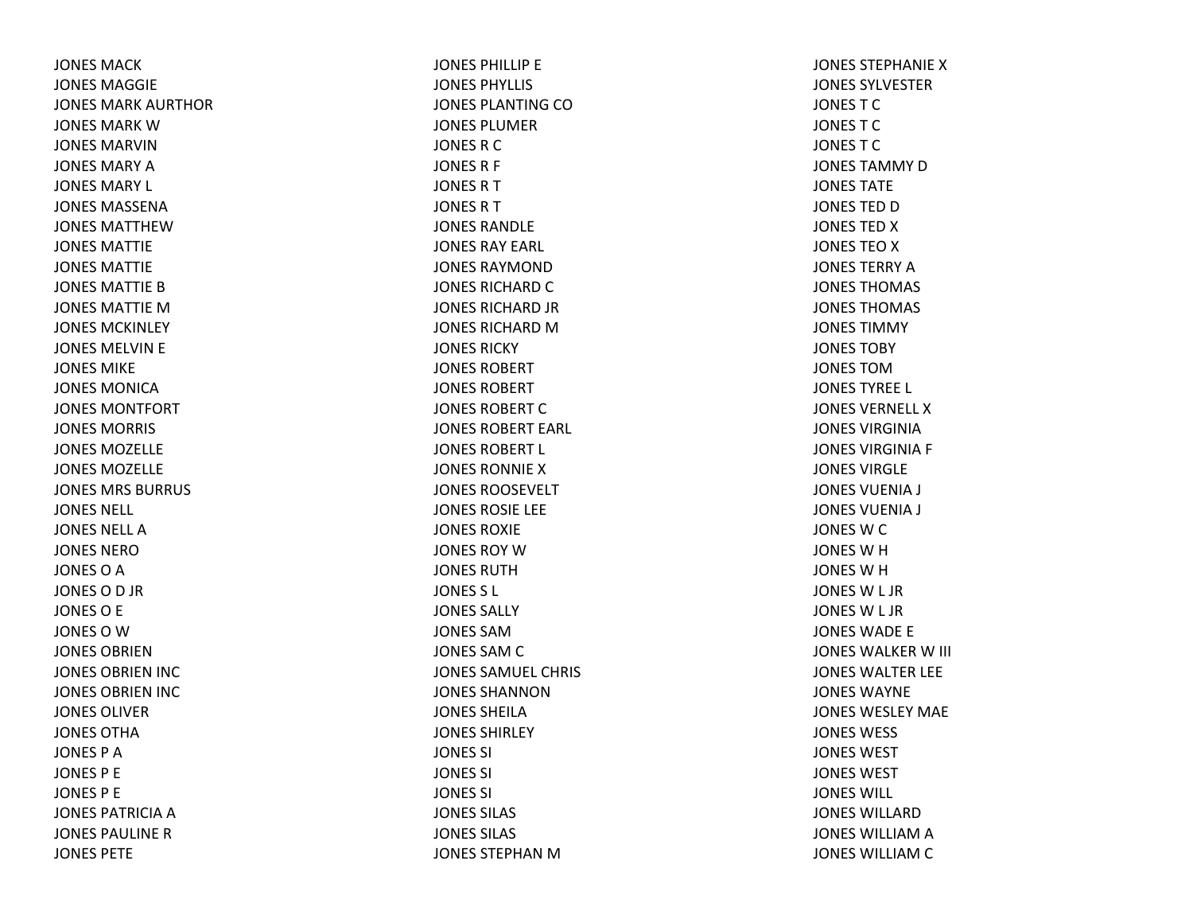JONES MACK
JONES MAGGIE
JONES MARK AURTHOR
JONES MARK W
JONES MARVIN
JONES MARY A
JONES MARY L
JONES MASSENA
JONES MATTHEW
JONES MATTIE
JONES MATTIE
JONES MATTIE B
JONES MATTIE M
JONES MCKINLEY
JONES MELVIN E
JONES MIKE
JONES MONICA
JONES MONTFORT
JONES MORRIS
JONES MOZELLE
JONES MOZELLE
JONES MRS BURRUS
JONES NELL
JONES NELL A
JONES NERO
JONES O A
JONES O D JR
JONES O E
JONES O W
JONES OBRIEN
JONES OBRIEN INC
JONES OBRIEN INC
JONES OLIVER
JONES OTHA
JONES P A
JONES P E
JONES P E
JONES PATRICIA A
JONES PAULINE R
JONES PETE
JONES PHILLIP E
JONES PHYLLIS
JONES PLANTING CO
JONES PLUMER
JONES R C
JONES R F
JONES R T
JONES R T
JONES RANDLE
JONES RAY EARL
JONES RAYMOND
JONES RICHARD C
JONES RICHARD JR
JONES RICHARD M
JONES RICKY
JONES ROBERT
JONES ROBERT
JONES ROBERT C
JONES ROBERT EARL
JONES ROBERT L
JONES RONNIE X
JONES ROOSEVELT
JONES ROSIE LEE
JONES ROXIE
JONES ROY W
JONES RUTH
JONES S L
JONES SALLY
JONES SAM
JONES SAM C
JONES SAMUEL CHRIS
JONES SHANNON
JONES SHEILA
JONES SHIRLEY
JONES SI
JONES SI
JONES SI
JONES SILAS
JONES SILAS
JONES STEPHAN M
JONES STEPHANIE X
JONES SYLVESTER
JONES T C
JONES T C
JONES T C
JONES TAMMY D
JONES TATE
JONES TED D
JONES TED X
JONES TEO X
JONES TERRY A
JONES THOMAS
JONES THOMAS
JONES TIMMY
JONES TOBY
JONES TOM
JONES TYREE L
JONES VERNELL X
JONES VIRGINIA
JONES VIRGINIA F
JONES VIRGLE
JONES VUENIA J
JONES VUENIA J
JONES W C
JONES W H
JONES W H
JONES W L JR
JONES W L JR
JONES WADE E
JONES WALKER W III
JONES WALTER LEE
JONES WAYNE
JONES WESLEY MAE
JONES WESS
JONES WEST
JONES WEST
JONES WILL
JONES WILLARD
JONES WILLIAM A
JONES WILLIAM C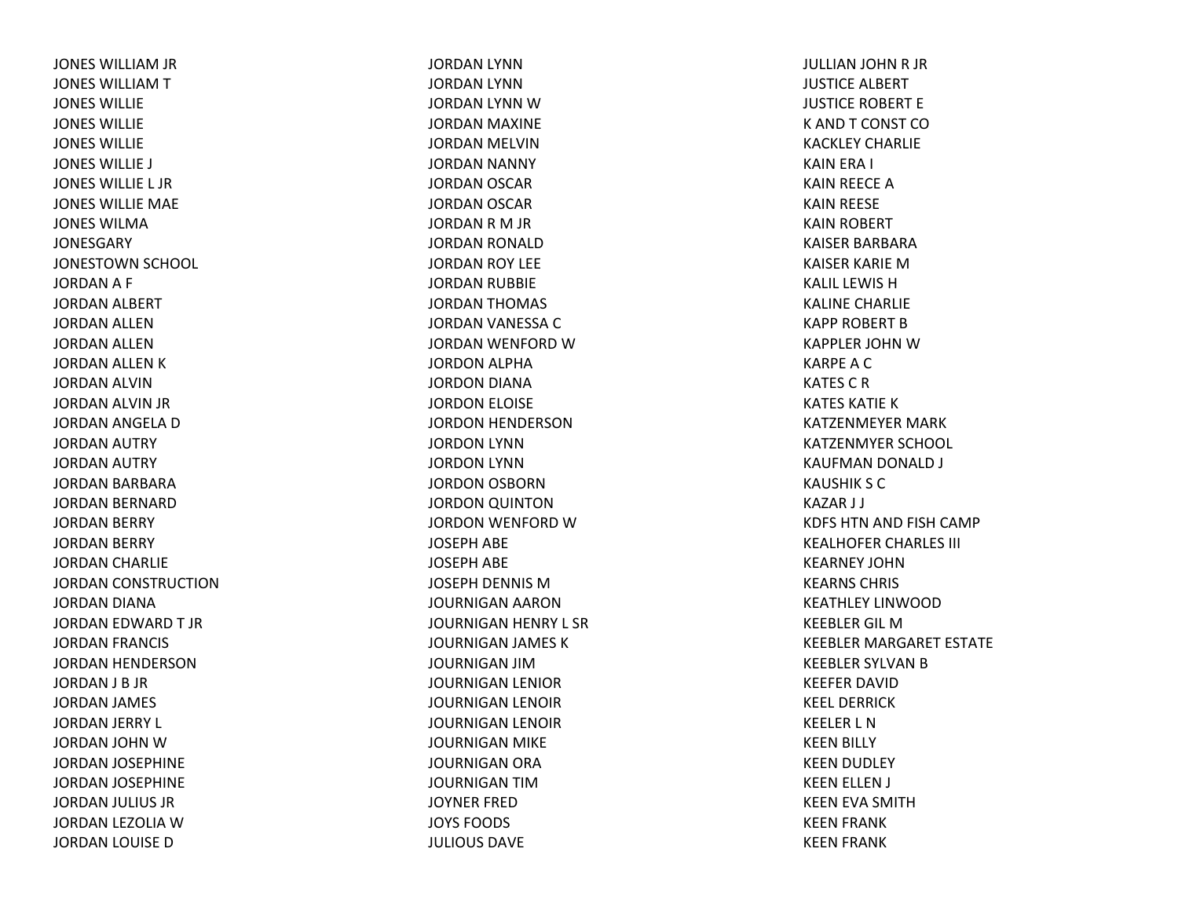JONES WILLIAM JR
JONES WILLIAM T
JONES WILLIE
JONES WILLIE
JONES WILLIE
JONES WILLIE J
JONES WILLIE L JR
JONES WILLIE MAE
JONES WILMA
JONESGARY
JONESTOWN SCHOOL
JORDAN A F
JORDAN ALBERT
JORDAN ALLEN
JORDAN ALLEN
JORDAN ALLEN K
JORDAN ALVIN
JORDAN ALVIN JR
JORDAN ANGELA D
JORDAN AUTRY
JORDAN AUTRY
JORDAN BARBARA
JORDAN BERNARD
JORDAN BERRY
JORDAN BERRY
JORDAN CHARLIE
JORDAN CONSTRUCTION
JORDAN DIANA
JORDAN EDWARD T JR
JORDAN FRANCIS
JORDAN HENDERSON
JORDAN J B JR
JORDAN JAMES
JORDAN JERRY L
JORDAN JOHN W
JORDAN JOSEPHINE
JORDAN JOSEPHINE
JORDAN JULIUS JR
JORDAN LEZOLIA W
JORDAN LOUISE D
JORDAN LYNN
JORDAN LYNN
JORDAN LYNN W
JORDAN MAXINE
JORDAN MELVIN
JORDAN NANNY
JORDAN OSCAR
JORDAN OSCAR
JORDAN R M JR
JORDAN RONALD
JORDAN ROY LEE
JORDAN RUBBIE
JORDAN THOMAS
JORDAN VANESSA C
JORDAN WENFORD W
JORDON ALPHA
JORDON DIANA
JORDON ELOISE
JORDON HENDERSON
JORDON LYNN
JORDON LYNN
JORDON OSBORN
JORDON QUINTON
JORDON WENFORD W
JOSEPH ABE
JOSEPH ABE
JOSEPH DENNIS M
JOURNIGAN AARON
JOURNIGAN HENRY L SR
JOURNIGAN JAMES K
JOURNIGAN JIM
JOURNIGAN LENIOR
JOURNIGAN LENOIR
JOURNIGAN LENOIR
JOURNIGAN MIKE
JOURNIGAN ORA
JOURNIGAN TIM
JOYNER FRED
JOYS FOODS
JULIOUS DAVE
JULLIAN JOHN R JR
JUSTICE ALBERT
JUSTICE ROBERT E
K AND T CONST CO
KACKLEY CHARLIE
KAIN ERA I
KAIN REECE A
KAIN REESE
KAIN ROBERT
KAISER BARBARA
KAISER KARIE M
KALIL LEWIS H
KALINE CHARLIE
KAPP ROBERT B
KAPPLER JOHN W
KARPE A C
KATES C R
KATES KATIE K
KATZENMEYER MARK
KATZENMYER SCHOOL
KAUFMAN DONALD J
KAUSHIK S C
KAZAR J J
KDFS HTN AND FISH CAMP
KEALHOFER CHARLES III
KEARNEY JOHN
KEARNS CHRIS
KEATHLEY LINWOOD
KEEBLER GIL M
KEEBLER MARGARET ESTATE
KEEBLER SYLVAN B
KEEFER DAVID
KEEL DERRICK
KEELER L N
KEEN BILLY
KEEN DUDLEY
KEEN ELLEN J
KEEN EVA SMITH
KEEN FRANK
KEEN FRANK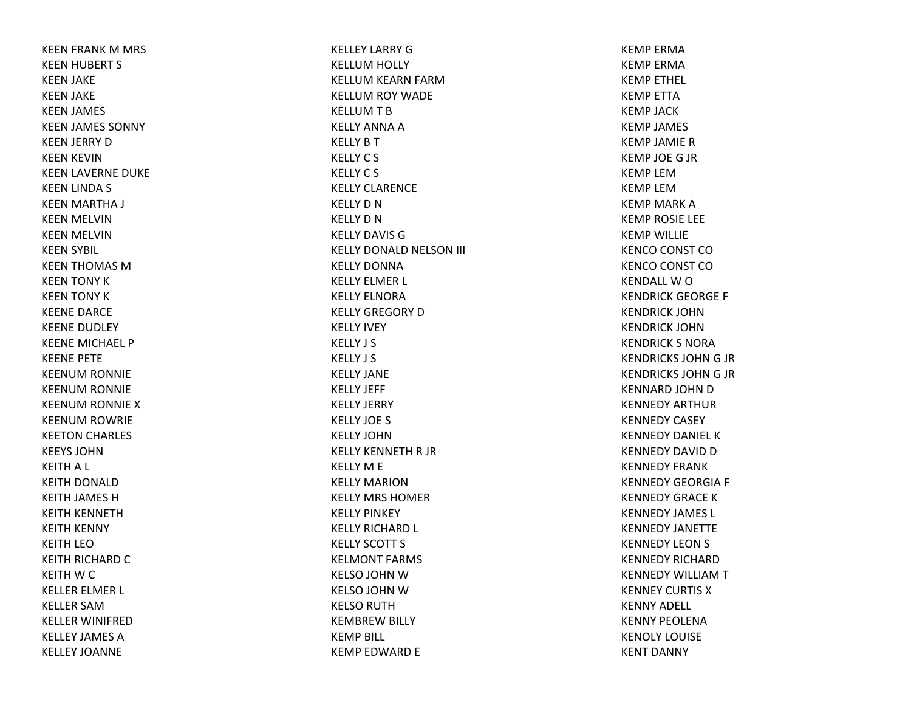KEEN FRANK M MRS
KEEN HUBERT S
KEEN JAKE
KEEN JAKE
KEEN JAMES
KEEN JAMES SONNY
KEEN JERRY D
KEEN KEVIN
KEEN LAVERNE DUKE
KEEN LINDA S
KEEN MARTHA J
KEEN MELVIN
KEEN MELVIN
KEEN SYBIL
KEEN THOMAS M
KEEN TONY K
KEEN TONY K
KEENE DARCE
KEENE DUDLEY
KEENE MICHAEL P
KEENE PETE
KEENUM RONNIE
KEENUM RONNIE
KEENUM RONNIE X
KEENUM ROWRIE
KEETON CHARLES
KEEYS JOHN
KEITH A L
KEITH DONALD
KEITH JAMES H
KEITH KENNETH
KEITH KENNY
KEITH LEO
KEITH RICHARD C
KEITH W C
KELLER ELMER L
KELLER SAM
KELLER WINIFRED
KELLEY JAMES A
KELLEY JOANNE
KELLEY LARRY G
KELLUM HOLLY
KELLUM KEARN FARM
KELLUM ROY WADE
KELLUM T B
KELLY ANNA A
KELLY B T
KELLY C S
KELLY C S
KELLY CLARENCE
KELLY D N
KELLY D N
KELLY DAVIS G
KELLY DONALD NELSON III
KELLY DONNA
KELLY ELMER L
KELLY ELNORA
KELLY GREGORY D
KELLY IVEY
KELLY J S
KELLY J S
KELLY JANE
KELLY JEFF
KELLY JERRY
KELLY JOE S
KELLY JOHN
KELLY KENNETH R JR
KELLY M E
KELLY MARION
KELLY MRS HOMER
KELLY PINKEY
KELLY RICHARD L
KELLY SCOTT S
KELMONT FARMS
KELSO JOHN W
KELSO JOHN W
KELSO RUTH
KEMBREW BILLY
KEMP BILL
KEMP EDWARD E
KEMP ERMA
KEMP ERMA
KEMP ETHEL
KEMP ETTA
KEMP JACK
KEMP JAMES
KEMP JAMIE R
KEMP JOE G JR
KEMP LEM
KEMP LEM
KEMP MARK A
KEMP ROSIE LEE
KEMP WILLIE
KENCO CONST CO
KENCO CONST CO
KENDALL W O
KENDRICK GEORGE F
KENDRICK JOHN
KENDRICK JOHN
KENDRICK S NORA
KENDRICKS JOHN G JR
KENDRICKS JOHN G JR
KENNARD JOHN D
KENNEDY ARTHUR
KENNEDY CASEY
KENNEDY DANIEL K
KENNEDY DAVID D
KENNEDY FRANK
KENNEDY GEORGIA F
KENNEDY GRACE K
KENNEDY JAMES L
KENNEDY JANETTE
KENNEDY LEON S
KENNEDY RICHARD
KENNEDY WILLIAM T
KENNEY CURTIS X
KENNY ADELL
KENNY PEOLENA
KENOLY LOUISE
KENT DANNY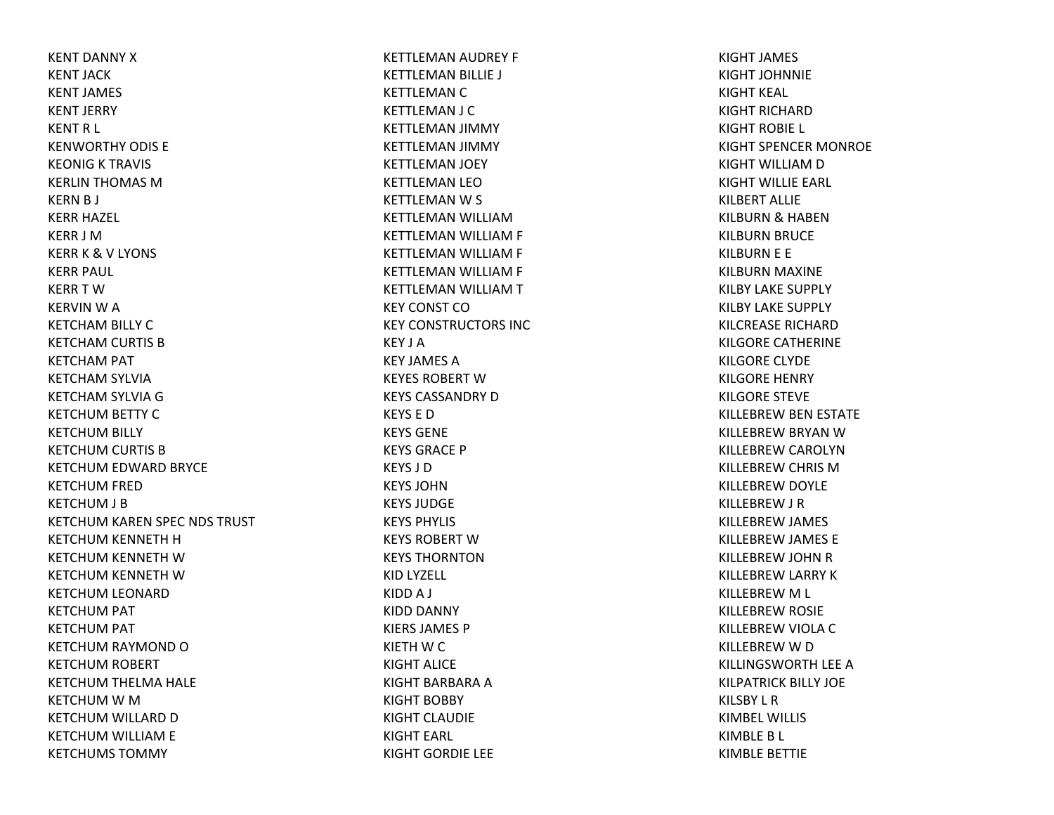KENT DANNY X
KENT JACK
KENT JAMES
KENT JERRY
KENT R L
KENWORTHY ODIS E
KEONIG K TRAVIS
KERLIN THOMAS M
KERN B J
KERR HAZEL
KERR J M
KERR K & V LYONS
KERR PAUL
KERR T W
KERVIN W A
KETCHAM BILLY C
KETCHAM CURTIS B
KETCHAM PAT
KETCHAM SYLVIA
KETCHAM SYLVIA G
KETCHUM BETTY C
KETCHUM BILLY
KETCHUM CURTIS B
KETCHUM EDWARD BRYCE
KETCHUM FRED
KETCHUM J B
KETCHUM KAREN SPEC NDS TRUST
KETCHUM KENNETH H
KETCHUM KENNETH W
KETCHUM KENNETH W
KETCHUM LEONARD
KETCHUM PAT
KETCHUM PAT
KETCHUM RAYMOND O
KETCHUM ROBERT
KETCHUM THELMA HALE
KETCHUM W M
KETCHUM WILLARD D
KETCHUM WILLIAM E
KETCHUMS TOMMY
KETTLEMAN AUDREY F
KETTLEMAN BILLIE J
KETTLEMAN C
KETTLEMAN J C
KETTLEMAN JIMMY
KETTLEMAN JIMMY
KETTLEMAN JOEY
KETTLEMAN LEO
KETTLEMAN W S
KETTLEMAN WILLIAM
KETTLEMAN WILLIAM F
KETTLEMAN WILLIAM F
KETTLEMAN WILLIAM F
KETTLEMAN WILLIAM T
KEY CONST CO
KEY CONSTRUCTORS INC
KEY J A
KEY JAMES A
KEYES ROBERT W
KEYS CASSANDRY D
KEYS E D
KEYS GENE
KEYS GRACE P
KEYS J D
KEYS JOHN
KEYS JUDGE
KEYS PHYLIS
KEYS ROBERT W
KEYS THORNTON
KID LYZELL
KIDD A J
KIDD DANNY
KIERS JAMES P
KIETH W C
KIGHT ALICE
KIGHT BARBARA A
KIGHT BOBBY
KIGHT CLAUDIE
KIGHT EARL
KIGHT GORDIE LEE
KIGHT JAMES
KIGHT JOHNNIE
KIGHT KEAL
KIGHT RICHARD
KIGHT ROBIE L
KIGHT SPENCER MONROE
KIGHT WILLIAM D
KIGHT WILLIE EARL
KILBERT ALLIE
KILBURN & HABEN
KILBURN BRUCE
KILBURN E E
KILBURN MAXINE
KILBY LAKE SUPPLY
KILBY LAKE SUPPLY
KILCREASE RICHARD
KILGORE CATHERINE
KILGORE CLYDE
KILGORE HENRY
KILGORE STEVE
KILLEBREW BEN ESTATE
KILLEBREW BRYAN W
KILLEBREW CAROLYN
KILLEBREW CHRIS M
KILLEBREW DOYLE
KILLEBREW J R
KILLEBREW JAMES
KILLEBREW JAMES E
KILLEBREW JOHN R
KILLEBREW LARRY K
KILLEBREW M L
KILLEBREW ROSIE
KILLEBREW VIOLA C
KILLEBREW W D
KILLINGSWORTH LEE A
KILPATRICK BILLY JOE
KILSBY L R
KIMBEL WILLIS
KIMBLE B L
KIMBLE BETTIE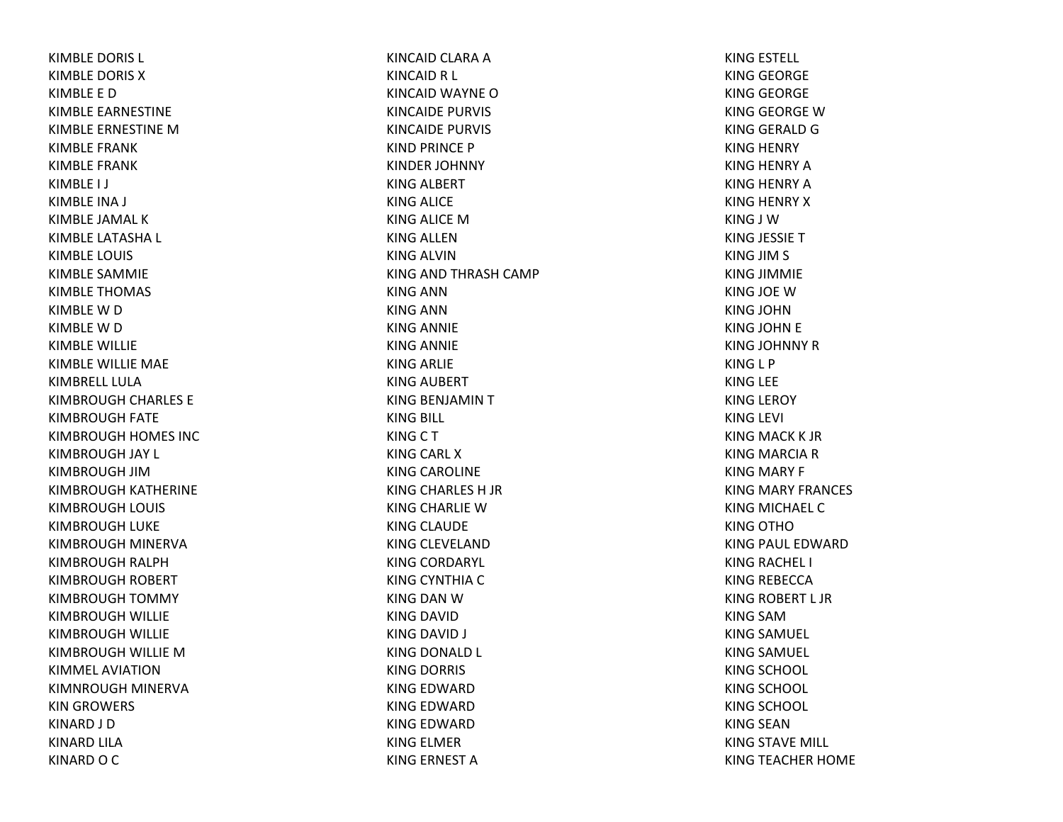KIMBLE DORIS L
KIMBLE DORIS X
KIMBLE E D
KIMBLE EARNESTINE
KIMBLE ERNESTINE M
KIMBLE FRANK
KIMBLE FRANK
KIMBLE I J
KIMBLE INA J
KIMBLE JAMAL K
KIMBLE LATASHA L
KIMBLE LOUIS
KIMBLE SAMMIE
KIMBLE THOMAS
KIMBLE W D
KIMBLE W D
KIMBLE WILLIE
KIMBLE WILLIE MAE
KIMBRELL LULA
KIMBROUGH CHARLES E
KIMBROUGH FATE
KIMBROUGH HOMES INC
KIMBROUGH JAY L
KIMBROUGH JIM
KIMBROUGH KATHERINE
KIMBROUGH LOUIS
KIMBROUGH LUKE
KIMBROUGH MINERVA
KIMBROUGH RALPH
KIMBROUGH ROBERT
KIMBROUGH TOMMY
KIMBROUGH WILLIE
KIMBROUGH WILLIE
KIMBROUGH WILLIE M
KIMMEL AVIATION
KIMNROUGH MINERVA
KIN GROWERS
KINARD J D
KINARD LILA
KINARD O C
KINCAID CLARA A
KINCAID R L
KINCAID WAYNE O
KINCAIDE PURVIS
KINCAIDE PURVIS
KIND PRINCE P
KINDER JOHNNY
KING ALBERT
KING ALICE
KING ALICE M
KING ALLEN
KING ALVIN
KING AND THRASH CAMP
KING ANN
KING ANN
KING ANNIE
KING ANNIE
KING ARLIE
KING AUBERT
KING BENJAMIN T
KING BILL
KING C T
KING CARL X
KING CAROLINE
KING CHARLES H JR
KING CHARLIE W
KING CLAUDE
KING CLEVELAND
KING CORDARYL
KING CYNTHIA C
KING DAN W
KING DAVID
KING DAVID J
KING DONALD L
KING DORRIS
KING EDWARD
KING EDWARD
KING EDWARD
KING ELMER
KING ERNEST A
KING ESTELL
KING GEORGE
KING GEORGE
KING GEORGE W
KING GERALD G
KING HENRY
KING HENRY A
KING HENRY A
KING HENRY X
KING J W
KING JESSIE T
KING JIM S
KING JIMMIE
KING JOE W
KING JOHN
KING JOHN E
KING JOHNNY R
KING L P
KING LEE
KING LEROY
KING LEVI
KING MACK K JR
KING MARCIA R
KING MARY F
KING MARY FRANCES
KING MICHAEL C
KING OTHO
KING PAUL EDWARD
KING RACHEL I
KING REBECCA
KING ROBERT L JR
KING SAM
KING SAMUEL
KING SAMUEL
KING SCHOOL
KING SCHOOL
KING SCHOOL
KING SEAN
KING STAVE MILL
KING TEACHER HOME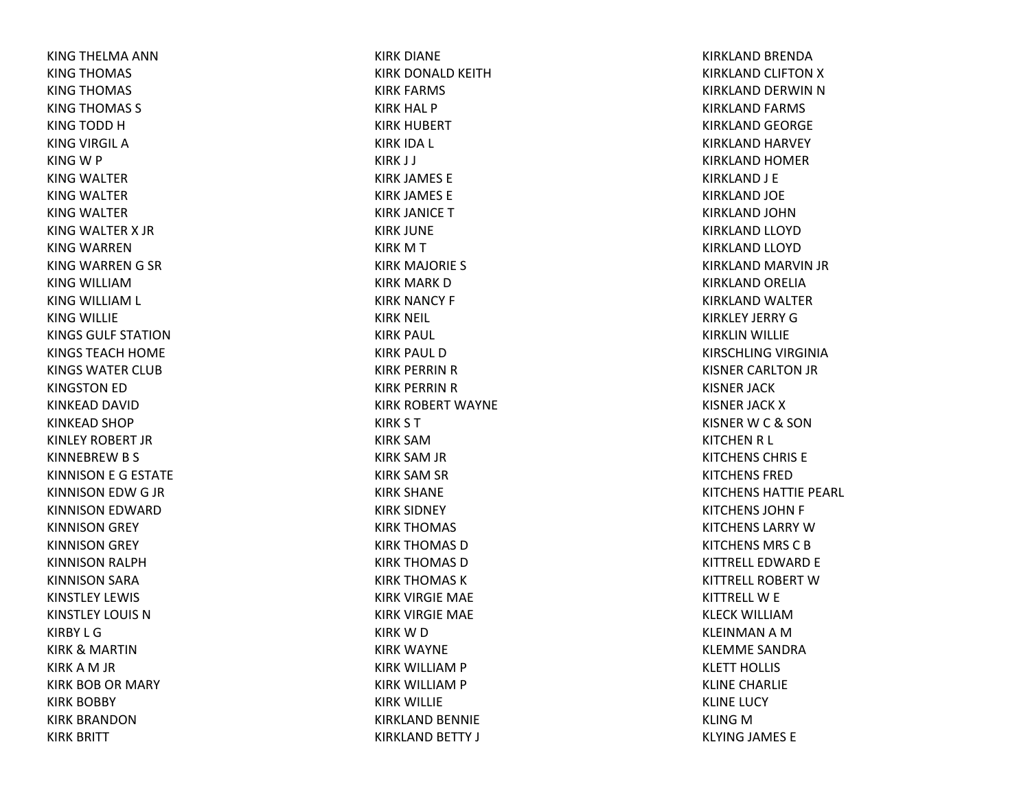KING THELMA ANN
KING THOMAS
KING THOMAS
KING THOMAS S
KING TODD H
KING VIRGIL A
KING W P
KING WALTER
KING WALTER
KING WALTER
KING WALTER X JR
KING WARREN
KING WARREN G SR
KING WILLIAM
KING WILLIAM L
KING WILLIE
KINGS GULF STATION
KINGS TEACH HOME
KINGS WATER CLUB
KINGSTON ED
KINKEAD DAVID
KINKEAD SHOP
KINLEY ROBERT JR
KINNEBREW B S
KINNISON E G ESTATE
KINNISON EDW G JR
KINNISON EDWARD
KINNISON GREY
KINNISON GREY
KINNISON RALPH
KINNISON SARA
KINSTLEY LEWIS
KINSTLEY LOUIS N
KIRBY L G
KIRK & MARTIN
KIRK A M JR
KIRK BOB OR MARY
KIRK BOBBY
KIRK BRANDON
KIRK BRITT
KIRK DIANE
KIRK DONALD KEITH
KIRK FARMS
KIRK HAL P
KIRK HUBERT
KIRK IDA L
KIRK J J
KIRK JAMES E
KIRK JAMES E
KIRK JANICE T
KIRK JUNE
KIRK M T
KIRK MAJORIE S
KIRK MARK D
KIRK NANCY F
KIRK NEIL
KIRK PAUL
KIRK PAUL D
KIRK PERRIN R
KIRK PERRIN R
KIRK ROBERT WAYNE
KIRK S T
KIRK SAM
KIRK SAM JR
KIRK SAM SR
KIRK SHANE
KIRK SIDNEY
KIRK THOMAS
KIRK THOMAS D
KIRK THOMAS D
KIRK THOMAS K
KIRK VIRGIE MAE
KIRK VIRGIE MAE
KIRK W D
KIRK WAYNE
KIRK WILLIAM P
KIRK WILLIAM P
KIRK WILLIE
KIRKLAND BENNIE
KIRKLAND BETTY J
KIRKLAND BRENDA
KIRKLAND CLIFTON X
KIRKLAND DERWIN N
KIRKLAND FARMS
KIRKLAND GEORGE
KIRKLAND HARVEY
KIRKLAND HOMER
KIRKLAND J E
KIRKLAND JOE
KIRKLAND JOHN
KIRKLAND LLOYD
KIRKLAND LLOYD
KIRKLAND MARVIN JR
KIRKLAND ORELIA
KIRKLAND WALTER
KIRKLEY JERRY G
KIRKLIN WILLIE
KIRSCHLING VIRGINIA
KISNER CARLTON JR
KISNER JACK
KISNER JACK X
KISNER W C & SON
KITCHEN R L
KITCHENS CHRIS E
KITCHENS FRED
KITCHENS HATTIE PEARL
KITCHENS JOHN F
KITCHENS LARRY W
KITCHENS MRS C B
KITTRELL EDWARD E
KITTRELL ROBERT W
KITTRELL W E
KLECK WILLIAM
KLEINMAN A M
KLEMME SANDRA
KLETT HOLLIS
KLINE CHARLIE
KLINE LUCY
KLING M
KLYING JAMES E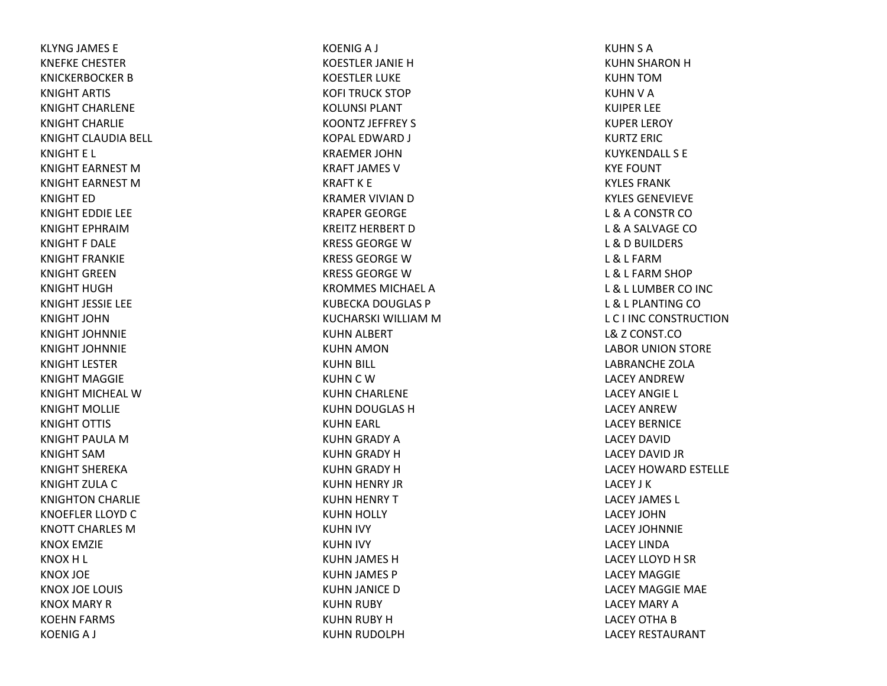KLYNG JAMES E
KNEFKE CHESTER
KNICKERBOCKER B
KNIGHT ARTIS
KNIGHT CHARLENE
KNIGHT CHARLIE
KNIGHT CLAUDIA BELL
KNIGHT E L
KNIGHT EARNEST M
KNIGHT EARNEST M
KNIGHT ED
KNIGHT EDDIE LEE
KNIGHT EPHRAIM
KNIGHT F DALE
KNIGHT FRANKIE
KNIGHT GREEN
KNIGHT HUGH
KNIGHT JESSIE LEE
KNIGHT JOHN
KNIGHT JOHNNIE
KNIGHT JOHNNIE
KNIGHT LESTER
KNIGHT MAGGIE
KNIGHT MICHEAL W
KNIGHT MOLLIE
KNIGHT OTTIS
KNIGHT PAULA M
KNIGHT SAM
KNIGHT SHEREKA
KNIGHT ZULA C
KNIGHTON CHARLIE
KNOEFLER LLOYD C
KNOTT CHARLES M
KNOX EMZIE
KNOX H L
KNOX JOE
KNOX JOE LOUIS
KNOX MARY R
KOEHN FARMS
KOENIG A J
KOENIG A J
KOESTLER JANIE H
KOESTLER LUKE
KOFI TRUCK STOP
KOLUNSI PLANT
KOONTZ JEFFREY S
KOPAL EDWARD J
KRAEMER JOHN
KRAFT JAMES V
KRAFT K E
KRAMER VIVIAN D
KRAPER GEORGE
KREITZ HERBERT D
KRESS GEORGE W
KRESS GEORGE W
KRESS GEORGE W
KROMMES MICHAEL A
KUBECKA DOUGLAS P
KUCHARSKI WILLIAM M
KUHN ALBERT
KUHN AMON
KUHN BILL
KUHN C W
KUHN CHARLENE
KUHN DOUGLAS H
KUHN EARL
KUHN GRADY A
KUHN GRADY H
KUHN GRADY H
KUHN HENRY JR
KUHN HENRY T
KUHN HOLLY
KUHN IVY
KUHN IVY
KUHN JAMES H
KUHN JAMES P
KUHN JANICE D
KUHN RUBY
KUHN RUBY H
KUHN RUDOLPH
KUHN S A
KUHN SHARON H
KUHN TOM
KUHN V A
KUIPER LEE
KUPER LEROY
KURTZ ERIC
KUYKENDALL S E
KYE FOUNT
KYLES FRANK
KYLES GENEVIEVE
L & A CONSTR CO
L & A SALVAGE CO
L & D BUILDERS
L & L FARM
L & L FARM SHOP
L & L LUMBER CO INC
L & L PLANTING CO
L C I INC CONSTRUCTION
L& Z CONST.CO
LABOR UNION STORE
LABRANCHE ZOLA
LACEY ANDREW
LACEY ANGIE L
LACEY ANREW
LACEY BERNICE
LACEY DAVID
LACEY DAVID JR
LACEY HOWARD ESTELLE
LACEY J K
LACEY JAMES L
LACEY JOHN
LACEY JOHNNIE
LACEY LINDA
LACEY LLOYD H SR
LACEY MAGGIE
LACEY MAGGIE MAE
LACEY MARY A
LACEY OTHA B
LACEY RESTAURANT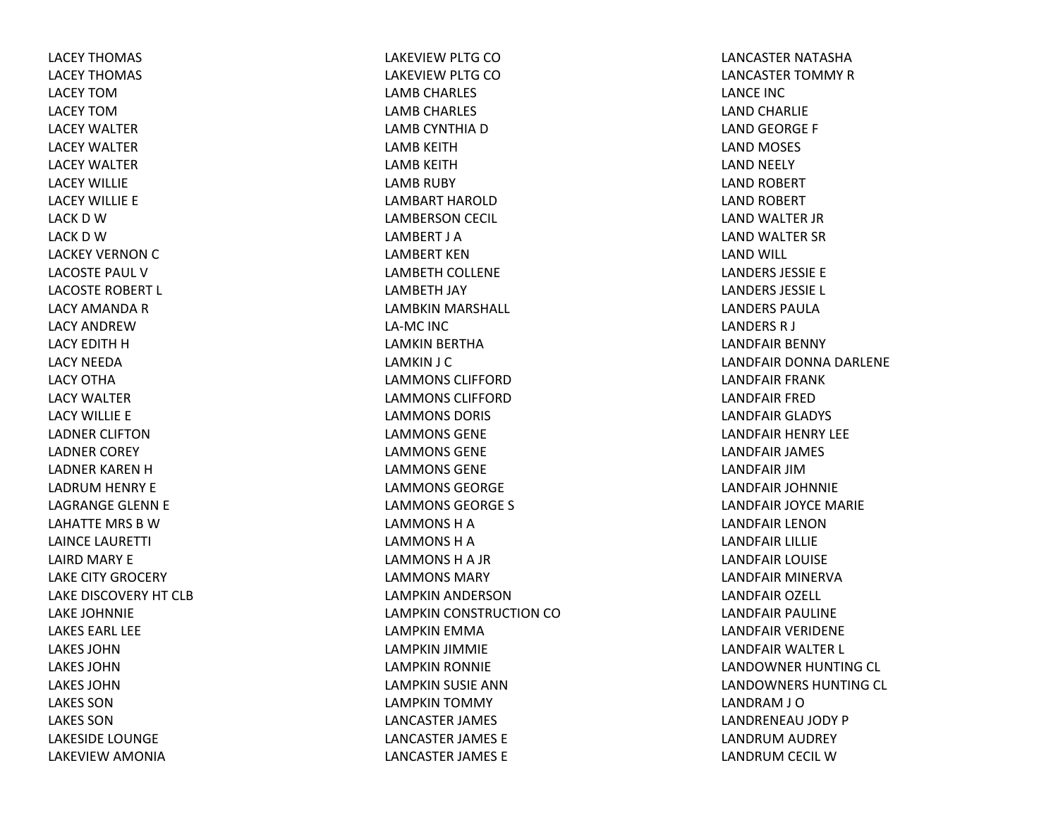LACEY THOMAS
LACEY THOMAS
LACEY TOM
LACEY TOM
LACEY WALTER
LACEY WALTER
LACEY WALTER
LACEY WILLIE
LACEY WILLIE E
LACK D W
LACK D W
LACKEY VERNON C
LACOSTE PAUL V
LACOSTE ROBERT L
LACY AMANDA R
LACY ANDREW
LACY EDITH H
LACY NEEDA
LACY OTHA
LACY WALTER
LACY WILLIE E
LADNER CLIFTON
LADNER COREY
LADNER KAREN H
LADRUM HENRY E
LAGRANGE GLENN E
LAHATTE MRS B W
LAINCE LAURETTI
LAIRD MARY E
LAKE CITY GROCERY
LAKE DISCOVERY HT CLB
LAKE JOHNNIE
LAKES EARL LEE
LAKES JOHN
LAKES JOHN
LAKES JOHN
LAKES SON
LAKES SON
LAKESIDE LOUNGE
LAKEVIEW AMONIA
LAKEVIEW PLTG CO
LAKEVIEW PLTG CO
LAMB CHARLES
LAMB CHARLES
LAMB CYNTHIA D
LAMB KEITH
LAMB KEITH
LAMB RUBY
LAMBART HAROLD
LAMBERSON CECIL
LAMBERT J A
LAMBERT KEN
LAMBETH COLLENE
LAMBETH JAY
LAMBKIN MARSHALL
LA-MC INC
LAMKIN BERTHA
LAMKIN J C
LAMMONS CLIFFORD
LAMMONS CLIFFORD
LAMMONS DORIS
LAMMONS GENE
LAMMONS GENE
LAMMONS GENE
LAMMONS GEORGE
LAMMONS GEORGE S
LAMMONS H A
LAMMONS H A
LAMMONS H A JR
LAMMONS MARY
LAMPKIN ANDERSON
LAMPKIN CONSTRUCTION CO
LAMPKIN EMMA
LAMPKIN JIMMIE
LAMPKIN RONNIE
LAMPKIN SUSIE ANN
LAMPKIN TOMMY
LANCASTER JAMES
LANCASTER JAMES E
LANCASTER JAMES E
LANCASTER NATASHA
LANCASTER TOMMY R
LANCE INC
LAND CHARLIE
LAND GEORGE F
LAND MOSES
LAND NEELY
LAND ROBERT
LAND ROBERT
LAND WALTER JR
LAND WALTER SR
LAND WILL
LANDERS JESSIE E
LANDERS JESSIE L
LANDERS PAULA
LANDERS R J
LANDFAIR BENNY
LANDFAIR DONNA DARLENE
LANDFAIR FRANK
LANDFAIR FRED
LANDFAIR GLADYS
LANDFAIR HENRY LEE
LANDFAIR JAMES
LANDFAIR JIM
LANDFAIR JOHNNIE
LANDFAIR JOYCE MARIE
LANDFAIR LENON
LANDFAIR LILLIE
LANDFAIR LOUISE
LANDFAIR MINERVA
LANDFAIR OZELL
LANDFAIR PAULINE
LANDFAIR VERIDENE
LANDFAIR WALTER L
LANDOWNER HUNTING CL
LANDOWNERS HUNTING CL
LANDRAM J O
LANDRENEAU JODY P
LANDRUM AUDREY
LANDRUM CECIL W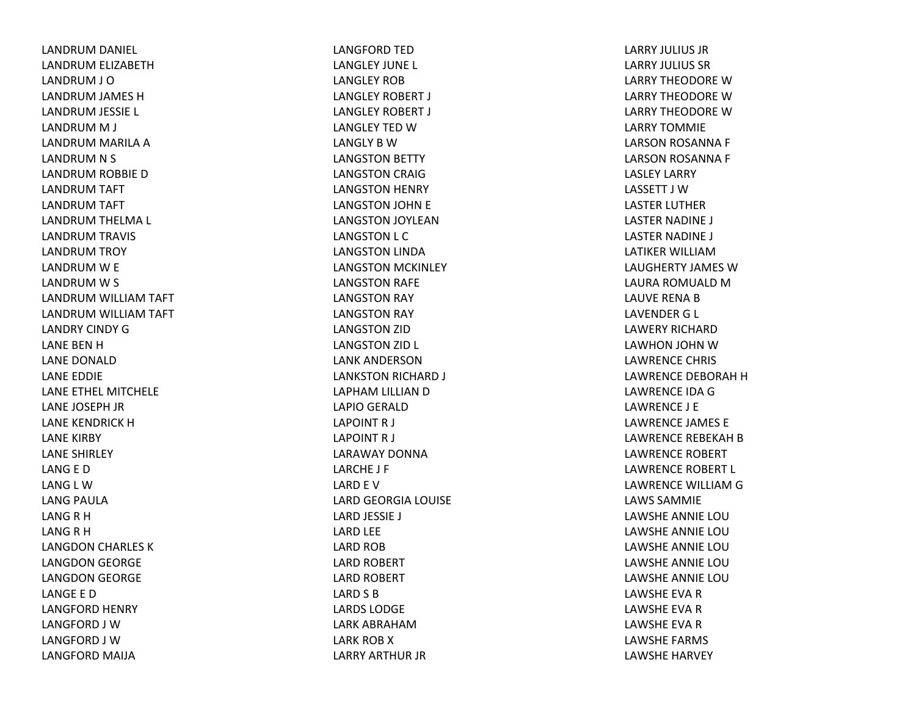LANDRUM DANIEL
LANDRUM ELIZABETH
LANDRUM J O
LANDRUM JAMES H
LANDRUM JESSIE L
LANDRUM M J
LANDRUM MARILA A
LANDRUM N S
LANDRUM ROBBIE D
LANDRUM TAFT
LANDRUM TAFT
LANDRUM THELMA L
LANDRUM TRAVIS
LANDRUM TROY
LANDRUM W E
LANDRUM W S
LANDRUM WILLIAM TAFT
LANDRUM WILLIAM TAFT
LANDRY CINDY G
LANE BEN H
LANE DONALD
LANE EDDIE
LANE ETHEL MITCHELE
LANE JOSEPH JR
LANE KENDRICK H
LANE KIRBY
LANE SHIRLEY
LANG E D
LANG L W
LANG PAULA
LANG R H
LANG R H
LANGDON CHARLES K
LANGDON GEORGE
LANGDON GEORGE
LANGE E D
LANGFORD HENRY
LANGFORD J W
LANGFORD J W
LANGFORD MAIJA
LANGFORD TED
LANGLEY JUNE L
LANGLEY ROB
LANGLEY ROBERT J
LANGLEY ROBERT J
LANGLEY TED W
LANGLY B W
LANGSTON BETTY
LANGSTON CRAIG
LANGSTON HENRY
LANGSTON JOHN E
LANGSTON JOYLEAN
LANGSTON L C
LANGSTON LINDA
LANGSTON MCKINLEY
LANGSTON RAFE
LANGSTON RAY
LANGSTON RAY
LANGSTON ZID
LANGSTON ZID L
LANK ANDERSON
LANKSTON RICHARD J
LAPHAM LILLIAN D
LAPIO GERALD
LAPOINT R J
LAPOINT R J
LARAWAY DONNA
LARCHE J F
LARD E V
LARD GEORGIA LOUISE
LARD JESSIE J
LARD LEE
LARD ROB
LARD ROBERT
LARD ROBERT
LARD S B
LARDS LODGE
LARK ABRAHAM
LARK ROB X
LARRY ARTHUR JR
LARRY JULIUS JR
LARRY JULIUS SR
LARRY THEODORE W
LARRY THEODORE W
LARRY THEODORE W
LARRY TOMMIE
LARSON ROSANNA F
LARSON ROSANNA F
LASLEY LARRY
LASSETT J W
LASTER LUTHER
LASTER NADINE J
LASTER NADINE J
LATIKER WILLIAM
LAUGHERTY JAMES W
LAURA ROMUALD M
LAUVE RENA B
LAVENDER G L
LAWERY RICHARD
LAWHON JOHN W
LAWRENCE CHRIS
LAWRENCE DEBORAH H
LAWRENCE IDA G
LAWRENCE J E
LAWRENCE JAMES E
LAWRENCE REBEKAH B
LAWRENCE ROBERT
LAWRENCE ROBERT L
LAWRENCE WILLIAM G
LAWS SAMMIE
LAWSHE ANNIE LOU
LAWSHE ANNIE LOU
LAWSHE ANNIE LOU
LAWSHE ANNIE LOU
LAWSHE ANNIE LOU
LAWSHE EVA R
LAWSHE EVA R
LAWSHE EVA R
LAWSHE FARMS
LAWSHE HARVEY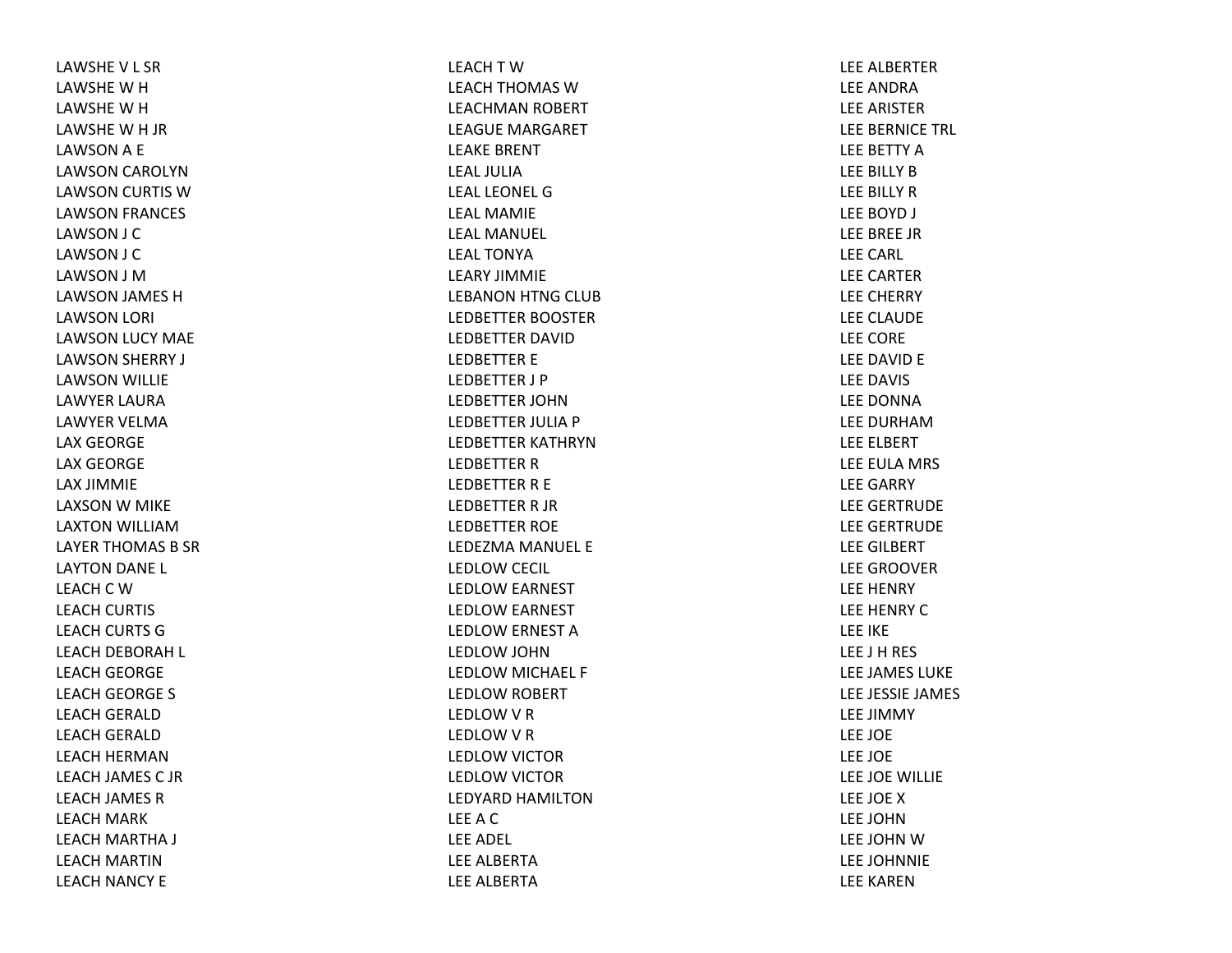LAWSHE V L SR
LAWSHE W H
LAWSHE W H
LAWSHE W H JR
LAWSON A E
LAWSON CAROLYN
LAWSON CURTIS W
LAWSON FRANCES
LAWSON J C
LAWSON J C
LAWSON J M
LAWSON JAMES H
LAWSON LORI
LAWSON LUCY MAE
LAWSON SHERRY J
LAWSON WILLIE
LAWYER LAURA
LAWYER VELMA
LAX GEORGE
LAX GEORGE
LAX JIMMIE
LAXSON W MIKE
LAXTON WILLIAM
LAYER THOMAS B SR
LAYTON DANE L
LEACH C W
LEACH CURTIS
LEACH CURTS G
LEACH DEBORAH L
LEACH GEORGE
LEACH GEORGE S
LEACH GERALD
LEACH GERALD
LEACH HERMAN
LEACH JAMES C JR
LEACH JAMES R
LEACH MARK
LEACH MARTHA J
LEACH MARTIN
LEACH NANCY E
LEACH T W
LEACH THOMAS W
LEACHMAN ROBERT
LEAGUE MARGARET
LEAKE BRENT
LEAL JULIA
LEAL LEONEL G
LEAL MAMIE
LEAL MANUEL
LEAL TONYA
LEARY JIMMIE
LEBANON HTNG CLUB
LEDBETTER BOOSTER
LEDBETTER DAVID
LEDBETTER E
LEDBETTER J P
LEDBETTER JOHN
LEDBETTER JULIA P
LEDBETTER KATHRYN
LEDBETTER R
LEDBETTER R E
LEDBETTER R JR
LEDBETTER ROE
LEDEZMA MANUEL E
LEDLOW CECIL
LEDLOW EARNEST
LEDLOW EARNEST
LEDLOW ERNEST A
LEDLOW JOHN
LEDLOW MICHAEL F
LEDLOW ROBERT
LEDLOW V R
LEDLOW V R
LEDLOW VICTOR
LEDLOW VICTOR
LEDYARD HAMILTON
LEE A C
LEE ADEL
LEE ALBERTA
LEE ALBERTA
LEE ALBERTER
LEE ANDRA
LEE ARISTER
LEE BERNICE TRL
LEE BETTY A
LEE BILLY B
LEE BILLY R
LEE BOYD J
LEE BREE JR
LEE CARL
LEE CARTER
LEE CHERRY
LEE CLAUDE
LEE CORE
LEE DAVID E
LEE DAVIS
LEE DONNA
LEE DURHAM
LEE ELBERT
LEE EULA MRS
LEE GARRY
LEE GERTRUDE
LEE GERTRUDE
LEE GILBERT
LEE GROOVER
LEE HENRY
LEE HENRY C
LEE IKE
LEE J H RES
LEE JAMES LUKE
LEE JESSIE JAMES
LEE JIMMY
LEE JOE
LEE JOE
LEE JOE WILLIE
LEE JOE X
LEE JOHN
LEE JOHN W
LEE JOHNNIE
LEE KAREN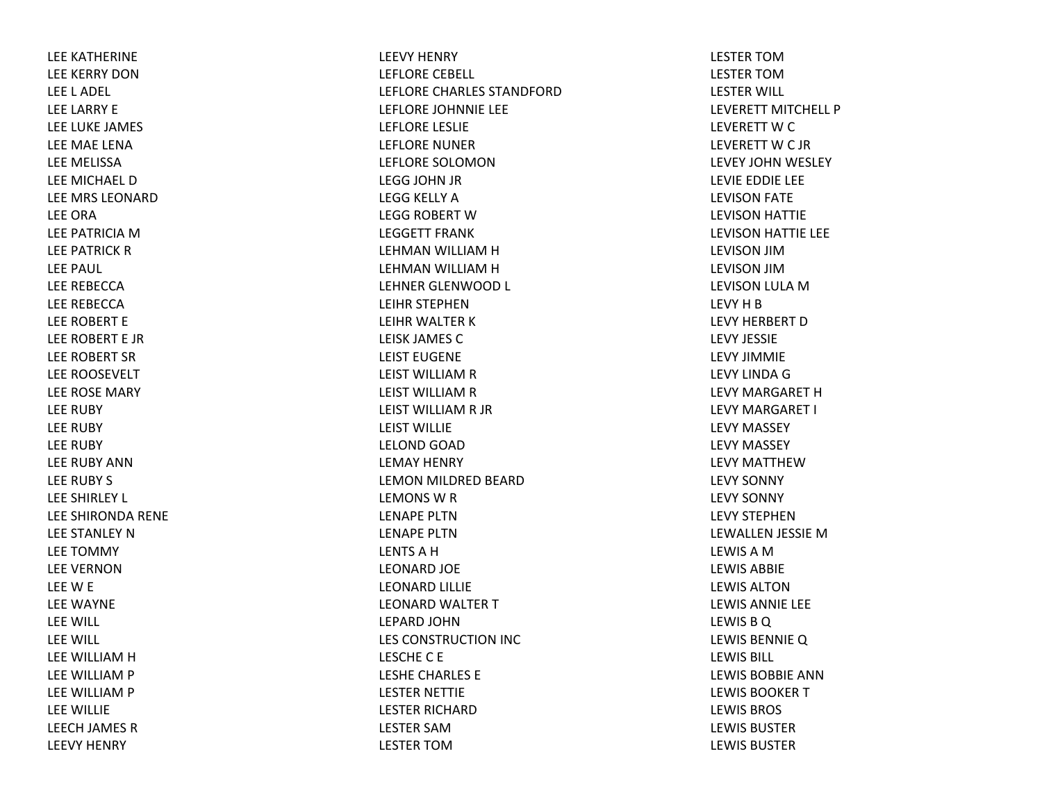LEE KATHERINE
LEE KERRY DON
LEE L ADEL
LEE LARRY E
LEE LUKE JAMES
LEE MAE LENA
LEE MELISSA
LEE MICHAEL D
LEE MRS LEONARD
LEE ORA
LEE PATRICIA M
LEE PATRICK R
LEE PAUL
LEE REBECCA
LEE REBECCA
LEE ROBERT E
LEE ROBERT E JR
LEE ROBERT SR
LEE ROOSEVELT
LEE ROSE MARY
LEE RUBY
LEE RUBY
LEE RUBY
LEE RUBY ANN
LEE RUBY S
LEE SHIRLEY L
LEE SHIRONDA RENE
LEE STANLEY N
LEE TOMMY
LEE VERNON
LEE W E
LEE WAYNE
LEE WILL
LEE WILL
LEE WILLIAM H
LEE WILLIAM P
LEE WILLIAM P
LEE WILLIE
LEECH JAMES R
LEEVY HENRY
LEEVY HENRY
LEFLORE CEBELL
LEFLORE CHARLES STANDFORD
LEFLORE JOHNNIE LEE
LEFLORE LESLIE
LEFLORE NUNER
LEFLORE SOLOMON
LEGG JOHN JR
LEGG KELLY A
LEGG ROBERT W
LEGGETT FRANK
LEHMAN WILLIAM H
LEHMAN WILLIAM H
LEHNER GLENWOOD L
LEIHR STEPHEN
LEIHR WALTER K
LEISK JAMES C
LEIST EUGENE
LEIST WILLIAM R
LEIST WILLIAM R
LEIST WILLIAM R JR
LEIST WILLIE
LELOND GOAD
LEMAY HENRY
LEMON MILDRED BEARD
LEMONS W R
LENAPE PLTN
LENAPE PLTN
LENTS A H
LEONARD JOE
LEONARD LILLIE
LEONARD WALTER T
LEPARD JOHN
LES CONSTRUCTION INC
LESCHE C E
LESHE CHARLES E
LESTER NETTIE
LESTER RICHARD
LESTER SAM
LESTER TOM
LESTER TOM
LESTER TOM
LESTER WILL
LEVERETT MITCHELL P
LEVERETT W C
LEVERETT W C JR
LEVEY JOHN WESLEY
LEVIE EDDIE LEE
LEVISON FATE
LEVISON HATTIE
LEVISON HATTIE LEE
LEVISON JIM
LEVISON JIM
LEVISON LULA M
LEVY H B
LEVY HERBERT D
LEVY JESSIE
LEVY JIMMIE
LEVY LINDA G
LEVY MARGARET H
LEVY MARGARET I
LEVY MASSEY
LEVY MASSEY
LEVY MATTHEW
LEVY SONNY
LEVY SONNY
LEVY STEPHEN
LEWALLEN JESSIE M
LEWIS A M
LEWIS ABBIE
LEWIS ALTON
LEWIS ANNIE LEE
LEWIS B Q
LEWIS BENNIE Q
LEWIS BILL
LEWIS BOBBIE ANN
LEWIS BOOKER T
LEWIS BROS
LEWIS BUSTER
LEWIS BUSTER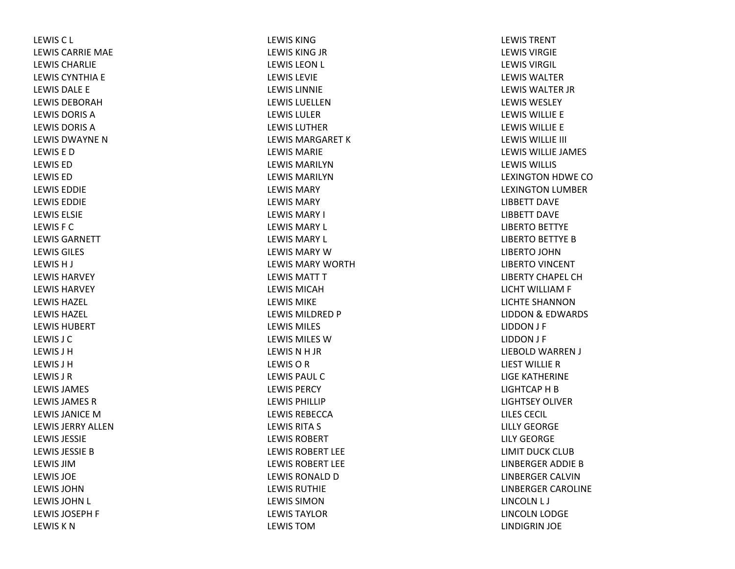LEWIS C L
LEWIS CARRIE MAE
LEWIS CHARLIE
LEWIS CYNTHIA E
LEWIS DALE E
LEWIS DEBORAH
LEWIS DORIS A
LEWIS DORIS A
LEWIS DWAYNE N
LEWIS E D
LEWIS ED
LEWIS ED
LEWIS EDDIE
LEWIS EDDIE
LEWIS ELSIE
LEWIS F C
LEWIS GARNETT
LEWIS GILES
LEWIS H J
LEWIS HARVEY
LEWIS HARVEY
LEWIS HAZEL
LEWIS HAZEL
LEWIS HUBERT
LEWIS J C
LEWIS J H
LEWIS J H
LEWIS J R
LEWIS JAMES
LEWIS JAMES R
LEWIS JANICE M
LEWIS JERRY ALLEN
LEWIS JESSIE
LEWIS JESSIE B
LEWIS JIM
LEWIS JOE
LEWIS JOHN
LEWIS JOHN L
LEWIS JOSEPH F
LEWIS K N
LEWIS KING
LEWIS KING JR
LEWIS LEON L
LEWIS LEVIE
LEWIS LINNIE
LEWIS LUELLEN
LEWIS LULER
LEWIS LUTHER
LEWIS MARGARET K
LEWIS MARIE
LEWIS MARILYN
LEWIS MARILYN
LEWIS MARY
LEWIS MARY
LEWIS MARY I
LEWIS MARY L
LEWIS MARY L
LEWIS MARY W
LEWIS MARY WORTH
LEWIS MATT T
LEWIS MICAH
LEWIS MIKE
LEWIS MILDRED P
LEWIS MILES
LEWIS MILES W
LEWIS N H JR
LEWIS O R
LEWIS PAUL C
LEWIS PERCY
LEWIS PHILLIP
LEWIS REBECCA
LEWIS RITA S
LEWIS ROBERT
LEWIS ROBERT LEE
LEWIS ROBERT LEE
LEWIS RONALD D
LEWIS RUTHIE
LEWIS SIMON
LEWIS TAYLOR
LEWIS TOM
LEWIS TRENT
LEWIS VIRGIE
LEWIS VIRGIL
LEWIS WALTER
LEWIS WALTER JR
LEWIS WESLEY
LEWIS WILLIE E
LEWIS WILLIE E
LEWIS WILLIE III
LEWIS WILLIE JAMES
LEWIS WILLIS
LEXINGTON HDWE CO
LEXINGTON LUMBER
LIBBETT DAVE
LIBBETT DAVE
LIBERTO BETTYE
LIBERTO BETTYE B
LIBERTO JOHN
LIBERTO VINCENT
LIBERTY CHAPEL CH
LICHT WILLIAM F
LICHTE SHANNON
LIDDON & EDWARDS
LIDDON J F
LIDDON J F
LIEBOLD WARREN J
LIEST WILLIE R
LIGE KATHERINE
LIGHTCAP H B
LIGHTSEY OLIVER
LILES CECIL
LILLY GEORGE
LILY GEORGE
LIMIT DUCK CLUB
LINBERGER ADDIE B
LINBERGER CALVIN
LINBERGER CAROLINE
LINCOLN L J
LINCOLN LODGE
LINDIGRIN JOE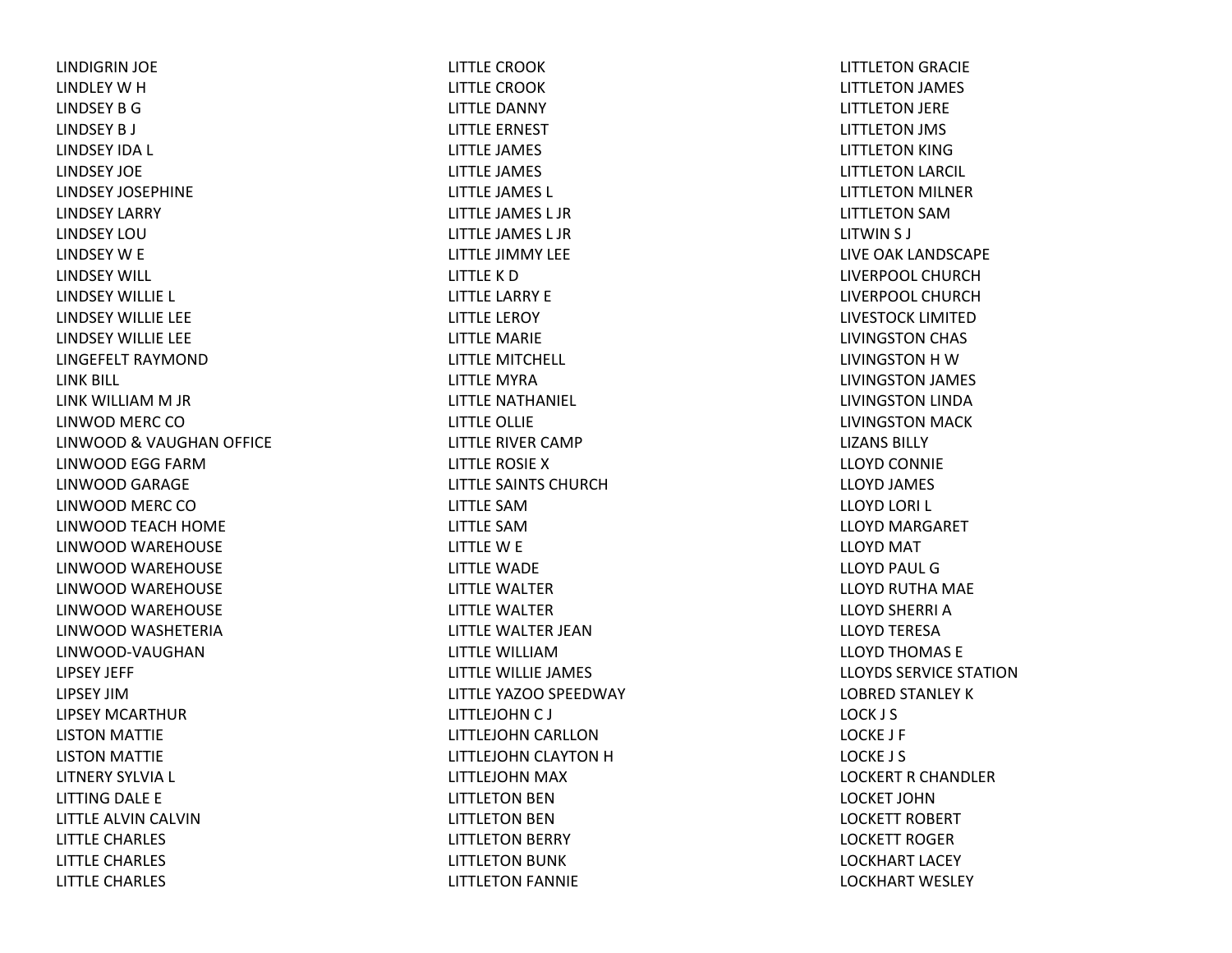LINDIGRIN JOE
LINDLEY W H
LINDSEY B G
LINDSEY B J
LINDSEY IDA L
LINDSEY JOE
LINDSEY JOSEPHINE
LINDSEY LARRY
LINDSEY LOU
LINDSEY W E
LINDSEY WILL
LINDSEY WILLIE L
LINDSEY WILLIE LEE
LINDSEY WILLIE LEE
LINGEFELT RAYMOND
LINK BILL
LINK WILLIAM M JR
LINWOD MERC CO
LINWOOD & VAUGHAN OFFICE
LINWOOD EGG FARM
LINWOOD GARAGE
LINWOOD MERC CO
LINWOOD TEACH HOME
LINWOOD WAREHOUSE
LINWOOD WAREHOUSE
LINWOOD WAREHOUSE
LINWOOD WAREHOUSE
LINWOOD WASHETERIA
LINWOOD-VAUGHAN
LIPSEY JEFF
LIPSEY JIM
LIPSEY MCARTHUR
LISTON MATTIE
LISTON MATTIE
LITNERY SYLVIA L
LITTING DALE E
LITTLE ALVIN CALVIN
LITTLE CHARLES
LITTLE CHARLES
LITTLE CHARLES
LITTLE CROOK
LITTLE CROOK
LITTLE DANNY
LITTLE ERNEST
LITTLE JAMES
LITTLE JAMES
LITTLE JAMES L
LITTLE JAMES L JR
LITTLE JAMES L JR
LITTLE JIMMY LEE
LITTLE K D
LITTLE LARRY E
LITTLE LEROY
LITTLE MARIE
LITTLE MITCHELL
LITTLE MYRA
LITTLE NATHANIEL
LITTLE OLLIE
LITTLE RIVER CAMP
LITTLE ROSIE X
LITTLE SAINTS CHURCH
LITTLE SAM
LITTLE SAM
LITTLE W E
LITTLE WADE
LITTLE WALTER
LITTLE WALTER
LITTLE WALTER JEAN
LITTLE WILLIAM
LITTLE WILLIE JAMES
LITTLE YAZOO SPEEDWAY
LITTLEJOHN C J
LITTLEJOHN CARLLON
LITTLEJOHN CLAYTON H
LITTLEJOHN MAX
LITTLETON BEN
LITTLETON BEN
LITTLETON BERRY
LITTLETON BUNK
LITTLETON FANNIE
LITTLETON GRACIE
LITTLETON JAMES
LITTLETON JERE
LITTLETON JMS
LITTLETON KING
LITTLETON LARCIL
LITTLETON MILNER
LITTLETON SAM
LITWIN S J
LIVE OAK LANDSCAPE
LIVERPOOL CHURCH
LIVERPOOL CHURCH
LIVESTOCK LIMITED
LIVINGSTON CHAS
LIVINGSTON H W
LIVINGSTON JAMES
LIVINGSTON LINDA
LIVINGSTON MACK
LIZANS BILLY
LLOYD CONNIE
LLOYD JAMES
LLOYD LORI L
LLOYD MARGARET
LLOYD MAT
LLOYD PAUL G
LLOYD RUTHA MAE
LLOYD SHERRI A
LLOYD TERESA
LLOYD THOMAS E
LLOYDS SERVICE STATION
LOBRED STANLEY K
LOCK J S
LOCKE J F
LOCKE J S
LOCKERT R CHANDLER
LOCKET JOHN
LOCKETT ROBERT
LOCKETT ROGER
LOCKHART LACEY
LOCKHART WESLEY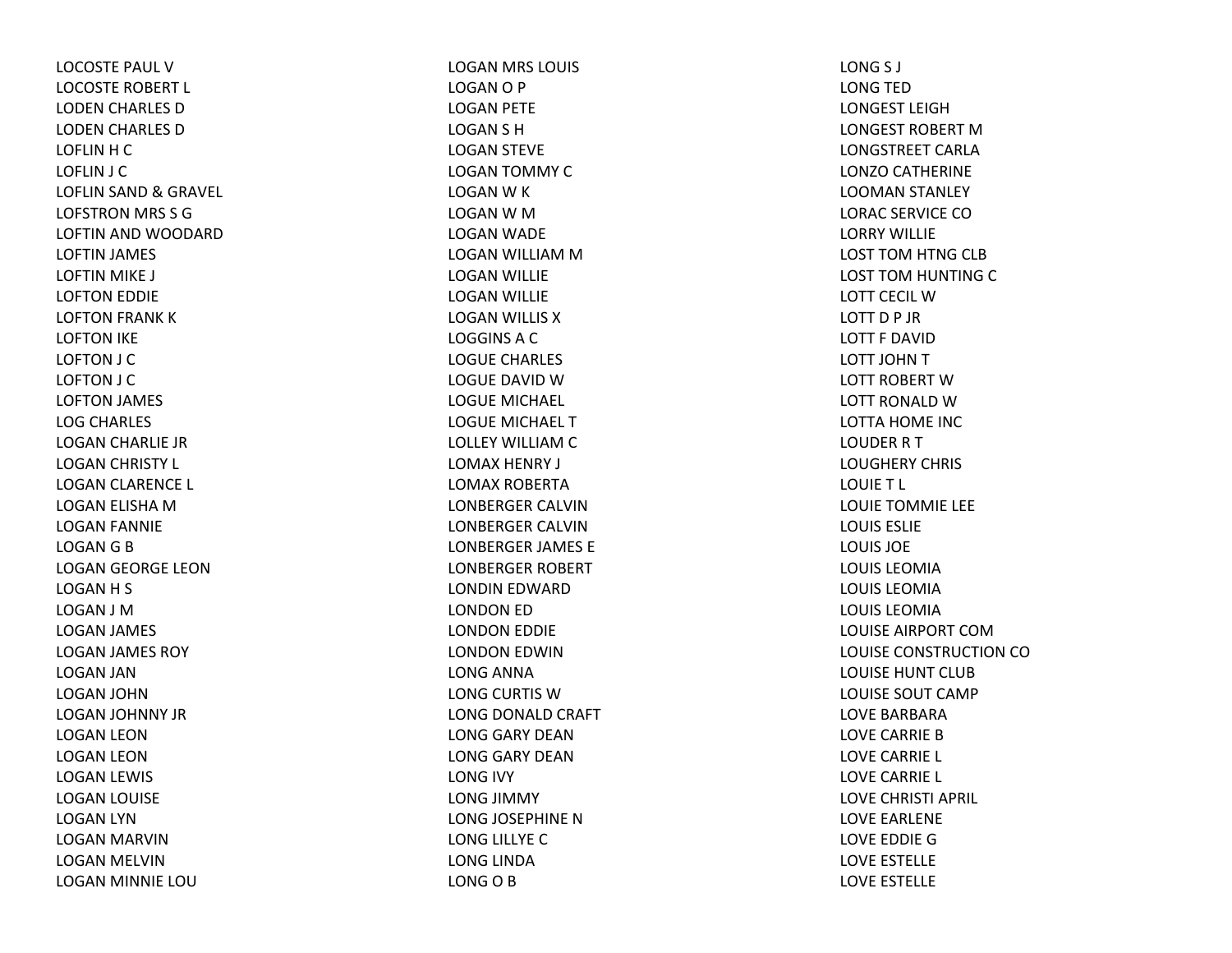LOCOSTE PAUL V
LOCOSTE ROBERT L
LODEN CHARLES D
LODEN CHARLES D
LOFLIN H C
LOFLIN J C
LOFLIN SAND & GRAVEL
LOFSTRON MRS S G
LOFTIN AND WOODARD
LOFTIN JAMES
LOFTIN MIKE J
LOFTON EDDIE
LOFTON FRANK K
LOFTON IKE
LOFTON J C
LOFTON J C
LOFTON JAMES
LOG CHARLES
LOGAN CHARLIE JR
LOGAN CHRISTY L
LOGAN CLARENCE L
LOGAN ELISHA M
LOGAN FANNIE
LOGAN G B
LOGAN GEORGE LEON
LOGAN H S
LOGAN J M
LOGAN JAMES
LOGAN JAMES ROY
LOGAN JAN
LOGAN JOHN
LOGAN JOHNNY JR
LOGAN LEON
LOGAN LEON
LOGAN LEWIS
LOGAN LOUISE
LOGAN LYN
LOGAN MARVIN
LOGAN MELVIN
LOGAN MINNIE LOU
LOGAN MRS LOUIS
LOGAN O P
LOGAN PETE
LOGAN S H
LOGAN STEVE
LOGAN TOMMY C
LOGAN W K
LOGAN W M
LOGAN WADE
LOGAN WILLIAM M
LOGAN WILLIE
LOGAN WILLIE
LOGAN WILLIS X
LOGGINS A C
LOGUE CHARLES
LOGUE DAVID W
LOGUE MICHAEL
LOGUE MICHAEL T
LOLLEY WILLIAM C
LOMAX HENRY J
LOMAX ROBERTA
LONBERGER CALVIN
LONBERGER CALVIN
LONBERGER JAMES E
LONBERGER ROBERT
LONDIN EDWARD
LONDON ED
LONDON EDDIE
LONDON EDWIN
LONG ANNA
LONG CURTIS W
LONG DONALD CRAFT
LONG GARY DEAN
LONG GARY DEAN
LONG IVY
LONG JIMMY
LONG JOSEPHINE N
LONG LILLYE C
LONG LINDA
LONG O B
LONG S J
LONG TED
LONGEST LEIGH
LONGEST ROBERT M
LONGSTREET CARLA
LONZO CATHERINE
LOOMAN STANLEY
LORAC SERVICE CO
LORRY WILLIE
LOST TOM HTNG CLB
LOST TOM HUNTING C
LOTT CECIL W
LOTT D P JR
LOTT F DAVID
LOTT JOHN T
LOTT ROBERT W
LOTT RONALD W
LOTTA HOME INC
LOUDER R T
LOUGHERY CHRIS
LOUIE T L
LOUIE TOMMIE LEE
LOUIS ESLIE
LOUIS JOE
LOUIS LEOMIA
LOUIS LEOMIA
LOUIS LEOMIA
LOUISE AIRPORT COM
LOUISE CONSTRUCTION CO
LOUISE HUNT CLUB
LOUISE SOUT CAMP
LOVE BARBARA
LOVE CARRIE B
LOVE CARRIE L
LOVE CARRIE L
LOVE CHRISTI APRIL
LOVE EARLENE
LOVE EDDIE G
LOVE ESTELLE
LOVE ESTELLE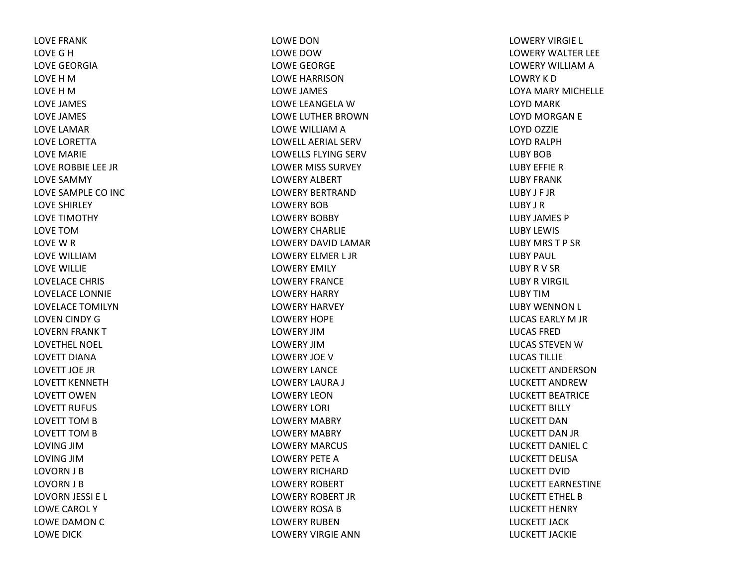LOVE FRANK
LOVE G H
LOVE GEORGIA
LOVE H M
LOVE H M
LOVE JAMES
LOVE JAMES
LOVE LAMAR
LOVE LORETTA
LOVE MARIE
LOVE ROBBIE LEE JR
LOVE SAMMY
LOVE SAMPLE CO INC
LOVE SHIRLEY
LOVE TIMOTHY
LOVE TOM
LOVE W R
LOVE WILLIAM
LOVE WILLIE
LOVELACE CHRIS
LOVELACE LONNIE
LOVELACE TOMILYN
LOVEN CINDY G
LOVERN FRANK T
LOVETHEL NOEL
LOVETT DIANA
LOVETT JOE JR
LOVETT KENNETH
LOVETT OWEN
LOVETT RUFUS
LOVETT TOM B
LOVETT TOM B
LOVING JIM
LOVING JIM
LOVORN J B
LOVORN J B
LOVORN JESSI E L
LOWE CAROL Y
LOWE DAMON C
LOWE DICK
LOWE DON
LOWE DOW
LOWE GEORGE
LOWE HARRISON
LOWE JAMES
LOWE LEANGELA W
LOWE LUTHER BROWN
LOWE WILLIAM A
LOWELL AERIAL SERV
LOWELLS FLYING SERV
LOWER MISS SURVEY
LOWERY ALBERT
LOWERY BERTRAND
LOWERY BOB
LOWERY BOBBY
LOWERY CHARLIE
LOWERY DAVID LAMAR
LOWERY ELMER L JR
LOWERY EMILY
LOWERY FRANCE
LOWERY HARRY
LOWERY HARVEY
LOWERY HOPE
LOWERY JIM
LOWERY JIM
LOWERY JOE V
LOWERY LANCE
LOWERY LAURA J
LOWERY LEON
LOWERY LORI
LOWERY MABRY
LOWERY MABRY
LOWERY MARCUS
LOWERY PETE A
LOWERY RICHARD
LOWERY ROBERT
LOWERY ROBERT JR
LOWERY ROSA B
LOWERY RUBEN
LOWERY VIRGIE ANN
LOWERY VIRGIE L
LOWERY WALTER LEE
LOWERY WILLIAM A
LOWRY K D
LOYA MARY MICHELLE
LOYD MARK
LOYD MORGAN E
LOYD OZZIE
LOYD RALPH
LUBY BOB
LUBY EFFIE R
LUBY FRANK
LUBY J F JR
LUBY J R
LUBY JAMES P
LUBY LEWIS
LUBY MRS T P SR
LUBY PAUL
LUBY R V SR
LUBY R VIRGIL
LUBY TIM
LUBY WENNON L
LUCAS EARLY M JR
LUCAS FRED
LUCAS STEVEN W
LUCAS TILLIE
LUCKETT ANDERSON
LUCKETT ANDREW
LUCKETT BEATRICE
LUCKETT BILLY
LUCKETT DAN
LUCKETT DAN JR
LUCKETT DANIEL C
LUCKETT DELISA
LUCKETT DVID
LUCKETT EARNESTINE
LUCKETT ETHEL B
LUCKETT HENRY
LUCKETT JACK
LUCKETT JACKIE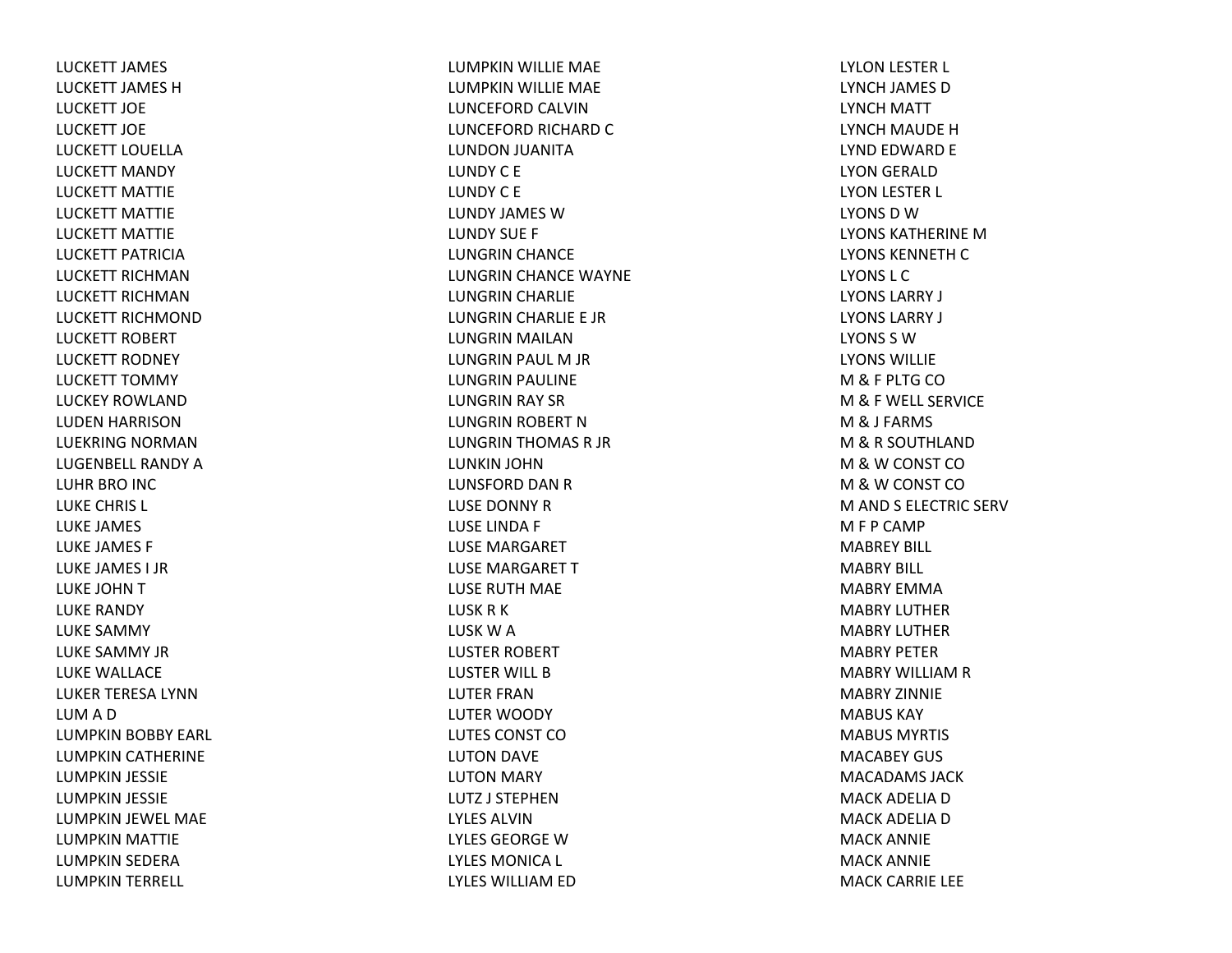LUCKETT JAMES
LUCKETT JAMES H
LUCKETT JOE
LUCKETT JOE
LUCKETT LOUELLA
LUCKETT MANDY
LUCKETT MATTIE
LUCKETT MATTIE
LUCKETT MATTIE
LUCKETT PATRICIA
LUCKETT RICHMAN
LUCKETT RICHMAN
LUCKETT RICHMOND
LUCKETT ROBERT
LUCKETT RODNEY
LUCKETT TOMMY
LUCKEY ROWLAND
LUDEN HARRISON
LUEKRING NORMAN
LUGENBELL RANDY A
LUHR BRO INC
LUKE CHRIS L
LUKE JAMES
LUKE JAMES F
LUKE JAMES I JR
LUKE JOHN T
LUKE RANDY
LUKE SAMMY
LUKE SAMMY JR
LUKE WALLACE
LUKER TERESA LYNN
LUM A D
LUMPKIN BOBBY EARL
LUMPKIN CATHERINE
LUMPKIN JESSIE
LUMPKIN JESSIE
LUMPKIN JEWEL MAE
LUMPKIN MATTIE
LUMPKIN SEDERA
LUMPKIN TERRELL
LUMPKIN WILLIE MAE
LUMPKIN WILLIE MAE
LUNCEFORD CALVIN
LUNCEFORD RICHARD C
LUNDON JUANITA
LUNDY C E
LUNDY C E
LUNDY JAMES W
LUNDY SUE F
LUNGRIN CHANCE
LUNGRIN CHANCE WAYNE
LUNGRIN CHARLIE
LUNGRIN CHARLIE E JR
LUNGRIN MAILAN
LUNGRIN PAUL M JR
LUNGRIN PAULINE
LUNGRIN RAY SR
LUNGRIN ROBERT N
LUNGRIN THOMAS R JR
LUNKIN JOHN
LUNSFORD DAN R
LUSE DONNY R
LUSE LINDA F
LUSE MARGARET
LUSE MARGARET T
LUSE RUTH MAE
LUSK R K
LUSK W A
LUSTER ROBERT
LUSTER WILL B
LUTER FRAN
LUTER WOODY
LUTES CONST CO
LUTON DAVE
LUTON MARY
LUTZ J STEPHEN
LYLES ALVIN
LYLES GEORGE W
LYLES MONICA L
LYLES WILLIAM ED
LYLON LESTER L
LYNCH JAMES D
LYNCH MATT
LYNCH MAUDE H
LYND EDWARD E
LYON GERALD
LYON LESTER L
LYONS D W
LYONS KATHERINE M
LYONS KENNETH C
LYONS L C
LYONS LARRY J
LYONS LARRY J
LYONS S W
LYONS WILLIE
M & F PLTG CO
M & F WELL SERVICE
M & J FARMS
M & R SOUTHLAND
M & W CONST CO
M & W CONST CO
M AND S ELECTRIC SERV
M F P CAMP
MABREY BILL
MABRY BILL
MABRY EMMA
MABRY LUTHER
MABRY LUTHER
MABRY PETER
MABRY WILLIAM R
MABRY ZINNIE
MABUS KAY
MABUS MYRTIS
MACABEY GUS
MACADAMS JACK
MACK ADELIA D
MACK ADELIA D
MACK ANNIE
MACK ANNIE
MACK CARRIE LEE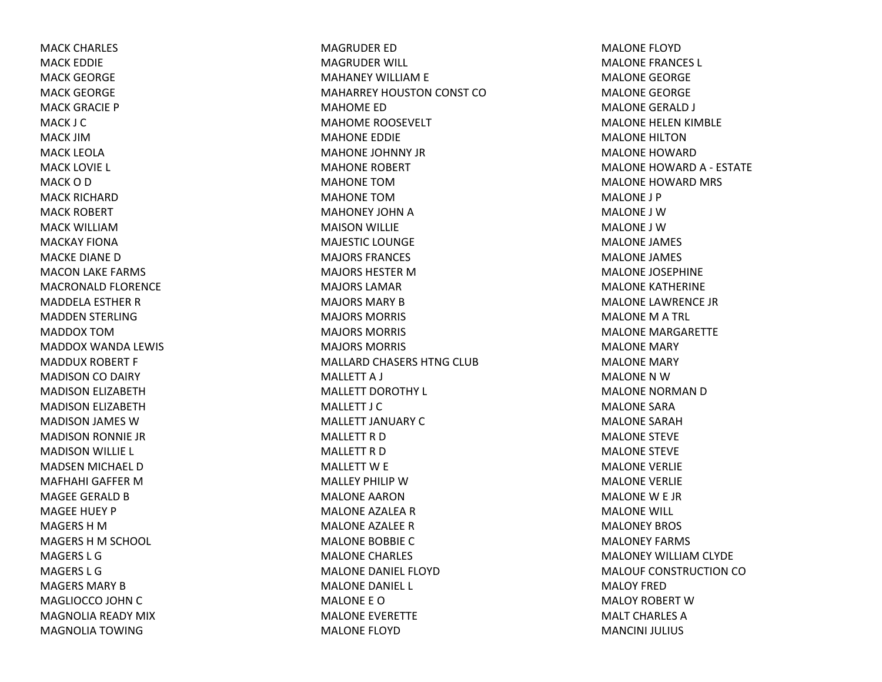MACK CHARLES
MACK EDDIE
MACK GEORGE
MACK GEORGE
MACK GRACIE P
MACK J C
MACK JIM
MACK LEOLA
MACK LOVIE L
MACK O D
MACK RICHARD
MACK ROBERT
MACK WILLIAM
MACKAY FIONA
MACKE DIANE D
MACON LAKE FARMS
MACRONALD FLORENCE
MADDELA ESTHER R
MADDEN STERLING
MADDOX TOM
MADDOX WANDA LEWIS
MADDUX ROBERT F
MADISON CO DAIRY
MADISON ELIZABETH
MADISON ELIZABETH
MADISON JAMES W
MADISON RONNIE JR
MADISON WILLIE L
MADSEN MICHAEL D
MAFHAHI GAFFER M
MAGEE GERALD B
MAGEE HUEY P
MAGERS H M
MAGERS H M SCHOOL
MAGERS L G
MAGERS L G
MAGERS MARY B
MAGLIOCCO JOHN C
MAGNOLIA READY MIX
MAGNOLIA TOWING
MAGRUDER ED
MAGRUDER WILL
MAHANEY WILLIAM E
MAHARREY HOUSTON CONST CO
MAHOME ED
MAHOME ROOSEVELT
MAHONE EDDIE
MAHONE JOHNNY JR
MAHONE ROBERT
MAHONE TOM
MAHONE TOM
MAHONEY JOHN A
MAISON WILLIE
MAJESTIC LOUNGE
MAJORS FRANCES
MAJORS HESTER M
MAJORS LAMAR
MAJORS MARY B
MAJORS MORRIS
MAJORS MORRIS
MAJORS MORRIS
MALLARD CHASERS HTNG CLUB
MALLETT A J
MALLETT DOROTHY L
MALLETT J C
MALLETT JANUARY C
MALLETT R D
MALLETT R D
MALLETT W E
MALLEY PHILIP W
MALONE AARON
MALONE AZALEA R
MALONE AZALEE R
MALONE BOBBIE C
MALONE CHARLES
MALONE DANIEL FLOYD
MALONE DANIEL L
MALONE E O
MALONE EVERETTE
MALONE FLOYD
MALONE FLOYD
MALONE FRANCES L
MALONE GEORGE
MALONE GEORGE
MALONE GERALD J
MALONE HELEN KIMBLE
MALONE HILTON
MALONE HOWARD
MALONE HOWARD A - ESTATE
MALONE HOWARD MRS
MALONE J P
MALONE J W
MALONE J W
MALONE JAMES
MALONE JAMES
MALONE JOSEPHINE
MALONE KATHERINE
MALONE LAWRENCE JR
MALONE M A TRL
MALONE MARGARETTE
MALONE MARY
MALONE MARY
MALONE N W
MALONE NORMAN D
MALONE SARA
MALONE SARAH
MALONE STEVE
MALONE STEVE
MALONE VERLIE
MALONE VERLIE
MALONE W E JR
MALONE WILL
MALONEY BROS
MALONEY FARMS
MALONEY WILLIAM CLYDE
MALOUF CONSTRUCTION CO
MALOY FRED
MALOY ROBERT W
MALT CHARLES A
MANCINI JULIUS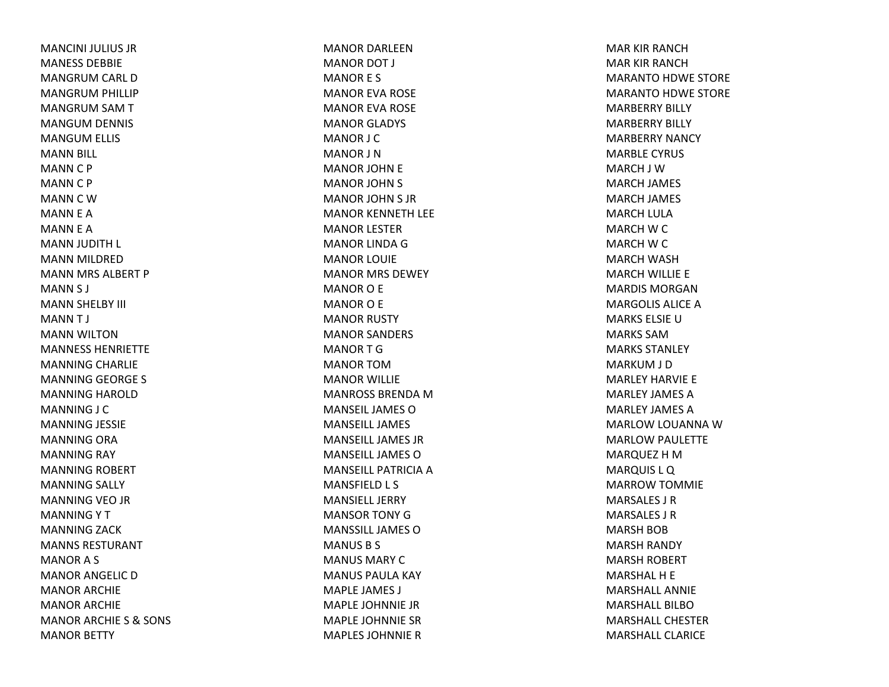MANCINI JULIUS JR
MANESS DEBBIE
MANGRUM CARL D
MANGRUM PHILLIP
MANGRUM SAM T
MANGUM DENNIS
MANGUM ELLIS
MANN BILL
MANN C P
MANN C P
MANN C W
MANN E A
MANN E A
MANN JUDITH L
MANN MILDRED
MANN MRS ALBERT P
MANN S J
MANN SHELBY III
MANN T J
MANN WILTON
MANNESS HENRIETTE
MANNING CHARLIE
MANNING GEORGE S
MANNING HAROLD
MANNING J C
MANNING JESSIE
MANNING ORA
MANNING RAY
MANNING ROBERT
MANNING SALLY
MANNING VEO JR
MANNING Y T
MANNING ZACK
MANNS RESTURANT
MANOR A S
MANOR ANGELIC D
MANOR ARCHIE
MANOR ARCHIE
MANOR ARCHIE S & SONS
MANOR BETTY
MANOR DARLEEN
MANOR DOT J
MANOR E S
MANOR EVA ROSE
MANOR EVA ROSE
MANOR GLADYS
MANOR J C
MANOR J N
MANOR JOHN E
MANOR JOHN S
MANOR JOHN S JR
MANOR KENNETH LEE
MANOR LESTER
MANOR LINDA G
MANOR LOUIE
MANOR MRS DEWEY
MANOR O E
MANOR O E
MANOR RUSTY
MANOR SANDERS
MANOR T G
MANOR TOM
MANOR WILLIE
MANROSS BRENDA M
MANSEIL JAMES O
MANSEILL JAMES
MANSEILL JAMES JR
MANSEILL JAMES O
MANSEILL PATRICIA A
MANSFIELD L S
MANSIELL JERRY
MANSOR TONY G
MANSSILL JAMES O
MANUS B S
MANUS MARY C
MANUS PAULA KAY
MAPLE JAMES J
MAPLE JOHNNIE JR
MAPLE JOHNNIE SR
MAPLES JOHNNIE R
MAR KIR RANCH
MAR KIR RANCH
MARANTO HDWE STORE
MARANTO HDWE STORE
MARBERRY BILLY
MARBERRY BILLY
MARBERRY NANCY
MARBLE CYRUS
MARCH J W
MARCH JAMES
MARCH JAMES
MARCH LULA
MARCH W C
MARCH W C
MARCH WASH
MARCH WILLIE E
MARDIS MORGAN
MARGOLIS ALICE A
MARKS ELSIE U
MARKS SAM
MARKS STANLEY
MARKUM J D
MARLEY HARVIE E
MARLEY JAMES A
MARLEY JAMES A
MARLOW LOUANNA W
MARLOW PAULETTE
MARQUEZ H M
MARQUIS L Q
MARROW TOMMIE
MARSALES J R
MARSALES J R
MARSH BOB
MARSH RANDY
MARSH ROBERT
MARSHAL H E
MARSHALL ANNIE
MARSHALL BILBO
MARSHALL CHESTER
MARSHALL CLARICE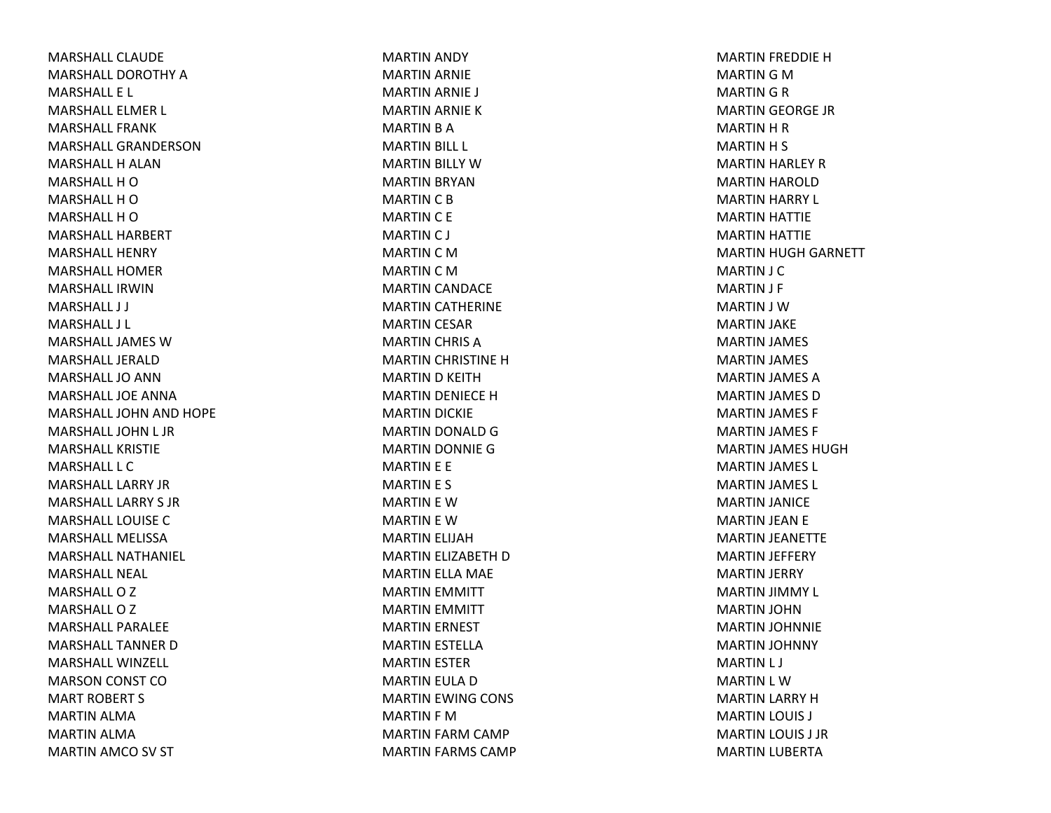MARSHALL CLAUDE
MARSHALL DOROTHY A
MARSHALL E L
MARSHALL ELMER L
MARSHALL FRANK
MARSHALL GRANDERSON
MARSHALL H ALAN
MARSHALL H O
MARSHALL H O
MARSHALL H O
MARSHALL HARBERT
MARSHALL HENRY
MARSHALL HOMER
MARSHALL IRWIN
MARSHALL J J
MARSHALL J L
MARSHALL JAMES W
MARSHALL JERALD
MARSHALL JO ANN
MARSHALL JOE ANNA
MARSHALL JOHN AND HOPE
MARSHALL JOHN L JR
MARSHALL KRISTIE
MARSHALL L C
MARSHALL LARRY JR
MARSHALL LARRY S JR
MARSHALL LOUISE C
MARSHALL MELISSA
MARSHALL NATHANIEL
MARSHALL NEAL
MARSHALL O Z
MARSHALL O Z
MARSHALL PARALEE
MARSHALL TANNER D
MARSHALL WINZELL
MARSON CONST CO
MART ROBERT S
MARTIN ALMA
MARTIN ALMA
MARTIN AMCO SV ST
MARTIN ANDY
MARTIN ARNIE
MARTIN ARNIE J
MARTIN ARNIE K
MARTIN B A
MARTIN BILL L
MARTIN BILLY W
MARTIN BRYAN
MARTIN C B
MARTIN C E
MARTIN C J
MARTIN C M
MARTIN C M
MARTIN CANDACE
MARTIN CATHERINE
MARTIN CESAR
MARTIN CHRIS A
MARTIN CHRISTINE H
MARTIN D KEITH
MARTIN DENIECE H
MARTIN DICKIE
MARTIN DONALD G
MARTIN DONNIE G
MARTIN E E
MARTIN E S
MARTIN E W
MARTIN E W
MARTIN ELIJAH
MARTIN ELIZABETH D
MARTIN ELLA MAE
MARTIN EMMITT
MARTIN EMMITT
MARTIN ERNEST
MARTIN ESTELLA
MARTIN ESTER
MARTIN EULA D
MARTIN EWING CONS
MARTIN F M
MARTIN FARM CAMP
MARTIN FARMS CAMP
MARTIN FREDDIE H
MARTIN G M
MARTIN G R
MARTIN GEORGE JR
MARTIN H R
MARTIN H S
MARTIN HARLEY R
MARTIN HAROLD
MARTIN HARRY L
MARTIN HATTIE
MARTIN HATTIE
MARTIN HUGH GARNETT
MARTIN J C
MARTIN J F
MARTIN J W
MARTIN JAKE
MARTIN JAMES
MARTIN JAMES
MARTIN JAMES A
MARTIN JAMES D
MARTIN JAMES F
MARTIN JAMES F
MARTIN JAMES HUGH
MARTIN JAMES L
MARTIN JAMES L
MARTIN JANICE
MARTIN JEAN E
MARTIN JEANETTE
MARTIN JEFFERY
MARTIN JERRY
MARTIN JIMMY L
MARTIN JOHN
MARTIN JOHNNIE
MARTIN JOHNNY
MARTIN L J
MARTIN L W
MARTIN LARRY H
MARTIN LOUIS J
MARTIN LOUIS J JR
MARTIN LUBERTA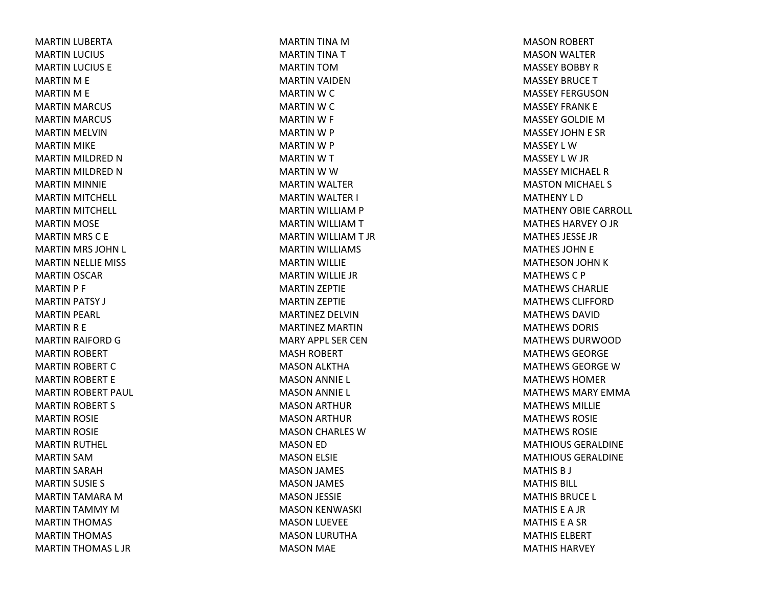MARTIN LUBERTA
MARTIN LUCIUS
MARTIN LUCIUS E
MARTIN M E
MARTIN M E
MARTIN MARCUS
MARTIN MARCUS
MARTIN MELVIN
MARTIN MIKE
MARTIN MILDRED N
MARTIN MILDRED N
MARTIN MINNIE
MARTIN MITCHELL
MARTIN MITCHELL
MARTIN MOSE
MARTIN MRS C E
MARTIN MRS JOHN L
MARTIN NELLIE MISS
MARTIN OSCAR
MARTIN P F
MARTIN PATSY J
MARTIN PEARL
MARTIN R E
MARTIN RAIFORD G
MARTIN ROBERT
MARTIN ROBERT C
MARTIN ROBERT E
MARTIN ROBERT PAUL
MARTIN ROBERT S
MARTIN ROSIE
MARTIN ROSIE
MARTIN RUTHEL
MARTIN SAM
MARTIN SARAH
MARTIN SUSIE S
MARTIN TAMARA M
MARTIN TAMMY M
MARTIN THOMAS
MARTIN THOMAS
MARTIN THOMAS L JR
MARTIN TINA M
MARTIN TINA T
MARTIN TOM
MARTIN VAIDEN
MARTIN W C
MARTIN W C
MARTIN W F
MARTIN W P
MARTIN W P
MARTIN W T
MARTIN W W
MARTIN WALTER
MARTIN WALTER I
MARTIN WILLIAM P
MARTIN WILLIAM T
MARTIN WILLIAM T JR
MARTIN WILLIAMS
MARTIN WILLIE
MARTIN WILLIE JR
MARTIN ZEPTIE
MARTIN ZEPTIE
MARTINEZ DELVIN
MARTINEZ MARTIN
MARY APPL SER CEN
MASH ROBERT
MASON ALKTHA
MASON ANNIE L
MASON ANNIE L
MASON ARTHUR
MASON ARTHUR
MASON CHARLES W
MASON ED
MASON ELSIE
MASON JAMES
MASON JAMES
MASON JESSIE
MASON KENWASKI
MASON LUEVEE
MASON LURUTHA
MASON MAE
MASON ROBERT
MASON WALTER
MASSEY BOBBY R
MASSEY BRUCE T
MASSEY FERGUSON
MASSEY FRANK E
MASSEY GOLDIE M
MASSEY JOHN E SR
MASSEY L W
MASSEY L W JR
MASSEY MICHAEL R
MASTON MICHAEL S
MATHENY L D
MATHENY OBIE CARROLL
MATHES HARVEY O JR
MATHES JESSE JR
MATHES JOHN E
MATHESON JOHN K
MATHEWS C P
MATHEWS CHARLIE
MATHEWS CLIFFORD
MATHEWS DAVID
MATHEWS DORIS
MATHEWS DURWOOD
MATHEWS GEORGE
MATHEWS GEORGE W
MATHEWS HOMER
MATHEWS MARY EMMA
MATHEWS MILLIE
MATHEWS ROSIE
MATHEWS ROSIE
MATHIOUS GERALDINE
MATHIOUS GERALDINE
MATHIS B J
MATHIS BILL
MATHIS BRUCE L
MATHIS E A JR
MATHIS E A SR
MATHIS ELBERT
MATHIS HARVEY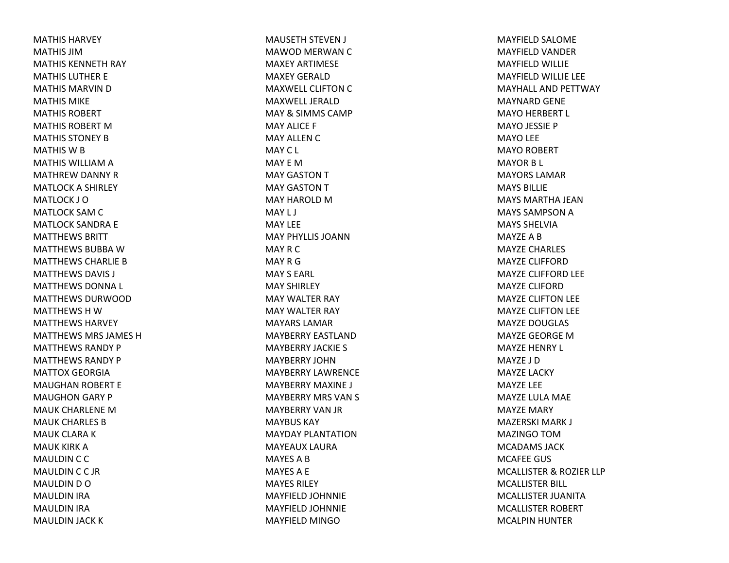MATHIS HARVEY
MATHIS JIM
MATHIS KENNETH RAY
MATHIS LUTHER E
MATHIS MARVIN D
MATHIS MIKE
MATHIS ROBERT
MATHIS ROBERT M
MATHIS STONEY B
MATHIS W B
MATHIS WILLIAM A
MATHREW DANNY R
MATLOCK A SHIRLEY
MATLOCK J O
MATLOCK SAM C
MATLOCK SANDRA E
MATTHEWS BRITT
MATTHEWS BUBBA W
MATTHEWS CHARLIE B
MATTHEWS DAVIS J
MATTHEWS DONNA L
MATTHEWS DURWOOD
MATTHEWS H W
MATTHEWS HARVEY
MATTHEWS MRS JAMES H
MATTHEWS RANDY P
MATTHEWS RANDY P
MATTOX GEORGIA
MAUGHAN ROBERT E
MAUGHON GARY P
MAUK CHARLENE M
MAUK CHARLES B
MAUK CLARA K
MAUK KIRK A
MAULDIN C C
MAULDIN C C JR
MAULDIN D O
MAULDIN IRA
MAULDIN IRA
MAULDIN JACK K
MAUSETH STEVEN J
MAWOD MERWAN C
MAXEY ARTIMESE
MAXEY GERALD
MAXWELL CLIFTON C
MAXWELL JERALD
MAY & SIMMS CAMP
MAY ALICE F
MAY ALLEN C
MAY C L
MAY E M
MAY GASTON T
MAY GASTON T
MAY HAROLD M
MAY L J
MAY LEE
MAY PHYLLIS JOANN
MAY R C
MAY R G
MAY S EARL
MAY SHIRLEY
MAY WALTER RAY
MAY WALTER RAY
MAYARS LAMAR
MAYBERRY EASTLAND
MAYBERRY JACKIE S
MAYBERRY JOHN
MAYBERRY LAWRENCE
MAYBERRY MAXINE J
MAYBERRY MRS VAN S
MAYBERRY VAN JR
MAYBUS KAY
MAYDAY PLANTATION
MAYEAUX LAURA
MAYES A B
MAYES A E
MAYES RILEY
MAYFIELD JOHNNIE
MAYFIELD JOHNNIE
MAYFIELD MINGO
MAYFIELD SALOME
MAYFIELD VANDER
MAYFIELD WILLIE
MAYFIELD WILLIE LEE
MAYHALL AND PETTWAY
MAYNARD GENE
MAYO HERBERT L
MAYO JESSIE P
MAYO LEE
MAYO ROBERT
MAYOR B L
MAYORS LAMAR
MAYS BILLIE
MAYS MARTHA JEAN
MAYS SAMPSON A
MAYS SHELVIA
MAYZE A B
MAYZE CHARLES
MAYZE CLIFFORD
MAYZE CLIFFORD LEE
MAYZE CLIFORD
MAYZE CLIFTON LEE
MAYZE CLIFTON LEE
MAYZE DOUGLAS
MAYZE GEORGE M
MAYZE HENRY L
MAYZE J D
MAYZE LACKY
MAYZE LEE
MAYZE LULA MAE
MAYZE MARY
MAZERSKI MARK J
MAZINGO TOM
MCADAMS JACK
MCAFEE GUS
MCALLISTER & ROZIER LLP
MCALLISTER BILL
MCALLISTER JUANITA
MCALLISTER ROBERT
MCALPIN HUNTER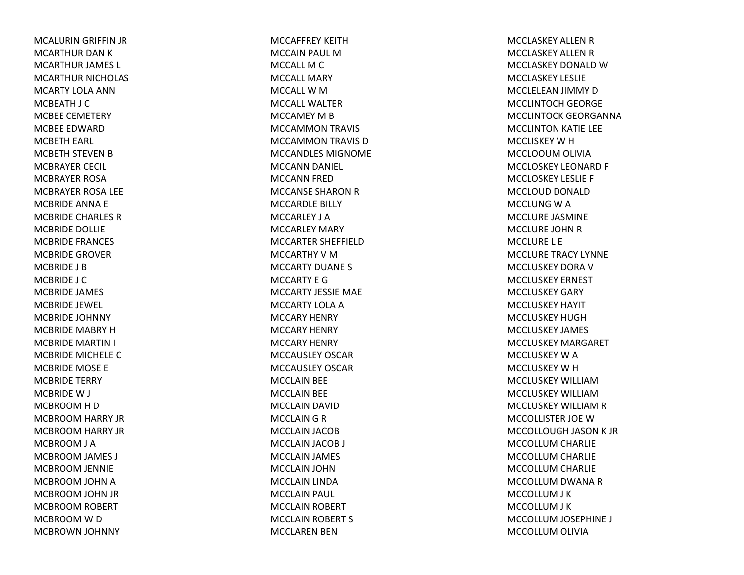MCALURIN GRIFFIN JR
MCARTHUR DAN K
MCARTHUR JAMES L
MCARTHUR NICHOLAS
MCARTY LOLA ANN
MCBEATH J C
MCBEE CEMETERY
MCBEE EDWARD
MCBETH EARL
MCBETH STEVEN B
MCBRAYER CECIL
MCBRAYER ROSA
MCBRAYER ROSA LEE
MCBRIDE ANNA E
MCBRIDE CHARLES R
MCBRIDE DOLLIE
MCBRIDE FRANCES
MCBRIDE GROVER
MCBRIDE J B
MCBRIDE J C
MCBRIDE JAMES
MCBRIDE JEWEL
MCBRIDE JOHNNY
MCBRIDE MABRY H
MCBRIDE MARTIN I
MCBRIDE MICHELE C
MCBRIDE MOSE E
MCBRIDE TERRY
MCBRIDE W J
MCBROOM H D
MCBROOM HARRY JR
MCBROOM HARRY JR
MCBROOM J A
MCBROOM JAMES J
MCBROOM JENNIE
MCBROOM JOHN A
MCBROOM JOHN JR
MCBROOM ROBERT
MCBROOM W D
MCBROWN JOHNNY
MCCAFFREY KEITH
MCCAIN PAUL M
MCCALL M C
MCCALL MARY
MCCALL W M
MCCALL WALTER
MCCAMEY M B
MCCAMMON TRAVIS
MCCAMMON TRAVIS D
MCCANDLES MIGNOME
MCCANN DANIEL
MCCANN FRED
MCCANSE SHARON R
MCCARDLE BILLY
MCCARLEY J A
MCCARLEY MARY
MCCARTER SHEFFIELD
MCCARTHY V M
MCCARTY DUANE S
MCCARTY E G
MCCARTY JESSIE MAE
MCCARTY LOLA A
MCCARY HENRY
MCCARY HENRY
MCCARY HENRY
MCCAUSLEY OSCAR
MCCAUSLEY OSCAR
MCCLAIN BEE
MCCLAIN BEE
MCCLAIN DAVID
MCCLAIN G R
MCCLAIN JACOB
MCCLAIN JACOB J
MCCLAIN JAMES
MCCLAIN JOHN
MCCLAIN LINDA
MCCLAIN PAUL
MCCLAIN ROBERT
MCCLAIN ROBERT S
MCCLAREN BEN
MCCLASKEY ALLEN R
MCCLASKEY ALLEN R
MCCLASKEY DONALD W
MCCLASKEY LESLIE
MCCLELEAN JIMMY D
MCCLINTOCH GEORGE
MCCLINTOCK GEORGANNA
MCCLINTON KATIE LEE
MCCLISKEY W H
MCCLOOUM OLIVIA
MCCLOSKEY LEONARD F
MCCLOSKEY LESLIE F
MCCLOUD DONALD
MCCLUNG W A
MCCLURE JASMINE
MCCLURE JOHN R
MCCLURE L E
MCCLURE TRACY LYNNE
MCCLUSKEY DORA V
MCCLUSKEY ERNEST
MCCLUSKEY GARY
MCCLUSKEY HAYIT
MCCLUSKEY HUGH
MCCLUSKEY JAMES
MCCLUSKEY MARGARET
MCCLUSKEY W A
MCCLUSKEY W H
MCCLUSKEY WILLIAM
MCCLUSKEY WILLIAM
MCCLUSKEY WILLIAM R
MCCOLLISTER JOE W
MCCOLLOUGH JASON K JR
MCCOLLUM CHARLIE
MCCOLLUM CHARLIE
MCCOLLUM CHARLIE
MCCOLLUM DWANA R
MCCOLLUM J K
MCCOLLUM J K
MCCOLLUM JOSEPHINE J
MCCOLLUM OLIVIA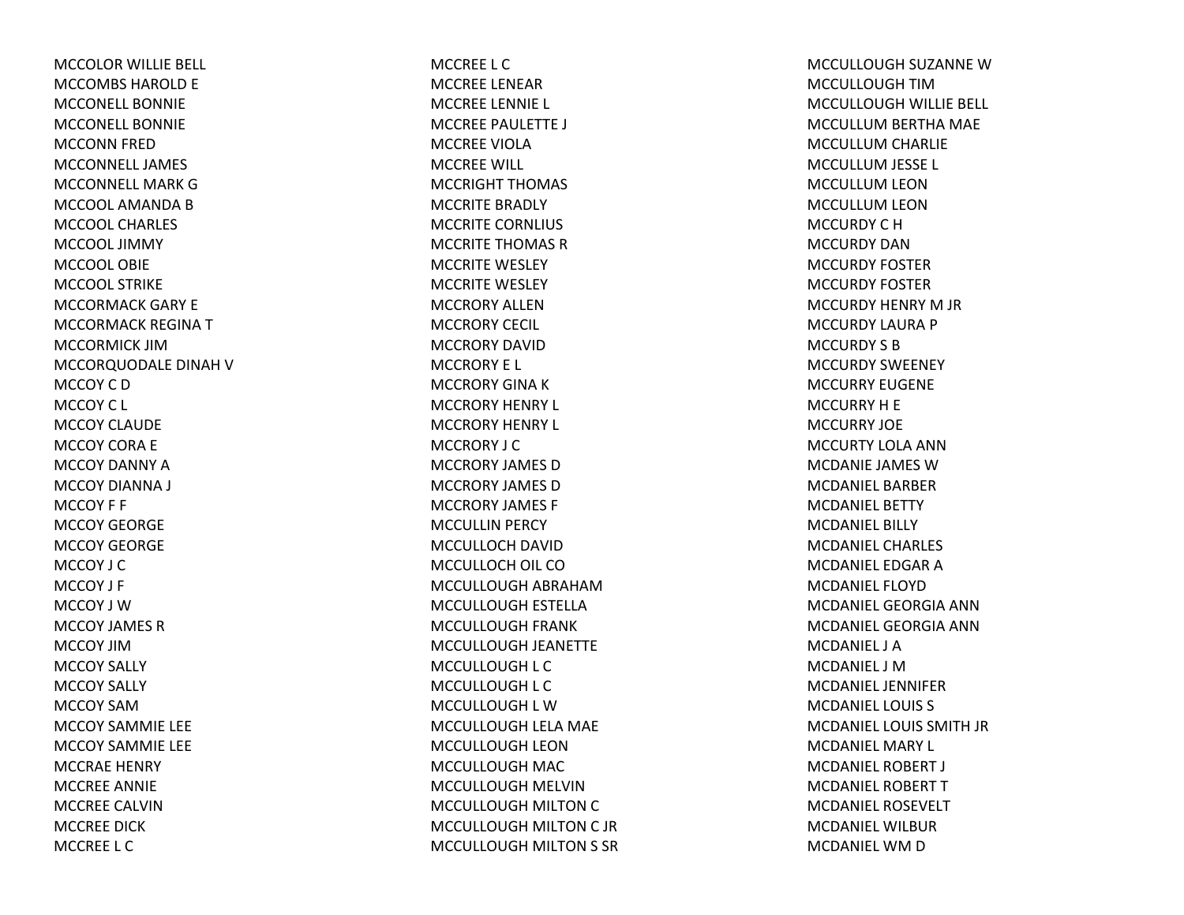MCCOLOR WILLIE BELL
MCCOMBS HAROLD E
MCCONELL BONNIE
MCCONELL BONNIE
MCCONN FRED
MCCONNELL JAMES
MCCONNELL MARK G
MCCOOL AMANDA B
MCCOOL CHARLES
MCCOOL JIMMY
MCCOOL OBIE
MCCOOL STRIKE
MCCORMACK GARY E
MCCORMACK REGINA T
MCCORMICK JIM
MCCORQUODALE DINAH V
MCCOY C D
MCCOY C L
MCCOY CLAUDE
MCCOY CORA E
MCCOY DANNY A
MCCOY DIANNA J
MCCOY F F
MCCOY GEORGE
MCCOY GEORGE
MCCOY J C
MCCOY J F
MCCOY J W
MCCOY JAMES R
MCCOY JIM
MCCOY SALLY
MCCOY SALLY
MCCOY SAM
MCCOY SAMMIE LEE
MCCOY SAMMIE LEE
MCCRAE HENRY
MCCREE ANNIE
MCCREE CALVIN
MCCREE DICK
MCCREE L C
MCCREE L C
MCCREE LENEAR
MCCREE LENNIE L
MCCREE PAULETTE J
MCCREE VIOLA
MCCREE WILL
MCCRIGHT THOMAS
MCCRITE BRADLY
MCCRITE CORNLIUS
MCCRITE THOMAS R
MCCRITE WESLEY
MCCRITE WESLEY
MCCRORY ALLEN
MCCRORY CECIL
MCCRORY DAVID
MCCRORY E L
MCCRORY GINA K
MCCRORY HENRY L
MCCRORY HENRY L
MCCRORY J C
MCCRORY JAMES D
MCCRORY JAMES D
MCCRORY JAMES F
MCCULLIN PERCY
MCCULLOCH DAVID
MCCULLOCH OIL CO
MCCULLOUGH ABRAHAM
MCCULLOUGH ESTELLA
MCCULLOUGH FRANK
MCCULLOUGH JEANETTE
MCCULLOUGH L C
MCCULLOUGH L C
MCCULLOUGH L W
MCCULLOUGH LELA MAE
MCCULLOUGH LEON
MCCULLOUGH MAC
MCCULLOUGH MELVIN
MCCULLOUGH MILTON C
MCCULLOUGH MILTON C JR
MCCULLOUGH MILTON S SR
MCCULLOUGH SUZANNE W
MCCULLOUGH TIM
MCCULLOUGH WILLIE BELL
MCCULLUM BERTHA MAE
MCCULLUM CHARLIE
MCCULLUM JESSE L
MCCULLUM LEON
MCCULLUM LEON
MCCURDY C H
MCCURDY DAN
MCCURDY FOSTER
MCCURDY FOSTER
MCCURDY HENRY M JR
MCCURDY LAURA P
MCCURDY S B
MCCURDY SWEENEY
MCCURRY EUGENE
MCCURRY H E
MCCURRY JOE
MCCURTY LOLA ANN
MCDANIE JAMES W
MCDANIEL BARBER
MCDANIEL BETTY
MCDANIEL BILLY
MCDANIEL CHARLES
MCDANIEL EDGAR A
MCDANIEL FLOYD
MCDANIEL GEORGIA ANN
MCDANIEL GEORGIA ANN
MCDANIEL J A
MCDANIEL J M
MCDANIEL JENNIFER
MCDANIEL LOUIS S
MCDANIEL LOUIS SMITH JR
MCDANIEL MARY L
MCDANIEL ROBERT J
MCDANIEL ROBERT T
MCDANIEL ROSEVELT
MCDANIEL WILBUR
MCDANIEL WM D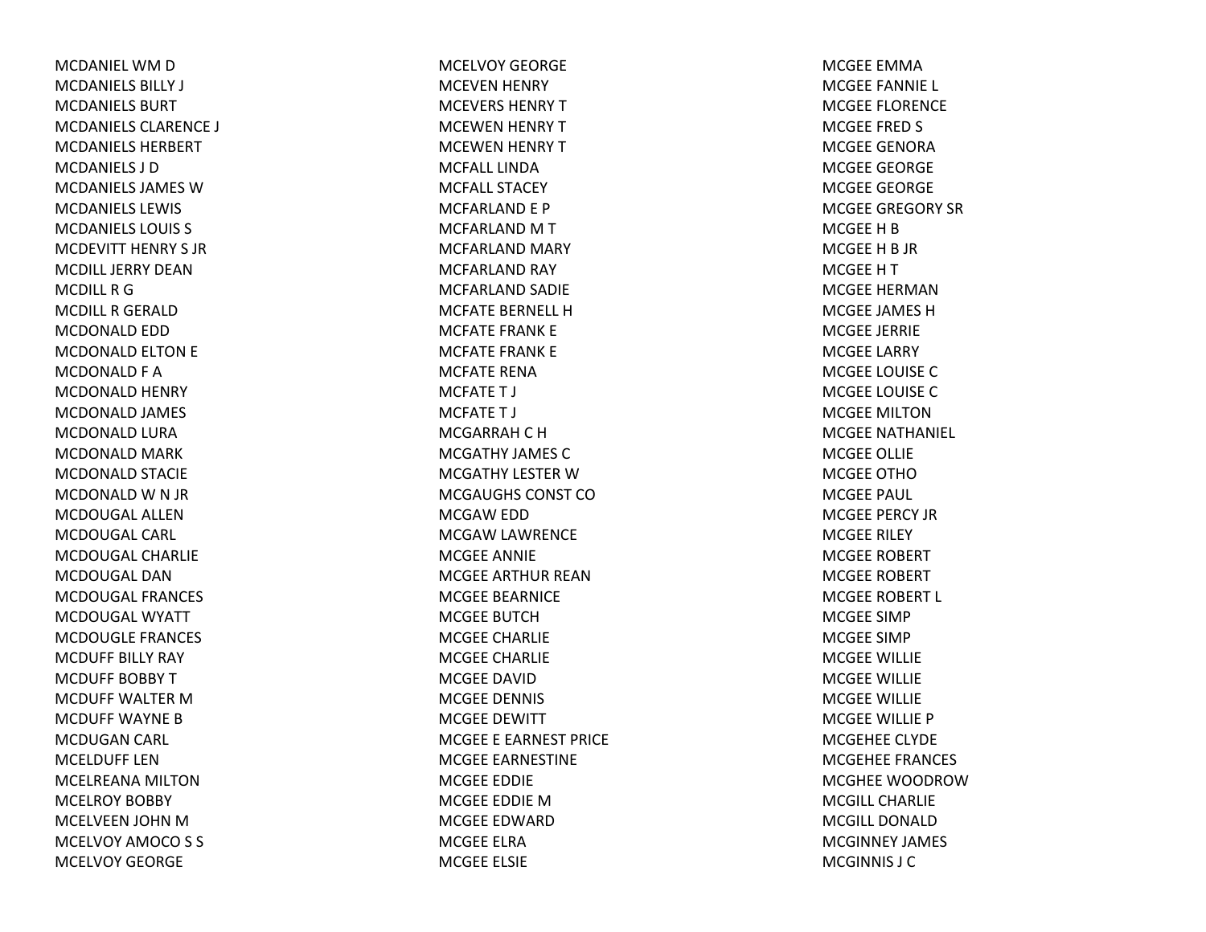MCDANIEL WM D
MCDANIELS BILLY J
MCDANIELS BURT
MCDANIELS CLARENCE J
MCDANIELS HERBERT
MCDANIELS J D
MCDANIELS JAMES W
MCDANIELS LEWIS
MCDANIELS LOUIS S
MCDEVITT HENRY S JR
MCDILL JERRY DEAN
MCDILL R G
MCDILL R GERALD
MCDONALD EDD
MCDONALD ELTON E
MCDONALD F A
MCDONALD HENRY
MCDONALD JAMES
MCDONALD LURA
MCDONALD MARK
MCDONALD STACIE
MCDONALD W N JR
MCDOUGAL ALLEN
MCDOUGAL CARL
MCDOUGAL CHARLIE
MCDOUGAL DAN
MCDOUGAL FRANCES
MCDOUGAL WYATT
MCDOUGLE FRANCES
MCDUFF BILLY RAY
MCDUFF BOBBY T
MCDUFF WALTER M
MCDUFF WAYNE B
MCDUGAN CARL
MCELDUFF LEN
MCELREANA MILTON
MCELROY BOBBY
MCELVEEN JOHN M
MCELVOY AMOCO S S
MCELVOY GEORGE
MCELVOY GEORGE
MCEVEN HENRY
MCEVERS HENRY T
MCEWEN HENRY T
MCEWEN HENRY T
MCFALL LINDA
MCFALL STACEY
MCFARLAND E P
MCFARLAND M T
MCFARLAND MARY
MCFARLAND RAY
MCFARLAND SADIE
MCFATE BERNELL H
MCFATE FRANK E
MCFATE FRANK E
MCFATE RENA
MCFATE T J
MCFATE T J
MCGARRAH C H
MCGATHY JAMES C
MCGATHY LESTER W
MCGAUGHS CONST CO
MCGAW EDD
MCGAW LAWRENCE
MCGEE ANNIE
MCGEE ARTHUR REAN
MCGEE BEARNICE
MCGEE BUTCH
MCGEE CHARLIE
MCGEE CHARLIE
MCGEE DAVID
MCGEE DENNIS
MCGEE DEWITT
MCGEE E EARNEST PRICE
MCGEE EARNESTINE
MCGEE EDDIE
MCGEE EDDIE M
MCGEE EDWARD
MCGEE ELRA
MCGEE ELSIE
MCGEE EMMA
MCGEE FANNIE L
MCGEE FLORENCE
MCGEE FRED S
MCGEE GENORA
MCGEE GEORGE
MCGEE GEORGE
MCGEE GREGORY SR
MCGEE H B
MCGEE H B JR
MCGEE H T
MCGEE HERMAN
MCGEE JAMES H
MCGEE JERRIE
MCGEE LARRY
MCGEE LOUISE C
MCGEE LOUISE C
MCGEE MILTON
MCGEE NATHANIEL
MCGEE OLLIE
MCGEE OTHO
MCGEE PAUL
MCGEE PERCY JR
MCGEE RILEY
MCGEE ROBERT
MCGEE ROBERT
MCGEE ROBERT L
MCGEE SIMP
MCGEE SIMP
MCGEE WILLIE
MCGEE WILLIE
MCGEE WILLIE
MCGEE WILLIE P
MCGEHEE CLYDE
MCGEHEE FRANCES
MCGHEE WOODROW
MCGILL CHARLIE
MCGILL DONALD
MCGINNEY JAMES
MCGINNIS J C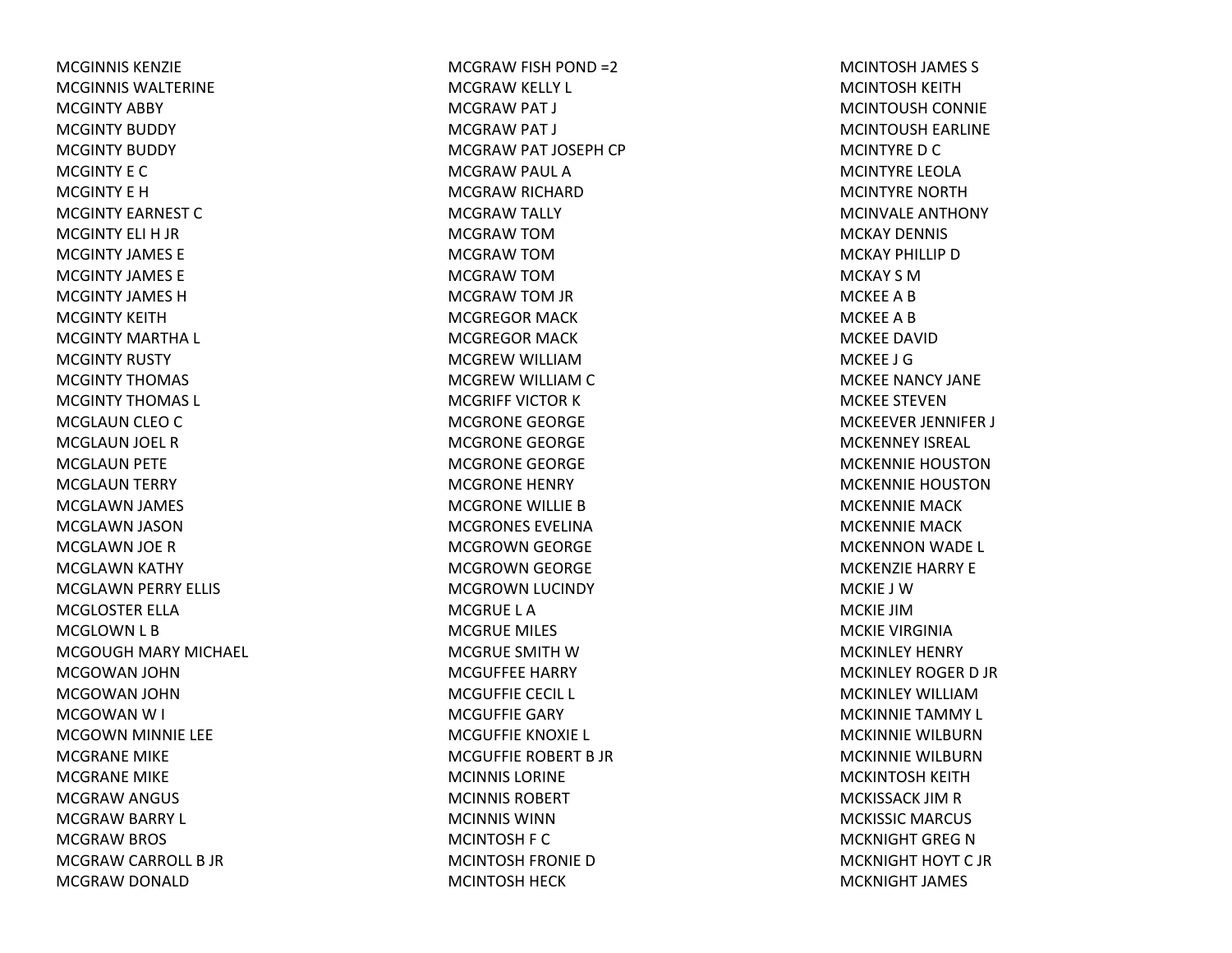MCGINNIS KENZIE
MCGINNIS WALTERINE
MCGINTY ABBY
MCGINTY BUDDY
MCGINTY BUDDY
MCGINTY E C
MCGINTY E H
MCGINTY EARNEST C
MCGINTY ELI H JR
MCGINTY JAMES E
MCGINTY JAMES E
MCGINTY JAMES H
MCGINTY KEITH
MCGINTY MARTHA L
MCGINTY RUSTY
MCGINTY THOMAS
MCGINTY THOMAS L
MCGLAUN CLEO C
MCGLAUN JOEL R
MCGLAUN PETE
MCGLAUN TERRY
MCGLAWN JAMES
MCGLAWN JASON
MCGLAWN JOE R
MCGLAWN KATHY
MCGLAWN PERRY ELLIS
MCGLOSTER ELLA
MCGLOWN L B
MCGOUGH MARY MICHAEL
MCGOWAN JOHN
MCGOWAN JOHN
MCGOWAN W I
MCGOWN MINNIE LEE
MCGRANE MIKE
MCGRANE MIKE
MCGRAW ANGUS
MCGRAW BARRY L
MCGRAW BROS
MCGRAW CARROLL B JR
MCGRAW DONALD
MCGRAW FISH POND =2
MCGRAW KELLY L
MCGRAW PAT J
MCGRAW PAT J
MCGRAW PAT JOSEPH CP
MCGRAW PAUL A
MCGRAW RICHARD
MCGRAW TALLY
MCGRAW TOM
MCGRAW TOM
MCGRAW TOM
MCGRAW TOM JR
MCGREGOR MACK
MCGREGOR MACK
MCGREW WILLIAM
MCGREW WILLIAM C
MCGRIFF VICTOR K
MCGRONE GEORGE
MCGRONE GEORGE
MCGRONE GEORGE
MCGRONE HENRY
MCGRONE WILLIE B
MCGRONES EVELINA
MCGROWN GEORGE
MCGROWN GEORGE
MCGROWN LUCINDY
MCGRUE L A
MCGRUE MILES
MCGRUE SMITH W
MCGUFFEE HARRY
MCGUFFIE CECIL L
MCGUFFIE GARY
MCGUFFIE KNOXIE L
MCGUFFIE ROBERT B JR
MCINNIS LORINE
MCINNIS ROBERT
MCINNIS WINN
MCINTOSH F C
MCINTOSH FRONIE D
MCINTOSH HECK
MCINTOSH JAMES S
MCINTOSH KEITH
MCINTOUSH CONNIE
MCINTOUSH EARLINE
MCINTYRE D C
MCINTYRE LEOLA
MCINTYRE NORTH
MCINVALE ANTHONY
MCKAY DENNIS
MCKAY PHILLIP D
MCKAY S M
MCKEE A B
MCKEE A B
MCKEE DAVID
MCKEE J G
MCKEE NANCY JANE
MCKEE STEVEN
MCKEEVER JENNIFER J
MCKENNEY ISREAL
MCKENNIE HOUSTON
MCKENNIE HOUSTON
MCKENNIE MACK
MCKENNIE MACK
MCKENNON WADE L
MCKENZIE HARRY E
MCKIE J W
MCKIE JIM
MCKIE VIRGINIA
MCKINLEY HENRY
MCKINLEY ROGER D JR
MCKINLEY WILLIAM
MCKINNIE TAMMY L
MCKINNIE WILBURN
MCKINNIE WILBURN
MCKINTOSH KEITH
MCKISSACK JIM R
MCKISSIC MARCUS
MCKNIGHT GREG N
MCKNIGHT HOYT C JR
MCKNIGHT JAMES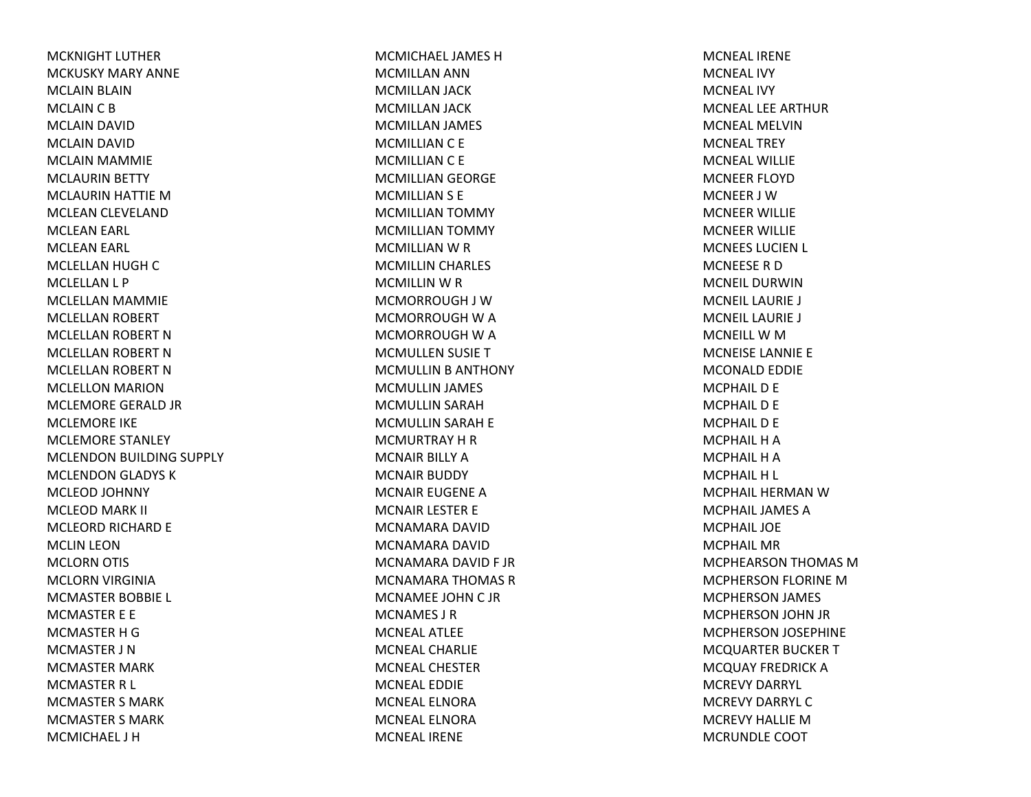MCKNIGHT LUTHER
MCKUSKY MARY ANNE
MCLAIN BLAIN
MCLAIN C B
MCLAIN DAVID
MCLAIN DAVID
MCLAIN MAMMIE
MCLAURIN BETTY
MCLAURIN HATTIE M
MCLEAN CLEVELAND
MCLEAN EARL
MCLEAN EARL
MCLELLAN HUGH C
MCLELLAN L P
MCLELLAN MAMMIE
MCLELLAN ROBERT
MCLELLAN ROBERT N
MCLELLAN ROBERT N
MCLELLAN ROBERT N
MCLELLON MARION
MCLEMORE GERALD JR
MCLEMORE IKE
MCLEMORE STANLEY
MCLENDON BUILDING SUPPLY
MCLENDON GLADYS K
MCLEOD JOHNNY
MCLEOD MARK II
MCLEORD RICHARD E
MCLIN LEON
MCLORN OTIS
MCLORN VIRGINIA
MCMASTER BOBBIE L
MCMASTER E E
MCMASTER H G
MCMASTER J N
MCMASTER MARK
MCMASTER R L
MCMASTER S MARK
MCMASTER S MARK
MCMICHAEL J H
MCMICHAEL JAMES H
MCMILLAN ANN
MCMILLAN JACK
MCMILLAN JACK
MCMILLAN JAMES
MCMILLIAN C E
MCMILLIAN C E
MCMILLIAN GEORGE
MCMILLIAN S E
MCMILLIAN TOMMY
MCMILLIAN TOMMY
MCMILLIAN W R
MCMILLIN CHARLES
MCMILLIN W R
MCMORROUGH J W
MCMORROUGH W A
MCMORROUGH W A
MCMULLEN SUSIE T
MCMULLIN B ANTHONY
MCMULLIN JAMES
MCMULLIN SARAH
MCMULLIN SARAH E
MCMURTRAY H R
MCNAIR BILLY A
MCNAIR BUDDY
MCNAIR EUGENE A
MCNAIR LESTER E
MCNAMARA DAVID
MCNAMARA DAVID
MCNAMARA DAVID F JR
MCNAMARA THOMAS R
MCNAMEE JOHN C JR
MCNAMES J R
MCNEAL ATLEE
MCNEAL CHARLIE
MCNEAL CHESTER
MCNEAL EDDIE
MCNEAL ELNORA
MCNEAL ELNORA
MCNEAL IRENE
MCNEAL IRENE
MCNEAL IVY
MCNEAL IVY
MCNEAL LEE ARTHUR
MCNEAL MELVIN
MCNEAL TREY
MCNEAL WILLIE
MCNEER FLOYD
MCNEER J W
MCNEER WILLIE
MCNEER WILLIE
MCNEES LUCIEN L
MCNEESE R D
MCNEIL DURWIN
MCNEIL LAURIE J
MCNEIL LAURIE J
MCNEILL W M
MCNEISE LANNIE E
MCONALD EDDIE
MCPHAIL D E
MCPHAIL D E
MCPHAIL D E
MCPHAIL H A
MCPHAIL H A
MCPHAIL H L
MCPHAIL HERMAN W
MCPHAIL JAMES A
MCPHAIL JOE
MCPHAIL MR
MCPHEARSON THOMAS M
MCPHERSON FLORINE M
MCPHERSON JAMES
MCPHERSON JOHN JR
MCPHERSON JOSEPHINE
MCQUARTER BUCKER T
MCQUAY FREDRICK A
MCREVY DARRYL
MCREVY DARRYL C
MCREVY HALLIE M
MCRUNDLE COOT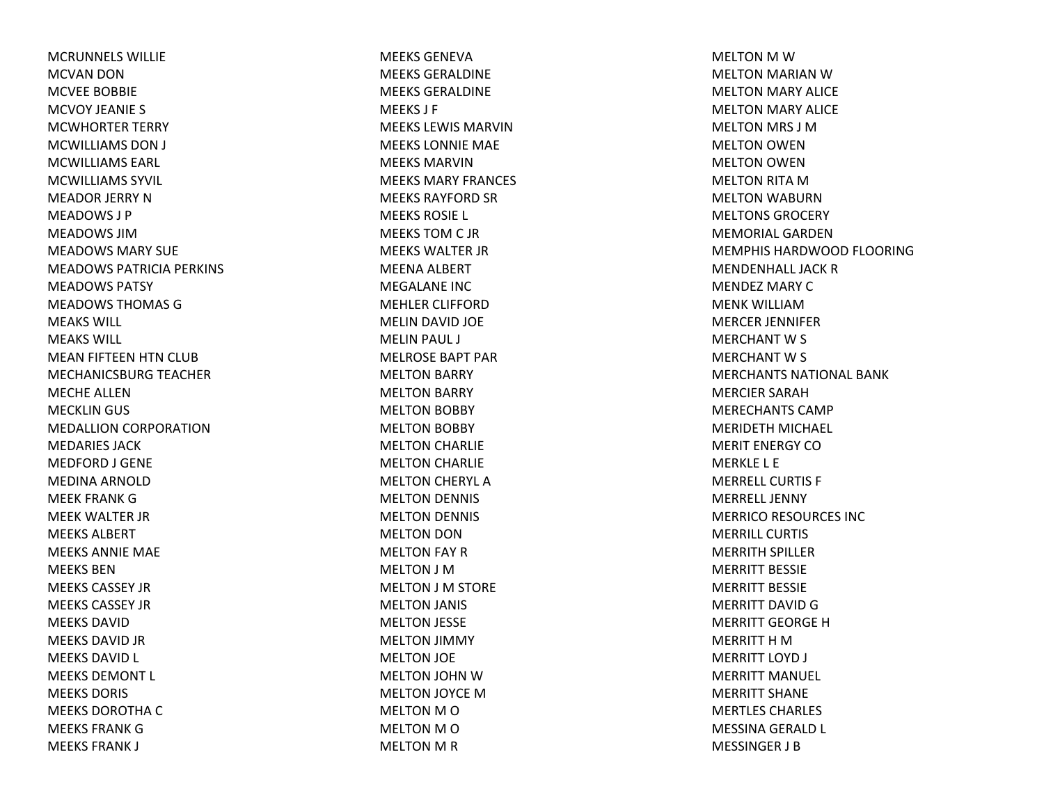MCRUNNELS WILLIE
MCVAN DON
MCVEE BOBBIE
MCVOY JEANIE S
MCWHORTER TERRY
MCWILLIAMS DON J
MCWILLIAMS EARL
MCWILLIAMS SYVIL
MEADOR JERRY N
MEADOWS J P
MEADOWS JIM
MEADOWS MARY SUE
MEADOWS PATRICIA PERKINS
MEADOWS PATSY
MEADOWS THOMAS G
MEAKS WILL
MEAKS WILL
MEAN FIFTEEN HTN CLUB
MECHANICSBURG TEACHER
MECHE ALLEN
MECKLIN GUS
MEDALLION CORPORATION
MEDARIES JACK
MEDFORD J GENE
MEDINA ARNOLD
MEEK FRANK G
MEEK WALTER JR
MEEKS ALBERT
MEEKS ANNIE MAE
MEEKS BEN
MEEKS CASSEY JR
MEEKS CASSEY JR
MEEKS DAVID
MEEKS DAVID JR
MEEKS DAVID L
MEEKS DEMONT L
MEEKS DORIS
MEEKS DOROTHA C
MEEKS FRANK G
MEEKS FRANK J
MEEKS GENEVA
MEEKS GERALDINE
MEEKS GERALDINE
MEEKS J F
MEEKS LEWIS MARVIN
MEEKS LONNIE MAE
MEEKS MARVIN
MEEKS MARY FRANCES
MEEKS RAYFORD SR
MEEKS ROSIE L
MEEKS TOM C JR
MEEKS WALTER JR
MEENA ALBERT
MEGALANE INC
MEHLER CLIFFORD
MELIN DAVID JOE
MELIN PAUL J
MELROSE BAPT PAR
MELTON BARRY
MELTON BARRY
MELTON BOBBY
MELTON BOBBY
MELTON CHARLIE
MELTON CHARLIE
MELTON CHERYL A
MELTON DENNIS
MELTON DENNIS
MELTON DON
MELTON FAY R
MELTON J M
MELTON J M STORE
MELTON JANIS
MELTON JESSE
MELTON JIMMY
MELTON JOE
MELTON JOHN W
MELTON JOYCE M
MELTON M O
MELTON M O
MELTON M R
MELTON M W
MELTON MARIAN W
MELTON MARY ALICE
MELTON MARY ALICE
MELTON MRS J M
MELTON OWEN
MELTON OWEN
MELTON RITA M
MELTON WABURN
MELTONS GROCERY
MEMORIAL GARDEN
MEMPHIS HARDWOOD FLOORING
MENDENHALL JACK R
MENDEZ MARY C
MENK WILLIAM
MERCER JENNIFER
MERCHANT W S
MERCHANT W S
MERCHANTS NATIONAL BANK
MERCIER SARAH
MERECHANTS CAMP
MERIDETH MICHAEL
MERIT ENERGY CO
MERKLE L E
MERRELL CURTIS F
MERRELL JENNY
MERRICO RESOURCES INC
MERRILL CURTIS
MERRITH SPILLER
MERRITT BESSIE
MERRITT BESSIE
MERRITT DAVID G
MERRITT GEORGE H
MERRITT H M
MERRITT LOYD J
MERRITT MANUEL
MERRITT SHANE
MERTLES CHARLES
MESSINA GERALD L
MESSINGER J B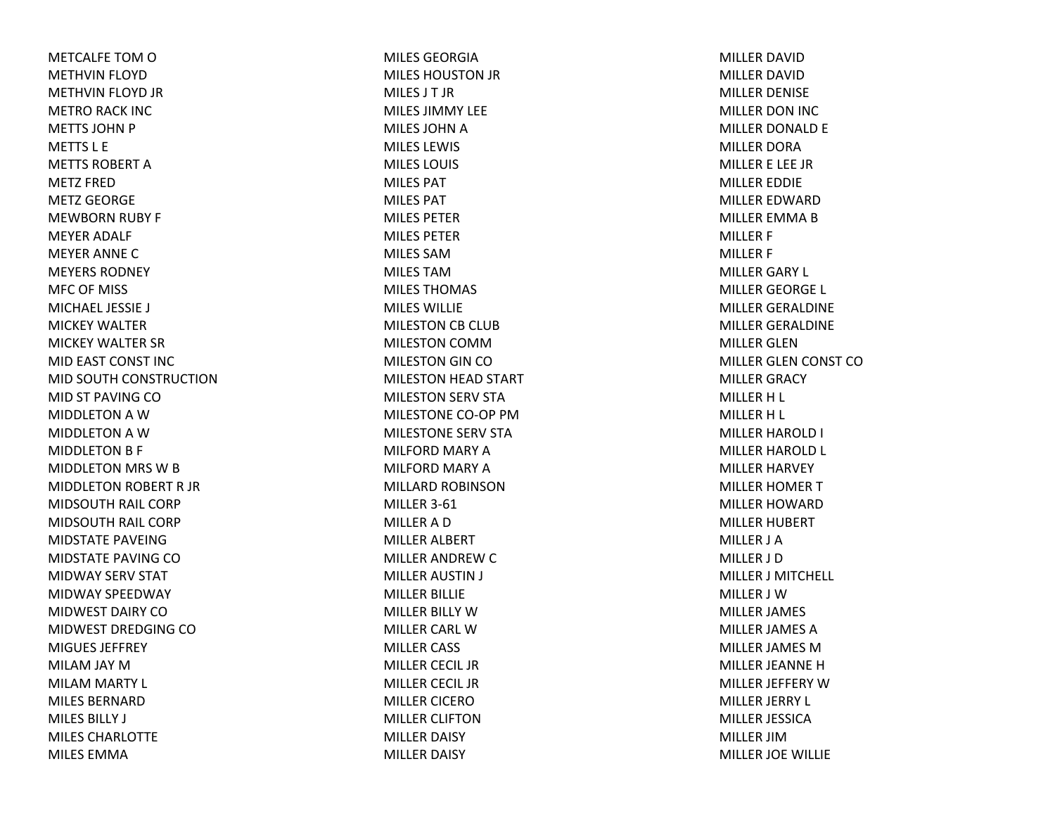METCALFE TOM O
METHVIN FLOYD
METHVIN FLOYD JR
METRO RACK INC
METTS JOHN P
METTS L E
METTS ROBERT A
METZ FRED
METZ GEORGE
MEWBORN RUBY F
MEYER ADALF
MEYER ANNE C
MEYERS RODNEY
MFC OF MISS
MICHAEL JESSIE J
MICKEY WALTER
MICKEY WALTER SR
MID EAST CONST INC
MID SOUTH CONSTRUCTION
MID ST PAVING CO
MIDDLETON A W
MIDDLETON A W
MIDDLETON B F
MIDDLETON MRS W B
MIDDLETON ROBERT R JR
MIDSOUTH RAIL CORP
MIDSOUTH RAIL CORP
MIDSTATE PAVEING
MIDSTATE PAVING CO
MIDWAY SERV STAT
MIDWAY SPEEDWAY
MIDWEST DAIRY CO
MIDWEST DREDGING CO
MIGUES JEFFREY
MILAM JAY M
MILAM MARTY L
MILES BERNARD
MILES BILLY J
MILES CHARLOTTE
MILES EMMA
MILES GEORGIA
MILES HOUSTON JR
MILES J T JR
MILES JIMMY LEE
MILES JOHN A
MILES LEWIS
MILES LOUIS
MILES PAT
MILES PAT
MILES PETER
MILES PETER
MILES SAM
MILES TAM
MILES THOMAS
MILES WILLIE
MILESTON CB CLUB
MILESTON COMM
MILESTON GIN CO
MILESTON HEAD START
MILESTON SERV STA
MILESTONE CO-OP PM
MILESTONE SERV STA
MILFORD MARY A
MILFORD MARY A
MILLARD ROBINSON
MILLER 3-61
MILLER A D
MILLER ALBERT
MILLER ANDREW C
MILLER AUSTIN J
MILLER BILLIE
MILLER BILLY W
MILLER CARL W
MILLER CASS
MILLER CECIL JR
MILLER CECIL JR
MILLER CICERO
MILLER CLIFTON
MILLER DAISY
MILLER DAISY
MILLER DAVID
MILLER DAVID
MILLER DENISE
MILLER DON INC
MILLER DONALD E
MILLER DORA
MILLER E LEE JR
MILLER EDDIE
MILLER EDWARD
MILLER EMMA B
MILLER F
MILLER F
MILLER GARY L
MILLER GEORGE L
MILLER GERALDINE
MILLER GERALDINE
MILLER GLEN
MILLER GLEN CONST CO
MILLER GRACY
MILLER H L
MILLER H L
MILLER HAROLD I
MILLER HAROLD L
MILLER HARVEY
MILLER HOMER T
MILLER HOWARD
MILLER HUBERT
MILLER J A
MILLER J D
MILLER J MITCHELL
MILLER J W
MILLER JAMES
MILLER JAMES A
MILLER JAMES M
MILLER JEANNE H
MILLER JEFFERY W
MILLER JERRY L
MILLER JESSICA
MILLER JIM
MILLER JOE WILLIE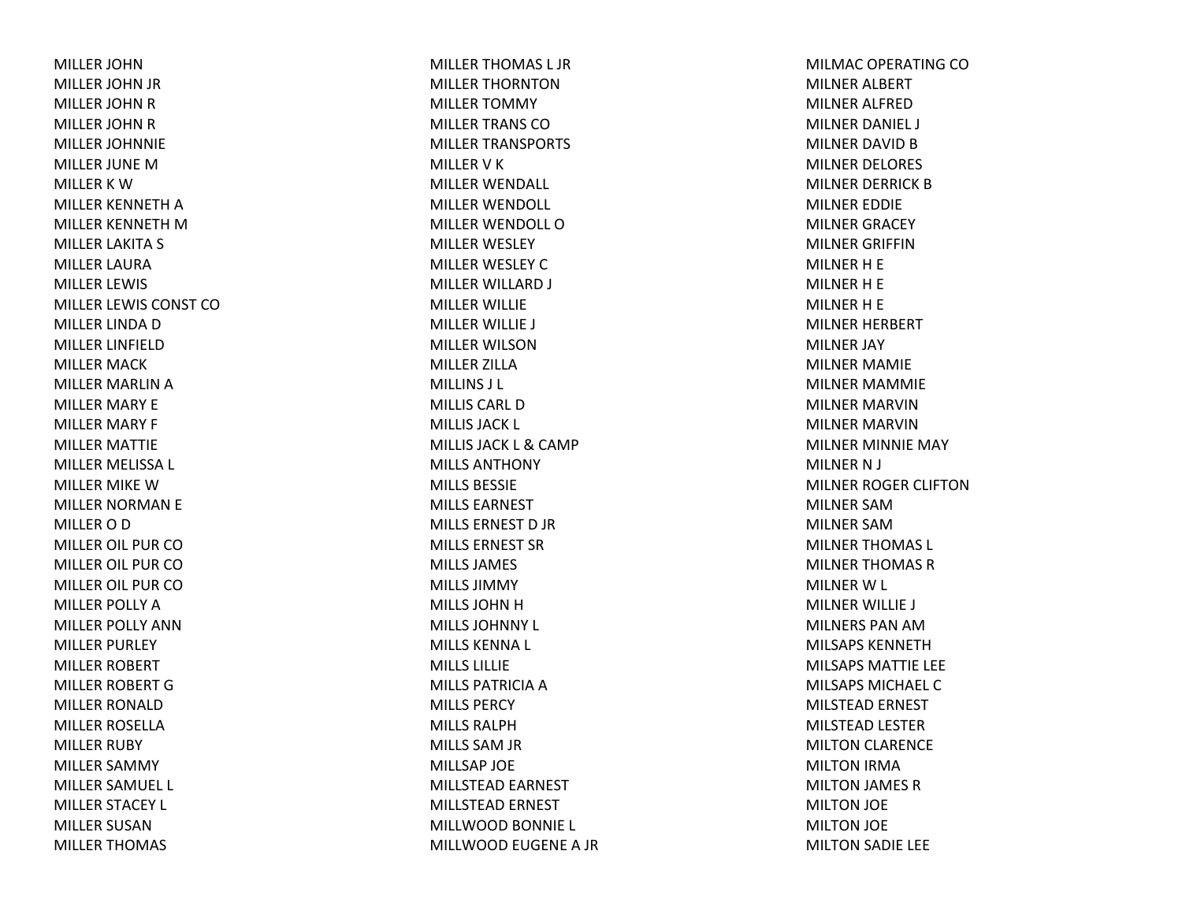MILLER JOHN
MILLER JOHN JR
MILLER JOHN R
MILLER JOHN R
MILLER JOHNNIE
MILLER JUNE M
MILLER K W
MILLER KENNETH A
MILLER KENNETH M
MILLER LAKITA S
MILLER LAURA
MILLER LEWIS
MILLER LEWIS CONST CO
MILLER LINDA D
MILLER LINFIELD
MILLER MACK
MILLER MARLIN A
MILLER MARY E
MILLER MARY F
MILLER MATTIE
MILLER MELISSA L
MILLER MIKE W
MILLER NORMAN E
MILLER O D
MILLER OIL PUR CO
MILLER OIL PUR CO
MILLER OIL PUR CO
MILLER POLLY A
MILLER POLLY ANN
MILLER PURLEY
MILLER ROBERT
MILLER ROBERT G
MILLER RONALD
MILLER ROSELLA
MILLER RUBY
MILLER SAMMY
MILLER SAMUEL L
MILLER STACEY L
MILLER SUSAN
MILLER THOMAS
MILLER THOMAS L JR
MILLER THORNTON
MILLER TOMMY
MILLER TRANS CO
MILLER TRANSPORTS
MILLER V K
MILLER WENDALL
MILLER WENDOLL
MILLER WENDOLL O
MILLER WESLEY
MILLER WESLEY C
MILLER WILLARD J
MILLER WILLIE
MILLER WILLIE J
MILLER WILSON
MILLER ZILLA
MILLINS J L
MILLIS CARL D
MILLIS JACK L
MILLIS JACK L & CAMP
MILLS ANTHONY
MILLS BESSIE
MILLS EARNEST
MILLS ERNEST D JR
MILLS ERNEST SR
MILLS JAMES
MILLS JIMMY
MILLS JOHN H
MILLS JOHNNY L
MILLS KENNA L
MILLS LILLIE
MILLS PATRICIA A
MILLS PERCY
MILLS RALPH
MILLS SAM JR
MILLSAP JOE
MILLSTEAD EARNEST
MILLSTEAD ERNEST
MILLWOOD BONNIE L
MILLWOOD EUGENE A JR
MILMAC OPERATING CO
MILNER ALBERT
MILNER ALFRED
MILNER DANIEL J
MILNER DAVID B
MILNER DELORES
MILNER DERRICK B
MILNER EDDIE
MILNER GRACEY
MILNER GRIFFIN
MILNER H E
MILNER H E
MILNER H E
MILNER HERBERT
MILNER JAY
MILNER MAMIE
MILNER MAMMIE
MILNER MARVIN
MILNER MARVIN
MILNER MINNIE MAY
MILNER N J
MILNER ROGER CLIFTON
MILNER SAM
MILNER SAM
MILNER THOMAS L
MILNER THOMAS R
MILNER W L
MILNER WILLIE J
MILNERS PAN AM
MILSAPS KENNETH
MILSAPS MATTIE LEE
MILSAPS MICHAEL C
MILSTEAD ERNEST
MILSTEAD LESTER
MILTON CLARENCE
MILTON IRMA
MILTON JAMES R
MILTON JOE
MILTON JOE
MILTON SADIE LEE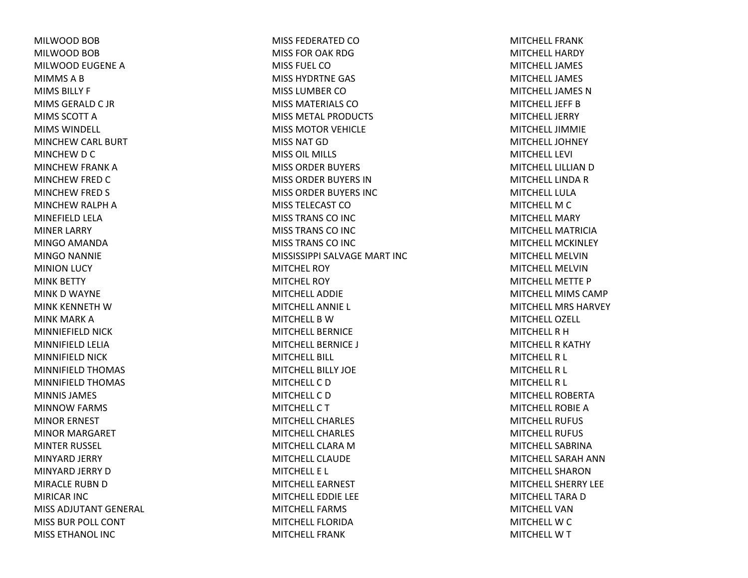MILWOOD BOB
MILWOOD BOB
MILWOOD EUGENE A
MIMMS A B
MIMS BILLY F
MIMS GERALD C JR
MIMS SCOTT A
MIMS WINDELL
MINCHEW CARL BURT
MINCHEW D C
MINCHEW FRANK A
MINCHEW FRED C
MINCHEW FRED S
MINCHEW RALPH A
MINEFIELD LELA
MINER LARRY
MINGO AMANDA
MINGO NANNIE
MINION LUCY
MINK BETTY
MINK D WAYNE
MINK KENNETH W
MINK MARK A
MINNIEFIELD NICK
MINNIFIELD LELIA
MINNIFIELD NICK
MINNIFIELD THOMAS
MINNIFIELD THOMAS
MINNIS JAMES
MINNOW FARMS
MINOR ERNEST
MINOR MARGARET
MINTER RUSSEL
MINYARD JERRY
MINYARD JERRY D
MIRACLE RUBN D
MIRICAR INC
MISS ADJUTANT GENERAL
MISS BUR POLL CONT
MISS ETHANOL INC
MISS FEDERATED CO
MISS FOR OAK RDG
MISS FUEL CO
MISS HYDRTNE GAS
MISS LUMBER CO
MISS MATERIALS CO
MISS METAL PRODUCTS
MISS MOTOR VEHICLE
MISS NAT GD
MISS OIL MILLS
MISS ORDER BUYERS
MISS ORDER BUYERS IN
MISS ORDER BUYERS INC
MISS TELECAST CO
MISS TRANS CO INC
MISS TRANS CO INC
MISS TRANS CO INC
MISSISSIPPI SALVAGE MART INC
MITCHEL ROY
MITCHEL ROY
MITCHELL ADDIE
MITCHELL ANNIE L
MITCHELL B W
MITCHELL BERNICE
MITCHELL BERNICE J
MITCHELL BILL
MITCHELL BILLY JOE
MITCHELL C D
MITCHELL C D
MITCHELL C T
MITCHELL CHARLES
MITCHELL CHARLES
MITCHELL CLARA M
MITCHELL CLAUDE
MITCHELL E L
MITCHELL EARNEST
MITCHELL EDDIE LEE
MITCHELL FARMS
MITCHELL FLORIDA
MITCHELL FRANK
MITCHELL FRANK
MITCHELL HARDY
MITCHELL JAMES
MITCHELL JAMES
MITCHELL JAMES N
MITCHELL JEFF B
MITCHELL JERRY
MITCHELL JIMMIE
MITCHELL JOHNEY
MITCHELL LEVI
MITCHELL LILLIAN D
MITCHELL LINDA R
MITCHELL LULA
MITCHELL M C
MITCHELL MARY
MITCHELL MATRICIA
MITCHELL MCKINLEY
MITCHELL MELVIN
MITCHELL MELVIN
MITCHELL METTE P
MITCHELL MIMS CAMP
MITCHELL MRS HARVEY
MITCHELL OZELL
MITCHELL R H
MITCHELL R KATHY
MITCHELL R L
MITCHELL R L
MITCHELL R L
MITCHELL ROBERTA
MITCHELL ROBIE A
MITCHELL RUFUS
MITCHELL RUFUS
MITCHELL SABRINA
MITCHELL SARAH ANN
MITCHELL SHARON
MITCHELL SHERRY LEE
MITCHELL TARA D
MITCHELL VAN
MITCHELL W C
MITCHELL W T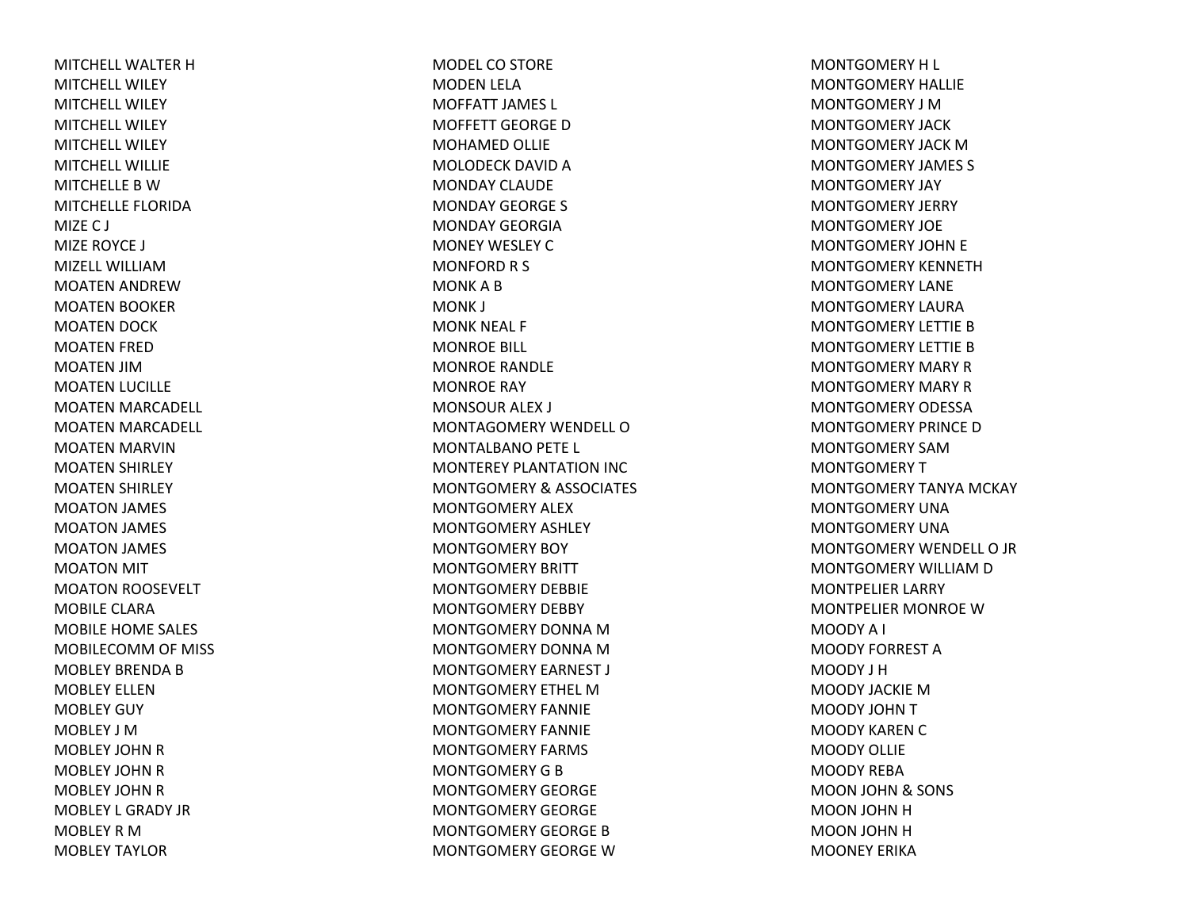MITCHELL WALTER H
MITCHELL WILEY
MITCHELL WILEY
MITCHELL WILEY
MITCHELL WILEY
MITCHELL WILLIE
MITCHELLE B W
MITCHELLE FLORIDA
MIZE C J
MIZE ROYCE J
MIZELL WILLIAM
MOATEN ANDREW
MOATEN BOOKER
MOATEN DOCK
MOATEN FRED
MOATEN JIM
MOATEN LUCILLE
MOATEN MARCADELL
MOATEN MARCADELL
MOATEN MARVIN
MOATEN SHIRLEY
MOATEN SHIRLEY
MOATON JAMES
MOATON JAMES
MOATON JAMES
MOATON MIT
MOATON ROOSEVELT
MOBILE CLARA
MOBILE HOME SALES
MOBILECOMM OF MISS
MOBLEY BRENDA B
MOBLEY ELLEN
MOBLEY GUY
MOBLEY J M
MOBLEY JOHN R
MOBLEY JOHN R
MOBLEY JOHN R
MOBLEY L GRADY JR
MOBLEY R M
MOBLEY TAYLOR
MODEL CO STORE
MODEN LELA
MOFFATT JAMES L
MOFFETT GEORGE D
MOHAMED OLLIE
MOLODECK DAVID A
MONDAY CLAUDE
MONDAY GEORGE S
MONDAY GEORGIA
MONEY WESLEY C
MONFORD R S
MONK A B
MONK J
MONK NEAL F
MONROE BILL
MONROE RANDLE
MONROE RAY
MONSOUR ALEX J
MONTAGOMERY WENDELL O
MONTALBANO PETE L
MONTEREY PLANTATION INC
MONTGOMERY & ASSOCIATES
MONTGOMERY ALEX
MONTGOMERY ASHLEY
MONTGOMERY BOY
MONTGOMERY BRITT
MONTGOMERY DEBBIE
MONTGOMERY DEBBY
MONTGOMERY DONNA M
MONTGOMERY DONNA M
MONTGOMERY EARNEST J
MONTGOMERY ETHEL M
MONTGOMERY FANNIE
MONTGOMERY FANNIE
MONTGOMERY FARMS
MONTGOMERY G B
MONTGOMERY GEORGE
MONTGOMERY GEORGE
MONTGOMERY GEORGE B
MONTGOMERY GEORGE W
MONTGOMERY H L
MONTGOMERY HALLIE
MONTGOMERY J M
MONTGOMERY JACK
MONTGOMERY JACK M
MONTGOMERY JAMES S
MONTGOMERY JAY
MONTGOMERY JERRY
MONTGOMERY JOE
MONTGOMERY JOHN E
MONTGOMERY KENNETH
MONTGOMERY LANE
MONTGOMERY LAURA
MONTGOMERY LETTIE B
MONTGOMERY LETTIE B
MONTGOMERY MARY R
MONTGOMERY MARY R
MONTGOMERY ODESSA
MONTGOMERY PRINCE D
MONTGOMERY SAM
MONTGOMERY T
MONTGOMERY TANYA MCKAY
MONTGOMERY UNA
MONTGOMERY UNA
MONTGOMERY WENDELL O JR
MONTGOMERY WILLIAM D
MONTPELIER LARRY
MONTPELIER MONROE W
MOODY A I
MOODY FORREST A
MOODY J H
MOODY JACKIE M
MOODY JOHN T
MOODY KAREN C
MOODY OLLIE
MOODY REBA
MOON JOHN & SONS
MOON JOHN H
MOON JOHN H
MOONEY ERIKA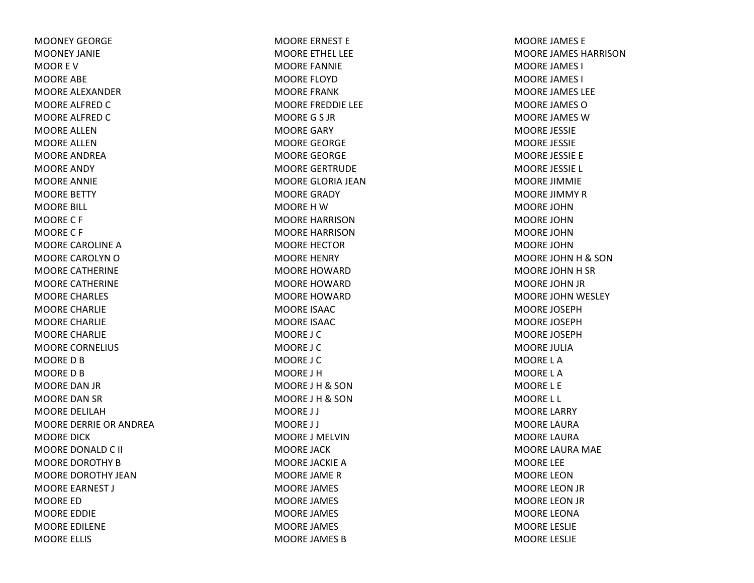MOONEY GEORGE
MOONEY JANIE
MOOR E V
MOORE ABE
MOORE ALEXANDER
MOORE ALFRED C
MOORE ALFRED C
MOORE ALLEN
MOORE ALLEN
MOORE ANDREA
MOORE ANDY
MOORE ANNIE
MOORE BETTY
MOORE BILL
MOORE C F
MOORE C F
MOORE CAROLINE A
MOORE CAROLYN O
MOORE CATHERINE
MOORE CATHERINE
MOORE CHARLES
MOORE CHARLIE
MOORE CHARLIE
MOORE CHARLIE
MOORE CORNELIUS
MOORE D B
MOORE D B
MOORE DAN JR
MOORE DAN SR
MOORE DELILAH
MOORE DERRIE OR ANDREA
MOORE DICK
MOORE DONALD C II
MOORE DOROTHY B
MOORE DOROTHY JEAN
MOORE EARNEST J
MOORE ED
MOORE EDDIE
MOORE EDILENE
MOORE ELLIS
MOORE ERNEST E
MOORE ETHEL LEE
MOORE FANNIE
MOORE FLOYD
MOORE FRANK
MOORE FREDDIE LEE
MOORE G S JR
MOORE GARY
MOORE GEORGE
MOORE GEORGE
MOORE GERTRUDE
MOORE GLORIA JEAN
MOORE GRADY
MOORE H W
MOORE HARRISON
MOORE HARRISON
MOORE HECTOR
MOORE HENRY
MOORE HOWARD
MOORE HOWARD
MOORE HOWARD
MOORE ISAAC
MOORE ISAAC
MOORE J C
MOORE J C
MOORE J C
MOORE J H
MOORE J H & SON
MOORE J H & SON
MOORE J J
MOORE J J
MOORE J MELVIN
MOORE JACK
MOORE JACKIE A
MOORE JAME R
MOORE JAMES
MOORE JAMES
MOORE JAMES
MOORE JAMES
MOORE JAMES B
MOORE JAMES E
MOORE JAMES HARRISON
MOORE JAMES I
MOORE JAMES I
MOORE JAMES LEE
MOORE JAMES O
MOORE JAMES W
MOORE JESSIE
MOORE JESSIE
MOORE JESSIE E
MOORE JESSIE L
MOORE JIMMIE
MOORE JIMMY R
MOORE JOHN
MOORE JOHN
MOORE JOHN
MOORE JOHN
MOORE JOHN H & SON
MOORE JOHN H SR
MOORE JOHN JR
MOORE JOHN WESLEY
MOORE JOSEPH
MOORE JOSEPH
MOORE JOSEPH
MOORE JULIA
MOORE L A
MOORE L A
MOORE L E
MOORE L L
MOORE LARRY
MOORE LAURA
MOORE LAURA
MOORE LAURA MAE
MOORE LEE
MOORE LEON
MOORE LEON JR
MOORE LEON JR
MOORE LEONA
MOORE LESLIE
MOORE LESLIE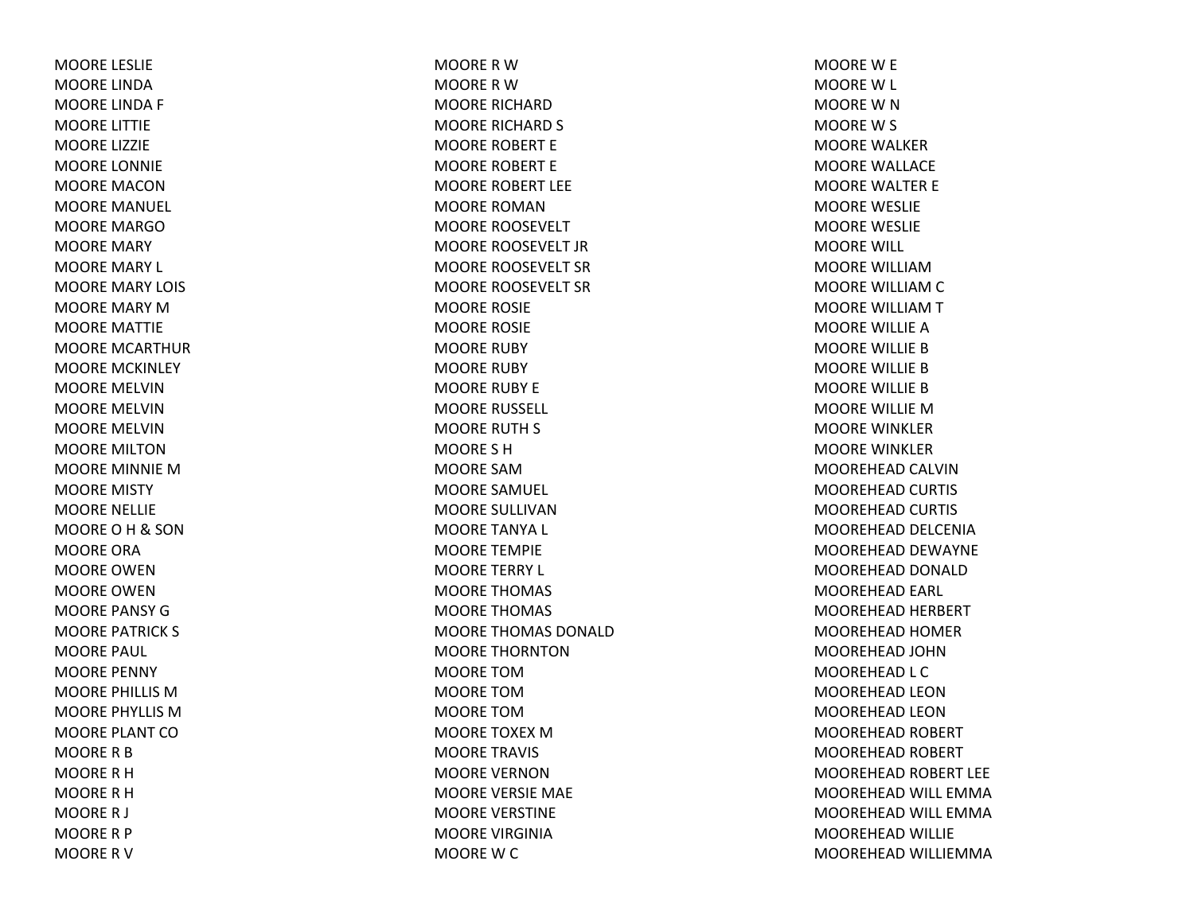MOORE LESLIE
MOORE LINDA
MOORE LINDA F
MOORE LITTIE
MOORE LIZZIE
MOORE LONNIE
MOORE MACON
MOORE MANUEL
MOORE MARGO
MOORE MARY
MOORE MARY L
MOORE MARY LOIS
MOORE MARY M
MOORE MATTIE
MOORE MCARTHUR
MOORE MCKINLEY
MOORE MELVIN
MOORE MELVIN
MOORE MELVIN
MOORE MILTON
MOORE MINNIE M
MOORE MISTY
MOORE NELLIE
MOORE O H & SON
MOORE ORA
MOORE OWEN
MOORE OWEN
MOORE PANSY G
MOORE PATRICK S
MOORE PAUL
MOORE PENNY
MOORE PHILLIS M
MOORE PHYLLIS M
MOORE PLANT CO
MOORE R B
MOORE R H
MOORE R H
MOORE R J
MOORE R P
MOORE R V
MOORE R W
MOORE R W
MOORE RICHARD
MOORE RICHARD S
MOORE ROBERT E
MOORE ROBERT E
MOORE ROBERT LEE
MOORE ROMAN
MOORE ROOSEVELT
MOORE ROOSEVELT JR
MOORE ROOSEVELT SR
MOORE ROOSEVELT SR
MOORE ROSIE
MOORE ROSIE
MOORE RUBY
MOORE RUBY
MOORE RUBY E
MOORE RUSSELL
MOORE RUTH S
MOORE S H
MOORE SAM
MOORE SAMUEL
MOORE SULLIVAN
MOORE TANYA L
MOORE TEMPIE
MOORE TERRY L
MOORE THOMAS
MOORE THOMAS
MOORE THOMAS DONALD
MOORE THORNTON
MOORE TOM
MOORE TOM
MOORE TOM
MOORE TOXEX M
MOORE TRAVIS
MOORE VERNON
MOORE VERSIE MAE
MOORE VERSTINE
MOORE VIRGINIA
MOORE W C
MOORE W E
MOORE W L
MOORE W N
MOORE W S
MOORE WALKER
MOORE WALLACE
MOORE WALTER E
MOORE WESLIE
MOORE WESLIE
MOORE WILL
MOORE WILLIAM
MOORE WILLIAM C
MOORE WILLIAM T
MOORE WILLIE A
MOORE WILLIE B
MOORE WILLIE B
MOORE WILLIE B
MOORE WILLIE M
MOORE WINKLER
MOORE WINKLER
MOOREHEAD CALVIN
MOOREHEAD CURTIS
MOOREHEAD CURTIS
MOOREHEAD DELCENIA
MOOREHEAD DEWAYNE
MOOREHEAD DONALD
MOOREHEAD EARL
MOOREHEAD HERBERT
MOOREHEAD HOMER
MOOREHEAD JOHN
MOOREHEAD L C
MOOREHEAD LEON
MOOREHEAD LEON
MOOREHEAD ROBERT
MOOREHEAD ROBERT
MOOREHEAD ROBERT LEE
MOOREHEAD WILL EMMA
MOOREHEAD WILL EMMA
MOOREHEAD WILLIE
MOOREHEAD WILLIEMMA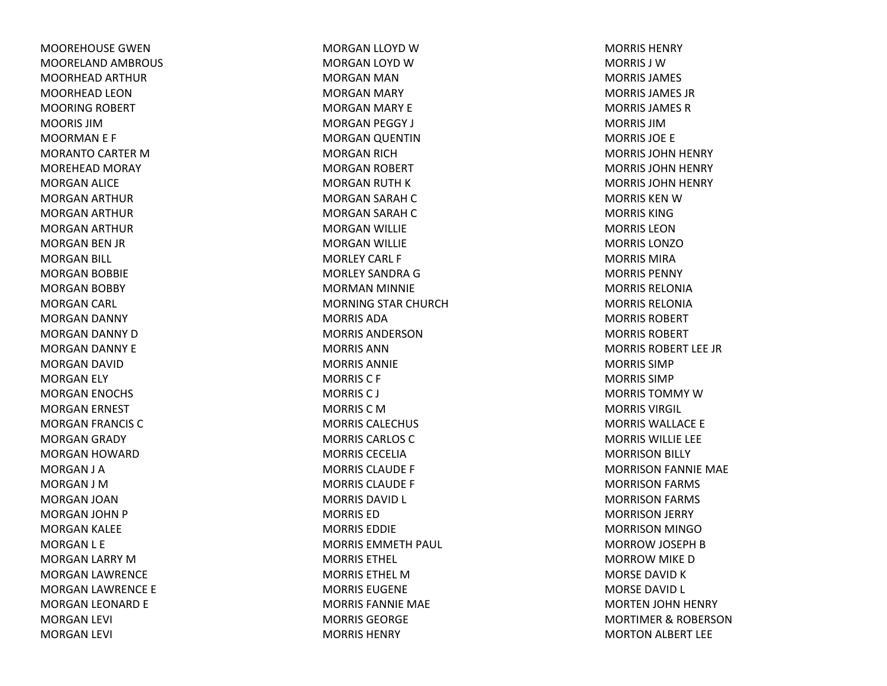MOOREHOUSE GWEN
MOORELAND AMBROUS
MOORHEAD ARTHUR
MOORHEAD LEON
MOORING ROBERT
MOORIS JIM
MOORMAN E F
MORANTO CARTER M
MOREHEAD MORAY
MORGAN ALICE
MORGAN ARTHUR
MORGAN ARTHUR
MORGAN ARTHUR
MORGAN BEN JR
MORGAN BILL
MORGAN BOBBIE
MORGAN BOBBY
MORGAN CARL
MORGAN DANNY
MORGAN DANNY D
MORGAN DANNY E
MORGAN DAVID
MORGAN ELY
MORGAN ENOCHS
MORGAN ERNEST
MORGAN FRANCIS C
MORGAN GRADY
MORGAN HOWARD
MORGAN J A
MORGAN J M
MORGAN JOAN
MORGAN JOHN P
MORGAN KALEE
MORGAN L E
MORGAN LARRY M
MORGAN LAWRENCE
MORGAN LAWRENCE E
MORGAN LEONARD E
MORGAN LEVI
MORGAN LEVI
MORGAN LLOYD W
MORGAN LOYD W
MORGAN MAN
MORGAN MARY
MORGAN MARY E
MORGAN PEGGY J
MORGAN QUENTIN
MORGAN RICH
MORGAN ROBERT
MORGAN RUTH K
MORGAN SARAH C
MORGAN SARAH C
MORGAN WILLIE
MORGAN WILLIE
MORLEY CARL F
MORLEY SANDRA G
MORMAN MINNIE
MORNING STAR CHURCH
MORRIS ADA
MORRIS ANDERSON
MORRIS ANN
MORRIS ANNIE
MORRIS C F
MORRIS C J
MORRIS C M
MORRIS CALECHUS
MORRIS CARLOS C
MORRIS CECELIA
MORRIS CLAUDE F
MORRIS CLAUDE F
MORRIS DAVID L
MORRIS ED
MORRIS EDDIE
MORRIS EMMETH PAUL
MORRIS ETHEL
MORRIS ETHEL M
MORRIS EUGENE
MORRIS FANNIE MAE
MORRIS GEORGE
MORRIS HENRY
MORRIS HENRY
MORRIS J W
MORRIS JAMES
MORRIS JAMES JR
MORRIS JAMES R
MORRIS JIM
MORRIS JOE E
MORRIS JOHN HENRY
MORRIS JOHN HENRY
MORRIS JOHN HENRY
MORRIS KEN W
MORRIS KING
MORRIS LEON
MORRIS LONZO
MORRIS MIRA
MORRIS PENNY
MORRIS RELONIA
MORRIS RELONIA
MORRIS ROBERT
MORRIS ROBERT
MORRIS ROBERT LEE JR
MORRIS SIMP
MORRIS SIMP
MORRIS TOMMY W
MORRIS VIRGIL
MORRIS WALLACE E
MORRIS WILLIE LEE
MORRISON BILLY
MORRISON FANNIE MAE
MORRISON FARMS
MORRISON FARMS
MORRISON JERRY
MORRISON MINGO
MORROW JOSEPH B
MORROW MIKE D
MORSE DAVID K
MORSE DAVID L
MORTEN JOHN HENRY
MORTIMER & ROBERSON
MORTON ALBERT LEE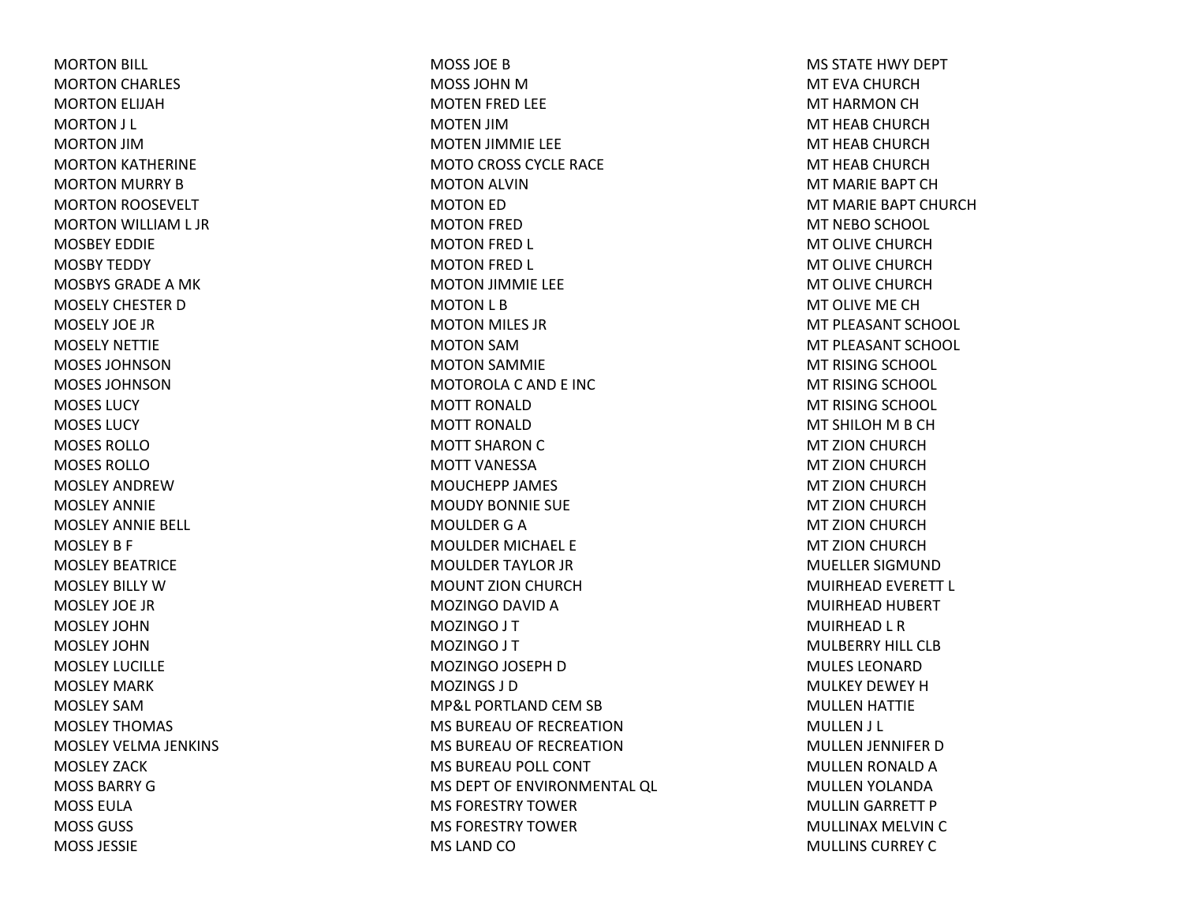MORTON BILL
MORTON CHARLES
MORTON ELIJAH
MORTON J L
MORTON JIM
MORTON KATHERINE
MORTON MURRY B
MORTON ROOSEVELT
MORTON WILLIAM L JR
MOSBEY EDDIE
MOSBY TEDDY
MOSBYS GRADE A MK
MOSELY CHESTER D
MOSELY JOE JR
MOSELY NETTIE
MOSES JOHNSON
MOSES JOHNSON
MOSES LUCY
MOSES LUCY
MOSES ROLLO
MOSES ROLLO
MOSLEY ANDREW
MOSLEY ANNIE
MOSLEY ANNIE BELL
MOSLEY B F
MOSLEY BEATRICE
MOSLEY BILLY W
MOSLEY JOE JR
MOSLEY JOHN
MOSLEY JOHN
MOSLEY LUCILLE
MOSLEY MARK
MOSLEY SAM
MOSLEY THOMAS
MOSLEY VELMA JENKINS
MOSLEY ZACK
MOSS BARRY G
MOSS EULA
MOSS GUSS
MOSS JESSIE
MOSS JOE B
MOSS JOHN M
MOTEN FRED LEE
MOTEN JIM
MOTEN JIMMIE LEE
MOTO CROSS CYCLE RACE
MOTON ALVIN
MOTON ED
MOTON FRED
MOTON FRED L
MOTON FRED L
MOTON JIMMIE LEE
MOTON L B
MOTON MILES JR
MOTON SAM
MOTON SAMMIE
MOTOROLA C AND E INC
MOTT RONALD
MOTT RONALD
MOTT SHARON C
MOTT VANESSA
MOUCHEPP JAMES
MOUDY BONNIE SUE
MOULDER G A
MOULDER MICHAEL E
MOULDER TAYLOR JR
MOUNT ZION CHURCH
MOZINGO DAVID A
MOZINGO J T
MOZINGO J T
MOZINGO JOSEPH D
MOZINGS J D
MP&L PORTLAND CEM SB
MS BUREAU OF RECREATION
MS BUREAU OF RECREATION
MS BUREAU POLL CONT
MS DEPT OF ENVIRONMENTAL QL
MS FORESTRY TOWER
MS FORESTRY TOWER
MS LAND CO
MS STATE HWY DEPT
MT EVA CHURCH
MT HARMON CH
MT HEAB CHURCH
MT HEAB CHURCH
MT HEAB CHURCH
MT MARIE BAPT CH
MT MARIE BAPT CHURCH
MT NEBO SCHOOL
MT OLIVE CHURCH
MT OLIVE CHURCH
MT OLIVE CHURCH
MT OLIVE ME CH
MT PLEASANT SCHOOL
MT PLEASANT SCHOOL
MT RISING SCHOOL
MT RISING SCHOOL
MT RISING SCHOOL
MT SHILOH M B CH
MT ZION CHURCH
MT ZION CHURCH
MT ZION CHURCH
MT ZION CHURCH
MT ZION CHURCH
MT ZION CHURCH
MUELLER SIGMUND
MUIRHEAD EVERETT L
MUIRHEAD HUBERT
MUIRHEAD L R
MULBERRY HILL CLB
MULES LEONARD
MULKEY DEWEY H
MULLEN HATTIE
MULLEN J L
MULLEN JENNIFER D
MULLEN RONALD A
MULLEN YOLANDA
MULLIN GARRETT P
MULLINAX MELVIN C
MULLINS CURREY C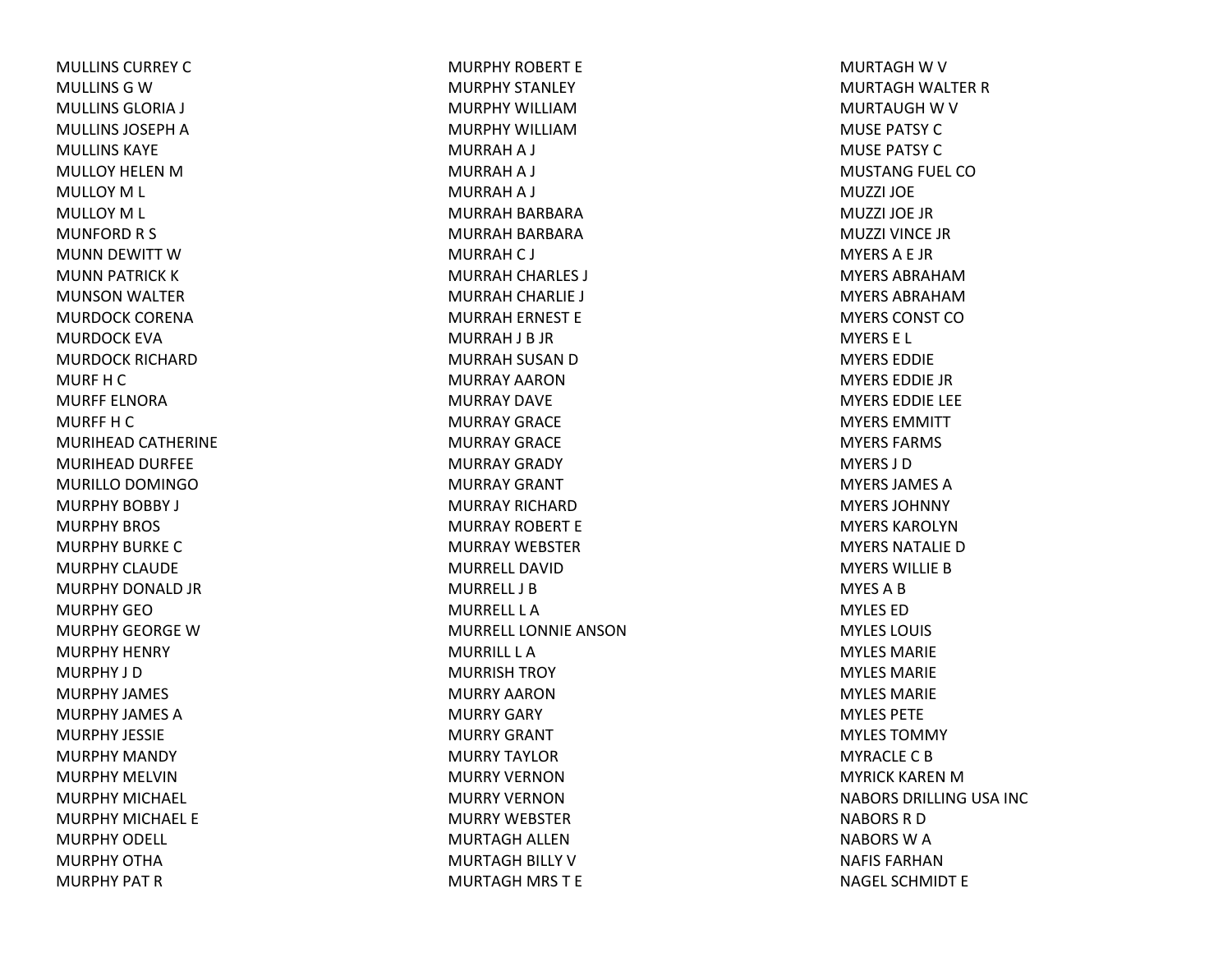MULLINS CURREY C
MULLINS G W
MULLINS GLORIA J
MULLINS JOSEPH A
MULLINS KAYE
MULLOY HELEN M
MULLOY M L
MULLOY M L
MUNFORD R S
MUNN DEWITT W
MUNN PATRICK K
MUNSON WALTER
MURDOCK CORENA
MURDOCK EVA
MURDOCK RICHARD
MURF H C
MURFF ELNORA
MURFF H C
MURIHEAD CATHERINE
MURIHEAD DURFEE
MURILLO DOMINGO
MURPHY BOBBY J
MURPHY BROS
MURPHY BURKE C
MURPHY CLAUDE
MURPHY DONALD JR
MURPHY GEO
MURPHY GEORGE W
MURPHY HENRY
MURPHY J D
MURPHY JAMES
MURPHY JAMES A
MURPHY JESSIE
MURPHY MANDY
MURPHY MELVIN
MURPHY MICHAEL
MURPHY MICHAEL E
MURPHY ODELL
MURPHY OTHA
MURPHY PAT R
MURPHY ROBERT E
MURPHY STANLEY
MURPHY WILLIAM
MURPHY WILLIAM
MURRAH A J
MURRAH A J
MURRAH A J
MURRAH BARBARA
MURRAH BARBARA
MURRAH C J
MURRAH CHARLES J
MURRAH CHARLIE J
MURRAH ERNEST E
MURRAH J B JR
MURRAH SUSAN D
MURRAY AARON
MURRAY DAVE
MURRAY GRACE
MURRAY GRACE
MURRAY GRADY
MURRAY GRANT
MURRAY RICHARD
MURRAY ROBERT E
MURRAY WEBSTER
MURRELL DAVID
MURRELL J B
MURRELL L A
MURRELL LONNIE ANSON
MURRILL L A
MURRISH TROY
MURRY AARON
MURRY GARY
MURRY GRANT
MURRY TAYLOR
MURRY VERNON
MURRY VERNON
MURRY WEBSTER
MURTAGH ALLEN
MURTAGH BILLY V
MURTAGH MRS T E
MURTAGH W V
MURTAGH WALTER R
MURTAUGH W V
MUSE PATSY C
MUSE PATSY C
MUSTANG FUEL CO
MUZZI JOE
MUZZI JOE JR
MUZZI VINCE JR
MYERS A E JR
MYERS ABRAHAM
MYERS ABRAHAM
MYERS CONST CO
MYERS E L
MYERS EDDIE
MYERS EDDIE JR
MYERS EDDIE LEE
MYERS EMMITT
MYERS FARMS
MYERS J D
MYERS JAMES A
MYERS JOHNNY
MYERS KAROLYN
MYERS NATALIE D
MYERS WILLIE B
MYES A B
MYLES ED
MYLES LOUIS
MYLES MARIE
MYLES MARIE
MYLES MARIE
MYLES PETE
MYLES TOMMY
MYRACLE C B
MYRICK KAREN M
NABORS DRILLING USA INC
NABORS R D
NABORS W A
NAFIS FARHAN
NAGEL SCHMIDT E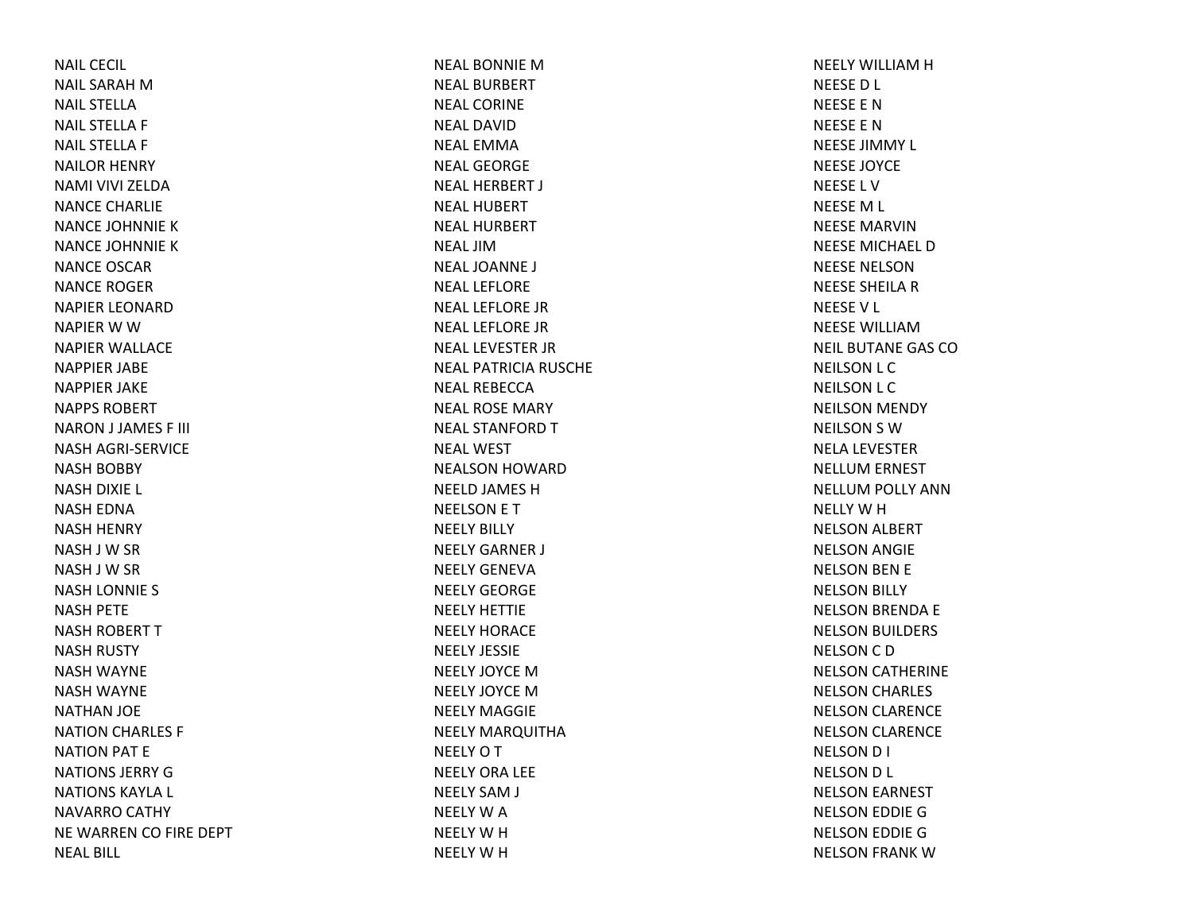NAIL CECIL
NAIL SARAH M
NAIL STELLA
NAIL STELLA F
NAIL STELLA F
NAILOR HENRY
NAMI VIVI ZELDA
NANCE CHARLIE
NANCE JOHNNIE K
NANCE JOHNNIE K
NANCE OSCAR
NANCE ROGER
NAPIER LEONARD
NAPIER W W
NAPIER WALLACE
NAPPIER JABE
NAPPIER JAKE
NAPPS ROBERT
NARON J JAMES F III
NASH AGRI-SERVICE
NASH BOBBY
NASH DIXIE L
NASH EDNA
NASH HENRY
NASH J W SR
NASH J W SR
NASH LONNIE S
NASH PETE
NASH ROBERT T
NASH RUSTY
NASH WAYNE
NASH WAYNE
NATHAN JOE
NATION CHARLES F
NATION PAT E
NATIONS JERRY G
NATIONS KAYLA L
NAVARRO CATHY
NE WARREN CO FIRE DEPT
NEAL BILL
NEAL BONNIE M
NEAL BURBERT
NEAL CORINE
NEAL DAVID
NEAL EMMA
NEAL GEORGE
NEAL HERBERT J
NEAL HUBERT
NEAL HURBERT
NEAL JIM
NEAL JOANNE J
NEAL LEFLORE
NEAL LEFLORE JR
NEAL LEFLORE JR
NEAL LEVESTER JR
NEAL PATRICIA RUSCHE
NEAL REBECCA
NEAL ROSE MARY
NEAL STANFORD T
NEAL WEST
NEALSON HOWARD
NEELD JAMES H
NEELSON E T
NEELY BILLY
NEELY GARNER J
NEELY GENEVA
NEELY GEORGE
NEELY HETTIE
NEELY HORACE
NEELY JESSIE
NEELY JOYCE M
NEELY JOYCE M
NEELY MAGGIE
NEELY MARQUITHA
NEELY O T
NEELY ORA LEE
NEELY SAM J
NEELY W A
NEELY W H
NEELY W H
NEELY WILLIAM H
NEESE D L
NEESE E N
NEESE E N
NEESE JIMMY L
NEESE JOYCE
NEESE L V
NEESE M L
NEESE MARVIN
NEESE MICHAEL D
NEESE NELSON
NEESE SHEILA R
NEESE V L
NEESE WILLIAM
NEIL BUTANE GAS CO
NEILSON L C
NEILSON L C
NEILSON MENDY
NEILSON S W
NELA LEVESTER
NELLUM ERNEST
NELLUM POLLY ANN
NELLY W H
NELSON ALBERT
NELSON ANGIE
NELSON BEN E
NELSON BILLY
NELSON BRENDA E
NELSON BUILDERS
NELSON C D
NELSON CATHERINE
NELSON CHARLES
NELSON CLARENCE
NELSON CLARENCE
NELSON D I
NELSON D L
NELSON EARNEST
NELSON EDDIE G
NELSON EDDIE G
NELSON FRANK W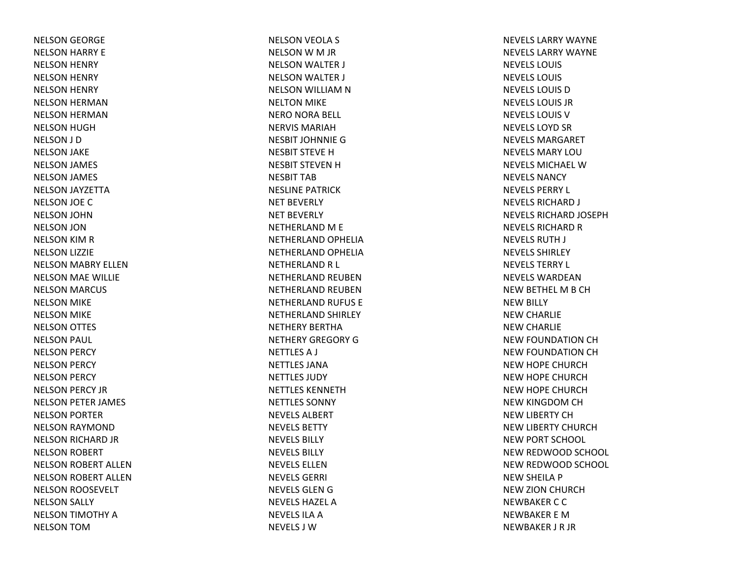NELSON GEORGE
NELSON HARRY E
NELSON HENRY
NELSON HENRY
NELSON HENRY
NELSON HERMAN
NELSON HERMAN
NELSON HUGH
NELSON J D
NELSON JAKE
NELSON JAMES
NELSON JAMES
NELSON JAYZETTA
NELSON JOE C
NELSON JOHN
NELSON JON
NELSON KIM R
NELSON LIZZIE
NELSON MABRY ELLEN
NELSON MAE WILLIE
NELSON MARCUS
NELSON MIKE
NELSON MIKE
NELSON OTTES
NELSON PAUL
NELSON PERCY
NELSON PERCY
NELSON PERCY
NELSON PERCY JR
NELSON PETER JAMES
NELSON PORTER
NELSON RAYMOND
NELSON RICHARD JR
NELSON ROBERT
NELSON ROBERT ALLEN
NELSON ROBERT ALLEN
NELSON ROOSEVELT
NELSON SALLY
NELSON TIMOTHY A
NELSON TOM
NELSON VEOLA S
NELSON W M JR
NELSON WALTER J
NELSON WALTER J
NELSON WILLIAM N
NELTON MIKE
NERO NORA BELL
NERVIS MARIAH
NESBIT JOHNNIE G
NESBIT STEVE H
NESBIT STEVEN H
NESBIT TAB
NESLINE PATRICK
NET BEVERLY
NET BEVERLY
NETHERLAND M E
NETHERLAND OPHELIA
NETHERLAND OPHELIA
NETHERLAND R L
NETHERLAND REUBEN
NETHERLAND REUBEN
NETHERLAND RUFUS E
NETHERLAND SHIRLEY
NETHERY BERTHA
NETHERY GREGORY G
NETTLES A J
NETTLES JANA
NETTLES JUDY
NETTLES KENNETH
NETTLES SONNY
NEVELS ALBERT
NEVELS BETTY
NEVELS BILLY
NEVELS BILLY
NEVELS ELLEN
NEVELS GERRI
NEVELS GLEN G
NEVELS HAZEL A
NEVELS ILA A
NEVELS J W
NEVELS LARRY WAYNE
NEVELS LARRY WAYNE
NEVELS LOUIS
NEVELS LOUIS
NEVELS LOUIS D
NEVELS LOUIS JR
NEVELS LOUIS V
NEVELS LOYD SR
NEVELS MARGARET
NEVELS MARY LOU
NEVELS MICHAEL W
NEVELS NANCY
NEVELS PERRY L
NEVELS RICHARD J
NEVELS RICHARD JOSEPH
NEVELS RICHARD R
NEVELS RUTH J
NEVELS SHIRLEY
NEVELS TERRY L
NEVELS WARDEAN
NEW BETHEL M B CH
NEW BILLY
NEW CHARLIE
NEW CHARLIE
NEW FOUNDATION CH
NEW FOUNDATION CH
NEW HOPE CHURCH
NEW HOPE CHURCH
NEW HOPE CHURCH
NEW KINGDOM CH
NEW LIBERTY CH
NEW LIBERTY CHURCH
NEW PORT SCHOOL
NEW REDWOOD SCHOOL
NEW REDWOOD SCHOOL
NEW SHEILA P
NEW ZION CHURCH
NEWBAKER C C
NEWBAKER E M
NEWBAKER J R JR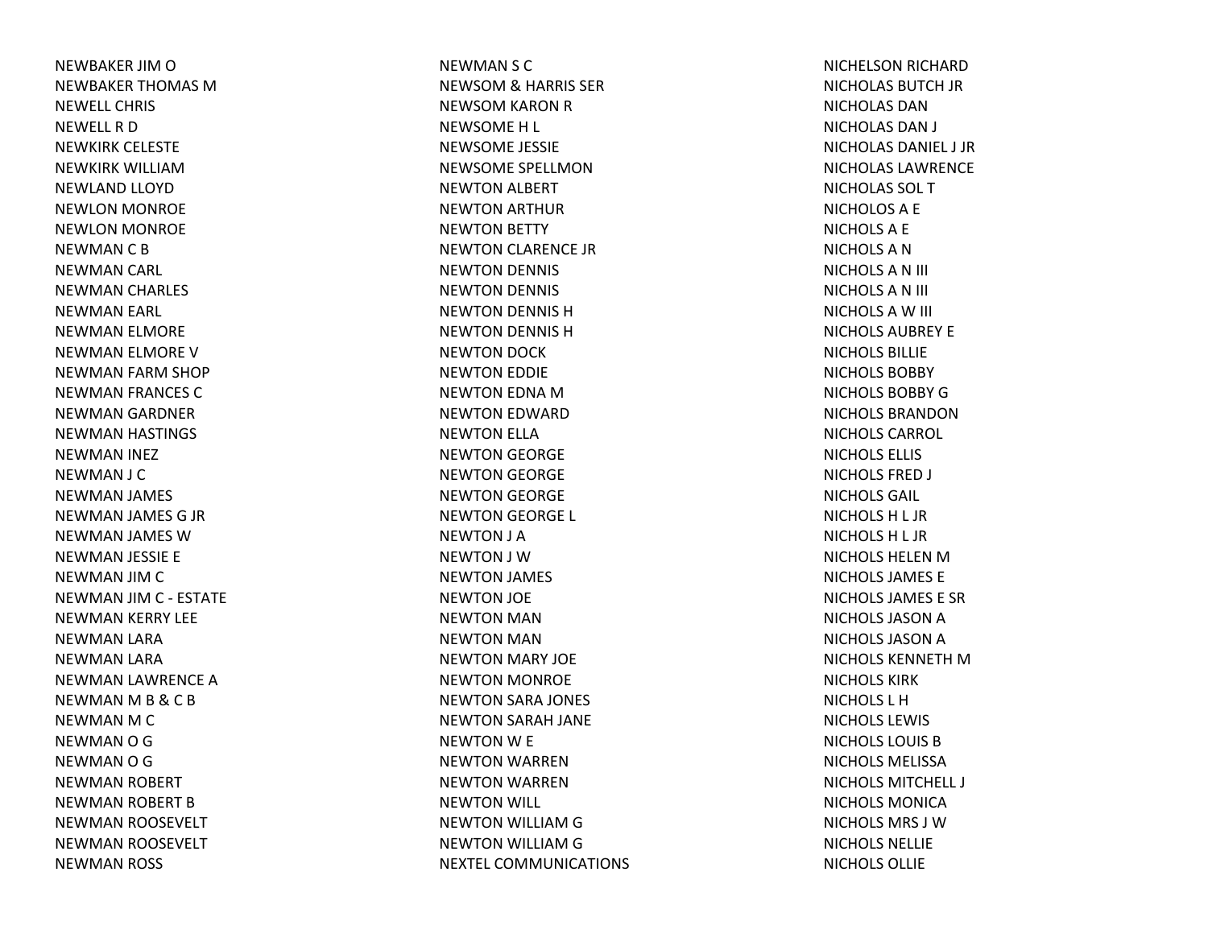NEWBAKER JIM O
NEWBAKER THOMAS M
NEWELL CHRIS
NEWELL R D
NEWKIRK CELESTE
NEWKIRK WILLIAM
NEWLAND LLOYD
NEWLON MONROE
NEWLON MONROE
NEWMAN C B
NEWMAN CARL
NEWMAN CHARLES
NEWMAN EARL
NEWMAN ELMORE
NEWMAN ELMORE V
NEWMAN FARM SHOP
NEWMAN FRANCES C
NEWMAN GARDNER
NEWMAN HASTINGS
NEWMAN INEZ
NEWMAN J C
NEWMAN JAMES
NEWMAN JAMES G JR
NEWMAN JAMES W
NEWMAN JESSIE E
NEWMAN JIM C
NEWMAN JIM C - ESTATE
NEWMAN KERRY LEE
NEWMAN LARA
NEWMAN LARA
NEWMAN LAWRENCE A
NEWMAN M B & C B
NEWMAN M C
NEWMAN O G
NEWMAN O G
NEWMAN ROBERT
NEWMAN ROBERT B
NEWMAN ROOSEVELT
NEWMAN ROOSEVELT
NEWMAN ROSS
NEWMAN S C
NEWSOM & HARRIS SER
NEWSOM KARON R
NEWSOME H L
NEWSOME JESSIE
NEWSOME SPELLMON
NEWTON ALBERT
NEWTON ARTHUR
NEWTON BETTY
NEWTON CLARENCE JR
NEWTON DENNIS
NEWTON DENNIS
NEWTON DENNIS H
NEWTON DENNIS H
NEWTON DOCK
NEWTON EDDIE
NEWTON EDNA M
NEWTON EDWARD
NEWTON ELLA
NEWTON GEORGE
NEWTON GEORGE
NEWTON GEORGE
NEWTON GEORGE L
NEWTON J A
NEWTON J W
NEWTON JAMES
NEWTON JOE
NEWTON MAN
NEWTON MAN
NEWTON MARY JOE
NEWTON MONROE
NEWTON SARA JONES
NEWTON SARAH JANE
NEWTON W E
NEWTON WARREN
NEWTON WARREN
NEWTON WILL
NEWTON WILLIAM G
NEWTON WILLIAM G
NEXTEL COMMUNICATIONS
NICHELSON RICHARD
NICHOLAS BUTCH JR
NICHOLAS DAN
NICHOLAS DAN J
NICHOLAS DANIEL J JR
NICHOLAS LAWRENCE
NICHOLAS SOL T
NICHOLOS A E
NICHOLS A E
NICHOLS A N
NICHOLS A N III
NICHOLS A N III
NICHOLS A W III
NICHOLS AUBREY E
NICHOLS BILLIE
NICHOLS BOBBY
NICHOLS BOBBY G
NICHOLS BRANDON
NICHOLS CARROL
NICHOLS ELLIS
NICHOLS FRED J
NICHOLS GAIL
NICHOLS H L JR
NICHOLS H L JR
NICHOLS HELEN M
NICHOLS JAMES E
NICHOLS JAMES E SR
NICHOLS JASON A
NICHOLS JASON A
NICHOLS KENNETH M
NICHOLS KIRK
NICHOLS L H
NICHOLS LEWIS
NICHOLS LOUIS B
NICHOLS MELISSA
NICHOLS MITCHELL J
NICHOLS MONICA
NICHOLS MRS J W
NICHOLS NELLIE
NICHOLS OLLIE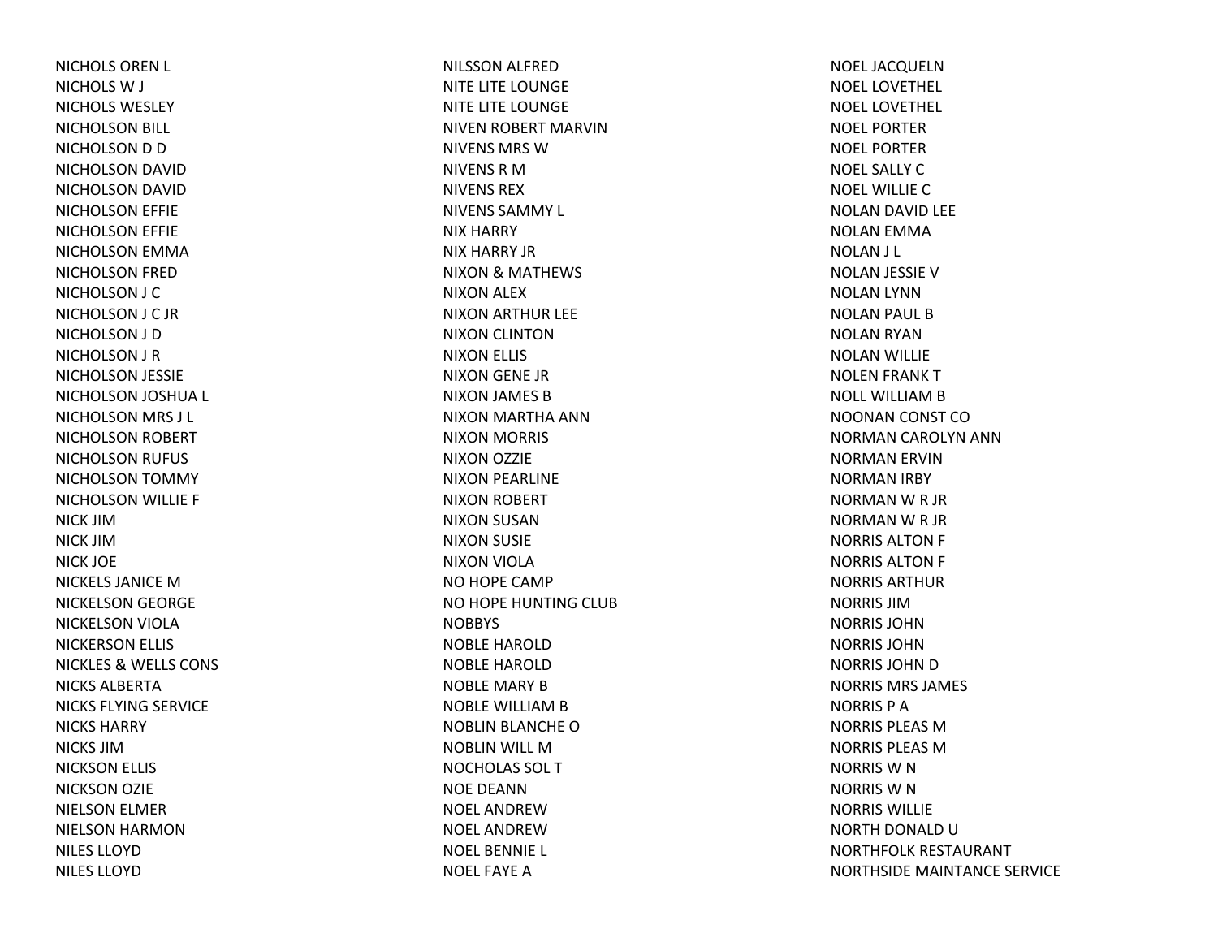NICHOLS OREN L
NICHOLS W J
NICHOLS WESLEY
NICHOLSON BILL
NICHOLSON D D
NICHOLSON DAVID
NICHOLSON DAVID
NICHOLSON EFFIE
NICHOLSON EFFIE
NICHOLSON EMMA
NICHOLSON FRED
NICHOLSON J C
NICHOLSON J C JR
NICHOLSON J D
NICHOLSON J R
NICHOLSON JESSIE
NICHOLSON JOSHUA L
NICHOLSON MRS J L
NICHOLSON ROBERT
NICHOLSON RUFUS
NICHOLSON TOMMY
NICHOLSON WILLIE F
NICK JIM
NICK JIM
NICK JOE
NICKELS JANICE M
NICKELSON GEORGE
NICKELSON VIOLA
NICKERSON ELLIS
NICKLES & WELLS CONS
NICKS ALBERTA
NICKS FLYING SERVICE
NICKS HARRY
NICKS JIM
NICKSON ELLIS
NICKSON OZIE
NIELSON ELMER
NIELSON HARMON
NILES LLOYD
NILES LLOYD
NILSSON ALFRED
NITE LITE LOUNGE
NITE LITE LOUNGE
NIVEN ROBERT MARVIN
NIVENS MRS W
NIVENS R M
NIVENS REX
NIVENS SAMMY L
NIX HARRY
NIX HARRY JR
NIXON & MATHEWS
NIXON ALEX
NIXON ARTHUR LEE
NIXON CLINTON
NIXON ELLIS
NIXON GENE JR
NIXON JAMES B
NIXON MARTHA ANN
NIXON MORRIS
NIXON OZZIE
NIXON PEARLINE
NIXON ROBERT
NIXON SUSAN
NIXON SUSIE
NIXON VIOLA
NO HOPE CAMP
NO HOPE HUNTING CLUB
NOBBYS
NOBLE HAROLD
NOBLE HAROLD
NOBLE MARY B
NOBLE WILLIAM B
NOBLIN BLANCHE O
NOBLIN WILL M
NOCHOLAS SOL T
NOE DEANN
NOEL ANDREW
NOEL ANDREW
NOEL BENNIE L
NOEL FAYE A
NOEL JACQUELN
NOEL LOVETHEL
NOEL LOVETHEL
NOEL PORTER
NOEL PORTER
NOEL SALLY C
NOEL WILLIE C
NOLAN DAVID LEE
NOLAN EMMA
NOLAN J L
NOLAN JESSIE V
NOLAN LYNN
NOLAN PAUL B
NOLAN RYAN
NOLAN WILLIE
NOLEN FRANK T
NOLL WILLIAM B
NOONAN CONST CO
NORMAN CAROLYN ANN
NORMAN ERVIN
NORMAN IRBY
NORMAN W R JR
NORMAN W R JR
NORRIS ALTON F
NORRIS ALTON F
NORRIS ARTHUR
NORRIS JIM
NORRIS JOHN
NORRIS JOHN
NORRIS JOHN D
NORRIS MRS JAMES
NORRIS P A
NORRIS PLEAS M
NORRIS PLEAS M
NORRIS W N
NORRIS W N
NORRIS WILLIE
NORTH DONALD U
NORTHFOLK RESTAURANT
NORTHSIDE MAINTANCE SERVICE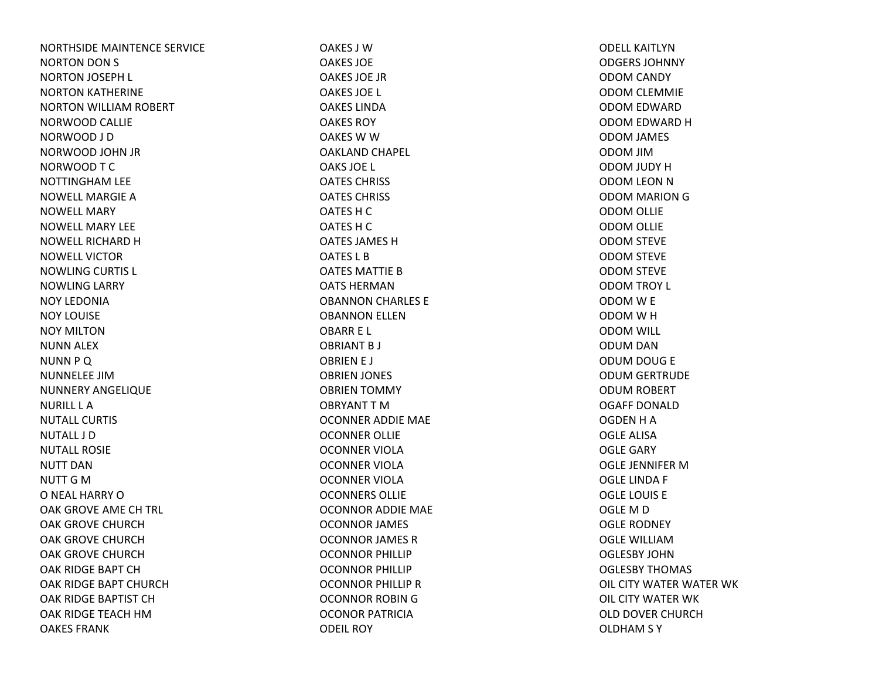NORTHSIDE MAINTENCE SERVICE
NORTON DON S
NORTON JOSEPH L
NORTON KATHERINE
NORTON WILLIAM ROBERT
NORWOOD CALLIE
NORWOOD J D
NORWOOD JOHN JR
NORWOOD T C
NOTTINGHAM LEE
NOWELL MARGIE A
NOWELL MARY
NOWELL MARY LEE
NOWELL RICHARD H
NOWELL VICTOR
NOWLING CURTIS L
NOWLING LARRY
NOY LEDONIA
NOY LOUISE
NOY MILTON
NUNN ALEX
NUNN P Q
NUNNELEE JIM
NUNNERY ANGELIQUE
NURILL L A
NUTALL CURTIS
NUTALL J D
NUTALL ROSIE
NUTT DAN
NUTT G M
O NEAL HARRY O
OAK GROVE AME CH TRL
OAK GROVE CHURCH
OAK GROVE CHURCH
OAK GROVE CHURCH
OAK RIDGE BAPT CH
OAK RIDGE BAPT CHURCH
OAK RIDGE BAPTIST CH
OAK RIDGE TEACH HM
OAKES FRANK
OAKES J W
OAKES JOE
OAKES JOE JR
OAKES JOE L
OAKES LINDA
OAKES ROY
OAKES W W
OAKLAND CHAPEL
OAKS JOE L
OATES CHRISS
OATES CHRISS
OATES H C
OATES H C
OATES JAMES H
OATES L B
OATES MATTIE B
OATS HERMAN
OBANNON CHARLES E
OBANNON ELLEN
OBARR E L
OBRIANT B J
OBRIEN E J
OBRIEN JONES
OBRIEN TOMMY
OBRYANT T M
OCONNER ADDIE MAE
OCONNER OLLIE
OCONNER VIOLA
OCONNER VIOLA
OCONNER VIOLA
OCONNERS OLLIE
OCONNOR ADDIE MAE
OCONNOR JAMES
OCONNOR JAMES R
OCONNOR PHILLIP
OCONNOR PHILLIP
OCONNOR PHILLIP R
OCONNOR ROBIN G
OCONOR PATRICIA
ODEIL ROY
ODELL KAITLYN
ODGERS JOHNNY
ODOM CANDY
ODOM CLEMMIE
ODOM EDWARD
ODOM EDWARD H
ODOM JAMES
ODOM JIM
ODOM JUDY H
ODOM LEON N
ODOM MARION G
ODOM OLLIE
ODOM OLLIE
ODOM STEVE
ODOM STEVE
ODOM STEVE
ODOM TROY L
ODOM W E
ODOM W H
ODOM WILL
ODUM DAN
ODUM DOUG E
ODUM GERTRUDE
ODUM ROBERT
OGAFF DONALD
OGDEN H A
OGLE ALISA
OGLE GARY
OGLE JENNIFER M
OGLE LINDA F
OGLE LOUIS E
OGLE M D
OGLE RODNEY
OGLE WILLIAM
OGLESBY JOHN
OGLESBY THOMAS
OIL CITY WATER WATER WK
OIL CITY WATER WK
OLD DOVER CHURCH
OLDHAM S Y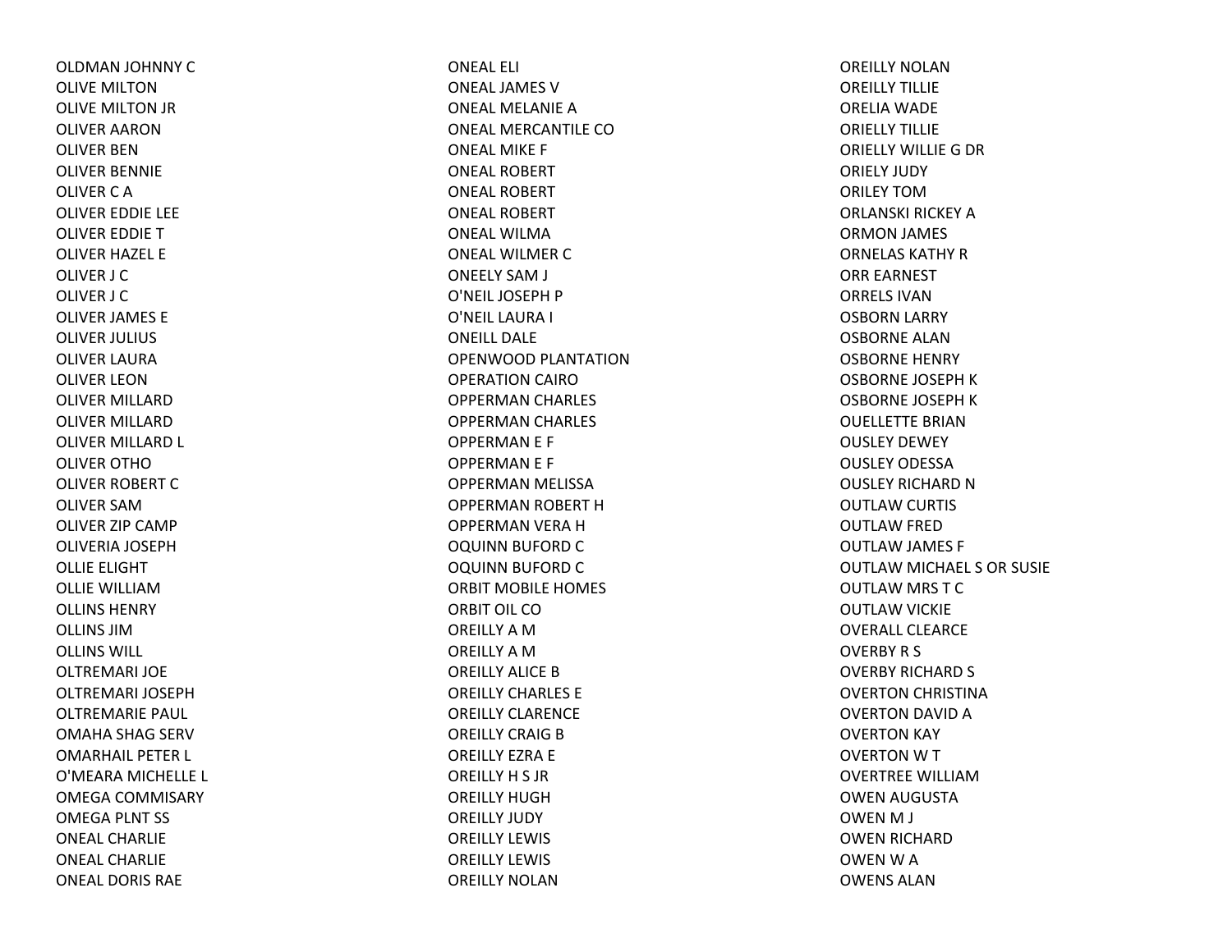OLDMAN JOHNNY C
OLIVE MILTON
OLIVE MILTON JR
OLIVER AARON
OLIVER BEN
OLIVER BENNIE
OLIVER C A
OLIVER EDDIE LEE
OLIVER EDDIE T
OLIVER HAZEL E
OLIVER J C
OLIVER J C
OLIVER JAMES E
OLIVER JULIUS
OLIVER LAURA
OLIVER LEON
OLIVER MILLARD
OLIVER MILLARD
OLIVER MILLARD L
OLIVER OTHO
OLIVER ROBERT C
OLIVER SAM
OLIVER ZIP CAMP
OLIVERIA JOSEPH
OLLIE ELIGHT
OLLIE WILLIAM
OLLINS HENRY
OLLINS JIM
OLLINS WILL
OLTREMARI JOE
OLTREMARI JOSEPH
OLTREMARIE PAUL
OMAHA SHAG SERV
OMARHAIL PETER L
O'MEARA MICHELLE L
OMEGA COMMISARY
OMEGA PLNT SS
ONEAL CHARLIE
ONEAL CHARLIE
ONEAL DORIS RAE
ONEAL ELI
ONEAL JAMES V
ONEAL MELANIE A
ONEAL MERCANTILE CO
ONEAL MIKE F
ONEAL ROBERT
ONEAL ROBERT
ONEAL ROBERT
ONEAL WILMA
ONEAL WILMER C
ONEELY SAM J
O'NEIL JOSEPH P
O'NEIL LAURA I
ONEILL DALE
OPENWOOD PLANTATION
OPERATION CAIRO
OPPERMAN CHARLES
OPPERMAN CHARLES
OPPERMAN E F
OPPERMAN E F
OPPERMAN MELISSA
OPPERMAN ROBERT H
OPPERMAN VERA H
OQUINN BUFORD C
OQUINN BUFORD C
ORBIT MOBILE HOMES
ORBIT OIL CO
OREILLY A M
OREILLY A M
OREILLY ALICE B
OREILLY CHARLES E
OREILLY CLARENCE
OREILLY CRAIG B
OREILLY EZRA E
OREILLY H S JR
OREILLY HUGH
OREILLY JUDY
OREILLY LEWIS
OREILLY LEWIS
OREILLY NOLAN
OREILLY NOLAN
OREILLY TILLIE
ORELIA WADE
ORIELLY TILLIE
ORIELLY WILLIE G DR
ORIELY JUDY
ORILEY TOM
ORLANSKI RICKEY A
ORMON JAMES
ORNELAS KATHY R
ORR EARNEST
ORRELS IVAN
OSBORN LARRY
OSBORNE ALAN
OSBORNE HENRY
OSBORNE JOSEPH K
OSBORNE JOSEPH K
OUELLETTE BRIAN
OUSLEY DEWEY
OUSLEY ODESSA
OUSLEY RICHARD N
OUTLAW CURTIS
OUTLAW FRED
OUTLAW JAMES F
OUTLAW MICHAEL S OR SUSIE
OUTLAW MRS T C
OUTLAW VICKIE
OVERALL CLEARCE
OVERBY R S
OVERBY RICHARD S
OVERTON CHRISTINA
OVERTON DAVID A
OVERTON KAY
OVERTON W T
OVERTREE WILLIAM
OWEN AUGUSTA
OWEN M J
OWEN RICHARD
OWEN W A
OWENS ALAN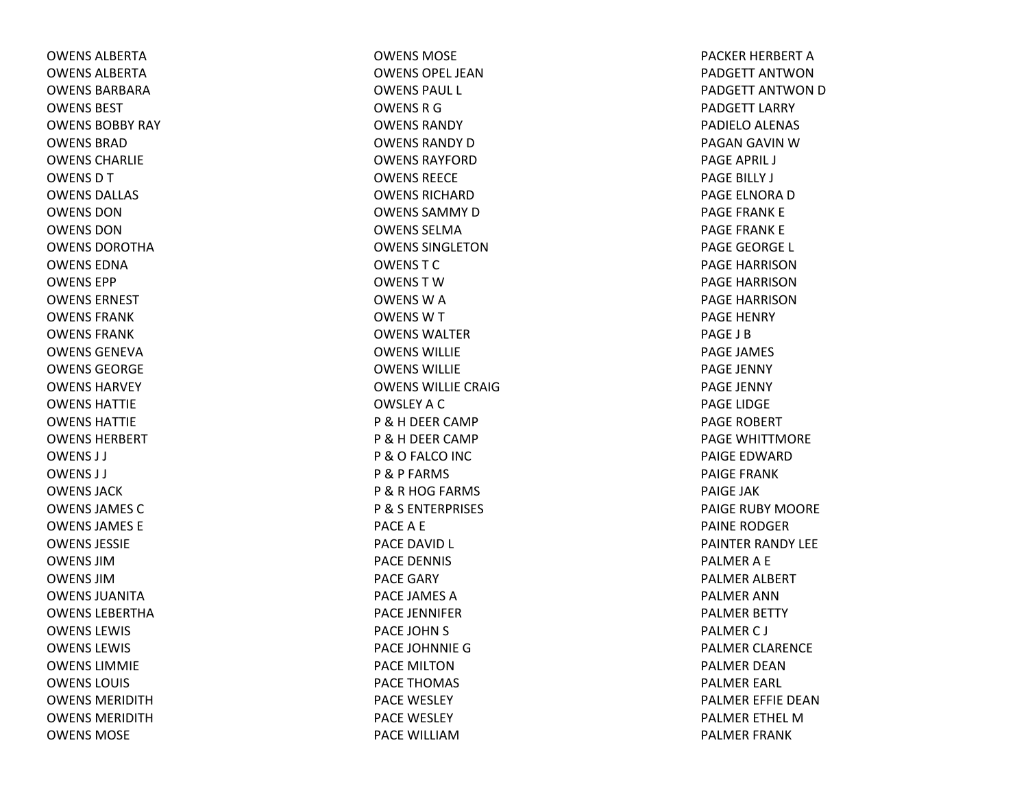OWENS ALBERTA
OWENS ALBERTA
OWENS BARBARA
OWENS BEST
OWENS BOBBY RAY
OWENS BRAD
OWENS CHARLIE
OWENS D T
OWENS DALLAS
OWENS DON
OWENS DON
OWENS DOROTHA
OWENS EDNA
OWENS EPP
OWENS ERNEST
OWENS FRANK
OWENS FRANK
OWENS GENEVA
OWENS GEORGE
OWENS HARVEY
OWENS HATTIE
OWENS HATTIE
OWENS HERBERT
OWENS J J
OWENS J J
OWENS JACK
OWENS JAMES C
OWENS JAMES E
OWENS JESSIE
OWENS JIM
OWENS JIM
OWENS JUANITA
OWENS LEBERTHA
OWENS LEWIS
OWENS LEWIS
OWENS LIMMIE
OWENS LOUIS
OWENS MERIDITH
OWENS MERIDITH
OWENS MOSE
OWENS MOSE
OWENS OPEL JEAN
OWENS PAUL L
OWENS R G
OWENS RANDY
OWENS RANDY D
OWENS RAYFORD
OWENS REECE
OWENS RICHARD
OWENS SAMMY D
OWENS SELMA
OWENS SINGLETON
OWENS T C
OWENS T W
OWENS W A
OWENS W T
OWENS WALTER
OWENS WILLIE
OWENS WILLIE
OWENS WILLIE CRAIG
OWSLEY A C
P & H DEER CAMP
P & H DEER CAMP
P & O FALCO INC
P & P FARMS
P & R HOG FARMS
P & S ENTERPRISES
PACE A E
PACE DAVID L
PACE DENNIS
PACE GARY
PACE JAMES A
PACE JENNIFER
PACE JOHN S
PACE JOHNNIE G
PACE MILTON
PACE THOMAS
PACE WESLEY
PACE WESLEY
PACE WILLIAM
PACKER HERBERT A
PADGETT ANTWON
PADGETT ANTWON D
PADGETT LARRY
PADIELO ALENAS
PAGAN GAVIN W
PAGE APRIL J
PAGE BILLY J
PAGE ELNORA D
PAGE FRANK E
PAGE FRANK E
PAGE GEORGE L
PAGE HARRISON
PAGE HARRISON
PAGE HARRISON
PAGE HENRY
PAGE J B
PAGE JAMES
PAGE JENNY
PAGE JENNY
PAGE LIDGE
PAGE ROBERT
PAGE WHITTMORE
PAIGE EDWARD
PAIGE FRANK
PAIGE JAK
PAIGE RUBY MOORE
PAINE RODGER
PAINTER RANDY LEE
PALMER A E
PALMER ALBERT
PALMER ANN
PALMER BETTY
PALMER C J
PALMER CLARENCE
PALMER DEAN
PALMER EARL
PALMER EFFIE DEAN
PALMER ETHEL M
PALMER FRANK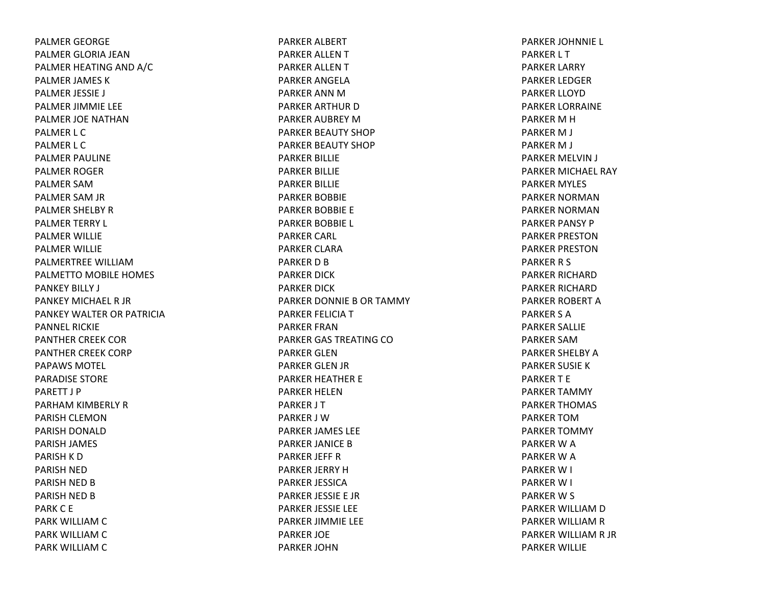PALMER GEORGE
PALMER GLORIA JEAN
PALMER HEATING AND A/C
PALMER JAMES K
PALMER JESSIE J
PALMER JIMMIE LEE
PALMER JOE NATHAN
PALMER L C
PALMER L C
PALMER PAULINE
PALMER ROGER
PALMER SAM
PALMER SAM JR
PALMER SHELBY R
PALMER TERRY L
PALMER WILLIE
PALMER WILLIE
PALMERTREE WILLIAM
PALMETTO MOBILE HOMES
PANKEY BILLY J
PANKEY MICHAEL R JR
PANKEY WALTER OR PATRICIA
PANNEL RICKIE
PANTHER CREEK COR
PANTHER CREEK CORP
PAPAWS MOTEL
PARADISE STORE
PARETT J P
PARHAM KIMBERLY R
PARISH CLEMON
PARISH DONALD
PARISH JAMES
PARISH K D
PARISH NED
PARISH NED B
PARISH NED B
PARK C E
PARK WILLIAM C
PARK WILLIAM C
PARK WILLIAM C
PARKER ALBERT
PARKER ALLEN T
PARKER ALLEN T
PARKER ANGELA
PARKER ANN M
PARKER ARTHUR D
PARKER AUBREY M
PARKER BEAUTY SHOP
PARKER BEAUTY SHOP
PARKER BILLIE
PARKER BILLIE
PARKER BILLIE
PARKER BOBBIE
PARKER BOBBIE E
PARKER BOBBIE L
PARKER CARL
PARKER CLARA
PARKER D B
PARKER DICK
PARKER DICK
PARKER DONNIE B OR TAMMY
PARKER FELICIA T
PARKER FRAN
PARKER GAS TREATING CO
PARKER GLEN
PARKER GLEN JR
PARKER HEATHER E
PARKER HELEN
PARKER J T
PARKER J W
PARKER JAMES LEE
PARKER JANICE B
PARKER JEFF R
PARKER JERRY H
PARKER JESSICA
PARKER JESSIE E JR
PARKER JESSIE LEE
PARKER JIMMIE LEE
PARKER JOE
PARKER JOHN
PARKER JOHNNIE L
PARKER L T
PARKER LARRY
PARKER LEDGER
PARKER LLOYD
PARKER LORRAINE
PARKER M H
PARKER M J
PARKER M J
PARKER MELVIN J
PARKER MICHAEL RAY
PARKER MYLES
PARKER NORMAN
PARKER NORMAN
PARKER PANSY P
PARKER PRESTON
PARKER PRESTON
PARKER R S
PARKER RICHARD
PARKER RICHARD
PARKER ROBERT A
PARKER S A
PARKER SALLIE
PARKER SAM
PARKER SHELBY A
PARKER SUSIE K
PARKER T E
PARKER TAMMY
PARKER THOMAS
PARKER TOM
PARKER TOMMY
PARKER W A
PARKER W A
PARKER W I
PARKER W I
PARKER W S
PARKER WILLIAM D
PARKER WILLIAM R
PARKER WILLIAM R JR
PARKER WILLIE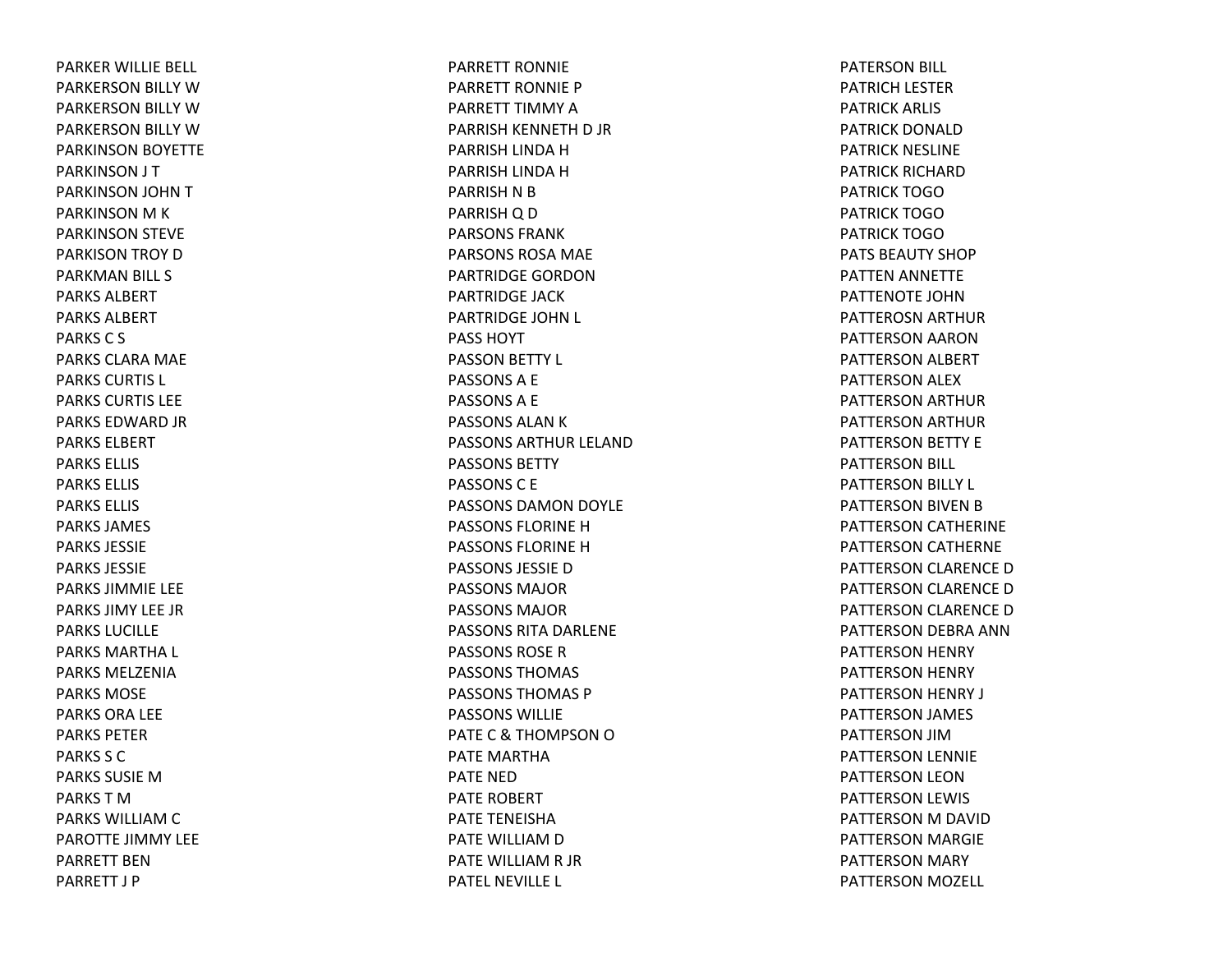PARKER WILLIE BELL
PARKERSON BILLY W
PARKERSON BILLY W
PARKERSON BILLY W
PARKINSON BOYETTE
PARKINSON J T
PARKINSON JOHN T
PARKINSON M K
PARKINSON STEVE
PARKISON TROY D
PARKMAN BILL S
PARKS ALBERT
PARKS ALBERT
PARKS C S
PARKS CLARA MAE
PARKS CURTIS L
PARKS CURTIS LEE
PARKS EDWARD JR
PARKS ELBERT
PARKS ELLIS
PARKS ELLIS
PARKS ELLIS
PARKS JAMES
PARKS JESSIE
PARKS JESSIE
PARKS JIMMIE LEE
PARKS JIMY LEE JR
PARKS LUCILLE
PARKS MARTHA L
PARKS MELZENIA
PARKS MOSE
PARKS ORA LEE
PARKS PETER
PARKS S C
PARKS SUSIE M
PARKS T M
PARKS WILLIAM C
PAROTTE JIMMY LEE
PARRETT BEN
PARRETT J P
PARRETT RONNIE
PARRETT RONNIE P
PARRETT TIMMY A
PARRISH KENNETH D JR
PARRISH LINDA H
PARRISH LINDA H
PARRISH N B
PARRISH Q D
PARSONS FRANK
PARSONS ROSA MAE
PARTRIDGE GORDON
PARTRIDGE JACK
PARTRIDGE JOHN L
PASS HOYT
PASSON BETTY L
PASSONS A E
PASSONS A E
PASSONS ALAN K
PASSONS ARTHUR LELAND
PASSONS BETTY
PASSONS C E
PASSONS DAMON DOYLE
PASSONS FLORINE H
PASSONS FLORINE H
PASSONS JESSIE D
PASSONS MAJOR
PASSONS MAJOR
PASSONS RITA DARLENE
PASSONS ROSE R
PASSONS THOMAS
PASSONS THOMAS P
PASSONS WILLIE
PATE C & THOMPSON O
PATE MARTHA
PATE NED
PATE ROBERT
PATE TENEISHA
PATE WILLIAM D
PATE WILLIAM R JR
PATEL NEVILLE L
PATERSON BILL
PATRICH LESTER
PATRICK ARLIS
PATRICK DONALD
PATRICK NESLINE
PATRICK RICHARD
PATRICK TOGO
PATRICK TOGO
PATRICK TOGO
PATS BEAUTY SHOP
PATTEN ANNETTE
PATTENOTE JOHN
PATTEROSN ARTHUR
PATTERSON AARON
PATTERSON ALBERT
PATTERSON ALEX
PATTERSON ARTHUR
PATTERSON ARTHUR
PATTERSON BETTY E
PATTERSON BILL
PATTERSON BILLY L
PATTERSON BIVEN B
PATTERSON CATHERINE
PATTERSON CATHERNE
PATTERSON CLARENCE D
PATTERSON CLARENCE D
PATTERSON CLARENCE D
PATTERSON DEBRA ANN
PATTERSON HENRY
PATTERSON HENRY
PATTERSON HENRY J
PATTERSON JAMES
PATTERSON JIM
PATTERSON LENNIE
PATTERSON LEON
PATTERSON LEWIS
PATTERSON M DAVID
PATTERSON MARGIE
PATTERSON MARY
PATTERSON MOZELL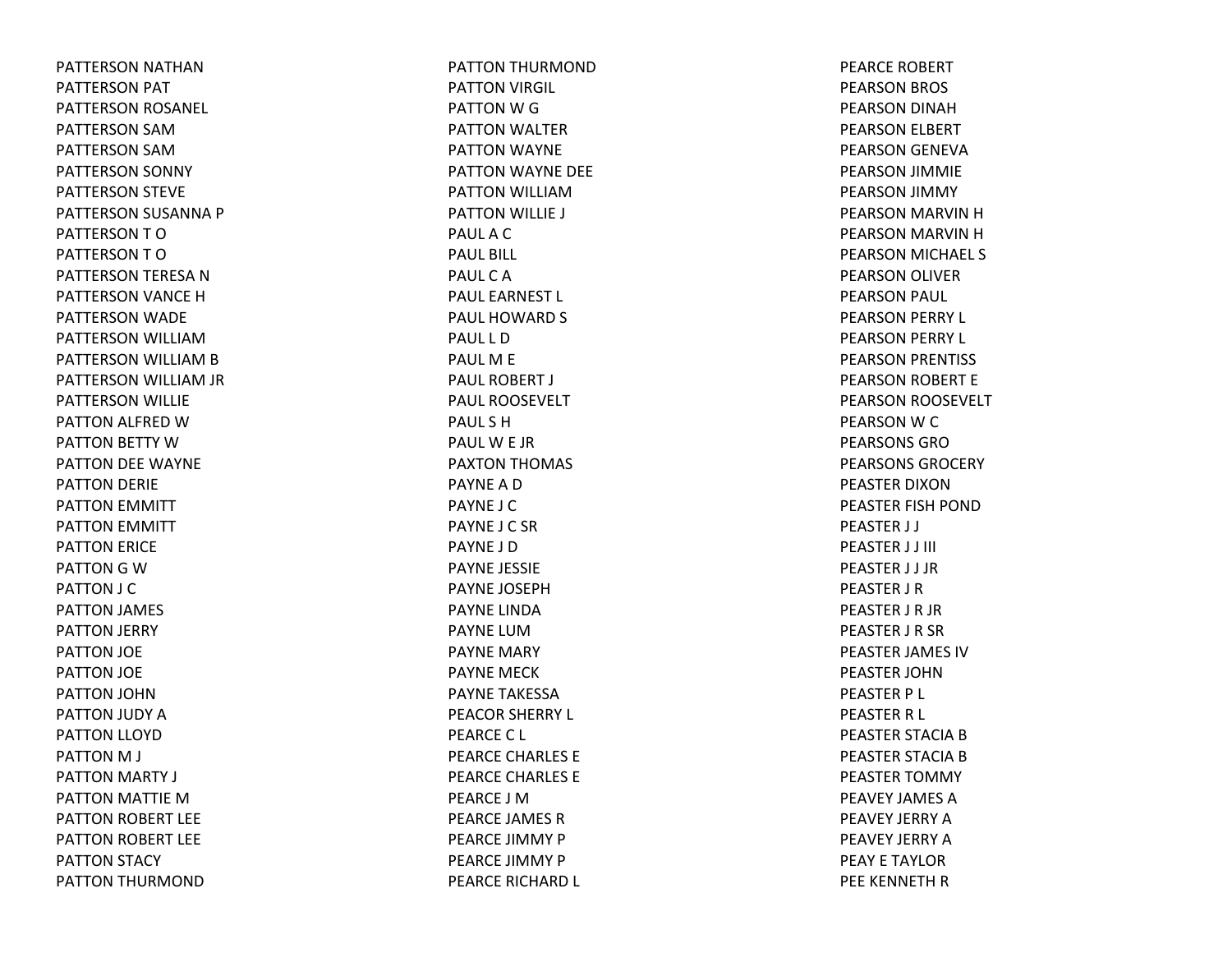PATTERSON NATHAN
PATTERSON PAT
PATTERSON ROSANEL
PATTERSON SAM
PATTERSON SAM
PATTERSON SONNY
PATTERSON STEVE
PATTERSON SUSANNA P
PATTERSON T O
PATTERSON T O
PATTERSON TERESA N
PATTERSON VANCE H
PATTERSON WADE
PATTERSON WILLIAM
PATTERSON WILLIAM B
PATTERSON WILLIAM JR
PATTERSON WILLIE
PATTON ALFRED W
PATTON BETTY W
PATTON DEE WAYNE
PATTON DERIE
PATTON EMMITT
PATTON EMMITT
PATTON ERICE
PATTON G W
PATTON J C
PATTON JAMES
PATTON JERRY
PATTON JOE
PATTON JOE
PATTON JOHN
PATTON JUDY A
PATTON LLOYD
PATTON M J
PATTON MARTY J
PATTON MATTIE M
PATTON ROBERT LEE
PATTON ROBERT LEE
PATTON STACY
PATTON THURMOND
PATTON THURMOND
PATTON VIRGIL
PATTON W G
PATTON WALTER
PATTON WAYNE
PATTON WAYNE DEE
PATTON WILLIAM
PATTON WILLIE J
PAUL A C
PAUL BILL
PAUL C A
PAUL EARNEST L
PAUL HOWARD S
PAUL L D
PAUL M E
PAUL ROBERT J
PAUL ROOSEVELT
PAUL S H
PAUL W E JR
PAXTON THOMAS
PAYNE A D
PAYNE J C
PAYNE J C SR
PAYNE J D
PAYNE JESSIE
PAYNE JOSEPH
PAYNE LINDA
PAYNE LUM
PAYNE MARY
PAYNE MECK
PAYNE TAKESSA
PEACOR SHERRY L
PEARCE C L
PEARCE CHARLES E
PEARCE CHARLES E
PEARCE J M
PEARCE JAMES R
PEARCE JIMMY P
PEARCE JIMMY P
PEARCE RICHARD L
PEARCE ROBERT
PEARSON BROS
PEARSON DINAH
PEARSON ELBERT
PEARSON GENEVA
PEARSON JIMMIE
PEARSON JIMMY
PEARSON MARVIN H
PEARSON MARVIN H
PEARSON MICHAEL S
PEARSON OLIVER
PEARSON PAUL
PEARSON PERRY L
PEARSON PERRY L
PEARSON PRENTISS
PEARSON ROBERT E
PEARSON ROOSEVELT
PEARSON W C
PEARSONS GRO
PEARSONS GROCERY
PEASTER DIXON
PEASTER FISH POND
PEASTER J J
PEASTER J J III
PEASTER J J JR
PEASTER J R
PEASTER J R JR
PEASTER J R SR
PEASTER JAMES IV
PEASTER JOHN
PEASTER P L
PEASTER R L
PEASTER STACIA B
PEASTER STACIA B
PEASTER TOMMY
PEAVEY JAMES A
PEAVEY JERRY A
PEAVEY JERRY A
PEAY E TAYLOR
PEE KENNETH R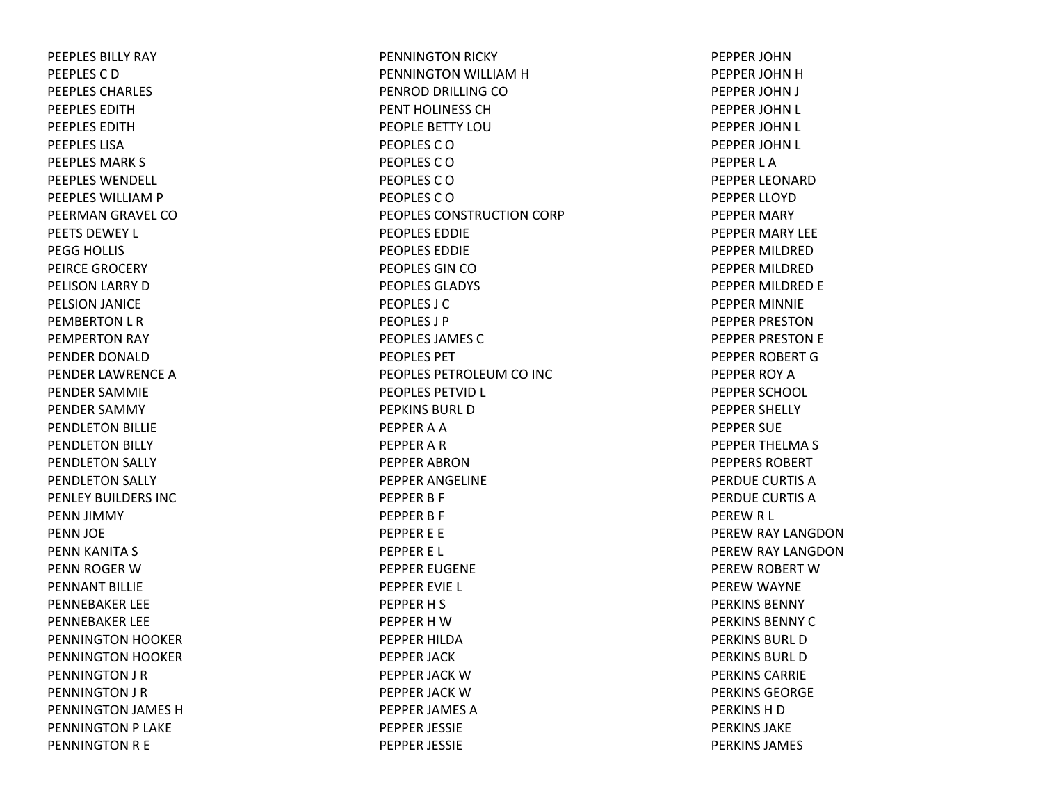PEEPLES BILLY RAY
PEEPLES C D
PEEPLES CHARLES
PEEPLES EDITH
PEEPLES EDITH
PEEPLES LISA
PEEPLES MARK S
PEEPLES WENDELL
PEEPLES WILLIAM P
PEERMAN GRAVEL CO
PEETS DEWEY L
PEGG HOLLIS
PEIRCE GROCERY
PELISON LARRY D
PELSION JANICE
PEMBERTON L R
PEMPERTON RAY
PENDER DONALD
PENDER LAWRENCE A
PENDER SAMMIE
PENDER SAMMY
PENDLETON BILLIE
PENDLETON BILLY
PENDLETON SALLY
PENDLETON SALLY
PENLEY BUILDERS INC
PENN JIMMY
PENN JOE
PENN KANITA S
PENN ROGER W
PENNANT BILLIE
PENNEBAKER LEE
PENNEBAKER LEE
PENNINGTON HOOKER
PENNINGTON HOOKER
PENNINGTON J R
PENNINGTON J R
PENNINGTON JAMES H
PENNINGTON P LAKE
PENNINGTON R E
PENNINGTON RICKY
PENNINGTON WILLIAM H
PENROD DRILLING CO
PENT HOLINESS CH
PEOPLE BETTY LOU
PEOPLES C O
PEOPLES C O
PEOPLES C O
PEOPLES C O
PEOPLES CONSTRUCTION CORP
PEOPLES EDDIE
PEOPLES EDDIE
PEOPLES GIN CO
PEOPLES GLADYS
PEOPLES J C
PEOPLES J P
PEOPLES JAMES C
PEOPLES PET
PEOPLES PETROLEUM CO INC
PEOPLES PETVID L
PEPKINS BURL D
PEPPER A A
PEPPER A R
PEPPER ABRON
PEPPER ANGELINE
PEPPER B F
PEPPER B F
PEPPER E E
PEPPER E L
PEPPER EUGENE
PEPPER EVIE L
PEPPER H S
PEPPER H W
PEPPER HILDA
PEPPER JACK
PEPPER JACK W
PEPPER JACK W
PEPPER JAMES A
PEPPER JESSIE
PEPPER JESSIE
PEPPER JOHN
PEPPER JOHN H
PEPPER JOHN J
PEPPER JOHN L
PEPPER JOHN L
PEPPER JOHN L
PEPPER L A
PEPPER LEONARD
PEPPER LLOYD
PEPPER MARY
PEPPER MARY LEE
PEPPER MILDRED
PEPPER MILDRED
PEPPER MILDRED E
PEPPER MINNIE
PEPPER PRESTON
PEPPER PRESTON E
PEPPER ROBERT G
PEPPER ROY A
PEPPER SCHOOL
PEPPER SHELLY
PEPPER SUE
PEPPER THELMA S
PEPPERS ROBERT
PERDUE CURTIS A
PERDUE CURTIS A
PEREW R L
PEREW RAY LANGDON
PEREW RAY LANGDON
PEREW ROBERT W
PEREW WAYNE
PERKINS BENNY
PERKINS BENNY C
PERKINS BURL D
PERKINS BURL D
PERKINS CARRIE
PERKINS GEORGE
PERKINS H D
PERKINS JAKE
PERKINS JAMES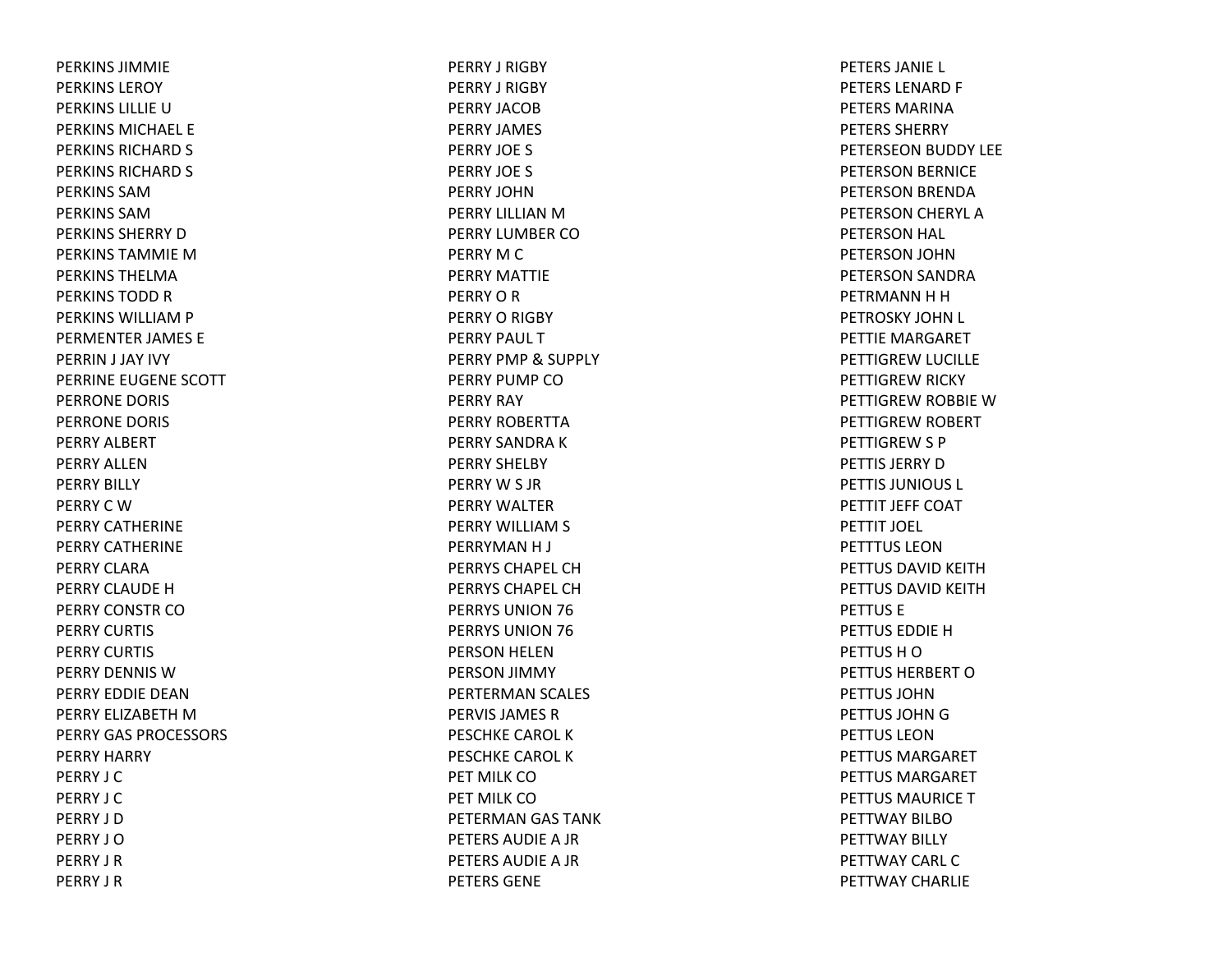PERKINS JIMMIE
PERKINS LEROY
PERKINS LILLIE U
PERKINS MICHAEL E
PERKINS RICHARD S
PERKINS RICHARD S
PERKINS SAM
PERKINS SAM
PERKINS SHERRY D
PERKINS TAMMIE M
PERKINS THELMA
PERKINS TODD R
PERKINS WILLIAM P
PERMENTER JAMES E
PERRIN J JAY IVY
PERRINE EUGENE SCOTT
PERRONE DORIS
PERRONE DORIS
PERRY ALBERT
PERRY ALLEN
PERRY BILLY
PERRY C W
PERRY CATHERINE
PERRY CATHERINE
PERRY CLARA
PERRY CLAUDE H
PERRY CONSTR CO
PERRY CURTIS
PERRY CURTIS
PERRY DENNIS W
PERRY EDDIE DEAN
PERRY ELIZABETH M
PERRY GAS PROCESSORS
PERRY HARRY
PERRY J C
PERRY J C
PERRY J D
PERRY J O
PERRY J R
PERRY J R
PERRY J RIGBY
PERRY J RIGBY
PERRY JACOB
PERRY JAMES
PERRY JOE S
PERRY JOE S
PERRY JOHN
PERRY LILLIAN M
PERRY LUMBER CO
PERRY M C
PERRY MATTIE
PERRY O R
PERRY O RIGBY
PERRY PAUL T
PERRY PMP & SUPPLY
PERRY PUMP CO
PERRY RAY
PERRY ROBERTTA
PERRY SANDRA K
PERRY SHELBY
PERRY W S JR
PERRY WALTER
PERRY WILLIAM S
PERRYMAN H J
PERRYS CHAPEL CH
PERRYS CHAPEL CH
PERRYS UNION 76
PERRYS UNION 76
PERSON HELEN
PERSON JIMMY
PERTERMAN SCALES
PERVIS JAMES R
PESCHKE CAROL K
PESCHKE CAROL K
PET MILK CO
PET MILK CO
PETERMAN GAS TANK
PETERS AUDIE A JR
PETERS AUDIE A JR
PETERS GENE
PETERS JANIE L
PETERS LENARD F
PETERS MARINA
PETERS SHERRY
PETERSEON BUDDY LEE
PETERSON BERNICE
PETERSON BRENDA
PETERSON CHERYL A
PETERSON HAL
PETERSON JOHN
PETERSON SANDRA
PETRMANN H H
PETROSKY JOHN L
PETTIE MARGARET
PETTIGREW LUCILLE
PETTIGREW RICKY
PETTIGREW ROBBIE W
PETTIGREW ROBERT
PETTIGREW S P
PETTIS JERRY D
PETTIS JUNIOUS L
PETTIT JEFF COAT
PETTIT JOEL
PETTTUS LEON
PETTUS DAVID KEITH
PETTUS DAVID KEITH
PETTUS E
PETTUS EDDIE H
PETTUS H O
PETTUS HERBERT O
PETTUS JOHN
PETTUS JOHN G
PETTUS LEON
PETTUS MARGARET
PETTUS MARGARET
PETTUS MAURICE T
PETTWAY BILBO
PETTWAY BILLY
PETTWAY CARL C
PETTWAY CHARLIE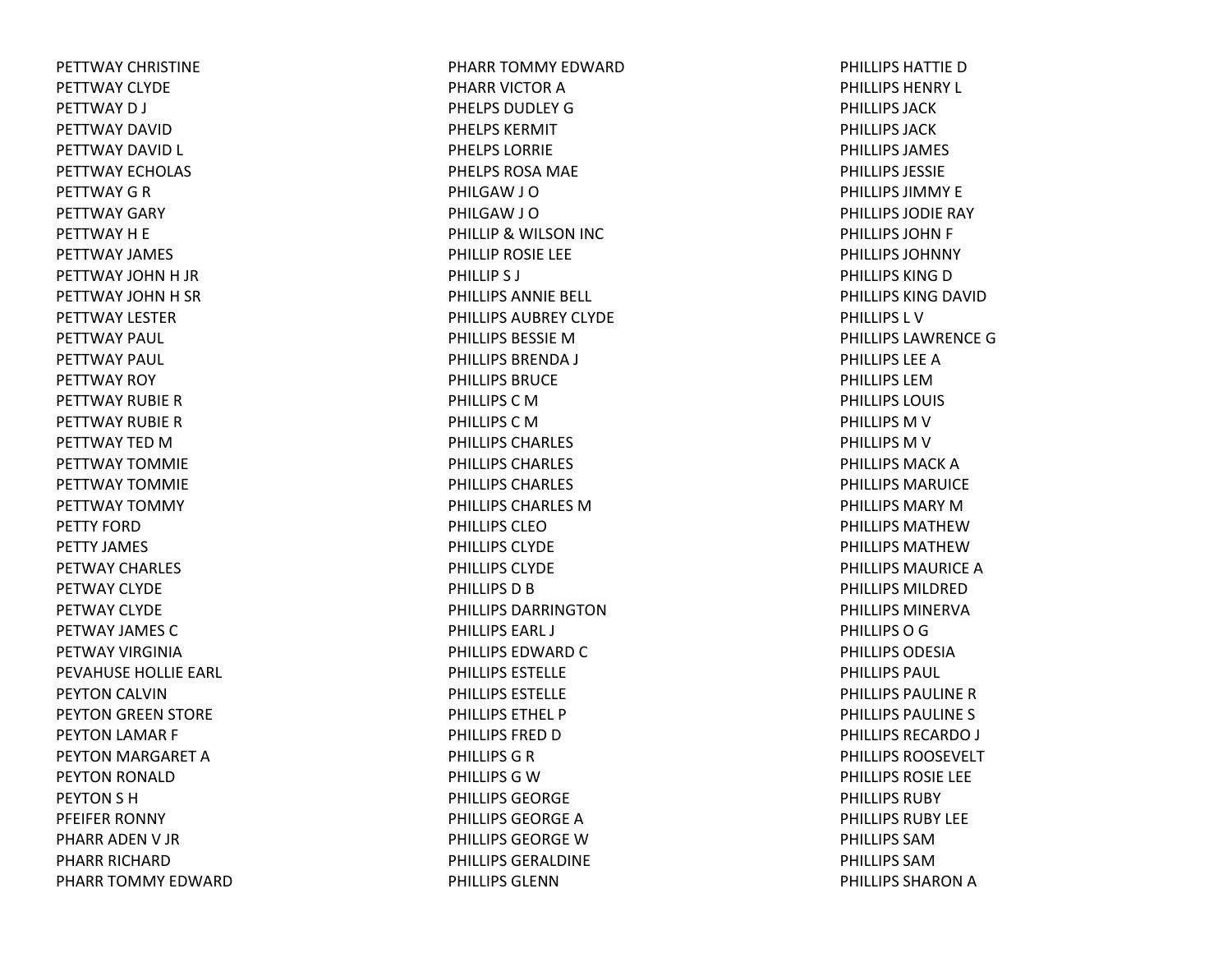PETTWAY CHRISTINE
PETTWAY CLYDE
PETTWAY D J
PETTWAY DAVID
PETTWAY DAVID L
PETTWAY ECHOLAS
PETTWAY G R
PETTWAY GARY
PETTWAY H E
PETTWAY JAMES
PETTWAY JOHN H JR
PETTWAY JOHN H SR
PETTWAY LESTER
PETTWAY PAUL
PETTWAY PAUL
PETTWAY ROY
PETTWAY RUBIE R
PETTWAY RUBIE R
PETTWAY TED M
PETTWAY TOMMIE
PETTWAY TOMMIE
PETTWAY TOMMY
PETTY FORD
PETTY JAMES
PETWAY CHARLES
PETWAY CLYDE
PETWAY CLYDE
PETWAY JAMES C
PETWAY VIRGINIA
PEVAHUSE HOLLIE EARL
PEYTON CALVIN
PEYTON GREEN STORE
PEYTON LAMAR F
PEYTON MARGARET A
PEYTON RONALD
PEYTON S H
PFEIFER RONNY
PHARR ADEN V JR
PHARR RICHARD
PHARR TOMMY EDWARD
PHARR TOMMY EDWARD
PHARR VICTOR A
PHELPS DUDLEY G
PHELPS KERMIT
PHELPS LORRIE
PHELPS ROSA MAE
PHILGAW J O
PHILGAW J O
PHILLIP & WILSON INC
PHILLIP ROSIE LEE
PHILLIP S J
PHILLIPS ANNIE BELL
PHILLIPS AUBREY CLYDE
PHILLIPS BESSIE M
PHILLIPS BRENDA J
PHILLIPS BRUCE
PHILLIPS C M
PHILLIPS C M
PHILLIPS CHARLES
PHILLIPS CHARLES
PHILLIPS CHARLES
PHILLIPS CHARLES M
PHILLIPS CLEO
PHILLIPS CLYDE
PHILLIPS CLYDE
PHILLIPS D B
PHILLIPS DARRINGTON
PHILLIPS EARL J
PHILLIPS EDWARD C
PHILLIPS ESTELLE
PHILLIPS ESTELLE
PHILLIPS ETHEL P
PHILLIPS FRED D
PHILLIPS G R
PHILLIPS G W
PHILLIPS GEORGE
PHILLIPS GEORGE A
PHILLIPS GEORGE W
PHILLIPS GERALDINE
PHILLIPS GLENN
PHILLIPS HATTIE D
PHILLIPS HENRY L
PHILLIPS JACK
PHILLIPS JACK
PHILLIPS JAMES
PHILLIPS JESSIE
PHILLIPS JIMMY E
PHILLIPS JODIE RAY
PHILLIPS JOHN F
PHILLIPS JOHNNY
PHILLIPS KING D
PHILLIPS KING DAVID
PHILLIPS L V
PHILLIPS LAWRENCE G
PHILLIPS LEE A
PHILLIPS LEM
PHILLIPS LOUIS
PHILLIPS M V
PHILLIPS M V
PHILLIPS MACK A
PHILLIPS MARUICE
PHILLIPS MARY M
PHILLIPS MATHEW
PHILLIPS MATHEW
PHILLIPS MAURICE A
PHILLIPS MILDRED
PHILLIPS MINERVA
PHILLIPS O G
PHILLIPS ODESIA
PHILLIPS PAUL
PHILLIPS PAULINE R
PHILLIPS PAULINE S
PHILLIPS RECARDO J
PHILLIPS ROOSEVELT
PHILLIPS ROSIE LEE
PHILLIPS RUBY
PHILLIPS RUBY LEE
PHILLIPS SAM
PHILLIPS SAM
PHILLIPS SHARON A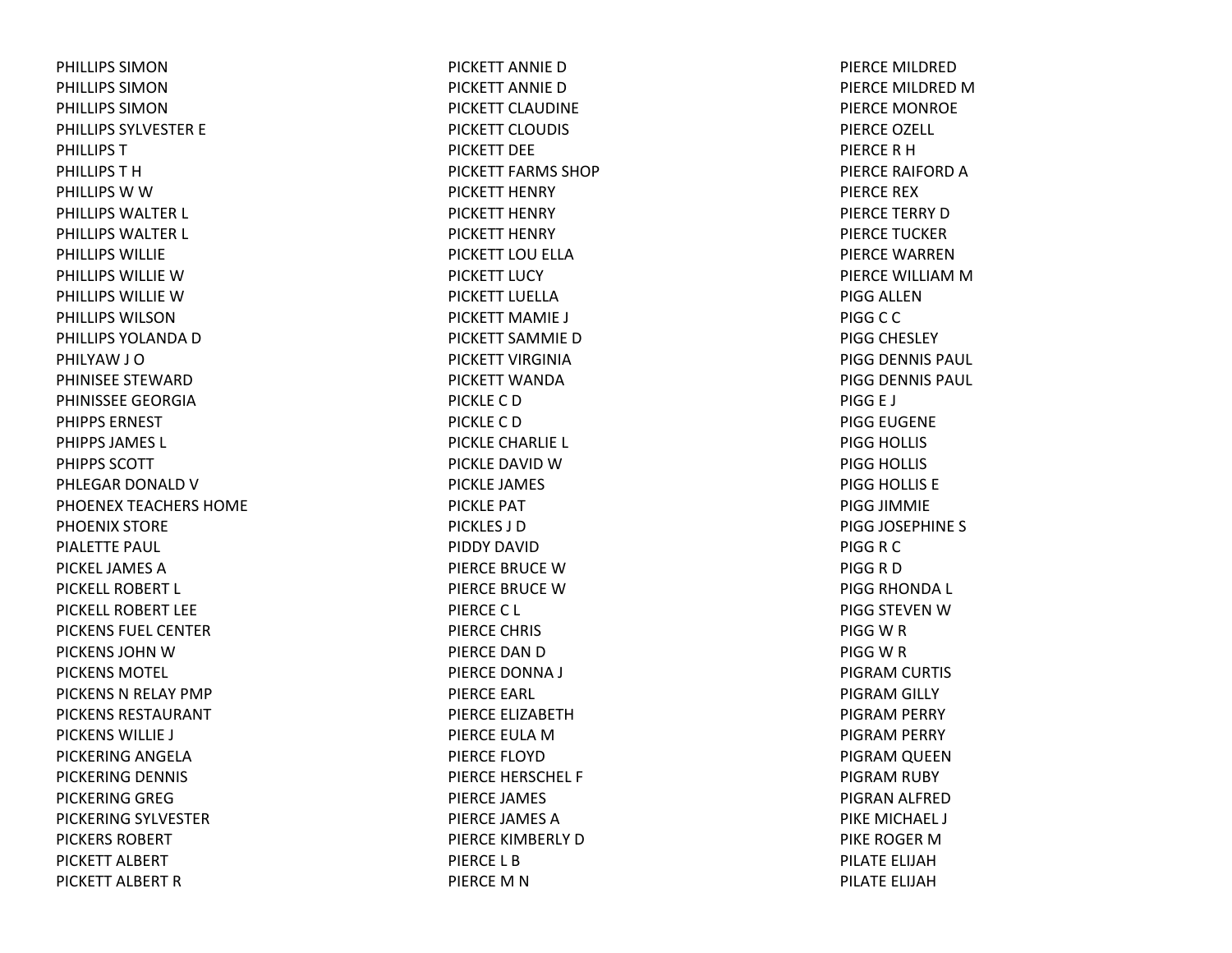PHILLIPS SIMON
PHILLIPS SIMON
PHILLIPS SIMON
PHILLIPS SYLVESTER E
PHILLIPS T
PHILLIPS T H
PHILLIPS W W
PHILLIPS WALTER L
PHILLIPS WALTER L
PHILLIPS WILLIE
PHILLIPS WILLIE W
PHILLIPS WILLIE W
PHILLIPS WILSON
PHILLIPS YOLANDA D
PHILYAW J O
PHINISEE STEWARD
PHINISSEE GEORGIA
PHIPPS ERNEST
PHIPPS JAMES L
PHIPPS SCOTT
PHLEGAR DONALD V
PHOENEX TEACHERS HOME
PHOENIX STORE
PIALETTE PAUL
PICKEL JAMES A
PICKELL ROBERT L
PICKELL ROBERT LEE
PICKENS FUEL CENTER
PICKENS JOHN W
PICKENS MOTEL
PICKENS N RELAY PMP
PICKENS RESTAURANT
PICKENS WILLIE J
PICKERING ANGELA
PICKERING DENNIS
PICKERING GREG
PICKERING SYLVESTER
PICKERS ROBERT
PICKETT ALBERT
PICKETT ALBERT R
PICKETT ANNIE D
PICKETT ANNIE D
PICKETT CLAUDINE
PICKETT CLOUDIS
PICKETT DEE
PICKETT FARMS SHOP
PICKETT HENRY
PICKETT HENRY
PICKETT HENRY
PICKETT LOU ELLA
PICKETT LUCY
PICKETT LUELLA
PICKETT MAMIE J
PICKETT SAMMIE D
PICKETT VIRGINIA
PICKETT WANDA
PICKLE C D
PICKLE C D
PICKLE CHARLIE L
PICKLE DAVID W
PICKLE JAMES
PICKLE PAT
PICKLES J D
PIDDY DAVID
PIERCE BRUCE W
PIERCE BRUCE W
PIERCE C L
PIERCE CHRIS
PIERCE DAN D
PIERCE DONNA J
PIERCE EARL
PIERCE ELIZABETH
PIERCE EULA M
PIERCE FLOYD
PIERCE HERSCHEL F
PIERCE JAMES
PIERCE JAMES A
PIERCE KIMBERLY D
PIERCE L B
PIERCE M N
PIERCE MILDRED
PIERCE MILDRED M
PIERCE MONROE
PIERCE OZELL
PIERCE R H
PIERCE RAIFORD A
PIERCE REX
PIERCE TERRY D
PIERCE TUCKER
PIERCE WARREN
PIERCE WILLIAM M
PIGG ALLEN
PIGG C C
PIGG CHESLEY
PIGG DENNIS PAUL
PIGG DENNIS PAUL
PIGG E J
PIGG EUGENE
PIGG HOLLIS
PIGG HOLLIS
PIGG HOLLIS E
PIGG JIMMIE
PIGG JOSEPHINE S
PIGG R C
PIGG R D
PIGG RHONDA L
PIGG STEVEN W
PIGG W R
PIGG W R
PIGRAM CURTIS
PIGRAM GILLY
PIGRAM PERRY
PIGRAM PERRY
PIGRAM QUEEN
PIGRAM RUBY
PIGRAN ALFRED
PIKE MICHAEL J
PIKE ROGER M
PILATE ELIJAH
PILATE ELIJAH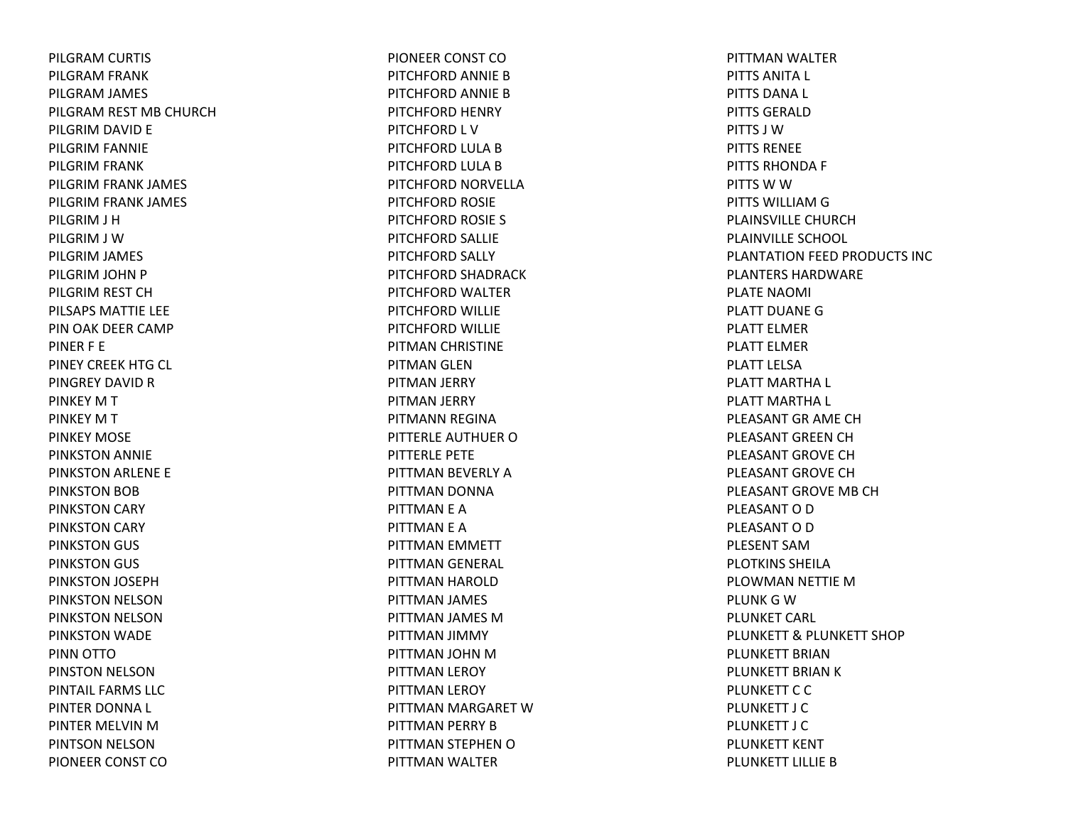PILGRAM CURTIS
PILGRAM FRANK
PILGRAM JAMES
PILGRAM REST MB CHURCH
PILGRIM DAVID E
PILGRIM FANNIE
PILGRIM FRANK
PILGRIM FRANK JAMES
PILGRIM FRANK JAMES
PILGRIM J H
PILGRIM J W
PILGRIM JAMES
PILGRIM JOHN P
PILGRIM REST CH
PILSAPS MATTIE LEE
PIN OAK DEER CAMP
PINER F E
PINEY CREEK HTG CL
PINGREY DAVID R
PINKEY M T
PINKEY M T
PINKEY MOSE
PINKSTON ANNIE
PINKSTON ARLENE E
PINKSTON BOB
PINKSTON CARY
PINKSTON CARY
PINKSTON GUS
PINKSTON GUS
PINKSTON JOSEPH
PINKSTON NELSON
PINKSTON NELSON
PINKSTON WADE
PINN OTTO
PINSTON NELSON
PINTAIL FARMS LLC
PINTER DONNA L
PINTER MELVIN M
PINTSON NELSON
PIONEER CONST CO
PIONEER CONST CO
PITCHFORD ANNIE B
PITCHFORD ANNIE B
PITCHFORD HENRY
PITCHFORD L V
PITCHFORD LULA B
PITCHFORD LULA B
PITCHFORD NORVELLA
PITCHFORD ROSIE
PITCHFORD ROSIE S
PITCHFORD SALLIE
PITCHFORD SALLY
PITCHFORD SHADRACK
PITCHFORD WALTER
PITCHFORD WILLIE
PITCHFORD WILLIE
PITMAN CHRISTINE
PITMAN GLEN
PITMAN JERRY
PITMAN JERRY
PITMANN REGINA
PITTERLE AUTHUER O
PITTERLE PETE
PITTMAN BEVERLY A
PITTMAN DONNA
PITTMAN E A
PITTMAN E A
PITTMAN EMMETT
PITTMAN GENERAL
PITTMAN HAROLD
PITTMAN JAMES
PITTMAN JAMES M
PITTMAN JIMMY
PITTMAN JOHN M
PITTMAN LEROY
PITTMAN LEROY
PITTMAN MARGARET W
PITTMAN PERRY B
PITTMAN STEPHEN O
PITTMAN WALTER
PITTMAN WALTER
PITTS ANITA L
PITTS DANA L
PITTS GERALD
PITTS J W
PITTS RENEE
PITTS RHONDA F
PITTS W W
PITTS WILLIAM G
PLAINSVILLE CHURCH
PLAINVILLE SCHOOL
PLANTATION FEED PRODUCTS INC
PLANTERS HARDWARE
PLATE NAOMI
PLATT DUANE G
PLATT ELMER
PLATT ELMER
PLATT LELSA
PLATT MARTHA L
PLATT MARTHA L
PLEASANT GR AME CH
PLEASANT GREEN CH
PLEASANT GROVE CH
PLEASANT GROVE CH
PLEASANT GROVE MB CH
PLEASANT O D
PLEASANT O D
PLESENT SAM
PLOTKINS SHEILA
PLOWMAN NETTIE M
PLUNK G W
PLUNKET CARL
PLUNKETT & PLUNKETT SHOP
PLUNKETT BRIAN
PLUNKETT BRIAN K
PLUNKETT C C
PLUNKETT J C
PLUNKETT J C
PLUNKETT KENT
PLUNKETT LILLIE B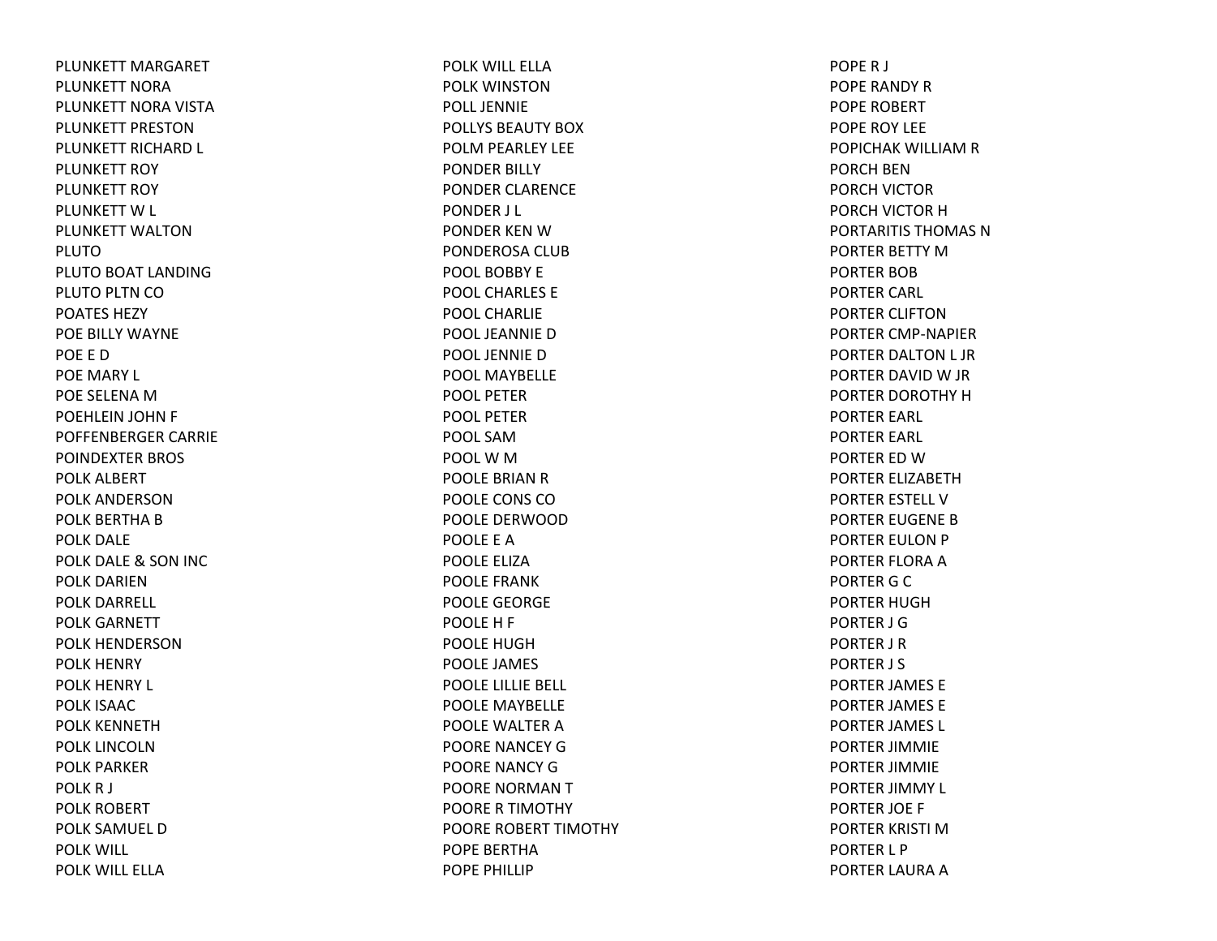PLUNKETT MARGARET
PLUNKETT NORA
PLUNKETT NORA VISTA
PLUNKETT PRESTON
PLUNKETT RICHARD L
PLUNKETT ROY
PLUNKETT ROY
PLUNKETT W L
PLUNKETT WALTON
PLUTO
PLUTO BOAT LANDING
PLUTO PLTN CO
POATES HEZY
POE BILLY WAYNE
POE E D
POE MARY L
POE SELENA M
POEHLEIN JOHN F
POFFENBERGER CARRIE
POINDEXTER BROS
POLK ALBERT
POLK ANDERSON
POLK BERTHA B
POLK DALE
POLK DALE & SON INC
POLK DARIEN
POLK DARRELL
POLK GARNETT
POLK HENDERSON
POLK HENRY
POLK HENRY L
POLK ISAAC
POLK KENNETH
POLK LINCOLN
POLK PARKER
POLK R J
POLK ROBERT
POLK SAMUEL D
POLK WILL
POLK WILL ELLA
POLK WILL ELLA
POLK WINSTON
POLL JENNIE
POLLYS BEAUTY BOX
POLM PEARLEY LEE
PONDER BILLY
PONDER CLARENCE
PONDER J L
PONDER KEN W
PONDEROSA CLUB
POOL BOBBY E
POOL CHARLES E
POOL CHARLIE
POOL JEANNIE D
POOL JENNIE D
POOL MAYBELLE
POOL PETER
POOL PETER
POOL SAM
POOL W M
POOLE BRIAN R
POOLE CONS CO
POOLE DERWOOD
POOLE E A
POOLE ELIZA
POOLE FRANK
POOLE GEORGE
POOLE H F
POOLE HUGH
POOLE JAMES
POOLE LILLIE BELL
POOLE MAYBELLE
POOLE WALTER A
POORE NANCEY G
POORE NANCY G
POORE NORMAN T
POORE R TIMOTHY
POORE ROBERT TIMOTHY
POPE BERTHA
POPE PHILLIP
POPE R J
POPE RANDY R
POPE ROBERT
POPE ROY LEE
POPICHAK WILLIAM R
PORCH BEN
PORCH VICTOR
PORCH VICTOR H
PORTARITIS THOMAS N
PORTER BETTY M
PORTER BOB
PORTER CARL
PORTER CLIFTON
PORTER CMP-NAPIER
PORTER DALTON L JR
PORTER DAVID W JR
PORTER DOROTHY H
PORTER EARL
PORTER EARL
PORTER ED W
PORTER ELIZABETH
PORTER ESTELL V
PORTER EUGENE B
PORTER EULON P
PORTER FLORA A
PORTER G C
PORTER HUGH
PORTER J G
PORTER J R
PORTER J S
PORTER JAMES E
PORTER JAMES E
PORTER JAMES L
PORTER JIMMIE
PORTER JIMMIE
PORTER JIMMY L
PORTER JOE F
PORTER KRISTI M
PORTER L P
PORTER LAURA A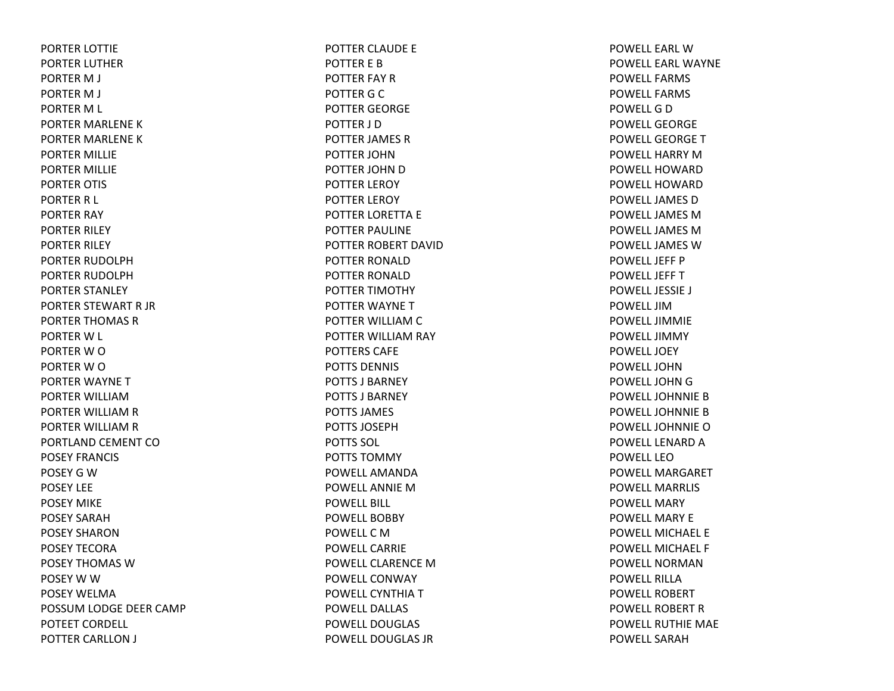PORTER LOTTIE
PORTER LUTHER
PORTER M J
PORTER M J
PORTER M L
PORTER MARLENE K
PORTER MARLENE K
PORTER MILLIE
PORTER MILLIE
PORTER OTIS
PORTER R L
PORTER RAY
PORTER RILEY
PORTER RILEY
PORTER RUDOLPH
PORTER RUDOLPH
PORTER STANLEY
PORTER STEWART R JR
PORTER THOMAS R
PORTER W L
PORTER W O
PORTER W O
PORTER WAYNE T
PORTER WILLIAM
PORTER WILLIAM R
PORTER WILLIAM R
PORTLAND CEMENT CO
POSEY FRANCIS
POSEY G W
POSEY LEE
POSEY MIKE
POSEY SARAH
POSEY SHARON
POSEY TECORA
POSEY THOMAS W
POSEY W W
POSEY WELMA
POSSUM LODGE DEER CAMP
POTEET CORDELL
POTTER CARLLON J
POTTER CLAUDE E
POTTER E B
POTTER FAY R
POTTER G C
POTTER GEORGE
POTTER J D
POTTER JAMES R
POTTER JOHN
POTTER JOHN D
POTTER LEROY
POTTER LEROY
POTTER LORETTA E
POTTER PAULINE
POTTER ROBERT DAVID
POTTER RONALD
POTTER RONALD
POTTER TIMOTHY
POTTER WAYNE T
POTTER WILLIAM C
POTTER WILLIAM RAY
POTTERS CAFE
POTTS DENNIS
POTTS J BARNEY
POTTS J BARNEY
POTTS JAMES
POTTS JOSEPH
POTTS SOL
POTTS TOMMY
POWELL AMANDA
POWELL ANNIE M
POWELL BILL
POWELL BOBBY
POWELL C M
POWELL CARRIE
POWELL CLARENCE M
POWELL CONWAY
POWELL CYNTHIA T
POWELL DALLAS
POWELL DOUGLAS
POWELL DOUGLAS JR
POWELL EARL W
POWELL EARL WAYNE
POWELL FARMS
POWELL FARMS
POWELL G D
POWELL GEORGE
POWELL GEORGE T
POWELL HARRY M
POWELL HOWARD
POWELL HOWARD
POWELL JAMES D
POWELL JAMES M
POWELL JAMES M
POWELL JAMES W
POWELL JEFF P
POWELL JEFF T
POWELL JESSIE J
POWELL JIM
POWELL JIMMIE
POWELL JIMMY
POWELL JOEY
POWELL JOHN
POWELL JOHN G
POWELL JOHNNIE B
POWELL JOHNNIE B
POWELL JOHNNIE O
POWELL LENARD A
POWELL LEO
POWELL MARGARET
POWELL MARRLIS
POWELL MARY
POWELL MARY E
POWELL MICHAEL E
POWELL MICHAEL F
POWELL NORMAN
POWELL RILLA
POWELL ROBERT
POWELL ROBERT R
POWELL RUTHIE MAE
POWELL SARAH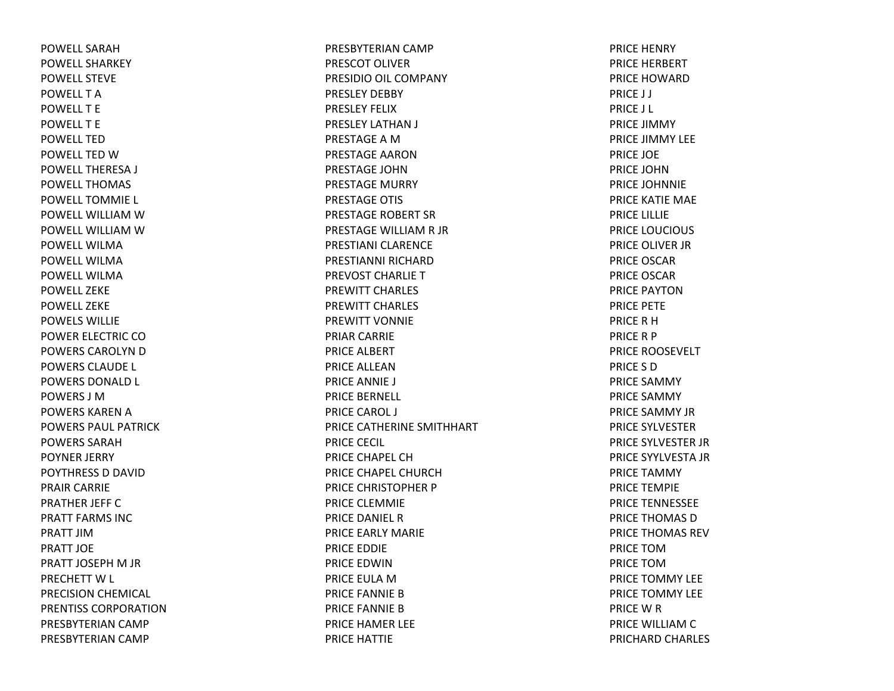POWELL SARAH
POWELL SHARKEY
POWELL STEVE
POWELL T A
POWELL T E
POWELL T E
POWELL TED
POWELL TED W
POWELL THERESA J
POWELL THOMAS
POWELL TOMMIE L
POWELL WILLIAM W
POWELL WILLIAM W
POWELL WILMA
POWELL WILMA
POWELL WILMA
POWELL ZEKE
POWELL ZEKE
POWELS WILLIE
POWER ELECTRIC CO
POWERS CAROLYN D
POWERS CLAUDE L
POWERS DONALD L
POWERS J M
POWERS KAREN A
POWERS PAUL PATRICK
POWERS SARAH
POYNER JERRY
POYTHRESS D DAVID
PRAIR CARRIE
PRATHER JEFF C
PRATT FARMS INC
PRATT JIM
PRATT JOE
PRATT JOSEPH M JR
PRECHETT W L
PRECISION CHEMICAL
PRENTISS CORPORATION
PRESBYTERIAN CAMP
PRESBYTERIAN CAMP
PRESBYTERIAN CAMP
PRESCOT OLIVER
PRESIDIO OIL COMPANY
PRESLEY DEBBY
PRESLEY FELIX
PRESLEY LATHAN J
PRESTAGE A M
PRESTAGE AARON
PRESTAGE JOHN
PRESTAGE MURRY
PRESTAGE OTIS
PRESTAGE ROBERT SR
PRESTAGE WILLIAM R JR
PRESTIANI CLARENCE
PRESTIANNI RICHARD
PREVOST CHARLIE T
PREWITT CHARLES
PREWITT CHARLES
PREWITT VONNIE
PRIAR CARRIE
PRICE ALBERT
PRICE ALLEAN
PRICE ANNIE J
PRICE BERNELL
PRICE CAROL J
PRICE CATHERINE SMITHHART
PRICE CECIL
PRICE CHAPEL CH
PRICE CHAPEL CHURCH
PRICE CHRISTOPHER P
PRICE CLEMMIE
PRICE DANIEL R
PRICE EARLY MARIE
PRICE EDDIE
PRICE EDWIN
PRICE EULA M
PRICE FANNIE B
PRICE FANNIE B
PRICE HAMER LEE
PRICE HATTIE
PRICE HENRY
PRICE HERBERT
PRICE HOWARD
PRICE J J
PRICE J L
PRICE JIMMY
PRICE JIMMY LEE
PRICE JOE
PRICE JOHN
PRICE JOHNNIE
PRICE KATIE MAE
PRICE LILLIE
PRICE LOUCIOUS
PRICE OLIVER JR
PRICE OSCAR
PRICE OSCAR
PRICE PAYTON
PRICE PETE
PRICE R H
PRICE R P
PRICE ROOSEVELT
PRICE S D
PRICE SAMMY
PRICE SAMMY
PRICE SAMMY JR
PRICE SYLVESTER
PRICE SYLVESTER JR
PRICE SYYLVESTA JR
PRICE TAMMY
PRICE TEMPIE
PRICE TENNESSEE
PRICE THOMAS D
PRICE THOMAS REV
PRICE TOM
PRICE TOM
PRICE TOMMY LEE
PRICE TOMMY LEE
PRICE W R
PRICE WILLIAM C
PRICHARD CHARLES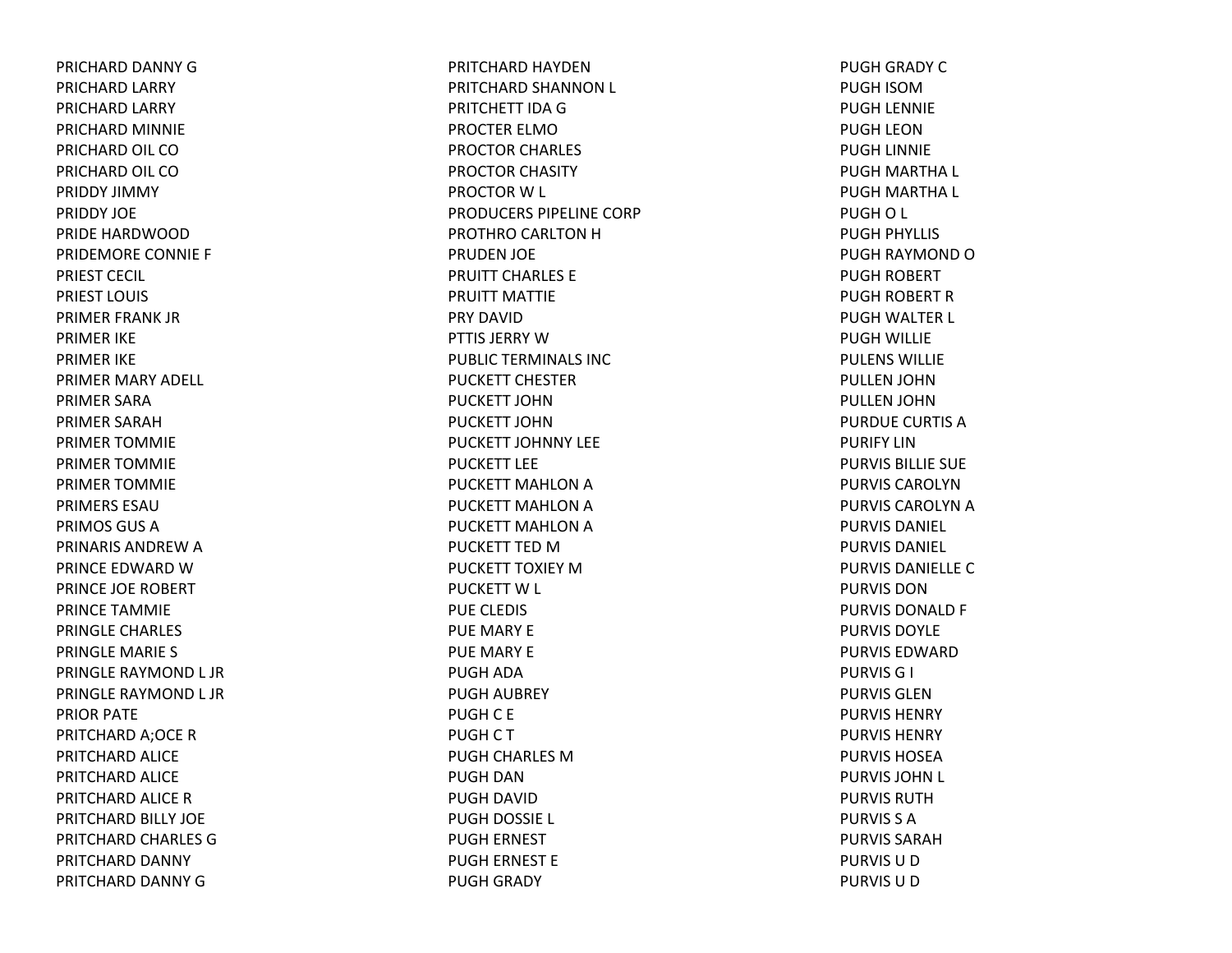PRICHARD DANNY G
PRICHARD LARRY
PRICHARD LARRY
PRICHARD MINNIE
PRICHARD OIL CO
PRICHARD OIL CO
PRIDDY JIMMY
PRIDDY JOE
PRIDE HARDWOOD
PRIDEMORE CONNIE F
PRIEST CECIL
PRIEST LOUIS
PRIMER FRANK JR
PRIMER IKE
PRIMER IKE
PRIMER MARY ADELL
PRIMER SARA
PRIMER SARAH
PRIMER TOMMIE
PRIMER TOMMIE
PRIMER TOMMIE
PRIMERS ESAU
PRIMOS GUS A
PRINARIS ANDREW A
PRINCE EDWARD W
PRINCE JOE ROBERT
PRINCE TAMMIE
PRINGLE CHARLES
PRINGLE MARIE S
PRINGLE RAYMOND L JR
PRINGLE RAYMOND L JR
PRIOR PATE
PRITCHARD A;OCE R
PRITCHARD ALICE
PRITCHARD ALICE
PRITCHARD ALICE R
PRITCHARD BILLY JOE
PRITCHARD CHARLES G
PRITCHARD DANNY
PRITCHARD DANNY G
PRITCHARD HAYDEN
PRITCHARD SHANNON L
PRITCHETT IDA G
PROCTER ELMO
PROCTOR CHARLES
PROCTOR CHASITY
PROCTOR W L
PRODUCERS PIPELINE CORP
PROTHRO CARLTON H
PRUDEN JOE
PRUITT CHARLES E
PRUITT MATTIE
PRY DAVID
PTTIS JERRY W
PUBLIC TERMINALS INC
PUCKETT CHESTER
PUCKETT JOHN
PUCKETT JOHN
PUCKETT JOHNNY LEE
PUCKETT LEE
PUCKETT MAHLON A
PUCKETT MAHLON A
PUCKETT MAHLON A
PUCKETT TED M
PUCKETT TOXIEY M
PUCKETT W L
PUE CLEDIS
PUE MARY E
PUE MARY E
PUGH ADA
PUGH AUBREY
PUGH C E
PUGH C T
PUGH CHARLES M
PUGH DAN
PUGH DAVID
PUGH DOSSIE L
PUGH ERNEST
PUGH ERNEST E
PUGH GRADY
PUGH GRADY C
PUGH ISOM
PUGH LENNIE
PUGH LEON
PUGH LINNIE
PUGH MARTHA L
PUGH MARTHA L
PUGH O L
PUGH PHYLLIS
PUGH RAYMOND O
PUGH ROBERT
PUGH ROBERT R
PUGH WALTER L
PUGH WILLIE
PULENS WILLIE
PULLEN JOHN
PULLEN JOHN
PURDUE CURTIS A
PURIFY LIN
PURVIS BILLIE SUE
PURVIS CAROLYN
PURVIS CAROLYN A
PURVIS DANIEL
PURVIS DANIEL
PURVIS DANIELLE C
PURVIS DON
PURVIS DONALD F
PURVIS DOYLE
PURVIS EDWARD
PURVIS G I
PURVIS GLEN
PURVIS HENRY
PURVIS HENRY
PURVIS HOSEA
PURVIS JOHN L
PURVIS RUTH
PURVIS S A
PURVIS SARAH
PURVIS U D
PURVIS U D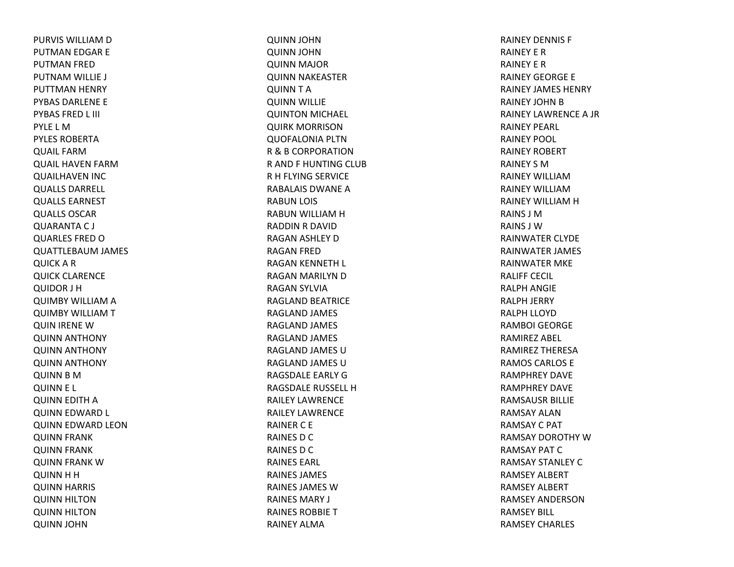PURVIS WILLIAM D
PUTMAN EDGAR E
PUTMAN FRED
PUTNAM WILLIE J
PUTTMAN HENRY
PYBAS DARLENE E
PYBAS FRED L III
PYLE L M
PYLES ROBERTA
QUAIL FARM
QUAIL HAVEN FARM
QUAILHAVEN INC
QUALLS DARRELL
QUALLS EARNEST
QUALLS OSCAR
QUARANTA C J
QUARLES FRED O
QUATTLEBAUM JAMES
QUICK A R
QUICK CLARENCE
QUIDOR J H
QUIMBY WILLIAM A
QUIMBY WILLIAM T
QUIN IRENE W
QUINN ANTHONY
QUINN ANTHONY
QUINN ANTHONY
QUINN B M
QUINN E L
QUINN EDITH A
QUINN EDWARD L
QUINN EDWARD LEON
QUINN FRANK
QUINN FRANK
QUINN FRANK W
QUINN H H
QUINN HARRIS
QUINN HILTON
QUINN HILTON
QUINN JOHN
QUINN JOHN
QUINN JOHN
QUINN MAJOR
QUINN NAKEASTER
QUINN T A
QUINN WILLIE
QUINTON MICHAEL
QUIRK MORRISON
QUOFALONIA PLTN
R & B CORPORATION
R AND F HUNTING CLUB
R H FLYING SERVICE
RABALAIS DWANE A
RABUN LOIS
RABUN WILLIAM H
RADDIN R DAVID
RAGAN ASHLEY D
RAGAN FRED
RAGAN KENNETH L
RAGAN MARILYN D
RAGAN SYLVIA
RAGLAND BEATRICE
RAGLAND JAMES
RAGLAND JAMES
RAGLAND JAMES
RAGLAND JAMES U
RAGLAND JAMES U
RAGSDALE EARLY G
RAGSDALE RUSSELL H
RAILEY LAWRENCE
RAILEY LAWRENCE
RAINER C E
RAINES D C
RAINES D C
RAINES EARL
RAINES JAMES
RAINES JAMES W
RAINES MARY J
RAINES ROBBIE T
RAINEY ALMA
RAINEY DENNIS F
RAINEY E R
RAINEY E R
RAINEY GEORGE E
RAINEY JAMES HENRY
RAINEY JOHN B
RAINEY LAWRENCE A JR
RAINEY PEARL
RAINEY POOL
RAINEY ROBERT
RAINEY S M
RAINEY WILLIAM
RAINEY WILLIAM
RAINEY WILLIAM H
RAINS J M
RAINS J W
RAINWATER CLYDE
RAINWATER JAMES
RAINWATER MKE
RALIFF CECIL
RALPH ANGIE
RALPH JERRY
RALPH LLOYD
RAMBOI GEORGE
RAMIREZ ABEL
RAMIREZ THERESA
RAMOS CARLOS E
RAMPHREY DAVE
RAMPHREY DAVE
RAMSAUSR BILLIE
RAMSAY ALAN
RAMSAY C PAT
RAMSAY DOROTHY W
RAMSAY PAT C
RAMSAY STANLEY C
RAMSEY ALBERT
RAMSEY ALBERT
RAMSEY ANDERSON
RAMSEY BILL
RAMSEY CHARLES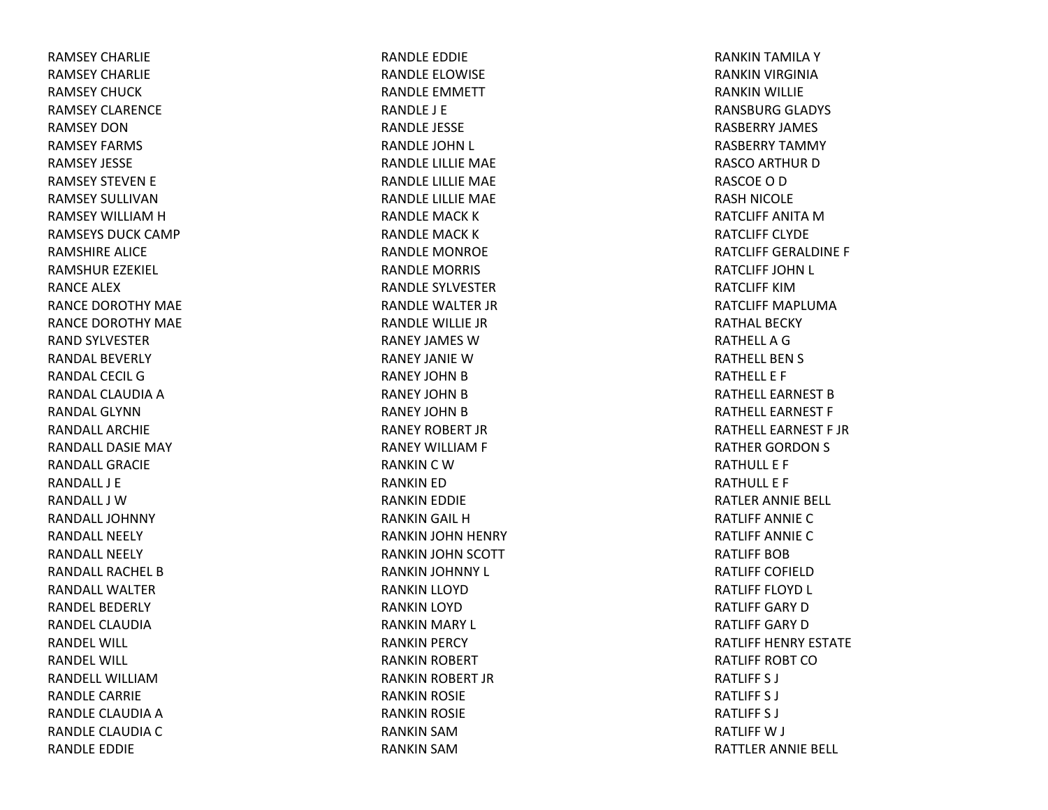RAMSEY CHARLIE
RAMSEY CHARLIE
RAMSEY CHUCK
RAMSEY CLARENCE
RAMSEY DON
RAMSEY FARMS
RAMSEY JESSE
RAMSEY STEVEN E
RAMSEY SULLIVAN
RAMSEY WILLIAM H
RAMSEYS DUCK CAMP
RAMSHIRE ALICE
RAMSHUR EZEKIEL
RANCE ALEX
RANCE DOROTHY MAE
RANCE DOROTHY MAE
RAND SYLVESTER
RANDAL BEVERLY
RANDAL CECIL G
RANDAL CLAUDIA A
RANDAL GLYNN
RANDALL ARCHIE
RANDALL DASIE MAY
RANDALL GRACIE
RANDALL J E
RANDALL J W
RANDALL JOHNNY
RANDALL NEELY
RANDALL NEELY
RANDALL RACHEL B
RANDALL WALTER
RANDEL BEDERLY
RANDEL CLAUDIA
RANDEL WILL
RANDEL WILL
RANDELL WILLIAM
RANDLE CARRIE
RANDLE CLAUDIA A
RANDLE CLAUDIA C
RANDLE EDDIE
RANDLE EDDIE
RANDLE ELOWISE
RANDLE EMMETT
RANDLE J E
RANDLE JESSE
RANDLE JOHN L
RANDLE LILLIE MAE
RANDLE LILLIE MAE
RANDLE LILLIE MAE
RANDLE MACK K
RANDLE MACK K
RANDLE MONROE
RANDLE MORRIS
RANDLE SYLVESTER
RANDLE WALTER JR
RANDLE WILLIE JR
RANEY JAMES W
RANEY JANIE W
RANEY JOHN B
RANEY JOHN B
RANEY JOHN B
RANEY ROBERT JR
RANEY WILLIAM F
RANKIN C W
RANKIN ED
RANKIN EDDIE
RANKIN GAIL H
RANKIN JOHN HENRY
RANKIN JOHN SCOTT
RANKIN JOHNNY L
RANKIN LLOYD
RANKIN LOYD
RANKIN MARY L
RANKIN PERCY
RANKIN ROBERT
RANKIN ROBERT JR
RANKIN ROSIE
RANKIN ROSIE
RANKIN SAM
RANKIN SAM
RANKIN TAMILA Y
RANKIN VIRGINIA
RANKIN WILLIE
RANSBURG GLADYS
RASBERRY JAMES
RASBERRY TAMMY
RASCO ARTHUR D
RASCOE O D
RASH NICOLE
RATCLIFF ANITA M
RATCLIFF CLYDE
RATCLIFF GERALDINE F
RATCLIFF JOHN L
RATCLIFF KIM
RATCLIFF MAPLUMA
RATHAL BECKY
RATHELL A G
RATHELL BEN S
RATHELL E F
RATHELL EARNEST B
RATHELL EARNEST F
RATHELL EARNEST F JR
RATHER GORDON S
RATHULL E F
RATHULL E F
RATLER ANNIE BELL
RATLIFF ANNIE C
RATLIFF ANNIE C
RATLIFF BOB
RATLIFF COFIELD
RATLIFF FLOYD L
RATLIFF GARY D
RATLIFF GARY D
RATLIFF HENRY ESTATE
RATLIFF ROBT CO
RATLIFF S J
RATLIFF S J
RATLIFF S J
RATLIFF W J
RATTLER ANNIE BELL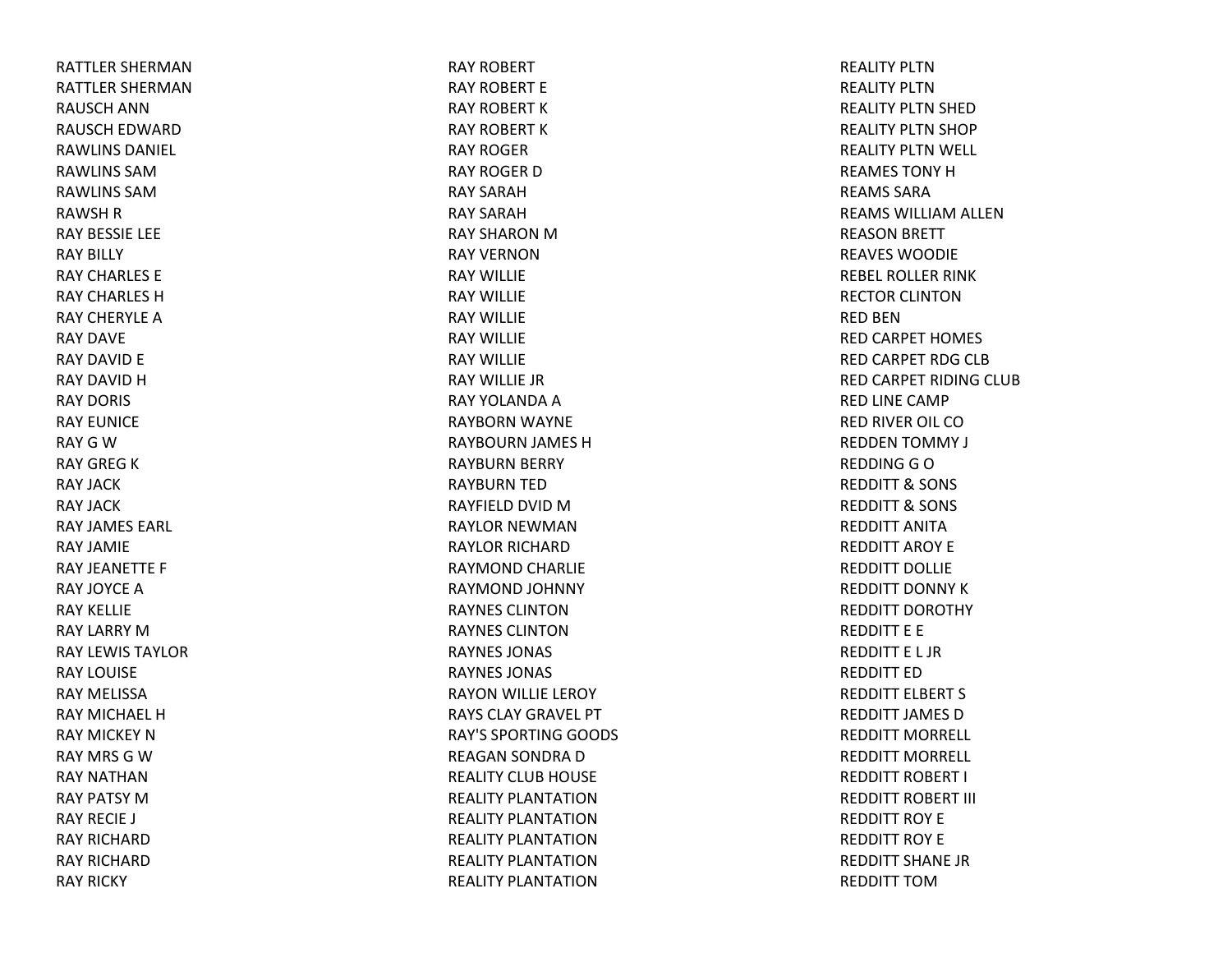RATTLER SHERMAN
RATTLER SHERMAN
RAUSCH ANN
RAUSCH EDWARD
RAWLINS DANIEL
RAWLINS SAM
RAWLINS SAM
RAWSH R
RAY BESSIE LEE
RAY BILLY
RAY CHARLES E
RAY CHARLES H
RAY CHERYLE A
RAY DAVE
RAY DAVID E
RAY DAVID H
RAY DORIS
RAY EUNICE
RAY G W
RAY GREG K
RAY JACK
RAY JACK
RAY JAMES EARL
RAY JAMIE
RAY JEANETTE F
RAY JOYCE A
RAY KELLIE
RAY LARRY M
RAY LEWIS TAYLOR
RAY LOUISE
RAY MELISSA
RAY MICHAEL H
RAY MICKEY N
RAY MRS G W
RAY NATHAN
RAY PATSY M
RAY RECIE J
RAY RICHARD
RAY RICHARD
RAY RICKY
RAY ROBERT
RAY ROBERT E
RAY ROBERT K
RAY ROBERT K
RAY ROGER
RAY ROGER D
RAY SARAH
RAY SARAH
RAY SHARON M
RAY VERNON
RAY WILLIE
RAY WILLIE
RAY WILLIE
RAY WILLIE
RAY WILLIE
RAY WILLIE JR
RAY YOLANDA A
RAYBORN WAYNE
RAYBOURN JAMES H
RAYBURN BERRY
RAYBURN TED
RAYFIELD DVID M
RAYLOR NEWMAN
RAYLOR RICHARD
RAYMOND CHARLIE
RAYMOND JOHNNY
RAYNES CLINTON
RAYNES CLINTON
RAYNES JONAS
RAYNES JONAS
RAYON WILLIE LEROY
RAYS CLAY GRAVEL PT
RAY'S SPORTING GOODS
REAGAN SONDRA D
REALITY CLUB HOUSE
REALITY PLANTATION
REALITY PLANTATION
REALITY PLANTATION
REALITY PLANTATION
REALITY PLANTATION
REALITY PLTN
REALITY PLTN
REALITY PLTN SHED
REALITY PLTN SHOP
REALITY PLTN WELL
REAMES TONY H
REAMS SARA
REAMS WILLIAM ALLEN
REASON BRETT
REAVES WOODIE
REBEL ROLLER RINK
RECTOR CLINTON
RED BEN
RED CARPET HOMES
RED CARPET RDG CLB
RED CARPET RIDING CLUB
RED LINE CAMP
RED RIVER OIL CO
REDDEN TOMMY J
REDDING G O
REDDITT & SONS
REDDITT & SONS
REDDITT ANITA
REDDITT AROY E
REDDITT DOLLIE
REDDITT DONNY K
REDDITT DOROTHY
REDDITT E E
REDDITT E L JR
REDDITT ED
REDDITT ELBERT S
REDDITT JAMES D
REDDITT MORRELL
REDDITT MORRELL
REDDITT ROBERT I
REDDITT ROBERT III
REDDITT ROY E
REDDITT ROY E
REDDITT SHANE JR
REDDITT TOM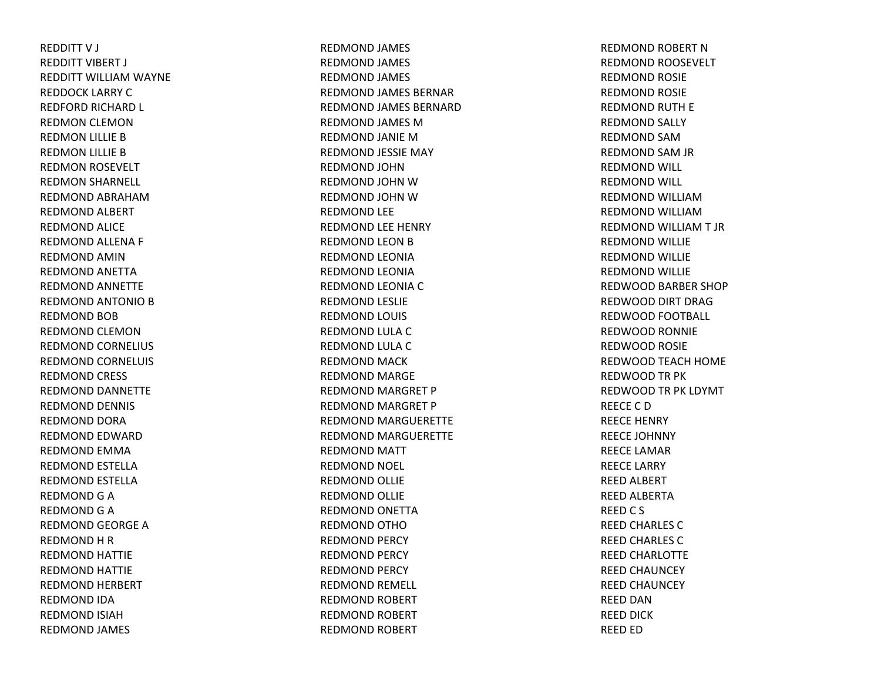REDDITT V J
REDDITT VIBERT J
REDDITT WILLIAM WAYNE
REDDOCK LARRY C
REDFORD RICHARD L
REDMON CLEMON
REDMON LILLIE B
REDMON LILLIE B
REDMON ROSEVELT
REDMON SHARNELL
REDMOND ABRAHAM
REDMOND ALBERT
REDMOND ALICE
REDMOND ALLENA F
REDMOND AMIN
REDMOND ANETTA
REDMOND ANNETTE
REDMOND ANTONIO B
REDMOND BOB
REDMOND CLEMON
REDMOND CORNELIUS
REDMOND CORNELUIS
REDMOND CRESS
REDMOND DANNETTE
REDMOND DENNIS
REDMOND DORA
REDMOND EDWARD
REDMOND EMMA
REDMOND ESTELLA
REDMOND ESTELLA
REDMOND G A
REDMOND G A
REDMOND GEORGE A
REDMOND H R
REDMOND HATTIE
REDMOND HATTIE
REDMOND HERBERT
REDMOND IDA
REDMOND ISIAH
REDMOND JAMES
REDMOND JAMES
REDMOND JAMES
REDMOND JAMES
REDMOND JAMES BERNAR
REDMOND JAMES BERNARD
REDMOND JAMES M
REDMOND JANIE M
REDMOND JESSIE MAY
REDMOND JOHN
REDMOND JOHN W
REDMOND JOHN W
REDMOND LEE
REDMOND LEE HENRY
REDMOND LEON B
REDMOND LEONIA
REDMOND LEONIA
REDMOND LEONIA C
REDMOND LESLIE
REDMOND LOUIS
REDMOND LULA C
REDMOND LULA C
REDMOND MACK
REDMOND MARGE
REDMOND MARGRET P
REDMOND MARGRET P
REDMOND MARGUERETTE
REDMOND MARGUERETTE
REDMOND MATT
REDMOND NOEL
REDMOND OLLIE
REDMOND OLLIE
REDMOND ONETTA
REDMOND OTHO
REDMOND PERCY
REDMOND PERCY
REDMOND PERCY
REDMOND REMELL
REDMOND ROBERT
REDMOND ROBERT
REDMOND ROBERT
REDMOND ROBERT N
REDMOND ROOSEVELT
REDMOND ROSIE
REDMOND ROSIE
REDMOND RUTH E
REDMOND SALLY
REDMOND SAM
REDMOND SAM JR
REDMOND WILL
REDMOND WILL
REDMOND WILLIAM
REDMOND WILLIAM
REDMOND WILLIAM T JR
REDMOND WILLIE
REDMOND WILLIE
REDMOND WILLIE
REDWOOD BARBER SHOP
REDWOOD DIRT DRAG
REDWOOD FOOTBALL
REDWOOD RONNIE
REDWOOD ROSIE
REDWOOD TEACH HOME
REDWOOD TR PK
REDWOOD TR PK LDYMT
REECE C D
REECE HENRY
REECE JOHNNY
REECE LAMAR
REECE LARRY
REED ALBERT
REED ALBERTA
REED C S
REED CHARLES C
REED CHARLES C
REED CHARLOTTE
REED CHAUNCEY
REED CHAUNCEY
REED DAN
REED DICK
REED ED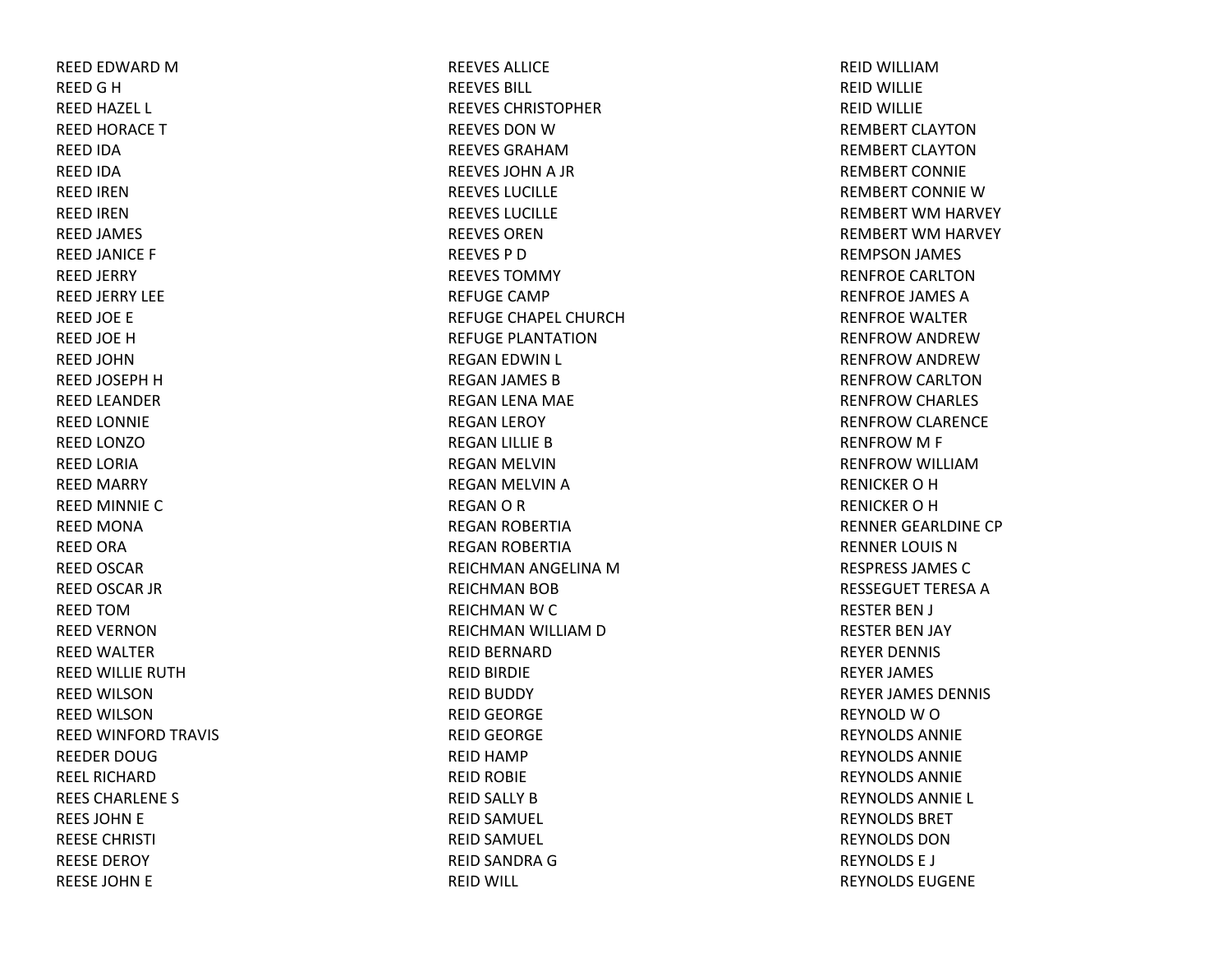REED EDWARD M
REED G H
REED HAZEL L
REED HORACE T
REED IDA
REED IDA
REED IREN
REED IREN
REED JAMES
REED JANICE F
REED JERRY
REED JERRY LEE
REED JOE E
REED JOE H
REED JOHN
REED JOSEPH H
REED LEANDER
REED LONNIE
REED LONZO
REED LORIA
REED MARRY
REED MINNIE C
REED MONA
REED ORA
REED OSCAR
REED OSCAR JR
REED TOM
REED VERNON
REED WALTER
REED WILLIE RUTH
REED WILSON
REED WILSON
REED WINFORD TRAVIS
REEDER DOUG
REEL RICHARD
REES CHARLENE S
REES JOHN E
REESE CHRISTI
REESE DEROY
REESE JOHN E
REEVES ALLICE
REEVES BILL
REEVES CHRISTOPHER
REEVES DON W
REEVES GRAHAM
REEVES JOHN A JR
REEVES LUCILLE
REEVES LUCILLE
REEVES OREN
REEVES P D
REEVES TOMMY
REFUGE CAMP
REFUGE CHAPEL CHURCH
REFUGE PLANTATION
REGAN EDWIN L
REGAN JAMES B
REGAN LENA MAE
REGAN LEROY
REGAN LILLIE B
REGAN MELVIN
REGAN MELVIN A
REGAN O R
REGAN ROBERTIA
REGAN ROBERTIA
REICHMAN ANGELINA M
REICHMAN BOB
REICHMAN W C
REICHMAN WILLIAM D
REID BERNARD
REID BIRDIE
REID BUDDY
REID GEORGE
REID GEORGE
REID HAMP
REID ROBIE
REID SALLY B
REID SAMUEL
REID SAMUEL
REID SANDRA G
REID WILL
REID WILLIAM
REID WILLIE
REID WILLIE
REMBERT CLAYTON
REMBERT CLAYTON
REMBERT CONNIE
REMBERT CONNIE W
REMBERT WM HARVEY
REMBERT WM HARVEY
REMPSON JAMES
RENFROE CARLTON
RENFROE JAMES A
RENFROE WALTER
RENFROW ANDREW
RENFROW ANDREW
RENFROW CARLTON
RENFROW CHARLES
RENFROW CLARENCE
RENFROW M F
RENFROW WILLIAM
RENICKER O H
RENICKER O H
RENNER GEARLDINE CP
RENNER LOUIS N
RESPRESS JAMES C
RESSEGUET TERESA A
RESTER BEN J
RESTER BEN JAY
REYER DENNIS
REYER JAMES
REYER JAMES DENNIS
REYNOLD W O
REYNOLDS ANNIE
REYNOLDS ANNIE
REYNOLDS ANNIE
REYNOLDS ANNIE L
REYNOLDS BRET
REYNOLDS DON
REYNOLDS E J
REYNOLDS EUGENE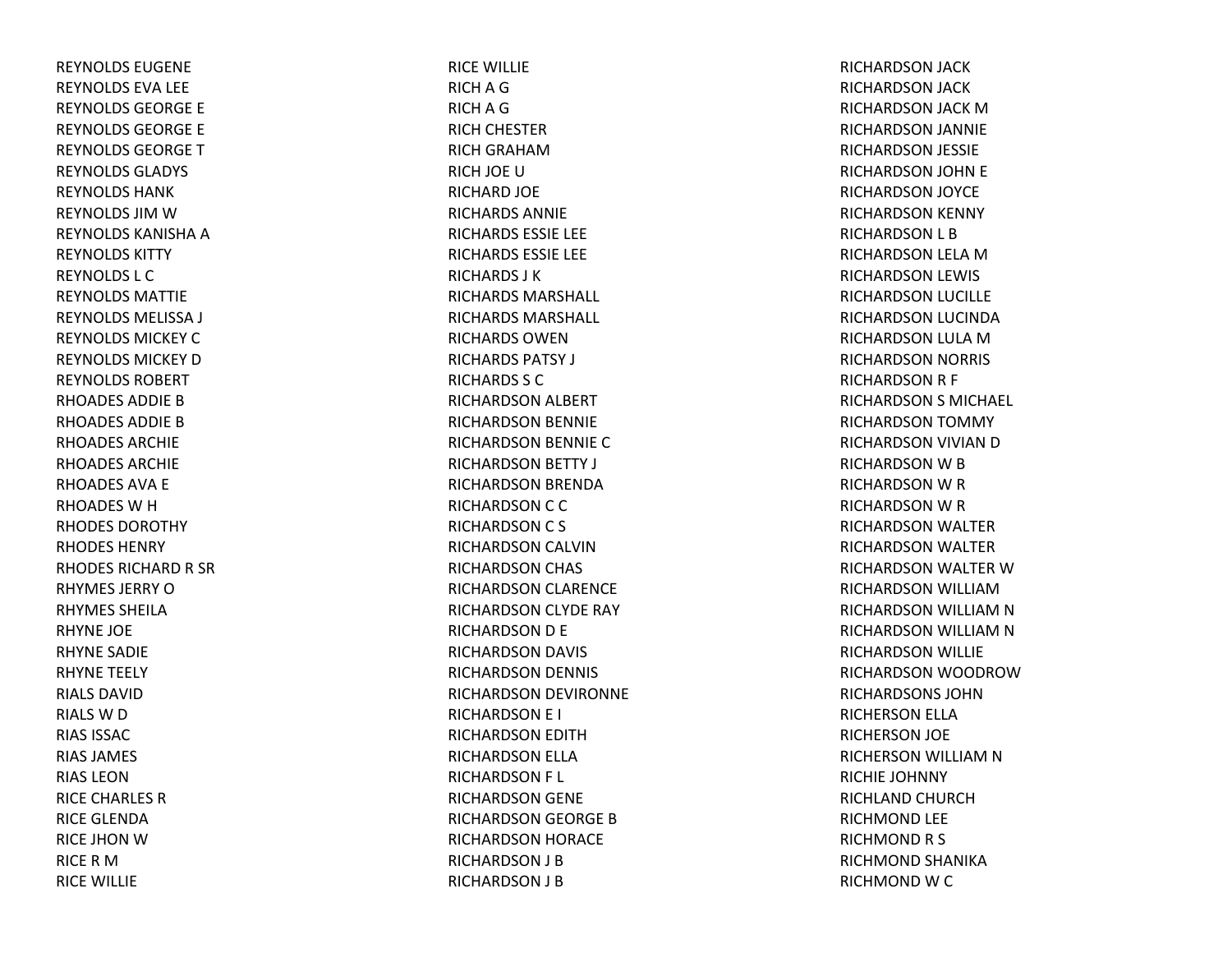REYNOLDS EUGENE
REYNOLDS EVA LEE
REYNOLDS GEORGE E
REYNOLDS GEORGE E
REYNOLDS GEORGE T
REYNOLDS GLADYS
REYNOLDS HANK
REYNOLDS JIM W
REYNOLDS KANISHA A
REYNOLDS KITTY
REYNOLDS L C
REYNOLDS MATTIE
REYNOLDS MELISSA J
REYNOLDS MICKEY C
REYNOLDS MICKEY D
REYNOLDS ROBERT
RHOADES ADDIE B
RHOADES ADDIE B
RHOADES ARCHIE
RHOADES ARCHIE
RHOADES AVA E
RHOADES W H
RHODES DOROTHY
RHODES HENRY
RHODES RICHARD R SR
RHYMES JERRY O
RHYMES SHEILA
RHYNE JOE
RHYNE SADIE
RHYNE TEELY
RIALS DAVID
RIALS W D
RIAS ISSAC
RIAS JAMES
RIAS LEON
RICE CHARLES R
RICE GLENDA
RICE JHON W
RICE R M
RICE WILLIE
RICE WILLIE
RICH A G
RICH A G
RICH CHESTER
RICH GRAHAM
RICH JOE U
RICHARD JOE
RICHARDS ANNIE
RICHARDS ESSIE LEE
RICHARDS ESSIE LEE
RICHARDS J K
RICHARDS MARSHALL
RICHARDS MARSHALL
RICHARDS OWEN
RICHARDS PATSY J
RICHARDS S C
RICHARDSON ALBERT
RICHARDSON BENNIE
RICHARDSON BENNIE C
RICHARDSON BETTY J
RICHARDSON BRENDA
RICHARDSON C C
RICHARDSON C S
RICHARDSON CALVIN
RICHARDSON CHAS
RICHARDSON CLARENCE
RICHARDSON CLYDE RAY
RICHARDSON D E
RICHARDSON DAVIS
RICHARDSON DENNIS
RICHARDSON DEVIRONNE
RICHARDSON E I
RICHARDSON EDITH
RICHARDSON ELLA
RICHARDSON F L
RICHARDSON GENE
RICHARDSON GEORGE B
RICHARDSON HORACE
RICHARDSON J B
RICHARDSON J B
RICHARDSON JACK
RICHARDSON JACK
RICHARDSON JACK M
RICHARDSON JANNIE
RICHARDSON JESSIE
RICHARDSON JOHN E
RICHARDSON JOYCE
RICHARDSON KENNY
RICHARDSON L B
RICHARDSON LELA M
RICHARDSON LEWIS
RICHARDSON LUCILLE
RICHARDSON LUCINDA
RICHARDSON LULA M
RICHARDSON NORRIS
RICHARDSON R F
RICHARDSON S MICHAEL
RICHARDSON TOMMY
RICHARDSON VIVIAN D
RICHARDSON W B
RICHARDSON W R
RICHARDSON W R
RICHARDSON WALTER
RICHARDSON WALTER
RICHARDSON WALTER W
RICHARDSON WILLIAM
RICHARDSON WILLIAM N
RICHARDSON WILLIAM N
RICHARDSON WILLIE
RICHARDSON WOODROW
RICHARDSONS JOHN
RICHERSON ELLA
RICHERSON JOE
RICHERSON WILLIAM N
RICHIE JOHNNY
RICHLAND CHURCH
RICHMOND LEE
RICHMOND R S
RICHMOND SHANIKA
RICHMOND W C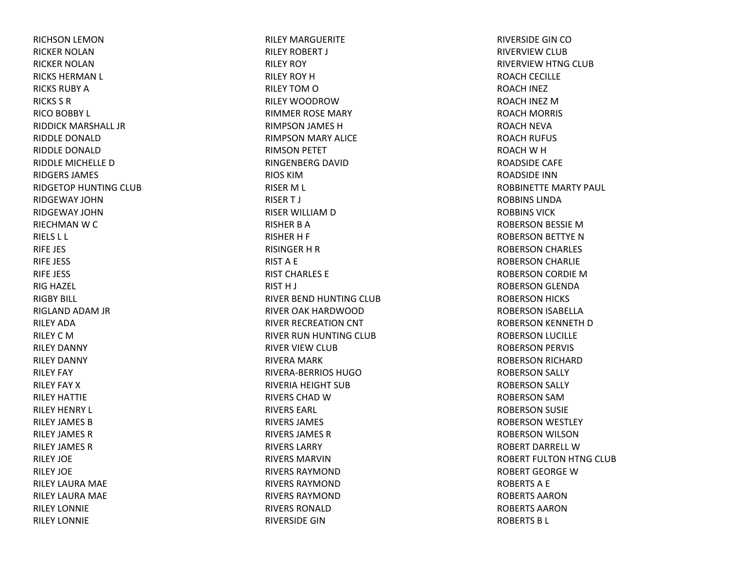RICHSON LEMON
RICKER NOLAN
RICKER NOLAN
RICKS HERMAN L
RICKS RUBY A
RICKS S R
RICO BOBBY L
RIDDICK MARSHALL JR
RIDDLE DONALD
RIDDLE DONALD
RIDDLE MICHELLE D
RIDGERS JAMES
RIDGETOP HUNTING CLUB
RIDGEWAY JOHN
RIDGEWAY JOHN
RIECHMAN W C
RIELS L L
RIFE JES
RIFE JESS
RIFE JESS
RIG HAZEL
RIGBY BILL
RIGLAND ADAM JR
RILEY ADA
RILEY C M
RILEY DANNY
RILEY DANNY
RILEY FAY
RILEY FAY X
RILEY HATTIE
RILEY HENRY L
RILEY JAMES B
RILEY JAMES R
RILEY JAMES R
RILEY JOE
RILEY JOE
RILEY LAURA MAE
RILEY LAURA MAE
RILEY LONNIE
RILEY LONNIE
RILEY MARGUERITE
RILEY ROBERT J
RILEY ROY
RILEY ROY H
RILEY TOM O
RILEY WOODROW
RIMMER ROSE MARY
RIMPSON JAMES H
RIMPSON MARY ALICE
RIMSON PETET
RINGENBERG DAVID
RIOS KIM
RISER M L
RISER T J
RISER WILLIAM D
RISHER B A
RISHER H F
RISINGER H R
RIST A E
RIST CHARLES E
RIST H J
RIVER BEND HUNTING CLUB
RIVER OAK HARDWOOD
RIVER RECREATION CNT
RIVER RUN HUNTING CLUB
RIVER VIEW CLUB
RIVERA MARK
RIVERA-BERRIOS HUGO
RIVERIA HEIGHT SUB
RIVERS CHAD W
RIVERS EARL
RIVERS JAMES
RIVERS JAMES R
RIVERS LARRY
RIVERS MARVIN
RIVERS RAYMOND
RIVERS RAYMOND
RIVERS RAYMOND
RIVERS RONALD
RIVERSIDE GIN
RIVERSIDE GIN CO
RIVERVIEW CLUB
RIVERVIEW HTNG CLUB
ROACH CECILLE
ROACH INEZ
ROACH INEZ M
ROACH MORRIS
ROACH NEVA
ROACH RUFUS
ROACH W H
ROADSIDE CAFE
ROADSIDE INN
ROBBINETTE MARTY PAUL
ROBBINS LINDA
ROBBINS VICK
ROBERSON BESSIE M
ROBERSON BETTYE N
ROBERSON CHARLES
ROBERSON CHARLIE
ROBERSON CORDIE M
ROBERSON GLENDA
ROBERSON HICKS
ROBERSON ISABELLA
ROBERSON KENNETH D
ROBERSON LUCILLE
ROBERSON PERVIS
ROBERSON RICHARD
ROBERSON SALLY
ROBERSON SALLY
ROBERSON SAM
ROBERSON SUSIE
ROBERSON WESTLEY
ROBERSON WILSON
ROBERT DARRELL W
ROBERT FULTON HTNG CLUB
ROBERT GEORGE W
ROBERTS A E
ROBERTS AARON
ROBERTS AARON
ROBERTS B L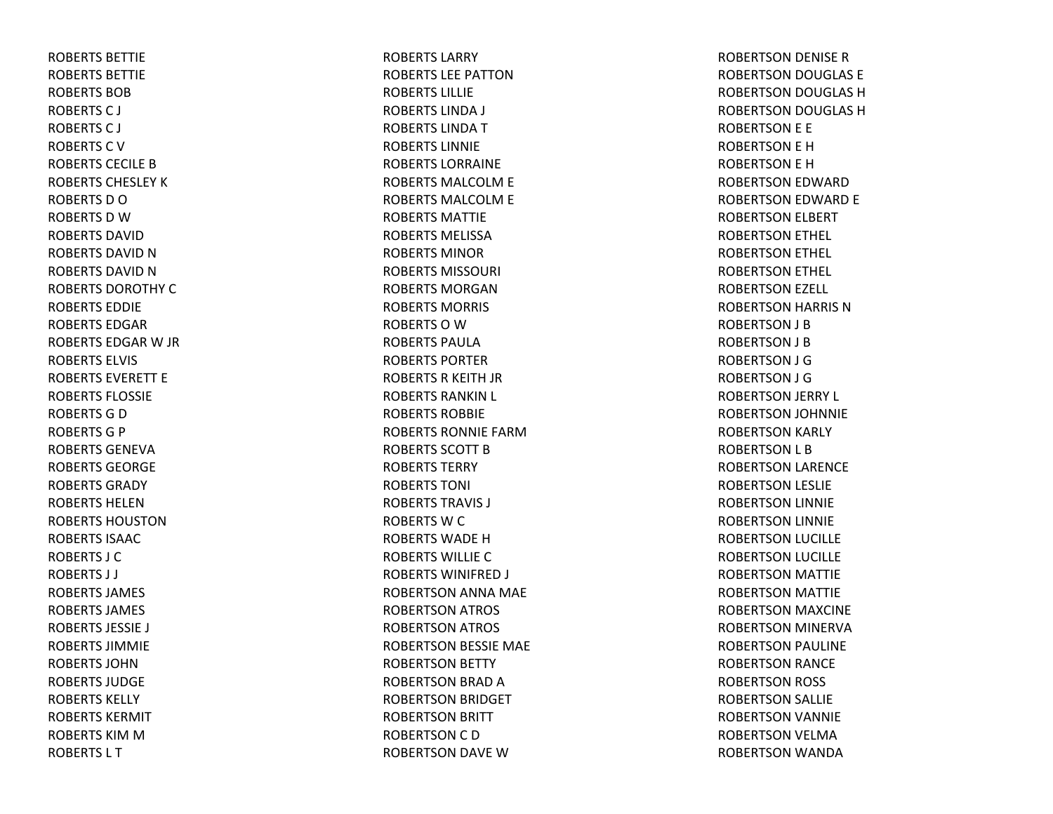ROBERTS BETTIE
ROBERTS BETTIE
ROBERTS BOB
ROBERTS C J
ROBERTS C J
ROBERTS C V
ROBERTS CECILE B
ROBERTS CHESLEY K
ROBERTS D O
ROBERTS D W
ROBERTS DAVID
ROBERTS DAVID N
ROBERTS DAVID N
ROBERTS DOROTHY C
ROBERTS EDDIE
ROBERTS EDGAR
ROBERTS EDGAR W JR
ROBERTS ELVIS
ROBERTS EVERETT E
ROBERTS FLOSSIE
ROBERTS G D
ROBERTS G P
ROBERTS GENEVA
ROBERTS GEORGE
ROBERTS GRADY
ROBERTS HELEN
ROBERTS HOUSTON
ROBERTS ISAAC
ROBERTS J C
ROBERTS J J
ROBERTS JAMES
ROBERTS JAMES
ROBERTS JESSIE J
ROBERTS JIMMIE
ROBERTS JOHN
ROBERTS JUDGE
ROBERTS KELLY
ROBERTS KERMIT
ROBERTS KIM M
ROBERTS L T
ROBERTS LARRY
ROBERTS LEE PATTON
ROBERTS LILLIE
ROBERTS LINDA J
ROBERTS LINDA T
ROBERTS LINNIE
ROBERTS LORRAINE
ROBERTS MALCOLM E
ROBERTS MALCOLM E
ROBERTS MATTIE
ROBERTS MELISSA
ROBERTS MINOR
ROBERTS MISSOURI
ROBERTS MORGAN
ROBERTS MORRIS
ROBERTS O W
ROBERTS PAULA
ROBERTS PORTER
ROBERTS R KEITH JR
ROBERTS RANKIN L
ROBERTS ROBBIE
ROBERTS RONNIE FARM
ROBERTS SCOTT B
ROBERTS TERRY
ROBERTS TONI
ROBERTS TRAVIS J
ROBERTS W C
ROBERTS WADE H
ROBERTS WILLIE C
ROBERTS WINIFRED J
ROBERTSON ANNA MAE
ROBERTSON ATROS
ROBERTSON ATROS
ROBERTSON BESSIE MAE
ROBERTSON BETTY
ROBERTSON BRAD A
ROBERTSON BRIDGET
ROBERTSON BRITT
ROBERTSON C D
ROBERTSON DAVE W
ROBERTSON DENISE R
ROBERTSON DOUGLAS E
ROBERTSON DOUGLAS H
ROBERTSON DOUGLAS H
ROBERTSON E E
ROBERTSON E H
ROBERTSON E H
ROBERTSON EDWARD
ROBERTSON EDWARD E
ROBERTSON ELBERT
ROBERTSON ETHEL
ROBERTSON ETHEL
ROBERTSON ETHEL
ROBERTSON EZELL
ROBERTSON HARRIS N
ROBERTSON J B
ROBERTSON J B
ROBERTSON J G
ROBERTSON J G
ROBERTSON JERRY L
ROBERTSON JOHNNIE
ROBERTSON KARLY
ROBERTSON L B
ROBERTSON LARENCE
ROBERTSON LESLIE
ROBERTSON LINNIE
ROBERTSON LINNIE
ROBERTSON LUCILLE
ROBERTSON LUCILLE
ROBERTSON MATTIE
ROBERTSON MATTIE
ROBERTSON MAXCINE
ROBERTSON MINERVA
ROBERTSON PAULINE
ROBERTSON RANCE
ROBERTSON ROSS
ROBERTSON SALLIE
ROBERTSON VANNIE
ROBERTSON VELMA
ROBERTSON WANDA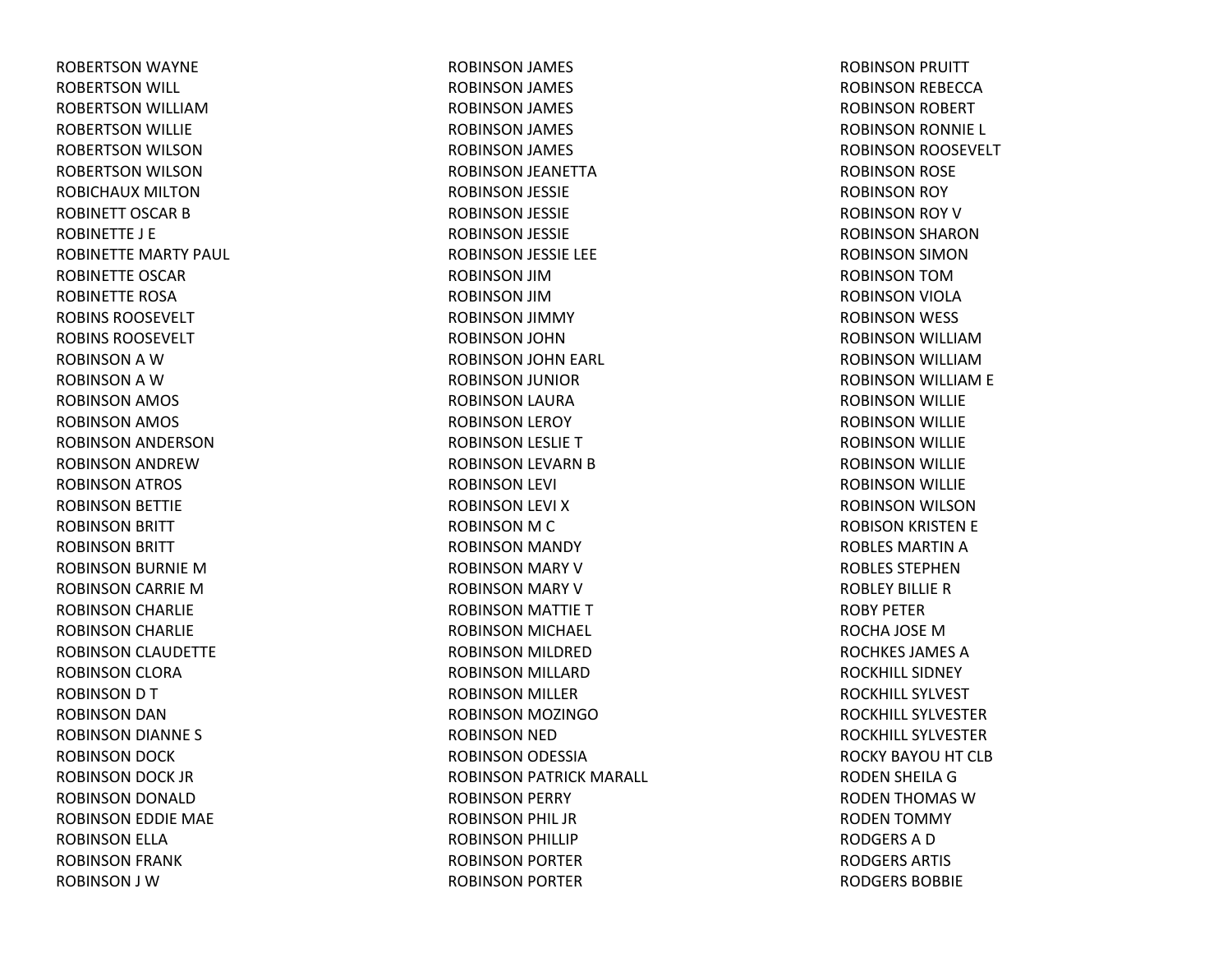ROBERTSON WAYNE
ROBERTSON WILL
ROBERTSON WILLIAM
ROBERTSON WILLIE
ROBERTSON WILSON
ROBERTSON WILSON
ROBICHAUX MILTON
ROBINETT OSCAR B
ROBINETTE J E
ROBINETTE MARTY PAUL
ROBINETTE OSCAR
ROBINETTE ROSA
ROBINS ROOSEVELT
ROBINS ROOSEVELT
ROBINSON A W
ROBINSON A W
ROBINSON AMOS
ROBINSON AMOS
ROBINSON ANDERSON
ROBINSON ANDREW
ROBINSON ATROS
ROBINSON BETTIE
ROBINSON BRITT
ROBINSON BRITT
ROBINSON BURNIE M
ROBINSON CARRIE M
ROBINSON CHARLIE
ROBINSON CHARLIE
ROBINSON CLAUDETTE
ROBINSON CLORA
ROBINSON D T
ROBINSON DAN
ROBINSON DIANNE S
ROBINSON DOCK
ROBINSON DOCK JR
ROBINSON DONALD
ROBINSON EDDIE MAE
ROBINSON ELLA
ROBINSON FRANK
ROBINSON J W
ROBINSON JAMES
ROBINSON JAMES
ROBINSON JAMES
ROBINSON JAMES
ROBINSON JAMES
ROBINSON JEANETTA
ROBINSON JESSIE
ROBINSON JESSIE
ROBINSON JESSIE
ROBINSON JESSIE LEE
ROBINSON JIM
ROBINSON JIM
ROBINSON JIMMY
ROBINSON JOHN
ROBINSON JOHN EARL
ROBINSON JUNIOR
ROBINSON LAURA
ROBINSON LEROY
ROBINSON LESLIE T
ROBINSON LEVARN B
ROBINSON LEVI
ROBINSON LEVI X
ROBINSON M C
ROBINSON MANDY
ROBINSON MARY V
ROBINSON MARY V
ROBINSON MATTIE T
ROBINSON MICHAEL
ROBINSON MILDRED
ROBINSON MILLARD
ROBINSON MILLER
ROBINSON MOZINGO
ROBINSON NED
ROBINSON ODESSIA
ROBINSON PATRICK MARALL
ROBINSON PERRY
ROBINSON PHIL JR
ROBINSON PHILLIP
ROBINSON PORTER
ROBINSON PORTER
ROBINSON PRUITT
ROBINSON REBECCA
ROBINSON ROBERT
ROBINSON RONNIE L
ROBINSON ROOSEVELT
ROBINSON ROSE
ROBINSON ROY
ROBINSON ROY V
ROBINSON SHARON
ROBINSON SIMON
ROBINSON TOM
ROBINSON VIOLA
ROBINSON WESS
ROBINSON WILLIAM
ROBINSON WILLIAM
ROBINSON WILLIAM E
ROBINSON WILLIE
ROBINSON WILLIE
ROBINSON WILLIE
ROBINSON WILLIE
ROBINSON WILLIE
ROBINSON WILSON
ROBISON KRISTEN E
ROBLES MARTIN A
ROBLES STEPHEN
ROBLEY BILLIE R
ROBY PETER
ROCHA JOSE M
ROCHKES JAMES A
ROCKHILL SIDNEY
ROCKHILL SYLVEST
ROCKHILL SYLVESTER
ROCKHILL SYLVESTER
ROCKY BAYOU HT CLB
RODEN SHEILA G
RODEN THOMAS W
RODEN TOMMY
RODGERS A D
RODGERS ARTIS
RODGERS BOBBIE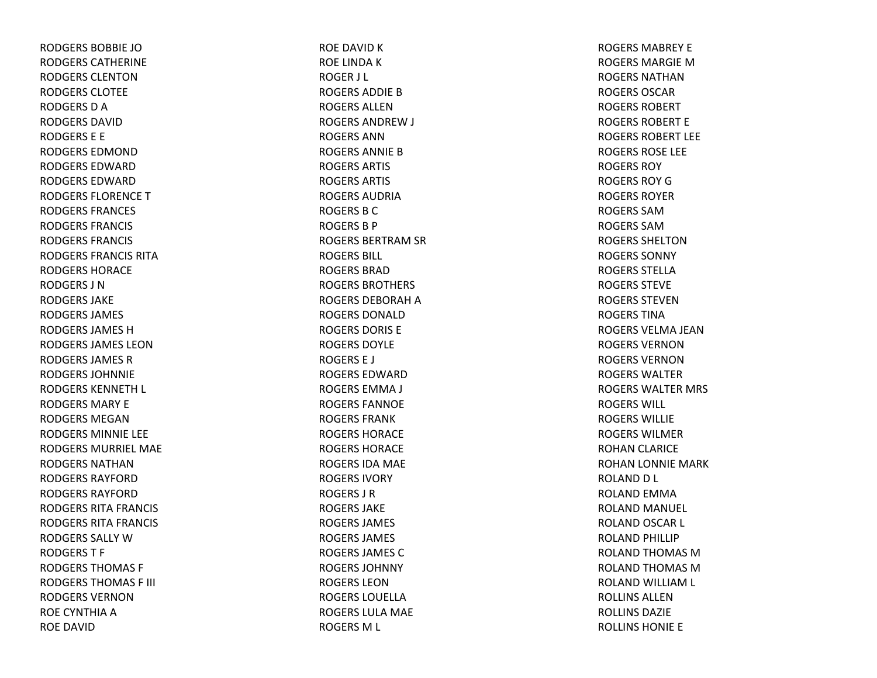RODGERS BOBBIE JO
RODGERS CATHERINE
RODGERS CLENTON
RODGERS CLOTEE
RODGERS D A
RODGERS DAVID
RODGERS E E
RODGERS EDMOND
RODGERS EDWARD
RODGERS EDWARD
RODGERS FLORENCE T
RODGERS FRANCES
RODGERS FRANCIS
RODGERS FRANCIS
RODGERS FRANCIS RITA
RODGERS HORACE
RODGERS J N
RODGERS JAKE
RODGERS JAMES
RODGERS JAMES H
RODGERS JAMES LEON
RODGERS JAMES R
RODGERS JOHNNIE
RODGERS KENNETH L
RODGERS MARY E
RODGERS MEGAN
RODGERS MINNIE LEE
RODGERS MURRIEL MAE
RODGERS NATHAN
RODGERS RAYFORD
RODGERS RAYFORD
RODGERS RITA FRANCIS
RODGERS RITA FRANCIS
RODGERS SALLY W
RODGERS T F
RODGERS THOMAS F
RODGERS THOMAS F III
RODGERS VERNON
ROE CYNTHIA A
ROE DAVID
ROE DAVID K
ROE LINDA K
ROGER J L
ROGERS ADDIE B
ROGERS ALLEN
ROGERS ANDREW J
ROGERS ANN
ROGERS ANNIE B
ROGERS ARTIS
ROGERS ARTIS
ROGERS AUDRIA
ROGERS B C
ROGERS B P
ROGERS BERTRAM SR
ROGERS BILL
ROGERS BRAD
ROGERS BROTHERS
ROGERS DEBORAH A
ROGERS DONALD
ROGERS DORIS E
ROGERS DOYLE
ROGERS E J
ROGERS EDWARD
ROGERS EMMA J
ROGERS FANNOE
ROGERS FRANK
ROGERS HORACE
ROGERS HORACE
ROGERS IDA MAE
ROGERS IVORY
ROGERS J R
ROGERS JAKE
ROGERS JAMES
ROGERS JAMES
ROGERS JAMES C
ROGERS JOHNNY
ROGERS LEON
ROGERS LOUELLA
ROGERS LULA MAE
ROGERS M L
ROGERS MABREY E
ROGERS MARGIE M
ROGERS NATHAN
ROGERS OSCAR
ROGERS ROBERT
ROGERS ROBERT E
ROGERS ROBERT LEE
ROGERS ROSE LEE
ROGERS ROY
ROGERS ROY G
ROGERS ROYER
ROGERS SAM
ROGERS SAM
ROGERS SHELTON
ROGERS SONNY
ROGERS STELLA
ROGERS STEVE
ROGERS STEVEN
ROGERS TINA
ROGERS VELMA JEAN
ROGERS VERNON
ROGERS VERNON
ROGERS WALTER
ROGERS WALTER MRS
ROGERS WILL
ROGERS WILLIE
ROGERS WILMER
ROHAN CLARICE
ROHAN LONNIE MARK
ROLAND D L
ROLAND EMMA
ROLAND MANUEL
ROLAND OSCAR L
ROLAND PHILLIP
ROLAND THOMAS M
ROLAND THOMAS M
ROLAND WILLIAM L
ROLLINS ALLEN
ROLLINS DAZIE
ROLLINS HONIE E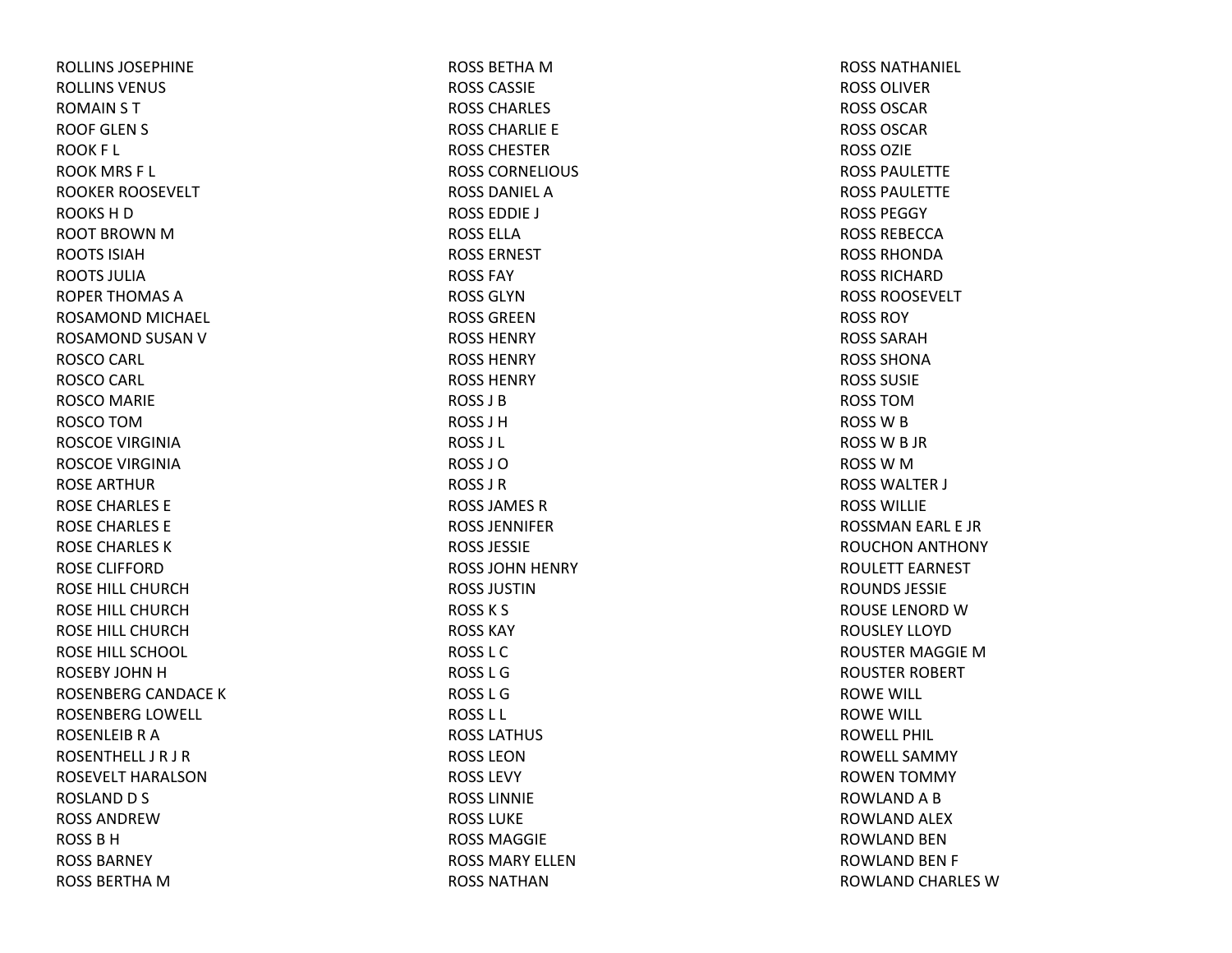ROLLINS JOSEPHINE
ROLLINS VENUS
ROMAIN S T
ROOF GLEN S
ROOK F L
ROOK MRS F L
ROOKER ROOSEVELT
ROOKS H D
ROOT BROWN M
ROOTS ISIAH
ROOTS JULIA
ROPER THOMAS A
ROSAMOND MICHAEL
ROSAMOND SUSAN V
ROSCO CARL
ROSCO CARL
ROSCO MARIE
ROSCO TOM
ROSCOE VIRGINIA
ROSCOE VIRGINIA
ROSE ARTHUR
ROSE CHARLES E
ROSE CHARLES E
ROSE CHARLES K
ROSE CLIFFORD
ROSE HILL CHURCH
ROSE HILL CHURCH
ROSE HILL CHURCH
ROSE HILL SCHOOL
ROSEBY JOHN H
ROSENBERG CANDACE K
ROSENBERG LOWELL
ROSENLEIB R A
ROSENTHELL J R J R
ROSEVELT HARALSON
ROSLAND D S
ROSS ANDREW
ROSS B H
ROSS BARNEY
ROSS BERTHA M
ROSS BETHA M
ROSS CASSIE
ROSS CHARLES
ROSS CHARLIE E
ROSS CHESTER
ROSS CORNELIOUS
ROSS DANIEL A
ROSS EDDIE J
ROSS ELLA
ROSS ERNEST
ROSS FAY
ROSS GLYN
ROSS GREEN
ROSS HENRY
ROSS HENRY
ROSS HENRY
ROSS J B
ROSS J H
ROSS J L
ROSS J O
ROSS J R
ROSS JAMES R
ROSS JENNIFER
ROSS JESSIE
ROSS JOHN HENRY
ROSS JUSTIN
ROSS K S
ROSS KAY
ROSS L C
ROSS L G
ROSS L G
ROSS L L
ROSS LATHUS
ROSS LEON
ROSS LEVY
ROSS LINNIE
ROSS LUKE
ROSS MAGGIE
ROSS MARY ELLEN
ROSS NATHAN
ROSS NATHANIEL
ROSS OLIVER
ROSS OSCAR
ROSS OSCAR
ROSS OZIE
ROSS PAULETTE
ROSS PAULETTE
ROSS PEGGY
ROSS REBECCA
ROSS RHONDA
ROSS RICHARD
ROSS ROOSEVELT
ROSS ROY
ROSS SARAH
ROSS SHONA
ROSS SUSIE
ROSS TOM
ROSS W B
ROSS W B JR
ROSS W M
ROSS WALTER J
ROSS WILLIE
ROSSMAN EARL E JR
ROUCHON ANTHONY
ROULETT EARNEST
ROUNDS JESSIE
ROUSE LENORD W
ROUSLEY LLOYD
ROUSTER MAGGIE M
ROUSTER ROBERT
ROWE WILL
ROWE WILL
ROWELL PHIL
ROWELL SAMMY
ROWEN TOMMY
ROWLAND A B
ROWLAND ALEX
ROWLAND BEN
ROWLAND BEN F
ROWLAND CHARLES W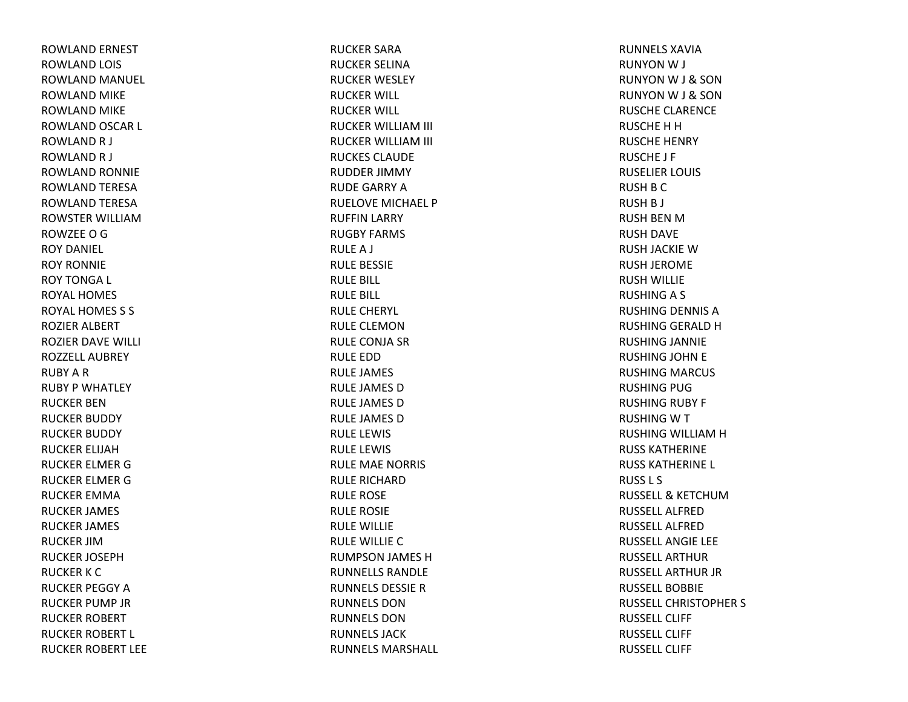ROWLAND ERNEST
ROWLAND LOIS
ROWLAND MANUEL
ROWLAND MIKE
ROWLAND MIKE
ROWLAND OSCAR L
ROWLAND R J
ROWLAND R J
ROWLAND RONNIE
ROWLAND TERESA
ROWLAND TERESA
ROWSTER WILLIAM
ROWZEE O G
ROY DANIEL
ROY RONNIE
ROY TONGA L
ROYAL HOMES
ROYAL HOMES S S
ROZIER ALBERT
ROZIER DAVE WILLI
ROZZELL AUBREY
RUBY A R
RUBY P WHATLEY
RUCKER BEN
RUCKER BUDDY
RUCKER BUDDY
RUCKER ELIJAH
RUCKER ELMER G
RUCKER ELMER G
RUCKER EMMA
RUCKER JAMES
RUCKER JAMES
RUCKER JIM
RUCKER JOSEPH
RUCKER K C
RUCKER PEGGY A
RUCKER PUMP JR
RUCKER ROBERT
RUCKER ROBERT L
RUCKER ROBERT LEE
RUCKER SARA
RUCKER SELINA
RUCKER WESLEY
RUCKER WILL
RUCKER WILL
RUCKER WILLIAM III
RUCKER WILLIAM III
RUCKES CLAUDE
RUDDER JIMMY
RUDE GARRY A
RUELOVE MICHAEL P
RUFFIN LARRY
RUGBY FARMS
RULE A J
RULE BESSIE
RULE BILL
RULE BILL
RULE CHERYL
RULE CLEMON
RULE CONJA SR
RULE EDD
RULE JAMES
RULE JAMES D
RULE JAMES D
RULE JAMES D
RULE LEWIS
RULE LEWIS
RULE MAE NORRIS
RULE RICHARD
RULE ROSE
RULE ROSIE
RULE WILLIE
RULE WILLIE C
RUMPSON JAMES H
RUNNELLS RANDLE
RUNNELS DESSIE R
RUNNELS DON
RUNNELS DON
RUNNELS JACK
RUNNELS MARSHALL
RUNNELS XAVIA
RUNYON W J
RUNYON W J & SON
RUNYON W J & SON
RUSCHE CLARENCE
RUSCHE H H
RUSCHE HENRY
RUSCHE J F
RUSELIER LOUIS
RUSH B C
RUSH B J
RUSH BEN M
RUSH DAVE
RUSH JACKIE W
RUSH JEROME
RUSH WILLIE
RUSHING A S
RUSHING DENNIS A
RUSHING GERALD H
RUSHING JANNIE
RUSHING JOHN E
RUSHING MARCUS
RUSHING PUG
RUSHING RUBY F
RUSHING W T
RUSHING WILLIAM H
RUSS KATHERINE
RUSS KATHERINE L
RUSS L S
RUSSELL & KETCHUM
RUSSELL ALFRED
RUSSELL ALFRED
RUSSELL ANGIE LEE
RUSSELL ARTHUR
RUSSELL ARTHUR JR
RUSSELL BOBBIE
RUSSELL CHRISTOPHER S
RUSSELL CLIFF
RUSSELL CLIFF
RUSSELL CLIFF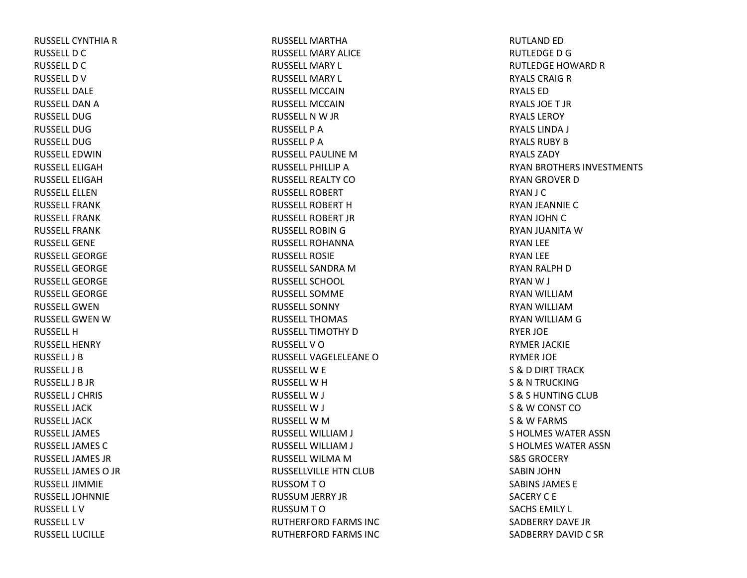RUSSELL CYNTHIA R
RUSSELL D C
RUSSELL D C
RUSSELL D V
RUSSELL DALE
RUSSELL DAN A
RUSSELL DUG
RUSSELL DUG
RUSSELL DUG
RUSSELL EDWIN
RUSSELL ELIGAH
RUSSELL ELIGAH
RUSSELL ELLEN
RUSSELL FRANK
RUSSELL FRANK
RUSSELL FRANK
RUSSELL GENE
RUSSELL GEORGE
RUSSELL GEORGE
RUSSELL GEORGE
RUSSELL GEORGE
RUSSELL GWEN
RUSSELL GWEN W
RUSSELL H
RUSSELL HENRY
RUSSELL J B
RUSSELL J B
RUSSELL J B JR
RUSSELL J CHRIS
RUSSELL JACK
RUSSELL JACK
RUSSELL JAMES
RUSSELL JAMES C
RUSSELL JAMES JR
RUSSELL JAMES O JR
RUSSELL JIMMIE
RUSSELL JOHNNIE
RUSSELL L V
RUSSELL L V
RUSSELL LUCILLE
RUSSELL MARTHA
RUSSELL MARY ALICE
RUSSELL MARY L
RUSSELL MARY L
RUSSELL MCCAIN
RUSSELL MCCAIN
RUSSELL N W JR
RUSSELL P A
RUSSELL P A
RUSSELL PAULINE M
RUSSELL PHILLIP A
RUSSELL REALTY CO
RUSSELL ROBERT
RUSSELL ROBERT H
RUSSELL ROBERT JR
RUSSELL ROBIN G
RUSSELL ROHANNA
RUSSELL ROSIE
RUSSELL SANDRA M
RUSSELL SCHOOL
RUSSELL SOMME
RUSSELL SONNY
RUSSELL THOMAS
RUSSELL TIMOTHY D
RUSSELL V O
RUSSELL VAGELELEANE O
RUSSELL W E
RUSSELL W H
RUSSELL W J
RUSSELL W J
RUSSELL W M
RUSSELL WILLIAM J
RUSSELL WILLIAM J
RUSSELL WILMA M
RUSSELLVILLE HTN CLUB
RUSSOM T O
RUSSUM JERRY JR
RUSSUM T O
RUTHERFORD FARMS INC
RUTHERFORD FARMS INC
RUTLAND ED
RUTLEDGE D G
RUTLEDGE HOWARD R
RYALS CRAIG R
RYALS ED
RYALS JOE T JR
RYALS LEROY
RYALS LINDA J
RYALS RUBY B
RYALS ZADY
RYAN BROTHERS INVESTMENTS
RYAN GROVER D
RYAN J C
RYAN JEANNIE C
RYAN JOHN C
RYAN JUANITA W
RYAN LEE
RYAN LEE
RYAN RALPH D
RYAN W J
RYAN WILLIAM
RYAN WILLIAM
RYAN WILLIAM G
RYER JOE
RYMER JACKIE
RYMER JOE
S & D DIRT TRACK
S & N TRUCKING
S & S HUNTING CLUB
S & W CONST CO
S & W FARMS
S HOLMES WATER ASSN
S HOLMES WATER ASSN
S&S GROCERY
SABIN JOHN
SABINS JAMES E
SACERY C E
SACHS EMILY L
SADBERRY DAVE JR
SADBERRY DAVID C SR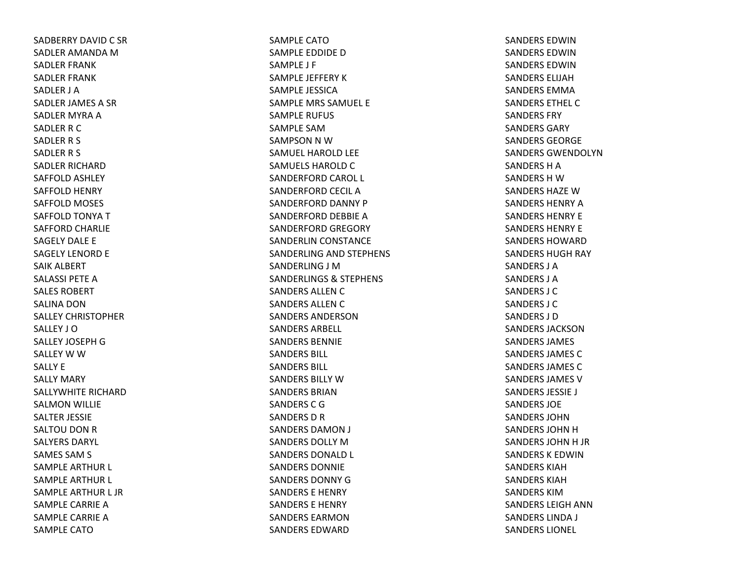SADBERRY DAVID C SR
SADLER AMANDA M
SADLER FRANK
SADLER FRANK
SADLER J A
SADLER JAMES A SR
SADLER MYRA A
SADLER R C
SADLER R S
SADLER R S
SADLER RICHARD
SAFFOLD ASHLEY
SAFFOLD HENRY
SAFFOLD MOSES
SAFFOLD TONYA T
SAFFORD CHARLIE
SAGELY DALE E
SAGELY LENORD E
SAIK ALBERT
SALASSI PETE A
SALES ROBERT
SALINA DON
SALLEY CHRISTOPHER
SALLEY J O
SALLEY JOSEPH G
SALLEY W W
SALLY E
SALLY MARY
SALLYWHITE RICHARD
SALMON WILLIE
SALTER JESSIE
SALTOU DON R
SALYERS DARYL
SAMES SAM S
SAMPLE ARTHUR L
SAMPLE ARTHUR L
SAMPLE ARTHUR L JR
SAMPLE CARRIE A
SAMPLE CARRIE A
SAMPLE CATO
SAMPLE CATO
SAMPLE EDDIDE D
SAMPLE J F
SAMPLE JEFFERY K
SAMPLE JESSICA
SAMPLE MRS SAMUEL E
SAMPLE RUFUS
SAMPLE SAM
SAMPSON N W
SAMUEL HAROLD LEE
SAMUELS HAROLD C
SANDERFORD CAROL L
SANDERFORD CECIL A
SANDERFORD DANNY P
SANDERFORD DEBBIE A
SANDERFORD GREGORY
SANDERLIN CONSTANCE
SANDERLING AND STEPHENS
SANDERLING J M
SANDERLINGS & STEPHENS
SANDERS ALLEN C
SANDERS ALLEN C
SANDERS ANDERSON
SANDERS ARBELL
SANDERS BENNIE
SANDERS BILL
SANDERS BILL
SANDERS BILLY W
SANDERS BRIAN
SANDERS C G
SANDERS D R
SANDERS DAMON J
SANDERS DOLLY M
SANDERS DONALD L
SANDERS DONNIE
SANDERS DONNY G
SANDERS E HENRY
SANDERS E HENRY
SANDERS EARMON
SANDERS EDWARD
SANDERS EDWIN
SANDERS EDWIN
SANDERS EDWIN
SANDERS ELIJAH
SANDERS EMMA
SANDERS ETHEL C
SANDERS FRY
SANDERS GARY
SANDERS GEORGE
SANDERS GWENDOLYN
SANDERS H A
SANDERS H W
SANDERS HAZE W
SANDERS HENRY A
SANDERS HENRY E
SANDERS HENRY E
SANDERS HOWARD
SANDERS HUGH RAY
SANDERS J A
SANDERS J A
SANDERS J C
SANDERS J C
SANDERS J D
SANDERS JACKSON
SANDERS JAMES
SANDERS JAMES C
SANDERS JAMES C
SANDERS JAMES V
SANDERS JESSIE J
SANDERS JOE
SANDERS JOHN
SANDERS JOHN H
SANDERS JOHN H JR
SANDERS K EDWIN
SANDERS KIAH
SANDERS KIAH
SANDERS KIM
SANDERS LEIGH ANN
SANDERS LINDA J
SANDERS LIONEL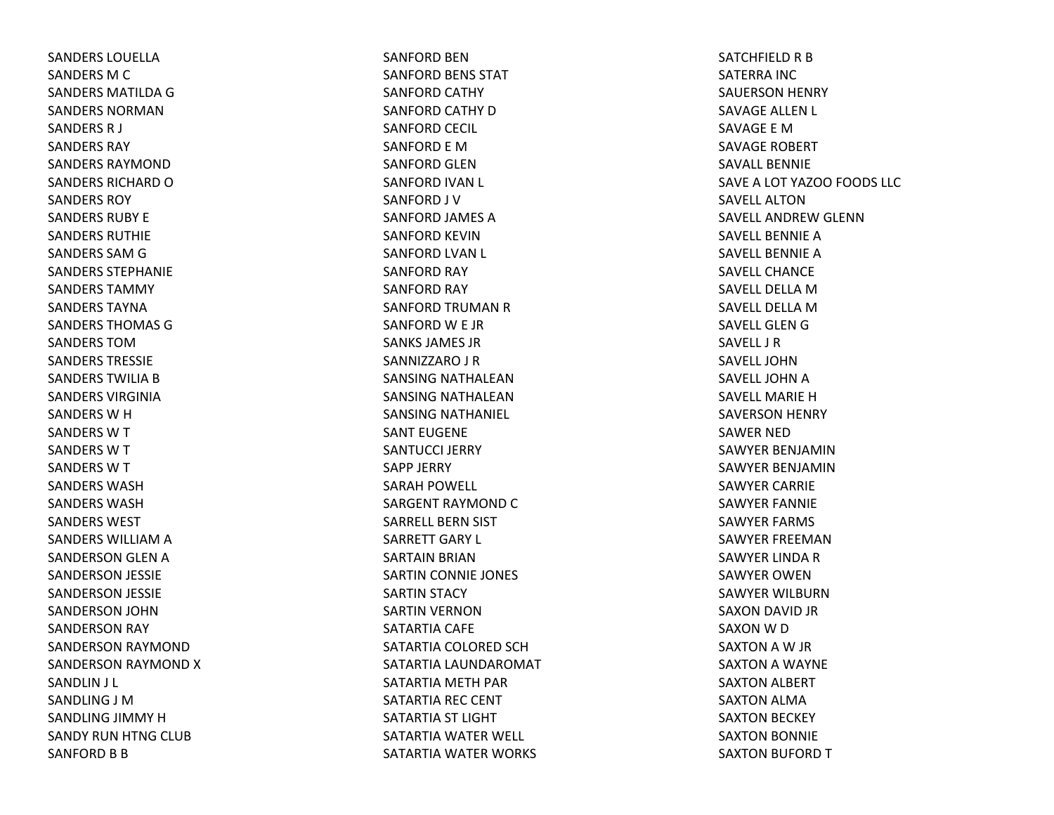SANDERS LOUELLA
SANDERS M C
SANDERS MATILDA G
SANDERS NORMAN
SANDERS R J
SANDERS RAY
SANDERS RAYMOND
SANDERS RICHARD O
SANDERS ROY
SANDERS RUBY E
SANDERS RUTHIE
SANDERS SAM G
SANDERS STEPHANIE
SANDERS TAMMY
SANDERS TAYNA
SANDERS THOMAS G
SANDERS TOM
SANDERS TRESSIE
SANDERS TWILIA B
SANDERS VIRGINIA
SANDERS W H
SANDERS W T
SANDERS W T
SANDERS W T
SANDERS WASH
SANDERS WASH
SANDERS WEST
SANDERS WILLIAM A
SANDERSON GLEN A
SANDERSON JESSIE
SANDERSON JESSIE
SANDERSON JOHN
SANDERSON RAY
SANDERSON RAYMOND
SANDERSON RAYMOND X
SANDLIN J L
SANDLING J M
SANDLING JIMMY H
SANDY RUN HTNG CLUB
SANFORD B B
SANFORD BEN
SANFORD BENS STAT
SANFORD CATHY
SANFORD CATHY D
SANFORD CECIL
SANFORD E M
SANFORD GLEN
SANFORD IVAN L
SANFORD J V
SANFORD JAMES A
SANFORD KEVIN
SANFORD LVAN L
SANFORD RAY
SANFORD RAY
SANFORD TRUMAN R
SANFORD W E JR
SANKS JAMES JR
SANNIZZARO J R
SANSING NATHALEAN
SANSING NATHALEAN
SANSING NATHANIEL
SANT EUGENE
SANTUCCI JERRY
SAPP JERRY
SARAH POWELL
SARGENT RAYMOND C
SARRELL BERN SIST
SARRETT GARY L
SARTAIN BRIAN
SARTIN CONNIE JONES
SARTIN STACY
SARTIN VERNON
SATARTIA CAFE
SATARTIA COLORED SCH
SATARTIA LAUNDAROMAT
SATARTIA METH PAR
SATARTIA REC CENT
SATARTIA ST LIGHT
SATARTIA WATER WELL
SATARTIA WATER WORKS
SATCHFIELD R B
SATERRA INC
SAUERSON HENRY
SAVAGE ALLEN L
SAVAGE E M
SAVAGE ROBERT
SAVALL BENNIE
SAVE A LOT YAZOO FOODS LLC
SAVELL ALTON
SAVELL ANDREW GLENN
SAVELL BENNIE A
SAVELL BENNIE A
SAVELL CHANCE
SAVELL DELLA M
SAVELL DELLA M
SAVELL GLEN G
SAVELL J R
SAVELL JOHN
SAVELL JOHN A
SAVELL MARIE H
SAVERSON HENRY
SAWER NED
SAWYER BENJAMIN
SAWYER BENJAMIN
SAWYER CARRIE
SAWYER FANNIE
SAWYER FARMS
SAWYER FREEMAN
SAWYER LINDA R
SAWYER OWEN
SAWYER WILBURN
SAXON DAVID JR
SAXON W D
SAXTON A W JR
SAXTON A WAYNE
SAXTON ALBERT
SAXTON ALMA
SAXTON BECKEY
SAXTON BONNIE
SAXTON BUFORD T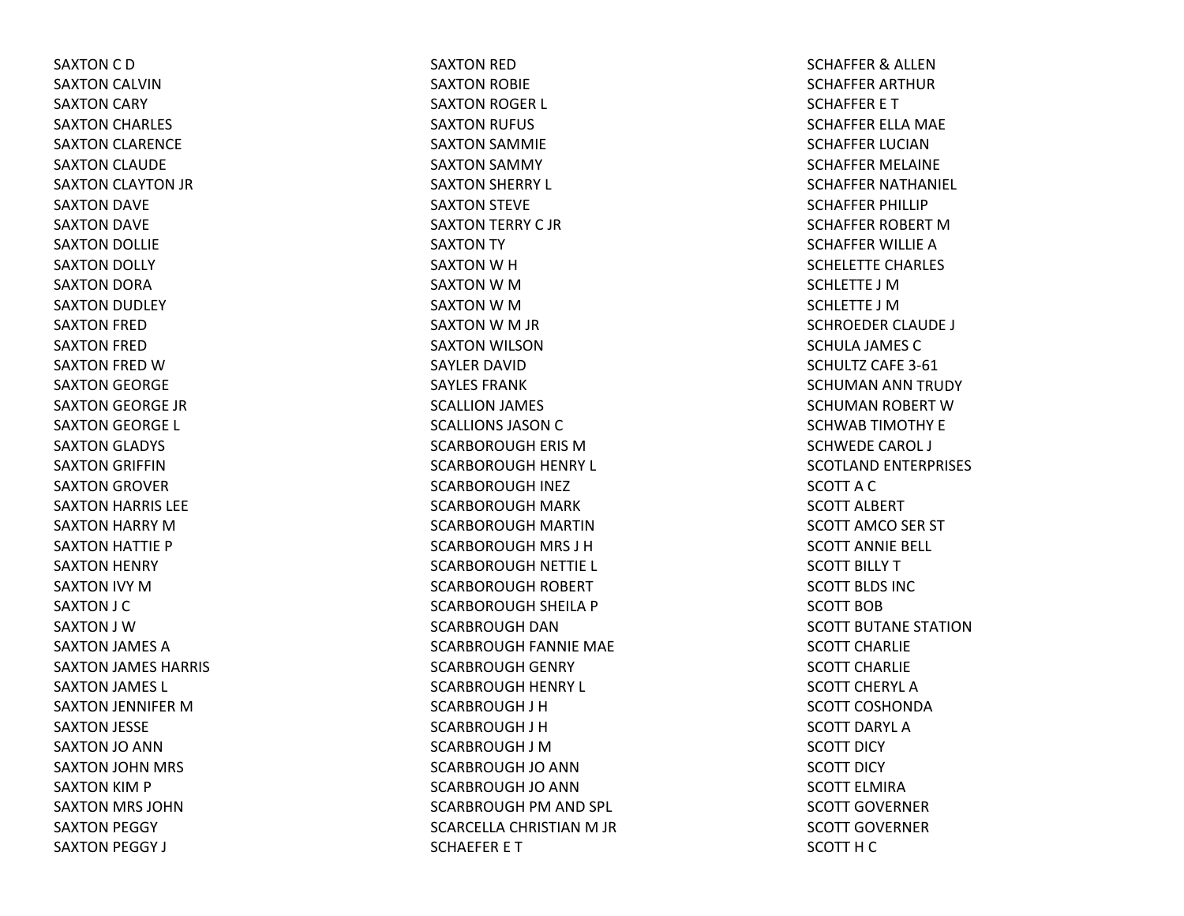SAXTON C D
SAXTON CALVIN
SAXTON CARY
SAXTON CHARLES
SAXTON CLARENCE
SAXTON CLAUDE
SAXTON CLAYTON JR
SAXTON DAVE
SAXTON DAVE
SAXTON DOLLIE
SAXTON DOLLY
SAXTON DORA
SAXTON DUDLEY
SAXTON FRED
SAXTON FRED
SAXTON FRED W
SAXTON GEORGE
SAXTON GEORGE JR
SAXTON GEORGE L
SAXTON GLADYS
SAXTON GRIFFIN
SAXTON GROVER
SAXTON HARRIS LEE
SAXTON HARRY M
SAXTON HATTIE P
SAXTON HENRY
SAXTON IVY M
SAXTON J C
SAXTON J W
SAXTON JAMES A
SAXTON JAMES HARRIS
SAXTON JAMES L
SAXTON JENNIFER M
SAXTON JESSE
SAXTON JO ANN
SAXTON JOHN MRS
SAXTON KIM P
SAXTON MRS JOHN
SAXTON PEGGY
SAXTON PEGGY J
SAXTON RED
SAXTON ROBIE
SAXTON ROGER L
SAXTON RUFUS
SAXTON SAMMIE
SAXTON SAMMY
SAXTON SHERRY L
SAXTON STEVE
SAXTON TERRY C JR
SAXTON TY
SAXTON W H
SAXTON W M
SAXTON W M
SAXTON W M JR
SAXTON WILSON
SAYLER DAVID
SAYLES FRANK
SCALLION JAMES
SCALLIONS JASON C
SCARBOROUGH ERIS M
SCARBOROUGH HENRY L
SCARBOROUGH INEZ
SCARBOROUGH MARK
SCARBOROUGH MARTIN
SCARBOROUGH MRS J H
SCARBOROUGH NETTIE L
SCARBOROUGH ROBERT
SCARBOROUGH SHEILA P
SCARBROUGH DAN
SCARBROUGH FANNIE MAE
SCARBROUGH GENRY
SCARBROUGH HENRY L
SCARBROUGH J H
SCARBROUGH J H
SCARBROUGH J M
SCARBROUGH JO ANN
SCARBROUGH JO ANN
SCARBROUGH PM AND SPL
SCARCELLA CHRISTIAN M JR
SCHAEFER E T
SCHAFFER & ALLEN
SCHAFFER ARTHUR
SCHAFFER E T
SCHAFFER ELLA MAE
SCHAFFER LUCIAN
SCHAFFER MELAINE
SCHAFFER NATHANIEL
SCHAFFER PHILLIP
SCHAFFER ROBERT M
SCHAFFER WILLIE A
SCHELETTE CHARLES
SCHLETTE J M
SCHLETTE J M
SCHROEDER CLAUDE J
SCHULA JAMES C
SCHULTZ CAFE 3-61
SCHUMAN ANN TRUDY
SCHUMAN ROBERT W
SCHWAB TIMOTHY E
SCHWEDE CAROL J
SCOTLAND ENTERPRISES
SCOTT A C
SCOTT ALBERT
SCOTT AMCO SER ST
SCOTT ANNIE BELL
SCOTT BILLY T
SCOTT BLDS INC
SCOTT BOB
SCOTT BUTANE STATION
SCOTT CHARLIE
SCOTT CHARLIE
SCOTT CHERYL A
SCOTT COSHONDA
SCOTT DARYL A
SCOTT DICY
SCOTT DICY
SCOTT ELMIRA
SCOTT GOVERNER
SCOTT GOVERNER
SCOTT H C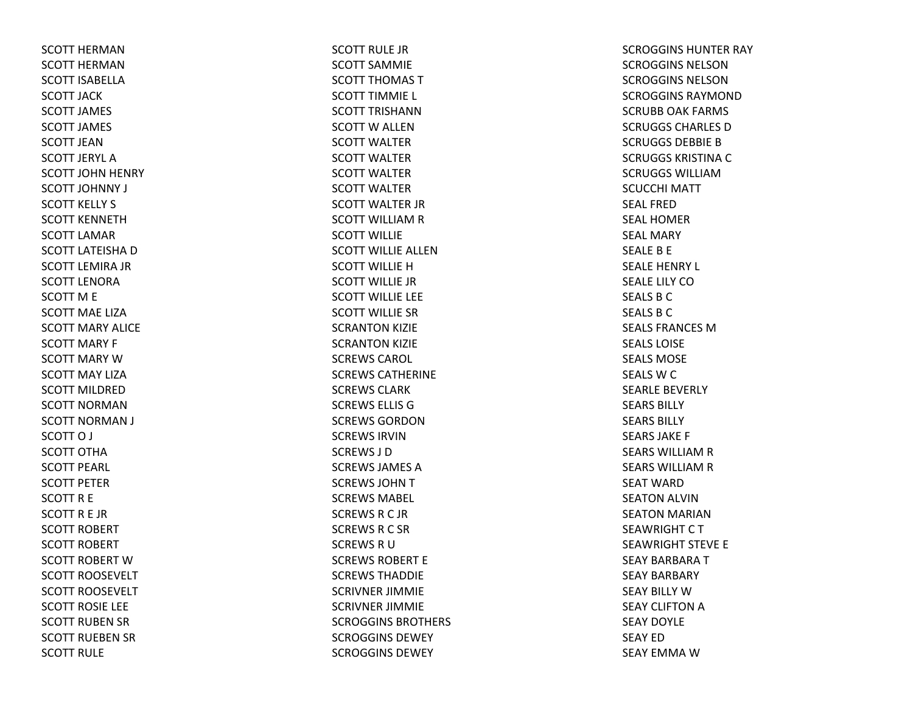SCOTT HERMAN
SCOTT HERMAN
SCOTT ISABELLA
SCOTT JACK
SCOTT JAMES
SCOTT JAMES
SCOTT JEAN
SCOTT JERYL A
SCOTT JOHN HENRY
SCOTT JOHNNY J
SCOTT KELLY S
SCOTT KENNETH
SCOTT LAMAR
SCOTT LATEISHA D
SCOTT LEMIRA JR
SCOTT LENORA
SCOTT M E
SCOTT MAE LIZA
SCOTT MARY ALICE
SCOTT MARY F
SCOTT MARY W
SCOTT MAY LIZA
SCOTT MILDRED
SCOTT NORMAN
SCOTT NORMAN J
SCOTT O J
SCOTT OTHA
SCOTT PEARL
SCOTT PETER
SCOTT R E
SCOTT R E JR
SCOTT ROBERT
SCOTT ROBERT
SCOTT ROBERT W
SCOTT ROOSEVELT
SCOTT ROOSEVELT
SCOTT ROSIE LEE
SCOTT RUBEN SR
SCOTT RUEBEN SR
SCOTT RULE
SCOTT RULE JR
SCOTT SAMMIE
SCOTT THOMAS T
SCOTT TIMMIE L
SCOTT TRISHANN
SCOTT W ALLEN
SCOTT WALTER
SCOTT WALTER
SCOTT WALTER
SCOTT WALTER
SCOTT WALTER JR
SCOTT WILLIAM R
SCOTT WILLIE
SCOTT WILLIE ALLEN
SCOTT WILLIE H
SCOTT WILLIE JR
SCOTT WILLIE LEE
SCOTT WILLIE SR
SCRANTON KIZIE
SCRANTON KIZIE
SCREWS CAROL
SCREWS CATHERINE
SCREWS CLARK
SCREWS ELLIS G
SCREWS GORDON
SCREWS IRVIN
SCREWS J D
SCREWS JAMES A
SCREWS JOHN T
SCREWS MABEL
SCREWS R C JR
SCREWS R C SR
SCREWS R U
SCREWS ROBERT E
SCREWS THADDIE
SCRIVNER JIMMIE
SCRIVNER JIMMIE
SCROGGINS BROTHERS
SCROGGINS DEWEY
SCROGGINS DEWEY
SCROGGINS HUNTER RAY
SCROGGINS NELSON
SCROGGINS NELSON
SCROGGINS RAYMOND
SCRUBB OAK FARMS
SCRUGGS CHARLES D
SCRUGGS DEBBIE B
SCRUGGS KRISTINA C
SCRUGGS WILLIAM
SCUCCHI MATT
SEAL FRED
SEAL HOMER
SEAL MARY
SEALE B E
SEALE HENRY L
SEALE LILY CO
SEALS B C
SEALS B C
SEALS FRANCES M
SEALS LOISE
SEALS MOSE
SEALS W C
SEARLE BEVERLY
SEARS BILLY
SEARS BILLY
SEARS JAKE F
SEARS WILLIAM R
SEARS WILLIAM R
SEAT WARD
SEATON ALVIN
SEATON MARIAN
SEAWRIGHT C T
SEAWRIGHT STEVE E
SEAY BARBARA T
SEAY BARBARY
SEAY BILLY W
SEAY CLIFTON A
SEAY DOYLE
SEAY ED
SEAY EMMA W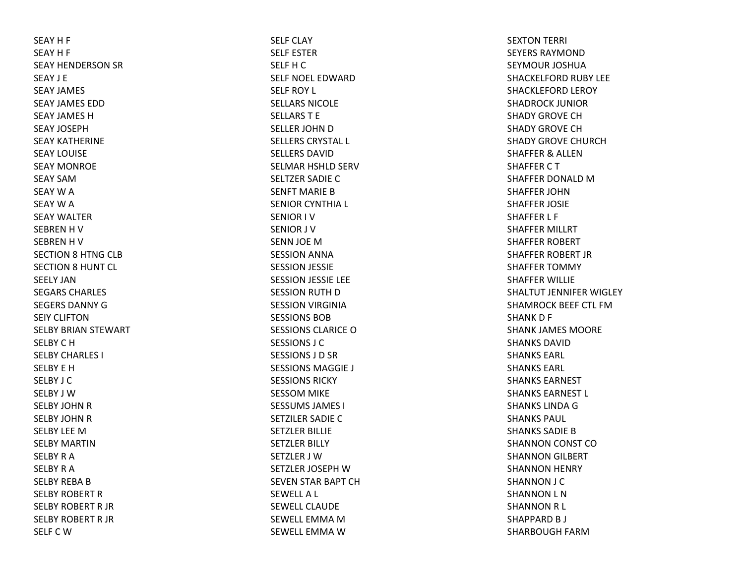SEAY H F
SEAY H F
SEAY HENDERSON SR
SEAY J E
SEAY JAMES
SEAY JAMES EDD
SEAY JAMES H
SEAY JOSEPH
SEAY KATHERINE
SEAY LOUISE
SEAY MONROE
SEAY SAM
SEAY W A
SEAY W A
SEAY WALTER
SEBREN H V
SEBREN H V
SECTION 8 HTNG CLB
SECTION 8 HUNT CL
SEELY JAN
SEGARS CHARLES
SEGERS DANNY G
SEIY CLIFTON
SELBY BRIAN STEWART
SELBY C H
SELBY CHARLES I
SELBY E H
SELBY J C
SELBY J W
SELBY JOHN R
SELBY JOHN R
SELBY LEE M
SELBY MARTIN
SELBY R A
SELBY R A
SELBY REBA B
SELBY ROBERT R
SELBY ROBERT R JR
SELBY ROBERT R JR
SELF C W
SELF CLAY
SELF ESTER
SELF H C
SELF NOEL EDWARD
SELF ROY L
SELLARS NICOLE
SELLARS T E
SELLER JOHN D
SELLERS CRYSTAL L
SELLERS DAVID
SELMAR HSHLD SERV
SELTZER SADIE C
SENFT MARIE B
SENIOR CYNTHIA L
SENIOR I V
SENIOR J V
SENN JOE M
SESSION ANNA
SESSION JESSIE
SESSION JESSIE LEE
SESSION RUTH D
SESSION VIRGINIA
SESSIONS BOB
SESSIONS CLARICE O
SESSIONS J C
SESSIONS J D SR
SESSIONS MAGGIE J
SESSIONS RICKY
SESSOM MIKE
SESSUMS JAMES I
SETZILER SADIE C
SETZLER BILLIE
SETZLER BILLY
SETZLER J W
SETZLER JOSEPH W
SEVEN STAR BAPT CH
SEWELL A L
SEWELL CLAUDE
SEWELL EMMA M
SEWELL EMMA W
SEXTON TERRI
SEYERS RAYMOND
SEYMOUR JOSHUA
SHACKELFORD RUBY LEE
SHACKLEFORD LEROY
SHADROCK JUNIOR
SHADY GROVE CH
SHADY GROVE CH
SHADY GROVE CHURCH
SHAFFER & ALLEN
SHAFFER C T
SHAFFER DONALD M
SHAFFER JOHN
SHAFFER JOSIE
SHAFFER L F
SHAFFER MILLRT
SHAFFER ROBERT
SHAFFER ROBERT JR
SHAFFER TOMMY
SHAFFER WILLIE
SHALTUT JENNIFER WIGLEY
SHAMROCK BEEF CTL FM
SHANK D F
SHANK JAMES MOORE
SHANKS DAVID
SHANKS EARL
SHANKS EARL
SHANKS EARNEST
SHANKS EARNEST L
SHANKS LINDA G
SHANKS PAUL
SHANKS SADIE B
SHANNON CONST CO
SHANNON GILBERT
SHANNON HENRY
SHANNON J C
SHANNON L N
SHANNON R L
SHAPPARD B J
SHARBOUGH FARM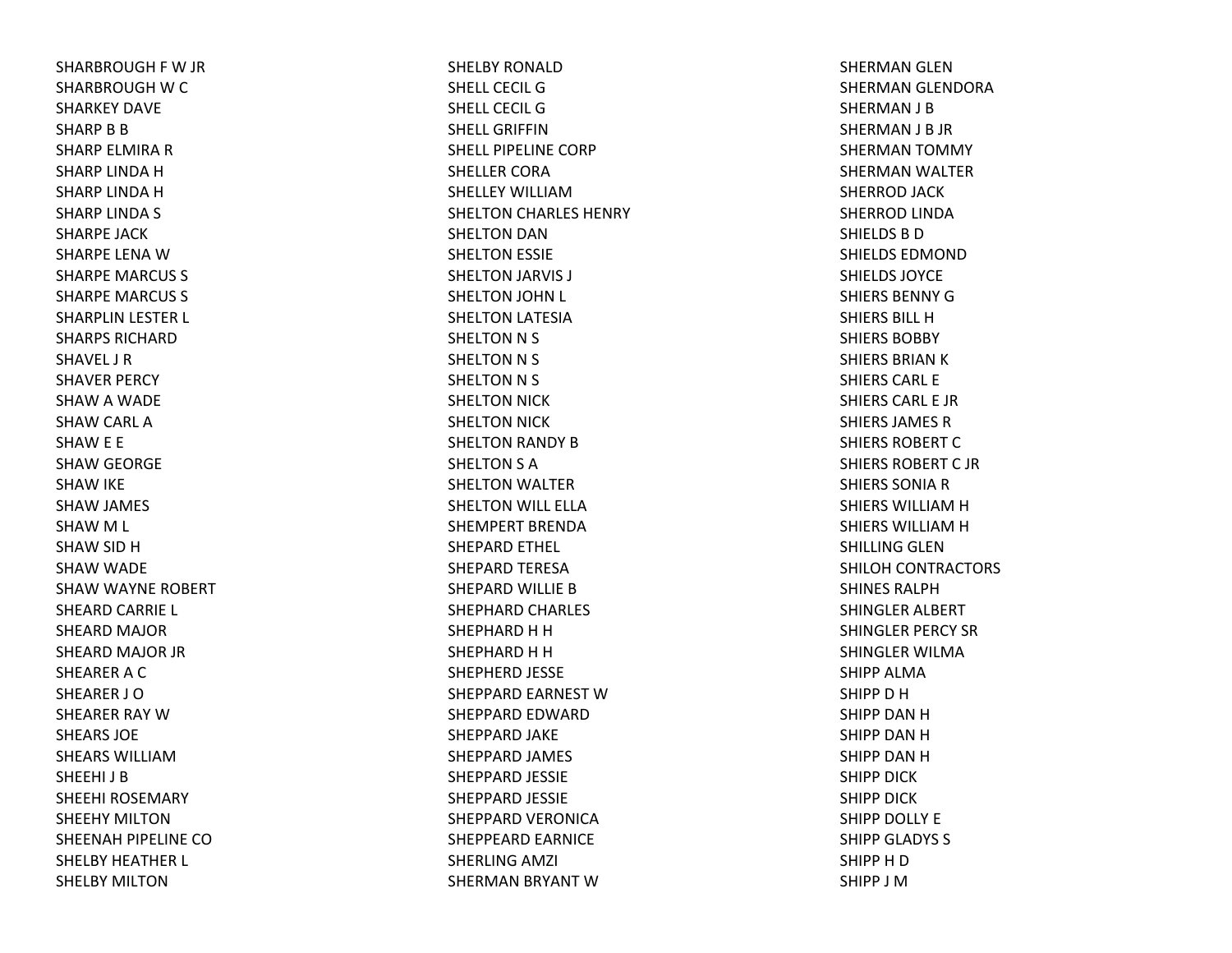SHARBROUGH F W JR
SHARBROUGH W C
SHARKEY DAVE
SHARP B B
SHARP ELMIRA R
SHARP LINDA H
SHARP LINDA H
SHARP LINDA S
SHARPE JACK
SHARPE LENA W
SHARPE MARCUS S
SHARPE MARCUS S
SHARPLIN LESTER L
SHARPS RICHARD
SHAVEL J R
SHAVER PERCY
SHAW A WADE
SHAW CARL A
SHAW E E
SHAW GEORGE
SHAW IKE
SHAW JAMES
SHAW M L
SHAW SID H
SHAW WADE
SHAW WAYNE ROBERT
SHEARD CARRIE L
SHEARD MAJOR
SHEARD MAJOR JR
SHEARER A C
SHEARER J O
SHEARER RAY W
SHEARS JOE
SHEARS WILLIAM
SHEEHI J B
SHEEHI ROSEMARY
SHEEHY MILTON
SHEENAH PIPELINE CO
SHELBY HEATHER L
SHELBY MILTON
SHELBY RONALD
SHELL CECIL G
SHELL CECIL G
SHELL GRIFFIN
SHELL PIPELINE CORP
SHELLER CORA
SHELLEY WILLIAM
SHELTON CHARLES HENRY
SHELTON DAN
SHELTON ESSIE
SHELTON JARVIS J
SHELTON JOHN L
SHELTON LATESIA
SHELTON N S
SHELTON N S
SHELTON N S
SHELTON NICK
SHELTON NICK
SHELTON RANDY B
SHELTON S A
SHELTON WALTER
SHELTON WILL ELLA
SHEMPERT BRENDA
SHEPARD ETHEL
SHEPARD TERESA
SHEPARD WILLIE B
SHEPHARD CHARLES
SHEPHARD H H
SHEPHARD H H
SHEPHERD JESSE
SHEPPARD EARNEST W
SHEPPARD EDWARD
SHEPPARD JAKE
SHEPPARD JAMES
SHEPPARD JESSIE
SHEPPARD JESSIE
SHEPPARD VERONICA
SHEPPEARD EARNICE
SHERLING AMZI
SHERMAN BRYANT W
SHERMAN GLEN
SHERMAN GLENDORA
SHERMAN J B
SHERMAN J B JR
SHERMAN TOMMY
SHERMAN WALTER
SHERROD JACK
SHERROD LINDA
SHIELDS B D
SHIELDS EDMOND
SHIELDS JOYCE
SHIERS BENNY G
SHIERS BILL H
SHIERS BOBBY
SHIERS BRIAN K
SHIERS CARL E
SHIERS CARL E JR
SHIERS JAMES R
SHIERS ROBERT C
SHIERS ROBERT C JR
SHIERS SONIA R
SHIERS WILLIAM H
SHIERS WILLIAM H
SHILLING GLEN
SHILOH CONTRACTORS
SHINES RALPH
SHINGLER ALBERT
SHINGLER PERCY SR
SHINGLER WILMA
SHIPP ALMA
SHIPP D H
SHIPP DAN H
SHIPP DAN H
SHIPP DAN H
SHIPP DICK
SHIPP DICK
SHIPP DOLLY E
SHIPP GLADYS S
SHIPP H D
SHIPP J M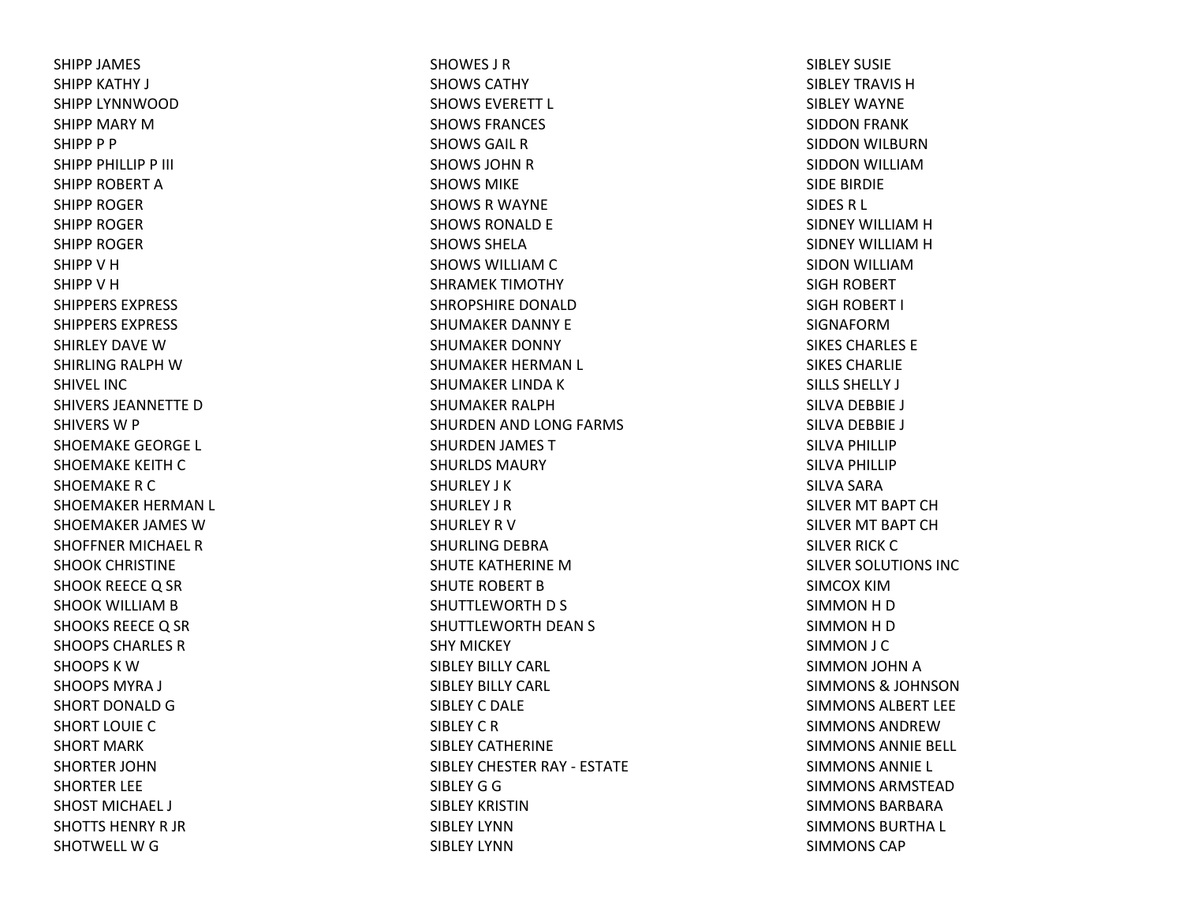SHIPP JAMES
SHIPP KATHY J
SHIPP LYNNWOOD
SHIPP MARY M
SHIPP P P
SHIPP PHILLIP P III
SHIPP ROBERT A
SHIPP ROGER
SHIPP ROGER
SHIPP ROGER
SHIPP V H
SHIPP V H
SHIPPERS EXPRESS
SHIPPERS EXPRESS
SHIRLEY DAVE W
SHIRLING RALPH W
SHIVEL INC
SHIVERS JEANNETTE D
SHIVERS W P
SHOEMAKE GEORGE L
SHOEMAKE KEITH C
SHOEMAKE R C
SHOEMAKER HERMAN L
SHOEMAKER JAMES W
SHOFFNER MICHAEL R
SHOOK CHRISTINE
SHOOK REECE Q SR
SHOOK WILLIAM B
SHOOKS REECE Q SR
SHOOPS CHARLES R
SHOOPS K W
SHOOPS MYRA J
SHORT DONALD G
SHORT LOUIE C
SHORT MARK
SHORTER JOHN
SHORTER LEE
SHOST MICHAEL J
SHOTTS HENRY R JR
SHOTWELL W G
SHOWES J R
SHOWS CATHY
SHOWS EVERETT L
SHOWS FRANCES
SHOWS GAIL R
SHOWS JOHN R
SHOWS MIKE
SHOWS R WAYNE
SHOWS RONALD E
SHOWS SHELA
SHOWS WILLIAM C
SHRAMEK TIMOTHY
SHROPSHIRE DONALD
SHUMAKER DANNY E
SHUMAKER DONNY
SHUMAKER HERMAN L
SHUMAKER LINDA K
SHUMAKER RALPH
SHURDEN AND LONG FARMS
SHURDEN JAMES T
SHURLDS MAURY
SHURLEY J K
SHURLEY J R
SHURLEY R V
SHURLING DEBRA
SHUTE KATHERINE M
SHUTE ROBERT B
SHUTTLEWORTH D S
SHUTTLEWORTH DEAN S
SHY MICKEY
SIBLEY BILLY CARL
SIBLEY BILLY CARL
SIBLEY C DALE
SIBLEY C R
SIBLEY CATHERINE
SIBLEY CHESTER RAY - ESTATE
SIBLEY G G
SIBLEY KRISTIN
SIBLEY LYNN
SIBLEY LYNN
SIBLEY SUSIE
SIBLEY TRAVIS H
SIBLEY WAYNE
SIDDON FRANK
SIDDON WILBURN
SIDDON WILLIAM
SIDE BIRDIE
SIDES R L
SIDNEY WILLIAM H
SIDNEY WILLIAM H
SIDON WILLIAM
SIGH ROBERT
SIGH ROBERT I
SIGNAFORM
SIKES CHARLES E
SIKES CHARLIE
SILLS SHELLY J
SILVA DEBBIE J
SILVA DEBBIE J
SILVA PHILLIP
SILVA PHILLIP
SILVA SARA
SILVER MT BAPT CH
SILVER MT BAPT CH
SILVER RICK C
SILVER SOLUTIONS INC
SIMCOX KIM
SIMMON H D
SIMMON H D
SIMMON J C
SIMMON JOHN A
SIMMONS & JOHNSON
SIMMONS ALBERT LEE
SIMMONS ANDREW
SIMMONS ANNIE BELL
SIMMONS ANNIE L
SIMMONS ARMSTEAD
SIMMONS BARBARA
SIMMONS BURTHA L
SIMMONS CAP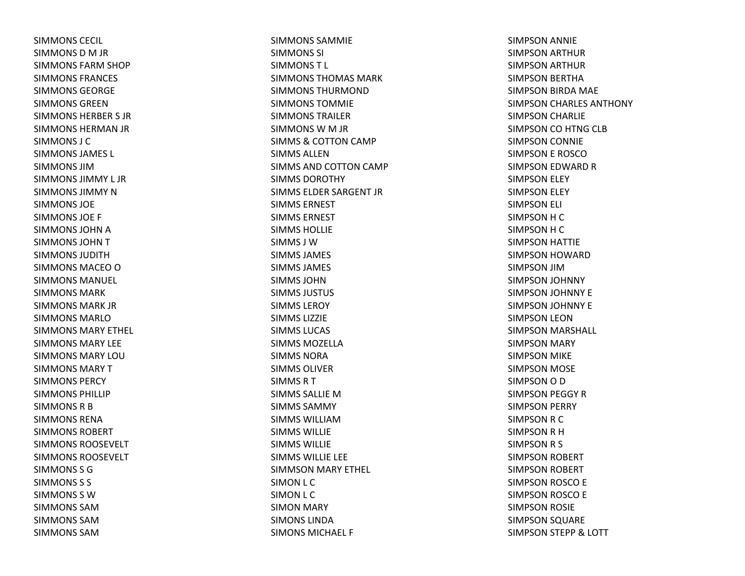SIMMONS CECIL
SIMMONS D M JR
SIMMONS FARM SHOP
SIMMONS FRANCES
SIMMONS GEORGE
SIMMONS GREEN
SIMMONS HERBER S JR
SIMMONS HERMAN JR
SIMMONS J C
SIMMONS JAMES L
SIMMONS JIM
SIMMONS JIMMY L JR
SIMMONS JIMMY N
SIMMONS JOE
SIMMONS JOE F
SIMMONS JOHN A
SIMMONS JOHN T
SIMMONS JUDITH
SIMMONS MACEO O
SIMMONS MANUEL
SIMMONS MARK
SIMMONS MARK JR
SIMMONS MARLO
SIMMONS MARY ETHEL
SIMMONS MARY LEE
SIMMONS MARY LOU
SIMMONS MARY T
SIMMONS PERCY
SIMMONS PHILLIP
SIMMONS R B
SIMMONS RENA
SIMMONS ROBERT
SIMMONS ROOSEVELT
SIMMONS ROOSEVELT
SIMMONS S G
SIMMONS S S
SIMMONS S W
SIMMONS SAM
SIMMONS SAM
SIMMONS SAM
SIMMONS SAMMIE
SIMMONS SI
SIMMONS T L
SIMMONS THOMAS MARK
SIMMONS THURMOND
SIMMONS TOMMIE
SIMMONS TRAILER
SIMMONS W M JR
SIMMS & COTTON CAMP
SIMMS ALLEN
SIMMS AND COTTON CAMP
SIMMS DOROTHY
SIMMS ELDER SARGENT JR
SIMMS ERNEST
SIMMS ERNEST
SIMMS HOLLIE
SIMMS J W
SIMMS JAMES
SIMMS JAMES
SIMMS JOHN
SIMMS JUSTUS
SIMMS LEROY
SIMMS LIZZIE
SIMMS LUCAS
SIMMS MOZELLA
SIMMS NORA
SIMMS OLIVER
SIMMS R T
SIMMS SALLIE M
SIMMS SAMMY
SIMMS WILLIAM
SIMMS WILLIE
SIMMS WILLIE
SIMMS WILLIE LEE
SIMMSON MARY ETHEL
SIMON L C
SIMON L C
SIMON MARY
SIMONS LINDA
SIMONS MICHAEL F
SIMPSON ANNIE
SIMPSON ARTHUR
SIMPSON ARTHUR
SIMPSON BERTHA
SIMPSON BIRDA MAE
SIMPSON CHARLES ANTHONY
SIMPSON CHARLIE
SIMPSON CO HTNG CLB
SIMPSON CONNIE
SIMPSON E ROSCO
SIMPSON EDWARD R
SIMPSON ELEY
SIMPSON ELEY
SIMPSON ELI
SIMPSON H C
SIMPSON H C
SIMPSON HATTIE
SIMPSON HOWARD
SIMPSON JIM
SIMPSON JOHNNY
SIMPSON JOHNNY E
SIMPSON JOHNNY E
SIMPSON LEON
SIMPSON MARSHALL
SIMPSON MARY
SIMPSON MIKE
SIMPSON MOSE
SIMPSON O D
SIMPSON PEGGY R
SIMPSON PERRY
SIMPSON R C
SIMPSON R H
SIMPSON R S
SIMPSON ROBERT
SIMPSON ROBERT
SIMPSON ROSCO E
SIMPSON ROSCO E
SIMPSON ROSIE
SIMPSON SQUARE
SIMPSON STEPP & LOTT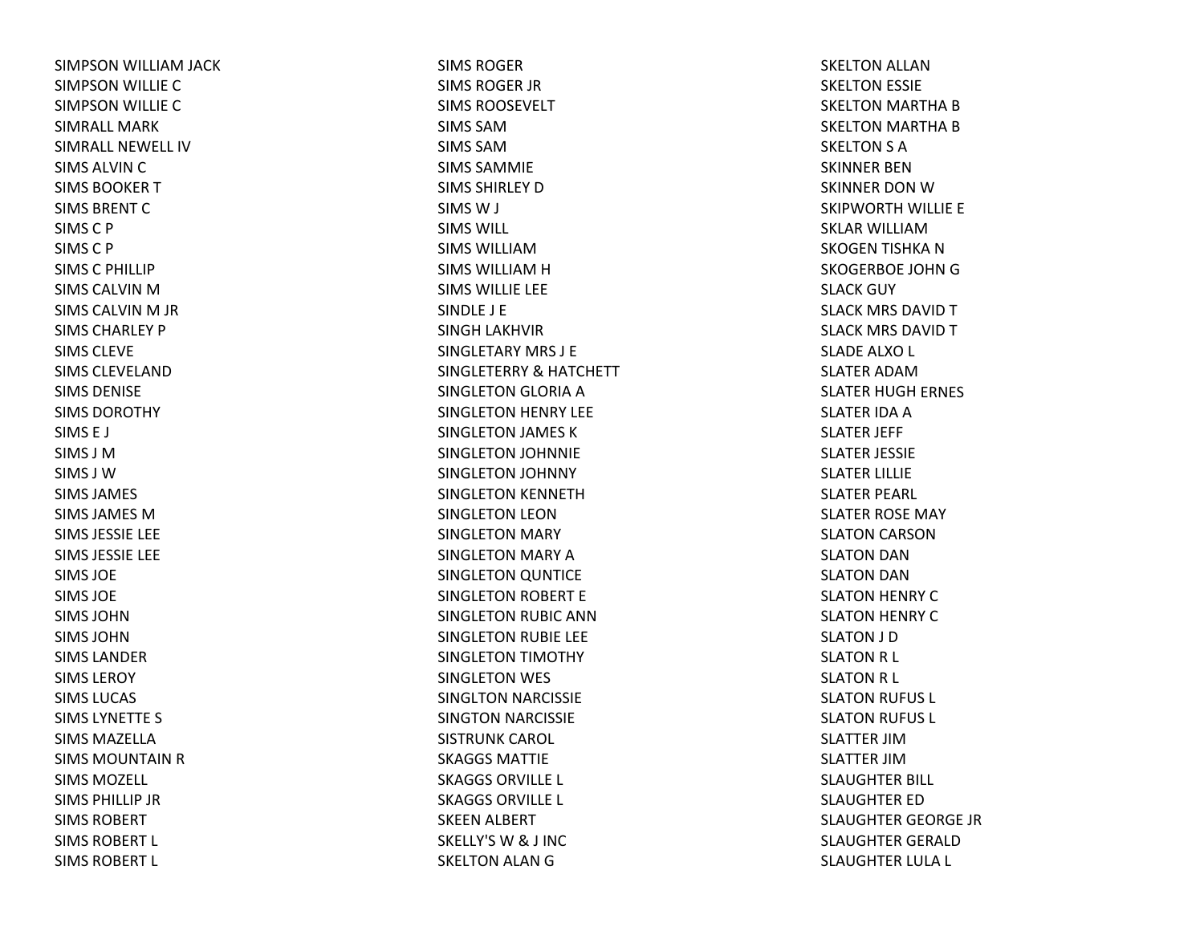SIMPSON WILLIAM JACK
SIMPSON WILLIE C
SIMPSON WILLIE C
SIMRALL MARK
SIMRALL NEWELL IV
SIMS ALVIN C
SIMS BOOKER T
SIMS BRENT C
SIMS C P
SIMS C P
SIMS C PHILLIP
SIMS CALVIN M
SIMS CALVIN M JR
SIMS CHARLEY P
SIMS CLEVE
SIMS CLEVELAND
SIMS DENISE
SIMS DOROTHY
SIMS E J
SIMS J M
SIMS J W
SIMS JAMES
SIMS JAMES M
SIMS JESSIE LEE
SIMS JESSIE LEE
SIMS JOE
SIMS JOE
SIMS JOHN
SIMS JOHN
SIMS LANDER
SIMS LEROY
SIMS LUCAS
SIMS LYNETTE S
SIMS MAZELLA
SIMS MOUNTAIN R
SIMS MOZELL
SIMS PHILLIP JR
SIMS ROBERT
SIMS ROBERT L
SIMS ROBERT L
SIMS ROGER
SIMS ROGER JR
SIMS ROOSEVELT
SIMS SAM
SIMS SAM
SIMS SAMMIE
SIMS SHIRLEY D
SIMS W J
SIMS WILL
SIMS WILLIAM
SIMS WILLIAM H
SIMS WILLIE LEE
SINDLE J E
SINGH LAKHVIR
SINGLETARY MRS J E
SINGLETERRY & HATCHETT
SINGLETON GLORIA A
SINGLETON HENRY LEE
SINGLETON JAMES K
SINGLETON JOHNNIE
SINGLETON JOHNNY
SINGLETON KENNETH
SINGLETON LEON
SINGLETON MARY
SINGLETON MARY A
SINGLETON QUNTICE
SINGLETON ROBERT E
SINGLETON RUBIC ANN
SINGLETON RUBIE LEE
SINGLETON TIMOTHY
SINGLETON WES
SINGLTON NARCISSIE
SINGTON NARCISSIE
SISTRUNK CAROL
SKAGGS MATTIE
SKAGGS ORVILLE L
SKAGGS ORVILLE L
SKEEN ALBERT
SKELLY'S W & J INC
SKELTON ALAN G
SKELTON ALLAN
SKELTON ESSIE
SKELTON MARTHA B
SKELTON MARTHA B
SKELTON S A
SKINNER BEN
SKINNER DON W
SKIPWORTH WILLIE E
SKLAR WILLIAM
SKOGEN TISHKA N
SKOGERBOE JOHN G
SLACK GUY
SLACK MRS DAVID T
SLACK MRS DAVID T
SLADE ALXO L
SLATER ADAM
SLATER HUGH ERNES
SLATER IDA A
SLATER JEFF
SLATER JESSIE
SLATER LILLIE
SLATER PEARL
SLATER ROSE MAY
SLATON CARSON
SLATON DAN
SLATON DAN
SLATON HENRY C
SLATON HENRY C
SLATON J D
SLATON R L
SLATON R L
SLATON RUFUS L
SLATON RUFUS L
SLATTER JIM
SLATTER JIM
SLAUGHTER BILL
SLAUGHTER ED
SLAUGHTER GEORGE JR
SLAUGHTER GERALD
SLAUGHTER LULA L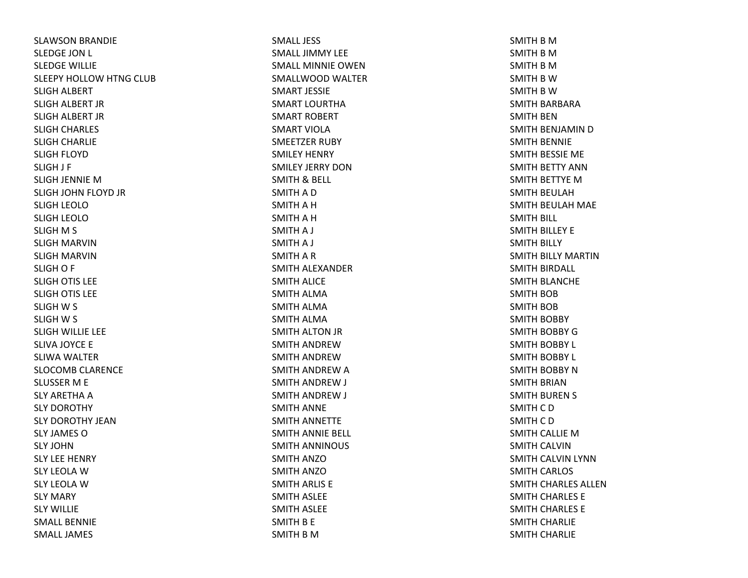SLAWSON BRANDIE
SLEDGE JON L
SLEDGE WILLIE
SLEEPY HOLLOW HTNG CLUB
SLIGH ALBERT
SLIGH ALBERT JR
SLIGH ALBERT JR
SLIGH CHARLES
SLIGH CHARLIE
SLIGH FLOYD
SLIGH J F
SLIGH JENNIE M
SLIGH JOHN FLOYD JR
SLIGH LEOLO
SLIGH LEOLO
SLIGH M S
SLIGH MARVIN
SLIGH MARVIN
SLIGH O F
SLIGH OTIS LEE
SLIGH OTIS LEE
SLIGH W S
SLIGH W S
SLIGH WILLIE LEE
SLIVA JOYCE E
SLIWA WALTER
SLOCOMB CLARENCE
SLUSSER M E
SLY ARETHA A
SLY DOROTHY
SLY DOROTHY JEAN
SLY JAMES O
SLY JOHN
SLY LEE HENRY
SLY LEOLA W
SLY LEOLA W
SLY MARY
SLY WILLIE
SMALL BENNIE
SMALL JAMES
SMALL JESS
SMALL JIMMY LEE
SMALL MINNIE OWEN
SMALLWOOD WALTER
SMART JESSIE
SMART LOURTHA
SMART ROBERT
SMART VIOLA
SMEETZER RUBY
SMILEY HENRY
SMILEY JERRY DON
SMITH & BELL
SMITH A D
SMITH A H
SMITH A H
SMITH A J
SMITH A J
SMITH A R
SMITH ALEXANDER
SMITH ALICE
SMITH ALMA
SMITH ALMA
SMITH ALMA
SMITH ALTON JR
SMITH ANDREW
SMITH ANDREW
SMITH ANDREW A
SMITH ANDREW J
SMITH ANDREW J
SMITH ANNE
SMITH ANNETTE
SMITH ANNIE BELL
SMITH ANNINOUS
SMITH ANZO
SMITH ANZO
SMITH ARLIS E
SMITH ASLEE
SMITH ASLEE
SMITH B E
SMITH B M
SMITH B M
SMITH B M
SMITH B M
SMITH B W
SMITH B W
SMITH BARBARA
SMITH BEN
SMITH BENJAMIN D
SMITH BENNIE
SMITH BESSIE ME
SMITH BETTY ANN
SMITH BETTYE M
SMITH BEULAH
SMITH BEULAH MAE
SMITH BILL
SMITH BILLEY E
SMITH BILLY
SMITH BILLY MARTIN
SMITH BIRDALL
SMITH BLANCHE
SMITH BOB
SMITH BOB
SMITH BOBBY
SMITH BOBBY G
SMITH BOBBY L
SMITH BOBBY L
SMITH BOBBY N
SMITH BRIAN
SMITH BUREN S
SMITH C D
SMITH C D
SMITH CALLIE M
SMITH CALVIN
SMITH CALVIN LYNN
SMITH CARLOS
SMITH CHARLES ALLEN
SMITH CHARLES E
SMITH CHARLES E
SMITH CHARLIE
SMITH CHARLIE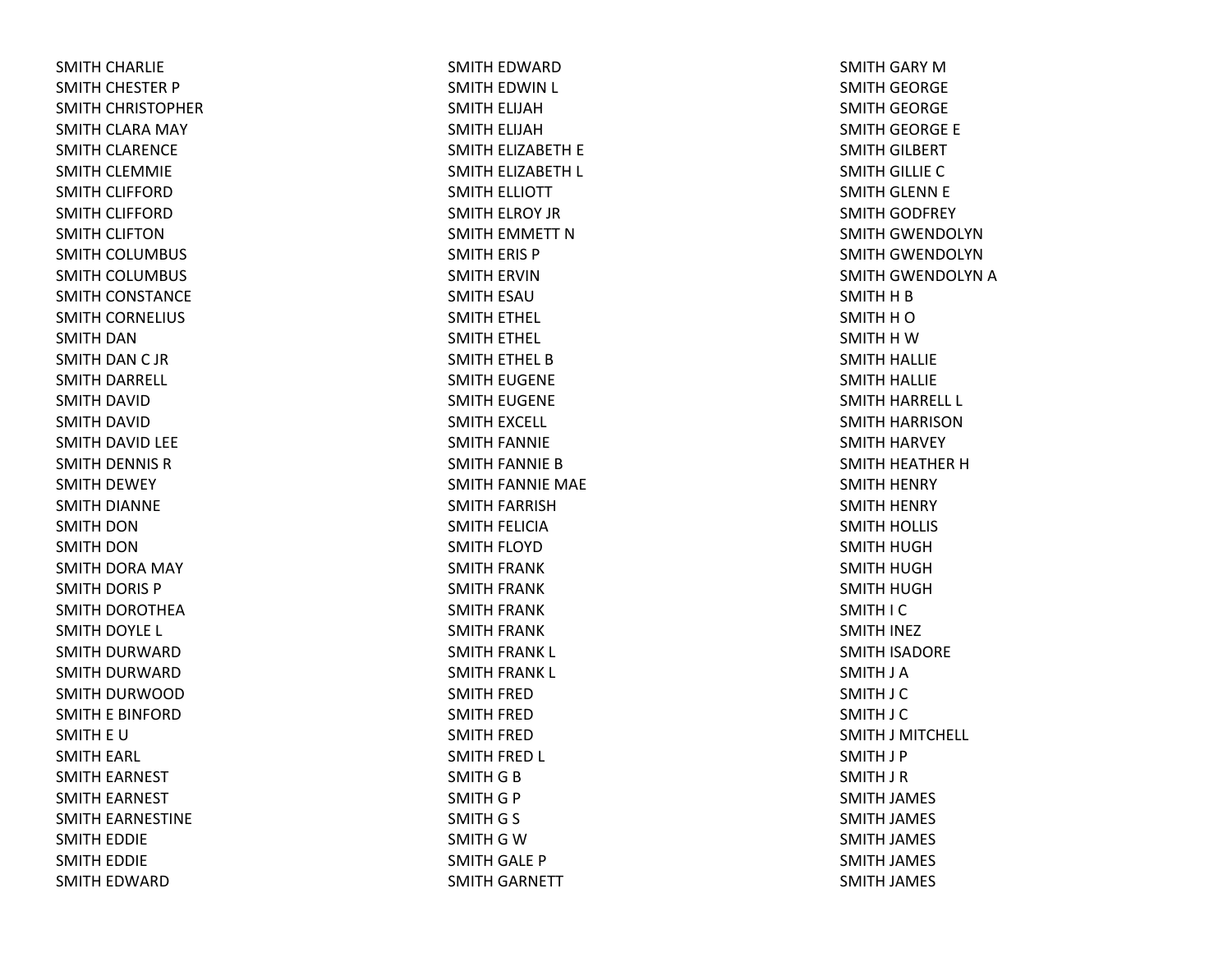SMITH CHARLIE
SMITH CHESTER P
SMITH CHRISTOPHER
SMITH CLARA MAY
SMITH CLARENCE
SMITH CLEMMIE
SMITH CLIFFORD
SMITH CLIFFORD
SMITH CLIFTON
SMITH COLUMBUS
SMITH COLUMBUS
SMITH CONSTANCE
SMITH CORNELIUS
SMITH DAN
SMITH DAN C JR
SMITH DARRELL
SMITH DAVID
SMITH DAVID
SMITH DAVID LEE
SMITH DENNIS R
SMITH DEWEY
SMITH DIANNE
SMITH DON
SMITH DON
SMITH DORA MAY
SMITH DORIS P
SMITH DOROTHEA
SMITH DOYLE L
SMITH DURWARD
SMITH DURWARD
SMITH DURWOOD
SMITH E BINFORD
SMITH E U
SMITH EARL
SMITH EARNEST
SMITH EARNEST
SMITH EARNESTINE
SMITH EDDIE
SMITH EDDIE
SMITH EDWARD
SMITH EDWARD
SMITH EDWIN L
SMITH ELIJAH
SMITH ELIJAH
SMITH ELIZABETH E
SMITH ELIZABETH L
SMITH ELLIOTT
SMITH ELROY JR
SMITH EMMETT N
SMITH ERIS P
SMITH ERVIN
SMITH ESAU
SMITH ETHEL
SMITH ETHEL
SMITH ETHEL B
SMITH EUGENE
SMITH EUGENE
SMITH EXCELL
SMITH FANNIE
SMITH FANNIE B
SMITH FANNIE MAE
SMITH FARRISH
SMITH FELICIA
SMITH FLOYD
SMITH FRANK
SMITH FRANK
SMITH FRANK
SMITH FRANK
SMITH FRANK L
SMITH FRANK L
SMITH FRED
SMITH FRED
SMITH FRED
SMITH FRED L
SMITH G B
SMITH G P
SMITH G S
SMITH G W
SMITH GALE P
SMITH GARNETT
SMITH GARY M
SMITH GEORGE
SMITH GEORGE
SMITH GEORGE E
SMITH GILBERT
SMITH GILLIE C
SMITH GLENN E
SMITH GODFREY
SMITH GWENDOLYN
SMITH GWENDOLYN
SMITH GWENDOLYN A
SMITH H B
SMITH H O
SMITH H W
SMITH HALLIE
SMITH HALLIE
SMITH HARRELL L
SMITH HARRISON
SMITH HARVEY
SMITH HEATHER H
SMITH HENRY
SMITH HENRY
SMITH HOLLIS
SMITH HUGH
SMITH HUGH
SMITH HUGH
SMITH I C
SMITH INEZ
SMITH ISADORE
SMITH J A
SMITH J C
SMITH J C
SMITH J MITCHELL
SMITH J P
SMITH J R
SMITH JAMES
SMITH JAMES
SMITH JAMES
SMITH JAMES
SMITH JAMES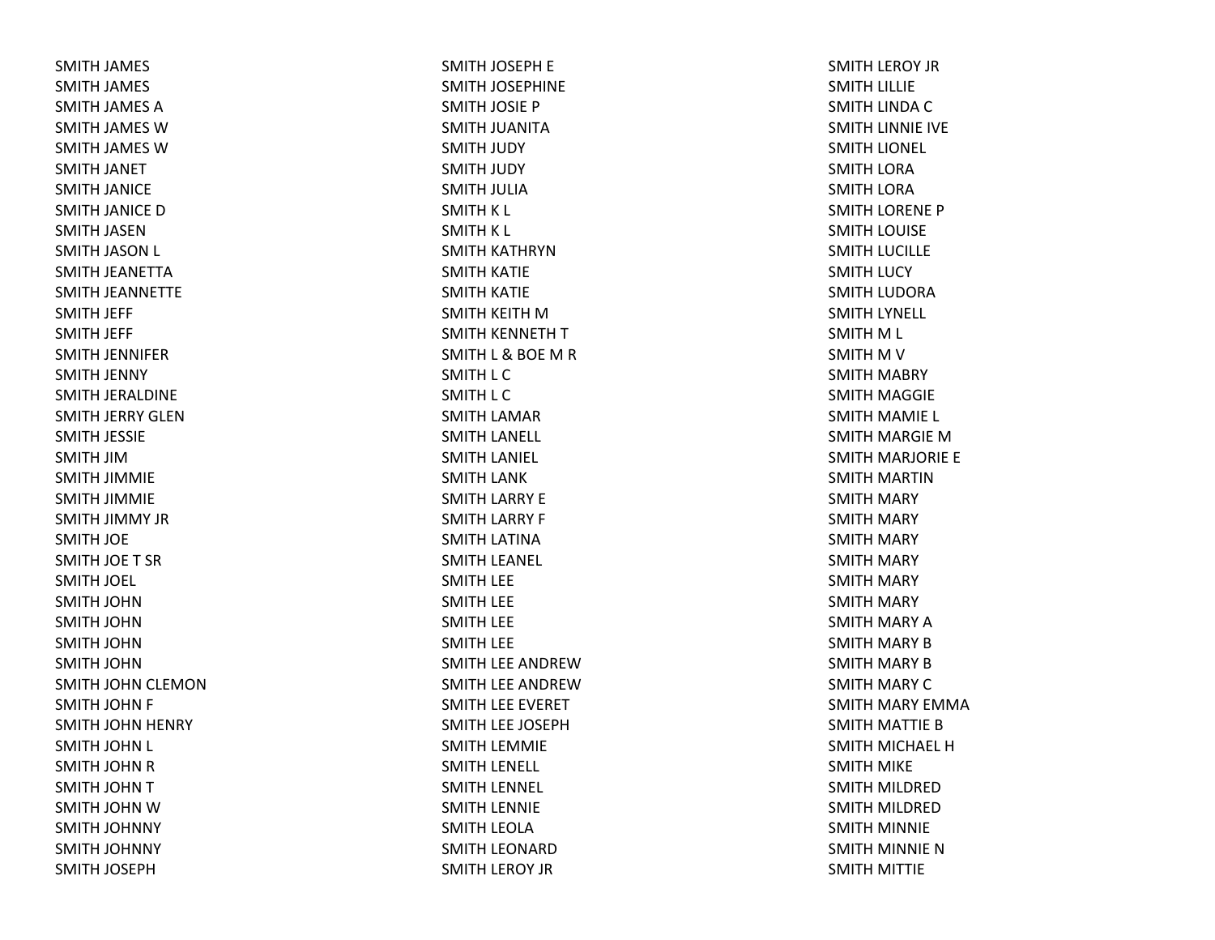SMITH JAMES
SMITH JAMES
SMITH JAMES A
SMITH JAMES W
SMITH JAMES W
SMITH JANET
SMITH JANICE
SMITH JANICE D
SMITH JASEN
SMITH JASON L
SMITH JEANETTA
SMITH JEANNETTE
SMITH JEFF
SMITH JEFF
SMITH JENNIFER
SMITH JENNY
SMITH JERALDINE
SMITH JERRY GLEN
SMITH JESSIE
SMITH JIM
SMITH JIMMIE
SMITH JIMMIE
SMITH JIMMY JR
SMITH JOE
SMITH JOE T SR
SMITH JOEL
SMITH JOHN
SMITH JOHN
SMITH JOHN
SMITH JOHN
SMITH JOHN CLEMON
SMITH JOHN F
SMITH JOHN HENRY
SMITH JOHN L
SMITH JOHN R
SMITH JOHN T
SMITH JOHN W
SMITH JOHNNY
SMITH JOHNNY
SMITH JOSEPH
SMITH JOSEPH E
SMITH JOSEPHINE
SMITH JOSIE P
SMITH JUANITA
SMITH JUDY
SMITH JUDY
SMITH JULIA
SMITH K L
SMITH K L
SMITH KATHRYN
SMITH KATIE
SMITH KATIE
SMITH KEITH M
SMITH KENNETH T
SMITH L & BOE M R
SMITH L C
SMITH L C
SMITH LAMAR
SMITH LANELL
SMITH LANIEL
SMITH LANK
SMITH LARRY E
SMITH LARRY F
SMITH LATINA
SMITH LEANEL
SMITH LEE
SMITH LEE
SMITH LEE
SMITH LEE
SMITH LEE ANDREW
SMITH LEE ANDREW
SMITH LEE EVERET
SMITH LEE JOSEPH
SMITH LEMMIE
SMITH LENELL
SMITH LENNEL
SMITH LENNIE
SMITH LEOLA
SMITH LEONARD
SMITH LEROY JR
SMITH LEROY JR
SMITH LILLIE
SMITH LINDA C
SMITH LINNIE IVE
SMITH LIONEL
SMITH LORA
SMITH LORA
SMITH LORENE P
SMITH LOUISE
SMITH LUCILLE
SMITH LUCY
SMITH LUDORA
SMITH LYNELL
SMITH M L
SMITH M V
SMITH MABRY
SMITH MAGGIE
SMITH MAMIE L
SMITH MARGIE M
SMITH MARJORIE E
SMITH MARTIN
SMITH MARY
SMITH MARY
SMITH MARY
SMITH MARY
SMITH MARY
SMITH MARY
SMITH MARY A
SMITH MARY B
SMITH MARY B
SMITH MARY C
SMITH MARY EMMA
SMITH MATTIE B
SMITH MICHAEL H
SMITH MIKE
SMITH MILDRED
SMITH MILDRED
SMITH MINNIE
SMITH MINNIE N
SMITH MITTIE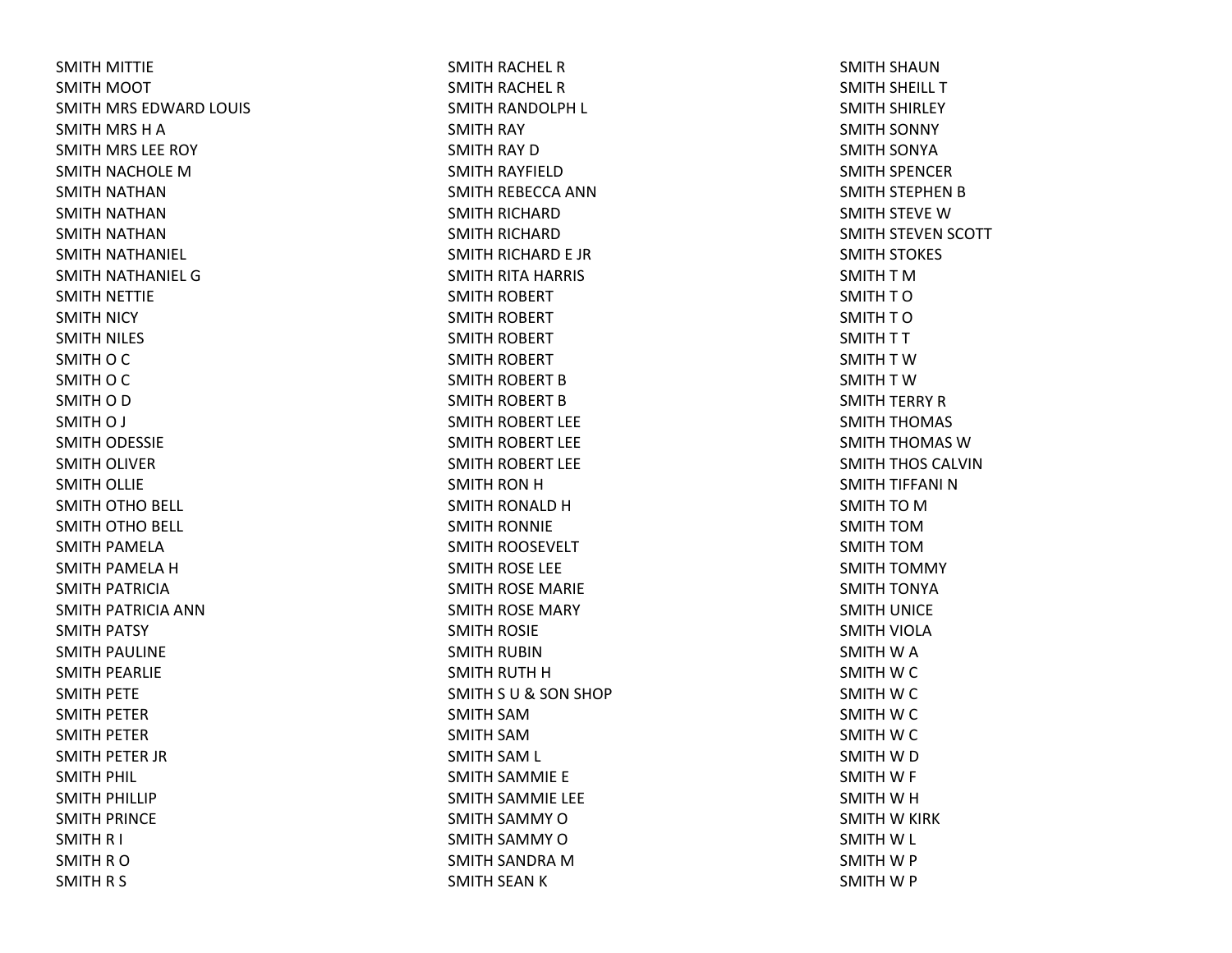SMITH MITTIE
SMITH MOOT
SMITH MRS EDWARD LOUIS
SMITH MRS H A
SMITH MRS LEE ROY
SMITH NACHOLE M
SMITH NATHAN
SMITH NATHAN
SMITH NATHAN
SMITH NATHANIEL
SMITH NATHANIEL G
SMITH NETTIE
SMITH NICY
SMITH NILES
SMITH O C
SMITH O C
SMITH O D
SMITH O J
SMITH ODESSIE
SMITH OLIVER
SMITH OLLIE
SMITH OTHO BELL
SMITH OTHO BELL
SMITH PAMELA
SMITH PAMELA H
SMITH PATRICIA
SMITH PATRICIA ANN
SMITH PATSY
SMITH PAULINE
SMITH PEARLIE
SMITH PETE
SMITH PETER
SMITH PETER
SMITH PETER JR
SMITH PHIL
SMITH PHILLIP
SMITH PRINCE
SMITH R I
SMITH R O
SMITH R S
SMITH RACHEL R
SMITH RACHEL R
SMITH RANDOLPH L
SMITH RAY
SMITH RAY D
SMITH RAYFIELD
SMITH REBECCA ANN
SMITH RICHARD
SMITH RICHARD
SMITH RICHARD E JR
SMITH RITA HARRIS
SMITH ROBERT
SMITH ROBERT
SMITH ROBERT
SMITH ROBERT
SMITH ROBERT B
SMITH ROBERT B
SMITH ROBERT LEE
SMITH ROBERT LEE
SMITH ROBERT LEE
SMITH RON H
SMITH RONALD H
SMITH RONNIE
SMITH ROOSEVELT
SMITH ROSE LEE
SMITH ROSE MARIE
SMITH ROSE MARY
SMITH ROSIE
SMITH RUBIN
SMITH RUTH H
SMITH S U & SON SHOP
SMITH SAM
SMITH SAM
SMITH SAM L
SMITH SAMMIE E
SMITH SAMMIE LEE
SMITH SAMMY O
SMITH SAMMY O
SMITH SANDRA M
SMITH SEAN K
SMITH SHAUN
SMITH SHEILL T
SMITH SHIRLEY
SMITH SONNY
SMITH SONYA
SMITH SPENCER
SMITH STEPHEN B
SMITH STEVE W
SMITH STEVEN SCOTT
SMITH STOKES
SMITH T M
SMITH T O
SMITH T O
SMITH T T
SMITH T W
SMITH T W
SMITH TERRY R
SMITH THOMAS
SMITH THOMAS W
SMITH THOS CALVIN
SMITH TIFFANI N
SMITH TO M
SMITH TOM
SMITH TOM
SMITH TOMMY
SMITH TONYA
SMITH UNICE
SMITH VIOLA
SMITH W A
SMITH W C
SMITH W C
SMITH W C
SMITH W C
SMITH W D
SMITH W F
SMITH W H
SMITH W KIRK
SMITH W L
SMITH W P
SMITH W P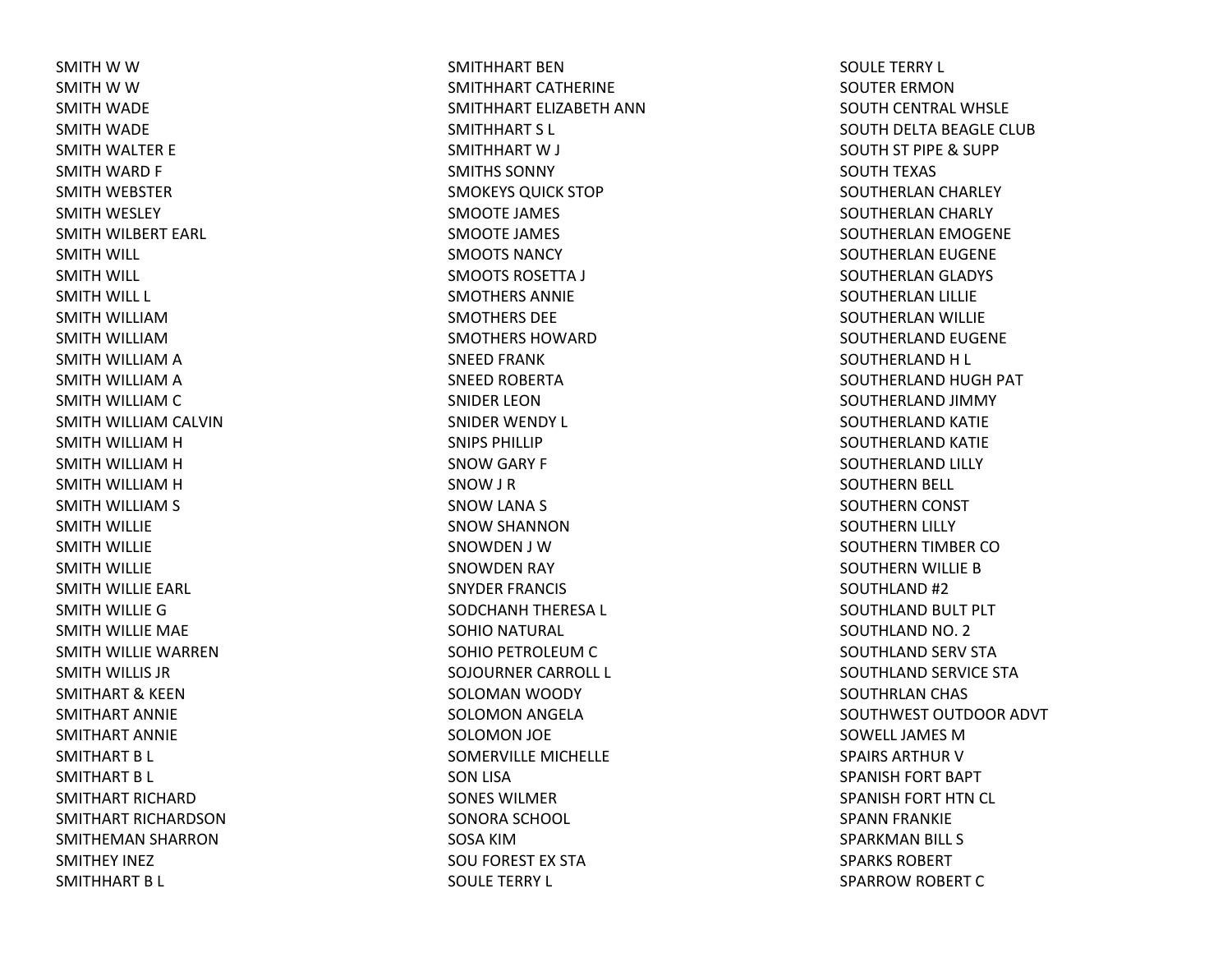SMITH W W
SMITH W W
SMITH WADE
SMITH WADE
SMITH WALTER E
SMITH WARD F
SMITH WEBSTER
SMITH WESLEY
SMITH WILBERT EARL
SMITH WILL
SMITH WILL
SMITH WILL L
SMITH WILLIAM
SMITH WILLIAM
SMITH WILLIAM A
SMITH WILLIAM A
SMITH WILLIAM C
SMITH WILLIAM CALVIN
SMITH WILLIAM H
SMITH WILLIAM H
SMITH WILLIAM H
SMITH WILLIAM S
SMITH WILLIE
SMITH WILLIE
SMITH WILLIE
SMITH WILLIE EARL
SMITH WILLIE G
SMITH WILLIE MAE
SMITH WILLIE WARREN
SMITH WILLIS JR
SMITHART & KEEN
SMITHART ANNIE
SMITHART ANNIE
SMITHART B L
SMITHART B L
SMITHART RICHARD
SMITHART RICHARDSON
SMITHEMAN SHARRON
SMITHEY INEZ
SMITHHART B L
SMITHHART BEN
SMITHHART CATHERINE
SMITHHART ELIZABETH ANN
SMITHHART S L
SMITHHART W J
SMITHS SONNY
SMOKEYS QUICK STOP
SMOOTE JAMES
SMOOTE JAMES
SMOOTS NANCY
SMOOTS ROSETTA J
SMOTHERS ANNIE
SMOTHERS DEE
SMOTHERS HOWARD
SNEED FRANK
SNEED ROBERTA
SNIDER LEON
SNIDER WENDY L
SNIPS PHILLIP
SNOW GARY F
SNOW J R
SNOW LANA S
SNOW SHANNON
SNOWDEN J W
SNOWDEN RAY
SNYDER FRANCIS
SODCHANH THERESA L
SOHIO NATURAL
SOHIO PETROLEUM C
SOJOURNER CARROLL L
SOLOMAN WOODY
SOLOMON ANGELA
SOLOMON JOE
SOMERVILLE MICHELLE
SON LISA
SONES WILMER
SONORA SCHOOL
SOSA KIM
SOU FOREST EX STA
SOULE TERRY L
SOULE TERRY L
SOUTER ERMON
SOUTH CENTRAL WHSLE
SOUTH DELTA BEAGLE CLUB
SOUTH ST PIPE & SUPP
SOUTH TEXAS
SOUTHERLAN CHARLEY
SOUTHERLAN CHARLY
SOUTHERLAN EMOGENE
SOUTHERLAN EUGENE
SOUTHERLAN GLADYS
SOUTHERLAN LILLIE
SOUTHERLAN WILLIE
SOUTHERLAND EUGENE
SOUTHERLAND H L
SOUTHERLAND HUGH PAT
SOUTHERLAND JIMMY
SOUTHERLAND KATIE
SOUTHERLAND KATIE
SOUTHERLAND LILLY
SOUTHERN BELL
SOUTHERN CONST
SOUTHERN LILLY
SOUTHERN TIMBER CO
SOUTHERN WILLIE B
SOUTHLAND #2
SOUTHLAND BULT PLT
SOUTHLAND NO. 2
SOUTHLAND SERV STA
SOUTHLAND SERVICE STA
SOUTHRLAN CHAS
SOUTHWEST OUTDOOR ADVT
SOWELL JAMES M
SPAIRS ARTHUR V
SPANISH FORT BAPT
SPANISH FORT HTN CL
SPANN FRANKIE
SPARKMAN BILL S
SPARKS ROBERT
SPARROW ROBERT C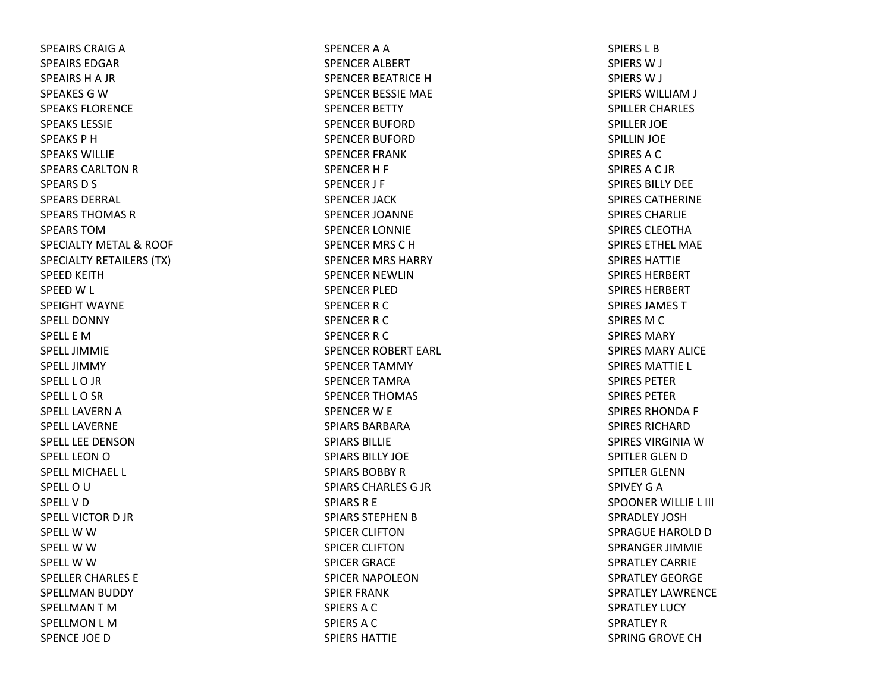SPEAIRS CRAIG A
SPEAIRS EDGAR
SPEAIRS H A JR
SPEAKES G W
SPEAKS FLORENCE
SPEAKS LESSIE
SPEAKS P H
SPEAKS WILLIE
SPEARS CARLTON R
SPEARS D S
SPEARS DERRAL
SPEARS THOMAS R
SPEARS TOM
SPECIALTY METAL & ROOF
SPECIALTY RETAILERS (TX)
SPEED KEITH
SPEED W L
SPEIGHT WAYNE
SPELL DONNY
SPELL E M
SPELL JIMMIE
SPELL JIMMY
SPELL L O JR
SPELL L O SR
SPELL LAVERN A
SPELL LAVERNE
SPELL LEE DENSON
SPELL LEON O
SPELL MICHAEL L
SPELL O U
SPELL V D
SPELL VICTOR D JR
SPELL W W
SPELL W W
SPELL W W
SPELLER CHARLES E
SPELLMAN BUDDY
SPELLMAN T M
SPELLMON L M
SPENCE JOE D
SPENCER A A
SPENCER ALBERT
SPENCER BEATRICE H
SPENCER BESSIE MAE
SPENCER BETTY
SPENCER BUFORD
SPENCER BUFORD
SPENCER FRANK
SPENCER H F
SPENCER J F
SPENCER JACK
SPENCER JOANNE
SPENCER LONNIE
SPENCER MRS C H
SPENCER MRS HARRY
SPENCER NEWLIN
SPENCER PLED
SPENCER R C
SPENCER R C
SPENCER R C
SPENCER ROBERT EARL
SPENCER TAMMY
SPENCER TAMRA
SPENCER THOMAS
SPENCER W E
SPIARS BARBARA
SPIARS BILLIE
SPIARS BILLY JOE
SPIARS BOBBY R
SPIARS CHARLES G JR
SPIARS R E
SPIARS STEPHEN B
SPICER CLIFTON
SPICER CLIFTON
SPICER GRACE
SPICER NAPOLEON
SPIER FRANK
SPIERS A C
SPIERS A C
SPIERS HATTIE
SPIERS L B
SPIERS W J
SPIERS W J
SPIERS WILLIAM J
SPILLER CHARLES
SPILLER JOE
SPILLIN JOE
SPIRES A C
SPIRES A C JR
SPIRES BILLY DEE
SPIRES CATHERINE
SPIRES CHARLIE
SPIRES CLEOTHA
SPIRES ETHEL MAE
SPIRES HATTIE
SPIRES HERBERT
SPIRES HERBERT
SPIRES JAMES T
SPIRES M C
SPIRES MARY
SPIRES MARY ALICE
SPIRES MATTIE L
SPIRES PETER
SPIRES PETER
SPIRES RHONDA F
SPIRES RICHARD
SPIRES VIRGINIA W
SPITLER GLEN D
SPITLER GLENN
SPIVEY G A
SPOONER WILLIE L III
SPRADLEY JOSH
SPRAGUE HAROLD D
SPRANGER JIMMIE
SPRATLEY CARRIE
SPRATLEY GEORGE
SPRATLEY LAWRENCE
SPRATLEY LUCY
SPRATLEY R
SPRING GROVE CH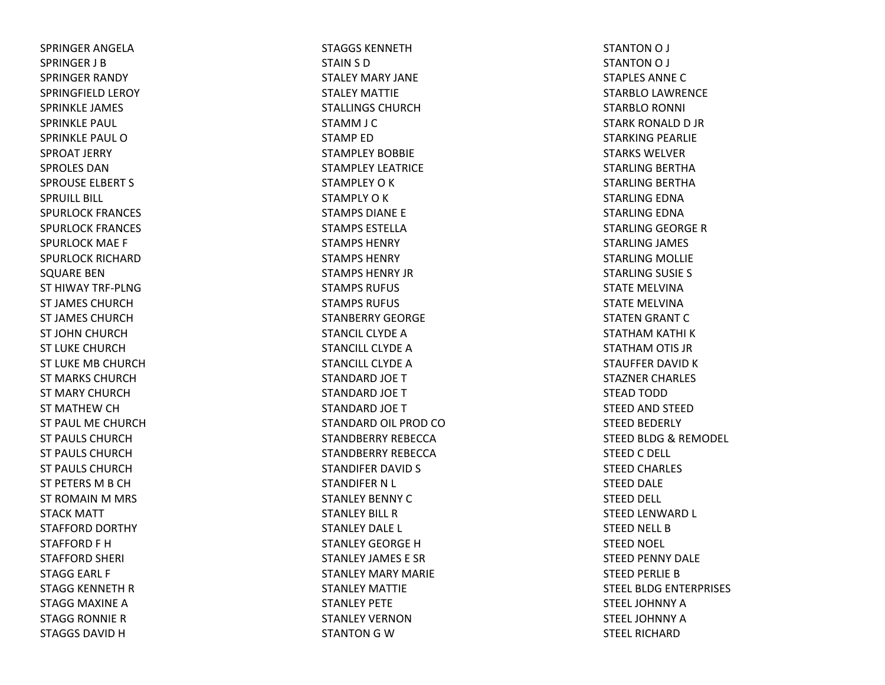SPRINGER ANGELA
SPRINGER J B
SPRINGER RANDY
SPRINGFIELD LEROY
SPRINKLE JAMES
SPRINKLE PAUL
SPRINKLE PAUL O
SPROAT JERRY
SPROLES DAN
SPROUSE ELBERT S
SPRUILL BILL
SPURLOCK FRANCES
SPURLOCK FRANCES
SPURLOCK MAE F
SPURLOCK RICHARD
SQUARE BEN
ST HIWAY TRF-PLNG
ST JAMES CHURCH
ST JAMES CHURCH
ST JOHN CHURCH
ST LUKE CHURCH
ST LUKE MB CHURCH
ST MARKS CHURCH
ST MARY CHURCH
ST MATHEW CH
ST PAUL ME CHURCH
ST PAULS CHURCH
ST PAULS CHURCH
ST PAULS CHURCH
ST PETERS M B CH
ST ROMAIN M MRS
STACK MATT
STAFFORD DORTHY
STAFFORD F H
STAFFORD SHERI
STAGG EARL F
STAGG KENNETH R
STAGG MAXINE A
STAGG RONNIE R
STAGGS DAVID H
STAGGS KENNETH
STAIN S D
STALEY MARY JANE
STALEY MATTIE
STALLINGS CHURCH
STAMM J C
STAMP ED
STAMPLEY BOBBIE
STAMPLEY LEATRICE
STAMPLEY O K
STAMPLY O K
STAMPS DIANE E
STAMPS ESTELLA
STAMPS HENRY
STAMPS HENRY
STAMPS HENRY JR
STAMPS RUFUS
STAMPS RUFUS
STANBERRY GEORGE
STANCIL CLYDE A
STANCILL CLYDE A
STANCILL CLYDE A
STANDARD JOE T
STANDARD JOE T
STANDARD JOE T
STANDARD OIL PROD CO
STANDBERRY REBECCA
STANDBERRY REBECCA
STANDIFER DAVID S
STANDIFER N L
STANLEY BENNY C
STANLEY BILL R
STANLEY DALE L
STANLEY GEORGE H
STANLEY JAMES E SR
STANLEY MARY MARIE
STANLEY MATTIE
STANLEY PETE
STANLEY VERNON
STANTON G W
STANTON O J
STANTON O J
STAPLES ANNE C
STARBLO LAWRENCE
STARBLO RONNI
STARK RONALD D JR
STARKING PEARLIE
STARKS WELVER
STARLING BERTHA
STARLING BERTHA
STARLING EDNA
STARLING EDNA
STARLING GEORGE R
STARLING JAMES
STARLING MOLLIE
STARLING SUSIE S
STATE MELVINA
STATE MELVINA
STATEN GRANT C
STATHAM KATHI K
STATHAM OTIS JR
STAUFFER DAVID K
STAZNER CHARLES
STEAD TODD
STEED AND STEED
STEED BEDERLY
STEED BLDG & REMODEL
STEED C DELL
STEED CHARLES
STEED DALE
STEED DELL
STEED LENWARD L
STEED NELL B
STEED NOEL
STEED PENNY DALE
STEED PERLIE B
STEEL BLDG ENTERPRISES
STEEL JOHNNY A
STEEL JOHNNY A
STEEL RICHARD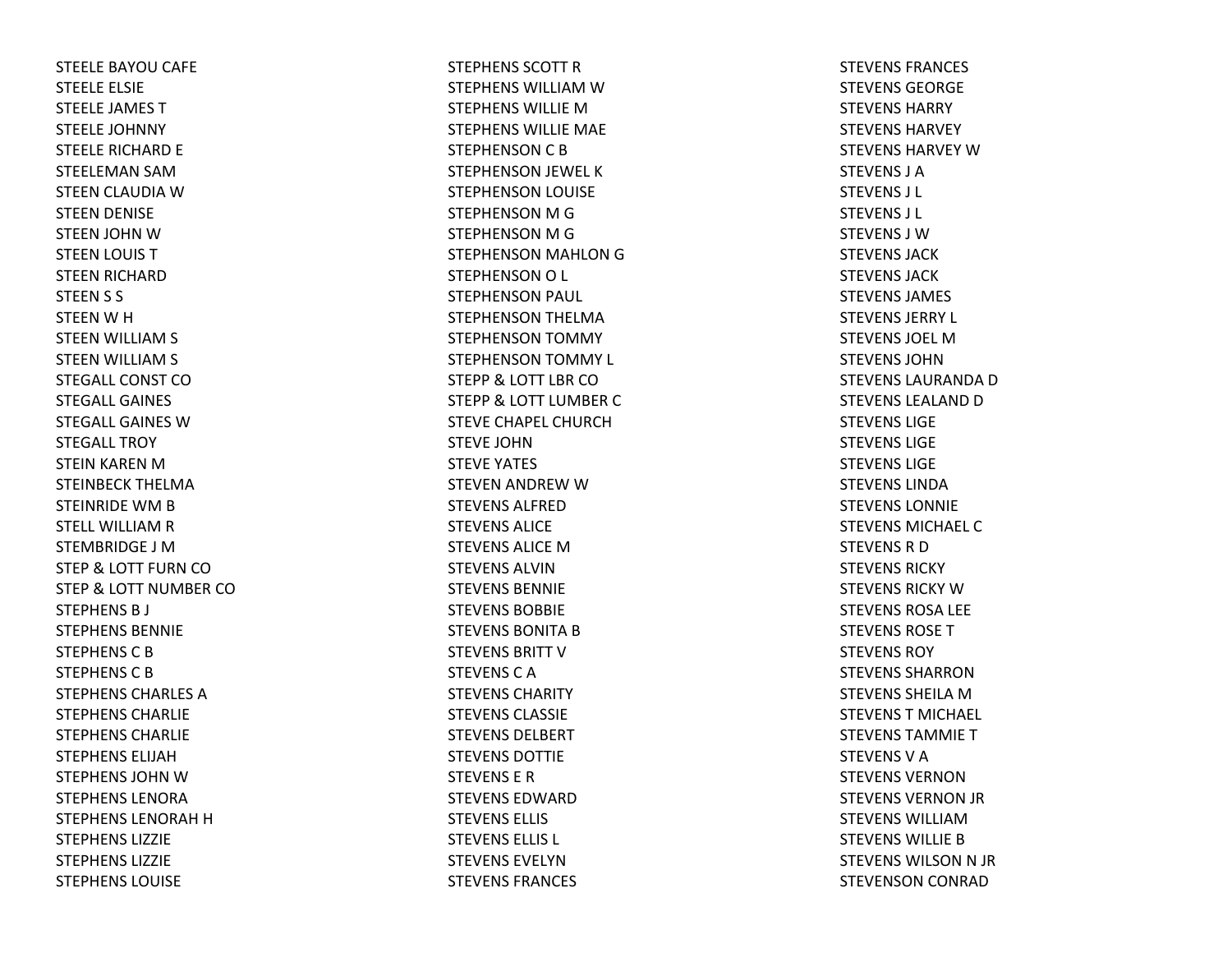STEELE BAYOU CAFE
STEELE ELSIE
STEELE JAMES T
STEELE JOHNNY
STEELE RICHARD E
STEELEMAN SAM
STEEN CLAUDIA W
STEEN DENISE
STEEN JOHN W
STEEN LOUIS T
STEEN RICHARD
STEEN S S
STEEN W H
STEEN WILLIAM S
STEEN WILLIAM S
STEGALL CONST CO
STEGALL GAINES
STEGALL GAINES W
STEGALL TROY
STEIN KAREN M
STEINBECK THELMA
STEINRIDE WM B
STELL WILLIAM R
STEMBRIDGE J M
STEP & LOTT FURN CO
STEP & LOTT NUMBER CO
STEPHENS B J
STEPHENS BENNIE
STEPHENS C B
STEPHENS C B
STEPHENS CHARLES A
STEPHENS CHARLIE
STEPHENS CHARLIE
STEPHENS ELIJAH
STEPHENS JOHN W
STEPHENS LENORA
STEPHENS LENORAH H
STEPHENS LIZZIE
STEPHENS LIZZIE
STEPHENS LOUISE
STEPHENS SCOTT R
STEPHENS WILLIAM W
STEPHENS WILLIE M
STEPHENS WILLIE MAE
STEPHENSON C B
STEPHENSON JEWEL K
STEPHENSON LOUISE
STEPHENSON M G
STEPHENSON M G
STEPHENSON MAHLON G
STEPHENSON O L
STEPHENSON PAUL
STEPHENSON THELMA
STEPHENSON TOMMY
STEPHENSON TOMMY L
STEPP & LOTT LBR CO
STEPP & LOTT LUMBER C
STEVE CHAPEL CHURCH
STEVE JOHN
STEVE YATES
STEVEN ANDREW W
STEVENS ALFRED
STEVENS ALICE
STEVENS ALICE M
STEVENS ALVIN
STEVENS BENNIE
STEVENS BOBBIE
STEVENS BONITA B
STEVENS BRITT V
STEVENS C A
STEVENS CHARITY
STEVENS CLASSIE
STEVENS DELBERT
STEVENS DOTTIE
STEVENS E R
STEVENS EDWARD
STEVENS ELLIS
STEVENS ELLIS L
STEVENS EVELYN
STEVENS FRANCES
STEVENS FRANCES
STEVENS GEORGE
STEVENS HARRY
STEVENS HARVEY
STEVENS HARVEY W
STEVENS J A
STEVENS J L
STEVENS J L
STEVENS J W
STEVENS JACK
STEVENS JACK
STEVENS JAMES
STEVENS JERRY L
STEVENS JOEL M
STEVENS JOHN
STEVENS LAURANDA D
STEVENS LEALAND D
STEVENS LIGE
STEVENS LIGE
STEVENS LIGE
STEVENS LINDA
STEVENS LONNIE
STEVENS MICHAEL C
STEVENS R D
STEVENS RICKY
STEVENS RICKY W
STEVENS ROSA LEE
STEVENS ROSE T
STEVENS ROY
STEVENS SHARRON
STEVENS SHEILA M
STEVENS T MICHAEL
STEVENS TAMMIE T
STEVENS V A
STEVENS VERNON
STEVENS VERNON JR
STEVENS WILLIAM
STEVENS WILLIE B
STEVENS WILSON N JR
STEVENSON CONRAD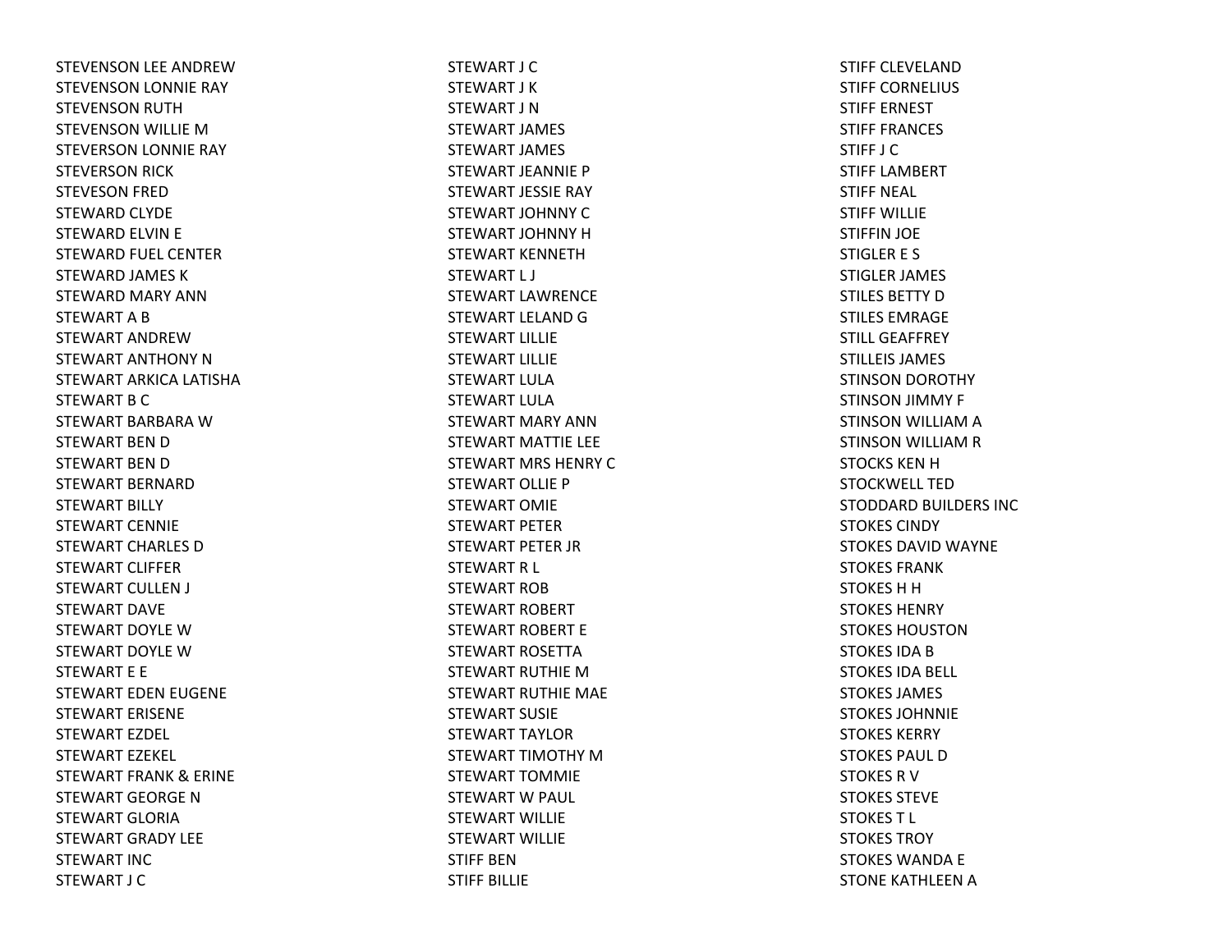STEVENSON LEE ANDREW
STEVENSON LONNIE RAY
STEVENSON RUTH
STEVENSON WILLIE M
STEVERSON LONNIE RAY
STEVERSON RICK
STEVESON FRED
STEWARD CLYDE
STEWARD ELVIN E
STEWARD FUEL CENTER
STEWARD JAMES K
STEWARD MARY ANN
STEWART A B
STEWART ANDREW
STEWART ANTHONY N
STEWART ARKICA LATISHA
STEWART B C
STEWART BARBARA W
STEWART BEN D
STEWART BEN D
STEWART BERNARD
STEWART BILLY
STEWART CENNIE
STEWART CHARLES D
STEWART CLIFFER
STEWART CULLEN J
STEWART DAVE
STEWART DOYLE W
STEWART DOYLE W
STEWART E E
STEWART EDEN EUGENE
STEWART ERISENE
STEWART EZDEL
STEWART EZEKEL
STEWART FRANK & ERINE
STEWART GEORGE N
STEWART GLORIA
STEWART GRADY LEE
STEWART INC
STEWART J C
STEWART J C
STEWART J K
STEWART J N
STEWART JAMES
STEWART JAMES
STEWART JEANNIE P
STEWART JESSIE RAY
STEWART JOHNNY C
STEWART JOHNNY H
STEWART KENNETH
STEWART L J
STEWART LAWRENCE
STEWART LELAND G
STEWART LILLIE
STEWART LILLIE
STEWART LULA
STEWART LULA
STEWART MARY ANN
STEWART MATTIE LEE
STEWART MRS HENRY C
STEWART OLLIE P
STEWART OMIE
STEWART PETER
STEWART PETER JR
STEWART R L
STEWART ROB
STEWART ROBERT
STEWART ROBERT E
STEWART ROSETTA
STEWART RUTHIE M
STEWART RUTHIE MAE
STEWART SUSIE
STEWART TAYLOR
STEWART TIMOTHY M
STEWART TOMMIE
STEWART W PAUL
STEWART WILLIE
STEWART WILLIE
STIFF BEN
STIFF BILLIE
STIFF CLEVELAND
STIFF CORNELIUS
STIFF ERNEST
STIFF FRANCES
STIFF J C
STIFF LAMBERT
STIFF NEAL
STIFF WILLIE
STIFFIN JOE
STIGLER E S
STIGLER JAMES
STILES BETTY D
STILES EMRAGE
STILL GEAFFREY
STILLEIS JAMES
STINSON DOROTHY
STINSON JIMMY F
STINSON WILLIAM A
STINSON WILLIAM R
STOCKS KEN H
STOCKWELL TED
STODDARD BUILDERS INC
STOKES CINDY
STOKES DAVID WAYNE
STOKES FRANK
STOKES H H
STOKES HENRY
STOKES HOUSTON
STOKES IDA B
STOKES IDA BELL
STOKES JAMES
STOKES JOHNNIE
STOKES KERRY
STOKES PAUL D
STOKES R V
STOKES STEVE
STOKES T L
STOKES TROY
STOKES WANDA E
STONE KATHLEEN A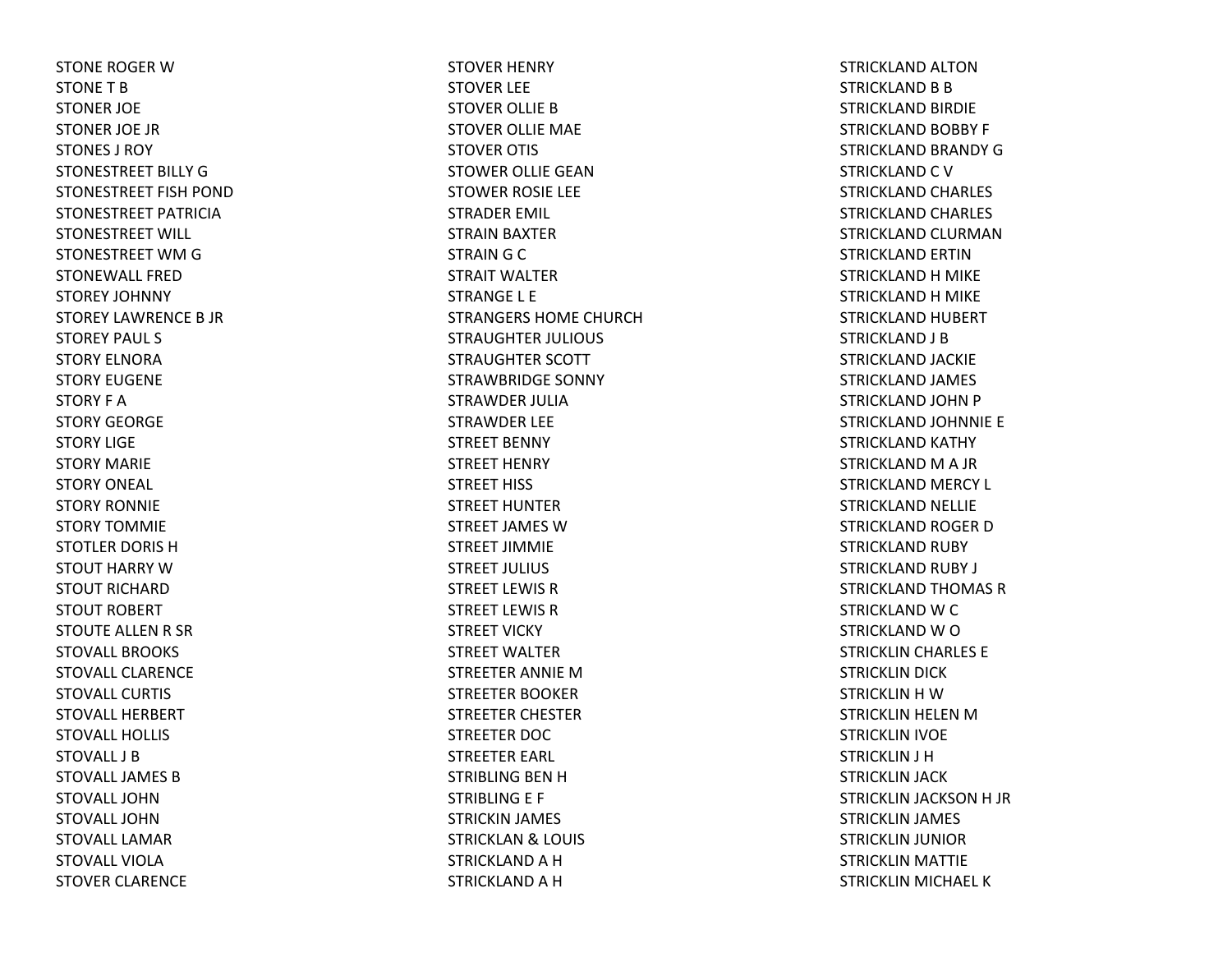STONE ROGER W
STONE T B
STONER JOE
STONER JOE JR
STONES J ROY
STONESTREET BILLY G
STONESTREET FISH POND
STONESTREET PATRICIA
STONESTREET WILL
STONESTREET WM G
STONEWALL FRED
STOREY JOHNNY
STOREY LAWRENCE B JR
STOREY PAUL S
STORY ELNORA
STORY EUGENE
STORY F A
STORY GEORGE
STORY LIGE
STORY MARIE
STORY ONEAL
STORY RONNIE
STORY TOMMIE
STOTLER DORIS H
STOUT HARRY W
STOUT RICHARD
STOUT ROBERT
STOUTE ALLEN R SR
STOVALL BROOKS
STOVALL CLARENCE
STOVALL CURTIS
STOVALL HERBERT
STOVALL HOLLIS
STOVALL J B
STOVALL JAMES B
STOVALL JOHN
STOVALL JOHN
STOVALL LAMAR
STOVALL VIOLA
STOVER CLARENCE
STOVER HENRY
STOVER LEE
STOVER OLLIE B
STOVER OLLIE MAE
STOVER OTIS
STOWER OLLIE GEAN
STOWER ROSIE LEE
STRADER EMIL
STRAIN BAXTER
STRAIN G C
STRAIT WALTER
STRANGE L E
STRANGERS HOME CHURCH
STRAUGHTER JULIOUS
STRAUGHTER SCOTT
STRAWBRIDGE SONNY
STRAWDER JULIA
STRAWDER LEE
STREET BENNY
STREET HENRY
STREET HISS
STREET HUNTER
STREET JAMES W
STREET JIMMIE
STREET JULIUS
STREET LEWIS R
STREET LEWIS R
STREET VICKY
STREET WALTER
STREETER ANNIE M
STREETER BOOKER
STREETER CHESTER
STREETER DOC
STREETER EARL
STRIBLING BEN H
STRIBLING E F
STRICKIN JAMES
STRICKLAN & LOUIS
STRICKLAND A H
STRICKLAND A H
STRICKLAND ALTON
STRICKLAND B B
STRICKLAND BIRDIE
STRICKLAND BOBBY F
STRICKLAND BRANDY G
STRICKLAND C V
STRICKLAND CHARLES
STRICKLAND CHARLES
STRICKLAND CLURMAN
STRICKLAND ERTIN
STRICKLAND H MIKE
STRICKLAND H MIKE
STRICKLAND HUBERT
STRICKLAND J B
STRICKLAND JACKIE
STRICKLAND JAMES
STRICKLAND JOHN P
STRICKLAND JOHNNIE E
STRICKLAND KATHY
STRICKLAND M A JR
STRICKLAND MERCY L
STRICKLAND NELLIE
STRICKLAND ROGER D
STRICKLAND RUBY
STRICKLAND RUBY J
STRICKLAND THOMAS R
STRICKLAND W C
STRICKLAND W O
STRICKLIN CHARLES E
STRICKLIN DICK
STRICKLIN H W
STRICKLIN HELEN M
STRICKLIN IVOE
STRICKLIN J H
STRICKLIN JACK
STRICKLIN JACKSON H JR
STRICKLIN JAMES
STRICKLIN JUNIOR
STRICKLIN MATTIE
STRICKLIN MICHAEL K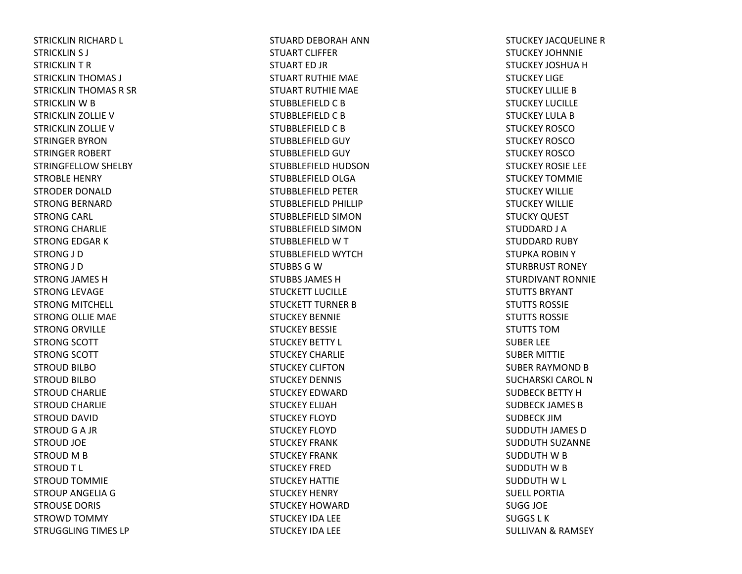STRICKLIN RICHARD L
STRICKLIN S J
STRICKLIN T R
STRICKLIN THOMAS J
STRICKLIN THOMAS R SR
STRICKLIN W B
STRICKLIN ZOLLIE V
STRICKLIN ZOLLIE V
STRINGER BYRON
STRINGER ROBERT
STRINGFELLOW SHELBY
STROBLE HENRY
STRODER DONALD
STRONG BERNARD
STRONG CARL
STRONG CHARLIE
STRONG EDGAR K
STRONG J D
STRONG J D
STRONG JAMES H
STRONG LEVAGE
STRONG MITCHELL
STRONG OLLIE MAE
STRONG ORVILLE
STRONG SCOTT
STRONG SCOTT
STROUD BILBO
STROUD BILBO
STROUD CHARLIE
STROUD CHARLIE
STROUD DAVID
STROUD G A JR
STROUD JOE
STROUD M B
STROUD T L
STROUD TOMMIE
STROUP ANGELIA G
STROUSE DORIS
STROWD TOMMY
STRUGGLING TIMES LP
STUARD DEBORAH ANN
STUART CLIFFER
STUART ED JR
STUART RUTHIE MAE
STUART RUTHIE MAE
STUBBLEFIELD C B
STUBBLEFIELD C B
STUBBLEFIELD C B
STUBBLEFIELD GUY
STUBBLEFIELD GUY
STUBBLEFIELD HUDSON
STUBBLEFIELD OLGA
STUBBLEFIELD PETER
STUBBLEFIELD PHILLIP
STUBBLEFIELD SIMON
STUBBLEFIELD SIMON
STUBBLEFIELD W T
STUBBLEFIELD WYTCH
STUBBS G W
STUBBS JAMES H
STUCKETT LUCILLE
STUCKETT TURNER B
STUCKEY BENNIE
STUCKEY BESSIE
STUCKEY BETTY L
STUCKEY CHARLIE
STUCKEY CLIFTON
STUCKEY DENNIS
STUCKEY EDWARD
STUCKEY ELIJAH
STUCKEY FLOYD
STUCKEY FLOYD
STUCKEY FRANK
STUCKEY FRANK
STUCKEY FRED
STUCKEY HATTIE
STUCKEY HENRY
STUCKEY HOWARD
STUCKEY IDA LEE
STUCKEY IDA LEE
STUCKEY JACQUELINE R
STUCKEY JOHNNIE
STUCKEY JOSHUA H
STUCKEY LIGE
STUCKEY LILLIE B
STUCKEY LUCILLE
STUCKEY LULA B
STUCKEY ROSCO
STUCKEY ROSCO
STUCKEY ROSCO
STUCKEY ROSIE LEE
STUCKEY TOMMIE
STUCKEY WILLIE
STUCKEY WILLIE
STUCKY QUEST
STUDDARD J A
STUDDARD RUBY
STUPKA ROBIN Y
STURBRUST RONEY
STURDIVANT RONNIE
STUTTS BRYANT
STUTTS ROSSIE
STUTTS ROSSIE
STUTTS TOM
SUBER LEE
SUBER MITTIE
SUBER RAYMOND B
SUCHARSKI CAROL N
SUDBECK BETTY H
SUDBECK JAMES B
SUDBECK JIM
SUDDUTH JAMES D
SUDDUTH SUZANNE
SUDDUTH W B
SUDDUTH W B
SUDDUTH W L
SUELL PORTIA
SUGG JOE
SUGGS L K
SULLIVAN & RAMSEY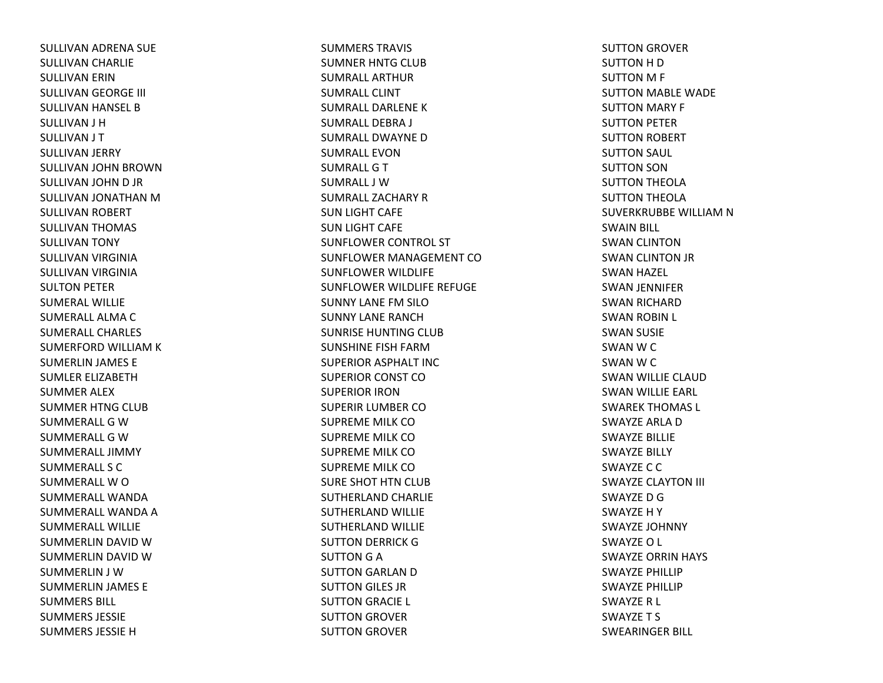SULLIVAN ADRENA SUE
SULLIVAN CHARLIE
SULLIVAN ERIN
SULLIVAN GEORGE III
SULLIVAN HANSEL B
SULLIVAN J H
SULLIVAN J T
SULLIVAN JERRY
SULLIVAN JOHN BROWN
SULLIVAN JOHN D JR
SULLIVAN JONATHAN M
SULLIVAN ROBERT
SULLIVAN THOMAS
SULLIVAN TONY
SULLIVAN VIRGINIA
SULLIVAN VIRGINIA
SULTON PETER
SUMERAL WILLIE
SUMERALL ALMA C
SUMERALL CHARLES
SUMERFORD WILLIAM K
SUMERLIN JAMES E
SUMLER ELIZABETH
SUMMER ALEX
SUMMER HTNG CLUB
SUMMERALL G W
SUMMERALL G W
SUMMERALL JIMMY
SUMMERALL S C
SUMMERALL W O
SUMMERALL WANDA
SUMMERALL WANDA A
SUMMERALL WILLIE
SUMMERLIN DAVID W
SUMMERLIN DAVID W
SUMMERLIN J W
SUMMERLIN JAMES E
SUMMERS BILL
SUMMERS JESSIE
SUMMERS JESSIE H
SUMMERS TRAVIS
SUMNER HNTG CLUB
SUMRALL ARTHUR
SUMRALL CLINT
SUMRALL DARLENE K
SUMRALL DEBRA J
SUMRALL DWAYNE D
SUMRALL EVON
SUMRALL G T
SUMRALL J W
SUMRALL ZACHARY R
SUN LIGHT CAFE
SUN LIGHT CAFE
SUNFLOWER CONTROL ST
SUNFLOWER MANAGEMENT CO
SUNFLOWER WILDLIFE
SUNFLOWER WILDLIFE REFUGE
SUNNY LANE FM SILO
SUNNY LANE RANCH
SUNRISE HUNTING CLUB
SUNSHINE FISH FARM
SUPERIOR ASPHALT INC
SUPERIOR CONST CO
SUPERIOR IRON
SUPERIR LUMBER CO
SUPREME MILK CO
SUPREME MILK CO
SUPREME MILK CO
SUPREME MILK CO
SURE SHOT HTN CLUB
SUTHERLAND CHARLIE
SUTHERLAND WILLIE
SUTHERLAND WILLIE
SUTTON DERRICK G
SUTTON G A
SUTTON GARLAN D
SUTTON GILES JR
SUTTON GRACIE L
SUTTON GROVER
SUTTON GROVER
SUTTON GROVER
SUTTON H D
SUTTON M F
SUTTON MABLE WADE
SUTTON MARY F
SUTTON PETER
SUTTON ROBERT
SUTTON SAUL
SUTTON SON
SUTTON THEOLA
SUTTON THEOLA
SUVERKRUBBE WILLIAM N
SWAIN BILL
SWAN CLINTON
SWAN CLINTON JR
SWAN HAZEL
SWAN JENNIFER
SWAN RICHARD
SWAN ROBIN L
SWAN SUSIE
SWAN W C
SWAN W C
SWAN WILLIE CLAUD
SWAN WILLIE EARL
SWAREK THOMAS L
SWAYZE ARLA D
SWAYZE BILLIE
SWAYZE BILLY
SWAYZE C C
SWAYZE CLAYTON III
SWAYZE D G
SWAYZE H Y
SWAYZE JOHNNY
SWAYZE O L
SWAYZE ORRIN HAYS
SWAYZE PHILLIP
SWAYZE PHILLIP
SWAYZE R L
SWAYZE T S
SWEARINGER BILL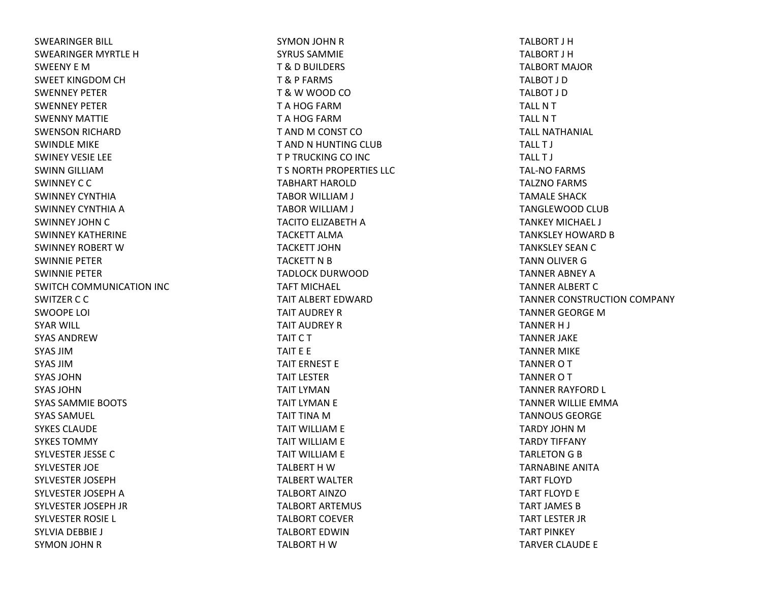SWEARINGER BILL
SWEARINGER MYRTLE H
SWEENY E M
SWEET KINGDOM CH
SWENNEY PETER
SWENNEY PETER
SWENNY MATTIE
SWENSON RICHARD
SWINDLE MIKE
SWINEY VESIE LEE
SWINN GILLIAM
SWINNEY C C
SWINNEY CYNTHIA
SWINNEY CYNTHIA A
SWINNEY JOHN C
SWINNEY KATHERINE
SWINNEY ROBERT W
SWINNIE PETER
SWINNIE PETER
SWITCH COMMUNICATION INC
SWITZER C C
SWOOPE LOI
SYAR WILL
SYAS ANDREW
SYAS JIM
SYAS JIM
SYAS JOHN
SYAS JOHN
SYAS SAMMIE BOOTS
SYAS SAMUEL
SYKES CLAUDE
SYKES TOMMY
SYLVESTER JESSE C
SYLVESTER JOE
SYLVESTER JOSEPH
SYLVESTER JOSEPH A
SYLVESTER JOSEPH JR
SYLVESTER ROSIE L
SYLVIA DEBBIE J
SYMON JOHN R
SYMON JOHN R
SYRUS SAMMIE
T & D BUILDERS
T & P FARMS
T & W WOOD CO
T A HOG FARM
T A HOG FARM
T AND M CONST CO
T AND N HUNTING CLUB
T P TRUCKING CO INC
T S NORTH PROPERTIES LLC
TABHART HAROLD
TABOR WILLIAM J
TABOR WILLIAM J
TACITO ELIZABETH A
TACKETT ALMA
TACKETT JOHN
TACKETT N B
TADLOCK DURWOOD
TAFT MICHAEL
TAIT ALBERT EDWARD
TAIT AUDREY R
TAIT AUDREY R
TAIT C T
TAIT E E
TAIT ERNEST E
TAIT LESTER
TAIT LYMAN
TAIT LYMAN E
TAIT TINA M
TAIT WILLIAM E
TAIT WILLIAM E
TAIT WILLIAM E
TALBERT H W
TALBERT WALTER
TALBORT AINZO
TALBORT ARTEMUS
TALBORT COEVER
TALBORT EDWIN
TALBORT H W
TALBORT J H
TALBORT J H
TALBORT MAJOR
TALBOT J D
TALBOT J D
TALL N T
TALL N T
TALL NATHANIAL
TALL T J
TALL T J
TAL-NO FARMS
TALZNO FARMS
TAMALE SHACK
TANGLEWOOD CLUB
TANKEY MICHAEL J
TANKSLEY HOWARD B
TANKSLEY SEAN C
TANN OLIVER G
TANNER ABNEY A
TANNER ALBERT C
TANNER CONSTRUCTION COMPANY
TANNER GEORGE M
TANNER H J
TANNER JAKE
TANNER MIKE
TANNER O T
TANNER O T
TANNER RAYFORD L
TANNER WILLIE EMMA
TANNOUS GEORGE
TARDY JOHN M
TARDY TIFFANY
TARLETON G B
TARNABINE ANITA
TART FLOYD
TART FLOYD E
TART JAMES B
TART LESTER JR
TART PINKEY
TARVER CLAUDE E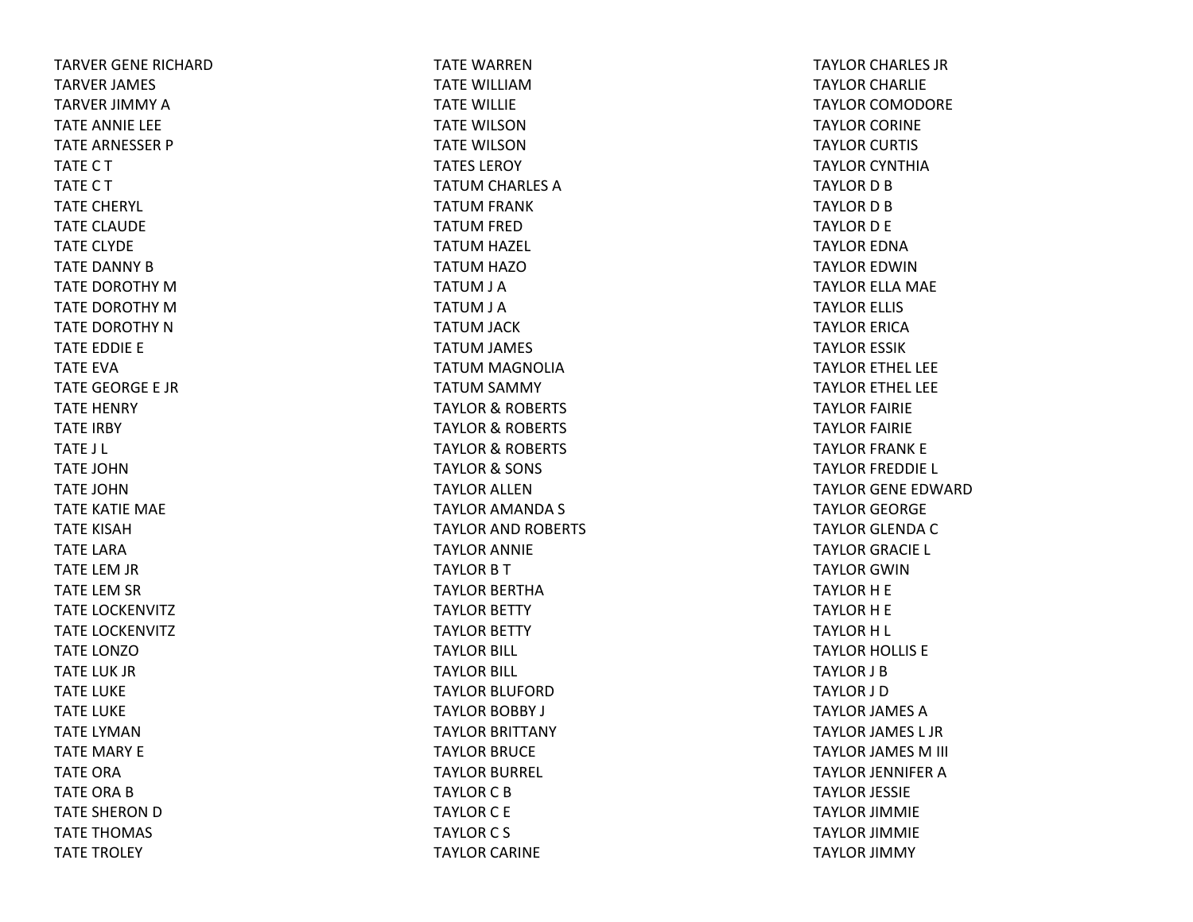TARVER GENE RICHARD
TARVER JAMES
TARVER JIMMY A
TATE ANNIE LEE
TATE ARNESSER P
TATE C T
TATE C T
TATE CHERYL
TATE CLAUDE
TATE CLYDE
TATE DANNY B
TATE DOROTHY M
TATE DOROTHY M
TATE DOROTHY N
TATE EDDIE E
TATE EVA
TATE GEORGE E JR
TATE HENRY
TATE IRBY
TATE J L
TATE JOHN
TATE JOHN
TATE KATIE MAE
TATE KISAH
TATE LARA
TATE LEM JR
TATE LEM SR
TATE LOCKENVITZ
TATE LOCKENVITZ
TATE LONZO
TATE LUK JR
TATE LUKE
TATE LUKE
TATE LYMAN
TATE MARY E
TATE ORA
TATE ORA B
TATE SHERON D
TATE THOMAS
TATE TROLEY
TATE WARREN
TATE WILLIAM
TATE WILLIE
TATE WILSON
TATE WILSON
TATES LEROY
TATUM CHARLES A
TATUM FRANK
TATUM FRED
TATUM HAZEL
TATUM HAZO
TATUM J A
TATUM J A
TATUM JACK
TATUM JAMES
TATUM MAGNOLIA
TATUM SAMMY
TAYLOR & ROBERTS
TAYLOR & ROBERTS
TAYLOR & ROBERTS
TAYLOR & SONS
TAYLOR ALLEN
TAYLOR AMANDA S
TAYLOR AND ROBERTS
TAYLOR ANNIE
TAYLOR B T
TAYLOR BERTHA
TAYLOR BETTY
TAYLOR BETTY
TAYLOR BILL
TAYLOR BILL
TAYLOR BLUFORD
TAYLOR BOBBY J
TAYLOR BRITTANY
TAYLOR BRUCE
TAYLOR BURREL
TAYLOR C B
TAYLOR C E
TAYLOR C S
TAYLOR CARINE
TAYLOR CHARLES JR
TAYLOR CHARLIE
TAYLOR COMODORE
TAYLOR CORINE
TAYLOR CURTIS
TAYLOR CYNTHIA
TAYLOR D B
TAYLOR D B
TAYLOR D E
TAYLOR EDNA
TAYLOR EDWIN
TAYLOR ELLA MAE
TAYLOR ELLIS
TAYLOR ERICA
TAYLOR ESSIK
TAYLOR ETHEL LEE
TAYLOR ETHEL LEE
TAYLOR FAIRIE
TAYLOR FAIRIE
TAYLOR FRANK E
TAYLOR FREDDIE L
TAYLOR GENE EDWARD
TAYLOR GEORGE
TAYLOR GLENDA C
TAYLOR GRACIE L
TAYLOR GWIN
TAYLOR H E
TAYLOR H E
TAYLOR H L
TAYLOR HOLLIS E
TAYLOR J B
TAYLOR J D
TAYLOR JAMES A
TAYLOR JAMES L JR
TAYLOR JAMES M III
TAYLOR JENNIFER A
TAYLOR JESSIE
TAYLOR JIMMIE
TAYLOR JIMMIE
TAYLOR JIMMY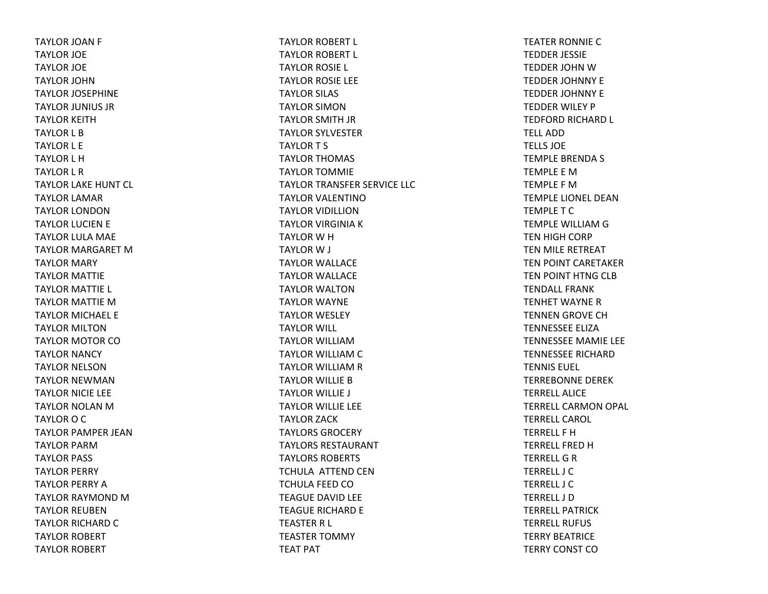TAYLOR JOAN F
TAYLOR JOE
TAYLOR JOE
TAYLOR JOHN
TAYLOR JOSEPHINE
TAYLOR JUNIUS JR
TAYLOR KEITH
TAYLOR L B
TAYLOR L E
TAYLOR L H
TAYLOR L R
TAYLOR LAKE HUNT CL
TAYLOR LAMAR
TAYLOR LONDON
TAYLOR LUCIEN E
TAYLOR LULA MAE
TAYLOR MARGARET M
TAYLOR MARY
TAYLOR MATTIE
TAYLOR MATTIE L
TAYLOR MATTIE M
TAYLOR MICHAEL E
TAYLOR MILTON
TAYLOR MOTOR CO
TAYLOR NANCY
TAYLOR NELSON
TAYLOR NEWMAN
TAYLOR NICIE LEE
TAYLOR NOLAN M
TAYLOR O C
TAYLOR PAMPER JEAN
TAYLOR PARM
TAYLOR PASS
TAYLOR PERRY
TAYLOR PERRY A
TAYLOR RAYMOND M
TAYLOR REUBEN
TAYLOR RICHARD C
TAYLOR ROBERT
TAYLOR ROBERT
TAYLOR ROBERT L
TAYLOR ROBERT L
TAYLOR ROSIE L
TAYLOR ROSIE LEE
TAYLOR SILAS
TAYLOR SIMON
TAYLOR SMITH JR
TAYLOR SYLVESTER
TAYLOR T S
TAYLOR THOMAS
TAYLOR TOMMIE
TAYLOR TRANSFER SERVICE LLC
TAYLOR VALENTINO
TAYLOR VIDILLION
TAYLOR VIRGINIA K
TAYLOR W H
TAYLOR W J
TAYLOR WALLACE
TAYLOR WALLACE
TAYLOR WALTON
TAYLOR WAYNE
TAYLOR WESLEY
TAYLOR WILL
TAYLOR WILLIAM
TAYLOR WILLIAM C
TAYLOR WILLIAM R
TAYLOR WILLIE B
TAYLOR WILLIE J
TAYLOR WILLIE LEE
TAYLOR ZACK
TAYLORS GROCERY
TAYLORS RESTAURANT
TAYLORS ROBERTS
TCHULA ATTEND CEN
TCHULA FEED CO
TEAGUE DAVID LEE
TEAGUE RICHARD E
TEASTER R L
TEASTER TOMMY
TEAT PAT
TEATER RONNIE C
TEDDER JESSIE
TEDDER JOHN W
TEDDER JOHNNY E
TEDDER JOHNNY E
TEDDER WILEY P
TEDFORD RICHARD L
TELL ADD
TELLS JOE
TEMPLE BRENDA S
TEMPLE E M
TEMPLE F M
TEMPLE LIONEL DEAN
TEMPLE T C
TEMPLE WILLIAM G
TEN HIGH CORP
TEN MILE RETREAT
TEN POINT CARETAKER
TEN POINT HTNG CLB
TENDALL FRANK
TENHET WAYNE R
TENNEN GROVE CH
TENNESSEE ELIZA
TENNESSEE MAMIE LEE
TENNESSEE RICHARD
TENNIS EUEL
TERREBONNE DEREK
TERRELL ALICE
TERRELL CARMON OPAL
TERRELL CAROL
TERRELL F H
TERRELL FRED H
TERRELL G R
TERRELL J C
TERRELL J C
TERRELL J D
TERRELL PATRICK
TERRELL RUFUS
TERRY BEATRICE
TERRY CONST CO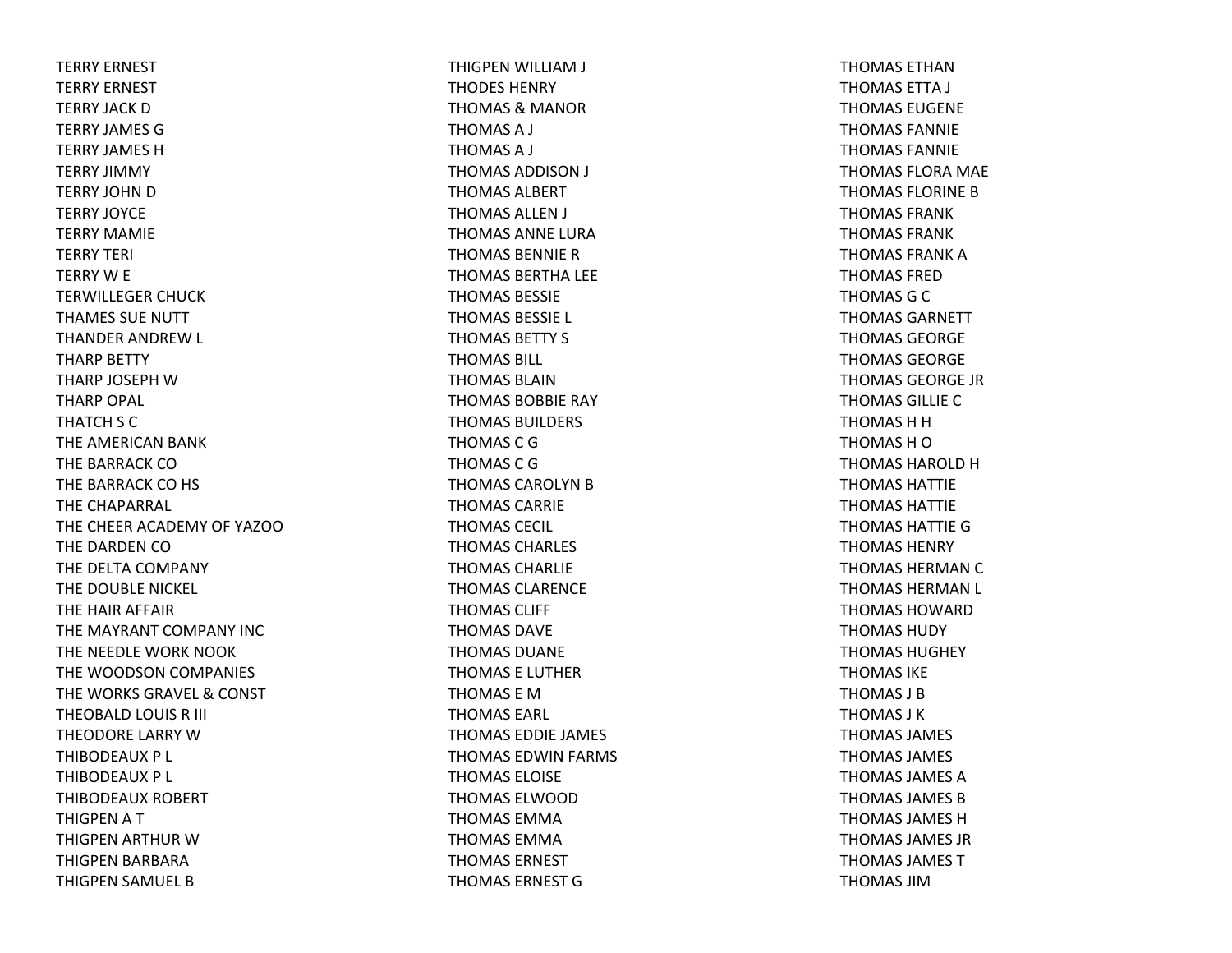TERRY ERNEST
TERRY ERNEST
TERRY JACK D
TERRY JAMES G
TERRY JAMES H
TERRY JIMMY
TERRY JOHN D
TERRY JOYCE
TERRY MAMIE
TERRY TERI
TERRY W E
TERWILLEGER CHUCK
THAMES SUE NUTT
THANDER ANDREW L
THARP BETTY
THARP JOSEPH W
THARP OPAL
THATCH S C
THE AMERICAN BANK
THE BARRACK CO
THE BARRACK CO HS
THE CHAPARRAL
THE CHEER ACADEMY OF YAZOO
THE DARDEN CO
THE DELTA COMPANY
THE DOUBLE NICKEL
THE HAIR AFFAIR
THE MAYRANT COMPANY INC
THE NEEDLE WORK NOOK
THE WOODSON COMPANIES
THE WORKS GRAVEL & CONST
THEOBALD LOUIS R III
THEODORE LARRY W
THIBODEAUX P L
THIBODEAUX P L
THIBODEAUX ROBERT
THIGPEN A T
THIGPEN ARTHUR W
THIGPEN BARBARA
THIGPEN SAMUEL B
THIGPEN WILLIAM J
THODES HENRY
THOMAS & MANOR
THOMAS A J
THOMAS A J
THOMAS ADDISON J
THOMAS ALBERT
THOMAS ALLEN J
THOMAS ANNE LURA
THOMAS BENNIE R
THOMAS BERTHA LEE
THOMAS BESSIE
THOMAS BESSIE L
THOMAS BETTY S
THOMAS BILL
THOMAS BLAIN
THOMAS BOBBIE RAY
THOMAS BUILDERS
THOMAS C G
THOMAS C G
THOMAS CAROLYN B
THOMAS CARRIE
THOMAS CECIL
THOMAS CHARLES
THOMAS CHARLIE
THOMAS CLARENCE
THOMAS CLIFF
THOMAS DAVE
THOMAS DUANE
THOMAS E LUTHER
THOMAS E M
THOMAS EARL
THOMAS EDDIE JAMES
THOMAS EDWIN FARMS
THOMAS ELOISE
THOMAS ELWOOD
THOMAS EMMA
THOMAS EMMA
THOMAS ERNEST
THOMAS ERNEST G
THOMAS ETHAN
THOMAS ETTA J
THOMAS EUGENE
THOMAS FANNIE
THOMAS FANNIE
THOMAS FLORA MAE
THOMAS FLORINE B
THOMAS FRANK
THOMAS FRANK
THOMAS FRANK A
THOMAS FRED
THOMAS G C
THOMAS GARNETT
THOMAS GEORGE
THOMAS GEORGE
THOMAS GEORGE JR
THOMAS GILLIE C
THOMAS H H
THOMAS H O
THOMAS HAROLD H
THOMAS HATTIE
THOMAS HATTIE
THOMAS HATTIE G
THOMAS HENRY
THOMAS HERMAN C
THOMAS HERMAN L
THOMAS HOWARD
THOMAS HUDY
THOMAS HUGHEY
THOMAS IKE
THOMAS J B
THOMAS J K
THOMAS JAMES
THOMAS JAMES
THOMAS JAMES A
THOMAS JAMES B
THOMAS JAMES H
THOMAS JAMES JR
THOMAS JAMES T
THOMAS JIM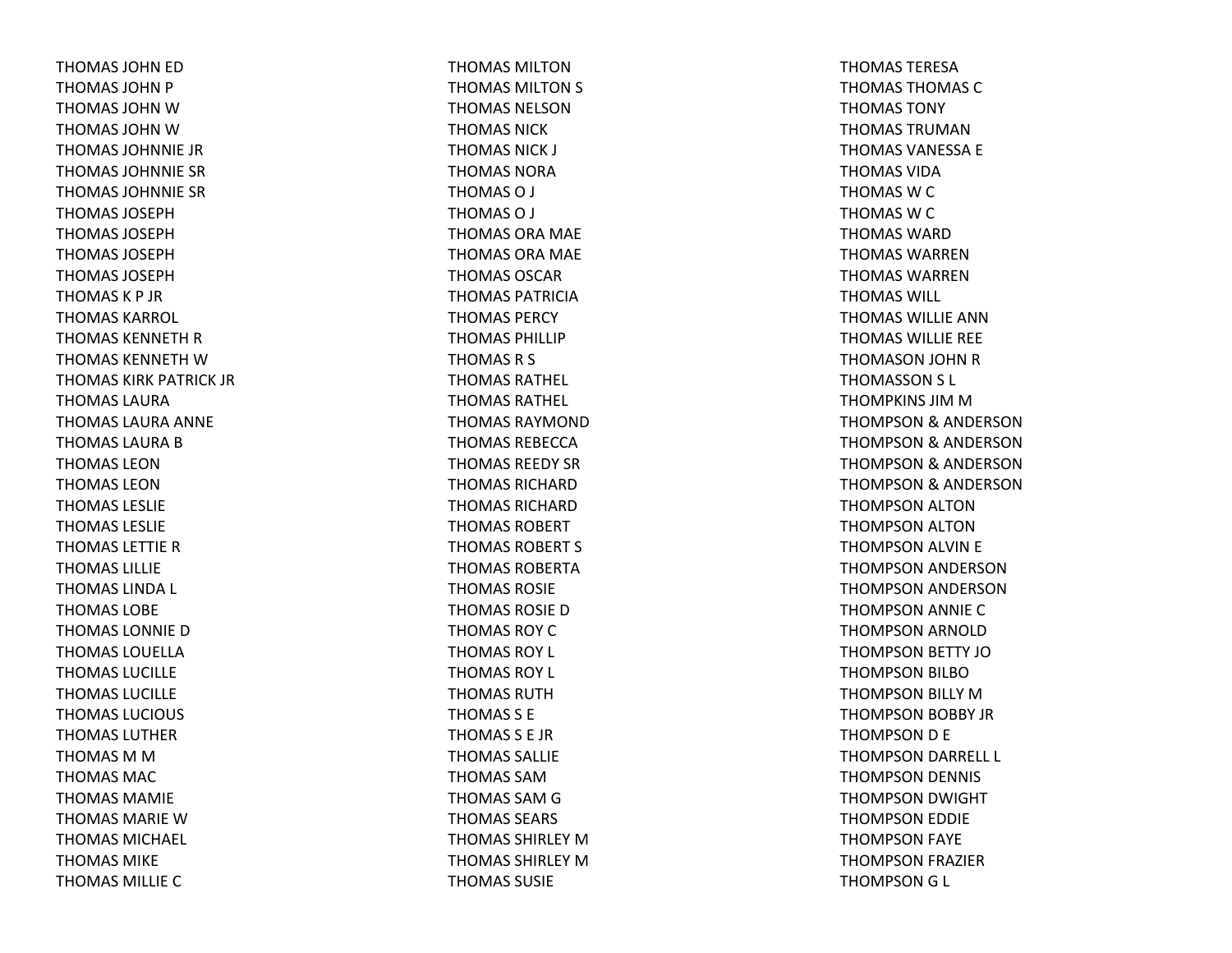THOMAS JOHN ED
THOMAS JOHN P
THOMAS JOHN W
THOMAS JOHN W
THOMAS JOHNNIE JR
THOMAS JOHNNIE SR
THOMAS JOHNNIE SR
THOMAS JOSEPH
THOMAS JOSEPH
THOMAS JOSEPH
THOMAS JOSEPH
THOMAS K P JR
THOMAS KARROL
THOMAS KENNETH R
THOMAS KENNETH W
THOMAS KIRK PATRICK JR
THOMAS LAURA
THOMAS LAURA ANNE
THOMAS LAURA B
THOMAS LEON
THOMAS LEON
THOMAS LESLIE
THOMAS LESLIE
THOMAS LETTIE R
THOMAS LILLIE
THOMAS LINDA L
THOMAS LOBE
THOMAS LONNIE D
THOMAS LOUELLA
THOMAS LUCILLE
THOMAS LUCILLE
THOMAS LUCIOUS
THOMAS LUTHER
THOMAS M M
THOMAS MAC
THOMAS MAMIE
THOMAS MARIE W
THOMAS MICHAEL
THOMAS MIKE
THOMAS MILLIE C
THOMAS MILTON
THOMAS MILTON S
THOMAS NELSON
THOMAS NICK
THOMAS NICK J
THOMAS NORA
THOMAS O J
THOMAS O J
THOMAS ORA MAE
THOMAS ORA MAE
THOMAS OSCAR
THOMAS PATRICIA
THOMAS PERCY
THOMAS PHILLIP
THOMAS R S
THOMAS RATHEL
THOMAS RATHEL
THOMAS RAYMOND
THOMAS REBECCA
THOMAS REEDY SR
THOMAS RICHARD
THOMAS RICHARD
THOMAS ROBERT
THOMAS ROBERT S
THOMAS ROBERTA
THOMAS ROSIE
THOMAS ROSIE D
THOMAS ROY C
THOMAS ROY L
THOMAS ROY L
THOMAS RUTH
THOMAS S E
THOMAS S E JR
THOMAS SALLIE
THOMAS SAM
THOMAS SAM G
THOMAS SEARS
THOMAS SHIRLEY M
THOMAS SHIRLEY M
THOMAS SUSIE
THOMAS TERESA
THOMAS THOMAS C
THOMAS TONY
THOMAS TRUMAN
THOMAS VANESSA E
THOMAS VIDA
THOMAS W C
THOMAS W C
THOMAS WARD
THOMAS WARREN
THOMAS WARREN
THOMAS WILL
THOMAS WILLIE ANN
THOMAS WILLIE REE
THOMASON JOHN R
THOMASSON S L
THOMPKINS JIM M
THOMPSON & ANDERSON
THOMPSON & ANDERSON
THOMPSON & ANDERSON
THOMPSON & ANDERSON
THOMPSON ALTON
THOMPSON ALTON
THOMPSON ALVIN E
THOMPSON ANDERSON
THOMPSON ANDERSON
THOMPSON ANNIE C
THOMPSON ARNOLD
THOMPSON BETTY JO
THOMPSON BILBO
THOMPSON BILLY M
THOMPSON BOBBY JR
THOMPSON D E
THOMPSON DARRELL L
THOMPSON DENNIS
THOMPSON DWIGHT
THOMPSON EDDIE
THOMPSON FAYE
THOMPSON FRAZIER
THOMPSON G L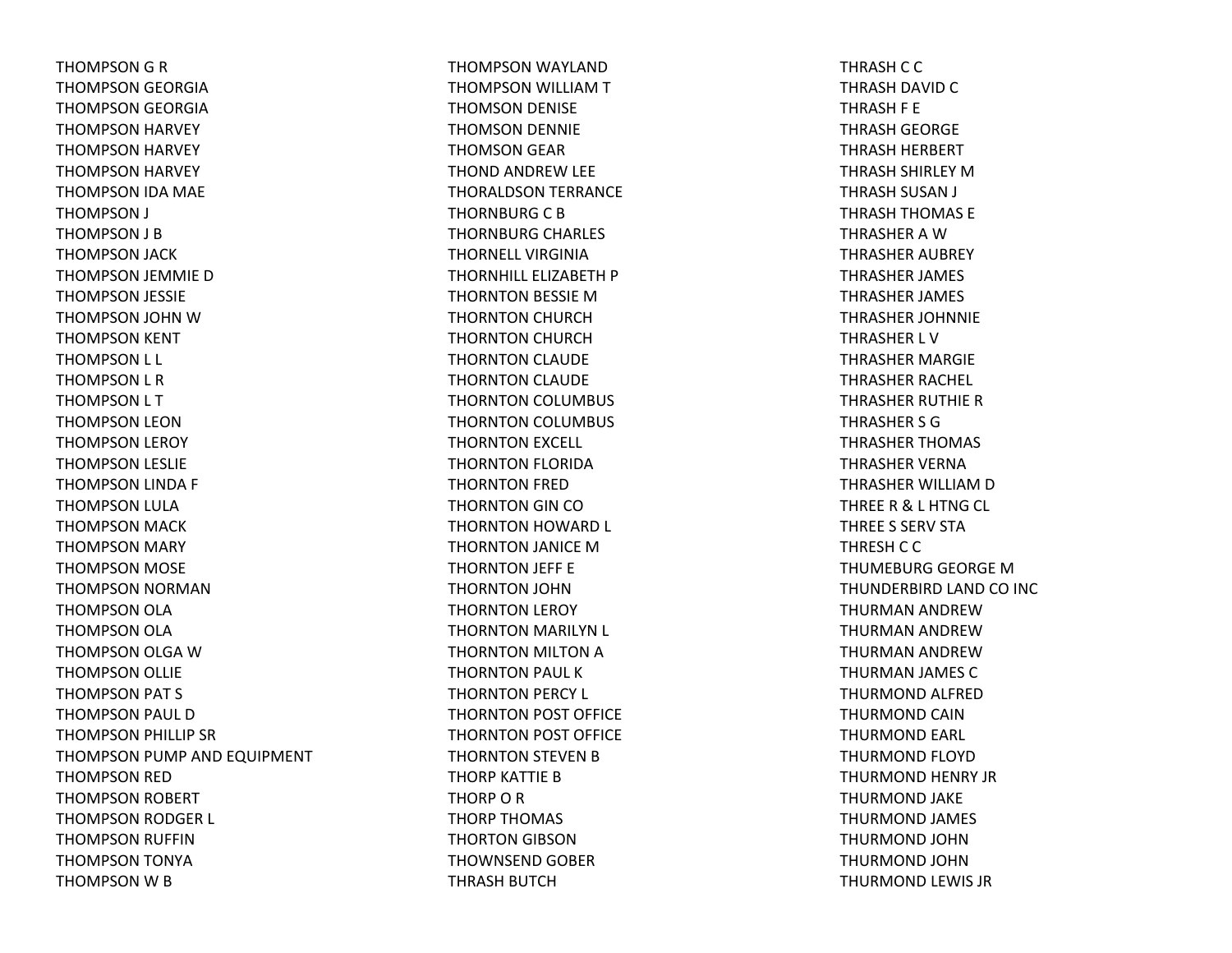THOMPSON G R
THOMPSON GEORGIA
THOMPSON GEORGIA
THOMPSON HARVEY
THOMPSON HARVEY
THOMPSON HARVEY
THOMPSON IDA MAE
THOMPSON J
THOMPSON J B
THOMPSON JACK
THOMPSON JEMMIE D
THOMPSON JESSIE
THOMPSON JOHN W
THOMPSON KENT
THOMPSON L L
THOMPSON L R
THOMPSON L T
THOMPSON LEON
THOMPSON LEROY
THOMPSON LESLIE
THOMPSON LINDA F
THOMPSON LULA
THOMPSON MACK
THOMPSON MARY
THOMPSON MOSE
THOMPSON NORMAN
THOMPSON OLA
THOMPSON OLA
THOMPSON OLGA W
THOMPSON OLLIE
THOMPSON PAT S
THOMPSON PAUL D
THOMPSON PHILLIP SR
THOMPSON PUMP AND EQUIPMENT
THOMPSON RED
THOMPSON ROBERT
THOMPSON RODGER L
THOMPSON RUFFIN
THOMPSON TONYA
THOMPSON W B
THOMPSON WAYLAND
THOMPSON WILLIAM T
THOMSON DENISE
THOMSON DENNIE
THOMSON GEAR
THOND ANDREW LEE
THORALDSON TERRANCE
THORNBURG C B
THORNBURG CHARLES
THORNELL VIRGINIA
THORNHILL ELIZABETH P
THORNTON BESSIE M
THORNTON CHURCH
THORNTON CHURCH
THORNTON CLAUDE
THORNTON CLAUDE
THORNTON COLUMBUS
THORNTON COLUMBUS
THORNTON EXCELL
THORNTON FLORIDA
THORNTON FRED
THORNTON GIN CO
THORNTON HOWARD L
THORNTON JANICE M
THORNTON JEFF E
THORNTON JOHN
THORNTON LEROY
THORNTON MARILYN L
THORNTON MILTON A
THORNTON PAUL K
THORNTON PERCY L
THORNTON POST OFFICE
THORNTON POST OFFICE
THORNTON STEVEN B
THORP KATTIE B
THORP O R
THORP THOMAS
THORTON GIBSON
THOWNSEND GOBER
THRASH BUTCH
THRASH C C
THRASH DAVID C
THRASH F E
THRASH GEORGE
THRASH HERBERT
THRASH SHIRLEY M
THRASH SUSAN J
THRASH THOMAS E
THRASHER A W
THRASHER AUBREY
THRASHER JAMES
THRASHER JAMES
THRASHER JOHNNIE
THRASHER L V
THRASHER MARGIE
THRASHER RACHEL
THRASHER RUTHIE R
THRASHER S G
THRASHER THOMAS
THRASHER VERNA
THRASHER WILLIAM D
THREE R & L HTNG CL
THREE S SERV STA
THRESH C C
THUMEBURG GEORGE M
THUNDERBIRD LAND CO INC
THURMAN ANDREW
THURMAN ANDREW
THURMAN ANDREW
THURMAN JAMES C
THURMOND ALFRED
THURMOND CAIN
THURMOND EARL
THURMOND FLOYD
THURMOND HENRY JR
THURMOND JAKE
THURMOND JAMES
THURMOND JOHN
THURMOND JOHN
THURMOND LEWIS JR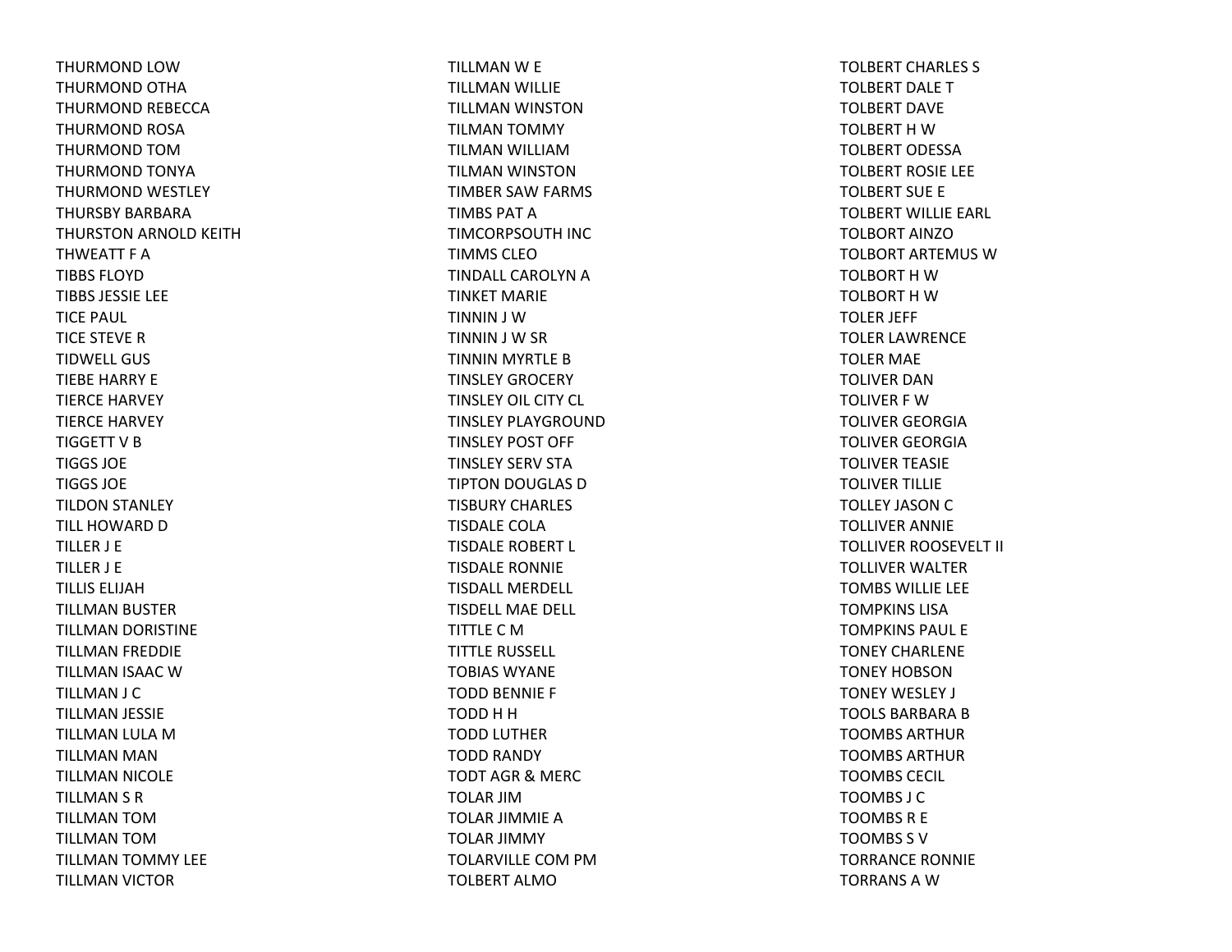THURMOND LOW
THURMOND OTHA
THURMOND REBECCA
THURMOND ROSA
THURMOND TOM
THURMOND TONYA
THURMOND WESTLEY
THURSBY BARBARA
THURSTON ARNOLD KEITH
THWEATT F A
TIBBS FLOYD
TIBBS JESSIE LEE
TICE PAUL
TICE STEVE R
TIDWELL GUS
TIEBE HARRY E
TIERCE HARVEY
TIERCE HARVEY
TIGGETT V B
TIGGS JOE
TIGGS JOE
TILDON STANLEY
TILL HOWARD D
TILLER J E
TILLER J E
TILLIS ELIJAH
TILLMAN BUSTER
TILLMAN DORISTINE
TILLMAN FREDDIE
TILLMAN ISAAC W
TILLMAN J C
TILLMAN JESSIE
TILLMAN LULA M
TILLMAN MAN
TILLMAN NICOLE
TILLMAN S R
TILLMAN TOM
TILLMAN TOM
TILLMAN TOMMY LEE
TILLMAN VICTOR
TILLMAN W E
TILLMAN WILLIE
TILLMAN WINSTON
TILMAN TOMMY
TILMAN WILLIAM
TILMAN WINSTON
TIMBER SAW FARMS
TIMBS PAT A
TIMCORPSOUTH INC
TIMMS CLEO
TINDALL CAROLYN A
TINKET MARIE
TINNIN J W
TINNIN J W SR
TINNIN MYRTLE B
TINSLEY GROCERY
TINSLEY OIL CITY CL
TINSLEY PLAYGROUND
TINSLEY POST OFF
TINSLEY SERV STA
TIPTON DOUGLAS D
TISBURY CHARLES
TISDALE COLA
TISDALE ROBERT L
TISDALE RONNIE
TISDALL MERDELL
TISDELL MAE DELL
TITTLE C M
TITTLE RUSSELL
TOBIAS WYANE
TODD BENNIE F
TODD H H
TODD LUTHER
TODD RANDY
TODT AGR & MERC
TOLAR JIM
TOLAR JIMMIE A
TOLAR JIMMY
TOLARVILLE COM PM
TOLBERT ALMO
TOLBERT CHARLES S
TOLBERT DALE T
TOLBERT DAVE
TOLBERT H W
TOLBERT ODESSA
TOLBERT ROSIE LEE
TOLBERT SUE E
TOLBERT WILLIE EARL
TOLBORT AINZO
TOLBORT ARTEMUS W
TOLBORT H W
TOLBORT H W
TOLER JEFF
TOLER LAWRENCE
TOLER MAE
TOLIVER DAN
TOLIVER F W
TOLIVER GEORGIA
TOLIVER GEORGIA
TOLIVER TEASIE
TOLIVER TILLIE
TOLLEY JASON C
TOLLIVER ANNIE
TOLLIVER ROOSEVELT II
TOLLIVER WALTER
TOMBS WILLIE LEE
TOMPKINS LISA
TOMPKINS PAUL E
TONEY CHARLENE
TONEY HOBSON
TONEY WESLEY J
TOOLS BARBARA B
TOOMBS ARTHUR
TOOMBS ARTHUR
TOOMBS CECIL
TOOMBS J C
TOOMBS R E
TOOMBS S V
TORRANCE RONNIE
TORRANS A W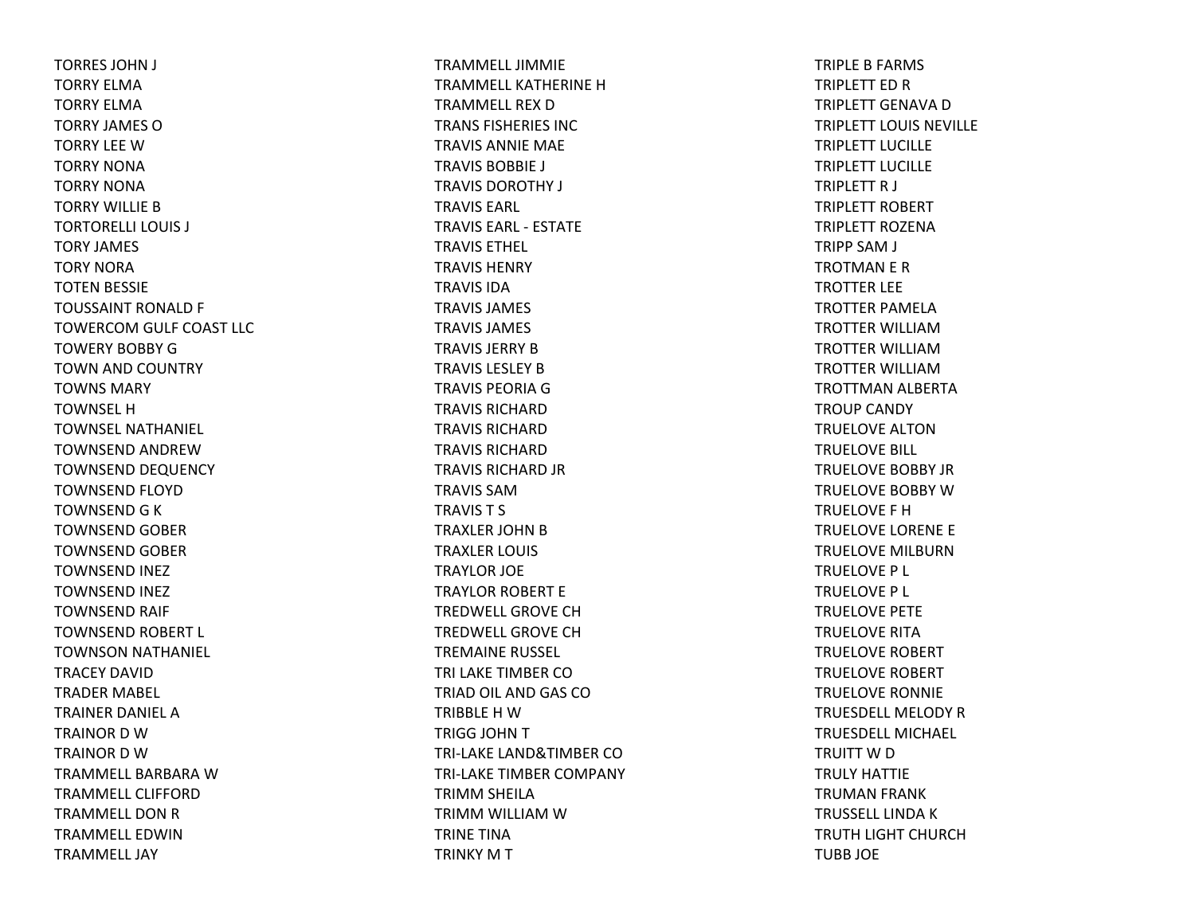TORRES JOHN J
TORRY ELMA
TORRY ELMA
TORRY JAMES O
TORRY LEE W
TORRY NONA
TORRY NONA
TORRY WILLIE B
TORTORELLI LOUIS J
TORY JAMES
TORY NORA
TOTEN BESSIE
TOUSSAINT RONALD F
TOWERCOM GULF COAST LLC
TOWERY BOBBY G
TOWN AND COUNTRY
TOWNS MARY
TOWNSEL H
TOWNSEL NATHANIEL
TOWNSEND ANDREW
TOWNSEND DEQUENCY
TOWNSEND FLOYD
TOWNSEND G K
TOWNSEND GOBER
TOWNSEND GOBER
TOWNSEND INEZ
TOWNSEND INEZ
TOWNSEND RAIF
TOWNSEND ROBERT L
TOWNSON NATHANIEL
TRACEY DAVID
TRADER MABEL
TRAINER DANIEL A
TRAINOR D W
TRAINOR D W
TRAMMELL BARBARA W
TRAMMELL CLIFFORD
TRAMMELL DON R
TRAMMELL EDWIN
TRAMMELL JAY
TRAMMELL JIMMIE
TRAMMELL KATHERINE H
TRAMMELL REX D
TRANS FISHERIES INC
TRAVIS ANNIE MAE
TRAVIS BOBBIE J
TRAVIS DOROTHY J
TRAVIS EARL
TRAVIS EARL - ESTATE
TRAVIS ETHEL
TRAVIS HENRY
TRAVIS IDA
TRAVIS JAMES
TRAVIS JAMES
TRAVIS JERRY B
TRAVIS LESLEY B
TRAVIS PEORIA G
TRAVIS RICHARD
TRAVIS RICHARD
TRAVIS RICHARD
TRAVIS RICHARD JR
TRAVIS SAM
TRAVIS T S
TRAXLER JOHN B
TRAXLER LOUIS
TRAYLOR JOE
TRAYLOR ROBERT E
TREDWELL GROVE CH
TREDWELL GROVE CH
TREMAINE RUSSEL
TRI LAKE TIMBER CO
TRIAD OIL AND GAS CO
TRIBBLE H W
TRIGG JOHN T
TRI-LAKE LAND&TIMBER CO
TRI-LAKE TIMBER COMPANY
TRIMM SHEILA
TRIMM WILLIAM W
TRINE TINA
TRINKY M T
TRIPLE B FARMS
TRIPLETT ED R
TRIPLETT GENAVA D
TRIPLETT LOUIS NEVILLE
TRIPLETT LUCILLE
TRIPLETT LUCILLE
TRIPLETT R J
TRIPLETT ROBERT
TRIPLETT ROZENA
TRIPP SAM J
TROTMAN E R
TROTTER LEE
TROTTER PAMELA
TROTTER WILLIAM
TROTTER WILLIAM
TROTTER WILLIAM
TROTTMAN ALBERTA
TROUP CANDY
TRUELOVE ALTON
TRUELOVE BILL
TRUELOVE BOBBY JR
TRUELOVE BOBBY W
TRUELOVE F H
TRUELOVE LORENE E
TRUELOVE MILBURN
TRUELOVE P L
TRUELOVE P L
TRUELOVE PETE
TRUELOVE RITA
TRUELOVE ROBERT
TRUELOVE ROBERT
TRUELOVE RONNIE
TRUESDELL MELODY R
TRUESDELL MICHAEL
TRUITT W D
TRULY HATTIE
TRUMAN FRANK
TRUSSELL LINDA K
TRUTH LIGHT CHURCH
TUBB JOE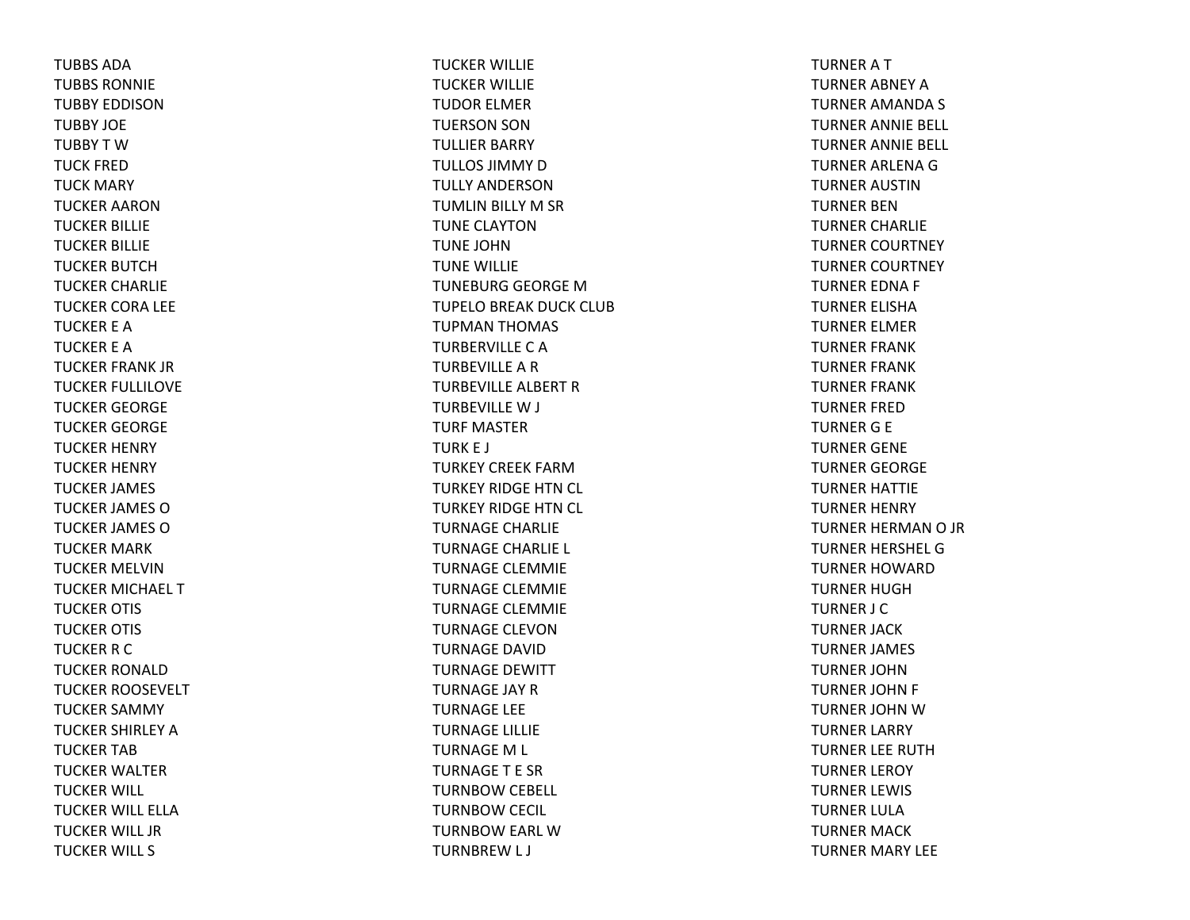TUBBS ADA
TUBBS RONNIE
TUBBY EDDISON
TUBBY JOE
TUBBY T W
TUCK FRED
TUCK MARY
TUCKER AARON
TUCKER BILLIE
TUCKER BILLIE
TUCKER BUTCH
TUCKER CHARLIE
TUCKER CORA LEE
TUCKER E A
TUCKER E A
TUCKER FRANK JR
TUCKER FULLILOVE
TUCKER GEORGE
TUCKER GEORGE
TUCKER HENRY
TUCKER HENRY
TUCKER JAMES
TUCKER JAMES O
TUCKER JAMES O
TUCKER MARK
TUCKER MELVIN
TUCKER MICHAEL T
TUCKER OTIS
TUCKER OTIS
TUCKER R C
TUCKER RONALD
TUCKER ROOSEVELT
TUCKER SAMMY
TUCKER SHIRLEY A
TUCKER TAB
TUCKER WALTER
TUCKER WILL
TUCKER WILL ELLA
TUCKER WILL JR
TUCKER WILL S
TUCKER WILLIE
TUCKER WILLIE
TUDOR ELMER
TUERSON SON
TULLIER BARRY
TULLOS JIMMY D
TULLY ANDERSON
TUMLIN BILLY M SR
TUNE CLAYTON
TUNE JOHN
TUNE WILLIE
TUNEBURG GEORGE M
TUPELO BREAK DUCK CLUB
TUPMAN THOMAS
TURBERVILLE C A
TURBEVILLE A R
TURBEVILLE ALBERT R
TURBEVILLE W J
TURF MASTER
TURK E J
TURKEY CREEK FARM
TURKEY RIDGE HTN CL
TURKEY RIDGE HTN CL
TURNAGE CHARLIE
TURNAGE CHARLIE L
TURNAGE CLEMMIE
TURNAGE CLEMMIE
TURNAGE CLEMMIE
TURNAGE CLEVON
TURNAGE DAVID
TURNAGE DEWITT
TURNAGE JAY R
TURNAGE LEE
TURNAGE LILLIE
TURNAGE M L
TURNAGE T E SR
TURNBOW CEBELL
TURNBOW CECIL
TURNBOW EARL W
TURNBREW L J
TURNER A T
TURNER ABNEY A
TURNER AMANDA S
TURNER ANNIE BELL
TURNER ANNIE BELL
TURNER ARLENA G
TURNER AUSTIN
TURNER BEN
TURNER CHARLIE
TURNER COURTNEY
TURNER COURTNEY
TURNER EDNA F
TURNER ELISHA
TURNER ELMER
TURNER FRANK
TURNER FRANK
TURNER FRANK
TURNER FRED
TURNER G E
TURNER GENE
TURNER GEORGE
TURNER HATTIE
TURNER HENRY
TURNER HERMAN O JR
TURNER HERSHEL G
TURNER HOWARD
TURNER HUGH
TURNER J C
TURNER JACK
TURNER JAMES
TURNER JOHN
TURNER JOHN F
TURNER JOHN W
TURNER LARRY
TURNER LEE RUTH
TURNER LEROY
TURNER LEWIS
TURNER LULA
TURNER MACK
TURNER MARY LEE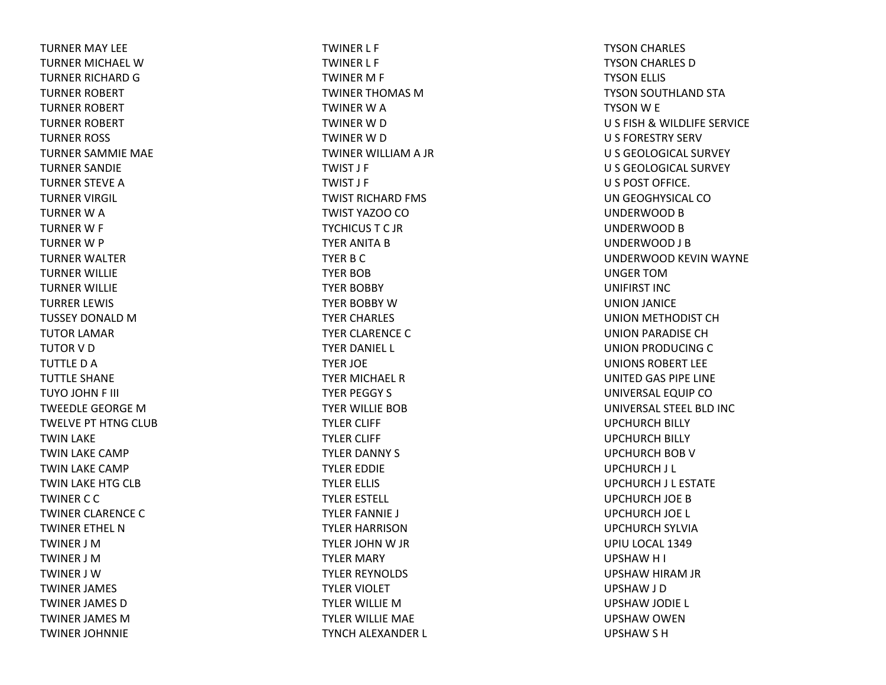TURNER MAY LEE
TURNER MICHAEL W
TURNER RICHARD G
TURNER ROBERT
TURNER ROBERT
TURNER ROBERT
TURNER ROSS
TURNER SAMMIE MAE
TURNER SANDIE
TURNER STEVE A
TURNER VIRGIL
TURNER W A
TURNER W F
TURNER W P
TURNER WALTER
TURNER WILLIE
TURNER WILLIE
TURRER LEWIS
TUSSEY DONALD M
TUTOR LAMAR
TUTOR V D
TUTTLE D A
TUTTLE SHANE
TUYO JOHN F III
TWEEDLE GEORGE M
TWELVE PT HTNG CLUB
TWIN LAKE
TWIN LAKE CAMP
TWIN LAKE CAMP
TWIN LAKE HTG CLB
TWINER C C
TWINER CLARENCE C
TWINER ETHEL N
TWINER J M
TWINER J M
TWINER J W
TWINER JAMES
TWINER JAMES D
TWINER JAMES M
TWINER JOHNNIE
TWINER L F
TWINER L F
TWINER M F
TWINER THOMAS M
TWINER W A
TWINER W D
TWINER W D
TWINER WILLIAM A JR
TWIST J F
TWIST J F
TWIST RICHARD FMS
TWIST YAZOO CO
TYCHICUS T C JR
TYER ANITA B
TYER B C
TYER BOB
TYER BOBBY
TYER BOBBY W
TYER CHARLES
TYER CLARENCE C
TYER DANIEL L
TYER JOE
TYER MICHAEL R
TYER PEGGY S
TYER WILLIE BOB
TYLER CLIFF
TYLER CLIFF
TYLER DANNY S
TYLER EDDIE
TYLER ELLIS
TYLER ESTELL
TYLER FANNIE J
TYLER HARRISON
TYLER JOHN W JR
TYLER MARY
TYLER REYNOLDS
TYLER VIOLET
TYLER WILLIE M
TYLER WILLIE MAE
TYNCH ALEXANDER L
TYSON CHARLES
TYSON CHARLES D
TYSON ELLIS
TYSON SOUTHLAND STA
TYSON W E
U S FISH & WILDLIFE SERVICE
U S FORESTRY SERV
U S GEOLOGICAL SURVEY
U S GEOLOGICAL SURVEY
U S POST OFFICE.
UN GEOGHYSICAL CO
UNDERWOOD B
UNDERWOOD B
UNDERWOOD J B
UNDERWOOD KEVIN WAYNE
UNGER TOM
UNIFIRST INC
UNION JANICE
UNION METHODIST CH
UNION PARADISE CH
UNION PRODUCING C
UNIONS ROBERT LEE
UNITED GAS PIPE LINE
UNIVERSAL EQUIP CO
UNIVERSAL STEEL BLD INC
UPCHURCH BILLY
UPCHURCH BILLY
UPCHURCH BOB V
UPCHURCH J L
UPCHURCH J L ESTATE
UPCHURCH JOE B
UPCHURCH JOE L
UPCHURCH SYLVIA
UPIU LOCAL 1349
UPSHAW H I
UPSHAW HIRAM JR
UPSHAW J D
UPSHAW JODIE L
UPSHAW OWEN
UPSHAW S H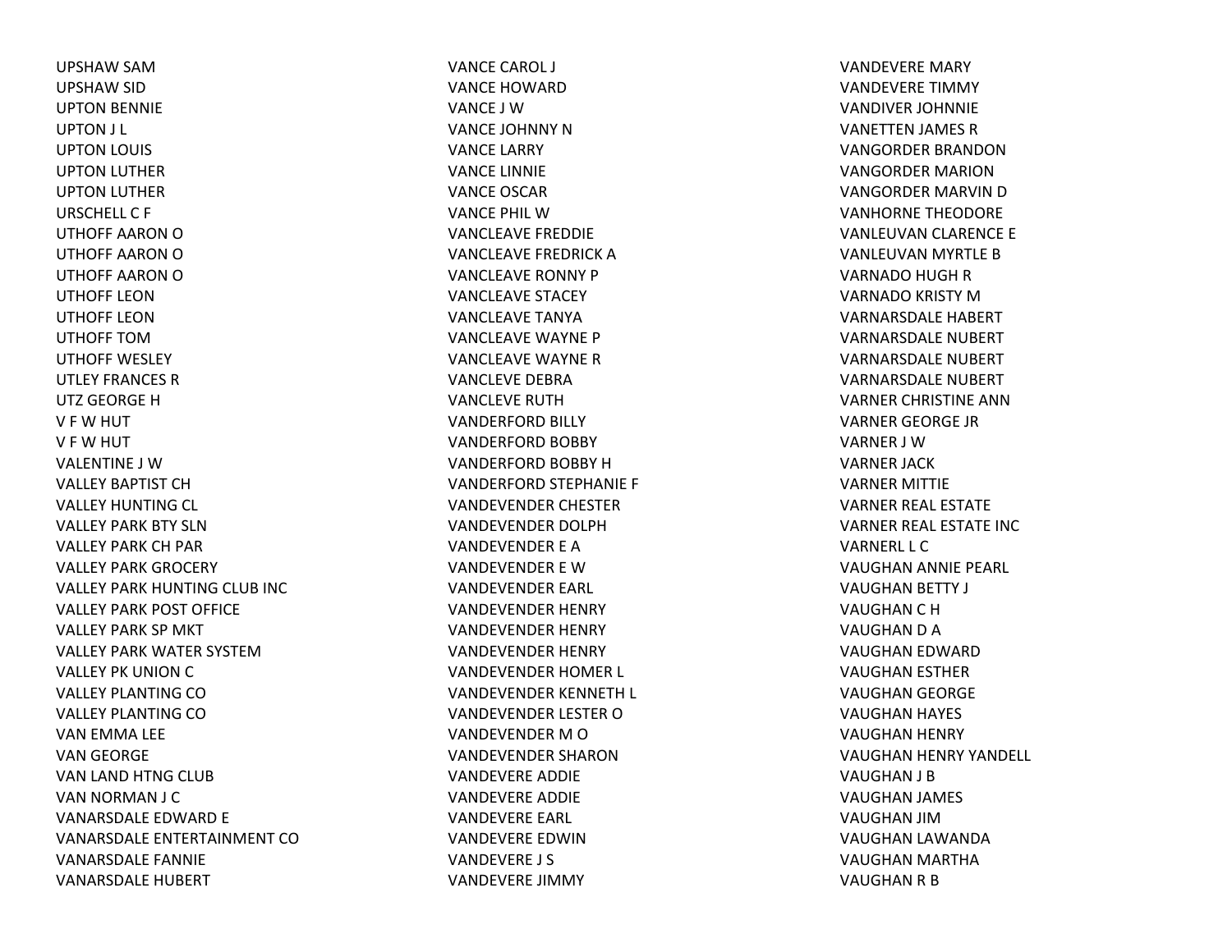UPSHAW SAM
UPSHAW SID
UPTON BENNIE
UPTON J L
UPTON LOUIS
UPTON LUTHER
UPTON LUTHER
URSCHELL C F
UTHOFF AARON O
UTHOFF AARON O
UTHOFF AARON O
UTHOFF LEON
UTHOFF LEON
UTHOFF TOM
UTHOFF WESLEY
UTLEY FRANCES R
UTZ GEORGE H
V F W HUT
V F W HUT
VALENTINE J W
VALLEY BAPTIST CH
VALLEY HUNTING CL
VALLEY PARK BTY SLN
VALLEY PARK CH PAR
VALLEY PARK GROCERY
VALLEY PARK HUNTING CLUB INC
VALLEY PARK POST OFFICE
VALLEY PARK SP MKT
VALLEY PARK WATER SYSTEM
VALLEY PK UNION C
VALLEY PLANTING CO
VALLEY PLANTING CO
VAN EMMA LEE
VAN GEORGE
VAN LAND HTNG CLUB
VAN NORMAN J C
VANARSDALE EDWARD E
VANARSDALE ENTERTAINMENT CO
VANARSDALE FANNIE
VANARSDALE HUBERT
VANCE CAROL J
VANCE HOWARD
VANCE J W
VANCE JOHNNY N
VANCE LARRY
VANCE LINNIE
VANCE OSCAR
VANCE PHIL W
VANCLEAVE FREDDIE
VANCLEAVE FREDRICK A
VANCLEAVE RONNY P
VANCLEAVE STACEY
VANCLEAVE TANYA
VANCLEAVE WAYNE P
VANCLEAVE WAYNE R
VANCLEVE DEBRA
VANCLEVE RUTH
VANDERFORD BILLY
VANDERFORD BOBBY
VANDERFORD BOBBY H
VANDERFORD STEPHANIE F
VANDEVENDER CHESTER
VANDEVENDER DOLPH
VANDEVENDER E A
VANDEVENDER E W
VANDEVENDER EARL
VANDEVENDER HENRY
VANDEVENDER HENRY
VANDEVENDER HENRY
VANDEVENDER HOMER L
VANDEVENDER KENNETH L
VANDEVENDER LESTER O
VANDEVENDER M O
VANDEVENDER SHARON
VANDEVERE ADDIE
VANDEVERE ADDIE
VANDEVERE EARL
VANDEVERE EDWIN
VANDEVERE J S
VANDEVERE JIMMY
VANDEVERE MARY
VANDEVERE TIMMY
VANDIVER JOHNNIE
VANETTEN JAMES R
VANGORDER BRANDON
VANGORDER MARION
VANGORDER MARVIN D
VANHORNE THEODORE
VANLEUVAN CLARENCE E
VANLEUVAN MYRTLE B
VARNADO HUGH R
VARNADO KRISTY M
VARNARSDALE HABERT
VARNARSDALE NUBERT
VARNARSDALE NUBERT
VARNARSDALE NUBERT
VARNER CHRISTINE ANN
VARNER GEORGE JR
VARNER J W
VARNER JACK
VARNER MITTIE
VARNER REAL ESTATE
VARNER REAL ESTATE INC
VARNERL L C
VAUGHAN ANNIE PEARL
VAUGHAN BETTY J
VAUGHAN C H
VAUGHAN D A
VAUGHAN EDWARD
VAUGHAN ESTHER
VAUGHAN GEORGE
VAUGHAN HAYES
VAUGHAN HENRY
VAUGHAN HENRY YANDELL
VAUGHAN J B
VAUGHAN JAMES
VAUGHAN JIM
VAUGHAN LAWANDA
VAUGHAN MARTHA
VAUGHAN R B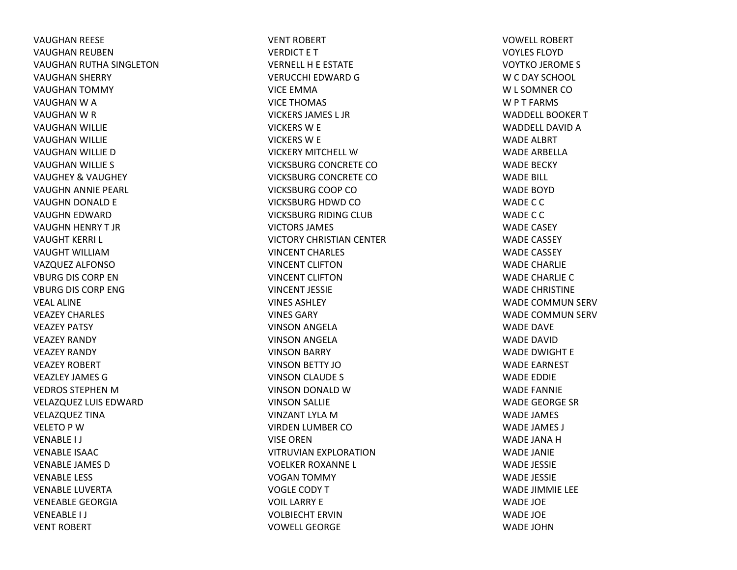VAUGHAN REESE
VAUGHAN REUBEN
VAUGHAN RUTHA SINGLETON
VAUGHAN SHERRY
VAUGHAN TOMMY
VAUGHAN W A
VAUGHAN W R
VAUGHAN WILLIE
VAUGHAN WILLIE
VAUGHAN WILLIE D
VAUGHAN WILLIE S
VAUGHEY & VAUGHEY
VAUGHN ANNIE PEARL
VAUGHN DONALD E
VAUGHN EDWARD
VAUGHN HENRY T JR
VAUGHT KERRI L
VAUGHT WILLIAM
VAZQUEZ ALFONSO
VBURG DIS CORP EN
VBURG DIS CORP ENG
VEAL ALINE
VEAZEY CHARLES
VEAZEY PATSY
VEAZEY RANDY
VEAZEY RANDY
VEAZEY ROBERT
VEAZLEY JAMES G
VEDROS STEPHEN M
VELAZQUEZ LUIS EDWARD
VELAZQUEZ TINA
VELETO P W
VENABLE I J
VENABLE ISAAC
VENABLE JAMES D
VENABLE LESS
VENABLE LUVERTA
VENEABLE GEORGIA
VENEABLE I J
VENT ROBERT
VENT ROBERT
VERDICT E T
VERNELL H E ESTATE
VERUCCHI EDWARD G
VICE EMMA
VICE THOMAS
VICKERS JAMES L JR
VICKERS W E
VICKERS W E
VICKERY MITCHELL W
VICKSBURG CONCRETE CO
VICKSBURG CONCRETE CO
VICKSBURG COOP CO
VICKSBURG HDWD CO
VICKSBURG RIDING CLUB
VICTORS JAMES
VICTORY CHRISTIAN CENTER
VINCENT CHARLES
VINCENT CLIFTON
VINCENT CLIFTON
VINCENT JESSIE
VINES ASHLEY
VINES GARY
VINSON ANGELA
VINSON ANGELA
VINSON BARRY
VINSON BETTY JO
VINSON CLAUDE S
VINSON DONALD W
VINSON SALLIE
VINZANT LYLA M
VIRDEN LUMBER CO
VISE OREN
VITRUVIAN EXPLORATION
VOELKER ROXANNE L
VOGAN TOMMY
VOGLE CODY T
VOIL LARRY E
VOLBIECHT ERVIN
VOWELL GEORGE
VOWELL ROBERT
VOYLES FLOYD
VOYTKO JEROME S
W C DAY SCHOOL
W L SOMNER CO
W P T FARMS
WADDELL BOOKER T
WADDELL DAVID A
WADE ALBRT
WADE ARBELLA
WADE BECKY
WADE BILL
WADE BOYD
WADE C C
WADE C C
WADE CASEY
WADE CASSEY
WADE CASSEY
WADE CHARLIE
WADE CHARLIE C
WADE CHRISTINE
WADE COMMUN SERV
WADE COMMUN SERV
WADE DAVE
WADE DAVID
WADE DWIGHT E
WADE EARNEST
WADE EDDIE
WADE FANNIE
WADE GEORGE SR
WADE JAMES
WADE JAMES J
WADE JANA H
WADE JANIE
WADE JESSIE
WADE JESSIE
WADE JIMMIE LEE
WADE JOE
WADE JOE
WADE JOHN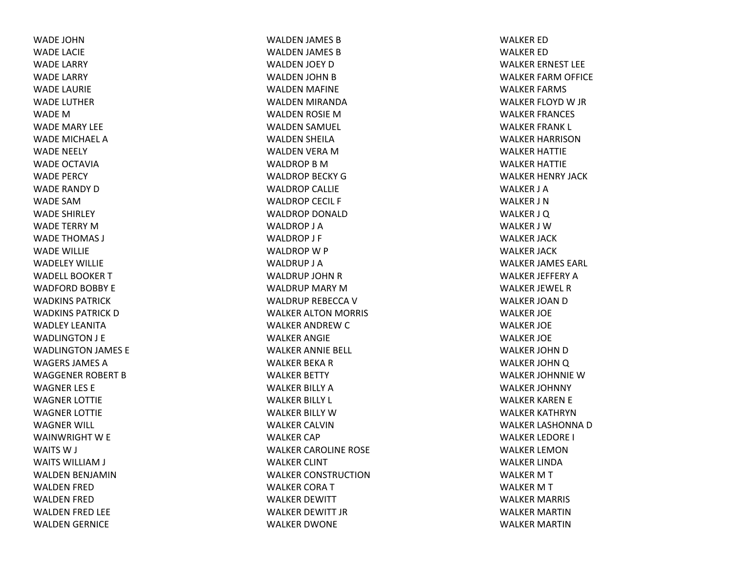WADE JOHN
WADE LACIE
WADE LARRY
WADE LARRY
WADE LAURIE
WADE LUTHER
WADE M
WADE MARY LEE
WADE MICHAEL A
WADE NEELY
WADE OCTAVIA
WADE PERCY
WADE RANDY D
WADE SAM
WADE SHIRLEY
WADE TERRY M
WADE THOMAS J
WADE WILLIE
WADELEY WILLIE
WADELL BOOKER T
WADFORD BOBBY E
WADKINS PATRICK
WADKINS PATRICK D
WADLEY LEANITA
WADLINGTON J E
WADLINGTON JAMES E
WAGERS JAMES A
WAGGENER ROBERT B
WAGNER LES E
WAGNER LOTTIE
WAGNER LOTTIE
WAGNER WILL
WAINWRIGHT W E
WAITS W J
WAITS WILLIAM J
WALDEN BENJAMIN
WALDEN FRED
WALDEN FRED
WALDEN FRED LEE
WALDEN GERNICE
WALDEN JAMES B
WALDEN JAMES B
WALDEN JOEY D
WALDEN JOHN B
WALDEN MAFINE
WALDEN MIRANDA
WALDEN ROSIE M
WALDEN SAMUEL
WALDEN SHEILA
WALDEN VERA M
WALDROP B M
WALDROP BECKY G
WALDROP CALLIE
WALDROP CECIL F
WALDROP DONALD
WALDROP J A
WALDROP J F
WALDROP W P
WALDRUP J A
WALDRUP JOHN R
WALDRUP MARY M
WALDRUP REBECCA V
WALKER ALTON MORRIS
WALKER ANDREW C
WALKER ANGIE
WALKER ANNIE BELL
WALKER BEKA R
WALKER BETTY
WALKER BILLY A
WALKER BILLY L
WALKER BILLY W
WALKER CALVIN
WALKER CAP
WALKER CAROLINE ROSE
WALKER CLINT
WALKER CONSTRUCTION
WALKER CORA T
WALKER DEWITT
WALKER DEWITT JR
WALKER DWONE
WALKER ED
WALKER ED
WALKER ERNEST LEE
WALKER FARM OFFICE
WALKER FARMS
WALKER FLOYD W JR
WALKER FRANCES
WALKER FRANK L
WALKER HARRISON
WALKER HATTIE
WALKER HATTIE
WALKER HENRY JACK
WALKER J A
WALKER J N
WALKER J Q
WALKER J W
WALKER JACK
WALKER JACK
WALKER JAMES EARL
WALKER JEFFERY A
WALKER JEWEL R
WALKER JOAN D
WALKER JOE
WALKER JOE
WALKER JOE
WALKER JOHN D
WALKER JOHN Q
WALKER JOHNNIE W
WALKER JOHNNY
WALKER KAREN E
WALKER KATHRYN
WALKER LASHONNA D
WALKER LEDORE I
WALKER LEMON
WALKER LINDA
WALKER M T
WALKER M T
WALKER MARRIS
WALKER MARTIN
WALKER MARTIN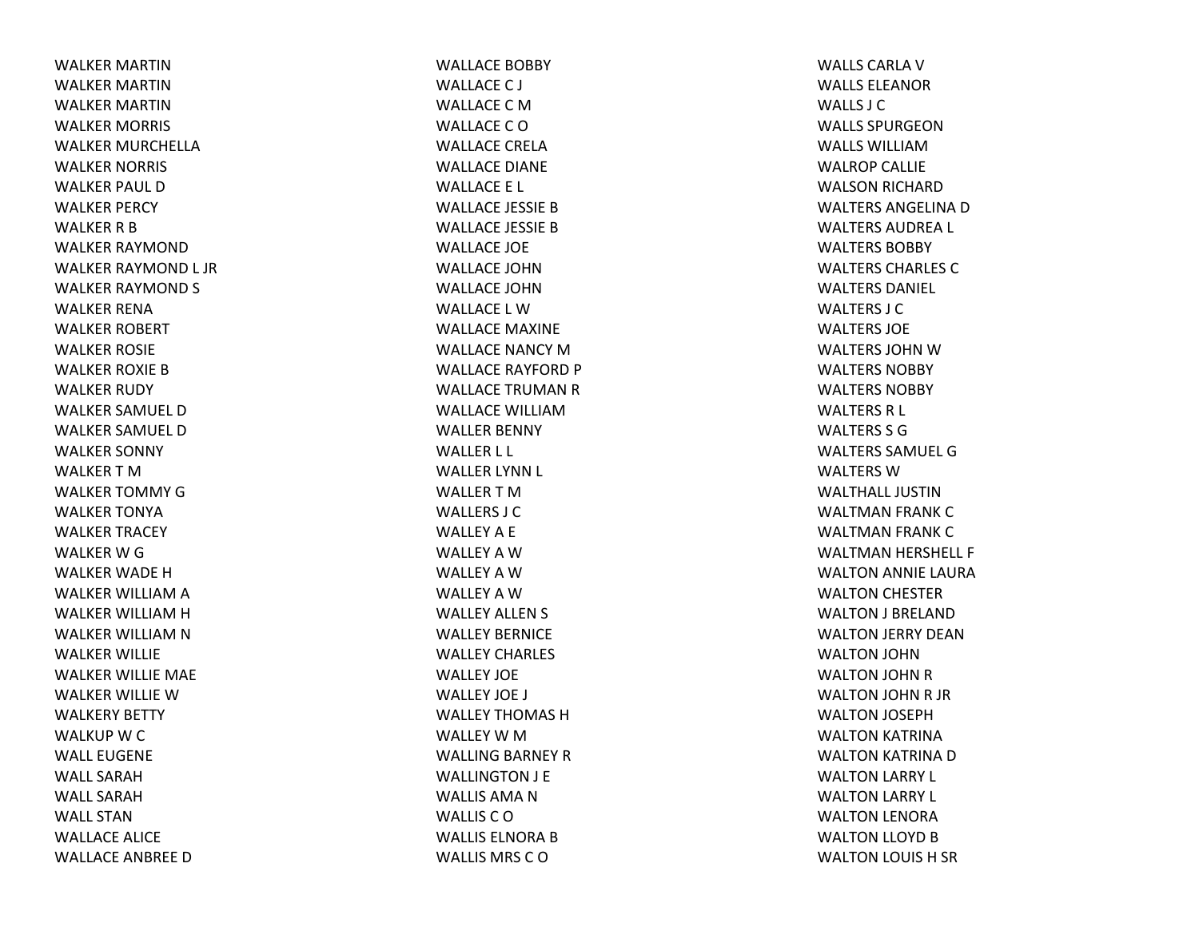WALKER MARTIN
WALKER MARTIN
WALKER MARTIN
WALKER MORRIS
WALKER MURCHELLA
WALKER NORRIS
WALKER PAUL D
WALKER PERCY
WALKER R B
WALKER RAYMOND
WALKER RAYMOND L JR
WALKER RAYMOND S
WALKER RENA
WALKER ROBERT
WALKER ROSIE
WALKER ROXIE B
WALKER RUDY
WALKER SAMUEL D
WALKER SAMUEL D
WALKER SONNY
WALKER T M
WALKER TOMMY G
WALKER TONYA
WALKER TRACEY
WALKER W G
WALKER WADE H
WALKER WILLIAM A
WALKER WILLIAM H
WALKER WILLIAM N
WALKER WILLIE
WALKER WILLIE MAE
WALKER WILLIE W
WALKERY BETTY
WALKUP W C
WALL EUGENE
WALL SARAH
WALL SARAH
WALL STAN
WALLACE ALICE
WALLACE ANBREE D
WALLACE BOBBY
WALLACE C J
WALLACE C M
WALLACE C O
WALLACE CRELA
WALLACE DIANE
WALLACE E L
WALLACE JESSIE B
WALLACE JESSIE B
WALLACE JOE
WALLACE JOHN
WALLACE JOHN
WALLACE L W
WALLACE MAXINE
WALLACE NANCY M
WALLACE RAYFORD P
WALLACE TRUMAN R
WALLACE WILLIAM
WALLER BENNY
WALLER L L
WALLER LYNN L
WALLER T M
WALLERS J C
WALLEY A E
WALLEY A W
WALLEY A W
WALLEY A W
WALLEY ALLEN S
WALLEY BERNICE
WALLEY CHARLES
WALLEY JOE
WALLEY JOE J
WALLEY THOMAS H
WALLEY W M
WALLING BARNEY R
WALLINGTON J E
WALLIS AMA N
WALLIS C O
WALLIS ELNORA B
WALLIS MRS C O
WALLS CARLA V
WALLS ELEANOR
WALLS J C
WALLS SPURGEON
WALLS WILLIAM
WALROP CALLIE
WALSON RICHARD
WALTERS ANGELINA D
WALTERS AUDREA L
WALTERS BOBBY
WALTERS CHARLES C
WALTERS DANIEL
WALTERS J C
WALTERS JOE
WALTERS JOHN W
WALTERS NOBBY
WALTERS NOBBY
WALTERS R L
WALTERS S G
WALTERS SAMUEL G
WALTERS W
WALTHALL JUSTIN
WALTMAN FRANK C
WALTMAN FRANK C
WALTMAN HERSHELL F
WALTON ANNIE LAURA
WALTON CHESTER
WALTON J BRELAND
WALTON JERRY DEAN
WALTON JOHN
WALTON JOHN R
WALTON JOHN R JR
WALTON JOSEPH
WALTON KATRINA
WALTON KATRINA D
WALTON LARRY L
WALTON LARRY L
WALTON LENORA
WALTON LLOYD B
WALTON LOUIS H SR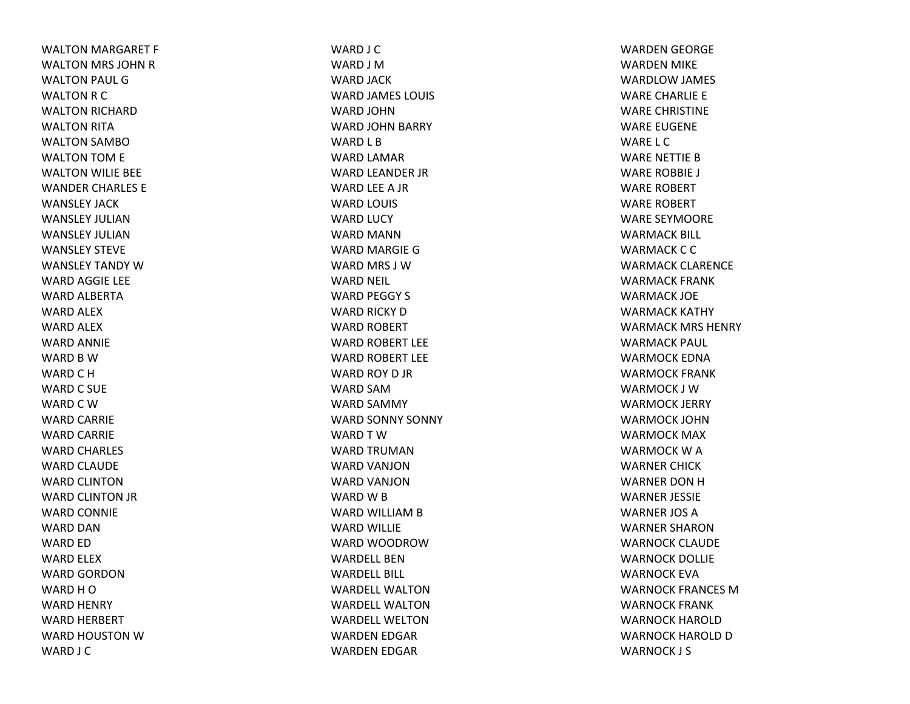WALTON MARGARET F
WALTON MRS JOHN R
WALTON PAUL G
WALTON R C
WALTON RICHARD
WALTON RITA
WALTON SAMBO
WALTON TOM E
WALTON WILIE BEE
WANDER CHARLES E
WANSLEY JACK
WANSLEY JULIAN
WANSLEY JULIAN
WANSLEY STEVE
WANSLEY TANDY W
WARD AGGIE LEE
WARD ALBERTA
WARD ALEX
WARD ALEX
WARD ANNIE
WARD B W
WARD C H
WARD C SUE
WARD C W
WARD CARRIE
WARD CARRIE
WARD CHARLES
WARD CLAUDE
WARD CLINTON
WARD CLINTON JR
WARD CONNIE
WARD DAN
WARD ED
WARD ELEX
WARD GORDON
WARD H O
WARD HENRY
WARD HERBERT
WARD HOUSTON W
WARD J C
WARD J C
WARD J M
WARD JACK
WARD JAMES LOUIS
WARD JOHN
WARD JOHN BARRY
WARD L B
WARD LAMAR
WARD LEANDER JR
WARD LEE A JR
WARD LOUIS
WARD LUCY
WARD MANN
WARD MARGIE G
WARD MRS J W
WARD NEIL
WARD PEGGY S
WARD RICKY D
WARD ROBERT
WARD ROBERT LEE
WARD ROBERT LEE
WARD ROY D JR
WARD SAM
WARD SAMMY
WARD SONNY SONNY
WARD T W
WARD TRUMAN
WARD VANJON
WARD VANJON
WARD W B
WARD WILLIAM B
WARD WILLIE
WARD WOODROW
WARDELL BEN
WARDELL BILL
WARDELL WALTON
WARDELL WALTON
WARDELL WELTON
WARDEN EDGAR
WARDEN EDGAR
WARDEN GEORGE
WARDEN MIKE
WARDLOW JAMES
WARE CHARLIE E
WARE CHRISTINE
WARE EUGENE
WARE L C
WARE NETTIE B
WARE ROBBIE J
WARE ROBERT
WARE ROBERT
WARE SEYMOORE
WARMACK BILL
WARMACK C C
WARMACK CLARENCE
WARMACK FRANK
WARMACK JOE
WARMACK KATHY
WARMACK MRS HENRY
WARMACK PAUL
WARMOCK EDNA
WARMOCK FRANK
WARMOCK J W
WARMOCK JERRY
WARMOCK JOHN
WARMOCK MAX
WARMOCK W A
WARNER CHICK
WARNER DON H
WARNER JESSIE
WARNER JOS A
WARNER SHARON
WARNOCK CLAUDE
WARNOCK DOLLIE
WARNOCK EVA
WARNOCK FRANCES M
WARNOCK FRANK
WARNOCK HAROLD
WARNOCK HAROLD D
WARNOCK J S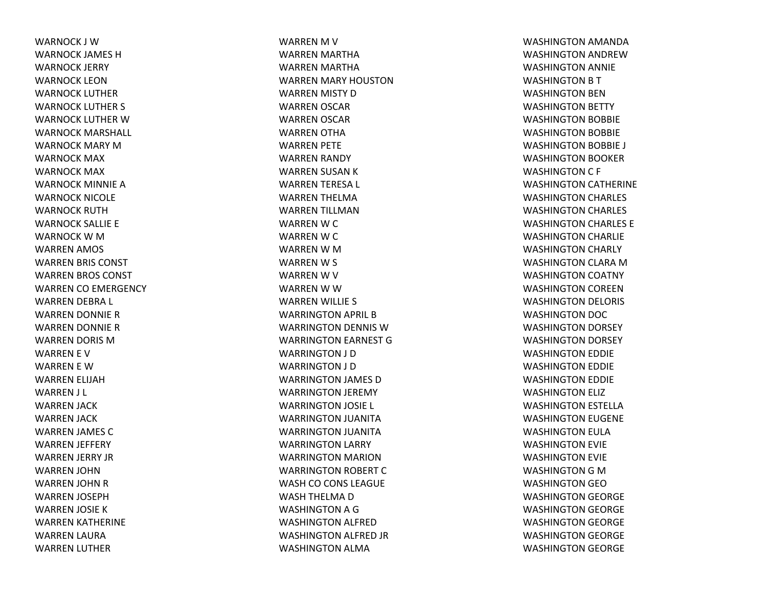WARNOCK J W
WARNOCK JAMES H
WARNOCK JERRY
WARNOCK LEON
WARNOCK LUTHER
WARNOCK LUTHER S
WARNOCK LUTHER W
WARNOCK MARSHALL
WARNOCK MARY M
WARNOCK MAX
WARNOCK MAX
WARNOCK MINNIE A
WARNOCK NICOLE
WARNOCK RUTH
WARNOCK SALLIE E
WARNOCK W M
WARREN AMOS
WARREN BRIS CONST
WARREN BROS CONST
WARREN CO EMERGENCY
WARREN DEBRA L
WARREN DONNIE R
WARREN DONNIE R
WARREN DORIS M
WARREN E V
WARREN E W
WARREN ELIJAH
WARREN J L
WARREN JACK
WARREN JACK
WARREN JAMES C
WARREN JEFFERY
WARREN JERRY JR
WARREN JOHN
WARREN JOHN R
WARREN JOSEPH
WARREN JOSIE K
WARREN KATHERINE
WARREN LAURA
WARREN LUTHER
WARREN M V
WARREN MARTHA
WARREN MARTHA
WARREN MARY HOUSTON
WARREN MISTY D
WARREN OSCAR
WARREN OSCAR
WARREN OTHA
WARREN PETE
WARREN RANDY
WARREN SUSAN K
WARREN TERESA L
WARREN THELMA
WARREN TILLMAN
WARREN W C
WARREN W C
WARREN W M
WARREN W S
WARREN W V
WARREN W W
WARREN WILLIE S
WARRINGTON APRIL B
WARRINGTON DENNIS W
WARRINGTON EARNEST G
WARRINGTON J D
WARRINGTON J D
WARRINGTON JAMES D
WARRINGTON JEREMY
WARRINGTON JOSIE L
WARRINGTON JUANITA
WARRINGTON JUANITA
WARRINGTON LARRY
WARRINGTON MARION
WARRINGTON ROBERT C
WASH CO CONS LEAGUE
WASH THELMA D
WASHINGTON A G
WASHINGTON ALFRED
WASHINGTON ALFRED JR
WASHINGTON ALMA
WASHINGTON AMANDA
WASHINGTON ANDREW
WASHINGTON ANNIE
WASHINGTON B T
WASHINGTON BEN
WASHINGTON BETTY
WASHINGTON BOBBIE
WASHINGTON BOBBIE
WASHINGTON BOBBIE J
WASHINGTON BOOKER
WASHINGTON C F
WASHINGTON CATHERINE
WASHINGTON CHARLES
WASHINGTON CHARLES
WASHINGTON CHARLES E
WASHINGTON CHARLIE
WASHINGTON CHARLY
WASHINGTON CLARA M
WASHINGTON COATNY
WASHINGTON COREEN
WASHINGTON DELORIS
WASHINGTON DOC
WASHINGTON DORSEY
WASHINGTON DORSEY
WASHINGTON EDDIE
WASHINGTON EDDIE
WASHINGTON EDDIE
WASHINGTON ELIZ
WASHINGTON ESTELLA
WASHINGTON EUGENE
WASHINGTON EULA
WASHINGTON EVIE
WASHINGTON EVIE
WASHINGTON G M
WASHINGTON GEO
WASHINGTON GEORGE
WASHINGTON GEORGE
WASHINGTON GEORGE
WASHINGTON GEORGE
WASHINGTON GEORGE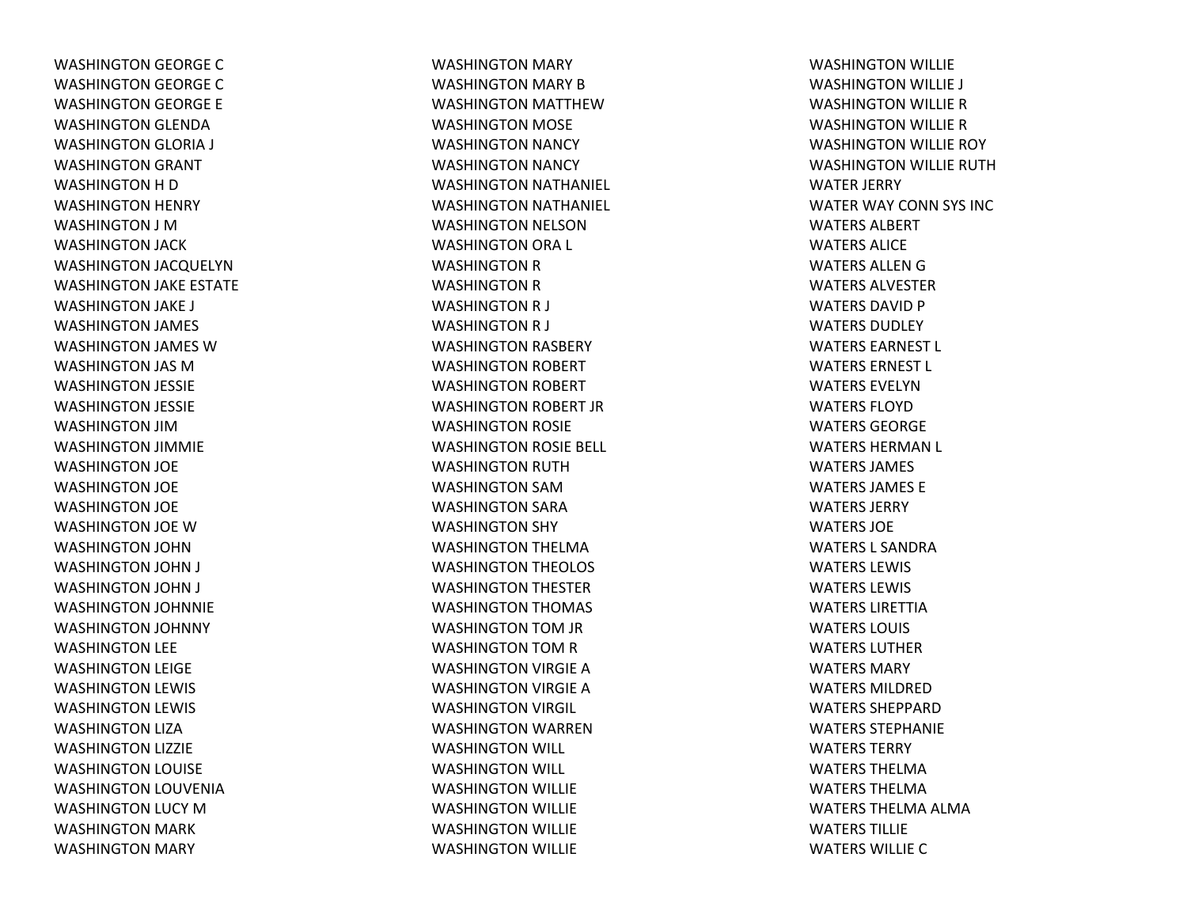WASHINGTON GEORGE C
WASHINGTON GEORGE C
WASHINGTON GEORGE E
WASHINGTON GLENDA
WASHINGTON GLORIA J
WASHINGTON GRANT
WASHINGTON H D
WASHINGTON HENRY
WASHINGTON J M
WASHINGTON JACK
WASHINGTON JACQUELYN
WASHINGTON JAKE ESTATE
WASHINGTON JAKE J
WASHINGTON JAMES
WASHINGTON JAMES W
WASHINGTON JAS M
WASHINGTON JESSIE
WASHINGTON JESSIE
WASHINGTON JIM
WASHINGTON JIMMIE
WASHINGTON JOE
WASHINGTON JOE
WASHINGTON JOE
WASHINGTON JOE W
WASHINGTON JOHN
WASHINGTON JOHN J
WASHINGTON JOHN J
WASHINGTON JOHNNIE
WASHINGTON JOHNNY
WASHINGTON LEE
WASHINGTON LEIGE
WASHINGTON LEWIS
WASHINGTON LEWIS
WASHINGTON LIZA
WASHINGTON LIZZIE
WASHINGTON LOUISE
WASHINGTON LOUVENIA
WASHINGTON LUCY M
WASHINGTON MARK
WASHINGTON MARY
WASHINGTON MARY
WASHINGTON MARY B
WASHINGTON MATTHEW
WASHINGTON MOSE
WASHINGTON NANCY
WASHINGTON NANCY
WASHINGTON NATHANIEL
WASHINGTON NATHANIEL
WASHINGTON NELSON
WASHINGTON ORA L
WASHINGTON R
WASHINGTON R
WASHINGTON R J
WASHINGTON R J
WASHINGTON RASBERY
WASHINGTON ROBERT
WASHINGTON ROBERT
WASHINGTON ROBERT JR
WASHINGTON ROSIE
WASHINGTON ROSIE BELL
WASHINGTON RUTH
WASHINGTON SAM
WASHINGTON SARA
WASHINGTON SHY
WASHINGTON THELMA
WASHINGTON THEOLOS
WASHINGTON THESTER
WASHINGTON THOMAS
WASHINGTON TOM JR
WASHINGTON TOM R
WASHINGTON VIRGIE A
WASHINGTON VIRGIE A
WASHINGTON VIRGIL
WASHINGTON WARREN
WASHINGTON WILL
WASHINGTON WILL
WASHINGTON WILLIE
WASHINGTON WILLIE
WASHINGTON WILLIE
WASHINGTON WILLIE
WASHINGTON WILLIE
WASHINGTON WILLIE J
WASHINGTON WILLIE R
WASHINGTON WILLIE R
WASHINGTON WILLIE ROY
WASHINGTON WILLIE RUTH
WATER JERRY
WATER WAY CONN SYS INC
WATERS ALBERT
WATERS ALICE
WATERS ALLEN G
WATERS ALVESTER
WATERS DAVID P
WATERS DUDLEY
WATERS EARNEST L
WATERS ERNEST L
WATERS EVELYN
WATERS FLOYD
WATERS GEORGE
WATERS HERMAN L
WATERS JAMES
WATERS JAMES E
WATERS JERRY
WATERS JOE
WATERS L SANDRA
WATERS LEWIS
WATERS LEWIS
WATERS LIRETTIA
WATERS LOUIS
WATERS LUTHER
WATERS MARY
WATERS MILDRED
WATERS SHEPPARD
WATERS STEPHANIE
WATERS TERRY
WATERS THELMA
WATERS THELMA
WATERS THELMA ALMA
WATERS TILLIE
WATERS WILLIE C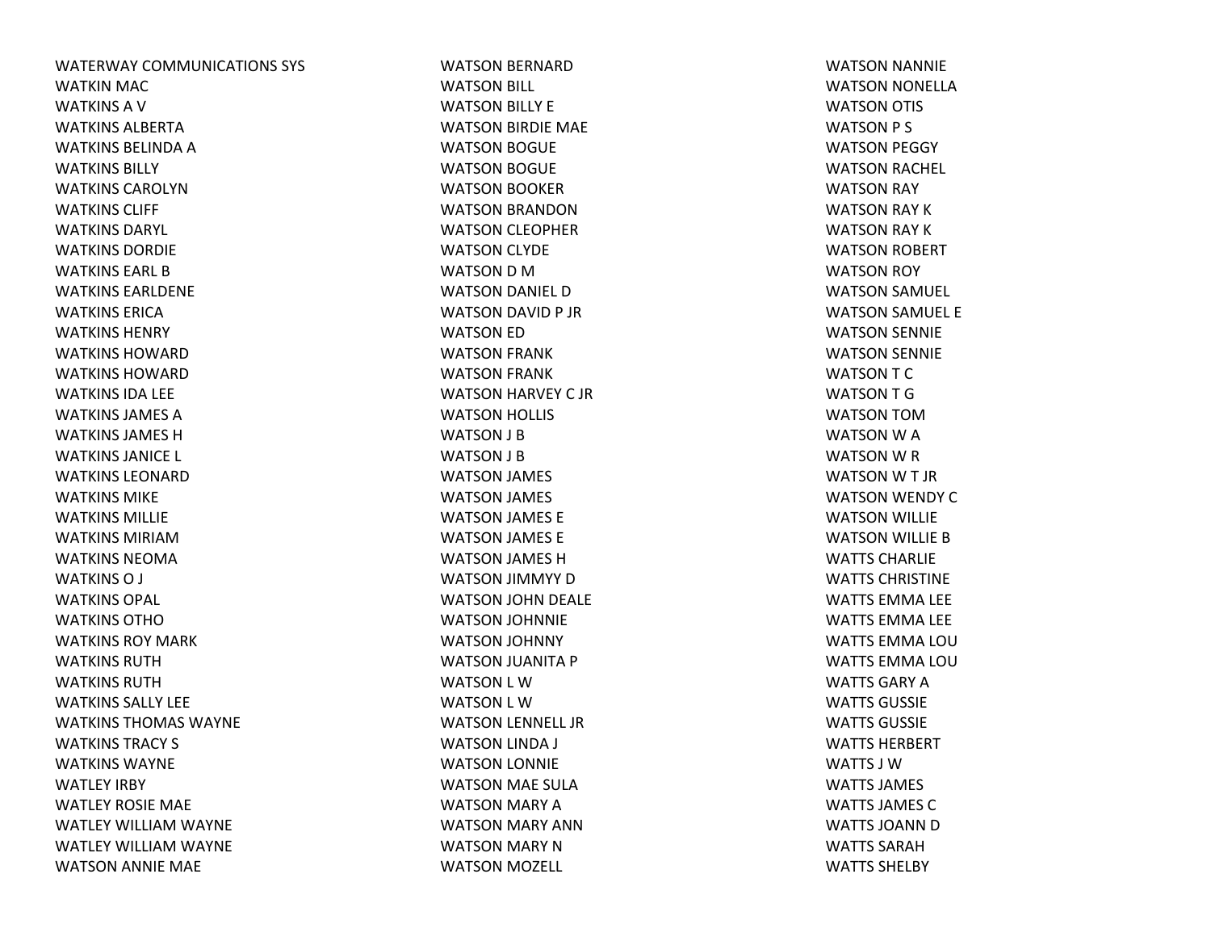WATERWAY COMMUNICATIONS SYS
WATKIN MAC
WATKINS A V
WATKINS ALBERTA
WATKINS BELINDA A
WATKINS BILLY
WATKINS CAROLYN
WATKINS CLIFF
WATKINS DARYL
WATKINS DORDIE
WATKINS EARL B
WATKINS EARLDENE
WATKINS ERICA
WATKINS HENRY
WATKINS HOWARD
WATKINS HOWARD
WATKINS IDA LEE
WATKINS JAMES A
WATKINS JAMES H
WATKINS JANICE L
WATKINS LEONARD
WATKINS MIKE
WATKINS MILLIE
WATKINS MIRIAM
WATKINS NEOMA
WATKINS O J
WATKINS OPAL
WATKINS OTHO
WATKINS ROY MARK
WATKINS RUTH
WATKINS RUTH
WATKINS SALLY LEE
WATKINS THOMAS WAYNE
WATKINS TRACY S
WATKINS WAYNE
WATLEY IRBY
WATLEY ROSIE MAE
WATLEY WILLIAM WAYNE
WATLEY WILLIAM WAYNE
WATSON ANNIE MAE
WATSON BERNARD
WATSON BILL
WATSON BILLY E
WATSON BIRDIE MAE
WATSON BOGUE
WATSON BOGUE
WATSON BOOKER
WATSON BRANDON
WATSON CLEOPHER
WATSON CLYDE
WATSON D M
WATSON DANIEL D
WATSON DAVID P JR
WATSON ED
WATSON FRANK
WATSON FRANK
WATSON HARVEY C JR
WATSON HOLLIS
WATSON J B
WATSON J B
WATSON JAMES
WATSON JAMES
WATSON JAMES E
WATSON JAMES E
WATSON JAMES H
WATSON JIMMYY D
WATSON JOHN DEALE
WATSON JOHNNIE
WATSON JOHNNY
WATSON JUANITA P
WATSON L W
WATSON L W
WATSON LENNELL JR
WATSON LINDA J
WATSON LONNIE
WATSON MAE SULA
WATSON MARY A
WATSON MARY ANN
WATSON MARY N
WATSON MOZELL
WATSON NANNIE
WATSON NONELLA
WATSON OTIS
WATSON P S
WATSON PEGGY
WATSON RACHEL
WATSON RAY
WATSON RAY K
WATSON RAY K
WATSON ROBERT
WATSON ROY
WATSON SAMUEL
WATSON SAMUEL E
WATSON SENNIE
WATSON SENNIE
WATSON T C
WATSON T G
WATSON TOM
WATSON W A
WATSON W R
WATSON W T JR
WATSON WENDY C
WATSON WILLIE
WATSON WILLIE B
WATTS CHARLIE
WATTS CHRISTINE
WATTS EMMA LEE
WATTS EMMA LEE
WATTS EMMA LOU
WATTS EMMA LOU
WATTS GARY A
WATTS GUSSIE
WATTS GUSSIE
WATTS HERBERT
WATTS J W
WATTS JAMES
WATTS JAMES C
WATTS JOANN D
WATTS SARAH
WATTS SHELBY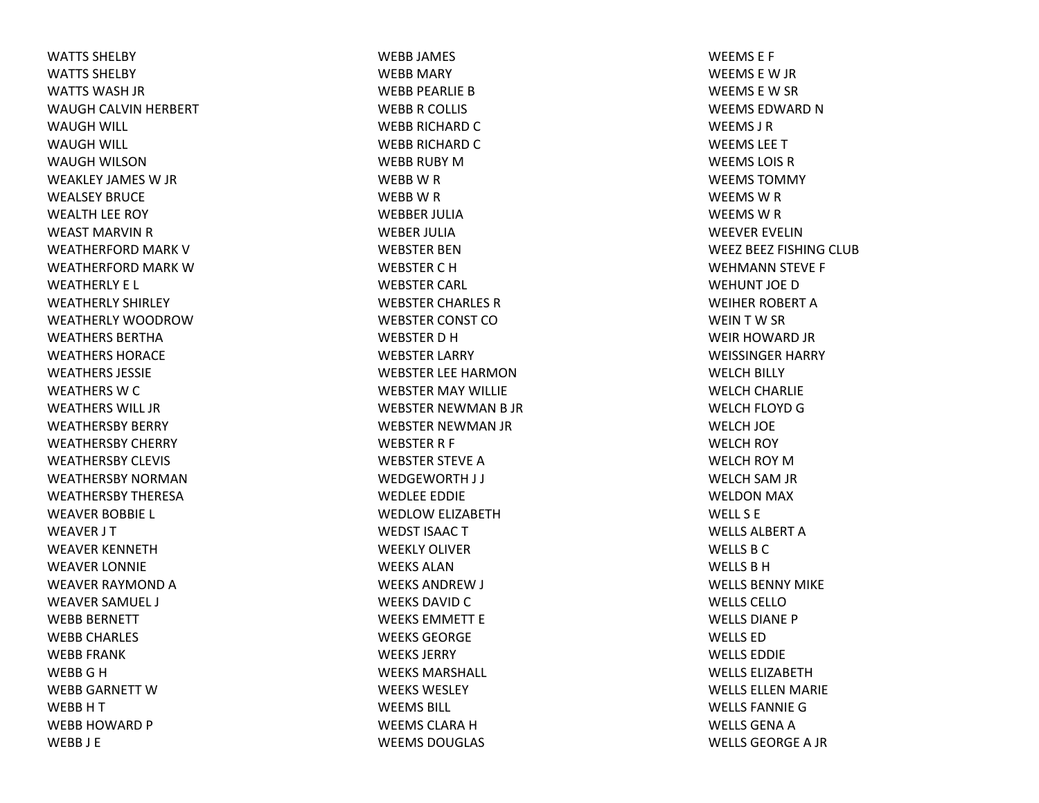WATTS SHELBY
WATTS SHELBY
WATTS WASH JR
WAUGH CALVIN HERBERT
WAUGH WILL
WAUGH WILL
WAUGH WILSON
WEAKLEY JAMES W JR
WEALSEY BRUCE
WEALTH LEE ROY
WEAST MARVIN R
WEATHERFORD MARK V
WEATHERFORD MARK W
WEATHERLY E L
WEATHERLY SHIRLEY
WEATHERLY WOODROW
WEATHERS BERTHA
WEATHERS HORACE
WEATHERS JESSIE
WEATHERS W C
WEATHERS WILL JR
WEATHERSBY BERRY
WEATHERSBY CHERRY
WEATHERSBY CLEVIS
WEATHERSBY NORMAN
WEATHERSBY THERESA
WEAVER BOBBIE L
WEAVER J T
WEAVER KENNETH
WEAVER LONNIE
WEAVER RAYMOND A
WEAVER SAMUEL J
WEBB BERNETT
WEBB CHARLES
WEBB FRANK
WEBB G H
WEBB GARNETT W
WEBB H T
WEBB HOWARD P
WEBB J E
WEBB JAMES
WEBB MARY
WEBB PEARLIE B
WEBB R COLLIS
WEBB RICHARD C
WEBB RICHARD C
WEBB RUBY M
WEBB W R
WEBB W R
WEBBER JULIA
WEBER JULIA
WEBSTER BEN
WEBSTER C H
WEBSTER CARL
WEBSTER CHARLES R
WEBSTER CONST CO
WEBSTER D H
WEBSTER LARRY
WEBSTER LEE HARMON
WEBSTER MAY WILLIE
WEBSTER NEWMAN B JR
WEBSTER NEWMAN JR
WEBSTER R F
WEBSTER STEVE A
WEDGEWORTH J J
WEDLEE EDDIE
WEDLOW ELIZABETH
WEDST ISAAC T
WEEKLY OLIVER
WEEKS ALAN
WEEKS ANDREW J
WEEKS DAVID C
WEEKS EMMETT E
WEEKS GEORGE
WEEKS JERRY
WEEKS MARSHALL
WEEKS WESLEY
WEEMS BILL
WEEMS CLARA H
WEEMS DOUGLAS
WEEMS E F
WEEMS E W JR
WEEMS E W SR
WEEMS EDWARD N
WEEMS J R
WEEMS LEE T
WEEMS LOIS R
WEEMS TOMMY
WEEMS W R
WEEMS W R
WEEVER EVELIN
WEEZ BEEZ FISHING CLUB
WEHMANN STEVE F
WEHUNT JOE D
WEIHER ROBERT A
WEIN T W SR
WEIR HOWARD JR
WEISSINGER HARRY
WELCH BILLY
WELCH CHARLIE
WELCH FLOYD G
WELCH JOE
WELCH ROY
WELCH ROY M
WELCH SAM JR
WELDON MAX
WELL S E
WELLS ALBERT A
WELLS B C
WELLS B H
WELLS BENNY MIKE
WELLS CELLO
WELLS DIANE P
WELLS ED
WELLS EDDIE
WELLS ELIZABETH
WELLS ELLEN MARIE
WELLS FANNIE G
WELLS GENA A
WELLS GEORGE A JR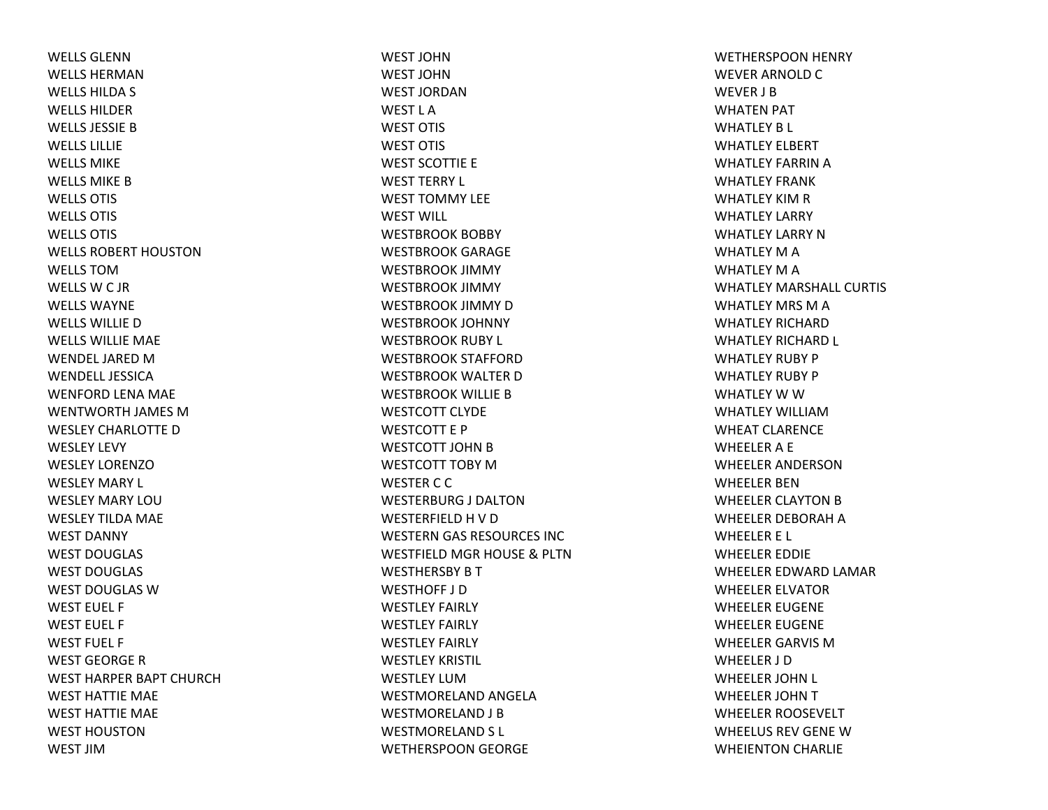WELLS GLENN
WELLS HERMAN
WELLS HILDA S
WELLS HILDER
WELLS JESSIE B
WELLS LILLIE
WELLS MIKE
WELLS MIKE B
WELLS OTIS
WELLS OTIS
WELLS OTIS
WELLS ROBERT HOUSTON
WELLS TOM
WELLS W C JR
WELLS WAYNE
WELLS WILLIE D
WELLS WILLIE MAE
WENDEL JARED M
WENDELL JESSICA
WENFORD LENA MAE
WENTWORTH JAMES M
WESLEY CHARLOTTE D
WESLEY LEVY
WESLEY LORENZO
WESLEY MARY L
WESLEY MARY LOU
WESLEY TILDA MAE
WEST DANNY
WEST DOUGLAS
WEST DOUGLAS
WEST DOUGLAS W
WEST EUEL F
WEST EUEL F
WEST FUEL F
WEST GEORGE R
WEST HARPER BAPT CHURCH
WEST HATTIE MAE
WEST HATTIE MAE
WEST HOUSTON
WEST JIM
WEST JOHN
WEST JOHN
WEST JORDAN
WEST L A
WEST OTIS
WEST OTIS
WEST SCOTTIE E
WEST TERRY L
WEST TOMMY LEE
WEST WILL
WESTBROOK BOBBY
WESTBROOK GARAGE
WESTBROOK JIMMY
WESTBROOK JIMMY
WESTBROOK JIMMY D
WESTBROOK JOHNNY
WESTBROOK RUBY L
WESTBROOK STAFFORD
WESTBROOK WALTER D
WESTBROOK WILLIE B
WESTCOTT CLYDE
WESTCOTT E P
WESTCOTT JOHN B
WESTCOTT TOBY M
WESTER C C
WESTERBURG J DALTON
WESTERFIELD H V D
WESTERN GAS RESOURCES INC
WESTFIELD MGR HOUSE & PLTN
WESTHERSBY B T
WESTHOFF J D
WESTLEY FAIRLY
WESTLEY FAIRLY
WESTLEY FAIRLY
WESTLEY KRISTIL
WESTLEY LUM
WESTMORELAND ANGELA
WESTMORELAND J B
WESTMORELAND S L
WETHERSPOON GEORGE
WETHERSPOON HENRY
WEVER ARNOLD C
WEVER J B
WHATEN PAT
WHATLEY B L
WHATLEY ELBERT
WHATLEY FARRIN A
WHATLEY FRANK
WHATLEY KIM R
WHATLEY LARRY
WHATLEY LARRY N
WHATLEY M A
WHATLEY M A
WHATLEY MARSHALL CURTIS
WHATLEY MRS M A
WHATLEY RICHARD
WHATLEY RICHARD L
WHATLEY RUBY P
WHATLEY RUBY P
WHATLEY W W
WHATLEY WILLIAM
WHEAT CLARENCE
WHEELER A E
WHEELER ANDERSON
WHEELER BEN
WHEELER CLAYTON B
WHEELER DEBORAH A
WHEELER E L
WHEELER EDDIE
WHEELER EDWARD LAMAR
WHEELER ELVATOR
WHEELER EUGENE
WHEELER EUGENE
WHEELER GARVIS M
WHEELER J D
WHEELER JOHN L
WHEELER JOHN T
WHEELER ROOSEVELT
WHEELUS REV GENE W
WHEIENTON CHARLIE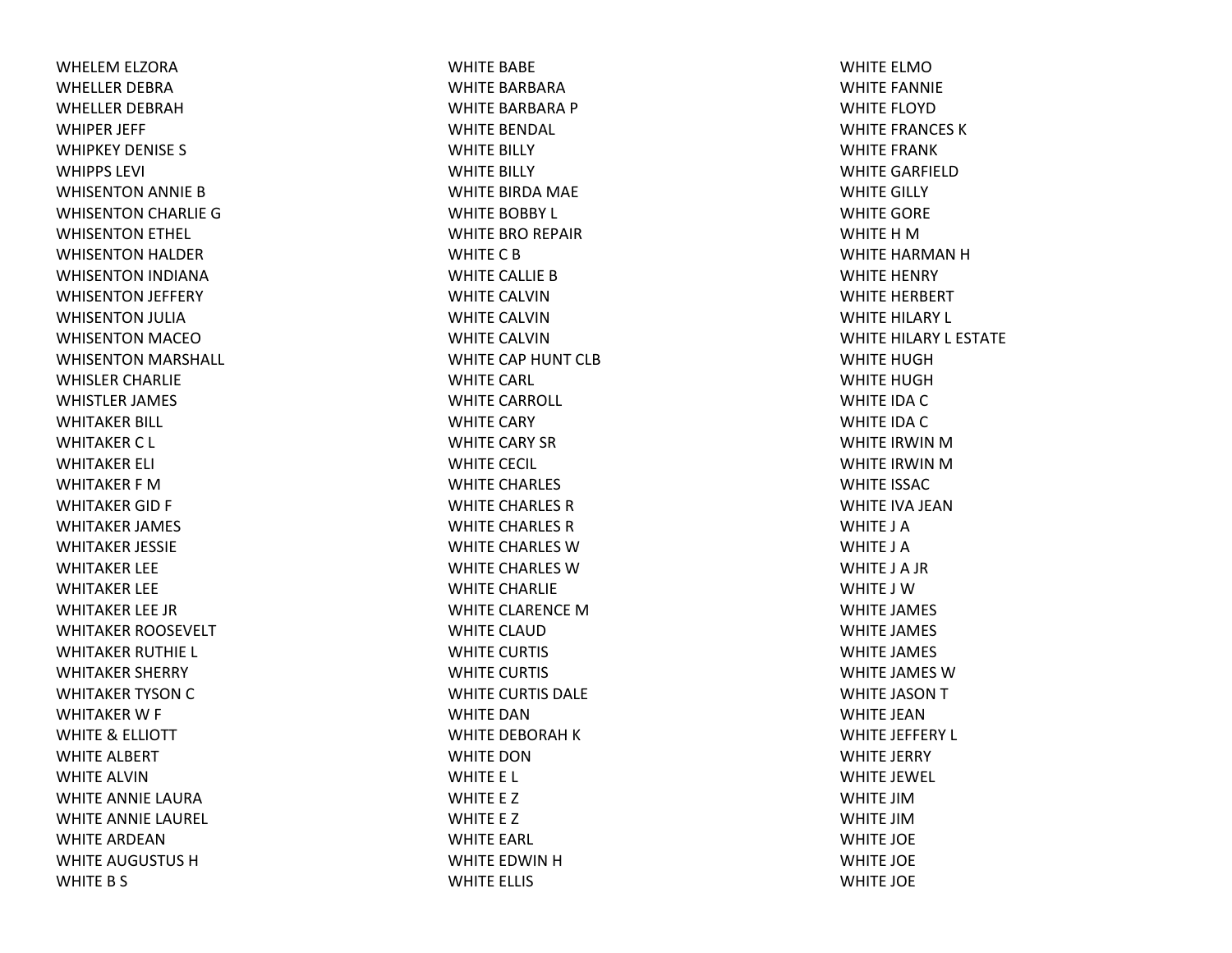WHELEM ELZORA
WHELLER DEBRA
WHELLER DEBRAH
WHIPER JEFF
WHIPKEY DENISE S
WHIPPS LEVI
WHISENTON ANNIE B
WHISENTON CHARLIE G
WHISENTON ETHEL
WHISENTON HALDER
WHISENTON INDIANA
WHISENTON JEFFERY
WHISENTON JULIA
WHISENTON MACEO
WHISENTON MARSHALL
WHISLER CHARLIE
WHISTLER JAMES
WHITAKER BILL
WHITAKER C L
WHITAKER ELI
WHITAKER F M
WHITAKER GID F
WHITAKER JAMES
WHITAKER JESSIE
WHITAKER LEE
WHITAKER LEE
WHITAKER LEE JR
WHITAKER ROOSEVELT
WHITAKER RUTHIE L
WHITAKER SHERRY
WHITAKER TYSON C
WHITAKER W F
WHITE & ELLIOTT
WHITE ALBERT
WHITE ALVIN
WHITE ANNIE LAURA
WHITE ANNIE LAUREL
WHITE ARDEAN
WHITE AUGUSTUS H
WHITE B S
WHITE BABE
WHITE BARBARA
WHITE BARBARA P
WHITE BENDAL
WHITE BILLY
WHITE BILLY
WHITE BIRDA MAE
WHITE BOBBY L
WHITE BRO REPAIR
WHITE C B
WHITE CALLIE B
WHITE CALVIN
WHITE CALVIN
WHITE CALVIN
WHITE CAP HUNT CLB
WHITE CARL
WHITE CARROLL
WHITE CARY
WHITE CARY SR
WHITE CECIL
WHITE CHARLES
WHITE CHARLES R
WHITE CHARLES R
WHITE CHARLES W
WHITE CHARLES W
WHITE CHARLIE
WHITE CLARENCE M
WHITE CLAUD
WHITE CURTIS
WHITE CURTIS
WHITE CURTIS DALE
WHITE DAN
WHITE DEBORAH K
WHITE DON
WHITE E L
WHITE E Z
WHITE E Z
WHITE EARL
WHITE EDWIN H
WHITE ELLIS
WHITE ELMO
WHITE FANNIE
WHITE FLOYD
WHITE FRANCES K
WHITE FRANK
WHITE GARFIELD
WHITE GILLY
WHITE GORE
WHITE H M
WHITE HARMAN H
WHITE HENRY
WHITE HERBERT
WHITE HILARY L
WHITE HILARY L ESTATE
WHITE HUGH
WHITE HUGH
WHITE IDA C
WHITE IDA C
WHITE IRWIN M
WHITE IRWIN M
WHITE ISSAC
WHITE IVA JEAN
WHITE J A
WHITE J A
WHITE J A JR
WHITE J W
WHITE JAMES
WHITE JAMES
WHITE JAMES
WHITE JAMES W
WHITE JASON T
WHITE JEAN
WHITE JEFFERY L
WHITE JERRY
WHITE JEWEL
WHITE JIM
WHITE JIM
WHITE JOE
WHITE JOE
WHITE JOE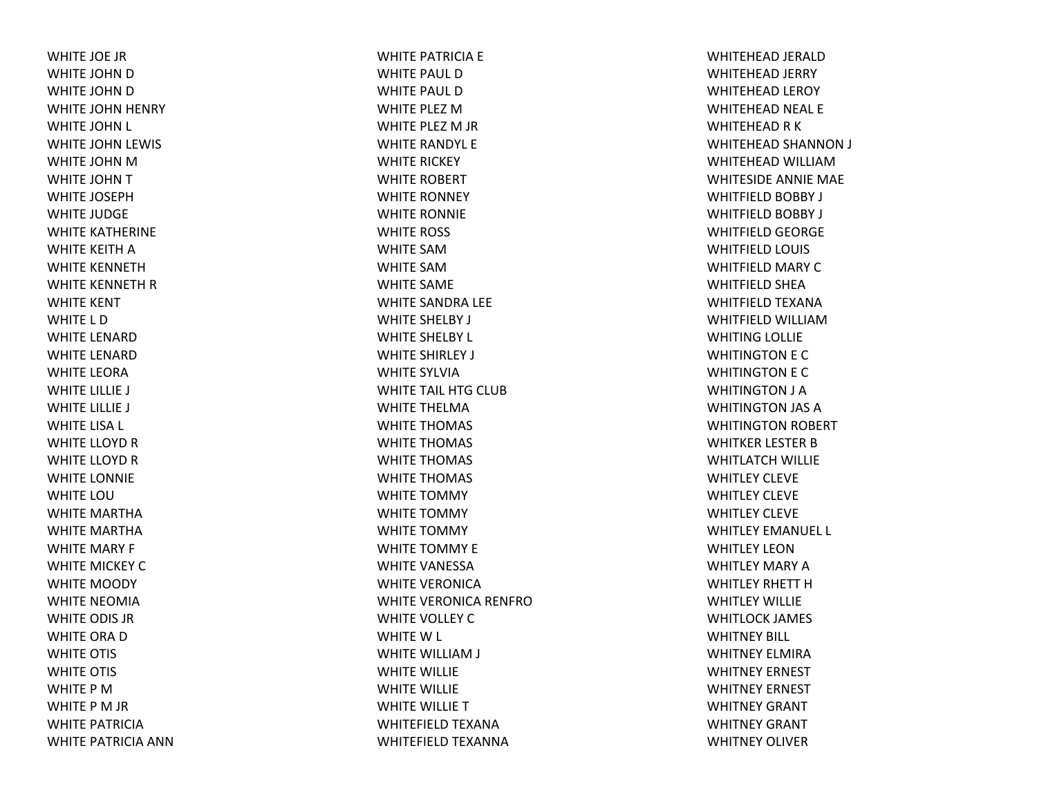WHITE JOE JR
WHITE JOHN D
WHITE JOHN D
WHITE JOHN HENRY
WHITE JOHN L
WHITE JOHN LEWIS
WHITE JOHN M
WHITE JOHN T
WHITE JOSEPH
WHITE JUDGE
WHITE KATHERINE
WHITE KEITH A
WHITE KENNETH
WHITE KENNETH R
WHITE KENT
WHITE L D
WHITE LENARD
WHITE LENARD
WHITE LEORA
WHITE LILLIE J
WHITE LILLIE J
WHITE LISA L
WHITE LLOYD R
WHITE LLOYD R
WHITE LONNIE
WHITE LOU
WHITE MARTHA
WHITE MARTHA
WHITE MARY F
WHITE MICKEY C
WHITE MOODY
WHITE NEOMIA
WHITE ODIS JR
WHITE ORA D
WHITE OTIS
WHITE OTIS
WHITE P M
WHITE P M JR
WHITE PATRICIA
WHITE PATRICIA ANN
WHITE PATRICIA E
WHITE PAUL D
WHITE PAUL D
WHITE PLEZ M
WHITE PLEZ M JR
WHITE RANDYL E
WHITE RICKEY
WHITE ROBERT
WHITE RONNEY
WHITE RONNIE
WHITE ROSS
WHITE SAM
WHITE SAM
WHITE SAME
WHITE SANDRA LEE
WHITE SHELBY J
WHITE SHELBY L
WHITE SHIRLEY J
WHITE SYLVIA
WHITE TAIL HTG CLUB
WHITE THELMA
WHITE THOMAS
WHITE THOMAS
WHITE THOMAS
WHITE THOMAS
WHITE TOMMY
WHITE TOMMY
WHITE TOMMY
WHITE TOMMY E
WHITE VANESSA
WHITE VERONICA
WHITE VERONICA RENFRO
WHITE VOLLEY C
WHITE W L
WHITE WILLIAM J
WHITE WILLIE
WHITE WILLIE
WHITE WILLIE T
WHITEFIELD TEXANA
WHITEFIELD TEXANNA
WHITEHEAD JERALD
WHITEHEAD JERRY
WHITEHEAD LEROY
WHITEHEAD NEAL E
WHITEHEAD R K
WHITEHEAD SHANNON J
WHITEHEAD WILLIAM
WHITESIDE ANNIE MAE
WHITFIELD BOBBY J
WHITFIELD BOBBY J
WHITFIELD GEORGE
WHITFIELD LOUIS
WHITFIELD MARY C
WHITFIELD SHEA
WHITFIELD TEXANA
WHITFIELD WILLIAM
WHITING LOLLIE
WHITINGTON E C
WHITINGTON E C
WHITINGTON J A
WHITINGTON JAS A
WHITINGTON ROBERT
WHITKER LESTER B
WHITLATCH WILLIE
WHITLEY CLEVE
WHITLEY CLEVE
WHITLEY CLEVE
WHITLEY EMANUEL L
WHITLEY LEON
WHITLEY MARY A
WHITLEY RHETT H
WHITLEY WILLIE
WHITLOCK JAMES
WHITNEY BILL
WHITNEY ELMIRA
WHITNEY ERNEST
WHITNEY ERNEST
WHITNEY GRANT
WHITNEY GRANT
WHITNEY OLIVER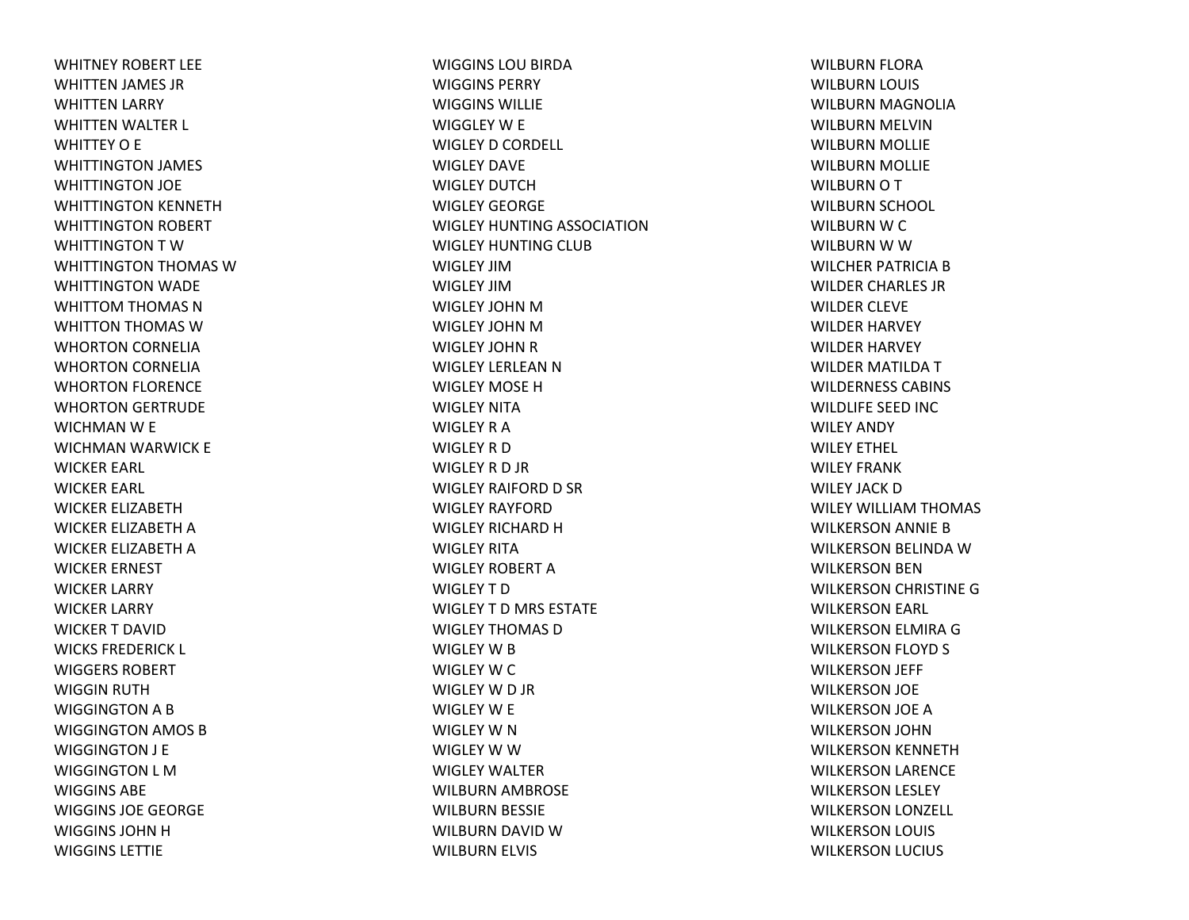WHITNEY ROBERT LEE
WHITTEN JAMES JR
WHITTEN LARRY
WHITTEN WALTER L
WHITTEY O E
WHITTINGTON JAMES
WHITTINGTON JOE
WHITTINGTON KENNETH
WHITTINGTON ROBERT
WHITTINGTON T W
WHITTINGTON THOMAS W
WHITTINGTON WADE
WHITTOM THOMAS N
WHITTON THOMAS W
WHORTON CORNELIA
WHORTON CORNELIA
WHORTON FLORENCE
WHORTON GERTRUDE
WICHMAN W E
WICHMAN WARWICK E
WICKER EARL
WICKER EARL
WICKER ELIZABETH
WICKER ELIZABETH A
WICKER ELIZABETH A
WICKER ERNEST
WICKER LARRY
WICKER LARRY
WICKER T DAVID
WICKS FREDERICK L
WIGGERS ROBERT
WIGGIN RUTH
WIGGINGTON A B
WIGGINGTON AMOS B
WIGGINGTON J E
WIGGINGTON L M
WIGGINS ABE
WIGGINS JOE GEORGE
WIGGINS JOHN H
WIGGINS LETTIE
WIGGINS LOU BIRDA
WIGGINS PERRY
WIGGINS WILLIE
WIGGLEY W E
WIGLEY D CORDELL
WIGLEY DAVE
WIGLEY DUTCH
WIGLEY GEORGE
WIGLEY HUNTING ASSOCIATION
WIGLEY HUNTING CLUB
WIGLEY JIM
WIGLEY JIM
WIGLEY JOHN M
WIGLEY JOHN M
WIGLEY JOHN R
WIGLEY LERLEAN N
WIGLEY MOSE H
WIGLEY NITA
WIGLEY R A
WIGLEY R D
WIGLEY R D JR
WIGLEY RAIFORD D SR
WIGLEY RAYFORD
WIGLEY RICHARD H
WIGLEY RITA
WIGLEY ROBERT A
WIGLEY T D
WIGLEY T D MRS ESTATE
WIGLEY THOMAS D
WIGLEY W B
WIGLEY W C
WIGLEY W D JR
WIGLEY W E
WIGLEY W N
WIGLEY W W
WIGLEY WALTER
WILBURN AMBROSE
WILBURN BESSIE
WILBURN DAVID W
WILBURN ELVIS
WILBURN FLORA
WILBURN LOUIS
WILBURN MAGNOLIA
WILBURN MELVIN
WILBURN MOLLIE
WILBURN MOLLIE
WILBURN O T
WILBURN SCHOOL
WILBURN W C
WILBURN W W
WILCHER PATRICIA B
WILDER CHARLES JR
WILDER CLEVE
WILDER HARVEY
WILDER HARVEY
WILDER MATILDA T
WILDERNESS CABINS
WILDLIFE SEED INC
WILEY ANDY
WILEY ETHEL
WILEY FRANK
WILEY JACK D
WILEY WILLIAM THOMAS
WILKERSON ANNIE B
WILKERSON BELINDA W
WILKERSON BEN
WILKERSON CHRISTINE G
WILKERSON EARL
WILKERSON ELMIRA G
WILKERSON FLOYD S
WILKERSON JEFF
WILKERSON JOE
WILKERSON JOE A
WILKERSON JOHN
WILKERSON KENNETH
WILKERSON LARENCE
WILKERSON LESLEY
WILKERSON LONZELL
WILKERSON LOUIS
WILKERSON LUCIUS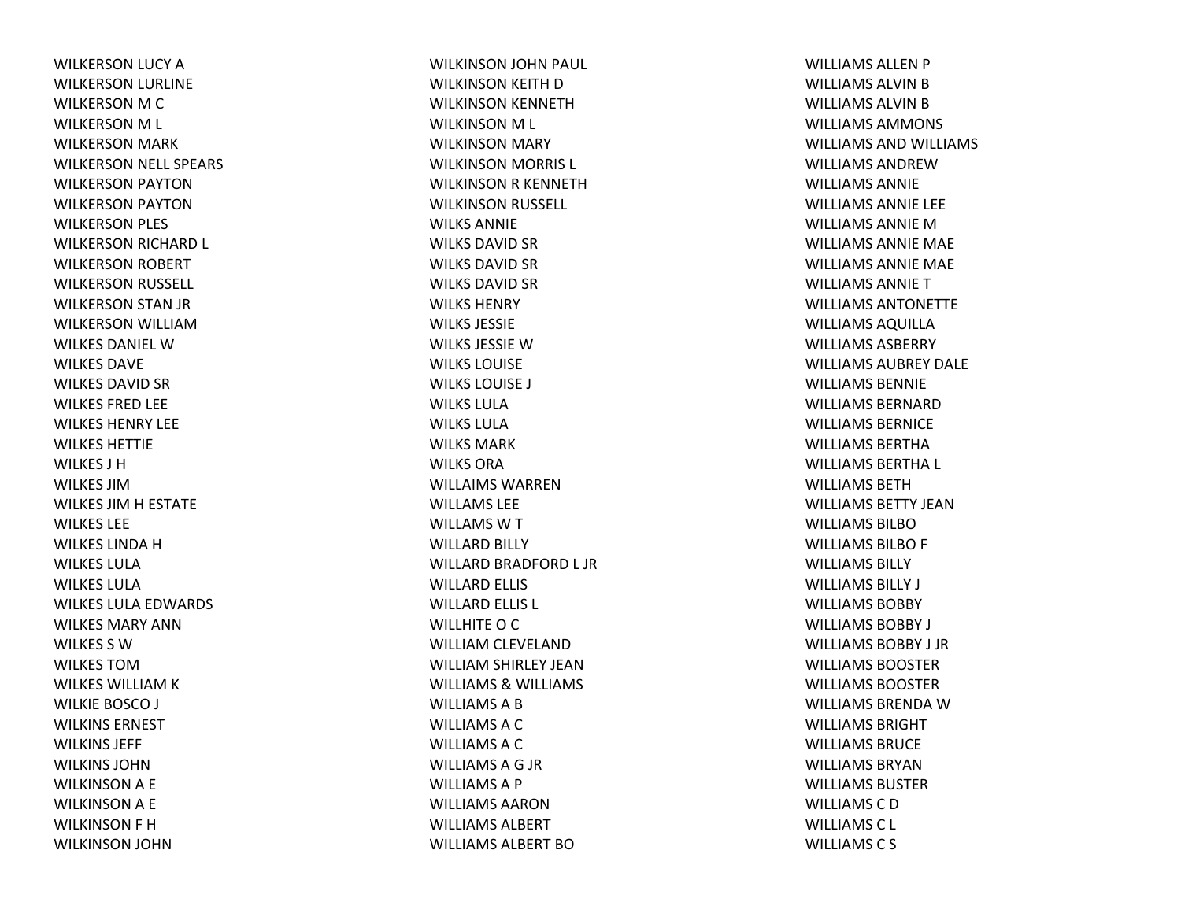WILKERSON LUCY A
WILKERSON LURLINE
WILKERSON M C
WILKERSON M L
WILKERSON MARK
WILKERSON NELL SPEARS
WILKERSON PAYTON
WILKERSON PAYTON
WILKERSON PLES
WILKERSON RICHARD L
WILKERSON ROBERT
WILKERSON RUSSELL
WILKERSON STAN JR
WILKERSON WILLIAM
WILKES DANIEL W
WILKES DAVE
WILKES DAVID SR
WILKES FRED LEE
WILKES HENRY LEE
WILKES HETTIE
WILKES J H
WILKES JIM
WILKES JIM H ESTATE
WILKES LEE
WILKES LINDA H
WILKES LULA
WILKES LULA
WILKES LULA EDWARDS
WILKES MARY ANN
WILKES S W
WILKES TOM
WILKES WILLIAM K
WILKIE BOSCO J
WILKINS ERNEST
WILKINS JEFF
WILKINS JOHN
WILKINSON A E
WILKINSON A E
WILKINSON F H
WILKINSON JOHN
WILKINSON JOHN PAUL
WILKINSON KEITH D
WILKINSON KENNETH
WILKINSON M L
WILKINSON MARY
WILKINSON MORRIS L
WILKINSON R KENNETH
WILKINSON RUSSELL
WILKS ANNIE
WILKS DAVID SR
WILKS DAVID SR
WILKS DAVID SR
WILKS HENRY
WILKS JESSIE
WILKS JESSIE W
WILKS LOUISE
WILKS LOUISE J
WILKS LULA
WILKS LULA
WILKS MARK
WILKS ORA
WILLAIMS WARREN
WILLAMS LEE
WILLAMS W T
WILLARD BILLY
WILLARD BRADFORD L JR
WILLARD ELLIS
WILLARD ELLIS L
WILLHITE O C
WILLIAM CLEVELAND
WILLIAM SHIRLEY JEAN
WILLIAMS & WILLIAMS
WILLIAMS A B
WILLIAMS A C
WILLIAMS A C
WILLIAMS A G JR
WILLIAMS A P
WILLIAMS AARON
WILLIAMS ALBERT
WILLIAMS ALBERT BO
WILLIAMS ALLEN P
WILLIAMS ALVIN B
WILLIAMS ALVIN B
WILLIAMS AMMONS
WILLIAMS AND WILLIAMS
WILLIAMS ANDREW
WILLIAMS ANNIE
WILLIAMS ANNIE LEE
WILLIAMS ANNIE M
WILLIAMS ANNIE MAE
WILLIAMS ANNIE MAE
WILLIAMS ANNIE T
WILLIAMS ANTONETTE
WILLIAMS AQUILLA
WILLIAMS ASBERRY
WILLIAMS AUBREY DALE
WILLIAMS BENNIE
WILLIAMS BERNARD
WILLIAMS BERNICE
WILLIAMS BERTHA
WILLIAMS BERTHA L
WILLIAMS BETH
WILLIAMS BETTY JEAN
WILLIAMS BILBO
WILLIAMS BILBO F
WILLIAMS BILLY
WILLIAMS BILLY J
WILLIAMS BOBBY
WILLIAMS BOBBY J
WILLIAMS BOBBY J JR
WILLIAMS BOOSTER
WILLIAMS BOOSTER
WILLIAMS BRENDA W
WILLIAMS BRIGHT
WILLIAMS BRUCE
WILLIAMS BRYAN
WILLIAMS BUSTER
WILLIAMS C D
WILLIAMS C L
WILLIAMS C S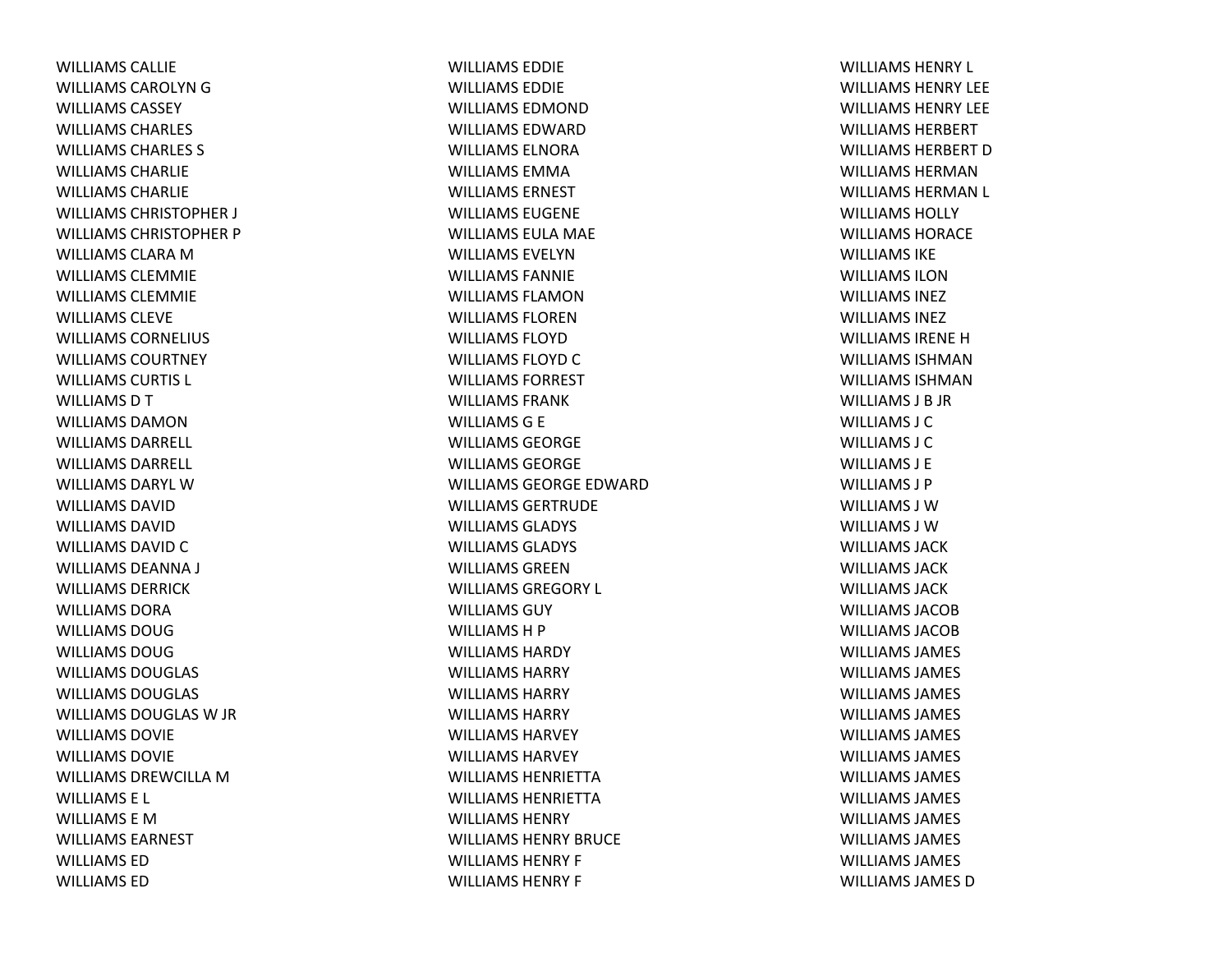WILLIAMS CALLIE
WILLIAMS CAROLYN G
WILLIAMS CASSEY
WILLIAMS CHARLES
WILLIAMS CHARLES S
WILLIAMS CHARLIE
WILLIAMS CHARLIE
WILLIAMS CHRISTOPHER J
WILLIAMS CHRISTOPHER P
WILLIAMS CLARA M
WILLIAMS CLEMMIE
WILLIAMS CLEMMIE
WILLIAMS CLEVE
WILLIAMS CORNELIUS
WILLIAMS COURTNEY
WILLIAMS CURTIS L
WILLIAMS D T
WILLIAMS DAMON
WILLIAMS DARRELL
WILLIAMS DARRELL
WILLIAMS DARYL W
WILLIAMS DAVID
WILLIAMS DAVID
WILLIAMS DAVID C
WILLIAMS DEANNA J
WILLIAMS DERRICK
WILLIAMS DORA
WILLIAMS DOUG
WILLIAMS DOUG
WILLIAMS DOUGLAS
WILLIAMS DOUGLAS
WILLIAMS DOUGLAS W JR
WILLIAMS DOVIE
WILLIAMS DOVIE
WILLIAMS DREWCILLA M
WILLIAMS E L
WILLIAMS E M
WILLIAMS EARNEST
WILLIAMS ED
WILLIAMS ED
WILLIAMS EDDIE
WILLIAMS EDDIE
WILLIAMS EDMOND
WILLIAMS EDWARD
WILLIAMS ELNORA
WILLIAMS EMMA
WILLIAMS ERNEST
WILLIAMS EUGENE
WILLIAMS EULA MAE
WILLIAMS EVELYN
WILLIAMS FANNIE
WILLIAMS FLAMON
WILLIAMS FLOREN
WILLIAMS FLOYD
WILLIAMS FLOYD C
WILLIAMS FORREST
WILLIAMS FRANK
WILLIAMS G E
WILLIAMS GEORGE
WILLIAMS GEORGE
WILLIAMS GEORGE EDWARD
WILLIAMS GERTRUDE
WILLIAMS GLADYS
WILLIAMS GLADYS
WILLIAMS GREEN
WILLIAMS GREGORY L
WILLIAMS GUY
WILLIAMS H P
WILLIAMS HARDY
WILLIAMS HARRY
WILLIAMS HARRY
WILLIAMS HARRY
WILLIAMS HARVEY
WILLIAMS HARVEY
WILLIAMS HENRIETTA
WILLIAMS HENRIETTA
WILLIAMS HENRY
WILLIAMS HENRY BRUCE
WILLIAMS HENRY F
WILLIAMS HENRY F
WILLIAMS HENRY L
WILLIAMS HENRY LEE
WILLIAMS HENRY LEE
WILLIAMS HERBERT
WILLIAMS HERBERT D
WILLIAMS HERMAN
WILLIAMS HERMAN L
WILLIAMS HOLLY
WILLIAMS HORACE
WILLIAMS IKE
WILLIAMS ILON
WILLIAMS INEZ
WILLIAMS INEZ
WILLIAMS IRENE H
WILLIAMS ISHMAN
WILLIAMS ISHMAN
WILLIAMS J B JR
WILLIAMS J C
WILLIAMS J C
WILLIAMS J E
WILLIAMS J P
WILLIAMS J W
WILLIAMS J W
WILLIAMS JACK
WILLIAMS JACK
WILLIAMS JACK
WILLIAMS JACOB
WILLIAMS JACOB
WILLIAMS JAMES
WILLIAMS JAMES
WILLIAMS JAMES
WILLIAMS JAMES
WILLIAMS JAMES
WILLIAMS JAMES
WILLIAMS JAMES
WILLIAMS JAMES
WILLIAMS JAMES
WILLIAMS JAMES
WILLIAMS JAMES
WILLIAMS JAMES D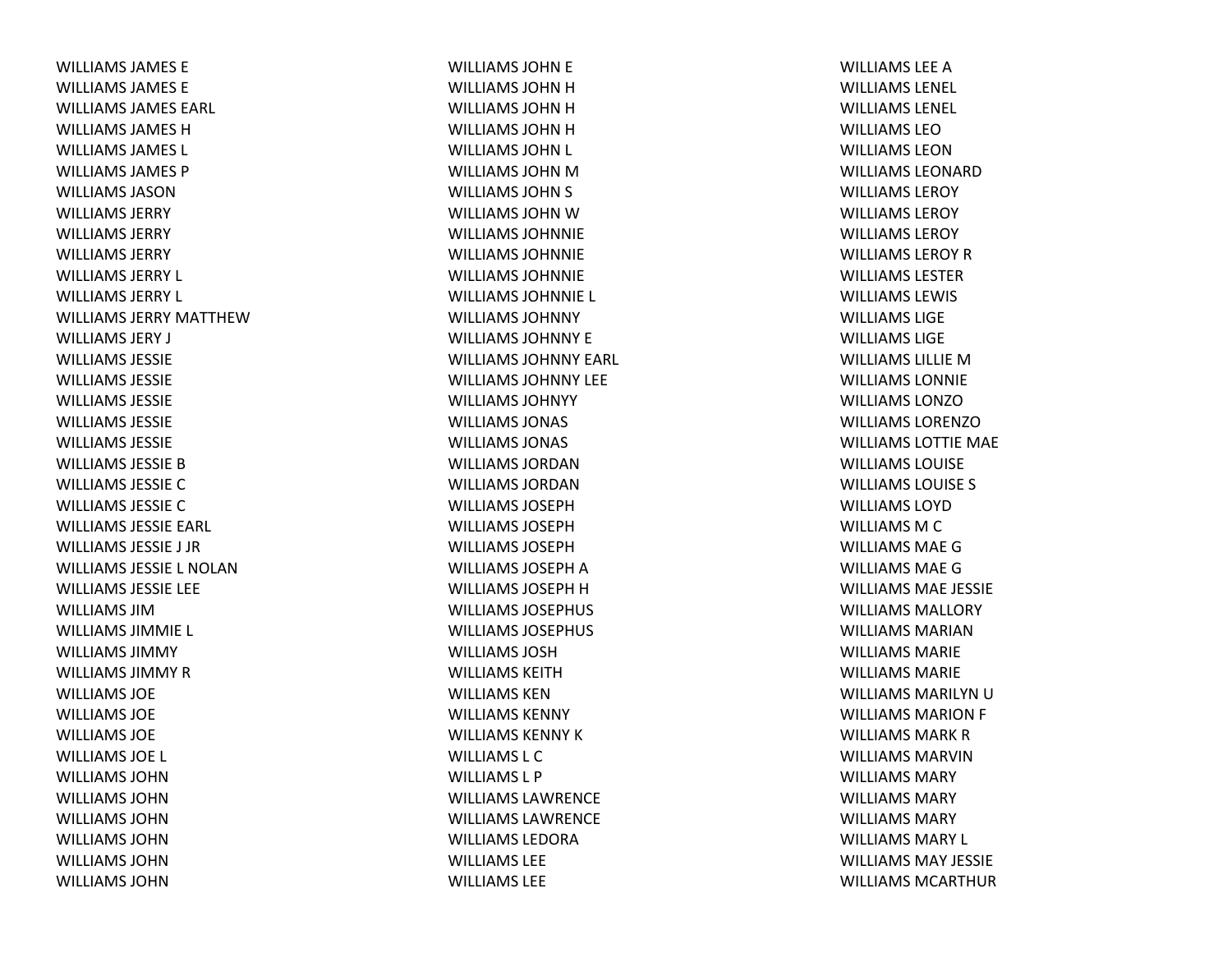WILLIAMS JAMES E
WILLIAMS JAMES E
WILLIAMS JAMES EARL
WILLIAMS JAMES H
WILLIAMS JAMES L
WILLIAMS JAMES P
WILLIAMS JASON
WILLIAMS JERRY
WILLIAMS JERRY
WILLIAMS JERRY
WILLIAMS JERRY L
WILLIAMS JERRY L
WILLIAMS JERRY MATTHEW
WILLIAMS JERY J
WILLIAMS JESSIE
WILLIAMS JESSIE
WILLIAMS JESSIE
WILLIAMS JESSIE
WILLIAMS JESSIE
WILLIAMS JESSIE B
WILLIAMS JESSIE C
WILLIAMS JESSIE C
WILLIAMS JESSIE EARL
WILLIAMS JESSIE J JR
WILLIAMS JESSIE L NOLAN
WILLIAMS JESSIE LEE
WILLIAMS JIM
WILLIAMS JIMMIE L
WILLIAMS JIMMY
WILLIAMS JIMMY R
WILLIAMS JOE
WILLIAMS JOE
WILLIAMS JOE
WILLIAMS JOE L
WILLIAMS JOHN
WILLIAMS JOHN
WILLIAMS JOHN
WILLIAMS JOHN
WILLIAMS JOHN
WILLIAMS JOHN
WILLIAMS JOHN E
WILLIAMS JOHN H
WILLIAMS JOHN H
WILLIAMS JOHN H
WILLIAMS JOHN L
WILLIAMS JOHN M
WILLIAMS JOHN S
WILLIAMS JOHN W
WILLIAMS JOHNNIE
WILLIAMS JOHNNIE
WILLIAMS JOHNNIE
WILLIAMS JOHNNIE L
WILLIAMS JOHNNY
WILLIAMS JOHNNY E
WILLIAMS JOHNNY EARL
WILLIAMS JOHNNY LEE
WILLIAMS JOHNYY
WILLIAMS JONAS
WILLIAMS JONAS
WILLIAMS JORDAN
WILLIAMS JORDAN
WILLIAMS JOSEPH
WILLIAMS JOSEPH
WILLIAMS JOSEPH
WILLIAMS JOSEPH A
WILLIAMS JOSEPH H
WILLIAMS JOSEPHUS
WILLIAMS JOSEPHUS
WILLIAMS JOSH
WILLIAMS KEITH
WILLIAMS KEN
WILLIAMS KENNY
WILLIAMS KENNY K
WILLIAMS L C
WILLIAMS L P
WILLIAMS LAWRENCE
WILLIAMS LAWRENCE
WILLIAMS LEDORA
WILLIAMS LEE
WILLIAMS LEE
WILLIAMS LEE A
WILLIAMS LENEL
WILLIAMS LENEL
WILLIAMS LEO
WILLIAMS LEON
WILLIAMS LEONARD
WILLIAMS LEROY
WILLIAMS LEROY
WILLIAMS LEROY
WILLIAMS LEROY R
WILLIAMS LESTER
WILLIAMS LEWIS
WILLIAMS LIGE
WILLIAMS LIGE
WILLIAMS LILLIE M
WILLIAMS LONNIE
WILLIAMS LONZO
WILLIAMS LORENZO
WILLIAMS LOTTIE MAE
WILLIAMS LOUISE
WILLIAMS LOUISE S
WILLIAMS LOYD
WILLIAMS M C
WILLIAMS MAE G
WILLIAMS MAE G
WILLIAMS MAE JESSIE
WILLIAMS MALLORY
WILLIAMS MARIAN
WILLIAMS MARIE
WILLIAMS MARIE
WILLIAMS MARILYN U
WILLIAMS MARION F
WILLIAMS MARK R
WILLIAMS MARVIN
WILLIAMS MARY
WILLIAMS MARY
WILLIAMS MARY
WILLIAMS MARY L
WILLIAMS MAY JESSIE
WILLIAMS MCARTHUR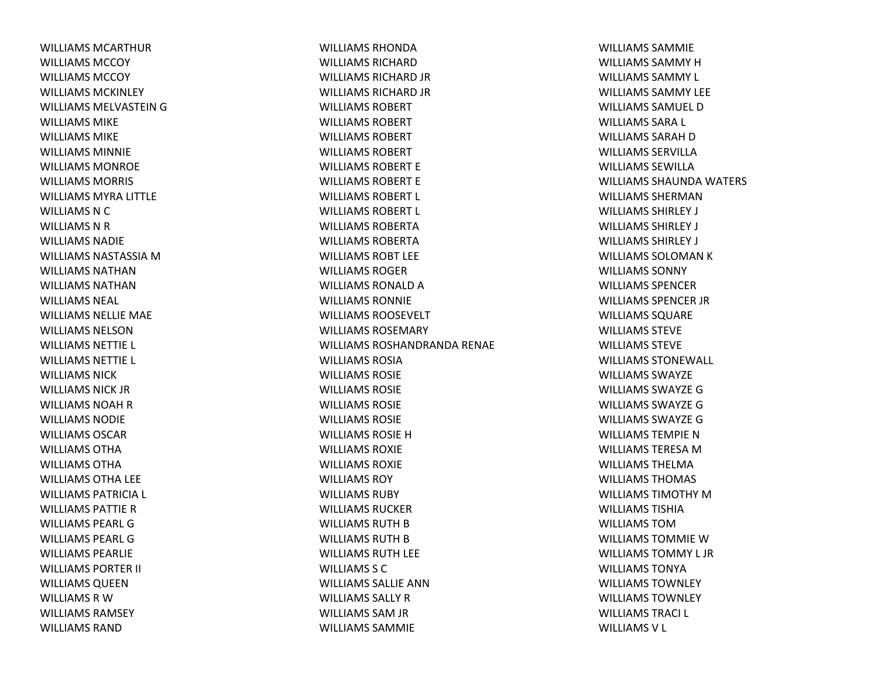WILLIAMS MCARTHUR
WILLIAMS MCCOY
WILLIAMS MCCOY
WILLIAMS MCKINLEY
WILLIAMS MELVASTEIN G
WILLIAMS MIKE
WILLIAMS MIKE
WILLIAMS MINNIE
WILLIAMS MONROE
WILLIAMS MORRIS
WILLIAMS MYRA LITTLE
WILLIAMS N C
WILLIAMS N R
WILLIAMS NADIE
WILLIAMS NASTASSIA M
WILLIAMS NATHAN
WILLIAMS NATHAN
WILLIAMS NEAL
WILLIAMS NELLIE MAE
WILLIAMS NELSON
WILLIAMS NETTIE L
WILLIAMS NETTIE L
WILLIAMS NICK
WILLIAMS NICK JR
WILLIAMS NOAH R
WILLIAMS NODIE
WILLIAMS OSCAR
WILLIAMS OTHA
WILLIAMS OTHA
WILLIAMS OTHA LEE
WILLIAMS PATRICIA L
WILLIAMS PATTIE R
WILLIAMS PEARL G
WILLIAMS PEARL G
WILLIAMS PEARLIE
WILLIAMS PORTER II
WILLIAMS QUEEN
WILLIAMS R W
WILLIAMS RAMSEY
WILLIAMS RAND
WILLIAMS RHONDA
WILLIAMS RICHARD
WILLIAMS RICHARD JR
WILLIAMS RICHARD JR
WILLIAMS ROBERT
WILLIAMS ROBERT
WILLIAMS ROBERT
WILLIAMS ROBERT
WILLIAMS ROBERT E
WILLIAMS ROBERT E
WILLIAMS ROBERT L
WILLIAMS ROBERT L
WILLIAMS ROBERTA
WILLIAMS ROBERTA
WILLIAMS ROBT LEE
WILLIAMS ROGER
WILLIAMS RONALD A
WILLIAMS RONNIE
WILLIAMS ROOSEVELT
WILLIAMS ROSEMARY
WILLIAMS ROSHANDRANDA RENAE
WILLIAMS ROSIA
WILLIAMS ROSIE
WILLIAMS ROSIE
WILLIAMS ROSIE
WILLIAMS ROSIE
WILLIAMS ROSIE H
WILLIAMS ROXIE
WILLIAMS ROXIE
WILLIAMS ROY
WILLIAMS RUBY
WILLIAMS RUCKER
WILLIAMS RUTH B
WILLIAMS RUTH B
WILLIAMS RUTH LEE
WILLIAMS S C
WILLIAMS SALLIE ANN
WILLIAMS SALLY R
WILLIAMS SAM JR
WILLIAMS SAMMIE
WILLIAMS SAMMIE
WILLIAMS SAMMY H
WILLIAMS SAMMY L
WILLIAMS SAMMY LEE
WILLIAMS SAMUEL D
WILLIAMS SARA L
WILLIAMS SARAH D
WILLIAMS SERVILLA
WILLIAMS SEWILLA
WILLIAMS SHAUNDA WATERS
WILLIAMS SHERMAN
WILLIAMS SHIRLEY J
WILLIAMS SHIRLEY J
WILLIAMS SHIRLEY J
WILLIAMS SOLOMAN K
WILLIAMS SONNY
WILLIAMS SPENCER
WILLIAMS SPENCER JR
WILLIAMS SQUARE
WILLIAMS STEVE
WILLIAMS STEVE
WILLIAMS STONEWALL
WILLIAMS SWAYZE
WILLIAMS SWAYZE G
WILLIAMS SWAYZE G
WILLIAMS SWAYZE G
WILLIAMS TEMPIE N
WILLIAMS TERESA M
WILLIAMS THELMA
WILLIAMS THOMAS
WILLIAMS TIMOTHY M
WILLIAMS TISHIA
WILLIAMS TOM
WILLIAMS TOMMIE W
WILLIAMS TOMMY L JR
WILLIAMS TONYA
WILLIAMS TOWNLEY
WILLIAMS TOWNLEY
WILLIAMS TRACI L
WILLIAMS V L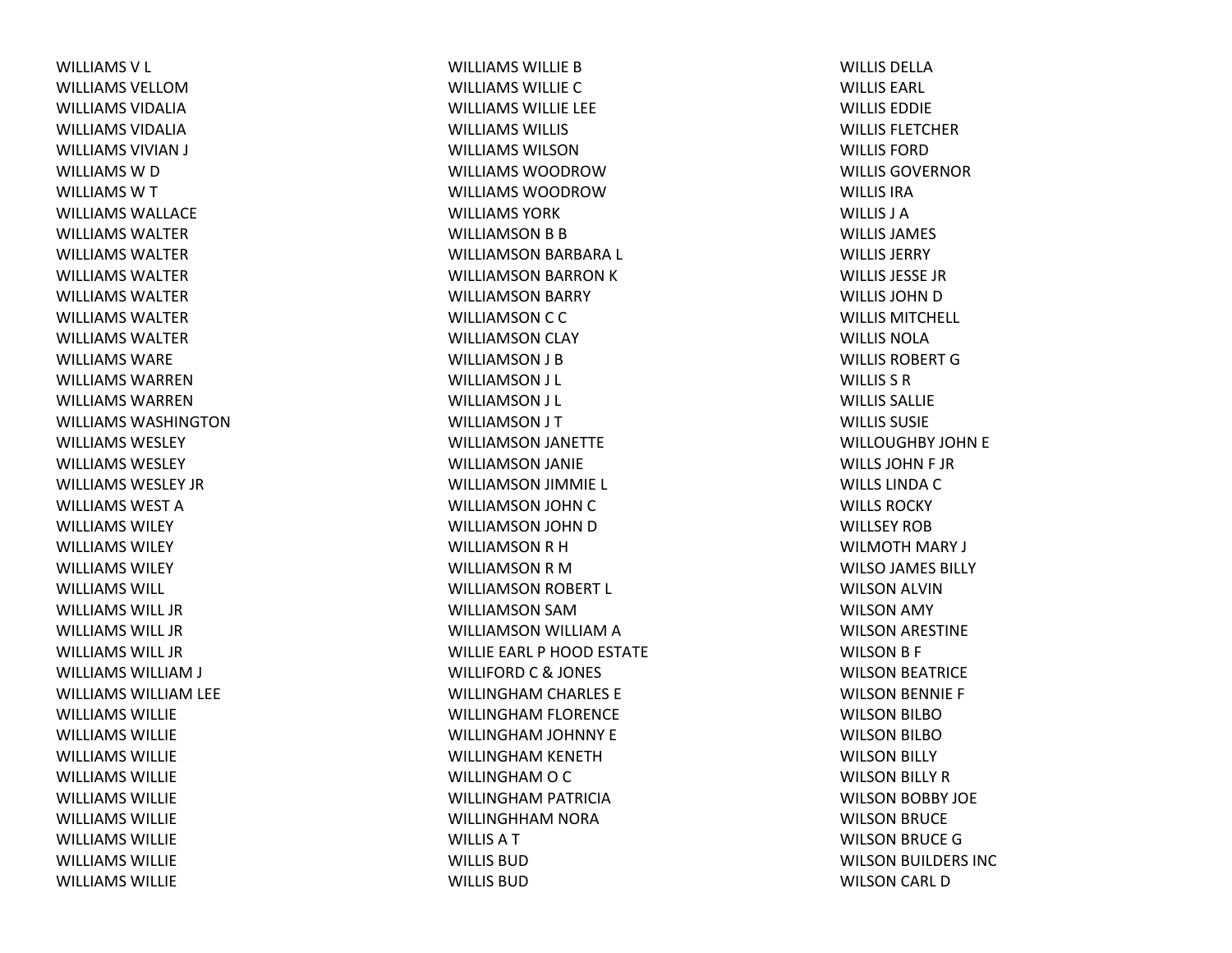WILLIAMS V L
WILLIAMS VELLOM
WILLIAMS VIDALIA
WILLIAMS VIDALIA
WILLIAMS VIVIAN J
WILLIAMS W D
WILLIAMS W T
WILLIAMS WALLACE
WILLIAMS WALTER
WILLIAMS WALTER
WILLIAMS WALTER
WILLIAMS WALTER
WILLIAMS WALTER
WILLIAMS WALTER
WILLIAMS WARE
WILLIAMS WARREN
WILLIAMS WARREN
WILLIAMS WASHINGTON
WILLIAMS WESLEY
WILLIAMS WESLEY
WILLIAMS WESLEY JR
WILLIAMS WEST A
WILLIAMS WILEY
WILLIAMS WILEY
WILLIAMS WILEY
WILLIAMS WILL
WILLIAMS WILL JR
WILLIAMS WILL JR
WILLIAMS WILL JR
WILLIAMS WILLIAM J
WILLIAMS WILLIAM LEE
WILLIAMS WILLIE
WILLIAMS WILLIE
WILLIAMS WILLIE
WILLIAMS WILLIE
WILLIAMS WILLIE
WILLIAMS WILLIE
WILLIAMS WILLIE
WILLIAMS WILLIE
WILLIAMS WILLIE
WILLIAMS WILLIE B
WILLIAMS WILLIE C
WILLIAMS WILLIE LEE
WILLIAMS WILLIS
WILLIAMS WILSON
WILLIAMS WOODROW
WILLIAMS WOODROW
WILLIAMS YORK
WILLIAMSON B B
WILLIAMSON BARBARA L
WILLIAMSON BARRON K
WILLIAMSON BARRY
WILLIAMSON C C
WILLIAMSON CLAY
WILLIAMSON J B
WILLIAMSON J L
WILLIAMSON J L
WILLIAMSON J T
WILLIAMSON JANETTE
WILLIAMSON JANIE
WILLIAMSON JIMMIE L
WILLIAMSON JOHN C
WILLIAMSON JOHN D
WILLIAMSON R H
WILLIAMSON R M
WILLIAMSON ROBERT L
WILLIAMSON SAM
WILLIAMSON WILLIAM A
WILLIE EARL P HOOD ESTATE
WILLIFORD C & JONES
WILLINGHAM CHARLES E
WILLINGHAM FLORENCE
WILLINGHAM JOHNNY E
WILLINGHAM KENETH
WILLINGHAM O C
WILLINGHAM PATRICIA
WILLINGHHAM NORA
WILLIS A T
WILLIS BUD
WILLIS BUD
WILLIS DELLA
WILLIS EARL
WILLIS EDDIE
WILLIS FLETCHER
WILLIS FORD
WILLIS GOVERNOR
WILLIS IRA
WILLIS J A
WILLIS JAMES
WILLIS JERRY
WILLIS JESSE JR
WILLIS JOHN D
WILLIS MITCHELL
WILLIS NOLA
WILLIS ROBERT G
WILLIS S R
WILLIS SALLIE
WILLIS SUSIE
WILLOUGHBY JOHN E
WILLS JOHN F JR
WILLS LINDA C
WILLS ROCKY
WILLSEY ROB
WILMOTH MARY J
WILSO JAMES BILLY
WILSON ALVIN
WILSON AMY
WILSON ARESTINE
WILSON B F
WILSON BEATRICE
WILSON BENNIE F
WILSON BILBO
WILSON BILBO
WILSON BILLY
WILSON BILLY R
WILSON BOBBY JOE
WILSON BRUCE
WILSON BRUCE G
WILSON BUILDERS INC
WILSON CARL D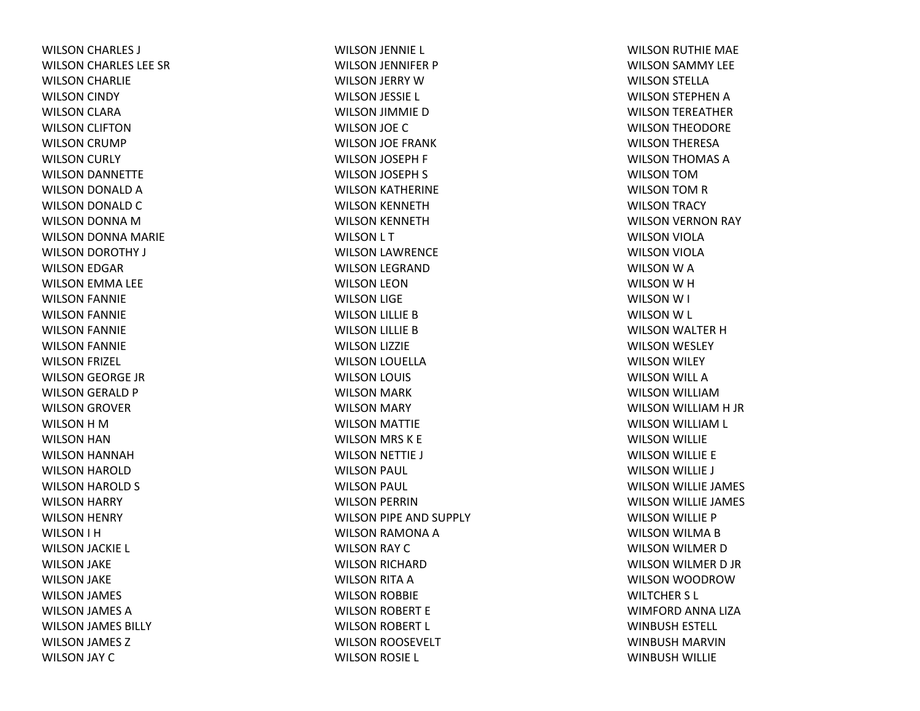WILSON CHARLES J
WILSON CHARLES LEE SR
WILSON CHARLIE
WILSON CINDY
WILSON CLARA
WILSON CLIFTON
WILSON CRUMP
WILSON CURLY
WILSON DANNETTE
WILSON DONALD A
WILSON DONALD C
WILSON DONNA M
WILSON DONNA MARIE
WILSON DOROTHY J
WILSON EDGAR
WILSON EMMA LEE
WILSON FANNIE
WILSON FANNIE
WILSON FANNIE
WILSON FANNIE
WILSON FRIZEL
WILSON GEORGE JR
WILSON GERALD P
WILSON GROVER
WILSON H M
WILSON HAN
WILSON HANNAH
WILSON HAROLD
WILSON HAROLD S
WILSON HARRY
WILSON HENRY
WILSON I H
WILSON JACKIE L
WILSON JAKE
WILSON JAKE
WILSON JAMES
WILSON JAMES A
WILSON JAMES BILLY
WILSON JAMES Z
WILSON JAY C
WILSON JENNIE L
WILSON JENNIFER P
WILSON JERRY W
WILSON JESSIE L
WILSON JIMMIE D
WILSON JOE C
WILSON JOE FRANK
WILSON JOSEPH F
WILSON JOSEPH S
WILSON KATHERINE
WILSON KENNETH
WILSON KENNETH
WILSON L T
WILSON LAWRENCE
WILSON LEGRAND
WILSON LEON
WILSON LIGE
WILSON LILLIE B
WILSON LILLIE B
WILSON LIZZIE
WILSON LOUELLA
WILSON LOUIS
WILSON MARK
WILSON MARY
WILSON MATTIE
WILSON MRS K E
WILSON NETTIE J
WILSON PAUL
WILSON PAUL
WILSON PERRIN
WILSON PIPE AND SUPPLY
WILSON RAMONA A
WILSON RAY C
WILSON RICHARD
WILSON RITA A
WILSON ROBBIE
WILSON ROBERT E
WILSON ROBERT L
WILSON ROOSEVELT
WILSON ROSIE L
WILSON RUTHIE MAE
WILSON SAMMY LEE
WILSON STELLA
WILSON STEPHEN A
WILSON TEREATHER
WILSON THEODORE
WILSON THERESA
WILSON THOMAS A
WILSON TOM
WILSON TOM R
WILSON TRACY
WILSON VERNON RAY
WILSON VIOLA
WILSON VIOLA
WILSON W A
WILSON W H
WILSON W I
WILSON W L
WILSON WALTER H
WILSON WESLEY
WILSON WILEY
WILSON WILL A
WILSON WILLIAM
WILSON WILLIAM H JR
WILSON WILLIAM L
WILSON WILLIE
WILSON WILLIE E
WILSON WILLIE J
WILSON WILLIE JAMES
WILSON WILLIE JAMES
WILSON WILLIE P
WILSON WILMA B
WILSON WILMER D
WILSON WILMER D JR
WILSON WOODROW
WILTCHER S L
WIMFORD ANNA LIZA
WINBUSH ESTELL
WINBUSH MARVIN
WINBUSH WILLIE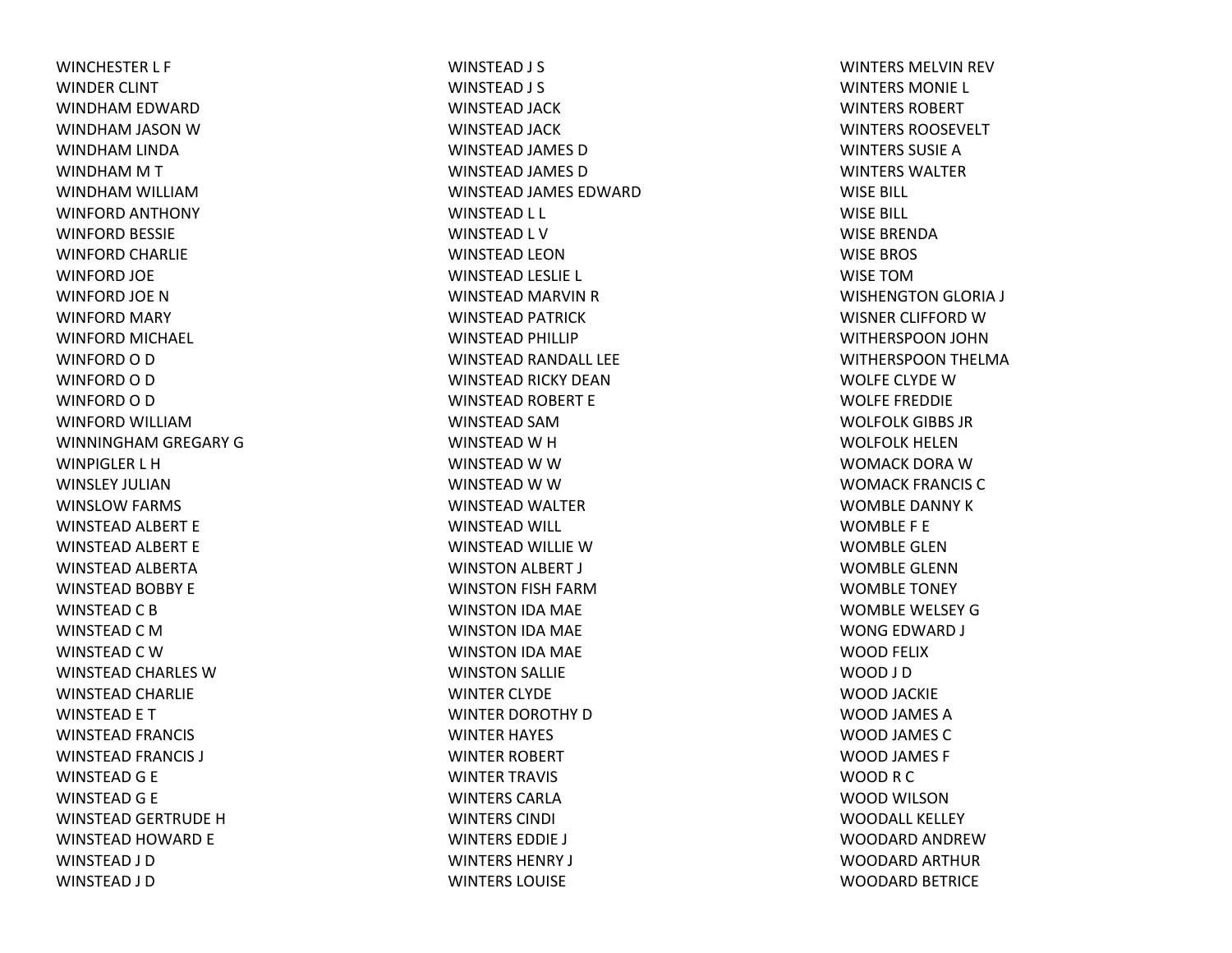WINCHESTER L F
WINDER CLINT
WINDHAM EDWARD
WINDHAM JASON W
WINDHAM LINDA
WINDHAM M T
WINDHAM WILLIAM
WINFORD ANTHONY
WINFORD BESSIE
WINFORD CHARLIE
WINFORD JOE
WINFORD JOE N
WINFORD MARY
WINFORD MICHAEL
WINFORD O D
WINFORD O D
WINFORD O D
WINFORD WILLIAM
WINNINGHAM GREGARY G
WINPIGLER L H
WINSLEY JULIAN
WINSLOW FARMS
WINSTEAD ALBERT E
WINSTEAD ALBERT E
WINSTEAD ALBERTA
WINSTEAD BOBBY E
WINSTEAD C B
WINSTEAD C M
WINSTEAD C W
WINSTEAD CHARLES W
WINSTEAD CHARLIE
WINSTEAD E T
WINSTEAD FRANCIS
WINSTEAD FRANCIS J
WINSTEAD G E
WINSTEAD G E
WINSTEAD GERTRUDE H
WINSTEAD HOWARD E
WINSTEAD J D
WINSTEAD J D
WINSTEAD J S
WINSTEAD J S
WINSTEAD JACK
WINSTEAD JACK
WINSTEAD JAMES D
WINSTEAD JAMES D
WINSTEAD JAMES EDWARD
WINSTEAD L L
WINSTEAD L V
WINSTEAD LEON
WINSTEAD LESLIE L
WINSTEAD MARVIN R
WINSTEAD PATRICK
WINSTEAD PHILLIP
WINSTEAD RANDALL LEE
WINSTEAD RICKY DEAN
WINSTEAD ROBERT E
WINSTEAD SAM
WINSTEAD W H
WINSTEAD W W
WINSTEAD W W
WINSTEAD WALTER
WINSTEAD WILL
WINSTEAD WILLIE W
WINSTON ALBERT J
WINSTON FISH FARM
WINSTON IDA MAE
WINSTON IDA MAE
WINSTON IDA MAE
WINSTON SALLIE
WINTER CLYDE
WINTER DOROTHY D
WINTER HAYES
WINTER ROBERT
WINTER TRAVIS
WINTERS CARLA
WINTERS CINDI
WINTERS EDDIE J
WINTERS HENRY J
WINTERS LOUISE
WINTERS MELVIN REV
WINTERS MONIE L
WINTERS ROBERT
WINTERS ROOSEVELT
WINTERS SUSIE A
WINTERS WALTER
WISE BILL
WISE BILL
WISE BRENDA
WISE BROS
WISE TOM
WISHENGTON GLORIA J
WISNER CLIFFORD W
WITHERSPOON JOHN
WITHERSPOON THELMA
WOLFE CLYDE W
WOLFE FREDDIE
WOLFOLK GIBBS JR
WOLFOLK HELEN
WOMACK DORA W
WOMACK FRANCIS C
WOMBLE DANNY K
WOMBLE F E
WOMBLE GLEN
WOMBLE GLENN
WOMBLE TONEY
WOMBLE WELSEY G
WONG EDWARD J
WOOD FELIX
WOOD J D
WOOD JACKIE
WOOD JAMES A
WOOD JAMES C
WOOD JAMES F
WOOD R C
WOOD WILSON
WOODALL KELLEY
WOODARD ANDREW
WOODARD ARTHUR
WOODARD BETRICE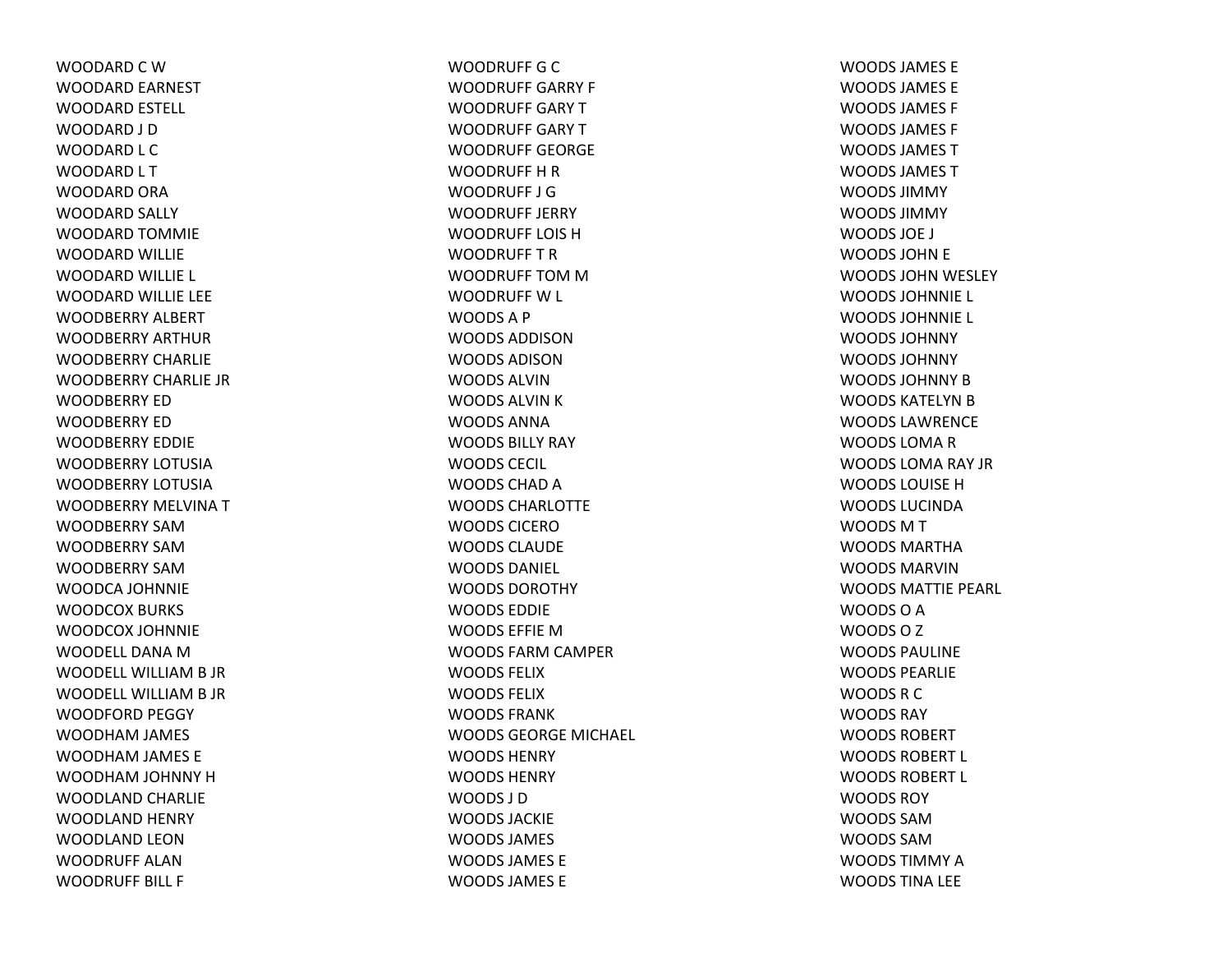WOODARD C W
WOODARD EARNEST
WOODARD ESTELL
WOODARD J D
WOODARD L C
WOODARD L T
WOODARD ORA
WOODARD SALLY
WOODARD TOMMIE
WOODARD WILLIE
WOODARD WILLIE L
WOODARD WILLIE LEE
WOODBERRY ALBERT
WOODBERRY ARTHUR
WOODBERRY CHARLIE
WOODBERRY CHARLIE JR
WOODBERRY ED
WOODBERRY ED
WOODBERRY EDDIE
WOODBERRY LOTUSIA
WOODBERRY LOTUSIA
WOODBERRY MELVINA T
WOODBERRY SAM
WOODBERRY SAM
WOODBERRY SAM
WOODCA JOHNNIE
WOODCOX BURKS
WOODCOX JOHNNIE
WOODELL DANA M
WOODELL WILLIAM B JR
WOODELL WILLIAM B JR
WOODFORD PEGGY
WOODHAM JAMES
WOODHAM JAMES E
WOODHAM JOHNNY H
WOODLAND CHARLIE
WOODLAND HENRY
WOODLAND LEON
WOODRUFF ALAN
WOODRUFF BILL F
WOODRUFF G C
WOODRUFF GARRY F
WOODRUFF GARY T
WOODRUFF GARY T
WOODRUFF GEORGE
WOODRUFF H R
WOODRUFF J G
WOODRUFF JERRY
WOODRUFF LOIS H
WOODRUFF T R
WOODRUFF TOM M
WOODRUFF W L
WOODS A P
WOODS ADDISON
WOODS ADISON
WOODS ALVIN
WOODS ALVIN K
WOODS ANNA
WOODS BILLY RAY
WOODS CECIL
WOODS CHAD A
WOODS CHARLOTTE
WOODS CICERO
WOODS CLAUDE
WOODS DANIEL
WOODS DOROTHY
WOODS EDDIE
WOODS EFFIE M
WOODS FARM CAMPER
WOODS FELIX
WOODS FELIX
WOODS FRANK
WOODS GEORGE MICHAEL
WOODS HENRY
WOODS HENRY
WOODS J D
WOODS JACKIE
WOODS JAMES
WOODS JAMES E
WOODS JAMES E
WOODS JAMES E
WOODS JAMES E
WOODS JAMES F
WOODS JAMES F
WOODS JAMES T
WOODS JAMES T
WOODS JIMMY
WOODS JIMMY
WOODS JOE J
WOODS JOHN E
WOODS JOHN WESLEY
WOODS JOHNNIE L
WOODS JOHNNIE L
WOODS JOHNNY
WOODS JOHNNY
WOODS JOHNNY B
WOODS KATELYN B
WOODS LAWRENCE
WOODS LOMA R
WOODS LOMA RAY JR
WOODS LOUISE H
WOODS LUCINDA
WOODS M T
WOODS MARTHA
WOODS MARVIN
WOODS MATTIE PEARL
WOODS O A
WOODS O Z
WOODS PAULINE
WOODS PEARLIE
WOODS R C
WOODS RAY
WOODS ROBERT
WOODS ROBERT L
WOODS ROBERT L
WOODS ROY
WOODS SAM
WOODS SAM
WOODS TIMMY A
WOODS TINA LEE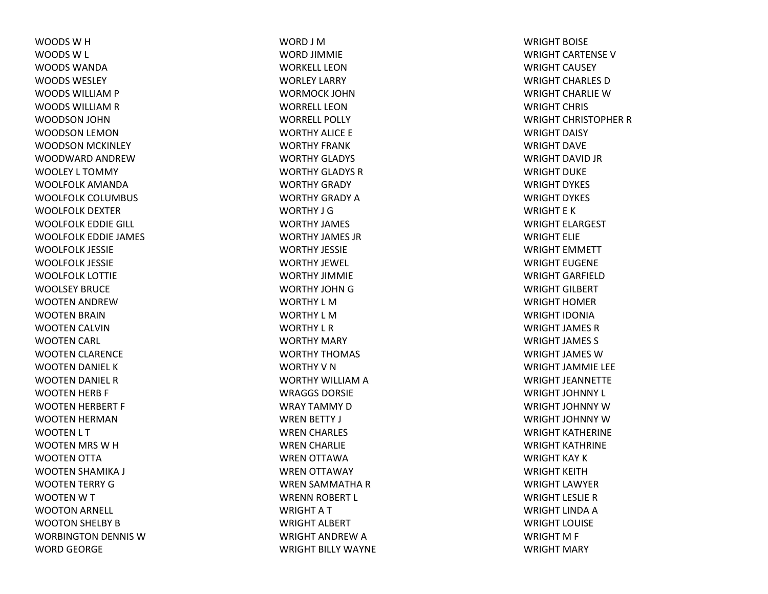WOODS W H
WOODS W L
WOODS WANDA
WOODS WESLEY
WOODS WILLIAM P
WOODS WILLIAM R
WOODSON JOHN
WOODSON LEMON
WOODSON MCKINLEY
WOODWARD ANDREW
WOOLEY L TOMMY
WOOLFOLK AMANDA
WOOLFOLK COLUMBUS
WOOLFOLK DEXTER
WOOLFOLK EDDIE GILL
WOOLFOLK EDDIE JAMES
WOOLFOLK JESSIE
WOOLFOLK JESSIE
WOOLFOLK LOTTIE
WOOLSEY BRUCE
WOOTEN ANDREW
WOOTEN BRAIN
WOOTEN CALVIN
WOOTEN CARL
WOOTEN CLARENCE
WOOTEN DANIEL K
WOOTEN DANIEL R
WOOTEN HERB F
WOOTEN HERBERT F
WOOTEN HERMAN
WOOTEN L T
WOOTEN MRS W H
WOOTEN OTTA
WOOTEN SHAMIKA J
WOOTEN TERRY G
WOOTEN W T
WOOTON ARNELL
WOOTON SHELBY B
WORBINGTON DENNIS W
WORD GEORGE
WORD J M
WORD JIMMIE
WORKELL LEON
WORLEY LARRY
WORMOCK JOHN
WORRELL LEON
WORRELL POLLY
WORTHY ALICE E
WORTHY FRANK
WORTHY GLADYS
WORTHY GLADYS R
WORTHY GRADY
WORTHY GRADY A
WORTHY J G
WORTHY JAMES
WORTHY JAMES JR
WORTHY JESSIE
WORTHY JEWEL
WORTHY JIMMIE
WORTHY JOHN G
WORTHY L M
WORTHY L M
WORTHY L R
WORTHY MARY
WORTHY THOMAS
WORTHY V N
WORTHY WILLIAM A
WRAGGS DORSIE
WRAY TAMMY D
WREN BETTY J
WREN CHARLES
WREN CHARLIE
WREN OTTAWA
WREN OTTAWAY
WREN SAMMATHA R
WRENN ROBERT L
WRIGHT A T
WRIGHT ALBERT
WRIGHT ANDREW A
WRIGHT BILLY WAYNE
WRIGHT BOISE
WRIGHT CARTENSE V
WRIGHT CAUSEY
WRIGHT CHARLES D
WRIGHT CHARLIE W
WRIGHT CHRIS
WRIGHT CHRISTOPHER R
WRIGHT DAISY
WRIGHT DAVE
WRIGHT DAVID JR
WRIGHT DUKE
WRIGHT DYKES
WRIGHT DYKES
WRIGHT E K
WRIGHT ELARGEST
WRIGHT ELIE
WRIGHT EMMETT
WRIGHT EUGENE
WRIGHT GARFIELD
WRIGHT GILBERT
WRIGHT HOMER
WRIGHT IDONIA
WRIGHT JAMES R
WRIGHT JAMES S
WRIGHT JAMES W
WRIGHT JAMMIE LEE
WRIGHT JEANNETTE
WRIGHT JOHNNY L
WRIGHT JOHNNY W
WRIGHT JOHNNY W
WRIGHT KATHERINE
WRIGHT KATHRINE
WRIGHT KAY K
WRIGHT KEITH
WRIGHT LAWYER
WRIGHT LESLIE R
WRIGHT LINDA A
WRIGHT LOUISE
WRIGHT M F
WRIGHT MARY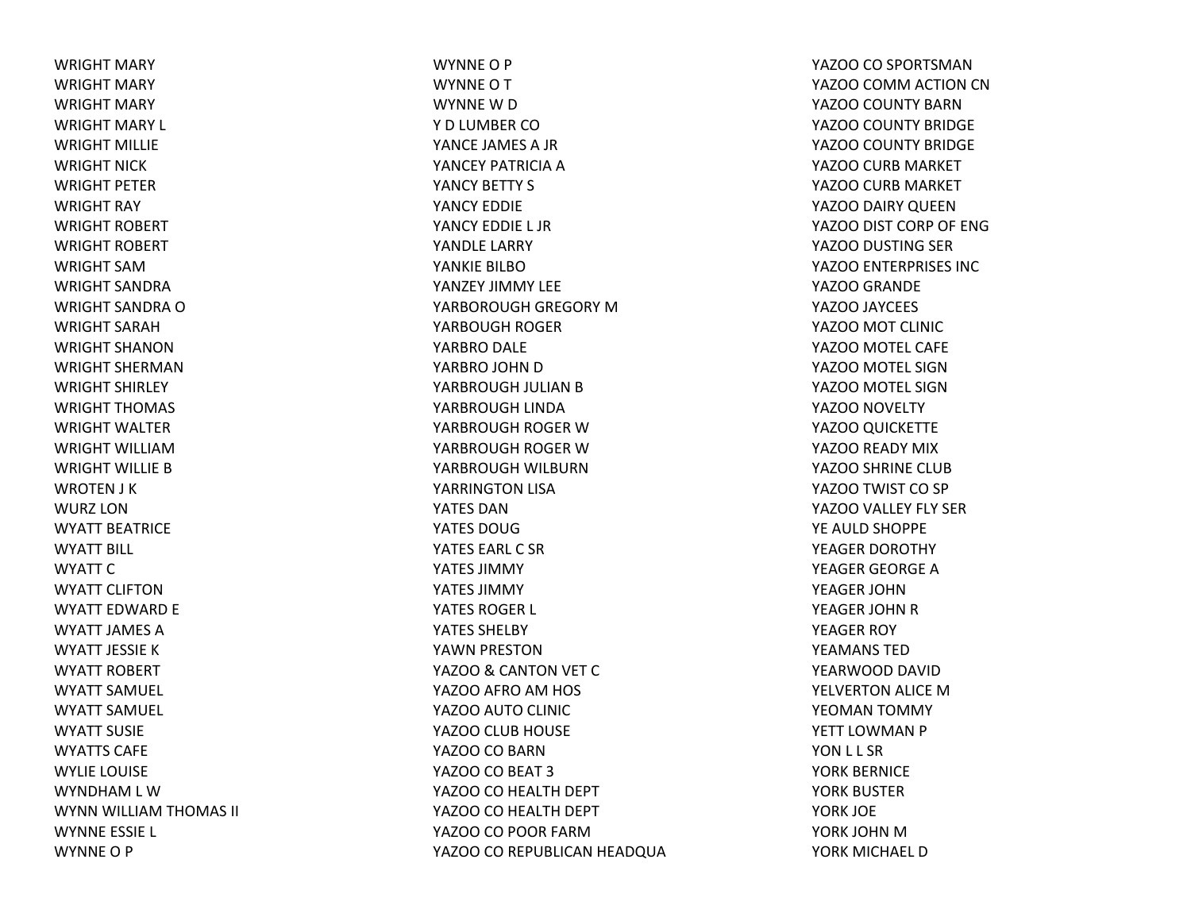WRIGHT MARY
WRIGHT MARY
WRIGHT MARY
WRIGHT MARY L
WRIGHT MILLIE
WRIGHT NICK
WRIGHT PETER
WRIGHT RAY
WRIGHT ROBERT
WRIGHT ROBERT
WRIGHT SAM
WRIGHT SANDRA
WRIGHT SANDRA O
WRIGHT SARAH
WRIGHT SHANON
WRIGHT SHERMAN
WRIGHT SHIRLEY
WRIGHT THOMAS
WRIGHT WALTER
WRIGHT WILLIAM
WRIGHT WILLIE B
WROTEN J K
WURZ LON
WYATT BEATRICE
WYATT BILL
WYATT C
WYATT CLIFTON
WYATT EDWARD E
WYATT JAMES A
WYATT JESSIE K
WYATT ROBERT
WYATT SAMUEL
WYATT SAMUEL
WYATT SUSIE
WYATTS CAFE
WYLIE LOUISE
WYNDHAM L W
WYNN WILLIAM THOMAS II
WYNNE ESSIE L
WYNNE O P
WYNNE O P
WYNNE O T
WYNNE W D
Y D LUMBER CO
YANCE JAMES A JR
YANCEY PATRICIA A
YANCY BETTY S
YANCY EDDIE
YANCY EDDIE L JR
YANDLE LARRY
YANKIE BILBO
YANZEY JIMMY LEE
YARBOROUGH GREGORY M
YARBOUGH ROGER
YARBRO DALE
YARBRO JOHN D
YARBROUGH JULIAN B
YARBROUGH LINDA
YARBROUGH ROGER W
YARBROUGH ROGER W
YARBROUGH WILBURN
YARRINGTON LISA
YATES DAN
YATES DOUG
YATES EARL C SR
YATES JIMMY
YATES JIMMY
YATES ROGER L
YATES SHELBY
YAWN PRESTON
YAZOO & CANTON VET C
YAZOO AFRO AM HOS
YAZOO AUTO CLINIC
YAZOO CLUB HOUSE
YAZOO CO BARN
YAZOO CO BEAT 3
YAZOO CO HEALTH DEPT
YAZOO CO HEALTH DEPT
YAZOO CO POOR FARM
YAZOO CO REPUBLICAN HEADQUA
YAZOO CO SPORTSMAN
YAZOO COMM ACTION CN
YAZOO COUNTY BARN
YAZOO COUNTY BRIDGE
YAZOO COUNTY BRIDGE
YAZOO CURB MARKET
YAZOO CURB MARKET
YAZOO DAIRY QUEEN
YAZOO DIST CORP OF ENG
YAZOO DUSTING SER
YAZOO ENTERPRISES INC
YAZOO GRANDE
YAZOO JAYCEES
YAZOO MOT CLINIC
YAZOO MOTEL CAFE
YAZOO MOTEL SIGN
YAZOO MOTEL SIGN
YAZOO NOVELTY
YAZOO QUICKETTE
YAZOO READY MIX
YAZOO SHRINE CLUB
YAZOO TWIST CO SP
YAZOO VALLEY FLY SER
YE AULD SHOPPE
YEAGER DOROTHY
YEAGER GEORGE A
YEAGER JOHN
YEAGER JOHN R
YEAGER ROY
YEAMANS TED
YEARWOOD DAVID
YELVERTON ALICE M
YEOMAN TOMMY
YETT LOWMAN P
YON L L SR
YORK BERNICE
YORK BUSTER
YORK JOE
YORK JOHN M
YORK MICHAEL D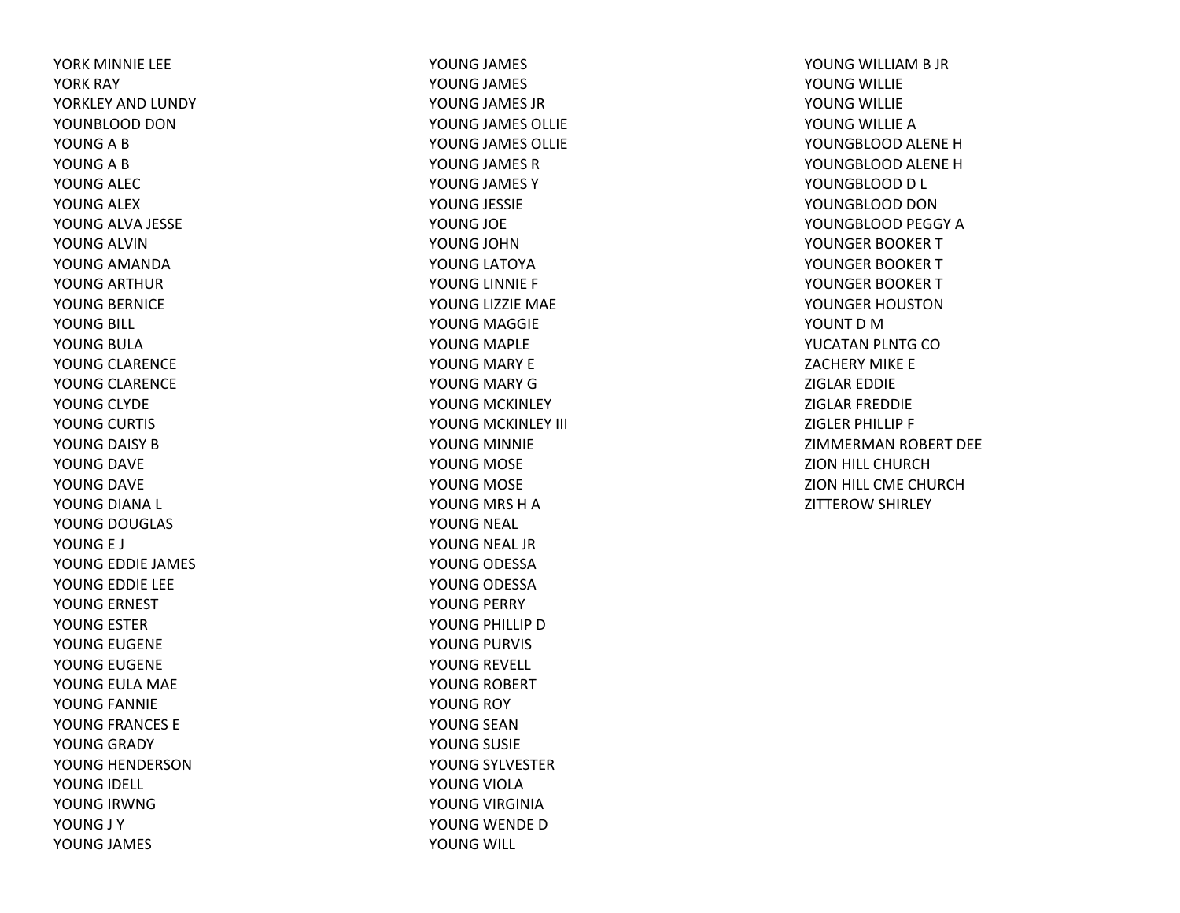YORK MINNIE LEE
YORK RAY
YORKLEY AND LUNDY
YOUNBLOOD DON
YOUNG A B
YOUNG A B
YOUNG ALEC
YOUNG ALEX
YOUNG ALVA JESSE
YOUNG ALVIN
YOUNG AMANDA
YOUNG ARTHUR
YOUNG BERNICE
YOUNG BILL
YOUNG BULA
YOUNG CLARENCE
YOUNG CLARENCE
YOUNG CLYDE
YOUNG CURTIS
YOUNG DAISY B
YOUNG DAVE
YOUNG DAVE
YOUNG DIANA L
YOUNG DOUGLAS
YOUNG E J
YOUNG EDDIE JAMES
YOUNG EDDIE LEE
YOUNG ERNEST
YOUNG ESTER
YOUNG EUGENE
YOUNG EUGENE
YOUNG EULA MAE
YOUNG FANNIE
YOUNG FRANCES E
YOUNG GRADY
YOUNG HENDERSON
YOUNG IDELL
YOUNG IRWNG
YOUNG J Y
YOUNG JAMES
YOUNG JAMES
YOUNG JAMES
YOUNG JAMES JR
YOUNG JAMES OLLIE
YOUNG JAMES OLLIE
YOUNG JAMES R
YOUNG JAMES Y
YOUNG JESSIE
YOUNG JOE
YOUNG JOHN
YOUNG LATOYA
YOUNG LINNIE F
YOUNG LIZZIE MAE
YOUNG MAGGIE
YOUNG MAPLE
YOUNG MARY E
YOUNG MARY G
YOUNG MCKINLEY
YOUNG MCKINLEY III
YOUNG MINNIE
YOUNG MOSE
YOUNG MOSE
YOUNG MRS H A
YOUNG NEAL
YOUNG NEAL JR
YOUNG ODESSA
YOUNG ODESSA
YOUNG PERRY
YOUNG PHILLIP D
YOUNG PURVIS
YOUNG REVELL
YOUNG ROBERT
YOUNG ROY
YOUNG SEAN
YOUNG SUSIE
YOUNG SYLVESTER
YOUNG VIOLA
YOUNG VIRGINIA
YOUNG WENDE D
YOUNG WILL
YOUNG WILLIAM B JR
YOUNG WILLIE
YOUNG WILLIE
YOUNG WILLIE A
YOUNGBLOOD ALENE H
YOUNGBLOOD ALENE H
YOUNGBLOOD D L
YOUNGBLOOD DON
YOUNGBLOOD PEGGY A
YOUNGER BOOKER T
YOUNGER BOOKER T
YOUNGER BOOKER T
YOUNGER HOUSTON
YOUNT D M
YUCATAN PLNTG CO
ZACHERY MIKE E
ZIGLAR EDDIE
ZIGLAR FREDDIE
ZIGLER PHILLIP F
ZIMMERMAN ROBERT DEE
ZION HILL CHURCH
ZION HILL CME CHURCH
ZITTEROW SHIRLEY